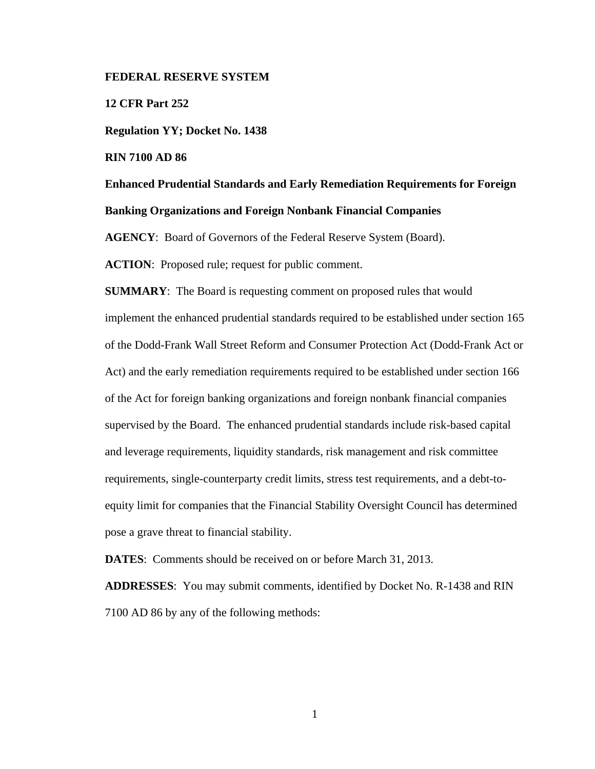**FEDERAL RESERVE SYSTEM**

**12 CFR Part 252**

**Regulation YY; Docket No. 1438**

**RIN 7100 AD 86**

**Enhanced Prudential Standards and Early Remediation Requirements for Foreign Banking Organizations and Foreign Nonbank Financial Companies**

**AGENCY**: Board of Governors of the Federal Reserve System (Board).

**ACTION**: Proposed rule; request for public comment.

**SUMMARY**: The Board is requesting comment on proposed rules that would implement the enhanced prudential standards required to be established under section 165 of the Dodd-Frank Wall Street Reform and Consumer Protection Act (Dodd-Frank Act or Act) and the early remediation requirements required to be established under section 166 of the Act for foreign banking organizations and foreign nonbank financial companies supervised by the Board. The enhanced prudential standards include risk-based capital and leverage requirements, liquidity standards, risk management and risk committee requirements, single-counterparty credit limits, stress test requirements, and a debt-to-equity limit for companies that the Financial Stability Oversight Council has determined pose a grave threat to financial stability.

**DATES**: Comments should be received on or before March 31, 2013.

**ADDRESSES**: You may submit comments, identified by Docket No. R-1438 and RIN 7100 AD 86 by any of the following methods: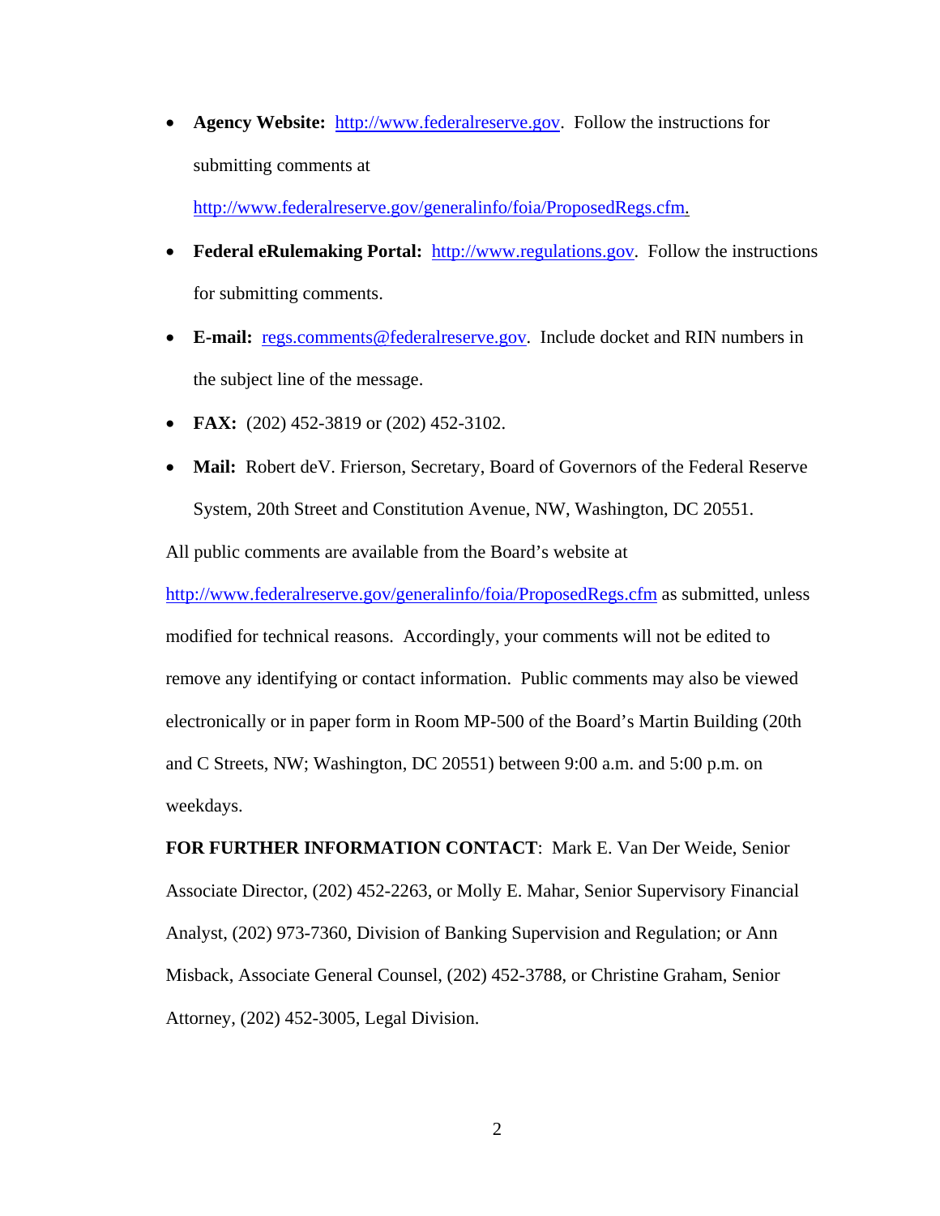- **Agency Website:** http://www.federalreserve.gov. Follow the instructions for submitting comments at http://www.federalreserve.gov/generalinfo/foia/ProposedRegs.cfm.
- **Federal eRulemaking Portal:** http://www.regulations.gov. Follow the instructions for submitting comments.
- **E-mail:** regs.comments@federalreserve.gov. Include docket and RIN numbers in the subject line of the message.
- **FAX:** (202) 452-3819 or (202) 452-3102.
- **Mail:** Robert deV. Frierson, Secretary, Board of Governors of the Federal Reserve System, 20th Street and Constitution Avenue, NW, Washington, DC 20551.

All public comments are available from the Board's website at http://www.federalreserve.gov/generalinfo/foia/ProposedRegs.cfm as submitted, unless modified for technical reasons. Accordingly, your comments will not be edited to remove any identifying or contact information. Public comments may also be viewed electronically or in paper form in Room MP-500 of the Board's Martin Building (20th and C Streets, NW; Washington, DC 20551) between 9:00 a.m. and 5:00 p.m. on weekdays.

**FOR FURTHER INFORMATION CONTACT**: Mark E. Van Der Weide, Senior Associate Director, (202) 452-2263, or Molly E. Mahar, Senior Supervisory Financial Analyst, (202) 973-7360, Division of Banking Supervision and Regulation; or Ann Misback, Associate General Counsel, (202) 452-3788, or Christine Graham, Senior Attorney, (202) 452-3005, Legal Division.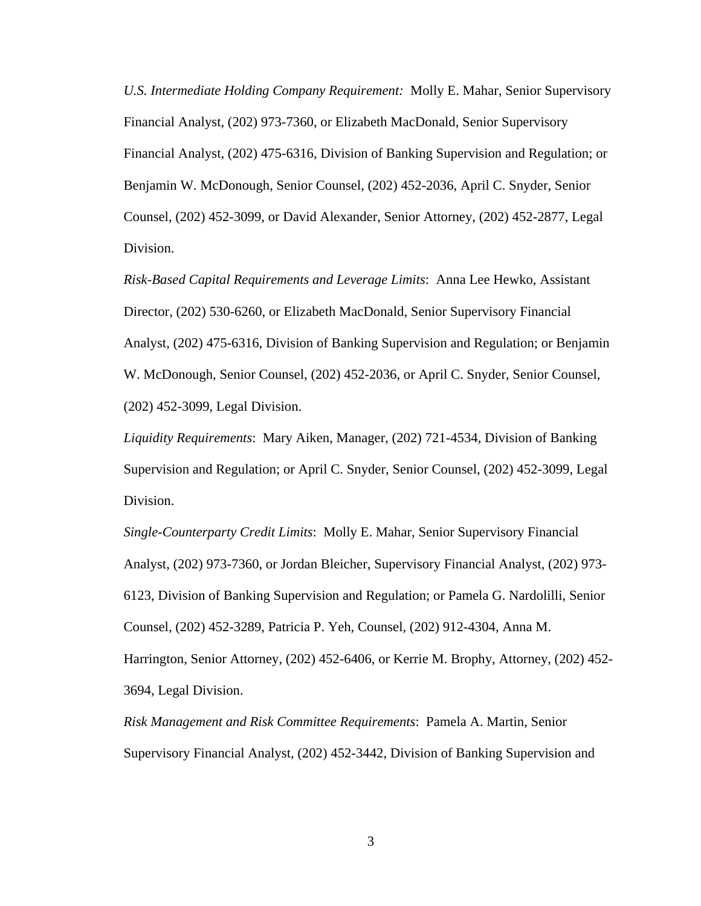*U.S. Intermediate Holding Company Requirement:* Molly E. Mahar, Senior Supervisory Financial Analyst, (202) 973-7360, or Elizabeth MacDonald, Senior Supervisory Financial Analyst, (202) 475-6316, Division of Banking Supervision and Regulation; or Benjamin W. McDonough, Senior Counsel, (202) 452-2036, April C. Snyder, Senior Counsel, (202) 452-3099, or David Alexander, Senior Attorney, (202) 452-2877, Legal Division.

*Risk-Based Capital Requirements and Leverage Limits*: Anna Lee Hewko, Assistant Director, (202) 530-6260, or Elizabeth MacDonald, Senior Supervisory Financial Analyst, (202) 475-6316, Division of Banking Supervision and Regulation; or Benjamin W. McDonough, Senior Counsel, (202) 452-2036, or April C. Snyder, Senior Counsel, (202) 452-3099, Legal Division.

*Liquidity Requirements*: Mary Aiken, Manager, (202) 721-4534, Division of Banking Supervision and Regulation; or April C. Snyder, Senior Counsel, (202) 452-3099, Legal Division.

*Single-Counterparty Credit Limits*: Molly E. Mahar, Senior Supervisory Financial Analyst, (202) 973-7360, or Jordan Bleicher, Supervisory Financial Analyst, (202) 973-6123, Division of Banking Supervision and Regulation; or Pamela G. Nardolilli, Senior Counsel, (202) 452-3289, Patricia P. Yeh, Counsel, (202) 912-4304, Anna M. Harrington, Senior Attorney, (202) 452-6406, or Kerrie M. Brophy, Attorney, (202) 452-3694, Legal Division.

*Risk Management and Risk Committee Requirements*: Pamela A. Martin, Senior Supervisory Financial Analyst, (202) 452-3442, Division of Banking Supervision and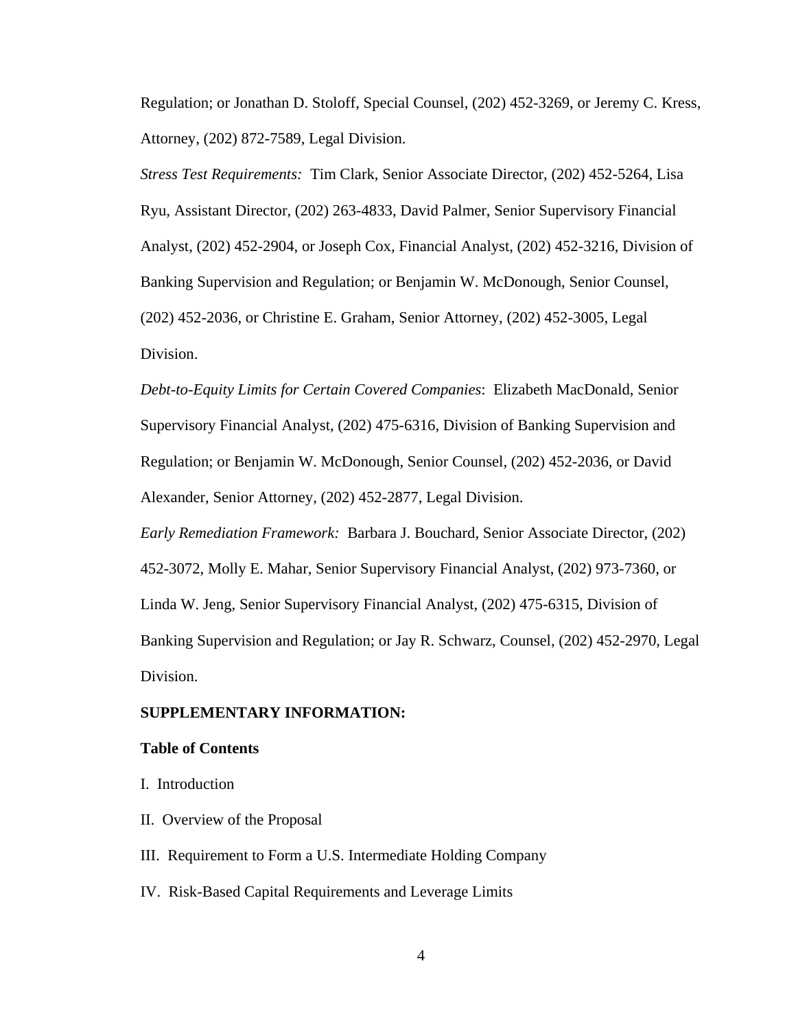Regulation; or Jonathan D. Stoloff, Special Counsel, (202) 452-3269, or Jeremy C. Kress, Attorney, (202) 872-7589, Legal Division.

*Stress Test Requirements:* Tim Clark, Senior Associate Director, (202) 452-5264, Lisa Ryu, Assistant Director, (202) 263-4833, David Palmer, Senior Supervisory Financial Analyst, (202) 452-2904, or Joseph Cox, Financial Analyst, (202) 452-3216, Division of Banking Supervision and Regulation; or Benjamin W. McDonough, Senior Counsel, (202) 452-2036, or Christine E. Graham, Senior Attorney, (202) 452-3005, Legal Division.

*Debt-to-Equity Limits for Certain Covered Companies*: Elizabeth MacDonald, Senior Supervisory Financial Analyst, (202) 475-6316, Division of Banking Supervision and Regulation; or Benjamin W. McDonough, Senior Counsel, (202) 452-2036, or David Alexander, Senior Attorney, (202) 452-2877, Legal Division.

*Early Remediation Framework:* Barbara J. Bouchard, Senior Associate Director, (202) 452-3072, Molly E. Mahar, Senior Supervisory Financial Analyst, (202) 973-7360, or Linda W. Jeng, Senior Supervisory Financial Analyst, (202) 475-6315, Division of Banking Supervision and Regulation; or Jay R. Schwarz, Counsel, (202) 452-2970, Legal Division.

**SUPPLEMENTARY INFORMATION:**

**Table of Contents**

I. Introduction

II. Overview of the Proposal

III. Requirement to Form a U.S. Intermediate Holding Company

IV. Risk-Based Capital Requirements and Leverage Limits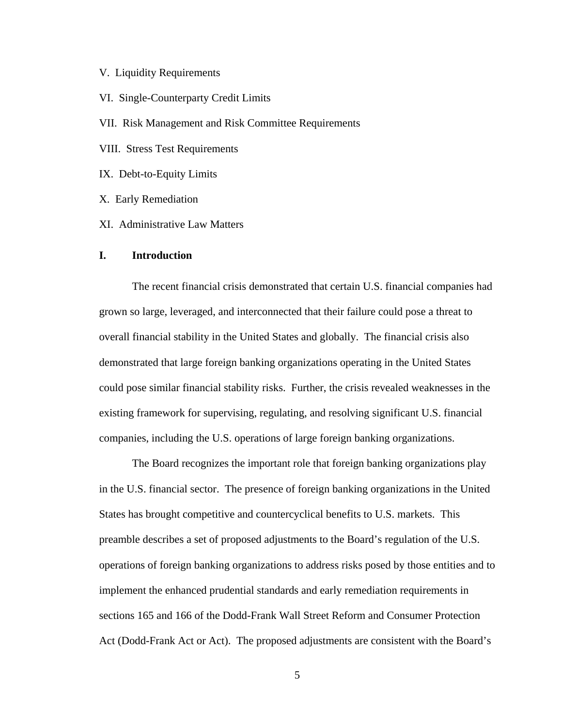V. Liquidity Requirements

VI. Single-Counterparty Credit Limits

VII. Risk Management and Risk Committee Requirements

VIII. Stress Test Requirements

IX. Debt-to-Equity Limits

X. Early Remediation

XI. Administrative Law Matters

## I. Introduction

The recent financial crisis demonstrated that certain U.S. financial companies had grown so large, leveraged, and interconnected that their failure could pose a threat to overall financial stability in the United States and globally. The financial crisis also demonstrated that large foreign banking organizations operating in the United States could pose similar financial stability risks. Further, the crisis revealed weaknesses in the existing framework for supervising, regulating, and resolving significant U.S. financial companies, including the U.S. operations of large foreign banking organizations.

The Board recognizes the important role that foreign banking organizations play in the U.S. financial sector. The presence of foreign banking organizations in the United States has brought competitive and countercyclical benefits to U.S. markets. This preamble describes a set of proposed adjustments to the Board's regulation of the U.S. operations of foreign banking organizations to address risks posed by those entities and to implement the enhanced prudential standards and early remediation requirements in sections 165 and 166 of the Dodd-Frank Wall Street Reform and Consumer Protection Act (Dodd-Frank Act or Act). The proposed adjustments are consistent with the Board's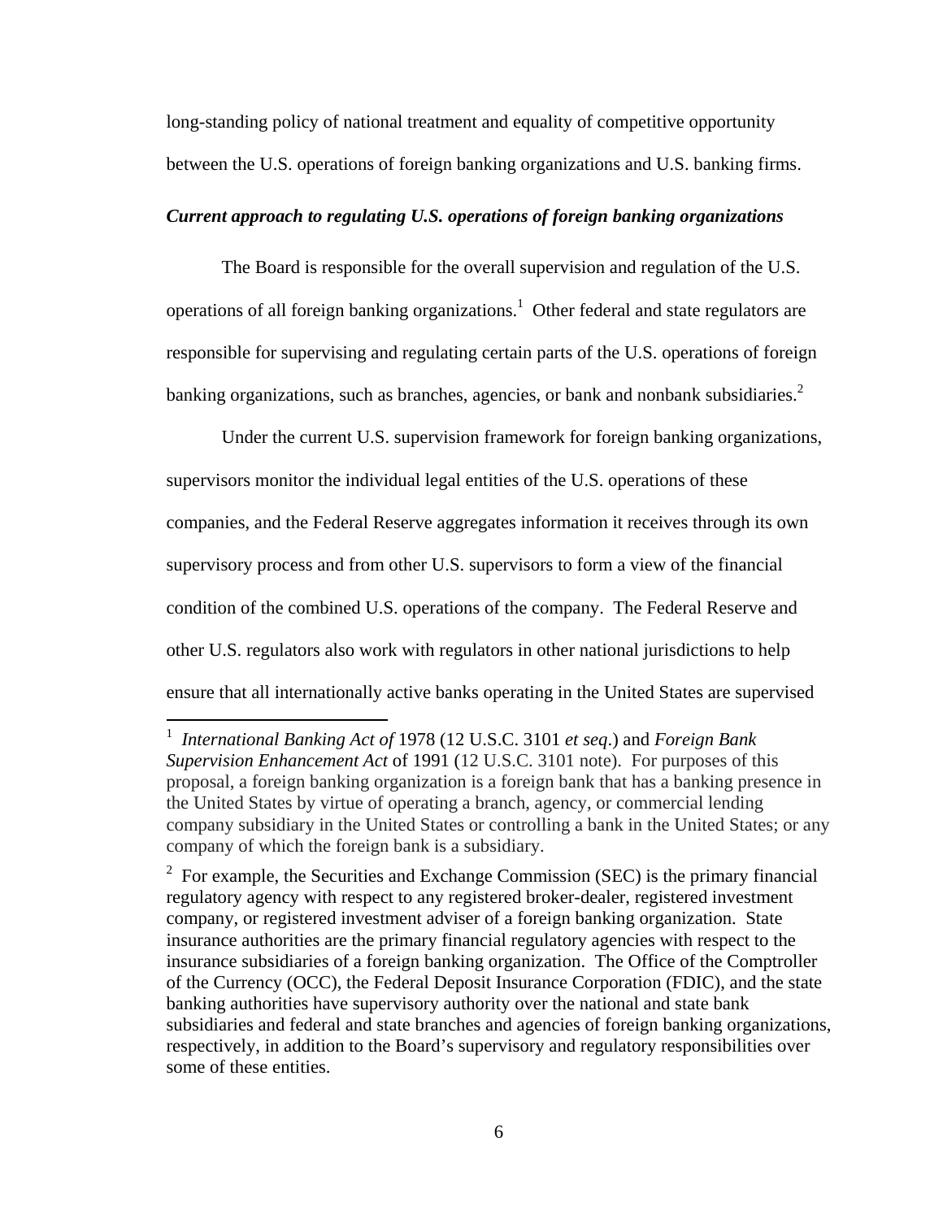long-standing policy of national treatment and equality of competitive opportunity between the U.S. operations of foreign banking organizations and U.S. banking firms.

***Current approach to regulating U.S. operations of foreign banking organizations***

The Board is responsible for the overall supervision and regulation of the U.S. operations of all foreign banking organizations.[1] Other federal and state regulators are responsible for supervising and regulating certain parts of the U.S. operations of foreign banking organizations, such as branches, agencies, or bank and nonbank subsidiaries.[2]

Under the current U.S. supervision framework for foreign banking organizations, supervisors monitor the individual legal entities of the U.S. operations of these companies, and the Federal Reserve aggregates information it receives through its own supervisory process and from other U.S. supervisors to form a view of the financial condition of the combined U.S. operations of the company. The Federal Reserve and other U.S. regulators also work with regulators in other national jurisdictions to help ensure that all internationally active banks operating in the United States are supervised

---

[1] *International Banking Act of* 1978 (12 U.S.C. 3101 *et seq*.) and *Foreign Bank Supervision Enhancement Act* of 1991 (12 U.S.C. 3101 note). For purposes of this proposal, a foreign banking organization is a foreign bank that has a banking presence in the United States by virtue of operating a branch, agency, or commercial lending company subsidiary in the United States or controlling a bank in the United States; or any company of which the foreign bank is a subsidiary.

[2] For example, the Securities and Exchange Commission (SEC) is the primary financial regulatory agency with respect to any registered broker-dealer, registered investment company, or registered investment adviser of a foreign banking organization. State insurance authorities are the primary financial regulatory agencies with respect to the insurance subsidiaries of a foreign banking organization. The Office of the Comptroller of the Currency (OCC), the Federal Deposit Insurance Corporation (FDIC), and the state banking authorities have supervisory authority over the national and state bank subsidiaries and federal and state branches and agencies of foreign banking organizations, respectively, in addition to the Board's supervisory and regulatory responsibilities over some of these entities.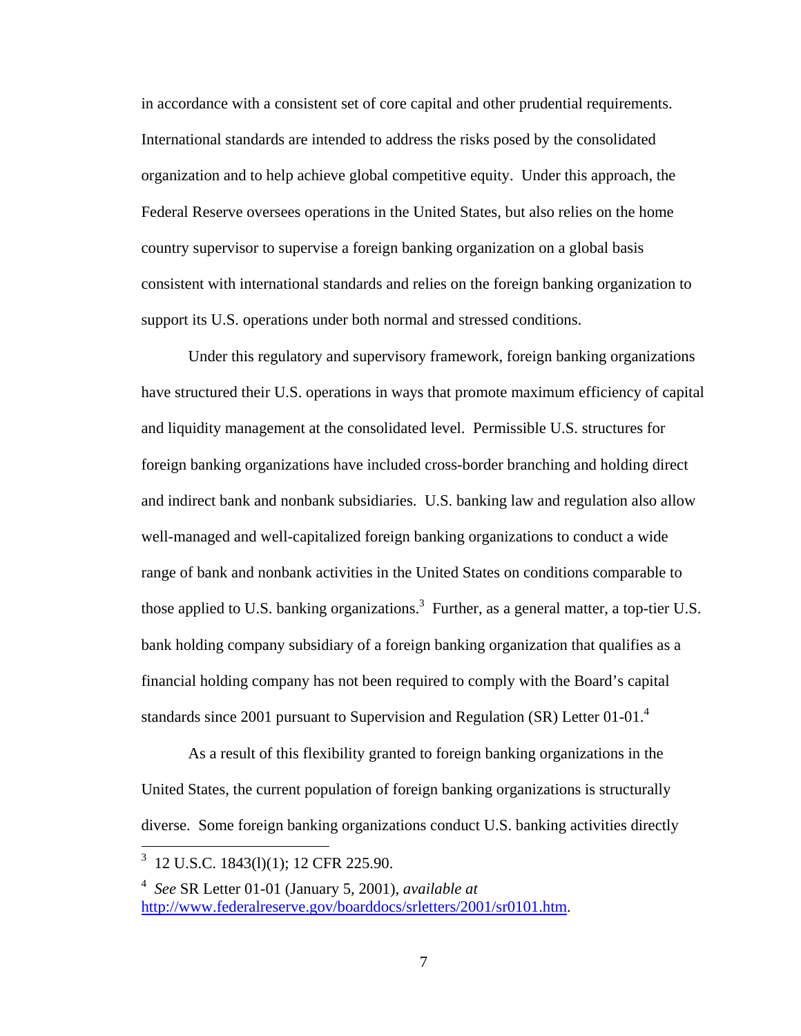in accordance with a consistent set of core capital and other prudential requirements. International standards are intended to address the risks posed by the consolidated organization and to help achieve global competitive equity. Under this approach, the Federal Reserve oversees operations in the United States, but also relies on the home country supervisor to supervise a foreign banking organization on a global basis consistent with international standards and relies on the foreign banking organization to support its U.S. operations under both normal and stressed conditions.

Under this regulatory and supervisory framework, foreign banking organizations have structured their U.S. operations in ways that promote maximum efficiency of capital and liquidity management at the consolidated level. Permissible U.S. structures for foreign banking organizations have included cross-border branching and holding direct and indirect bank and nonbank subsidiaries. U.S. banking law and regulation also allow well-managed and well-capitalized foreign banking organizations to conduct a wide range of bank and nonbank activities in the United States on conditions comparable to those applied to U.S. banking organizations.[3] Further, as a general matter, a top-tier U.S. bank holding company subsidiary of a foreign banking organization that qualifies as a financial holding company has not been required to comply with the Board's capital standards since 2001 pursuant to Supervision and Regulation (SR) Letter 01-01.[4]

As a result of this flexibility granted to foreign banking organizations in the United States, the current population of foreign banking organizations is structurally diverse. Some foreign banking organizations conduct U.S. banking activities directly

---

[3] 12 U.S.C. 1843(l)(1); 12 CFR 225.90.

[4] *See* SR Letter 01-01 (January 5, 2001), *available at* http://www.federalreserve.gov/boarddocs/srletters/2001/sr0101.htm.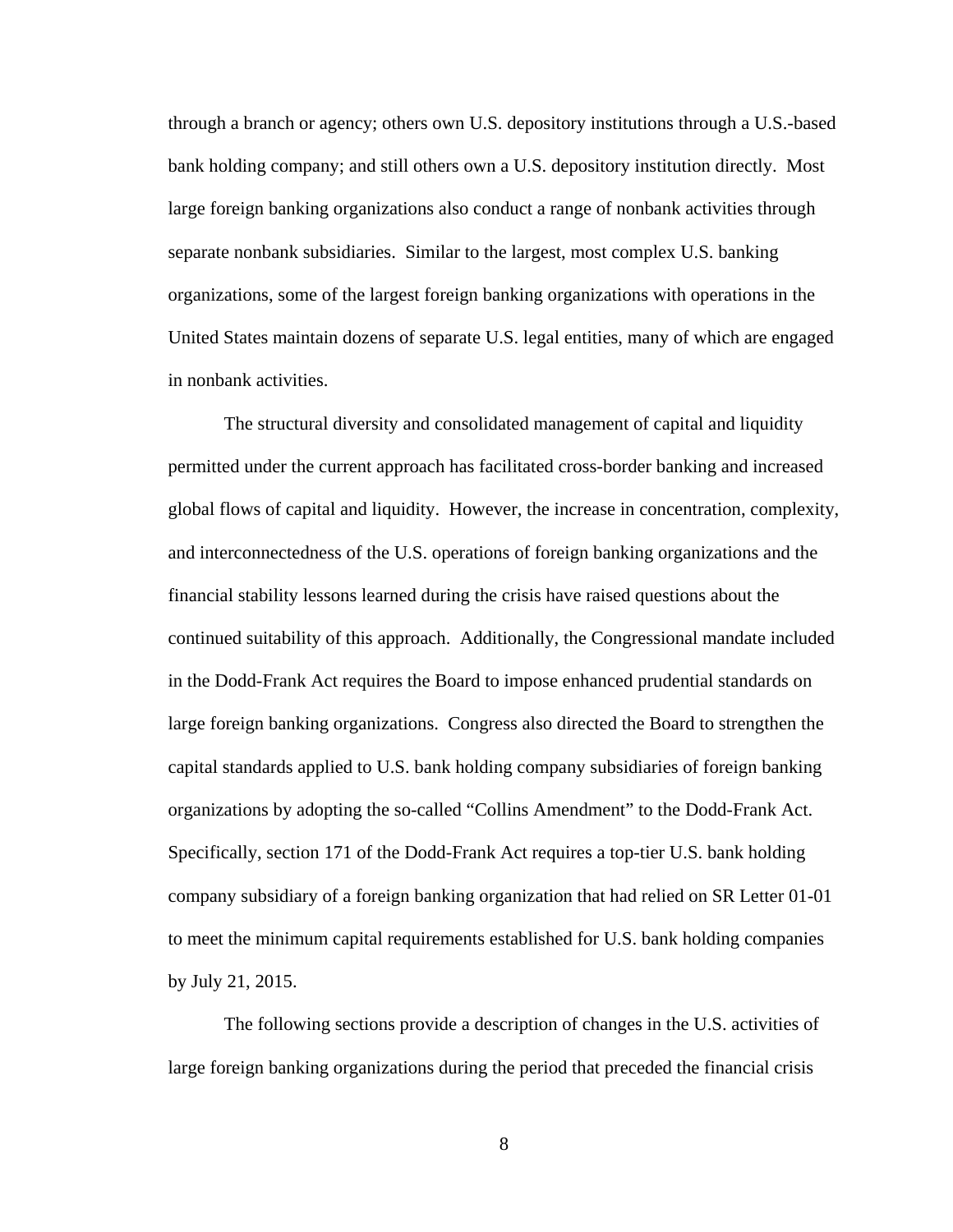through a branch or agency; others own U.S. depository institutions through a U.S.-based bank holding company; and still others own a U.S. depository institution directly. Most large foreign banking organizations also conduct a range of nonbank activities through separate nonbank subsidiaries. Similar to the largest, most complex U.S. banking organizations, some of the largest foreign banking organizations with operations in the United States maintain dozens of separate U.S. legal entities, many of which are engaged in nonbank activities.

The structural diversity and consolidated management of capital and liquidity permitted under the current approach has facilitated cross-border banking and increased global flows of capital and liquidity. However, the increase in concentration, complexity, and interconnectedness of the U.S. operations of foreign banking organizations and the financial stability lessons learned during the crisis have raised questions about the continued suitability of this approach. Additionally, the Congressional mandate included in the Dodd-Frank Act requires the Board to impose enhanced prudential standards on large foreign banking organizations. Congress also directed the Board to strengthen the capital standards applied to U.S. bank holding company subsidiaries of foreign banking organizations by adopting the so-called "Collins Amendment" to the Dodd-Frank Act. Specifically, section 171 of the Dodd-Frank Act requires a top-tier U.S. bank holding company subsidiary of a foreign banking organization that had relied on SR Letter 01-01 to meet the minimum capital requirements established for U.S. bank holding companies by July 21, 2015.

The following sections provide a description of changes in the U.S. activities of large foreign banking organizations during the period that preceded the financial crisis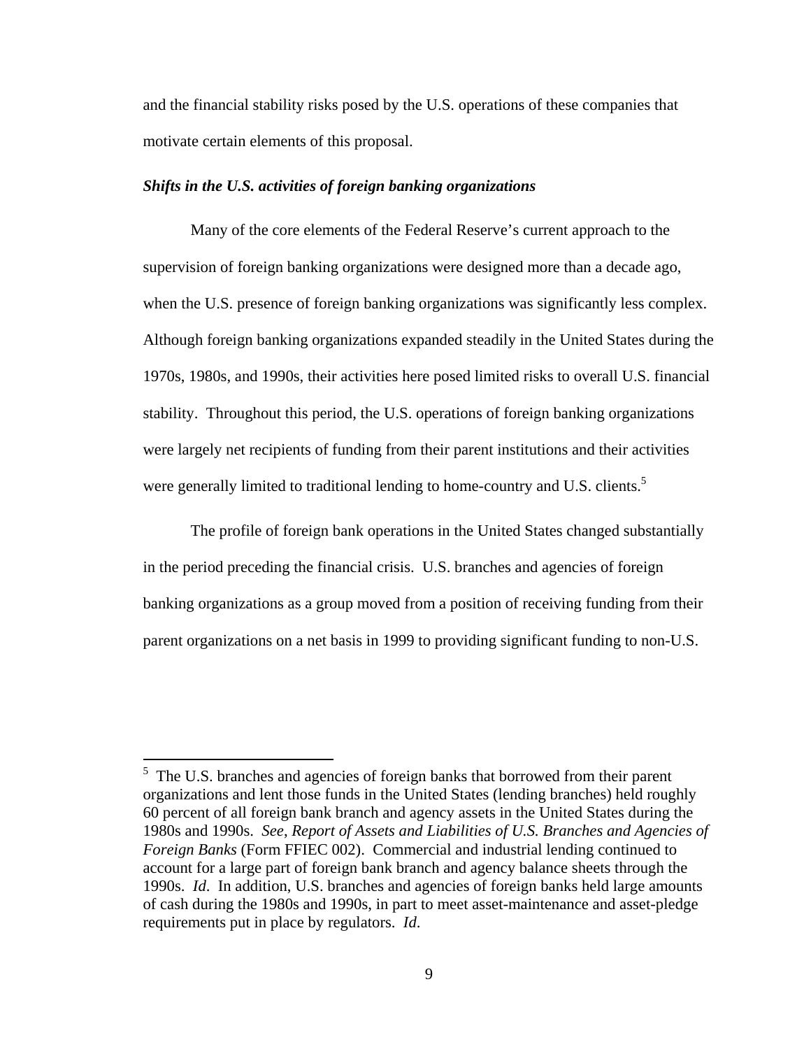and the financial stability risks posed by the U.S. operations of these companies that motivate certain elements of this proposal.

***Shifts in the U.S. activities of foreign banking organizations***

Many of the core elements of the Federal Reserve's current approach to the supervision of foreign banking organizations were designed more than a decade ago, when the U.S. presence of foreign banking organizations was significantly less complex. Although foreign banking organizations expanded steadily in the United States during the 1970s, 1980s, and 1990s, their activities here posed limited risks to overall U.S. financial stability. Throughout this period, the U.S. operations of foreign banking organizations were largely net recipients of funding from their parent institutions and their activities were generally limited to traditional lending to home-country and U.S. clients.[5]

The profile of foreign bank operations in the United States changed substantially in the period preceding the financial crisis. U.S. branches and agencies of foreign banking organizations as a group moved from a position of receiving funding from their parent organizations on a net basis in 1999 to providing significant funding to non-U.S.

[5] The U.S. branches and agencies of foreign banks that borrowed from their parent organizations and lent those funds in the United States (lending branches) held roughly 60 percent of all foreign bank branch and agency assets in the United States during the 1980s and 1990s. *See*, *Report of Assets and Liabilities of U.S. Branches and Agencies of Foreign Banks* (Form FFIEC 002). Commercial and industrial lending continued to account for a large part of foreign bank branch and agency balance sheets through the 1990s. *Id*. In addition, U.S. branches and agencies of foreign banks held large amounts of cash during the 1980s and 1990s, in part to meet asset-maintenance and asset-pledge requirements put in place by regulators. *Id*.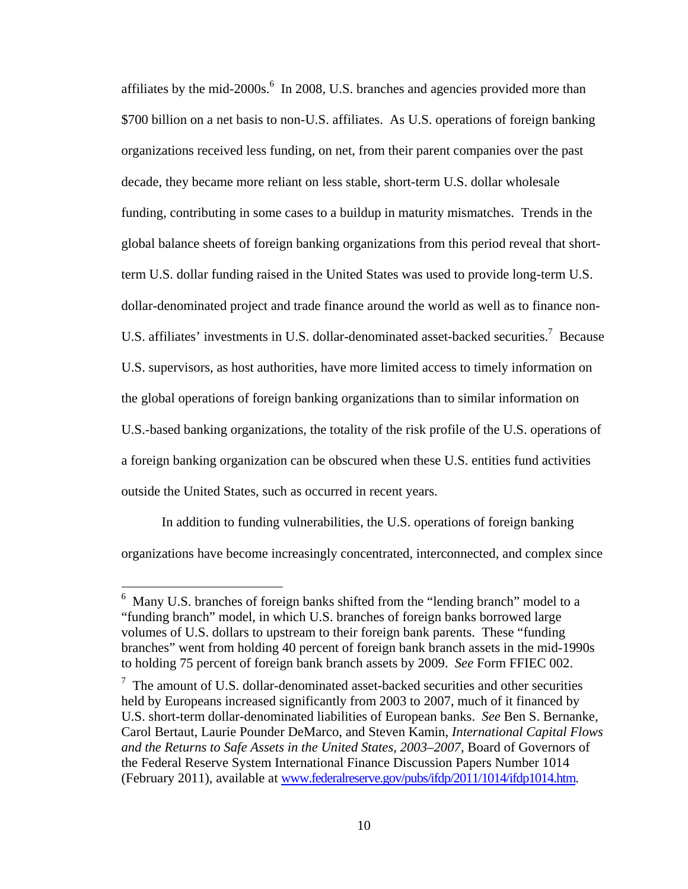affiliates by the mid-2000s.[6] In 2008, U.S. branches and agencies provided more than $700 billion on a net basis to non-U.S. affiliates. As U.S. operations of foreign banking organizations received less funding, on net, from their parent companies over the past decade, they became more reliant on less stable, short-term U.S. dollar wholesale funding, contributing in some cases to a buildup in maturity mismatches. Trends in the global balance sheets of foreign banking organizations from this period reveal that short-term U.S. dollar funding raised in the United States was used to provide long-term U.S. dollar-denominated project and trade finance around the world as well as to finance non-U.S. affiliates' investments in U.S. dollar-denominated asset-backed securities.[7] Because U.S. supervisors, as host authorities, have more limited access to timely information on the global operations of foreign banking organizations than to similar information on U.S.-based banking organizations, the totality of the risk profile of the U.S. operations of a foreign banking organization can be obscured when these U.S. entities fund activities outside the United States, such as occurred in recent years.

In addition to funding vulnerabilities, the U.S. operations of foreign banking organizations have become increasingly concentrated, interconnected, and complex since

---

[6] Many U.S. branches of foreign banks shifted from the "lending branch" model to a "funding branch" model, in which U.S. branches of foreign banks borrowed large volumes of U.S. dollars to upstream to their foreign bank parents. These "funding branches" went from holding 40 percent of foreign bank branch assets in the mid-1990s to holding 75 percent of foreign bank branch assets by 2009. *See* Form FFIEC 002.

[7] The amount of U.S. dollar-denominated asset-backed securities and other securities held by Europeans increased significantly from 2003 to 2007, much of it financed by U.S. short-term dollar-denominated liabilities of European banks. *See* Ben S. Bernanke, Carol Bertaut, Laurie Pounder DeMarco, and Steven Kamin, *International Capital Flows and the Returns to Safe Assets in the United States, 2003–2007*, Board of Governors of the Federal Reserve System International Finance Discussion Papers Number 1014 (February 2011), available at www.federalreserve.gov/pubs/ifdp/2011/1014/ifdp1014.htm.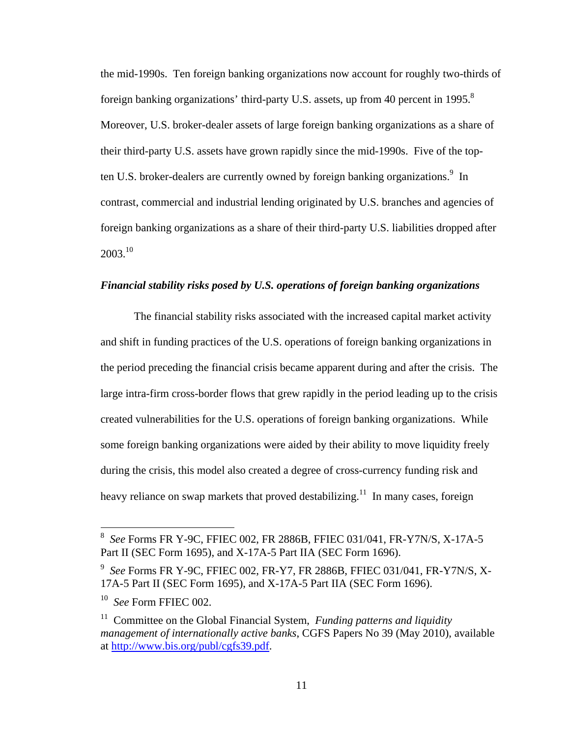the mid-1990s. Ten foreign banking organizations now account for roughly two-thirds of foreign banking organizations' third-party U.S. assets, up from 40 percent in 1995.[8] Moreover, U.S. broker-dealer assets of large foreign banking organizations as a share of their third-party U.S. assets have grown rapidly since the mid-1990s. Five of the top-ten U.S. broker-dealers are currently owned by foreign banking organizations.[9] In contrast, commercial and industrial lending originated by U.S. branches and agencies of foreign banking organizations as a share of their third-party U.S. liabilities dropped after 2003.[10]

***Financial stability risks posed by U.S. operations of foreign banking organizations***

The financial stability risks associated with the increased capital market activity and shift in funding practices of the U.S. operations of foreign banking organizations in the period preceding the financial crisis became apparent during and after the crisis. The large intra-firm cross-border flows that grew rapidly in the period leading up to the crisis created vulnerabilities for the U.S. operations of foreign banking organizations. While some foreign banking organizations were aided by their ability to move liquidity freely during the crisis, this model also created a degree of cross-currency funding risk and heavy reliance on swap markets that proved destabilizing.[11] In many cases, foreign

---

[8] *See* Forms FR Y-9C, FFIEC 002, FR 2886B, FFIEC 031/041, FR-Y7N/S, X-17A-5 Part II (SEC Form 1695), and X-17A-5 Part IIA (SEC Form 1696).

[9] *See* Forms FR Y-9C, FFIEC 002, FR-Y7, FR 2886B, FFIEC 031/041, FR-Y7N/S, X-17A-5 Part II (SEC Form 1695), and X-17A-5 Part IIA (SEC Form 1696).

[10] *See* Form FFIEC 002.

[11] Committee on the Global Financial System, *Funding patterns and liquidity management of internationally active banks*, CGFS Papers No 39 (May 2010), available at http://www.bis.org/publ/cgfs39.pdf.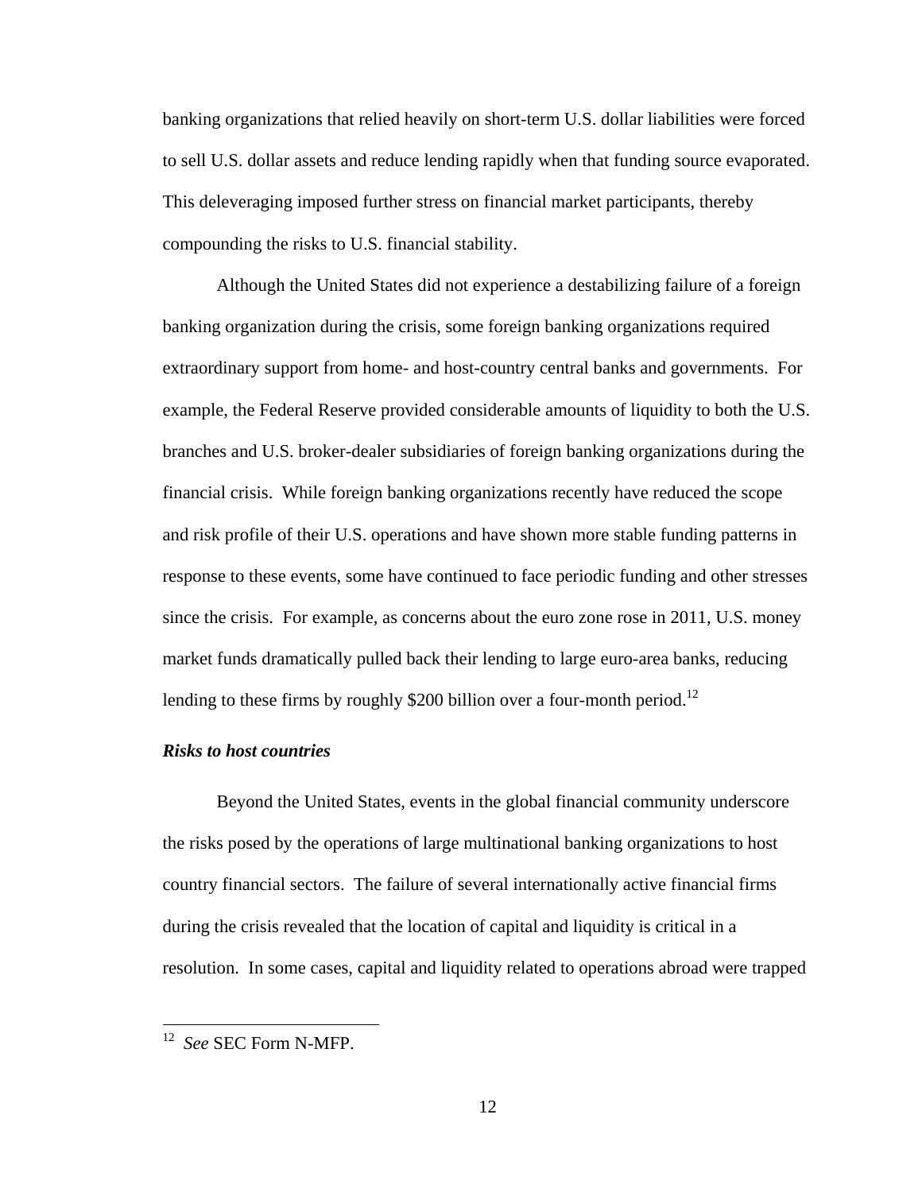banking organizations that relied heavily on short-term U.S. dollar liabilities were forced to sell U.S. dollar assets and reduce lending rapidly when that funding source evaporated. This deleveraging imposed further stress on financial market participants, thereby compounding the risks to U.S. financial stability.

Although the United States did not experience a destabilizing failure of a foreign banking organization during the crisis, some foreign banking organizations required extraordinary support from home- and host-country central banks and governments. For example, the Federal Reserve provided considerable amounts of liquidity to both the U.S. branches and U.S. broker-dealer subsidiaries of foreign banking organizations during the financial crisis. While foreign banking organizations recently have reduced the scope and risk profile of their U.S. operations and have shown more stable funding patterns in response to these events, some have continued to face periodic funding and other stresses since the crisis. For example, as concerns about the euro zone rose in 2011, U.S. money market funds dramatically pulled back their lending to large euro-area banks, reducing lending to these firms by roughly $200 billion over a four-month period.[12]

***Risks to host countries***

Beyond the United States, events in the global financial community underscore the risks posed by the operations of large multinational banking organizations to host country financial sectors. The failure of several internationally active financial firms during the crisis revealed that the location of capital and liquidity is critical in a resolution. In some cases, capital and liquidity related to operations abroad were trapped

---

[12] *See* SEC Form N-MFP.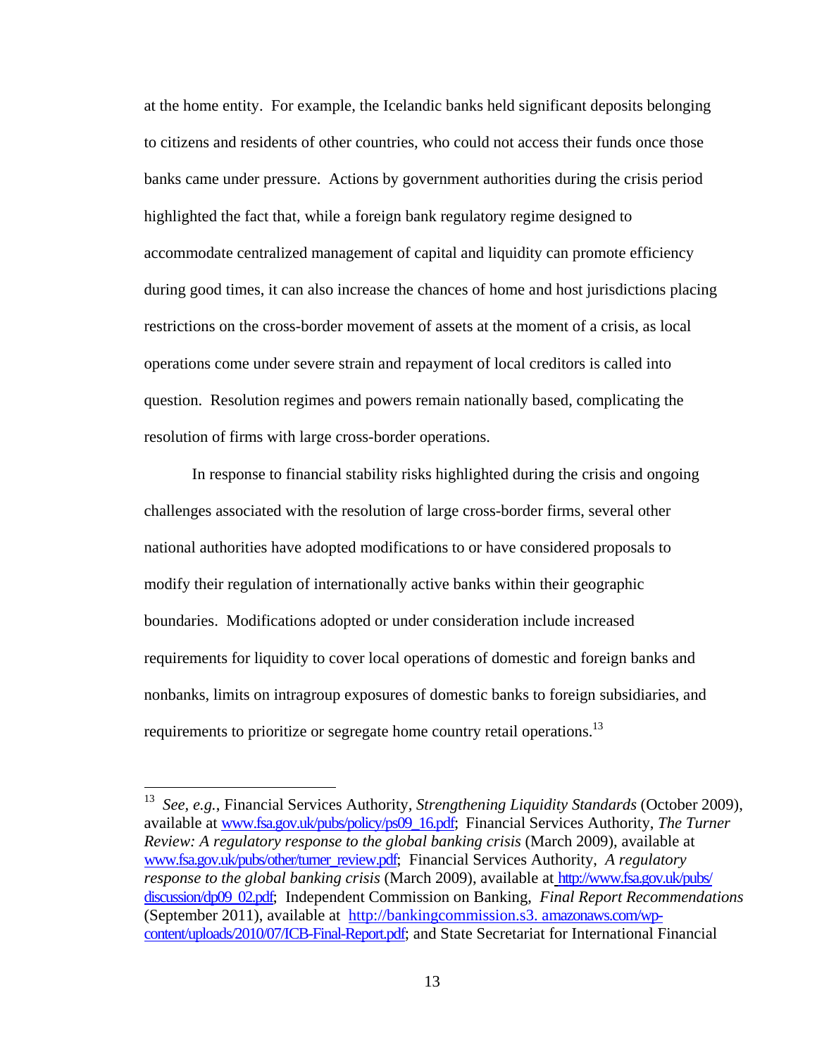at the home entity. For example, the Icelandic banks held significant deposits belonging to citizens and residents of other countries, who could not access their funds once those banks came under pressure. Actions by government authorities during the crisis period highlighted the fact that, while a foreign bank regulatory regime designed to accommodate centralized management of capital and liquidity can promote efficiency during good times, it can also increase the chances of home and host jurisdictions placing restrictions on the cross-border movement of assets at the moment of a crisis, as local operations come under severe strain and repayment of local creditors is called into question. Resolution regimes and powers remain nationally based, complicating the resolution of firms with large cross-border operations.

In response to financial stability risks highlighted during the crisis and ongoing challenges associated with the resolution of large cross-border firms, several other national authorities have adopted modifications to or have considered proposals to modify their regulation of internationally active banks within their geographic boundaries. Modifications adopted or under consideration include increased requirements for liquidity to cover local operations of domestic and foreign banks and nonbanks, limits on intragroup exposures of domestic banks to foreign subsidiaries, and requirements to prioritize or segregate home country retail operations.[13]

---

[13] *See, e.g.,* Financial Services Authority, *Strengthening Liquidity Standards* (October 2009), available at www.fsa.gov.uk/pubs/policy/ps09_16.pdf; Financial Services Authority, *The Turner Review: A regulatory response to the global banking crisis* (March 2009), available at www.fsa.gov.uk/pubs/other/turner_review.pdf; Financial Services Authority, *A regulatory response to the global banking crisis* (March 2009), available at http://www.fsa.gov.uk/pubs/discussion/dp09_02.pdf; Independent Commission on Banking, *Final Report Recommendations* (September 2011), available at http://bankingcommission.s3.amazonaws.com/wp-content/uploads/2010/07/ICB-Final-Report.pdf; and State Secretariat for International Financial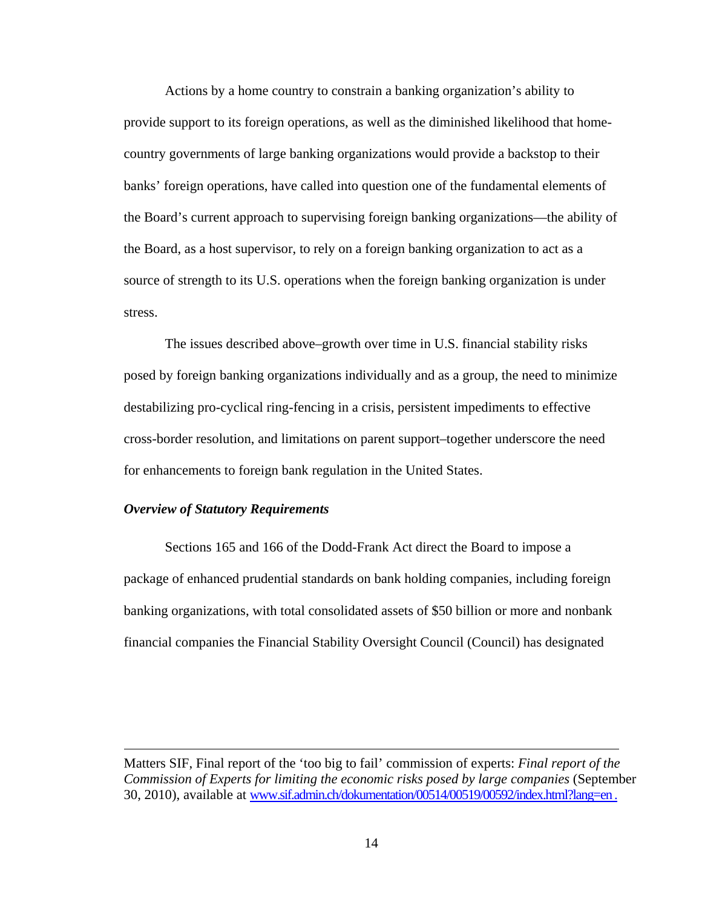Actions by a home country to constrain a banking organization's ability to provide support to its foreign operations, as well as the diminished likelihood that home-country governments of large banking organizations would provide a backstop to their banks' foreign operations, have called into question one of the fundamental elements of the Board's current approach to supervising foreign banking organizations—the ability of the Board, as a host supervisor, to rely on a foreign banking organization to act as a source of strength to its U.S. operations when the foreign banking organization is under stress.

The issues described above–growth over time in U.S. financial stability risks posed by foreign banking organizations individually and as a group, the need to minimize destabilizing pro-cyclical ring-fencing in a crisis, persistent impediments to effective cross-border resolution, and limitations on parent support–together underscore the need for enhancements to foreign bank regulation in the United States.

### *Overview of Statutory Requirements*

Sections 165 and 166 of the Dodd-Frank Act direct the Board to impose a package of enhanced prudential standards on bank holding companies, including foreign banking organizations, with total consolidated assets of $50 billion or more and nonbank financial companies the Financial Stability Oversight Council (Council) has designated

---

Matters SIF, Final report of the 'too big to fail' commission of experts: *Final report of the Commission of Experts for limiting the economic risks posed by large companies* (September 30, 2010), available at www.sif.admin.ch/dokumentation/00514/00519/00592/index.html?lang=en .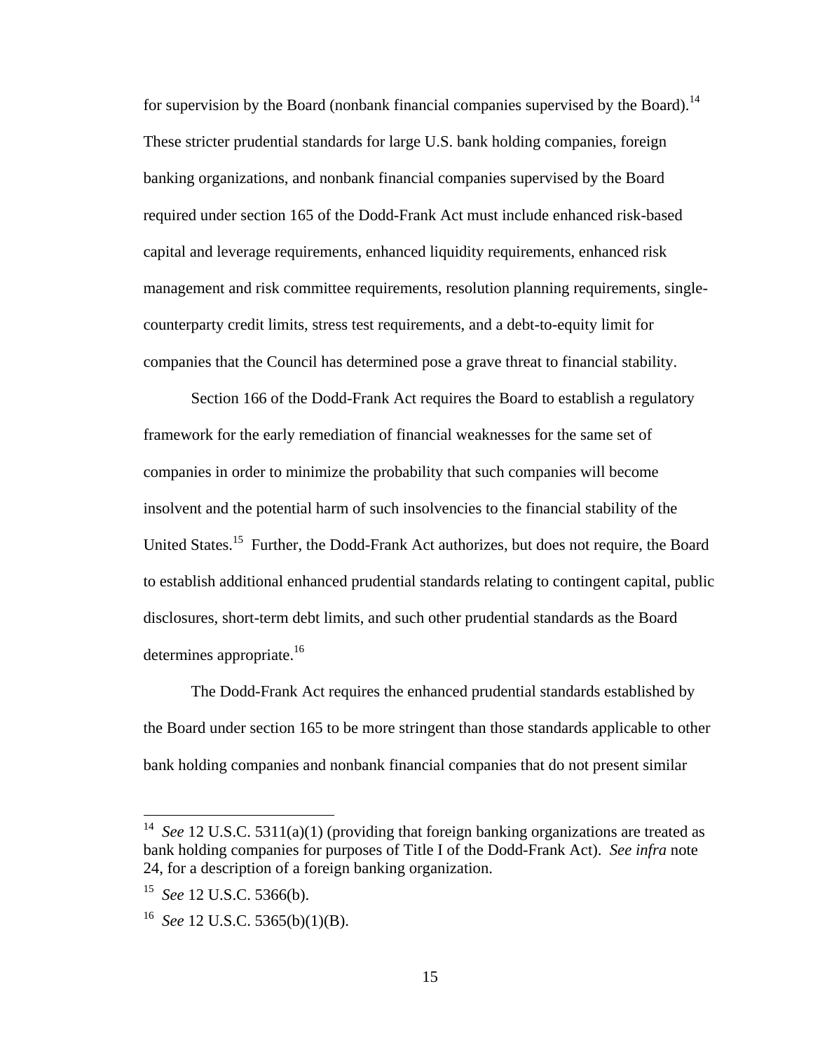for supervision by the Board (nonbank financial companies supervised by the Board).[14] These stricter prudential standards for large U.S. bank holding companies, foreign banking organizations, and nonbank financial companies supervised by the Board required under section 165 of the Dodd-Frank Act must include enhanced risk-based capital and leverage requirements, enhanced liquidity requirements, enhanced risk management and risk committee requirements, resolution planning requirements, single-counterparty credit limits, stress test requirements, and a debt-to-equity limit for companies that the Council has determined pose a grave threat to financial stability.

Section 166 of the Dodd-Frank Act requires the Board to establish a regulatory framework for the early remediation of financial weaknesses for the same set of companies in order to minimize the probability that such companies will become insolvent and the potential harm of such insolvencies to the financial stability of the United States.[15] Further, the Dodd-Frank Act authorizes, but does not require, the Board to establish additional enhanced prudential standards relating to contingent capital, public disclosures, short-term debt limits, and such other prudential standards as the Board determines appropriate.[16]

The Dodd-Frank Act requires the enhanced prudential standards established by the Board under section 165 to be more stringent than those standards applicable to other bank holding companies and nonbank financial companies that do not present similar

---

[14] *See* 12 U.S.C. 5311(a)(1) (providing that foreign banking organizations are treated as bank holding companies for purposes of Title I of the Dodd-Frank Act). *See infra* note 24, for a description of a foreign banking organization.

[15] *See* 12 U.S.C. 5366(b).

[16] *See* 12 U.S.C. 5365(b)(1)(B).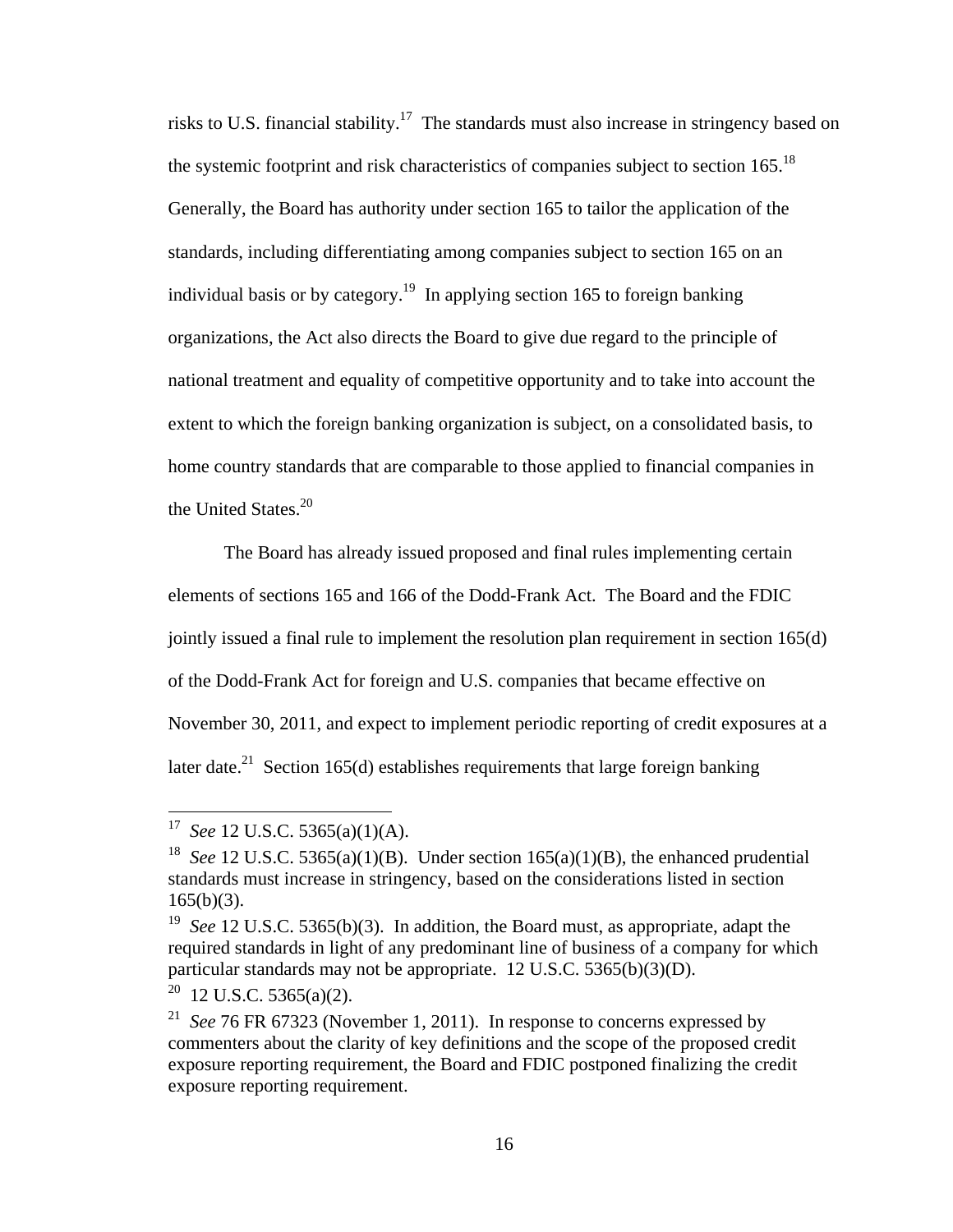risks to U.S. financial stability.[17] The standards must also increase in stringency based on the systemic footprint and risk characteristics of companies subject to section 165.[18] Generally, the Board has authority under section 165 to tailor the application of the standards, including differentiating among companies subject to section 165 on an individual basis or by category.[19] In applying section 165 to foreign banking organizations, the Act also directs the Board to give due regard to the principle of national treatment and equality of competitive opportunity and to take into account the extent to which the foreign banking organization is subject, on a consolidated basis, to home country standards that are comparable to those applied to financial companies in the United States.[20]

The Board has already issued proposed and final rules implementing certain elements of sections 165 and 166 of the Dodd-Frank Act. The Board and the FDIC jointly issued a final rule to implement the resolution plan requirement in section 165(d) of the Dodd-Frank Act for foreign and U.S. companies that became effective on November 30, 2011, and expect to implement periodic reporting of credit exposures at a later date.[21] Section 165(d) establishes requirements that large foreign banking

---

[17] *See* 12 U.S.C. 5365(a)(1)(A).

[18] *See* 12 U.S.C. 5365(a)(1)(B). Under section 165(a)(1)(B), the enhanced prudential standards must increase in stringency, based on the considerations listed in section 165(b)(3).

[19] *See* 12 U.S.C. 5365(b)(3). In addition, the Board must, as appropriate, adapt the required standards in light of any predominant line of business of a company for which particular standards may not be appropriate. 12 U.S.C. 5365(b)(3)(D).

[20] 12 U.S.C. 5365(a)(2).

[21] *See* 76 FR 67323 (November 1, 2011). In response to concerns expressed by commenters about the clarity of key definitions and the scope of the proposed credit exposure reporting requirement, the Board and FDIC postponed finalizing the credit exposure reporting requirement.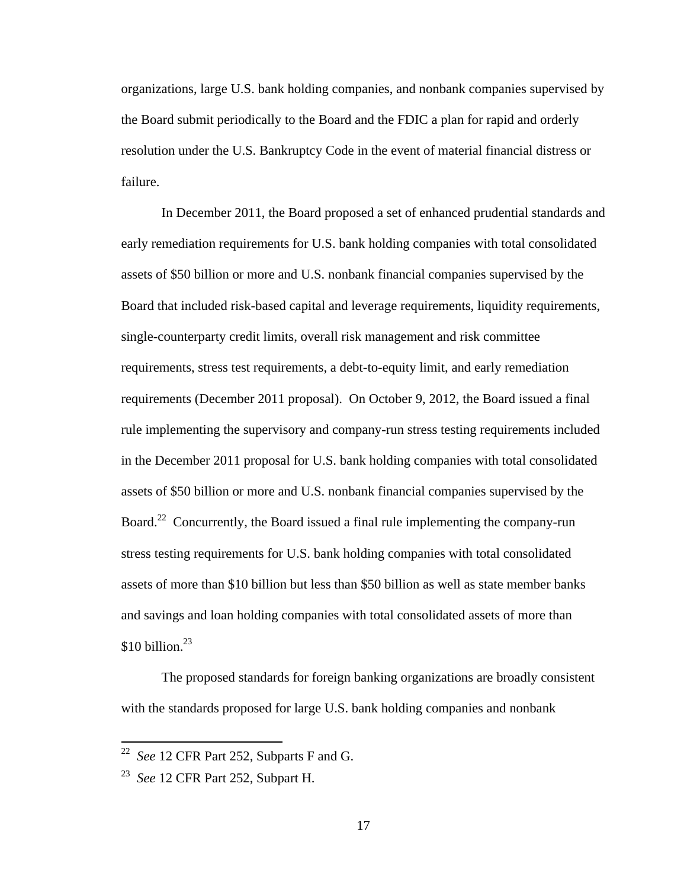organizations, large U.S. bank holding companies, and nonbank companies supervised by the Board submit periodically to the Board and the FDIC a plan for rapid and orderly resolution under the U.S. Bankruptcy Code in the event of material financial distress or failure.

In December 2011, the Board proposed a set of enhanced prudential standards and early remediation requirements for U.S. bank holding companies with total consolidated assets of $50 billion or more and U.S. nonbank financial companies supervised by the Board that included risk-based capital and leverage requirements, liquidity requirements, single-counterparty credit limits, overall risk management and risk committee requirements, stress test requirements, a debt-to-equity limit, and early remediation requirements (December 2011 proposal). On October 9, 2012, the Board issued a final rule implementing the supervisory and company-run stress testing requirements included in the December 2011 proposal for U.S. bank holding companies with total consolidated assets of $50 billion or more and U.S. nonbank financial companies supervised by the Board.[22] Concurrently, the Board issued a final rule implementing the company-run stress testing requirements for U.S. bank holding companies with total consolidated assets of more than $10 billion but less than $50 billion as well as state member banks and savings and loan holding companies with total consolidated assets of more than $10 billion.[23]

The proposed standards for foreign banking organizations are broadly consistent with the standards proposed for large U.S. bank holding companies and nonbank

---

[22] *See* 12 CFR Part 252, Subparts F and G.

[23] *See* 12 CFR Part 252, Subpart H.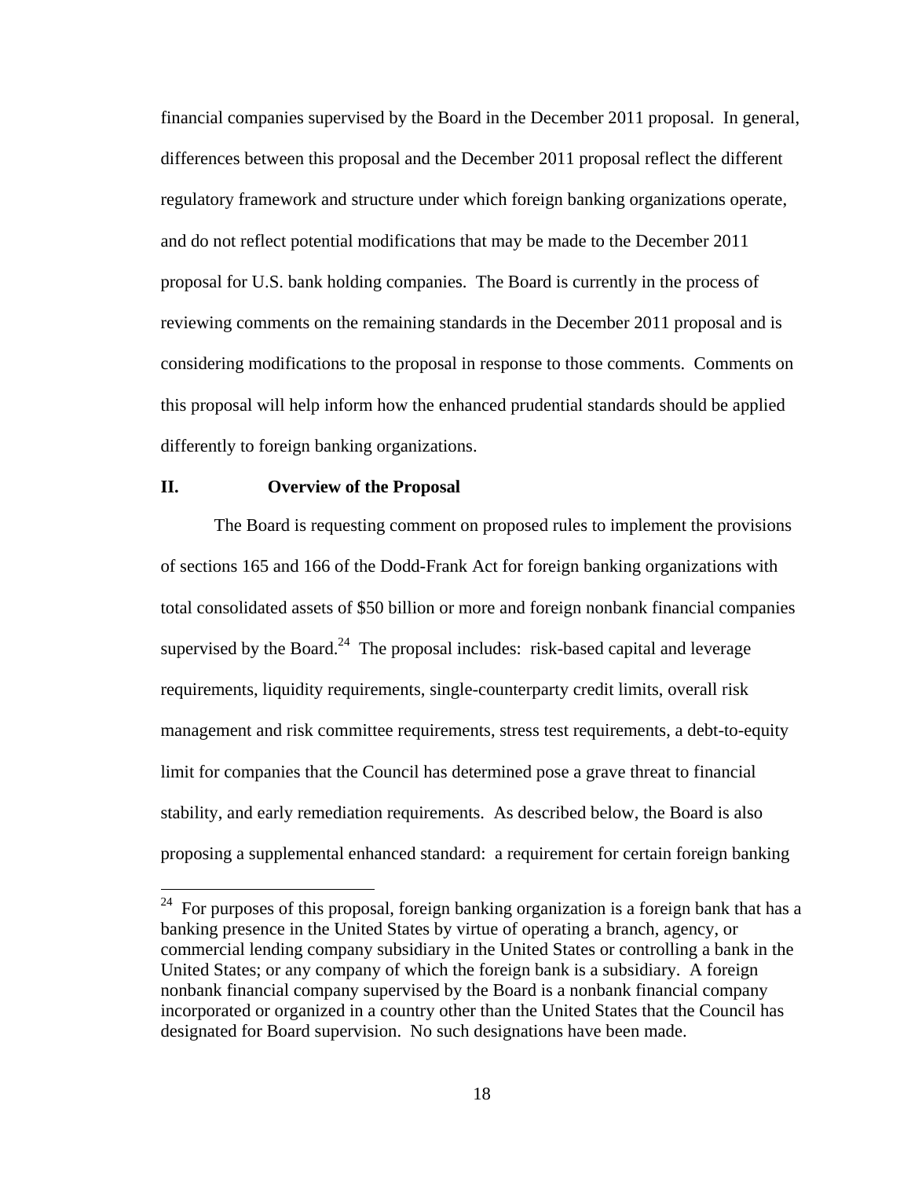financial companies supervised by the Board in the December 2011 proposal. In general, differences between this proposal and the December 2011 proposal reflect the different regulatory framework and structure under which foreign banking organizations operate, and do not reflect potential modifications that may be made to the December 2011 proposal for U.S. bank holding companies. The Board is currently in the process of reviewing comments on the remaining standards in the December 2011 proposal and is considering modifications to the proposal in response to those comments. Comments on this proposal will help inform how the enhanced prudential standards should be applied differently to foreign banking organizations.

## II. Overview of the Proposal

The Board is requesting comment on proposed rules to implement the provisions of sections 165 and 166 of the Dodd-Frank Act for foreign banking organizations with total consolidated assets of $50 billion or more and foreign nonbank financial companies supervised by the Board.[24] The proposal includes: risk-based capital and leverage requirements, liquidity requirements, single-counterparty credit limits, overall risk management and risk committee requirements, stress test requirements, a debt-to-equity limit for companies that the Council has determined pose a grave threat to financial stability, and early remediation requirements. As described below, the Board is also proposing a supplemental enhanced standard: a requirement for certain foreign banking

---

[24] For purposes of this proposal, foreign banking organization is a foreign bank that has a banking presence in the United States by virtue of operating a branch, agency, or commercial lending company subsidiary in the United States or controlling a bank in the United States; or any company of which the foreign bank is a subsidiary. A foreign nonbank financial company supervised by the Board is a nonbank financial company incorporated or organized in a country other than the United States that the Council has designated for Board supervision. No such designations have been made.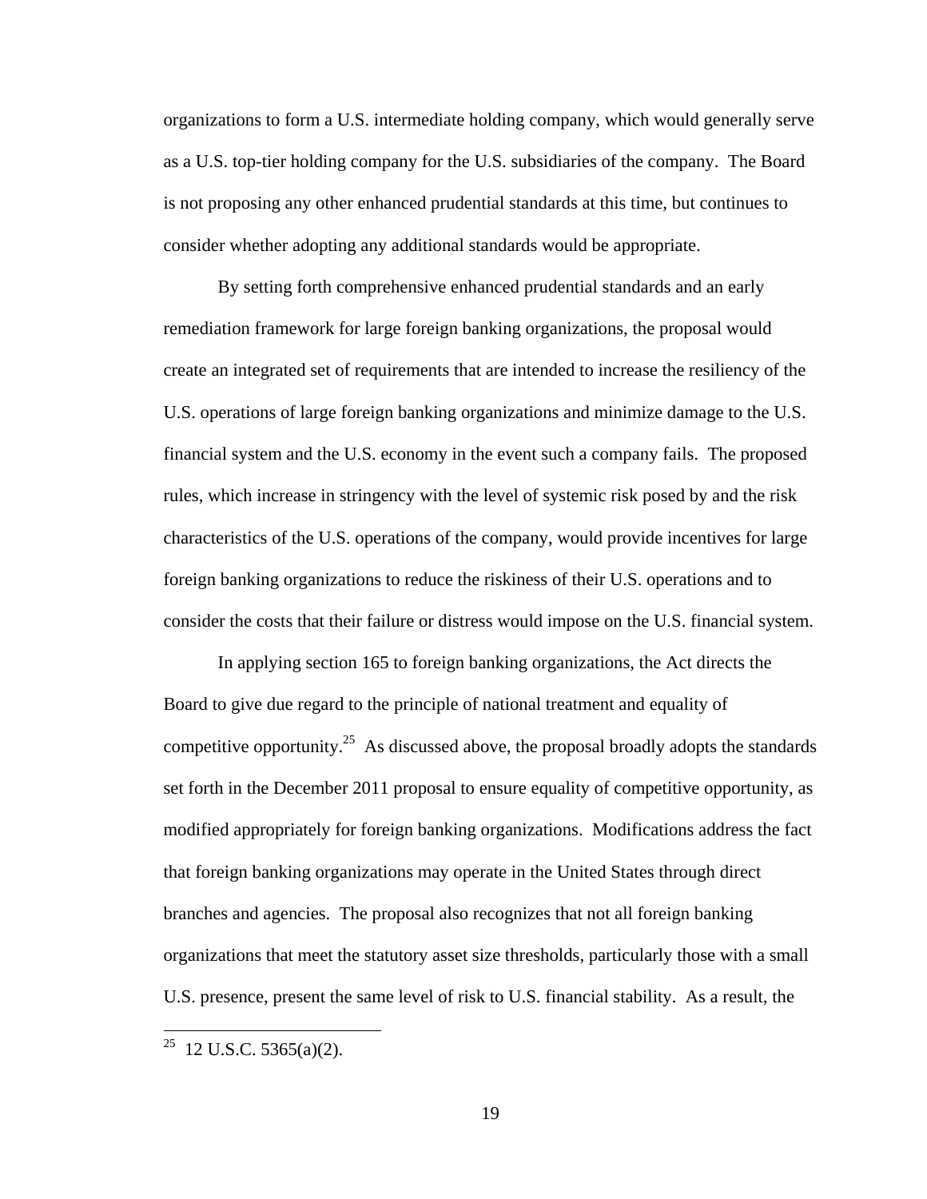organizations to form a U.S. intermediate holding company, which would generally serve as a U.S. top-tier holding company for the U.S. subsidiaries of the company. The Board is not proposing any other enhanced prudential standards at this time, but continues to consider whether adopting any additional standards would be appropriate.

By setting forth comprehensive enhanced prudential standards and an early remediation framework for large foreign banking organizations, the proposal would create an integrated set of requirements that are intended to increase the resiliency of the U.S. operations of large foreign banking organizations and minimize damage to the U.S. financial system and the U.S. economy in the event such a company fails. The proposed rules, which increase in stringency with the level of systemic risk posed by and the risk characteristics of the U.S. operations of the company, would provide incentives for large foreign banking organizations to reduce the riskiness of their U.S. operations and to consider the costs that their failure or distress would impose on the U.S. financial system.

In applying section 165 to foreign banking organizations, the Act directs the Board to give due regard to the principle of national treatment and equality of competitive opportunity.[25] As discussed above, the proposal broadly adopts the standards set forth in the December 2011 proposal to ensure equality of competitive opportunity, as modified appropriately for foreign banking organizations. Modifications address the fact that foreign banking organizations may operate in the United States through direct branches and agencies. The proposal also recognizes that not all foreign banking organizations that meet the statutory asset size thresholds, particularly those with a small U.S. presence, present the same level of risk to U.S. financial stability. As a result, the

[25] 12 U.S.C. 5365(a)(2).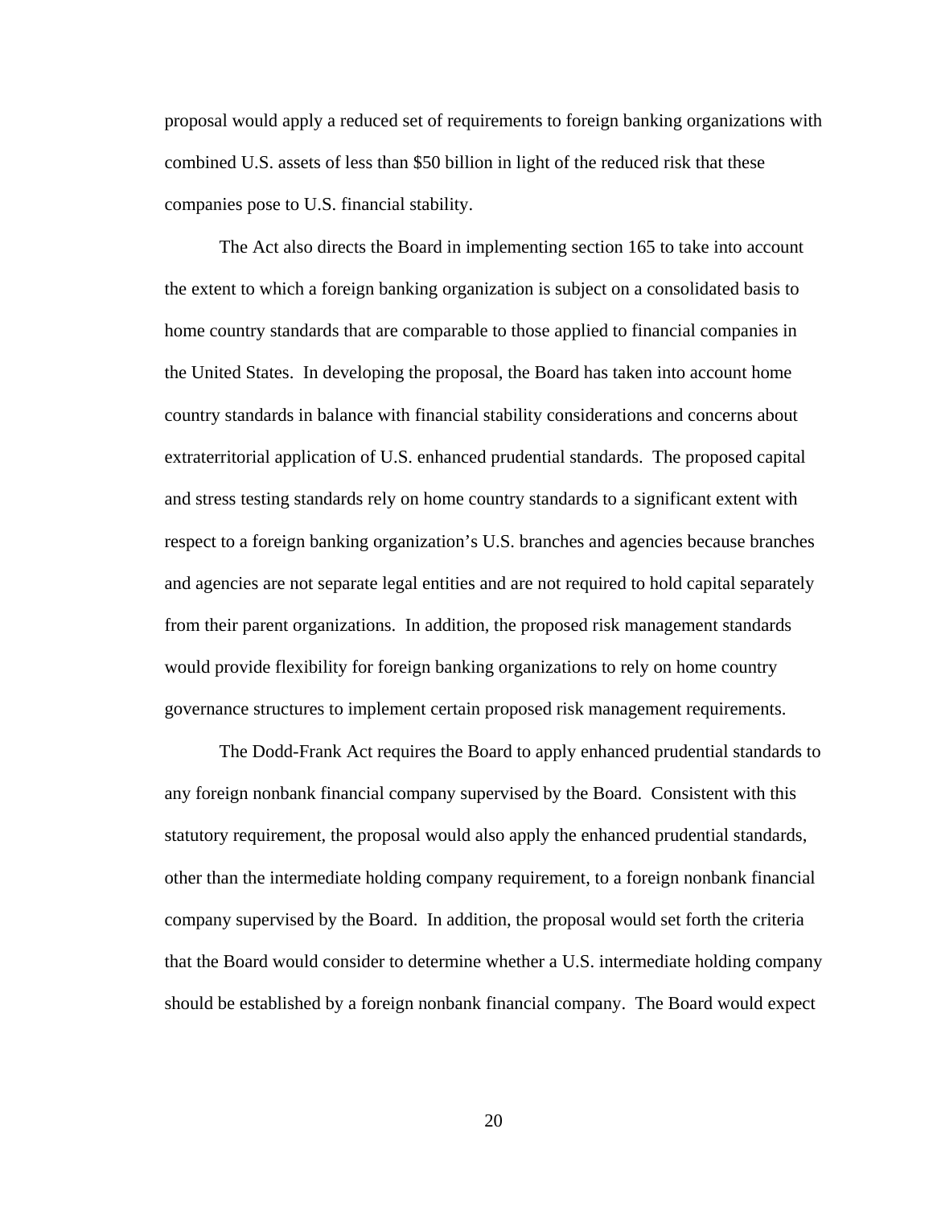proposal would apply a reduced set of requirements to foreign banking organizations with combined U.S. assets of less than $50 billion in light of the reduced risk that these companies pose to U.S. financial stability.

The Act also directs the Board in implementing section 165 to take into account the extent to which a foreign banking organization is subject on a consolidated basis to home country standards that are comparable to those applied to financial companies in the United States. In developing the proposal, the Board has taken into account home country standards in balance with financial stability considerations and concerns about extraterritorial application of U.S. enhanced prudential standards. The proposed capital and stress testing standards rely on home country standards to a significant extent with respect to a foreign banking organization's U.S. branches and agencies because branches and agencies are not separate legal entities and are not required to hold capital separately from their parent organizations. In addition, the proposed risk management standards would provide flexibility for foreign banking organizations to rely on home country governance structures to implement certain proposed risk management requirements.

The Dodd-Frank Act requires the Board to apply enhanced prudential standards to any foreign nonbank financial company supervised by the Board. Consistent with this statutory requirement, the proposal would also apply the enhanced prudential standards, other than the intermediate holding company requirement, to a foreign nonbank financial company supervised by the Board. In addition, the proposal would set forth the criteria that the Board would consider to determine whether a U.S. intermediate holding company should be established by a foreign nonbank financial company. The Board would expect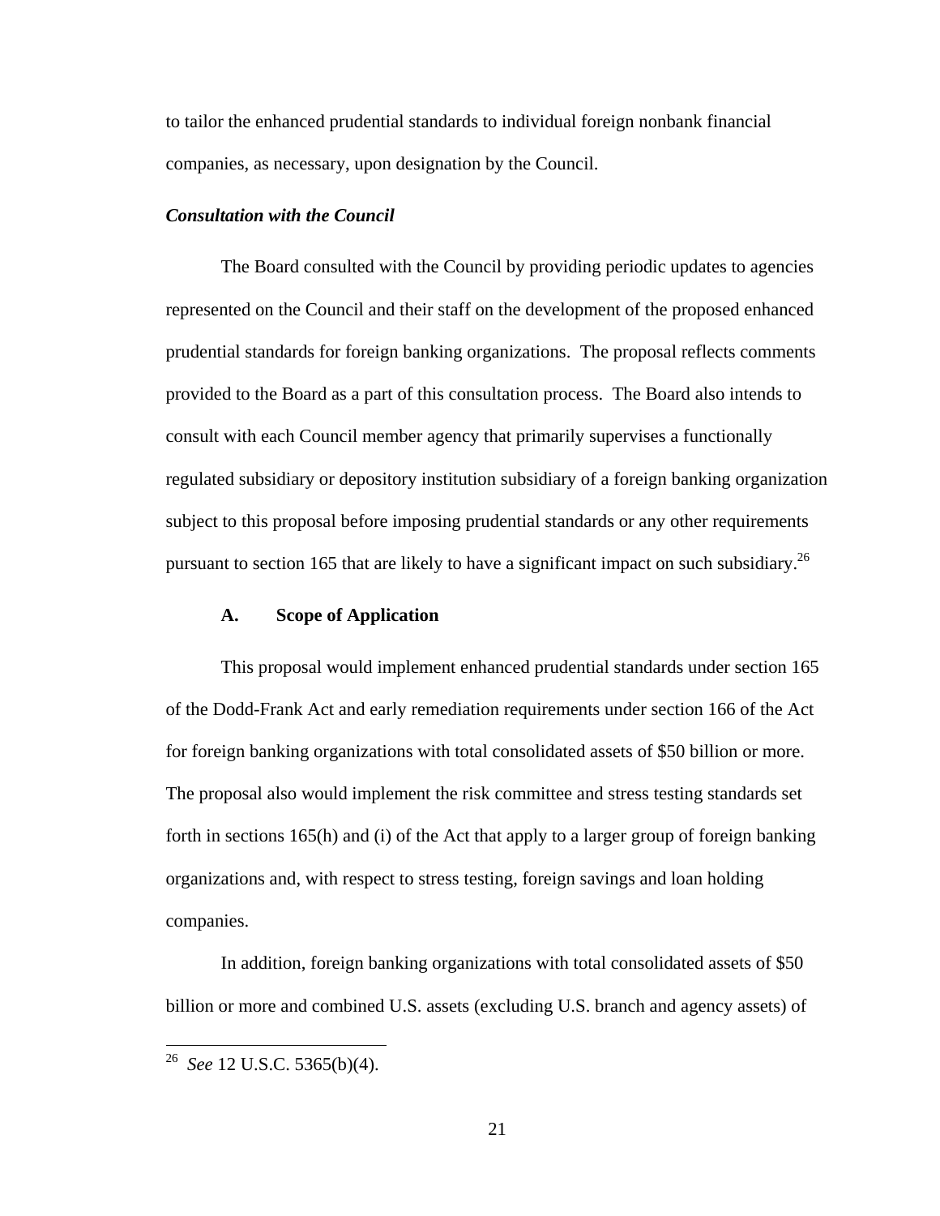to tailor the enhanced prudential standards to individual foreign nonbank financial companies, as necessary, upon designation by the Council.

***Consultation with the Council***

The Board consulted with the Council by providing periodic updates to agencies represented on the Council and their staff on the development of the proposed enhanced prudential standards for foreign banking organizations. The proposal reflects comments provided to the Board as a part of this consultation process. The Board also intends to consult with each Council member agency that primarily supervises a functionally regulated subsidiary or depository institution subsidiary of a foreign banking organization subject to this proposal before imposing prudential standards or any other requirements pursuant to section 165 that are likely to have a significant impact on such subsidiary.[26]

## A. Scope of Application

This proposal would implement enhanced prudential standards under section 165 of the Dodd-Frank Act and early remediation requirements under section 166 of the Act for foreign banking organizations with total consolidated assets of $50 billion or more. The proposal also would implement the risk committee and stress testing standards set forth in sections 165(h) and (i) of the Act that apply to a larger group of foreign banking organizations and, with respect to stress testing, foreign savings and loan holding companies.

In addition, foreign banking organizations with total consolidated assets of $50 billion or more and combined U.S. assets (excluding U.S. branch and agency assets) of

---

[26] *See* 12 U.S.C. 5365(b)(4).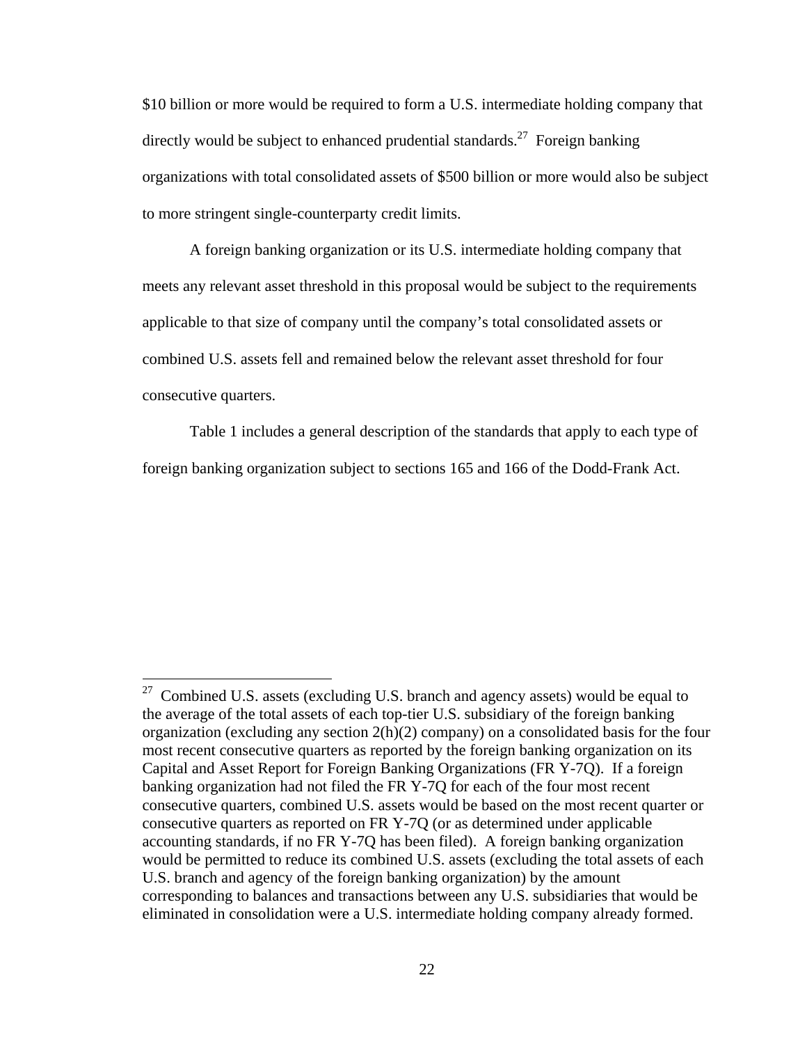$10 billion or more would be required to form a U.S. intermediate holding company that directly would be subject to enhanced prudential standards.[27] Foreign banking organizations with total consolidated assets of $500 billion or more would also be subject to more stringent single-counterparty credit limits.

A foreign banking organization or its U.S. intermediate holding company that meets any relevant asset threshold in this proposal would be subject to the requirements applicable to that size of company until the company's total consolidated assets or combined U.S. assets fell and remained below the relevant asset threshold for four consecutive quarters.

Table 1 includes a general description of the standards that apply to each type of foreign banking organization subject to sections 165 and 166 of the Dodd-Frank Act.

---

[27] Combined U.S. assets (excluding U.S. branch and agency assets) would be equal to the average of the total assets of each top-tier U.S. subsidiary of the foreign banking organization (excluding any section 2(h)(2) company) on a consolidated basis for the four most recent consecutive quarters as reported by the foreign banking organization on its Capital and Asset Report for Foreign Banking Organizations (FR Y-7Q). If a foreign banking organization had not filed the FR Y-7Q for each of the four most recent consecutive quarters, combined U.S. assets would be based on the most recent quarter or consecutive quarters as reported on FR Y-7Q (or as determined under applicable accounting standards, if no FR Y-7Q has been filed). A foreign banking organization would be permitted to reduce its combined U.S. assets (excluding the total assets of each U.S. branch and agency of the foreign banking organization) by the amount corresponding to balances and transactions between any U.S. subsidiaries that would be eliminated in consolidation were a U.S. intermediate holding company already formed.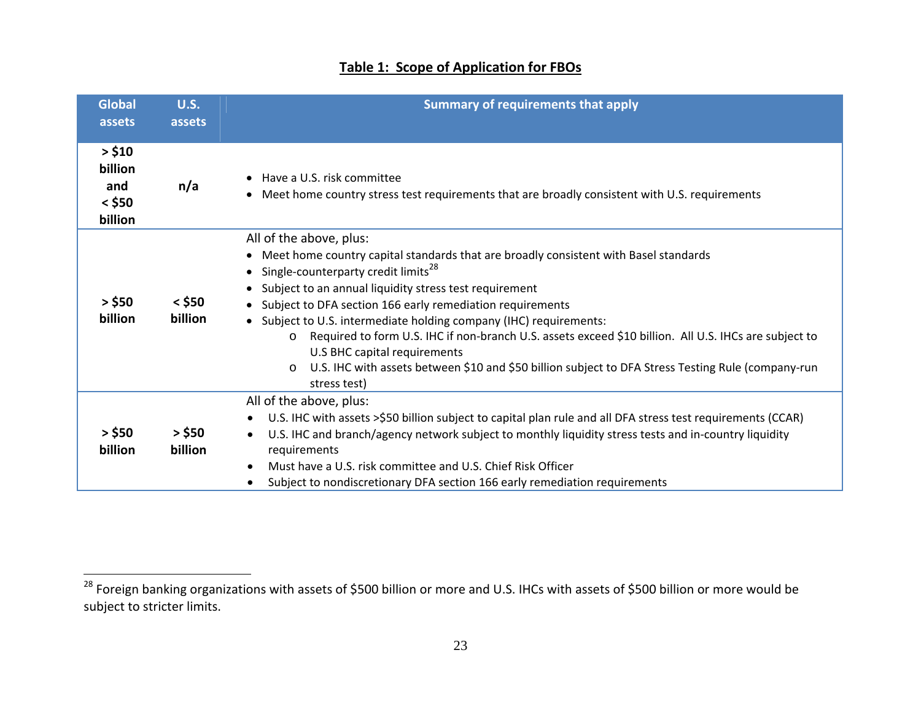**Table 1: Scope of Application for FBOs**

| Global assets | U.S. assets | Summary of requirements that apply |
|---|---|---|
| > $10 billion and < $50 billion | n/a | • Have a U.S. risk committee<br>• Meet home country stress test requirements that are broadly consistent with U.S. requirements |
| > $50 billion | < $50 billion | All of the above, plus:<br>• Meet home country capital standards that are broadly consistent with Basel standards<br>• Single-counterparty credit limits[28]<br>• Subject to an annual liquidity stress test requirement<br>• Subject to DFA section 166 early remediation requirements<br>• Subject to U.S. intermediate holding company (IHC) requirements:<br>  o Required to form U.S. IHC if non-branch U.S. assets exceed $10 billion. All U.S. IHCs are subject to U.S BHC capital requirements<br>  o U.S. IHC with assets between $10 and $50 billion subject to DFA Stress Testing Rule (company-run stress test) |
| > $50 billion | > $50 billion | All of the above, plus:<br>• U.S. IHC with assets >$50 billion subject to capital plan rule and all DFA stress test requirements (CCAR)<br>• U.S. IHC and branch/agency network subject to monthly liquidity stress tests and in-country liquidity requirements<br>• Must have a U.S. risk committee and U.S. Chief Risk Officer<br>• Subject to nondiscretionary DFA section 166 early remediation requirements |

[28] Foreign banking organizations with assets of $500 billion or more and U.S. IHCs with assets of $500 billion or more would be subject to stricter limits.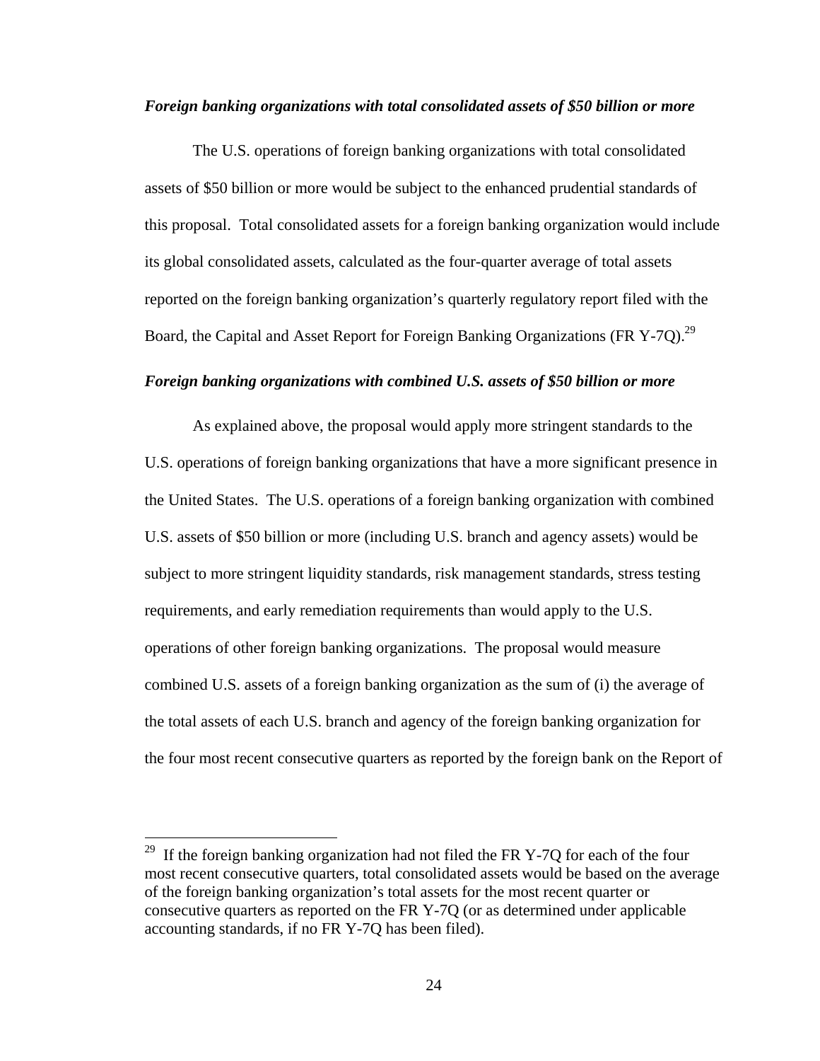*Foreign banking organizations with total consolidated assets of $50 billion or more*

The U.S. operations of foreign banking organizations with total consolidated assets of $50 billion or more would be subject to the enhanced prudential standards of this proposal. Total consolidated assets for a foreign banking organization would include its global consolidated assets, calculated as the four-quarter average of total assets reported on the foreign banking organization's quarterly regulatory report filed with the Board, the Capital and Asset Report for Foreign Banking Organizations (FR Y-7Q).[29]

*Foreign banking organizations with combined U.S. assets of $50 billion or more*

As explained above, the proposal would apply more stringent standards to the U.S. operations of foreign banking organizations that have a more significant presence in the United States. The U.S. operations of a foreign banking organization with combined U.S. assets of $50 billion or more (including U.S. branch and agency assets) would be subject to more stringent liquidity standards, risk management standards, stress testing requirements, and early remediation requirements than would apply to the U.S. operations of other foreign banking organizations. The proposal would measure combined U.S. assets of a foreign banking organization as the sum of (i) the average of the total assets of each U.S. branch and agency of the foreign banking organization for the four most recent consecutive quarters as reported by the foreign bank on the Report of

---

[29] If the foreign banking organization had not filed the FR Y-7Q for each of the four most recent consecutive quarters, total consolidated assets would be based on the average of the foreign banking organization's total assets for the most recent quarter or consecutive quarters as reported on the FR Y-7Q (or as determined under applicable accounting standards, if no FR Y-7Q has been filed).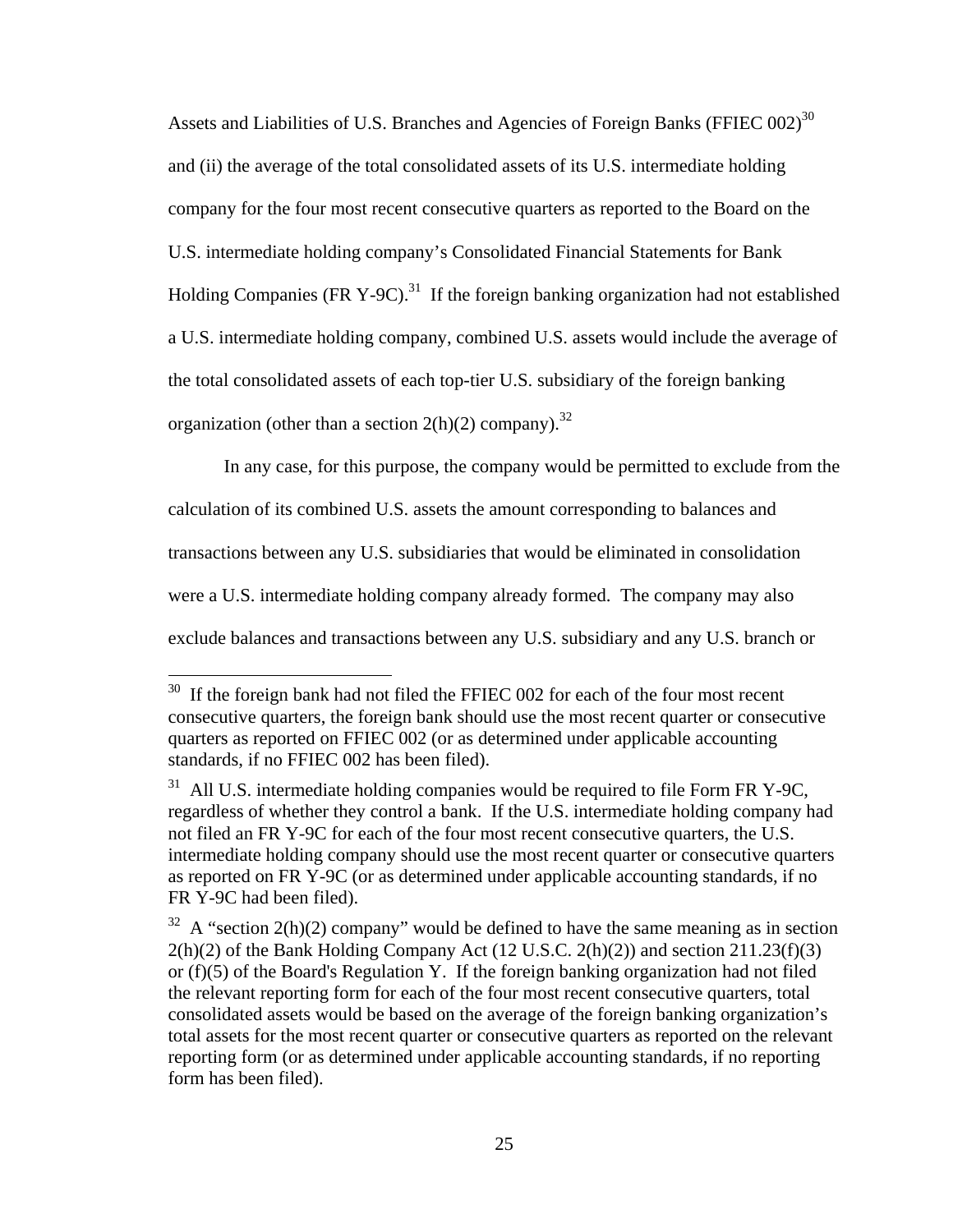Assets and Liabilities of U.S. Branches and Agencies of Foreign Banks (FFIEC 002)[30] and (ii) the average of the total consolidated assets of its U.S. intermediate holding company for the four most recent consecutive quarters as reported to the Board on the U.S. intermediate holding company's Consolidated Financial Statements for Bank Holding Companies (FR Y-9C).[31] If the foreign banking organization had not established a U.S. intermediate holding company, combined U.S. assets would include the average of the total consolidated assets of each top-tier U.S. subsidiary of the foreign banking organization (other than a section 2(h)(2) company).[32]

In any case, for this purpose, the company would be permitted to exclude from the calculation of its combined U.S. assets the amount corresponding to balances and transactions between any U.S. subsidiaries that would be eliminated in consolidation were a U.S. intermediate holding company already formed. The company may also exclude balances and transactions between any U.S. subsidiary and any U.S. branch or

---

[30] If the foreign bank had not filed the FFIEC 002 for each of the four most recent consecutive quarters, the foreign bank should use the most recent quarter or consecutive quarters as reported on FFIEC 002 (or as determined under applicable accounting standards, if no FFIEC 002 has been filed).

[31] All U.S. intermediate holding companies would be required to file Form FR Y-9C, regardless of whether they control a bank. If the U.S. intermediate holding company had not filed an FR Y-9C for each of the four most recent consecutive quarters, the U.S. intermediate holding company should use the most recent quarter or consecutive quarters as reported on FR Y-9C (or as determined under applicable accounting standards, if no FR Y-9C had been filed).

[32] A "section 2(h)(2) company" would be defined to have the same meaning as in section 2(h)(2) of the Bank Holding Company Act (12 U.S.C. 2(h)(2)) and section 211.23(f)(3) or (f)(5) of the Board's Regulation Y. If the foreign banking organization had not filed the relevant reporting form for each of the four most recent consecutive quarters, total consolidated assets would be based on the average of the foreign banking organization's total assets for the most recent quarter or consecutive quarters as reported on the relevant reporting form (or as determined under applicable accounting standards, if no reporting form has been filed).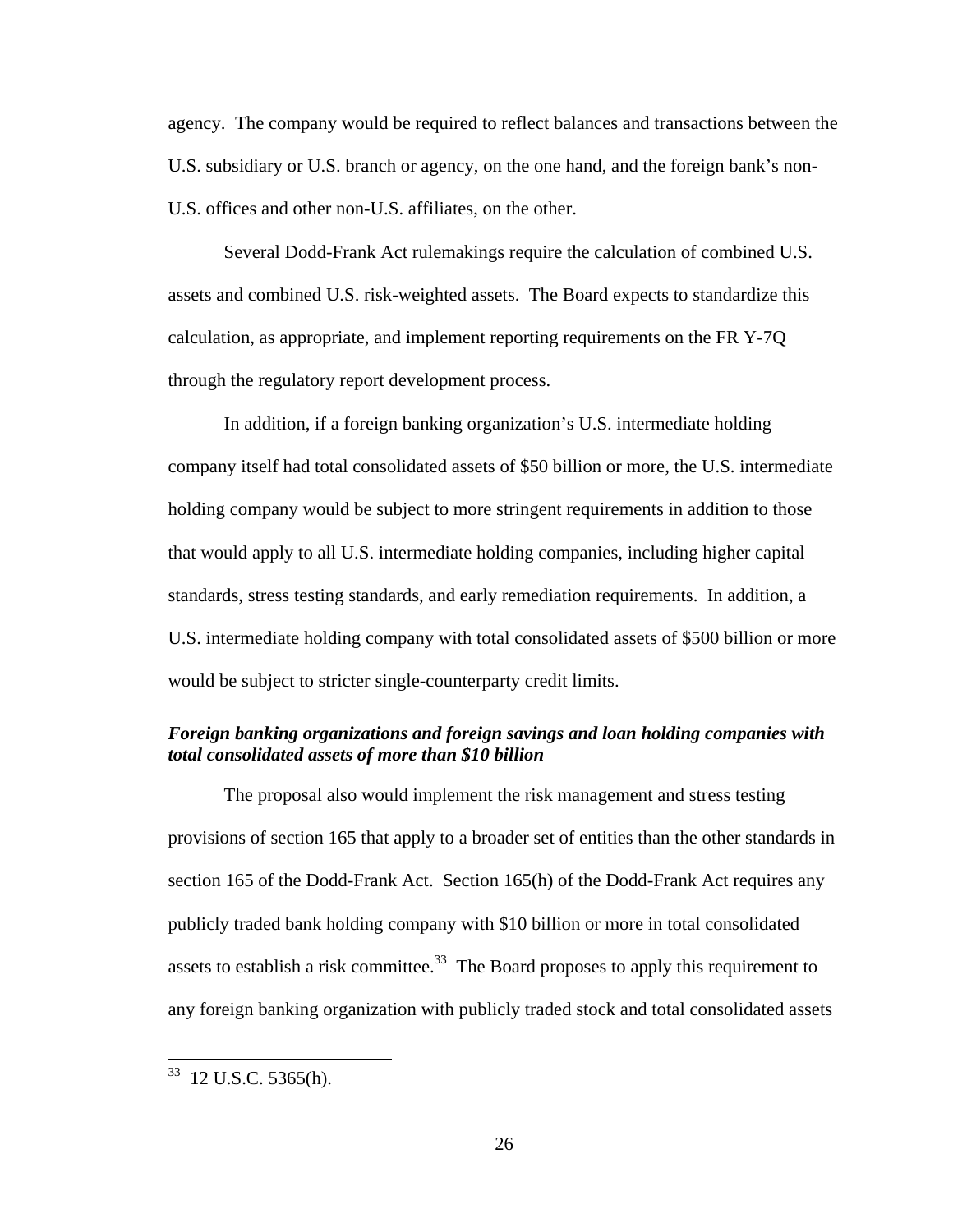agency. The company would be required to reflect balances and transactions between the U.S. subsidiary or U.S. branch or agency, on the one hand, and the foreign bank's non-U.S. offices and other non-U.S. affiliates, on the other.

Several Dodd-Frank Act rulemakings require the calculation of combined U.S. assets and combined U.S. risk-weighted assets. The Board expects to standardize this calculation, as appropriate, and implement reporting requirements on the FR Y-7Q through the regulatory report development process.

In addition, if a foreign banking organization's U.S. intermediate holding company itself had total consolidated assets of $50 billion or more, the U.S. intermediate holding company would be subject to more stringent requirements in addition to those that would apply to all U.S. intermediate holding companies, including higher capital standards, stress testing standards, and early remediation requirements. In addition, a U.S. intermediate holding company with total consolidated assets of $500 billion or more would be subject to stricter single-counterparty credit limits.

***Foreign banking organizations and foreign savings and loan holding companies with total consolidated assets of more than $10 billion***

The proposal also would implement the risk management and stress testing provisions of section 165 that apply to a broader set of entities than the other standards in section 165 of the Dodd-Frank Act. Section 165(h) of the Dodd-Frank Act requires any publicly traded bank holding company with $10 billion or more in total consolidated assets to establish a risk committee.[33] The Board proposes to apply this requirement to any foreign banking organization with publicly traded stock and total consolidated assets

[33] 12 U.S.C. 5365(h).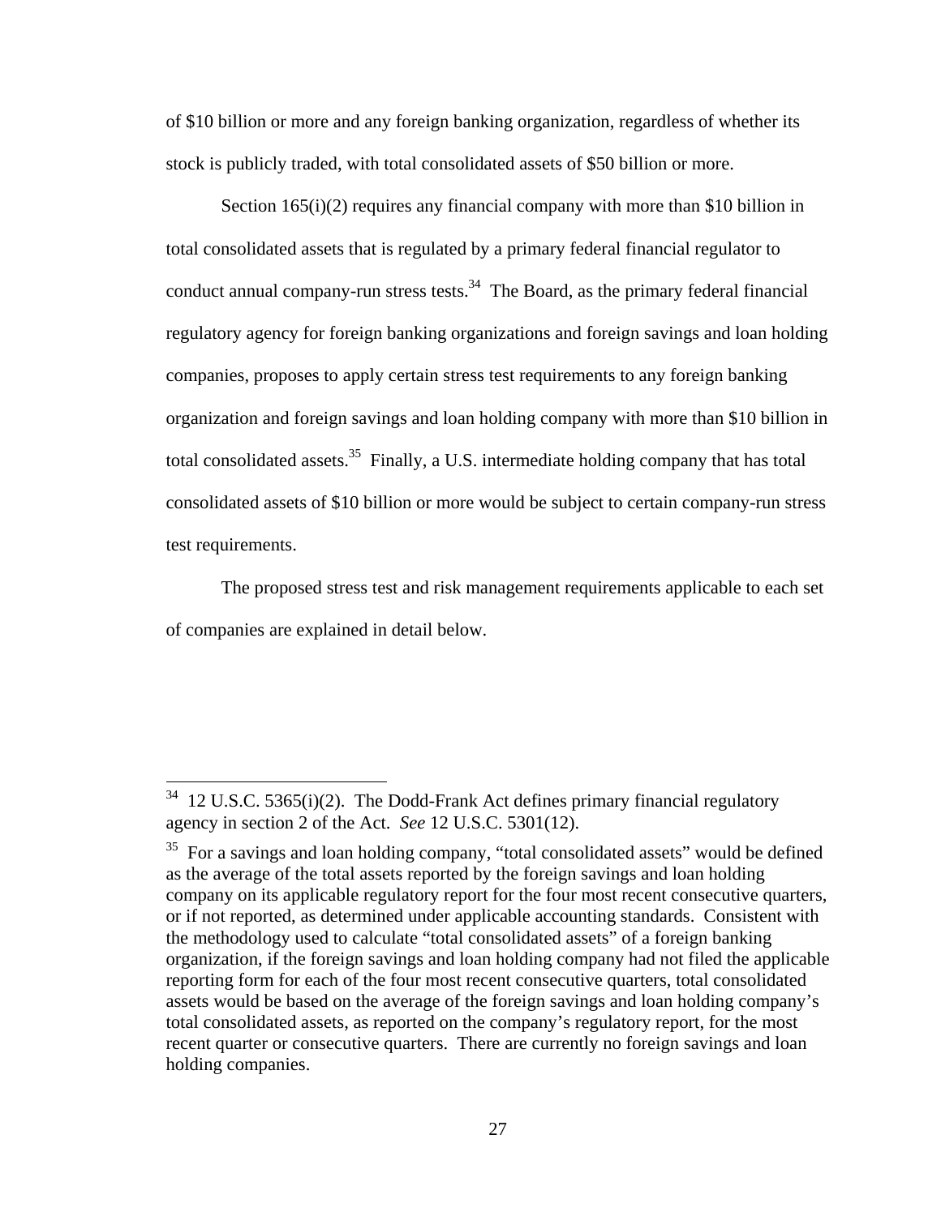of $10 billion or more and any foreign banking organization, regardless of whether its stock is publicly traded, with total consolidated assets of $50 billion or more.

Section 165(i)(2) requires any financial company with more than $10 billion in total consolidated assets that is regulated by a primary federal financial regulator to conduct annual company-run stress tests.[34] The Board, as the primary federal financial regulatory agency for foreign banking organizations and foreign savings and loan holding companies, proposes to apply certain stress test requirements to any foreign banking organization and foreign savings and loan holding company with more than $10 billion in total consolidated assets.[35] Finally, a U.S. intermediate holding company that has total consolidated assets of $10 billion or more would be subject to certain company-run stress test requirements.

The proposed stress test and risk management requirements applicable to each set of companies are explained in detail below.

---

[34] 12 U.S.C. 5365(i)(2). The Dodd-Frank Act defines primary financial regulatory agency in section 2 of the Act. *See* 12 U.S.C. 5301(12).

[35] For a savings and loan holding company, "total consolidated assets" would be defined as the average of the total assets reported by the foreign savings and loan holding company on its applicable regulatory report for the four most recent consecutive quarters, or if not reported, as determined under applicable accounting standards. Consistent with the methodology used to calculate "total consolidated assets" of a foreign banking organization, if the foreign savings and loan holding company had not filed the applicable reporting form for each of the four most recent consecutive quarters, total consolidated assets would be based on the average of the foreign savings and loan holding company's total consolidated assets, as reported on the company's regulatory report, for the most recent quarter or consecutive quarters. There are currently no foreign savings and loan holding companies.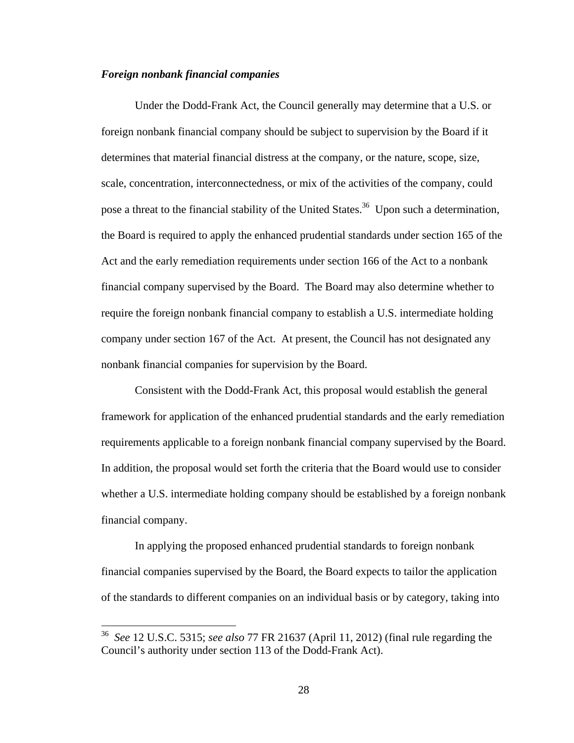***Foreign nonbank financial companies***

Under the Dodd-Frank Act, the Council generally may determine that a U.S. or foreign nonbank financial company should be subject to supervision by the Board if it determines that material financial distress at the company, or the nature, scope, size, scale, concentration, interconnectedness, or mix of the activities of the company, could pose a threat to the financial stability of the United States.[36] Upon such a determination, the Board is required to apply the enhanced prudential standards under section 165 of the Act and the early remediation requirements under section 166 of the Act to a nonbank financial company supervised by the Board. The Board may also determine whether to require the foreign nonbank financial company to establish a U.S. intermediate holding company under section 167 of the Act. At present, the Council has not designated any nonbank financial companies for supervision by the Board.

Consistent with the Dodd-Frank Act, this proposal would establish the general framework for application of the enhanced prudential standards and the early remediation requirements applicable to a foreign nonbank financial company supervised by the Board. In addition, the proposal would set forth the criteria that the Board would use to consider whether a U.S. intermediate holding company should be established by a foreign nonbank financial company.

In applying the proposed enhanced prudential standards to foreign nonbank financial companies supervised by the Board, the Board expects to tailor the application of the standards to different companies on an individual basis or by category, taking into

---

[36] *See* 12 U.S.C. 5315; *see also* 77 FR 21637 (April 11, 2012) (final rule regarding the Council's authority under section 113 of the Dodd-Frank Act).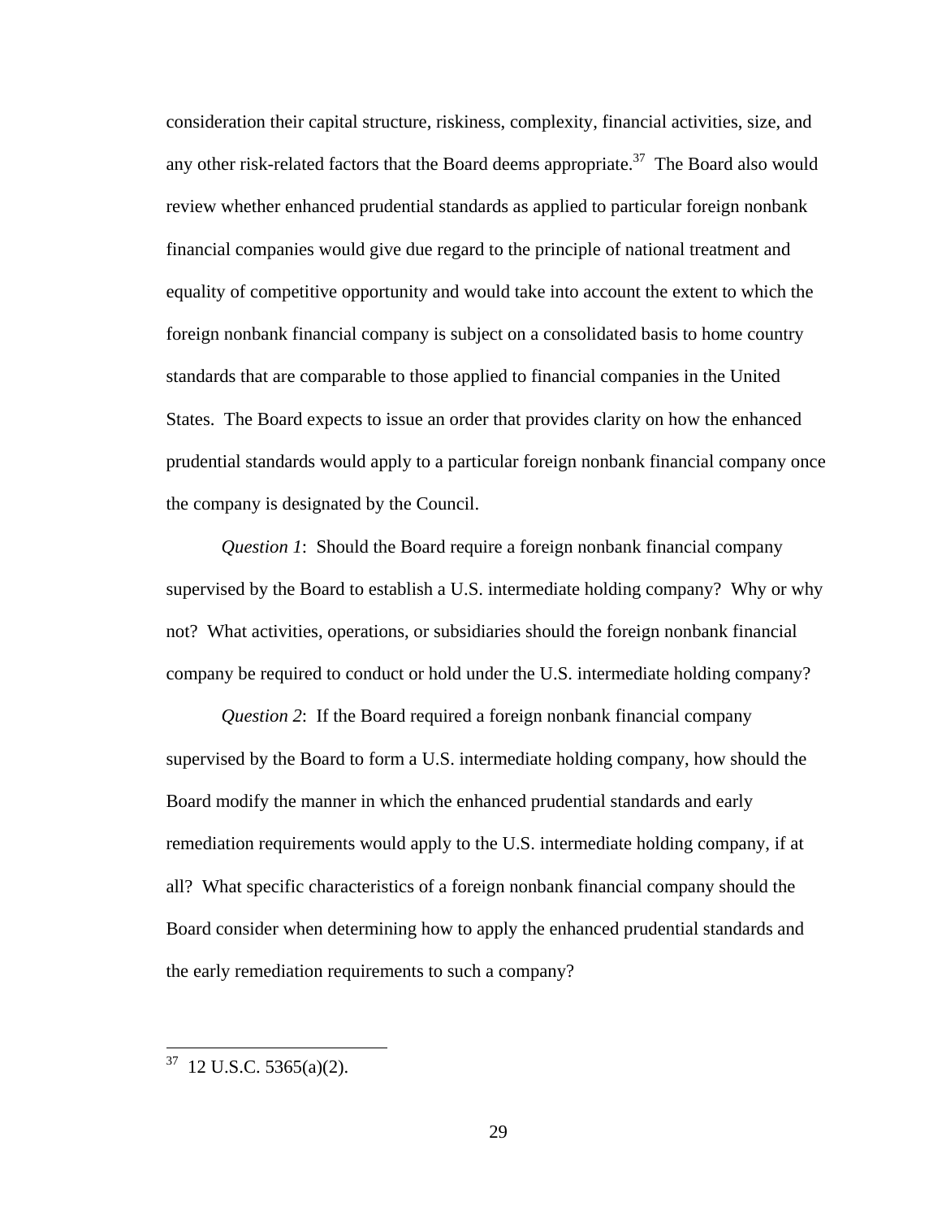consideration their capital structure, riskiness, complexity, financial activities, size, and any other risk-related factors that the Board deems appropriate.[37] The Board also would review whether enhanced prudential standards as applied to particular foreign nonbank financial companies would give due regard to the principle of national treatment and equality of competitive opportunity and would take into account the extent to which the foreign nonbank financial company is subject on a consolidated basis to home country standards that are comparable to those applied to financial companies in the United States. The Board expects to issue an order that provides clarity on how the enhanced prudential standards would apply to a particular foreign nonbank financial company once the company is designated by the Council.

*Question 1*: Should the Board require a foreign nonbank financial company supervised by the Board to establish a U.S. intermediate holding company? Why or why not? What activities, operations, or subsidiaries should the foreign nonbank financial company be required to conduct or hold under the U.S. intermediate holding company?

*Question 2*: If the Board required a foreign nonbank financial company supervised by the Board to form a U.S. intermediate holding company, how should the Board modify the manner in which the enhanced prudential standards and early remediation requirements would apply to the U.S. intermediate holding company, if at all? What specific characteristics of a foreign nonbank financial company should the Board consider when determining how to apply the enhanced prudential standards and the early remediation requirements to such a company?

---

[37] 12 U.S.C. 5365(a)(2).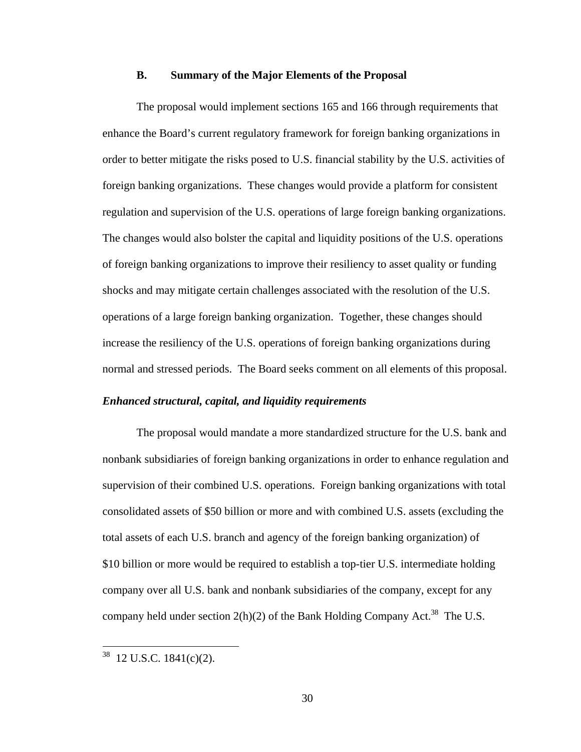### B. Summary of the Major Elements of the Proposal

The proposal would implement sections 165 and 166 through requirements that enhance the Board's current regulatory framework for foreign banking organizations in order to better mitigate the risks posed to U.S. financial stability by the U.S. activities of foreign banking organizations. These changes would provide a platform for consistent regulation and supervision of the U.S. operations of large foreign banking organizations. The changes would also bolster the capital and liquidity positions of the U.S. operations of foreign banking organizations to improve their resiliency to asset quality or funding shocks and may mitigate certain challenges associated with the resolution of the U.S. operations of a large foreign banking organization. Together, these changes should increase the resiliency of the U.S. operations of foreign banking organizations during normal and stressed periods. The Board seeks comment on all elements of this proposal.

***Enhanced structural, capital, and liquidity requirements***

The proposal would mandate a more standardized structure for the U.S. bank and nonbank subsidiaries of foreign banking organizations in order to enhance regulation and supervision of their combined U.S. operations. Foreign banking organizations with total consolidated assets of $50 billion or more and with combined U.S. assets (excluding the total assets of each U.S. branch and agency of the foreign banking organization) of $10 billion or more would be required to establish a top-tier U.S. intermediate holding company over all U.S. bank and nonbank subsidiaries of the company, except for any company held under section 2(h)(2) of the Bank Holding Company Act.[38] The U.S.

---

[38] 12 U.S.C. 1841(c)(2).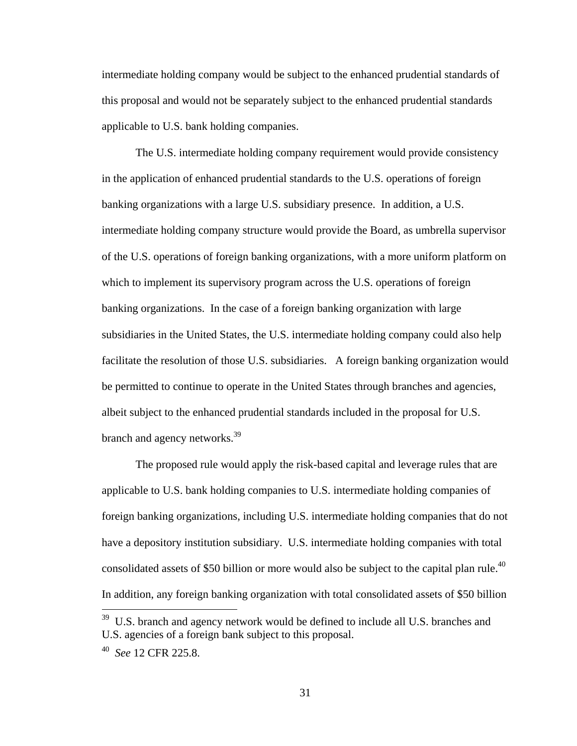intermediate holding company would be subject to the enhanced prudential standards of this proposal and would not be separately subject to the enhanced prudential standards applicable to U.S. bank holding companies.

The U.S. intermediate holding company requirement would provide consistency in the application of enhanced prudential standards to the U.S. operations of foreign banking organizations with a large U.S. subsidiary presence. In addition, a U.S. intermediate holding company structure would provide the Board, as umbrella supervisor of the U.S. operations of foreign banking organizations, with a more uniform platform on which to implement its supervisory program across the U.S. operations of foreign banking organizations. In the case of a foreign banking organization with large subsidiaries in the United States, the U.S. intermediate holding company could also help facilitate the resolution of those U.S. subsidiaries. A foreign banking organization would be permitted to continue to operate in the United States through branches and agencies, albeit subject to the enhanced prudential standards included in the proposal for U.S. branch and agency networks.[39]

The proposed rule would apply the risk-based capital and leverage rules that are applicable to U.S. bank holding companies to U.S. intermediate holding companies of foreign banking organizations, including U.S. intermediate holding companies that do not have a depository institution subsidiary. U.S. intermediate holding companies with total consolidated assets of $50 billion or more would also be subject to the capital plan rule.[40] In addition, any foreign banking organization with total consolidated assets of $50 billion

---

[39] U.S. branch and agency network would be defined to include all U.S. branches and U.S. agencies of a foreign bank subject to this proposal.

[40] *See* 12 CFR 225.8.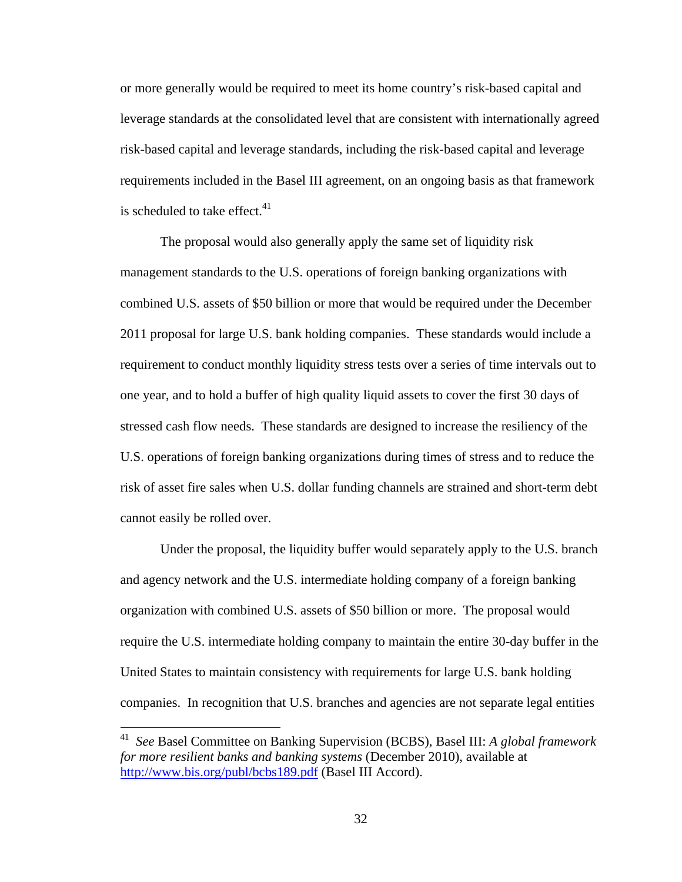or more generally would be required to meet its home country's risk-based capital and leverage standards at the consolidated level that are consistent with internationally agreed risk-based capital and leverage standards, including the risk-based capital and leverage requirements included in the Basel III agreement, on an ongoing basis as that framework is scheduled to take effect.[41]

The proposal would also generally apply the same set of liquidity risk management standards to the U.S. operations of foreign banking organizations with combined U.S. assets of $50 billion or more that would be required under the December 2011 proposal for large U.S. bank holding companies. These standards would include a requirement to conduct monthly liquidity stress tests over a series of time intervals out to one year, and to hold a buffer of high quality liquid assets to cover the first 30 days of stressed cash flow needs. These standards are designed to increase the resiliency of the U.S. operations of foreign banking organizations during times of stress and to reduce the risk of asset fire sales when U.S. dollar funding channels are strained and short-term debt cannot easily be rolled over.

Under the proposal, the liquidity buffer would separately apply to the U.S. branch and agency network and the U.S. intermediate holding company of a foreign banking organization with combined U.S. assets of $50 billion or more. The proposal would require the U.S. intermediate holding company to maintain the entire 30-day buffer in the United States to maintain consistency with requirements for large U.S. bank holding companies. In recognition that U.S. branches and agencies are not separate legal entities

---

[41] *See* Basel Committee on Banking Supervision (BCBS), Basel III: *A global framework for more resilient banks and banking systems* (December 2010), available at http://www.bis.org/publ/bcbs189.pdf (Basel III Accord).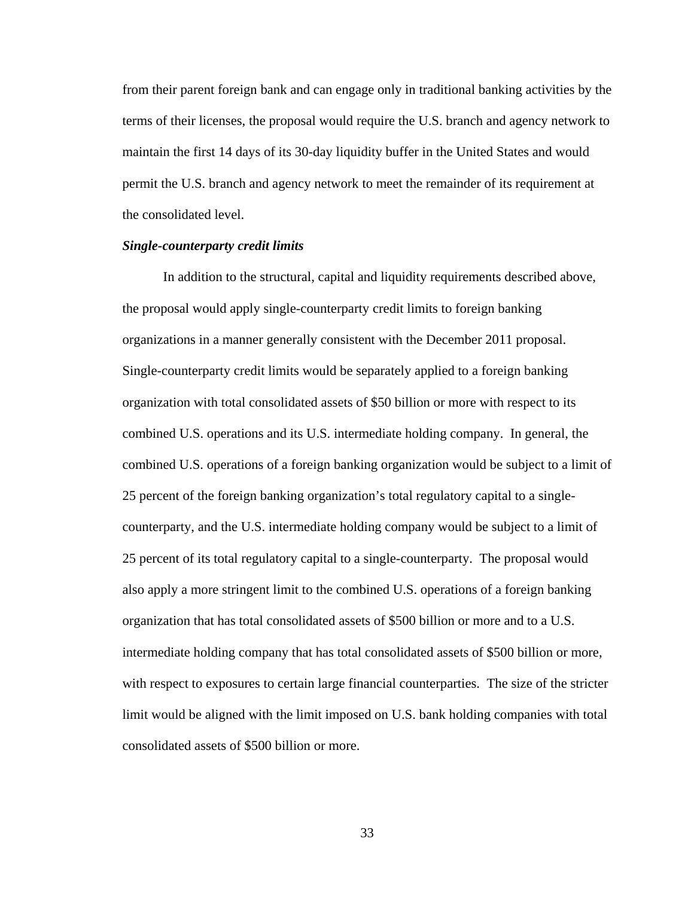from their parent foreign bank and can engage only in traditional banking activities by the terms of their licenses, the proposal would require the U.S. branch and agency network to maintain the first 14 days of its 30-day liquidity buffer in the United States and would permit the U.S. branch and agency network to meet the remainder of its requirement at the consolidated level.

***Single-counterparty credit limits***

In addition to the structural, capital and liquidity requirements described above, the proposal would apply single-counterparty credit limits to foreign banking organizations in a manner generally consistent with the December 2011 proposal. Single-counterparty credit limits would be separately applied to a foreign banking organization with total consolidated assets of $50 billion or more with respect to its combined U.S. operations and its U.S. intermediate holding company. In general, the combined U.S. operations of a foreign banking organization would be subject to a limit of 25 percent of the foreign banking organization's total regulatory capital to a single-counterparty, and the U.S. intermediate holding company would be subject to a limit of 25 percent of its total regulatory capital to a single-counterparty. The proposal would also apply a more stringent limit to the combined U.S. operations of a foreign banking organization that has total consolidated assets of $500 billion or more and to a U.S. intermediate holding company that has total consolidated assets of $500 billion or more, with respect to exposures to certain large financial counterparties. The size of the stricter limit would be aligned with the limit imposed on U.S. bank holding companies with total consolidated assets of $500 billion or more.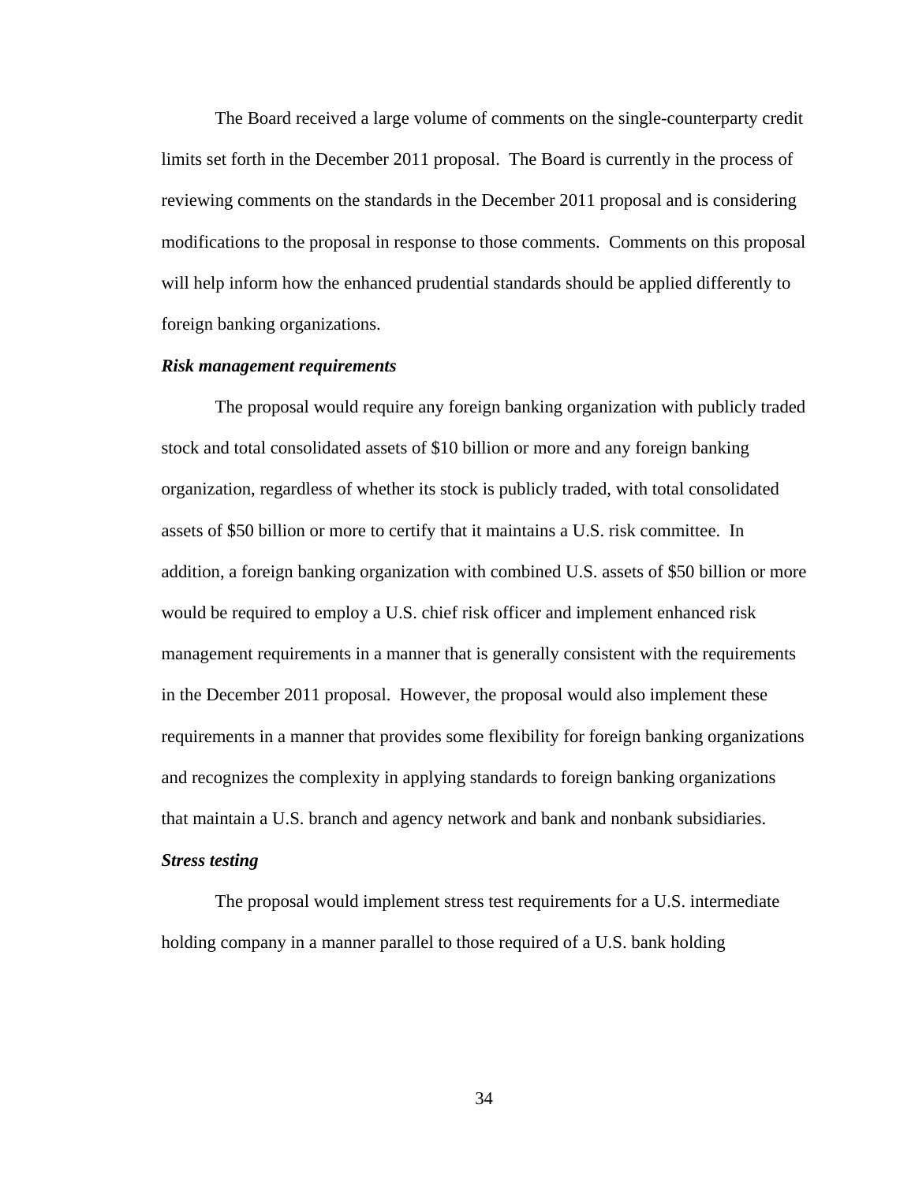The Board received a large volume of comments on the single-counterparty credit limits set forth in the December 2011 proposal. The Board is currently in the process of reviewing comments on the standards in the December 2011 proposal and is considering modifications to the proposal in response to those comments. Comments on this proposal will help inform how the enhanced prudential standards should be applied differently to foreign banking organizations.

***Risk management requirements***

The proposal would require any foreign banking organization with publicly traded stock and total consolidated assets of $10 billion or more and any foreign banking organization, regardless of whether its stock is publicly traded, with total consolidated assets of $50 billion or more to certify that it maintains a U.S. risk committee. In addition, a foreign banking organization with combined U.S. assets of $50 billion or more would be required to employ a U.S. chief risk officer and implement enhanced risk management requirements in a manner that is generally consistent with the requirements in the December 2011 proposal. However, the proposal would also implement these requirements in a manner that provides some flexibility for foreign banking organizations and recognizes the complexity in applying standards to foreign banking organizations that maintain a U.S. branch and agency network and bank and nonbank subsidiaries.

***Stress testing***

The proposal would implement stress test requirements for a U.S. intermediate holding company in a manner parallel to those required of a U.S. bank holding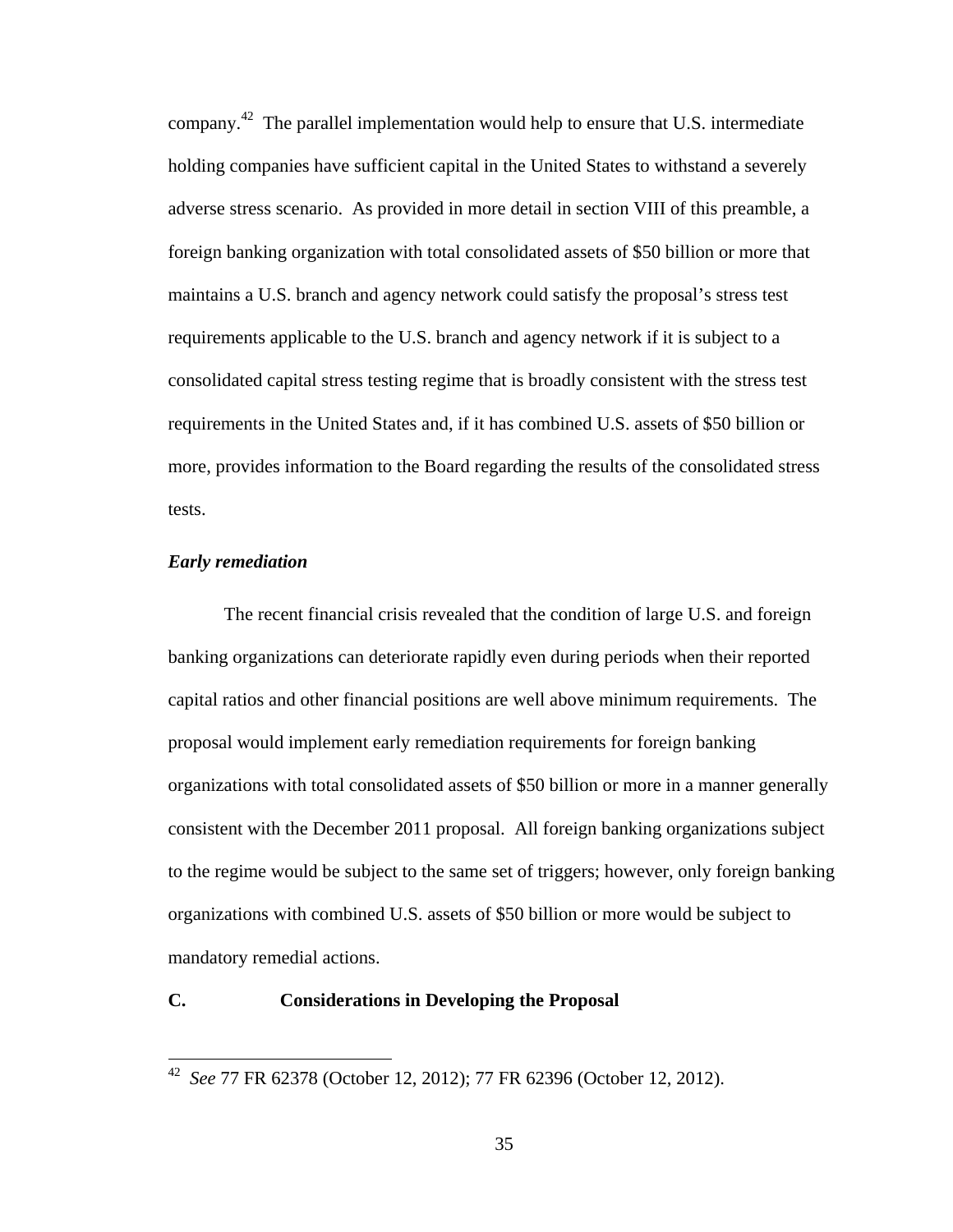company.[42] The parallel implementation would help to ensure that U.S. intermediate holding companies have sufficient capital in the United States to withstand a severely adverse stress scenario. As provided in more detail in section VIII of this preamble, a foreign banking organization with total consolidated assets of $50 billion or more that maintains a U.S. branch and agency network could satisfy the proposal's stress test requirements applicable to the U.S. branch and agency network if it is subject to a consolidated capital stress testing regime that is broadly consistent with the stress test requirements in the United States and, if it has combined U.S. assets of $50 billion or more, provides information to the Board regarding the results of the consolidated stress tests.

***Early remediation***

The recent financial crisis revealed that the condition of large U.S. and foreign banking organizations can deteriorate rapidly even during periods when their reported capital ratios and other financial positions are well above minimum requirements. The proposal would implement early remediation requirements for foreign banking organizations with total consolidated assets of $50 billion or more in a manner generally consistent with the December 2011 proposal. All foreign banking organizations subject to the regime would be subject to the same set of triggers; however, only foreign banking organizations with combined U.S. assets of $50 billion or more would be subject to mandatory remedial actions.

## C. Considerations in Developing the Proposal

[42] *See* 77 FR 62378 (October 12, 2012); 77 FR 62396 (October 12, 2012).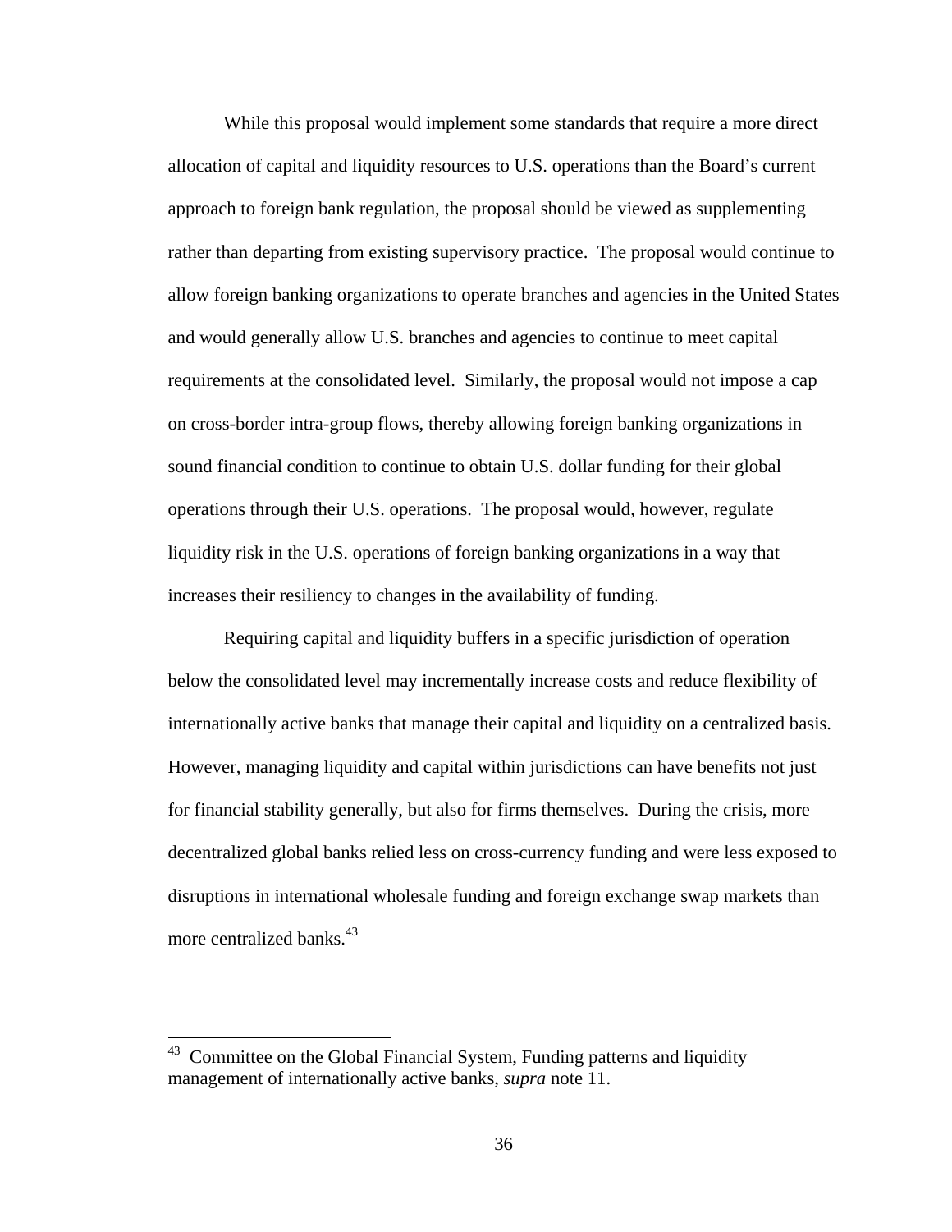While this proposal would implement some standards that require a more direct allocation of capital and liquidity resources to U.S. operations than the Board's current approach to foreign bank regulation, the proposal should be viewed as supplementing rather than departing from existing supervisory practice. The proposal would continue to allow foreign banking organizations to operate branches and agencies in the United States and would generally allow U.S. branches and agencies to continue to meet capital requirements at the consolidated level. Similarly, the proposal would not impose a cap on cross-border intra-group flows, thereby allowing foreign banking organizations in sound financial condition to continue to obtain U.S. dollar funding for their global operations through their U.S. operations. The proposal would, however, regulate liquidity risk in the U.S. operations of foreign banking organizations in a way that increases their resiliency to changes in the availability of funding.

Requiring capital and liquidity buffers in a specific jurisdiction of operation below the consolidated level may incrementally increase costs and reduce flexibility of internationally active banks that manage their capital and liquidity on a centralized basis. However, managing liquidity and capital within jurisdictions can have benefits not just for financial stability generally, but also for firms themselves. During the crisis, more decentralized global banks relied less on cross-currency funding and were less exposed to disruptions in international wholesale funding and foreign exchange swap markets than more centralized banks.[43]

---

[43] Committee on the Global Financial System, Funding patterns and liquidity management of internationally active banks, *supra* note 11.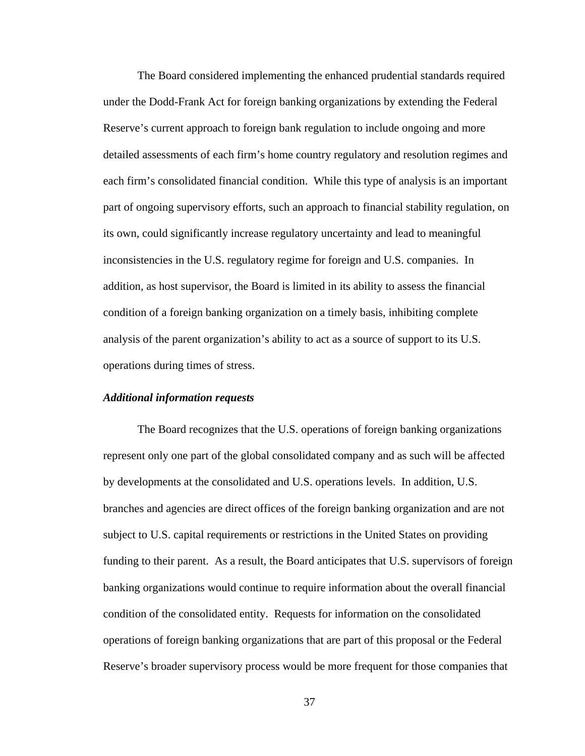The Board considered implementing the enhanced prudential standards required under the Dodd-Frank Act for foreign banking organizations by extending the Federal Reserve's current approach to foreign bank regulation to include ongoing and more detailed assessments of each firm's home country regulatory and resolution regimes and each firm's consolidated financial condition. While this type of analysis is an important part of ongoing supervisory efforts, such an approach to financial stability regulation, on its own, could significantly increase regulatory uncertainty and lead to meaningful inconsistencies in the U.S. regulatory regime for foreign and U.S. companies. In addition, as host supervisor, the Board is limited in its ability to assess the financial condition of a foreign banking organization on a timely basis, inhibiting complete analysis of the parent organization's ability to act as a source of support to its U.S. operations during times of stress.

***Additional information requests***

The Board recognizes that the U.S. operations of foreign banking organizations represent only one part of the global consolidated company and as such will be affected by developments at the consolidated and U.S. operations levels. In addition, U.S. branches and agencies are direct offices of the foreign banking organization and are not subject to U.S. capital requirements or restrictions in the United States on providing funding to their parent. As a result, the Board anticipates that U.S. supervisors of foreign banking organizations would continue to require information about the overall financial condition of the consolidated entity. Requests for information on the consolidated operations of foreign banking organizations that are part of this proposal or the Federal Reserve's broader supervisory process would be more frequent for those companies that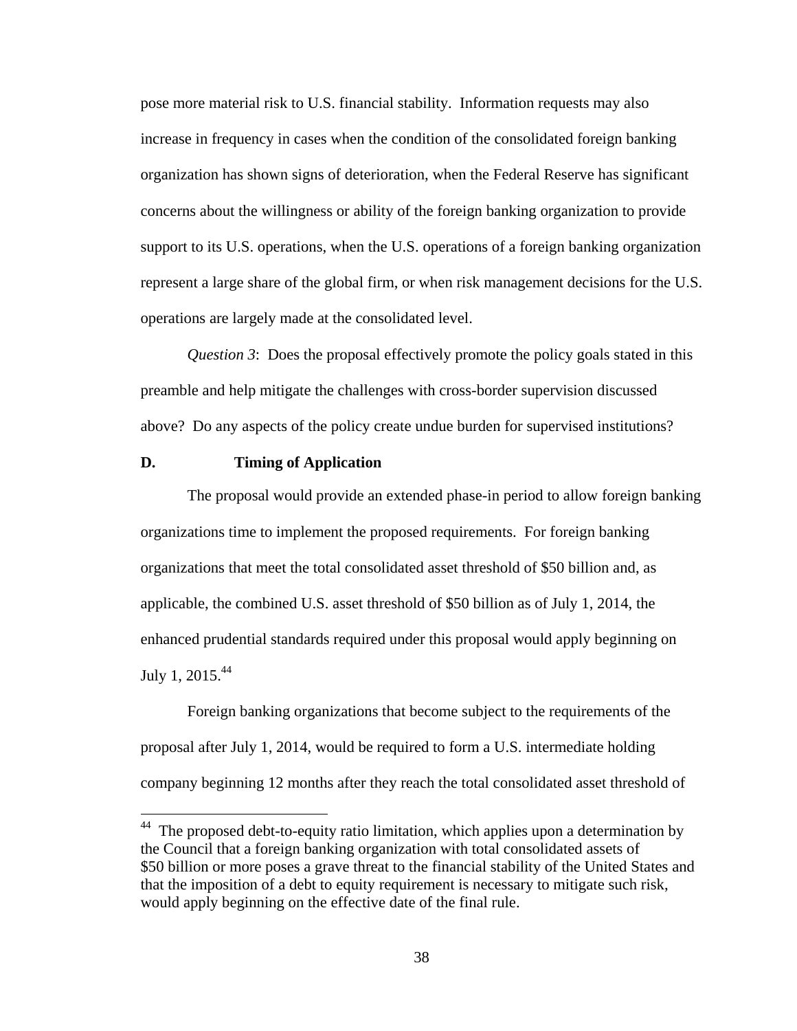pose more material risk to U.S. financial stability. Information requests may also increase in frequency in cases when the condition of the consolidated foreign banking organization has shown signs of deterioration, when the Federal Reserve has significant concerns about the willingness or ability of the foreign banking organization to provide support to its U.S. operations, when the U.S. operations of a foreign banking organization represent a large share of the global firm, or when risk management decisions for the U.S. operations are largely made at the consolidated level.

*Question 3*: Does the proposal effectively promote the policy goals stated in this preamble and help mitigate the challenges with cross-border supervision discussed above? Do any aspects of the policy create undue burden for supervised institutions?

### D. Timing of Application

The proposal would provide an extended phase-in period to allow foreign banking organizations time to implement the proposed requirements. For foreign banking organizations that meet the total consolidated asset threshold of $50 billion and, as applicable, the combined U.S. asset threshold of $50 billion as of July 1, 2014, the enhanced prudential standards required under this proposal would apply beginning on July 1, 2015.[44]

Foreign banking organizations that become subject to the requirements of the proposal after July 1, 2014, would be required to form a U.S. intermediate holding company beginning 12 months after they reach the total consolidated asset threshold of

---

[44] The proposed debt-to-equity ratio limitation, which applies upon a determination by the Council that a foreign banking organization with total consolidated assets of $50 billion or more poses a grave threat to the financial stability of the United States and that the imposition of a debt to equity requirement is necessary to mitigate such risk, would apply beginning on the effective date of the final rule.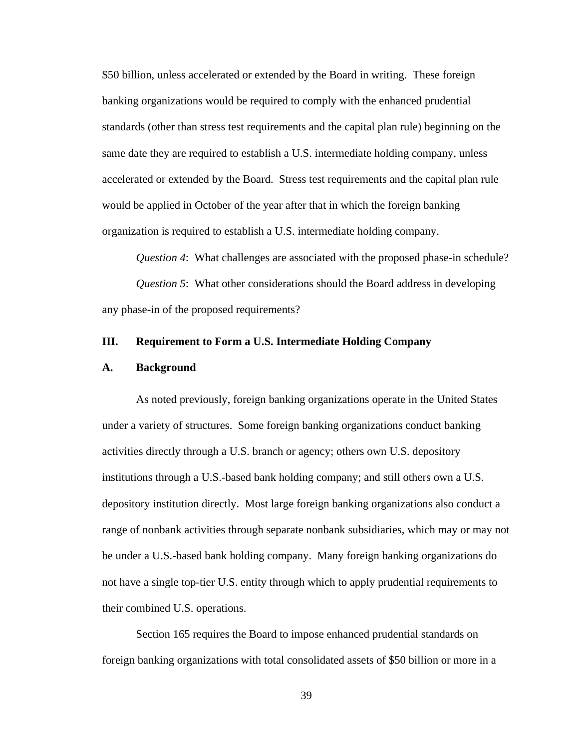$50 billion, unless accelerated or extended by the Board in writing. These foreign banking organizations would be required to comply with the enhanced prudential standards (other than stress test requirements and the capital plan rule) beginning on the same date they are required to establish a U.S. intermediate holding company, unless accelerated or extended by the Board. Stress test requirements and the capital plan rule would be applied in October of the year after that in which the foreign banking organization is required to establish a U.S. intermediate holding company.

*Question 4*: What challenges are associated with the proposed phase-in schedule?

*Question 5*: What other considerations should the Board address in developing any phase-in of the proposed requirements?

## III. Requirement to Form a U.S. Intermediate Holding Company

### A. Background

As noted previously, foreign banking organizations operate in the United States under a variety of structures. Some foreign banking organizations conduct banking activities directly through a U.S. branch or agency; others own U.S. depository institutions through a U.S.-based bank holding company; and still others own a U.S. depository institution directly. Most large foreign banking organizations also conduct a range of nonbank activities through separate nonbank subsidiaries, which may or may not be under a U.S.-based bank holding company. Many foreign banking organizations do not have a single top-tier U.S. entity through which to apply prudential requirements to their combined U.S. operations.

Section 165 requires the Board to impose enhanced prudential standards on foreign banking organizations with total consolidated assets of $50 billion or more in a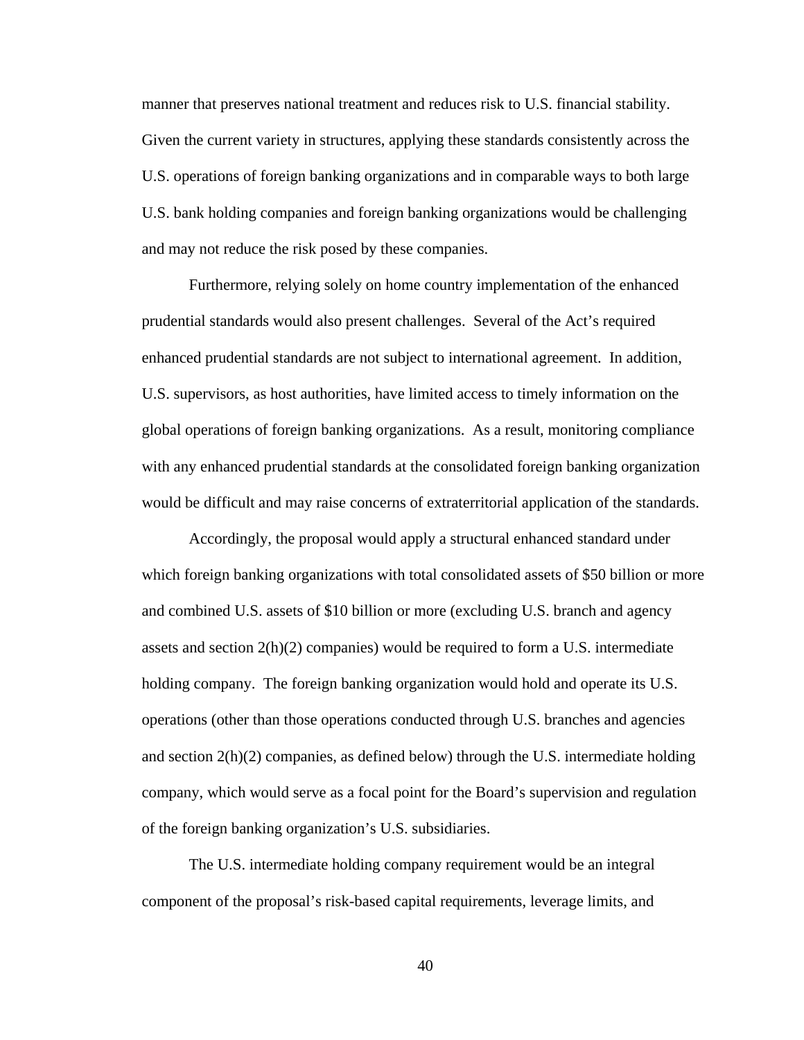manner that preserves national treatment and reduces risk to U.S. financial stability. Given the current variety in structures, applying these standards consistently across the U.S. operations of foreign banking organizations and in comparable ways to both large U.S. bank holding companies and foreign banking organizations would be challenging and may not reduce the risk posed by these companies.

Furthermore, relying solely on home country implementation of the enhanced prudential standards would also present challenges. Several of the Act's required enhanced prudential standards are not subject to international agreement. In addition, U.S. supervisors, as host authorities, have limited access to timely information on the global operations of foreign banking organizations. As a result, monitoring compliance with any enhanced prudential standards at the consolidated foreign banking organization would be difficult and may raise concerns of extraterritorial application of the standards.

Accordingly, the proposal would apply a structural enhanced standard under which foreign banking organizations with total consolidated assets of $50 billion or more and combined U.S. assets of $10 billion or more (excluding U.S. branch and agency assets and section 2(h)(2) companies) would be required to form a U.S. intermediate holding company. The foreign banking organization would hold and operate its U.S. operations (other than those operations conducted through U.S. branches and agencies and section 2(h)(2) companies, as defined below) through the U.S. intermediate holding company, which would serve as a focal point for the Board's supervision and regulation of the foreign banking organization's U.S. subsidiaries.

The U.S. intermediate holding company requirement would be an integral component of the proposal's risk-based capital requirements, leverage limits, and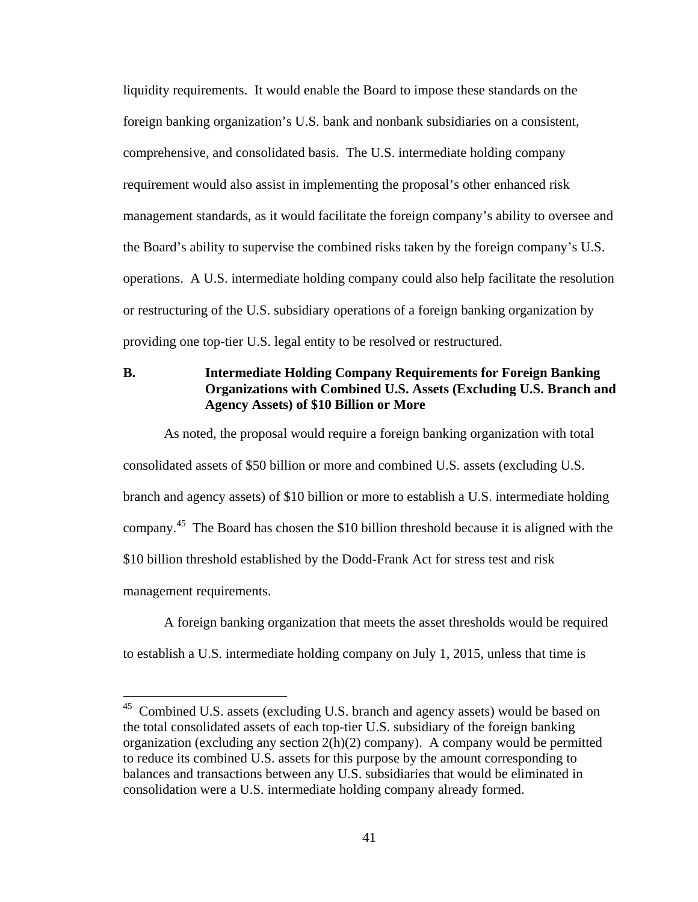liquidity requirements. It would enable the Board to impose these standards on the foreign banking organization's U.S. bank and nonbank subsidiaries on a consistent, comprehensive, and consolidated basis. The U.S. intermediate holding company requirement would also assist in implementing the proposal's other enhanced risk management standards, as it would facilitate the foreign company's ability to oversee and the Board's ability to supervise the combined risks taken by the foreign company's U.S. operations. A U.S. intermediate holding company could also help facilitate the resolution or restructuring of the U.S. subsidiary operations of a foreign banking organization by providing one top-tier U.S. legal entity to be resolved or restructured.

### B. Intermediate Holding Company Requirements for Foreign Banking Organizations with Combined U.S. Assets (Excluding U.S. Branch and Agency Assets) of $10 Billion or More

As noted, the proposal would require a foreign banking organization with total consolidated assets of $50 billion or more and combined U.S. assets (excluding U.S. branch and agency assets) of $10 billion or more to establish a U.S. intermediate holding company.[45] The Board has chosen the $10 billion threshold because it is aligned with the $10 billion threshold established by the Dodd-Frank Act for stress test and risk management requirements.

A foreign banking organization that meets the asset thresholds would be required to establish a U.S. intermediate holding company on July 1, 2015, unless that time is

---

[45] Combined U.S. assets (excluding U.S. branch and agency assets) would be based on the total consolidated assets of each top-tier U.S. subsidiary of the foreign banking organization (excluding any section 2(h)(2) company). A company would be permitted to reduce its combined U.S. assets for this purpose by the amount corresponding to balances and transactions between any U.S. subsidiaries that would be eliminated in consolidation were a U.S. intermediate holding company already formed.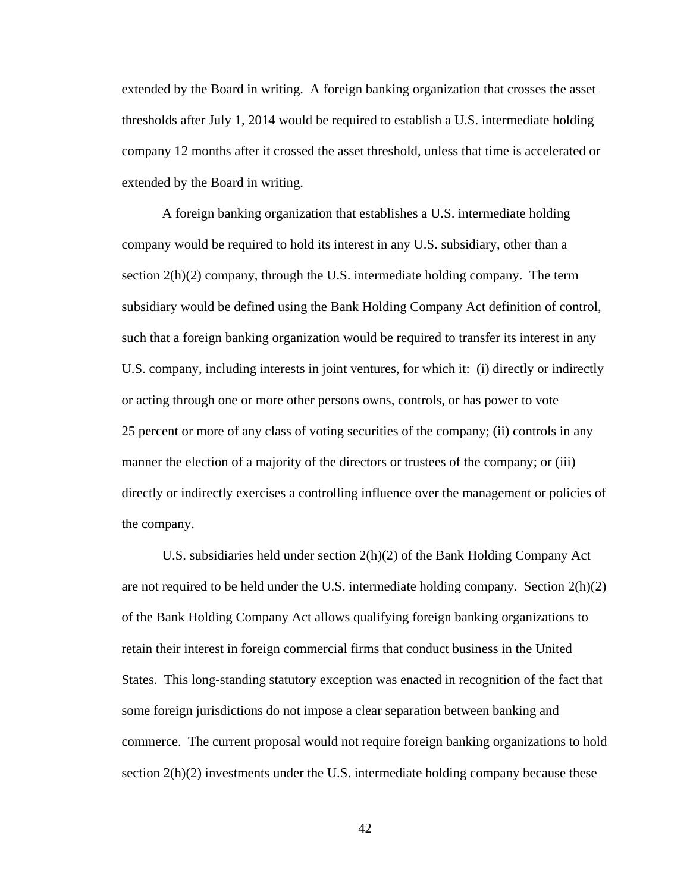extended by the Board in writing. A foreign banking organization that crosses the asset thresholds after July 1, 2014 would be required to establish a U.S. intermediate holding company 12 months after it crossed the asset threshold, unless that time is accelerated or extended by the Board in writing.

A foreign banking organization that establishes a U.S. intermediate holding company would be required to hold its interest in any U.S. subsidiary, other than a section 2(h)(2) company, through the U.S. intermediate holding company. The term subsidiary would be defined using the Bank Holding Company Act definition of control, such that a foreign banking organization would be required to transfer its interest in any U.S. company, including interests in joint ventures, for which it: (i) directly or indirectly or acting through one or more other persons owns, controls, or has power to vote 25 percent or more of any class of voting securities of the company; (ii) controls in any manner the election of a majority of the directors or trustees of the company; or (iii) directly or indirectly exercises a controlling influence over the management or policies of the company.

U.S. subsidiaries held under section 2(h)(2) of the Bank Holding Company Act are not required to be held under the U.S. intermediate holding company. Section 2(h)(2) of the Bank Holding Company Act allows qualifying foreign banking organizations to retain their interest in foreign commercial firms that conduct business in the United States. This long-standing statutory exception was enacted in recognition of the fact that some foreign jurisdictions do not impose a clear separation between banking and commerce. The current proposal would not require foreign banking organizations to hold section 2(h)(2) investments under the U.S. intermediate holding company because these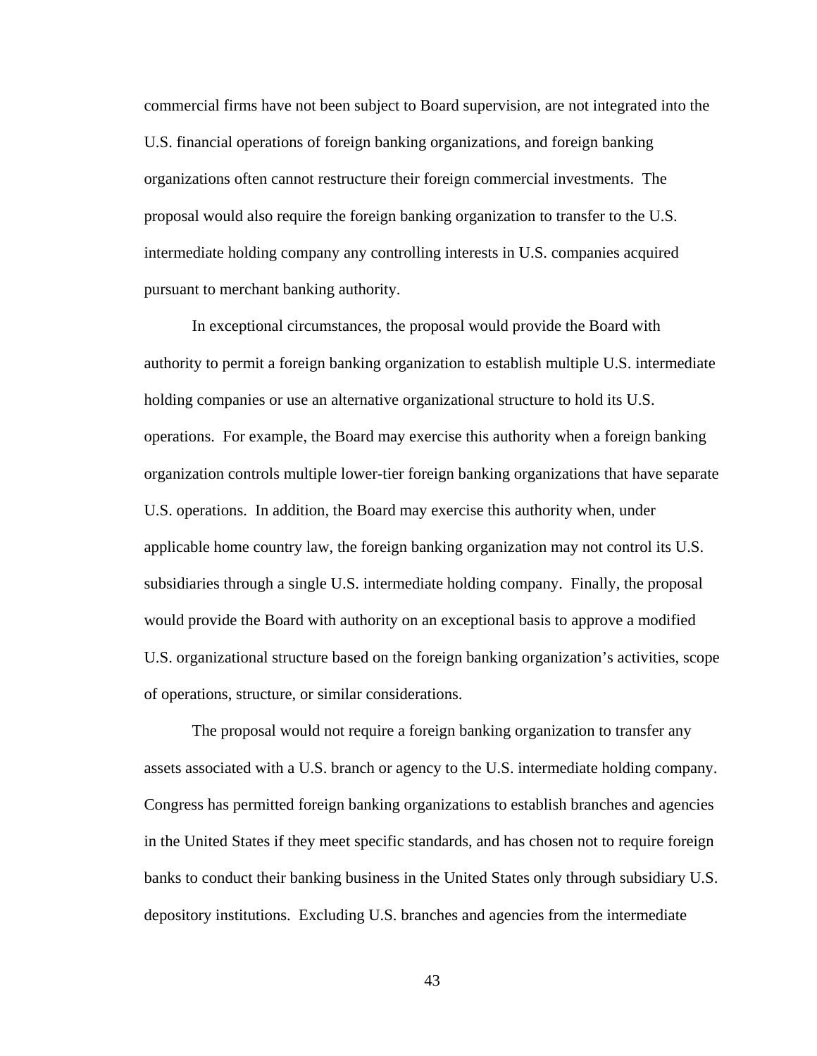commercial firms have not been subject to Board supervision, are not integrated into the U.S. financial operations of foreign banking organizations, and foreign banking organizations often cannot restructure their foreign commercial investments. The proposal would also require the foreign banking organization to transfer to the U.S. intermediate holding company any controlling interests in U.S. companies acquired pursuant to merchant banking authority.

In exceptional circumstances, the proposal would provide the Board with authority to permit a foreign banking organization to establish multiple U.S. intermediate holding companies or use an alternative organizational structure to hold its U.S. operations. For example, the Board may exercise this authority when a foreign banking organization controls multiple lower-tier foreign banking organizations that have separate U.S. operations. In addition, the Board may exercise this authority when, under applicable home country law, the foreign banking organization may not control its U.S. subsidiaries through a single U.S. intermediate holding company. Finally, the proposal would provide the Board with authority on an exceptional basis to approve a modified U.S. organizational structure based on the foreign banking organization's activities, scope of operations, structure, or similar considerations.

The proposal would not require a foreign banking organization to transfer any assets associated with a U.S. branch or agency to the U.S. intermediate holding company. Congress has permitted foreign banking organizations to establish branches and agencies in the United States if they meet specific standards, and has chosen not to require foreign banks to conduct their banking business in the United States only through subsidiary U.S. depository institutions. Excluding U.S. branches and agencies from the intermediate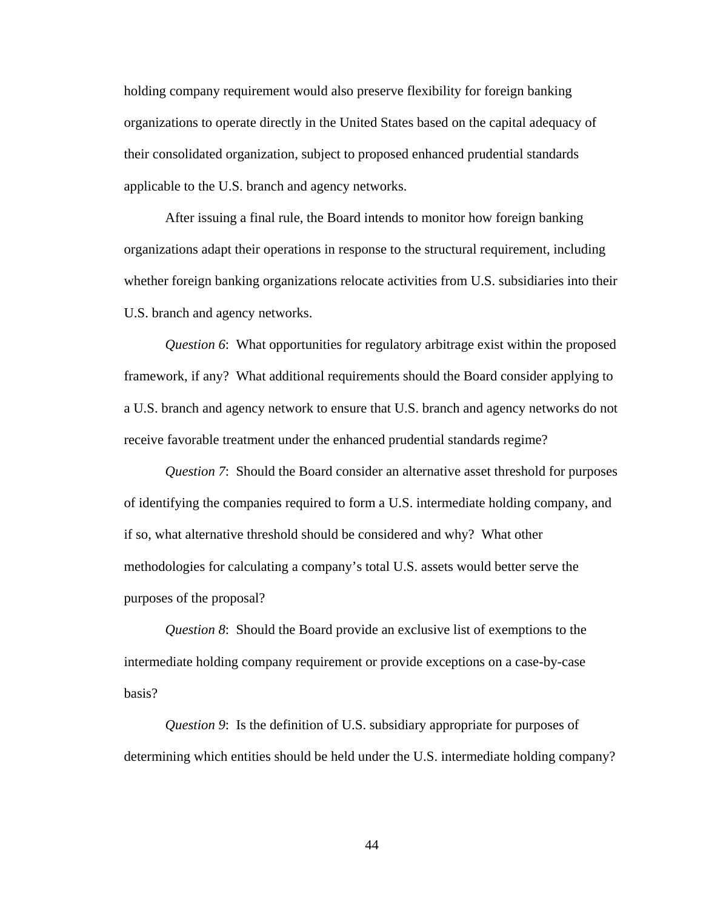holding company requirement would also preserve flexibility for foreign banking organizations to operate directly in the United States based on the capital adequacy of their consolidated organization, subject to proposed enhanced prudential standards applicable to the U.S. branch and agency networks.

After issuing a final rule, the Board intends to monitor how foreign banking organizations adapt their operations in response to the structural requirement, including whether foreign banking organizations relocate activities from U.S. subsidiaries into their U.S. branch and agency networks.

*Question 6*: What opportunities for regulatory arbitrage exist within the proposed framework, if any? What additional requirements should the Board consider applying to a U.S. branch and agency network to ensure that U.S. branch and agency networks do not receive favorable treatment under the enhanced prudential standards regime?

*Question 7*: Should the Board consider an alternative asset threshold for purposes of identifying the companies required to form a U.S. intermediate holding company, and if so, what alternative threshold should be considered and why? What other methodologies for calculating a company's total U.S. assets would better serve the purposes of the proposal?

*Question 8*: Should the Board provide an exclusive list of exemptions to the intermediate holding company requirement or provide exceptions on a case-by-case basis?

*Question 9*: Is the definition of U.S. subsidiary appropriate for purposes of determining which entities should be held under the U.S. intermediate holding company?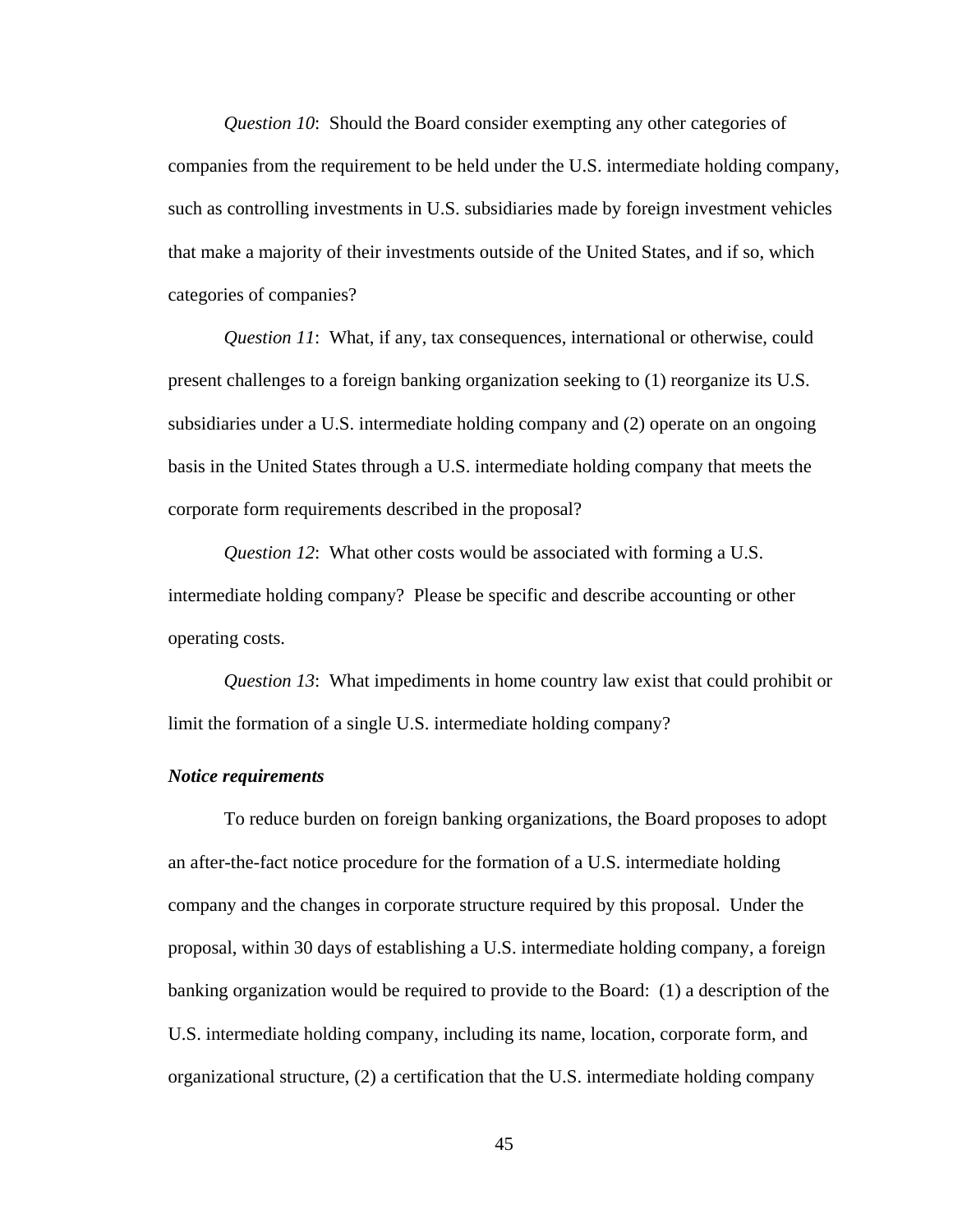*Question 10*: Should the Board consider exempting any other categories of companies from the requirement to be held under the U.S. intermediate holding company, such as controlling investments in U.S. subsidiaries made by foreign investment vehicles that make a majority of their investments outside of the United States, and if so, which categories of companies?

*Question 11*: What, if any, tax consequences, international or otherwise, could present challenges to a foreign banking organization seeking to (1) reorganize its U.S. subsidiaries under a U.S. intermediate holding company and (2) operate on an ongoing basis in the United States through a U.S. intermediate holding company that meets the corporate form requirements described in the proposal?

*Question 12*: What other costs would be associated with forming a U.S. intermediate holding company? Please be specific and describe accounting or other operating costs.

*Question 13*: What impediments in home country law exist that could prohibit or limit the formation of a single U.S. intermediate holding company?

***Notice requirements***

To reduce burden on foreign banking organizations, the Board proposes to adopt an after-the-fact notice procedure for the formation of a U.S. intermediate holding company and the changes in corporate structure required by this proposal. Under the proposal, within 30 days of establishing a U.S. intermediate holding company, a foreign banking organization would be required to provide to the Board: (1) a description of the U.S. intermediate holding company, including its name, location, corporate form, and organizational structure, (2) a certification that the U.S. intermediate holding company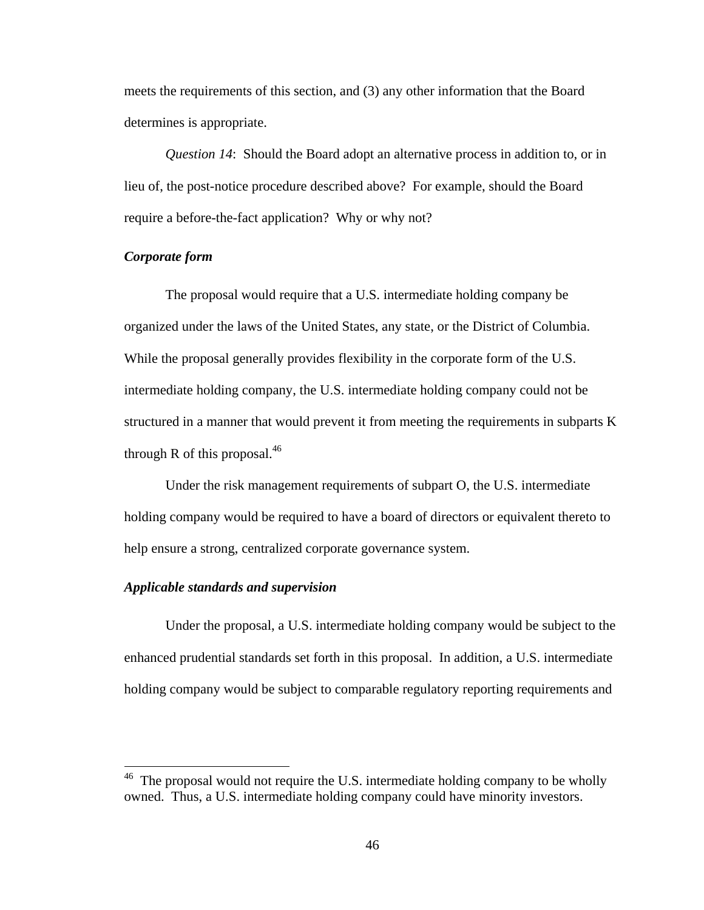meets the requirements of this section, and (3) any other information that the Board determines is appropriate.

*Question 14*: Should the Board adopt an alternative process in addition to, or in lieu of, the post-notice procedure described above? For example, should the Board require a before-the-fact application? Why or why not?

***Corporate form***

The proposal would require that a U.S. intermediate holding company be organized under the laws of the United States, any state, or the District of Columbia. While the proposal generally provides flexibility in the corporate form of the U.S. intermediate holding company, the U.S. intermediate holding company could not be structured in a manner that would prevent it from meeting the requirements in subparts K through R of this proposal.[46]

Under the risk management requirements of subpart O, the U.S. intermediate holding company would be required to have a board of directors or equivalent thereto to help ensure a strong, centralized corporate governance system.

***Applicable standards and supervision***

Under the proposal, a U.S. intermediate holding company would be subject to the enhanced prudential standards set forth in this proposal. In addition, a U.S. intermediate holding company would be subject to comparable regulatory reporting requirements and

---

[46] The proposal would not require the U.S. intermediate holding company to be wholly owned. Thus, a U.S. intermediate holding company could have minority investors.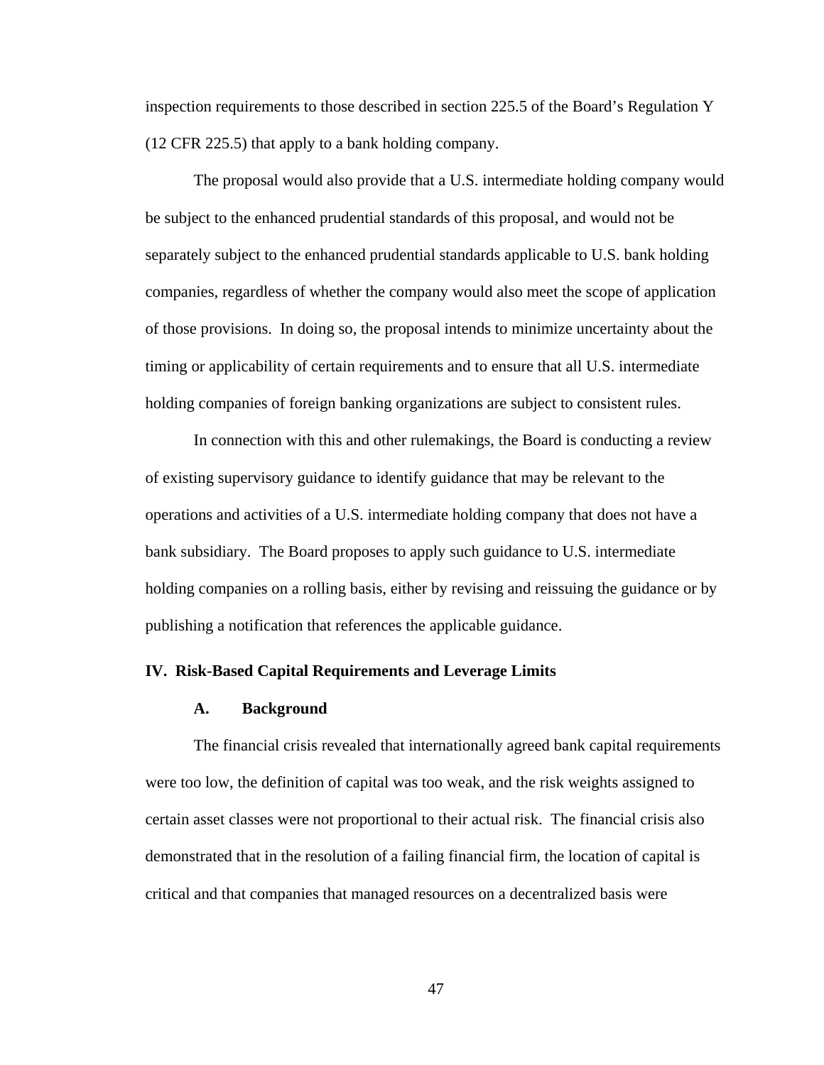inspection requirements to those described in section 225.5 of the Board's Regulation Y (12 CFR 225.5) that apply to a bank holding company.

The proposal would also provide that a U.S. intermediate holding company would be subject to the enhanced prudential standards of this proposal, and would not be separately subject to the enhanced prudential standards applicable to U.S. bank holding companies, regardless of whether the company would also meet the scope of application of those provisions. In doing so, the proposal intends to minimize uncertainty about the timing or applicability of certain requirements and to ensure that all U.S. intermediate holding companies of foreign banking organizations are subject to consistent rules.

In connection with this and other rulemakings, the Board is conducting a review of existing supervisory guidance to identify guidance that may be relevant to the operations and activities of a U.S. intermediate holding company that does not have a bank subsidiary. The Board proposes to apply such guidance to U.S. intermediate holding companies on a rolling basis, either by revising and reissuing the guidance or by publishing a notification that references the applicable guidance.

## IV. Risk-Based Capital Requirements and Leverage Limits

### A. Background

The financial crisis revealed that internationally agreed bank capital requirements were too low, the definition of capital was too weak, and the risk weights assigned to certain asset classes were not proportional to their actual risk. The financial crisis also demonstrated that in the resolution of a failing financial firm, the location of capital is critical and that companies that managed resources on a decentralized basis were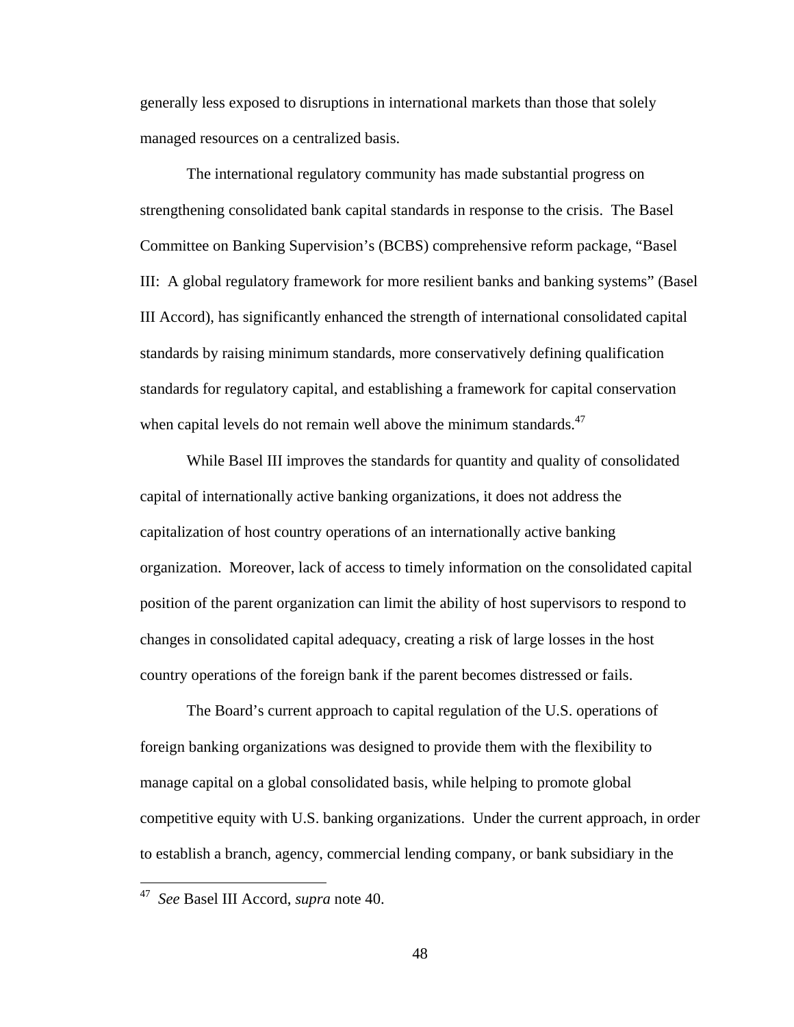generally less exposed to disruptions in international markets than those that solely managed resources on a centralized basis.

The international regulatory community has made substantial progress on strengthening consolidated bank capital standards in response to the crisis. The Basel Committee on Banking Supervision's (BCBS) comprehensive reform package, "Basel III: A global regulatory framework for more resilient banks and banking systems" (Basel III Accord), has significantly enhanced the strength of international consolidated capital standards by raising minimum standards, more conservatively defining qualification standards for regulatory capital, and establishing a framework for capital conservation when capital levels do not remain well above the minimum standards.[47]

While Basel III improves the standards for quantity and quality of consolidated capital of internationally active banking organizations, it does not address the capitalization of host country operations of an internationally active banking organization. Moreover, lack of access to timely information on the consolidated capital position of the parent organization can limit the ability of host supervisors to respond to changes in consolidated capital adequacy, creating a risk of large losses in the host country operations of the foreign bank if the parent becomes distressed or fails.

The Board's current approach to capital regulation of the U.S. operations of foreign banking organizations was designed to provide them with the flexibility to manage capital on a global consolidated basis, while helping to promote global competitive equity with U.S. banking organizations. Under the current approach, in order to establish a branch, agency, commercial lending company, or bank subsidiary in the

[47] *See* Basel III Accord, *supra* note 40.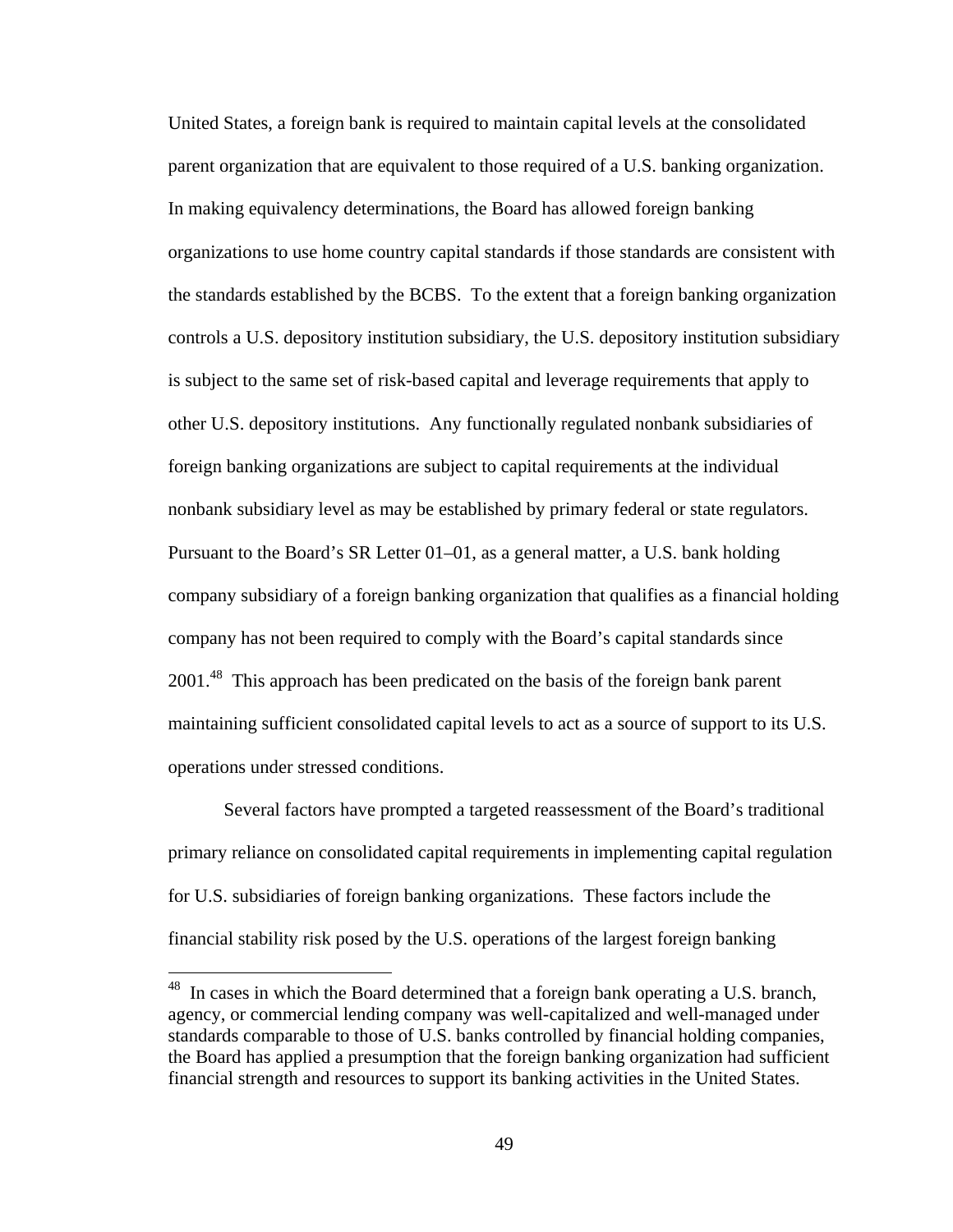United States, a foreign bank is required to maintain capital levels at the consolidated parent organization that are equivalent to those required of a U.S. banking organization. In making equivalency determinations, the Board has allowed foreign banking organizations to use home country capital standards if those standards are consistent with the standards established by the BCBS. To the extent that a foreign banking organization controls a U.S. depository institution subsidiary, the U.S. depository institution subsidiary is subject to the same set of risk-based capital and leverage requirements that apply to other U.S. depository institutions. Any functionally regulated nonbank subsidiaries of foreign banking organizations are subject to capital requirements at the individual nonbank subsidiary level as may be established by primary federal or state regulators. Pursuant to the Board's SR Letter 01–01, as a general matter, a U.S. bank holding company subsidiary of a foreign banking organization that qualifies as a financial holding company has not been required to comply with the Board's capital standards since 2001.[48] This approach has been predicated on the basis of the foreign bank parent maintaining sufficient consolidated capital levels to act as a source of support to its U.S. operations under stressed conditions.

Several factors have prompted a targeted reassessment of the Board's traditional primary reliance on consolidated capital requirements in implementing capital regulation for U.S. subsidiaries of foreign banking organizations. These factors include the financial stability risk posed by the U.S. operations of the largest foreign banking

[48] In cases in which the Board determined that a foreign bank operating a U.S. branch, agency, or commercial lending company was well-capitalized and well-managed under standards comparable to those of U.S. banks controlled by financial holding companies, the Board has applied a presumption that the foreign banking organization had sufficient financial strength and resources to support its banking activities in the United States.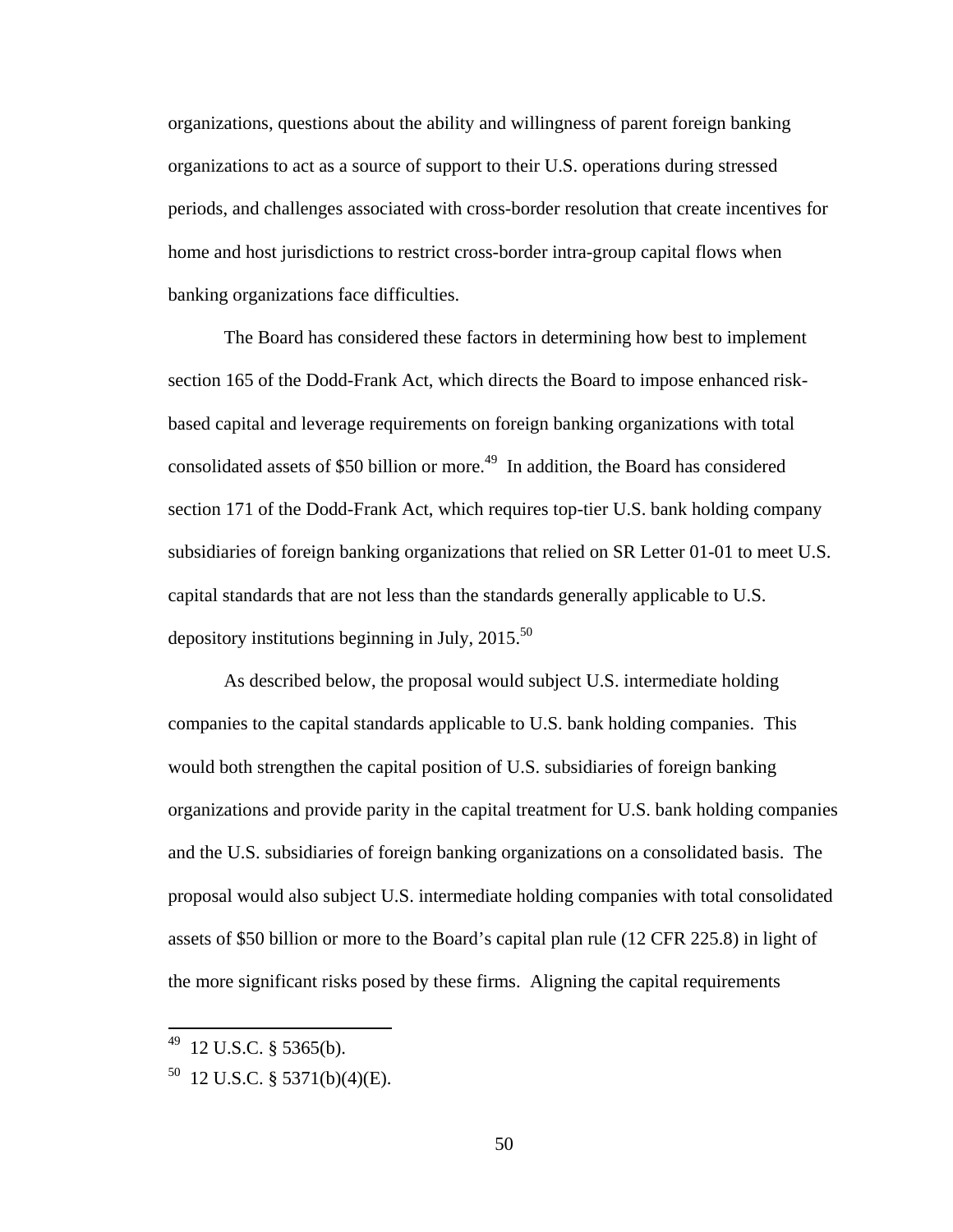organizations, questions about the ability and willingness of parent foreign banking organizations to act as a source of support to their U.S. operations during stressed periods, and challenges associated with cross-border resolution that create incentives for home and host jurisdictions to restrict cross-border intra-group capital flows when banking organizations face difficulties.

The Board has considered these factors in determining how best to implement section 165 of the Dodd-Frank Act, which directs the Board to impose enhanced risk-based capital and leverage requirements on foreign banking organizations with total consolidated assets of $50 billion or more.[49] In addition, the Board has considered section 171 of the Dodd-Frank Act, which requires top-tier U.S. bank holding company subsidiaries of foreign banking organizations that relied on SR Letter 01-01 to meet U.S. capital standards that are not less than the standards generally applicable to U.S. depository institutions beginning in July, 2015.[50]

As described below, the proposal would subject U.S. intermediate holding companies to the capital standards applicable to U.S. bank holding companies. This would both strengthen the capital position of U.S. subsidiaries of foreign banking organizations and provide parity in the capital treatment for U.S. bank holding companies and the U.S. subsidiaries of foreign banking organizations on a consolidated basis. The proposal would also subject U.S. intermediate holding companies with total consolidated assets of $50 billion or more to the Board's capital plan rule (12 CFR 225.8) in light of the more significant risks posed by these firms. Aligning the capital requirements

[49] 12 U.S.C. § 5365(b).

[50] 12 U.S.C. § 5371(b)(4)(E).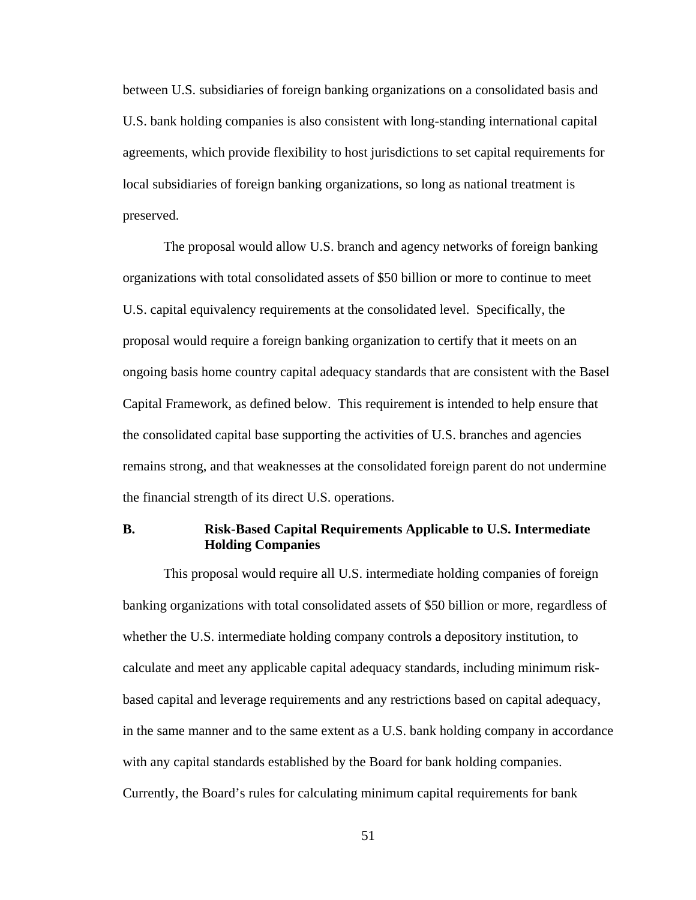between U.S. subsidiaries of foreign banking organizations on a consolidated basis and U.S. bank holding companies is also consistent with long-standing international capital agreements, which provide flexibility to host jurisdictions to set capital requirements for local subsidiaries of foreign banking organizations, so long as national treatment is preserved.

The proposal would allow U.S. branch and agency networks of foreign banking organizations with total consolidated assets of $50 billion or more to continue to meet U.S. capital equivalency requirements at the consolidated level. Specifically, the proposal would require a foreign banking organization to certify that it meets on an ongoing basis home country capital adequacy standards that are consistent with the Basel Capital Framework, as defined below. This requirement is intended to help ensure that the consolidated capital base supporting the activities of U.S. branches and agencies remains strong, and that weaknesses at the consolidated foreign parent do not undermine the financial strength of its direct U.S. operations.

### B. Risk-Based Capital Requirements Applicable to U.S. Intermediate Holding Companies

This proposal would require all U.S. intermediate holding companies of foreign banking organizations with total consolidated assets of $50 billion or more, regardless of whether the U.S. intermediate holding company controls a depository institution, to calculate and meet any applicable capital adequacy standards, including minimum risk-based capital and leverage requirements and any restrictions based on capital adequacy, in the same manner and to the same extent as a U.S. bank holding company in accordance with any capital standards established by the Board for bank holding companies. Currently, the Board's rules for calculating minimum capital requirements for bank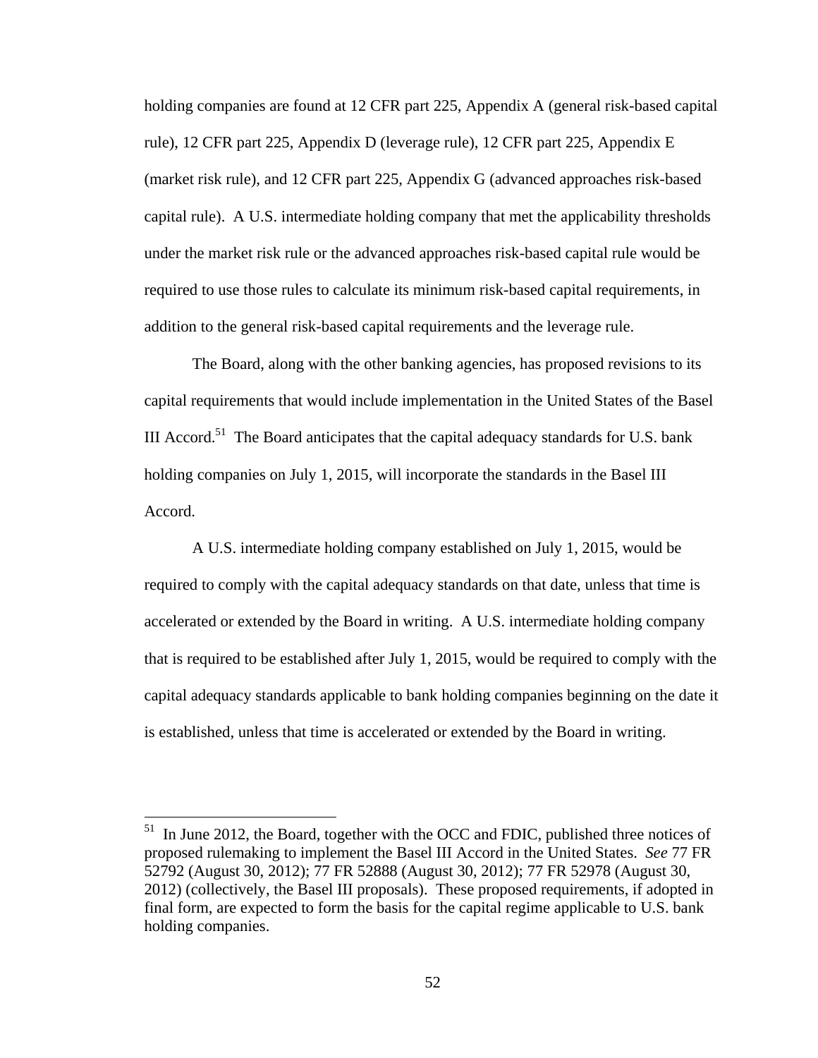holding companies are found at 12 CFR part 225, Appendix A (general risk-based capital rule), 12 CFR part 225, Appendix D (leverage rule), 12 CFR part 225, Appendix E (market risk rule), and 12 CFR part 225, Appendix G (advanced approaches risk-based capital rule). A U.S. intermediate holding company that met the applicability thresholds under the market risk rule or the advanced approaches risk-based capital rule would be required to use those rules to calculate its minimum risk-based capital requirements, in addition to the general risk-based capital requirements and the leverage rule.

The Board, along with the other banking agencies, has proposed revisions to its capital requirements that would include implementation in the United States of the Basel III Accord.[51] The Board anticipates that the capital adequacy standards for U.S. bank holding companies on July 1, 2015, will incorporate the standards in the Basel III Accord.

A U.S. intermediate holding company established on July 1, 2015, would be required to comply with the capital adequacy standards on that date, unless that time is accelerated or extended by the Board in writing. A U.S. intermediate holding company that is required to be established after July 1, 2015, would be required to comply with the capital adequacy standards applicable to bank holding companies beginning on the date it is established, unless that time is accelerated or extended by the Board in writing.

[51] In June 2012, the Board, together with the OCC and FDIC, published three notices of proposed rulemaking to implement the Basel III Accord in the United States. *See* 77 FR 52792 (August 30, 2012); 77 FR 52888 (August 30, 2012); 77 FR 52978 (August 30, 2012) (collectively, the Basel III proposals). These proposed requirements, if adopted in final form, are expected to form the basis for the capital regime applicable to U.S. bank holding companies.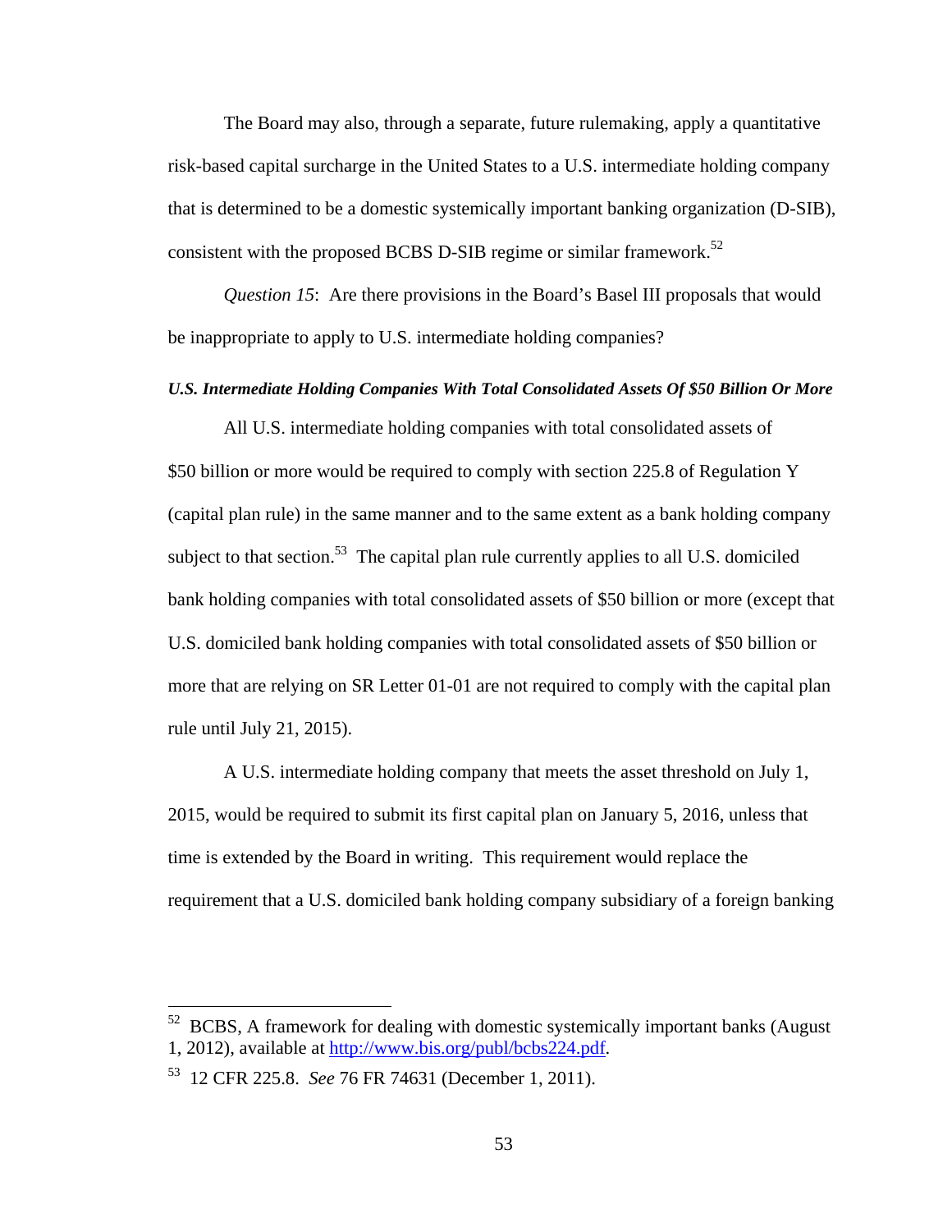The Board may also, through a separate, future rulemaking, apply a quantitative risk-based capital surcharge in the United States to a U.S. intermediate holding company that is determined to be a domestic systemically important banking organization (D-SIB), consistent with the proposed BCBS D-SIB regime or similar framework.[52]

*Question 15*: Are there provisions in the Board's Basel III proposals that would be inappropriate to apply to U.S. intermediate holding companies?

***U.S. Intermediate Holding Companies With Total Consolidated Assets Of $50 Billion Or More***

All U.S. intermediate holding companies with total consolidated assets of $50 billion or more would be required to comply with section 225.8 of Regulation Y (capital plan rule) in the same manner and to the same extent as a bank holding company subject to that section.[53] The capital plan rule currently applies to all U.S. domiciled bank holding companies with total consolidated assets of $50 billion or more (except that U.S. domiciled bank holding companies with total consolidated assets of $50 billion or more that are relying on SR Letter 01-01 are not required to comply with the capital plan rule until July 21, 2015).

A U.S. intermediate holding company that meets the asset threshold on July 1, 2015, would be required to submit its first capital plan on January 5, 2016, unless that time is extended by the Board in writing. This requirement would replace the requirement that a U.S. domiciled bank holding company subsidiary of a foreign banking

---

[52] BCBS, A framework for dealing with domestic systemically important banks (August 1, 2012), available at http://www.bis.org/publ/bcbs224.pdf.

[53] 12 CFR 225.8. *See* 76 FR 74631 (December 1, 2011).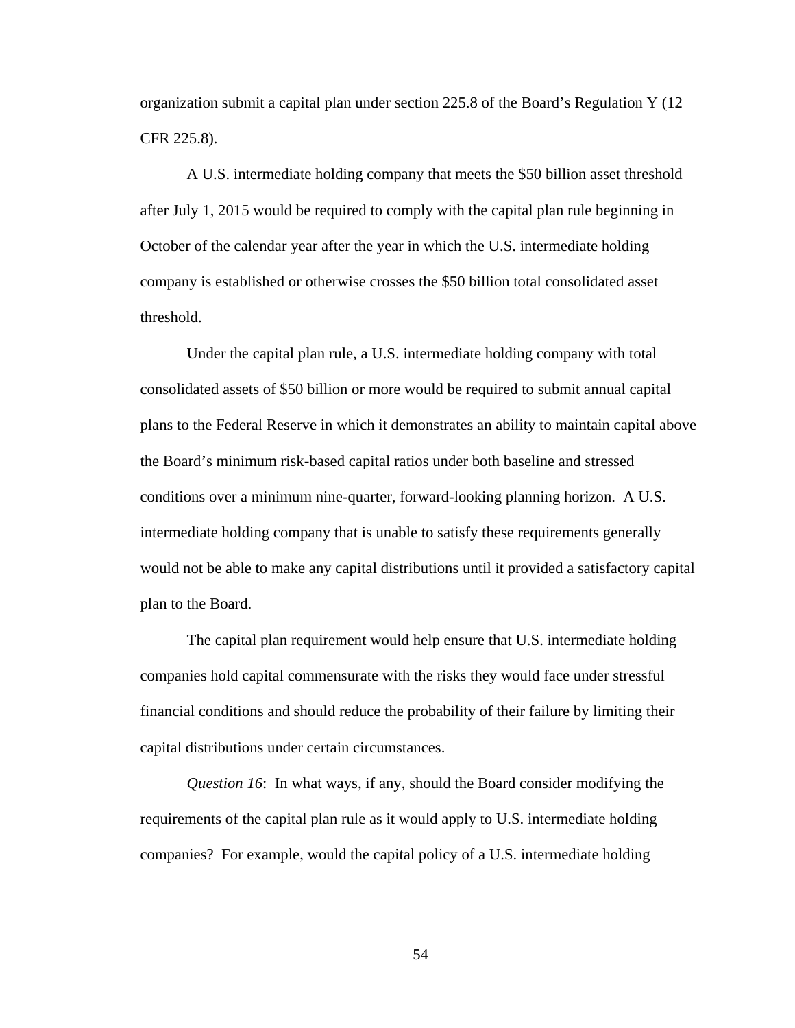organization submit a capital plan under section 225.8 of the Board's Regulation Y (12 CFR 225.8).

A U.S. intermediate holding company that meets the $50 billion asset threshold after July 1, 2015 would be required to comply with the capital plan rule beginning in October of the calendar year after the year in which the U.S. intermediate holding company is established or otherwise crosses the $50 billion total consolidated asset threshold.

Under the capital plan rule, a U.S. intermediate holding company with total consolidated assets of $50 billion or more would be required to submit annual capital plans to the Federal Reserve in which it demonstrates an ability to maintain capital above the Board's minimum risk-based capital ratios under both baseline and stressed conditions over a minimum nine-quarter, forward-looking planning horizon. A U.S. intermediate holding company that is unable to satisfy these requirements generally would not be able to make any capital distributions until it provided a satisfactory capital plan to the Board.

The capital plan requirement would help ensure that U.S. intermediate holding companies hold capital commensurate with the risks they would face under stressful financial conditions and should reduce the probability of their failure by limiting their capital distributions under certain circumstances.

*Question 16*: In what ways, if any, should the Board consider modifying the requirements of the capital plan rule as it would apply to U.S. intermediate holding companies? For example, would the capital policy of a U.S. intermediate holding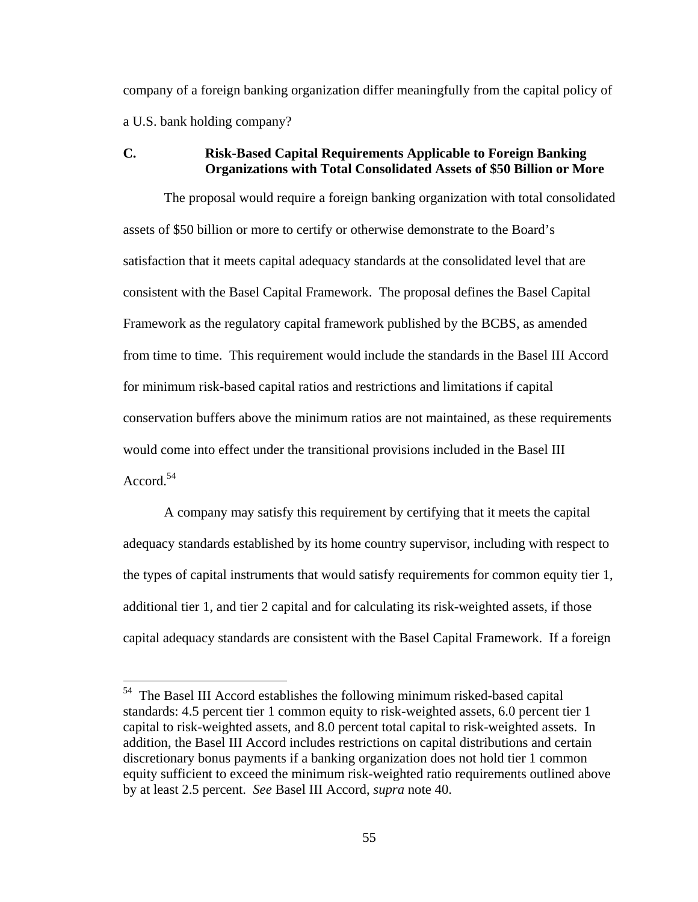company of a foreign banking organization differ meaningfully from the capital policy of a U.S. bank holding company?

### C. Risk-Based Capital Requirements Applicable to Foreign Banking Organizations with Total Consolidated Assets of $50 Billion or More

The proposal would require a foreign banking organization with total consolidated assets of $50 billion or more to certify or otherwise demonstrate to the Board's satisfaction that it meets capital adequacy standards at the consolidated level that are consistent with the Basel Capital Framework. The proposal defines the Basel Capital Framework as the regulatory capital framework published by the BCBS, as amended from time to time. This requirement would include the standards in the Basel III Accord for minimum risk-based capital ratios and restrictions and limitations if capital conservation buffers above the minimum ratios are not maintained, as these requirements would come into effect under the transitional provisions included in the Basel III Accord.[54]

A company may satisfy this requirement by certifying that it meets the capital adequacy standards established by its home country supervisor, including with respect to the types of capital instruments that would satisfy requirements for common equity tier 1, additional tier 1, and tier 2 capital and for calculating its risk-weighted assets, if those capital adequacy standards are consistent with the Basel Capital Framework. If a foreign

[54] The Basel III Accord establishes the following minimum risked-based capital standards: 4.5 percent tier 1 common equity to risk-weighted assets, 6.0 percent tier 1 capital to risk-weighted assets, and 8.0 percent total capital to risk-weighted assets. In addition, the Basel III Accord includes restrictions on capital distributions and certain discretionary bonus payments if a banking organization does not hold tier 1 common equity sufficient to exceed the minimum risk-weighted ratio requirements outlined above by at least 2.5 percent. *See* Basel III Accord, *supra* note 40.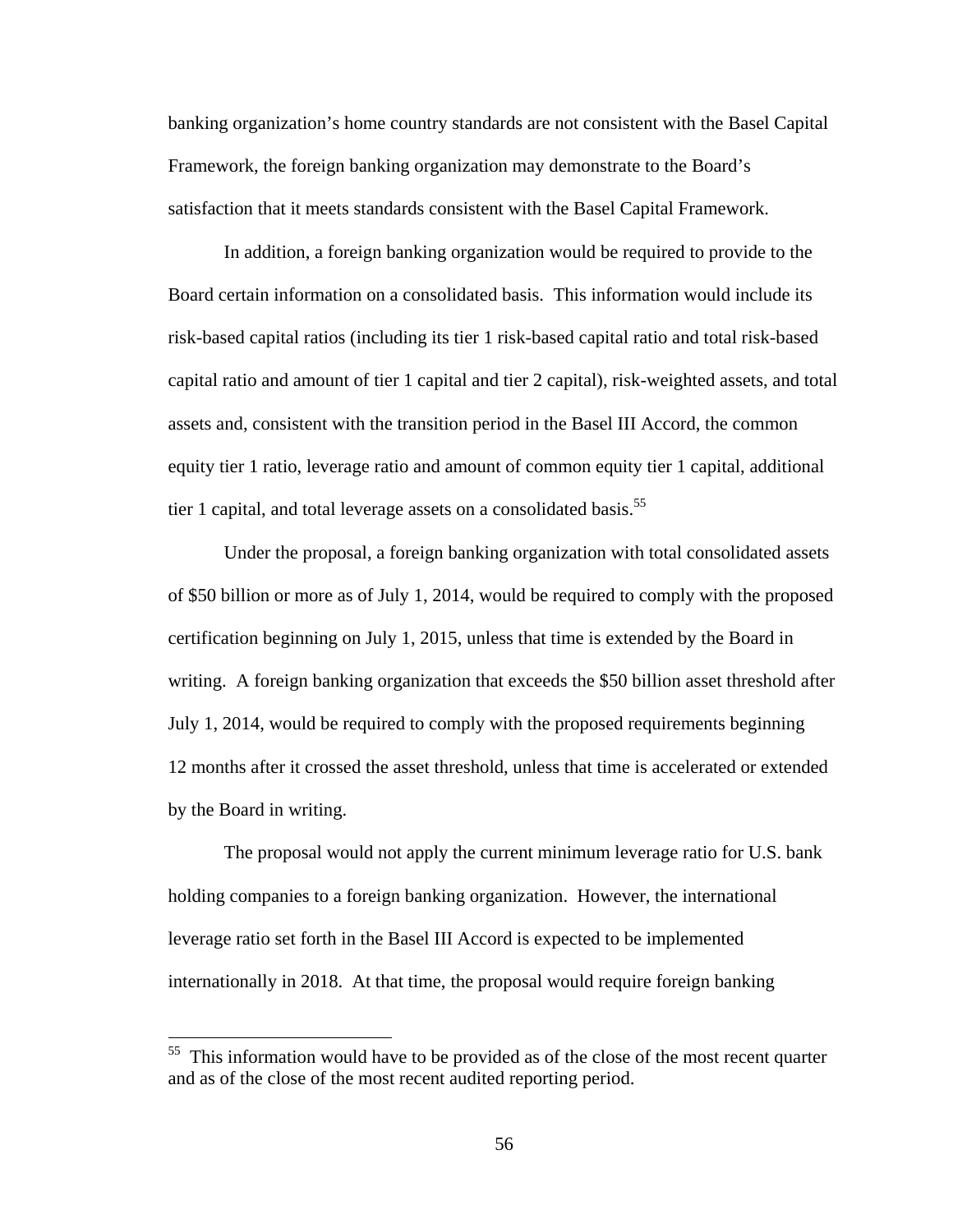banking organization's home country standards are not consistent with the Basel Capital Framework, the foreign banking organization may demonstrate to the Board's satisfaction that it meets standards consistent with the Basel Capital Framework.

In addition, a foreign banking organization would be required to provide to the Board certain information on a consolidated basis. This information would include its risk-based capital ratios (including its tier 1 risk-based capital ratio and total risk-based capital ratio and amount of tier 1 capital and tier 2 capital), risk-weighted assets, and total assets and, consistent with the transition period in the Basel III Accord, the common equity tier 1 ratio, leverage ratio and amount of common equity tier 1 capital, additional tier 1 capital, and total leverage assets on a consolidated basis.[55]

Under the proposal, a foreign banking organization with total consolidated assets of $50 billion or more as of July 1, 2014, would be required to comply with the proposed certification beginning on July 1, 2015, unless that time is extended by the Board in writing. A foreign banking organization that exceeds the $50 billion asset threshold after July 1, 2014, would be required to comply with the proposed requirements beginning 12 months after it crossed the asset threshold, unless that time is accelerated or extended by the Board in writing.

The proposal would not apply the current minimum leverage ratio for U.S. bank holding companies to a foreign banking organization. However, the international leverage ratio set forth in the Basel III Accord is expected to be implemented internationally in 2018. At that time, the proposal would require foreign banking

[55] This information would have to be provided as of the close of the most recent quarter and as of the close of the most recent audited reporting period.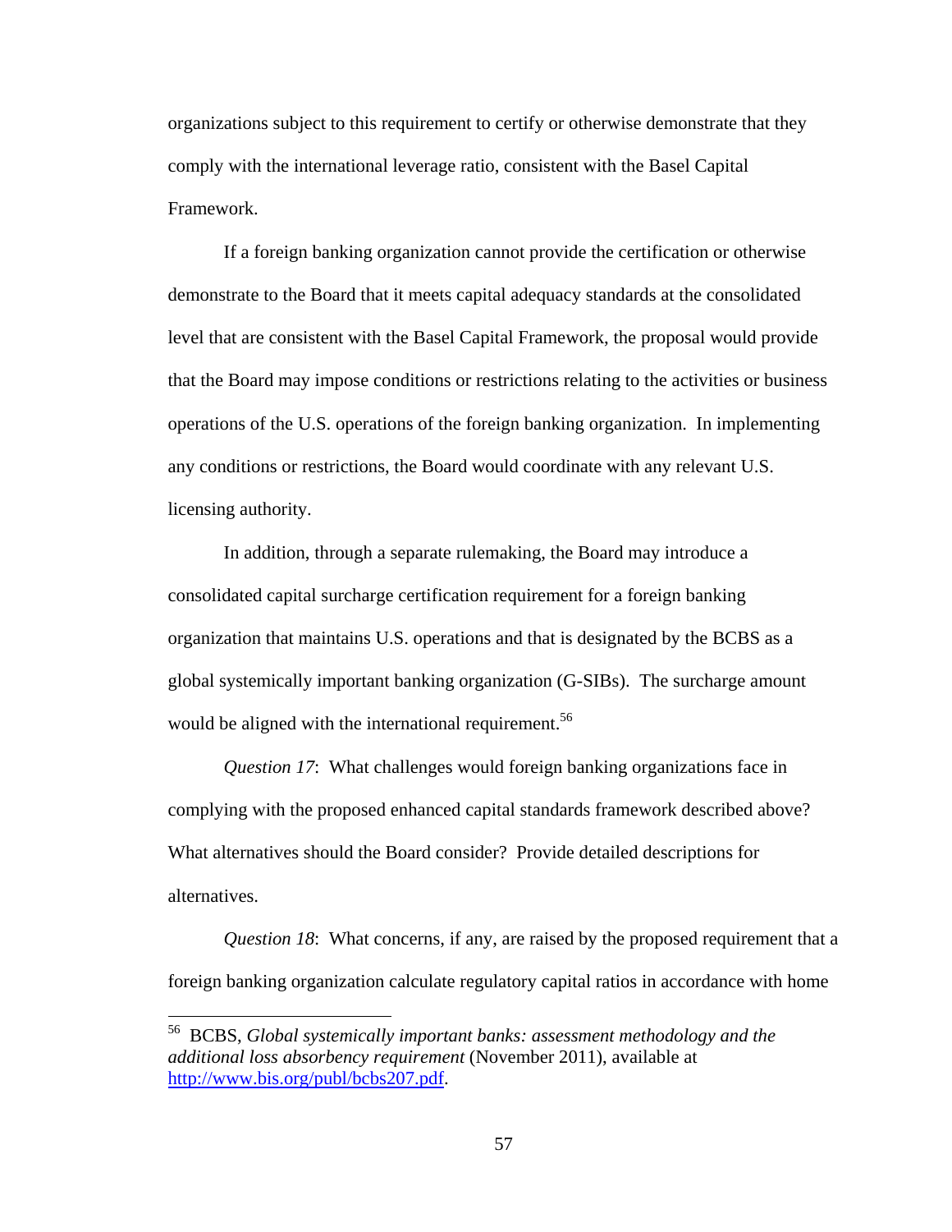organizations subject to this requirement to certify or otherwise demonstrate that they comply with the international leverage ratio, consistent with the Basel Capital Framework.

If a foreign banking organization cannot provide the certification or otherwise demonstrate to the Board that it meets capital adequacy standards at the consolidated level that are consistent with the Basel Capital Framework, the proposal would provide that the Board may impose conditions or restrictions relating to the activities or business operations of the U.S. operations of the foreign banking organization. In implementing any conditions or restrictions, the Board would coordinate with any relevant U.S. licensing authority.

In addition, through a separate rulemaking, the Board may introduce a consolidated capital surcharge certification requirement for a foreign banking organization that maintains U.S. operations and that is designated by the BCBS as a global systemically important banking organization (G-SIBs). The surcharge amount would be aligned with the international requirement.[56]

*Question 17*: What challenges would foreign banking organizations face in complying with the proposed enhanced capital standards framework described above? What alternatives should the Board consider? Provide detailed descriptions for alternatives.

*Question 18*: What concerns, if any, are raised by the proposed requirement that a foreign banking organization calculate regulatory capital ratios in accordance with home

---

[56] BCBS, *Global systemically important banks: assessment methodology and the additional loss absorbency requirement* (November 2011), available at http://www.bis.org/publ/bcbs207.pdf.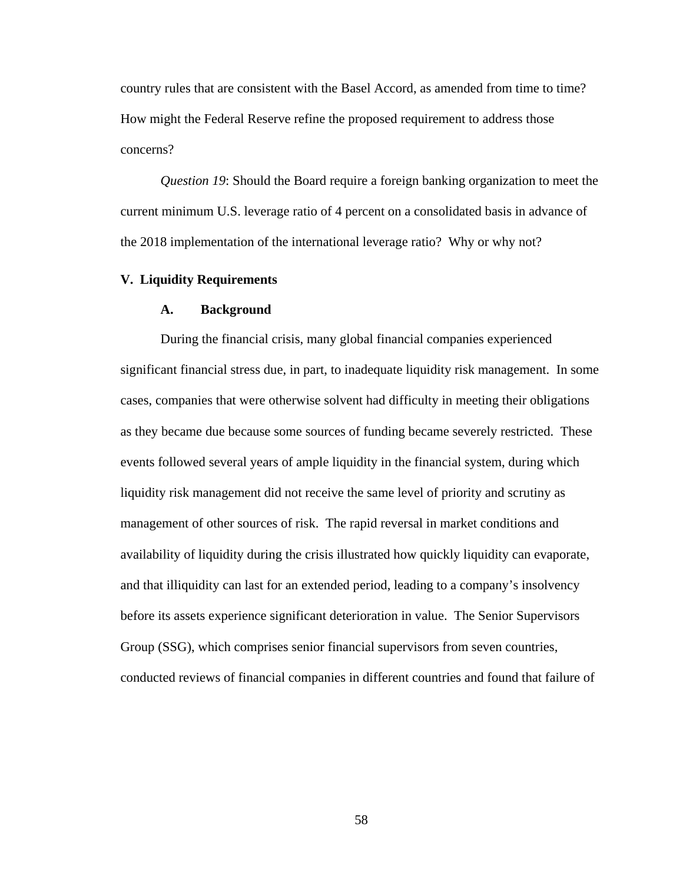country rules that are consistent with the Basel Accord, as amended from time to time? How might the Federal Reserve refine the proposed requirement to address those concerns?

*Question 19*: Should the Board require a foreign banking organization to meet the current minimum U.S. leverage ratio of 4 percent on a consolidated basis in advance of the 2018 implementation of the international leverage ratio? Why or why not?

## V. Liquidity Requirements

### A. Background

During the financial crisis, many global financial companies experienced significant financial stress due, in part, to inadequate liquidity risk management. In some cases, companies that were otherwise solvent had difficulty in meeting their obligations as they became due because some sources of funding became severely restricted. These events followed several years of ample liquidity in the financial system, during which liquidity risk management did not receive the same level of priority and scrutiny as management of other sources of risk. The rapid reversal in market conditions and availability of liquidity during the crisis illustrated how quickly liquidity can evaporate, and that illiquidity can last for an extended period, leading to a company's insolvency before its assets experience significant deterioration in value. The Senior Supervisors Group (SSG), which comprises senior financial supervisors from seven countries, conducted reviews of financial companies in different countries and found that failure of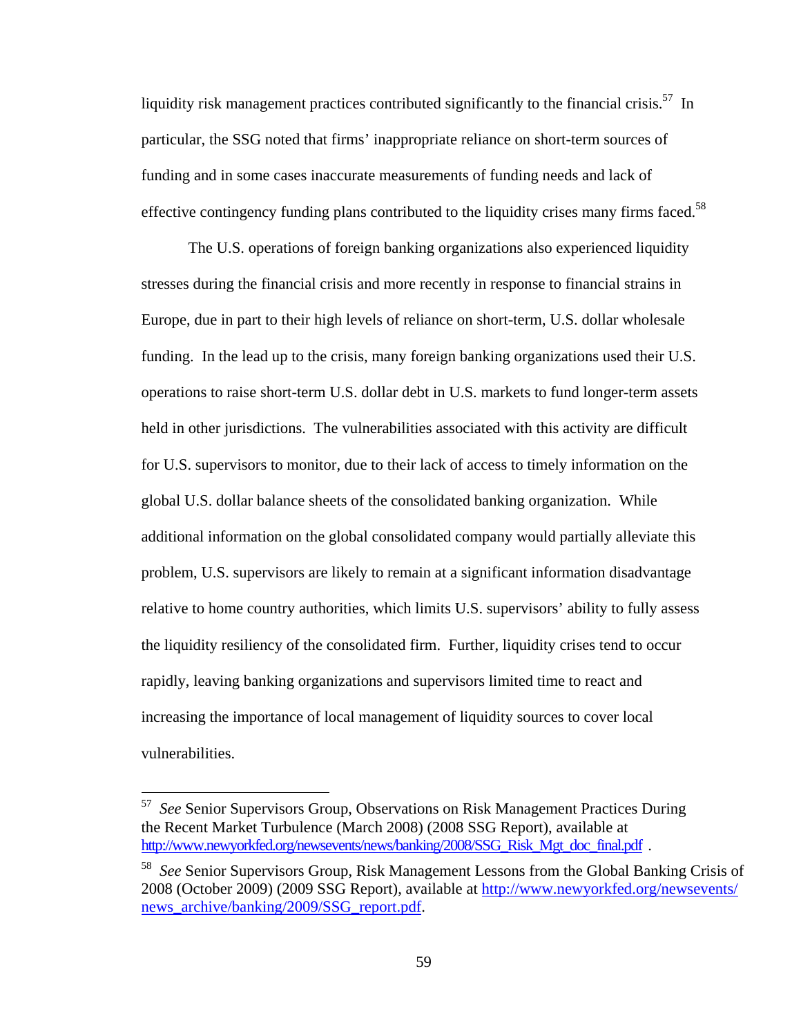liquidity risk management practices contributed significantly to the financial crisis.[57] In particular, the SSG noted that firms' inappropriate reliance on short-term sources of funding and in some cases inaccurate measurements of funding needs and lack of effective contingency funding plans contributed to the liquidity crises many firms faced.[58]

The U.S. operations of foreign banking organizations also experienced liquidity stresses during the financial crisis and more recently in response to financial strains in Europe, due in part to their high levels of reliance on short-term, U.S. dollar wholesale funding. In the lead up to the crisis, many foreign banking organizations used their U.S. operations to raise short-term U.S. dollar debt in U.S. markets to fund longer-term assets held in other jurisdictions. The vulnerabilities associated with this activity are difficult for U.S. supervisors to monitor, due to their lack of access to timely information on the global U.S. dollar balance sheets of the consolidated banking organization. While additional information on the global consolidated company would partially alleviate this problem, U.S. supervisors are likely to remain at a significant information disadvantage relative to home country authorities, which limits U.S. supervisors' ability to fully assess the liquidity resiliency of the consolidated firm. Further, liquidity crises tend to occur rapidly, leaving banking organizations and supervisors limited time to react and increasing the importance of local management of liquidity sources to cover local vulnerabilities.

---

[57] *See* Senior Supervisors Group, Observations on Risk Management Practices During the Recent Market Turbulence (March 2008) (2008 SSG Report), available at http://www.newyorkfed.org/newsevents/news/banking/2008/SSG_Risk_Mgt_doc_final.pdf .

[58] *See* Senior Supervisors Group, Risk Management Lessons from the Global Banking Crisis of 2008 (October 2009) (2009 SSG Report), available at http://www.newyorkfed.org/newsevents/news_archive/banking/2009/SSG_report.pdf.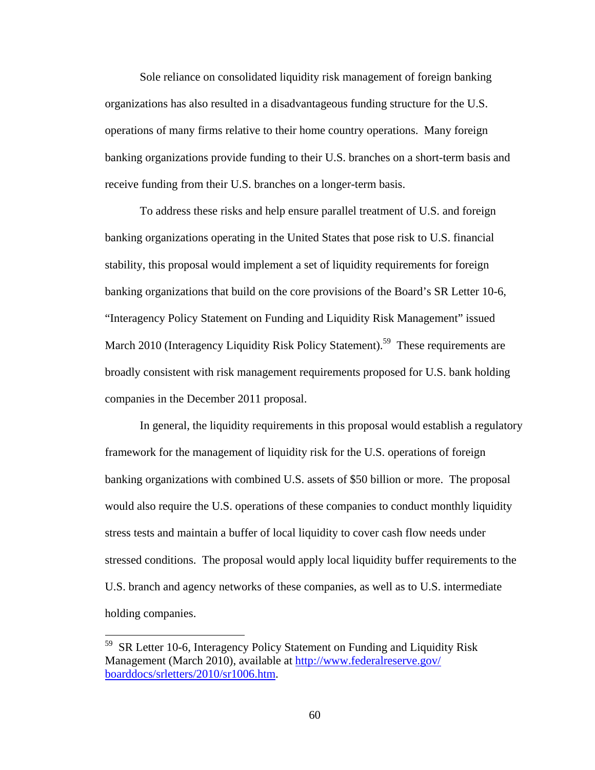Sole reliance on consolidated liquidity risk management of foreign banking organizations has also resulted in a disadvantageous funding structure for the U.S. operations of many firms relative to their home country operations. Many foreign banking organizations provide funding to their U.S. branches on a short-term basis and receive funding from their U.S. branches on a longer-term basis.

To address these risks and help ensure parallel treatment of U.S. and foreign banking organizations operating in the United States that pose risk to U.S. financial stability, this proposal would implement a set of liquidity requirements for foreign banking organizations that build on the core provisions of the Board's SR Letter 10-6, "Interagency Policy Statement on Funding and Liquidity Risk Management" issued March 2010 (Interagency Liquidity Risk Policy Statement).[59] These requirements are broadly consistent with risk management requirements proposed for U.S. bank holding companies in the December 2011 proposal.

In general, the liquidity requirements in this proposal would establish a regulatory framework for the management of liquidity risk for the U.S. operations of foreign banking organizations with combined U.S. assets of $50 billion or more. The proposal would also require the U.S. operations of these companies to conduct monthly liquidity stress tests and maintain a buffer of local liquidity to cover cash flow needs under stressed conditions. The proposal would apply local liquidity buffer requirements to the U.S. branch and agency networks of these companies, as well as to U.S. intermediate holding companies.

---

[59] SR Letter 10-6, Interagency Policy Statement on Funding and Liquidity Risk Management (March 2010), available at http://www.federalreserve.gov/boarddocs/srletters/2010/sr1006.htm.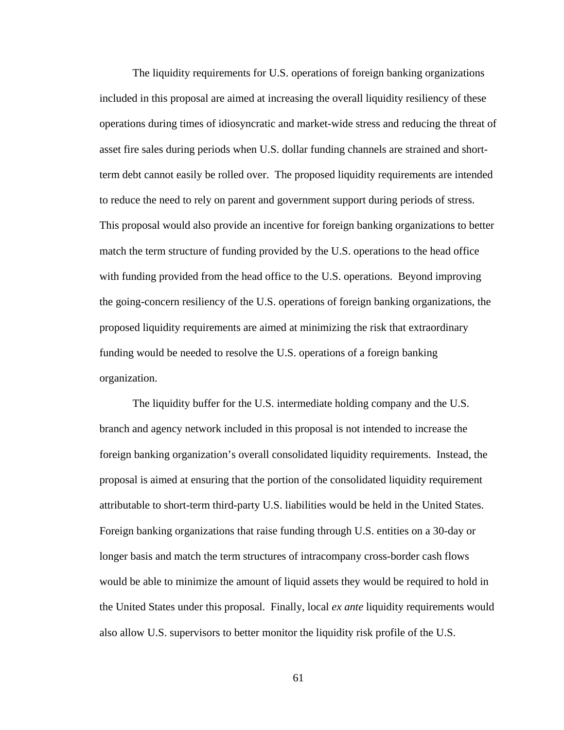The liquidity requirements for U.S. operations of foreign banking organizations included in this proposal are aimed at increasing the overall liquidity resiliency of these operations during times of idiosyncratic and market-wide stress and reducing the threat of asset fire sales during periods when U.S. dollar funding channels are strained and short-term debt cannot easily be rolled over. The proposed liquidity requirements are intended to reduce the need to rely on parent and government support during periods of stress. This proposal would also provide an incentive for foreign banking organizations to better match the term structure of funding provided by the U.S. operations to the head office with funding provided from the head office to the U.S. operations. Beyond improving the going-concern resiliency of the U.S. operations of foreign banking organizations, the proposed liquidity requirements are aimed at minimizing the risk that extraordinary funding would be needed to resolve the U.S. operations of a foreign banking organization.

The liquidity buffer for the U.S. intermediate holding company and the U.S. branch and agency network included in this proposal is not intended to increase the foreign banking organization's overall consolidated liquidity requirements. Instead, the proposal is aimed at ensuring that the portion of the consolidated liquidity requirement attributable to short-term third-party U.S. liabilities would be held in the United States. Foreign banking organizations that raise funding through U.S. entities on a 30-day or longer basis and match the term structures of intracompany cross-border cash flows would be able to minimize the amount of liquid assets they would be required to hold in the United States under this proposal. Finally, local *ex ante* liquidity requirements would also allow U.S. supervisors to better monitor the liquidity risk profile of the U.S.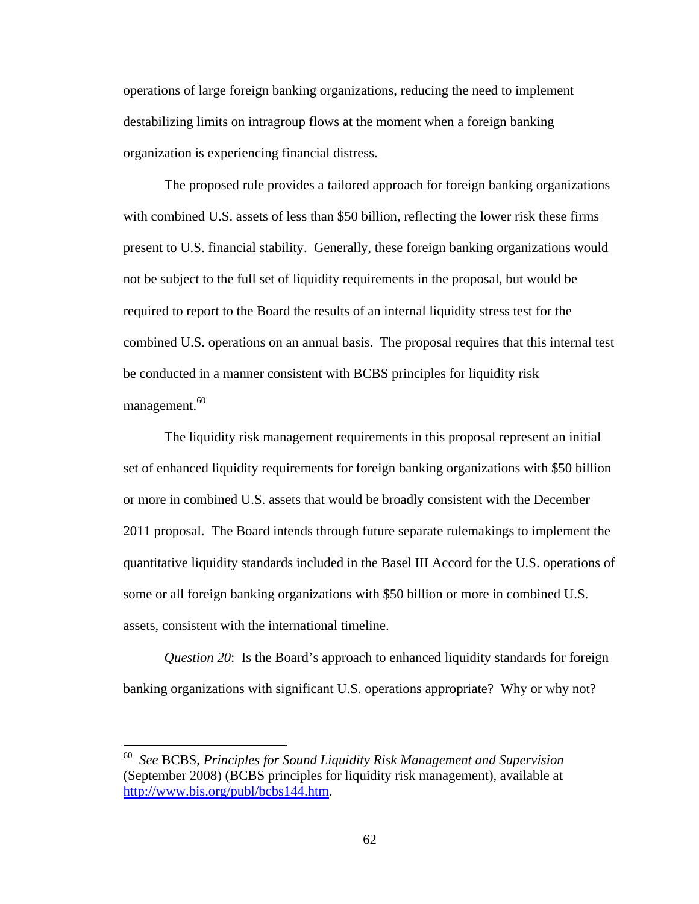operations of large foreign banking organizations, reducing the need to implement destabilizing limits on intragroup flows at the moment when a foreign banking organization is experiencing financial distress.

The proposed rule provides a tailored approach for foreign banking organizations with combined U.S. assets of less than $50 billion, reflecting the lower risk these firms present to U.S. financial stability. Generally, these foreign banking organizations would not be subject to the full set of liquidity requirements in the proposal, but would be required to report to the Board the results of an internal liquidity stress test for the combined U.S. operations on an annual basis. The proposal requires that this internal test be conducted in a manner consistent with BCBS principles for liquidity risk management.[60]

The liquidity risk management requirements in this proposal represent an initial set of enhanced liquidity requirements for foreign banking organizations with $50 billion or more in combined U.S. assets that would be broadly consistent with the December 2011 proposal. The Board intends through future separate rulemakings to implement the quantitative liquidity standards included in the Basel III Accord for the U.S. operations of some or all foreign banking organizations with $50 billion or more in combined U.S. assets, consistent with the international timeline.

*Question 20*: Is the Board's approach to enhanced liquidity standards for foreign banking organizations with significant U.S. operations appropriate? Why or why not?

---

[60] *See* BCBS, *Principles for Sound Liquidity Risk Management and Supervision* (September 2008) (BCBS principles for liquidity risk management), available at http://www.bis.org/publ/bcbs144.htm.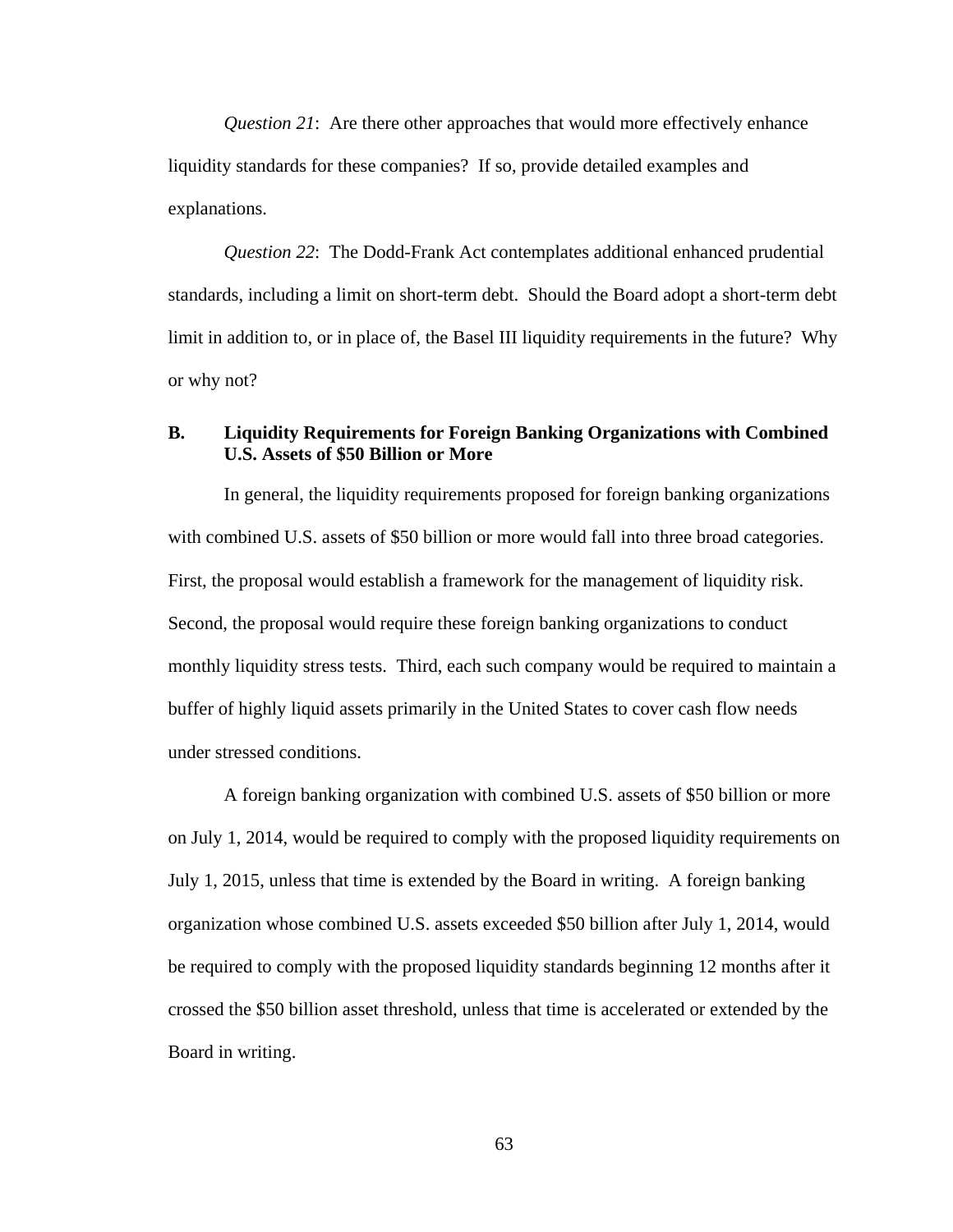*Question 21*: Are there other approaches that would more effectively enhance liquidity standards for these companies? If so, provide detailed examples and explanations.

*Question 22*: The Dodd-Frank Act contemplates additional enhanced prudential standards, including a limit on short-term debt. Should the Board adopt a short-term debt limit in addition to, or in place of, the Basel III liquidity requirements in the future? Why or why not?

### B. Liquidity Requirements for Foreign Banking Organizations with Combined U.S. Assets of $50 Billion or More

In general, the liquidity requirements proposed for foreign banking organizations with combined U.S. assets of $50 billion or more would fall into three broad categories. First, the proposal would establish a framework for the management of liquidity risk. Second, the proposal would require these foreign banking organizations to conduct monthly liquidity stress tests. Third, each such company would be required to maintain a buffer of highly liquid assets primarily in the United States to cover cash flow needs under stressed conditions.

A foreign banking organization with combined U.S. assets of $50 billion or more on July 1, 2014, would be required to comply with the proposed liquidity requirements on July 1, 2015, unless that time is extended by the Board in writing. A foreign banking organization whose combined U.S. assets exceeded $50 billion after July 1, 2014, would be required to comply with the proposed liquidity standards beginning 12 months after it crossed the $50 billion asset threshold, unless that time is accelerated or extended by the Board in writing.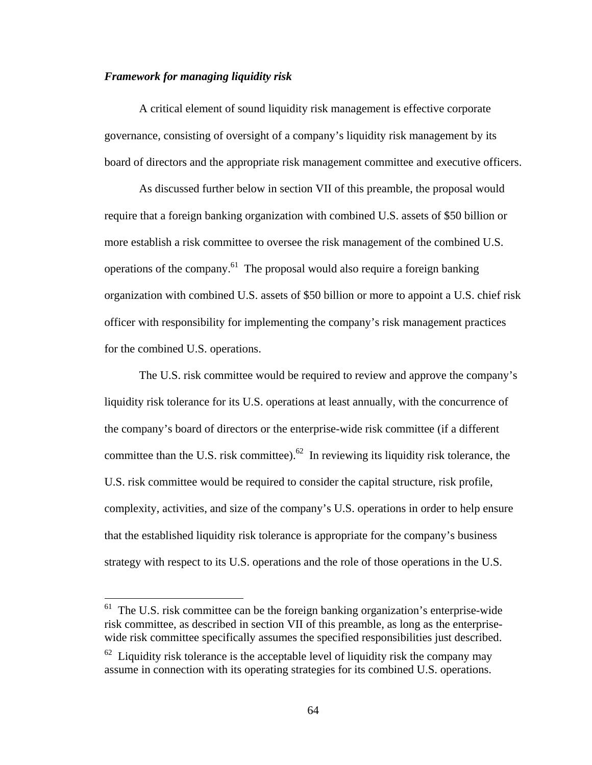***Framework for managing liquidity risk***

A critical element of sound liquidity risk management is effective corporate governance, consisting of oversight of a company's liquidity risk management by its board of directors and the appropriate risk management committee and executive officers.

As discussed further below in section VII of this preamble, the proposal would require that a foreign banking organization with combined U.S. assets of $50 billion or more establish a risk committee to oversee the risk management of the combined U.S. operations of the company.[61] The proposal would also require a foreign banking organization with combined U.S. assets of $50 billion or more to appoint a U.S. chief risk officer with responsibility for implementing the company's risk management practices for the combined U.S. operations.

The U.S. risk committee would be required to review and approve the company's liquidity risk tolerance for its U.S. operations at least annually, with the concurrence of the company's board of directors or the enterprise-wide risk committee (if a different committee than the U.S. risk committee).[62] In reviewing its liquidity risk tolerance, the U.S. risk committee would be required to consider the capital structure, risk profile, complexity, activities, and size of the company's U.S. operations in order to help ensure that the established liquidity risk tolerance is appropriate for the company's business strategy with respect to its U.S. operations and the role of those operations in the U.S.

---

[61] The U.S. risk committee can be the foreign banking organization's enterprise-wide risk committee, as described in section VII of this preamble, as long as the enterprise-wide risk committee specifically assumes the specified responsibilities just described.

[62] Liquidity risk tolerance is the acceptable level of liquidity risk the company may assume in connection with its operating strategies for its combined U.S. operations.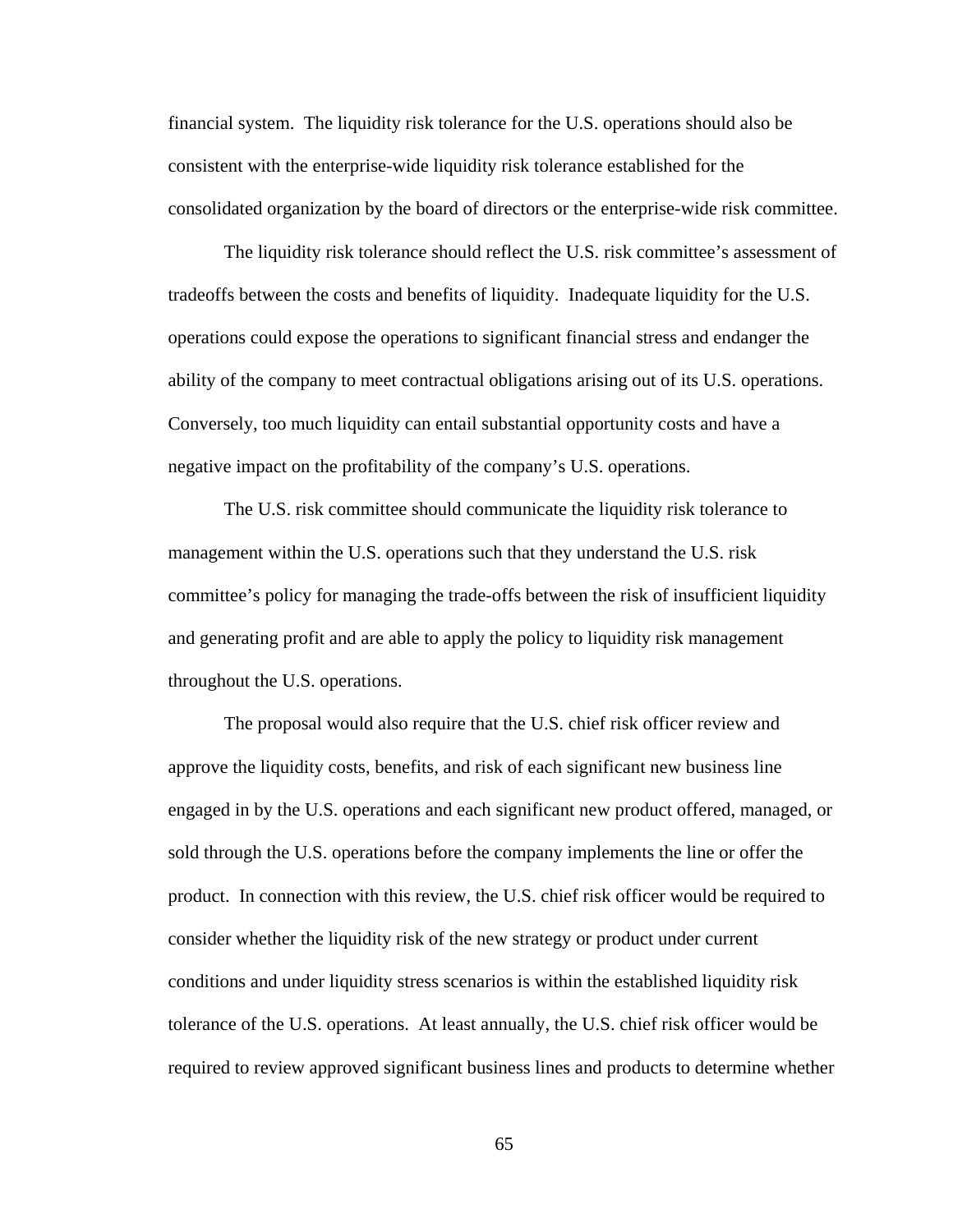financial system. The liquidity risk tolerance for the U.S. operations should also be consistent with the enterprise-wide liquidity risk tolerance established for the consolidated organization by the board of directors or the enterprise-wide risk committee.

The liquidity risk tolerance should reflect the U.S. risk committee's assessment of tradeoffs between the costs and benefits of liquidity. Inadequate liquidity for the U.S. operations could expose the operations to significant financial stress and endanger the ability of the company to meet contractual obligations arising out of its U.S. operations. Conversely, too much liquidity can entail substantial opportunity costs and have a negative impact on the profitability of the company's U.S. operations.

The U.S. risk committee should communicate the liquidity risk tolerance to management within the U.S. operations such that they understand the U.S. risk committee's policy for managing the trade-offs between the risk of insufficient liquidity and generating profit and are able to apply the policy to liquidity risk management throughout the U.S. operations.

The proposal would also require that the U.S. chief risk officer review and approve the liquidity costs, benefits, and risk of each significant new business line engaged in by the U.S. operations and each significant new product offered, managed, or sold through the U.S. operations before the company implements the line or offer the product. In connection with this review, the U.S. chief risk officer would be required to consider whether the liquidity risk of the new strategy or product under current conditions and under liquidity stress scenarios is within the established liquidity risk tolerance of the U.S. operations. At least annually, the U.S. chief risk officer would be required to review approved significant business lines and products to determine whether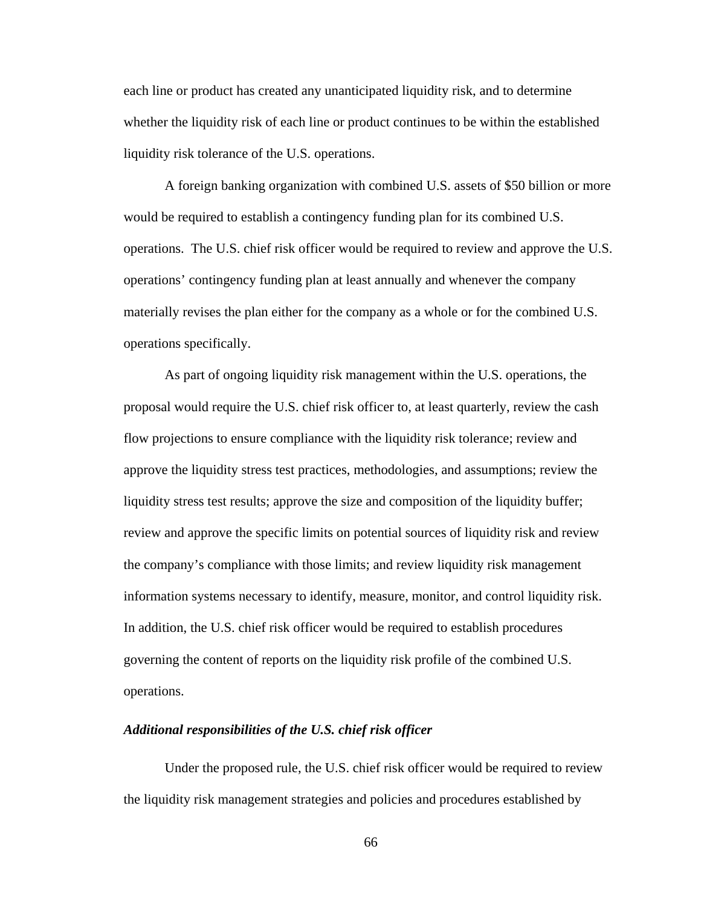each line or product has created any unanticipated liquidity risk, and to determine whether the liquidity risk of each line or product continues to be within the established liquidity risk tolerance of the U.S. operations.

A foreign banking organization with combined U.S. assets of $50 billion or more would be required to establish a contingency funding plan for its combined U.S. operations. The U.S. chief risk officer would be required to review and approve the U.S. operations' contingency funding plan at least annually and whenever the company materially revises the plan either for the company as a whole or for the combined U.S. operations specifically.

As part of ongoing liquidity risk management within the U.S. operations, the proposal would require the U.S. chief risk officer to, at least quarterly, review the cash flow projections to ensure compliance with the liquidity risk tolerance; review and approve the liquidity stress test practices, methodologies, and assumptions; review the liquidity stress test results; approve the size and composition of the liquidity buffer; review and approve the specific limits on potential sources of liquidity risk and review the company's compliance with those limits; and review liquidity risk management information systems necessary to identify, measure, monitor, and control liquidity risk. In addition, the U.S. chief risk officer would be required to establish procedures governing the content of reports on the liquidity risk profile of the combined U.S. operations.

***Additional responsibilities of the U.S. chief risk officer***

Under the proposed rule, the U.S. chief risk officer would be required to review the liquidity risk management strategies and policies and procedures established by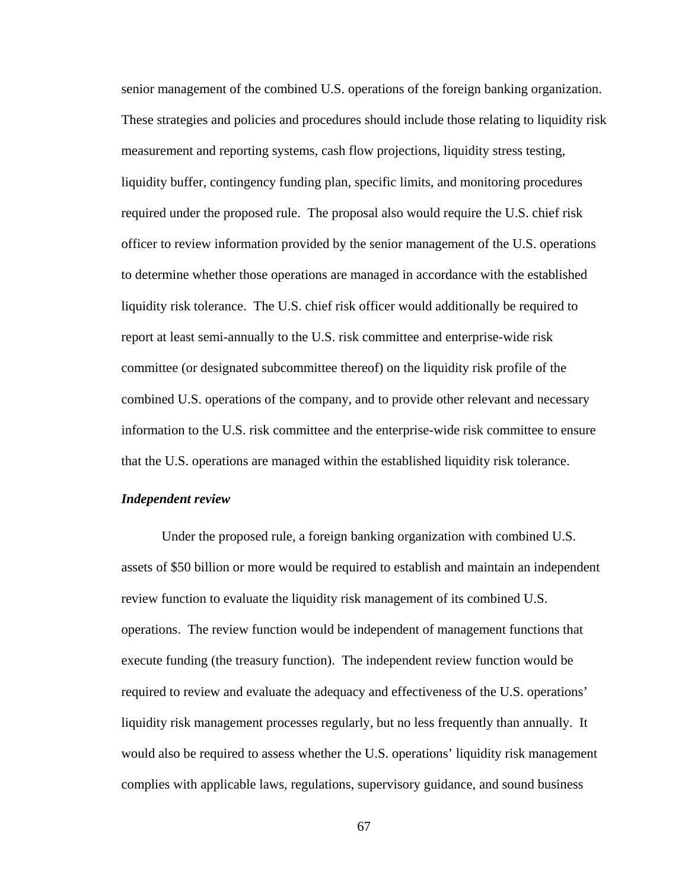senior management of the combined U.S. operations of the foreign banking organization. These strategies and policies and procedures should include those relating to liquidity risk measurement and reporting systems, cash flow projections, liquidity stress testing, liquidity buffer, contingency funding plan, specific limits, and monitoring procedures required under the proposed rule. The proposal also would require the U.S. chief risk officer to review information provided by the senior management of the U.S. operations to determine whether those operations are managed in accordance with the established liquidity risk tolerance. The U.S. chief risk officer would additionally be required to report at least semi-annually to the U.S. risk committee and enterprise-wide risk committee (or designated subcommittee thereof) on the liquidity risk profile of the combined U.S. operations of the company, and to provide other relevant and necessary information to the U.S. risk committee and the enterprise-wide risk committee to ensure that the U.S. operations are managed within the established liquidity risk tolerance.

***Independent review***

Under the proposed rule, a foreign banking organization with combined U.S. assets of $50 billion or more would be required to establish and maintain an independent review function to evaluate the liquidity risk management of its combined U.S. operations. The review function would be independent of management functions that execute funding (the treasury function). The independent review function would be required to review and evaluate the adequacy and effectiveness of the U.S. operations' liquidity risk management processes regularly, but no less frequently than annually. It would also be required to assess whether the U.S. operations' liquidity risk management complies with applicable laws, regulations, supervisory guidance, and sound business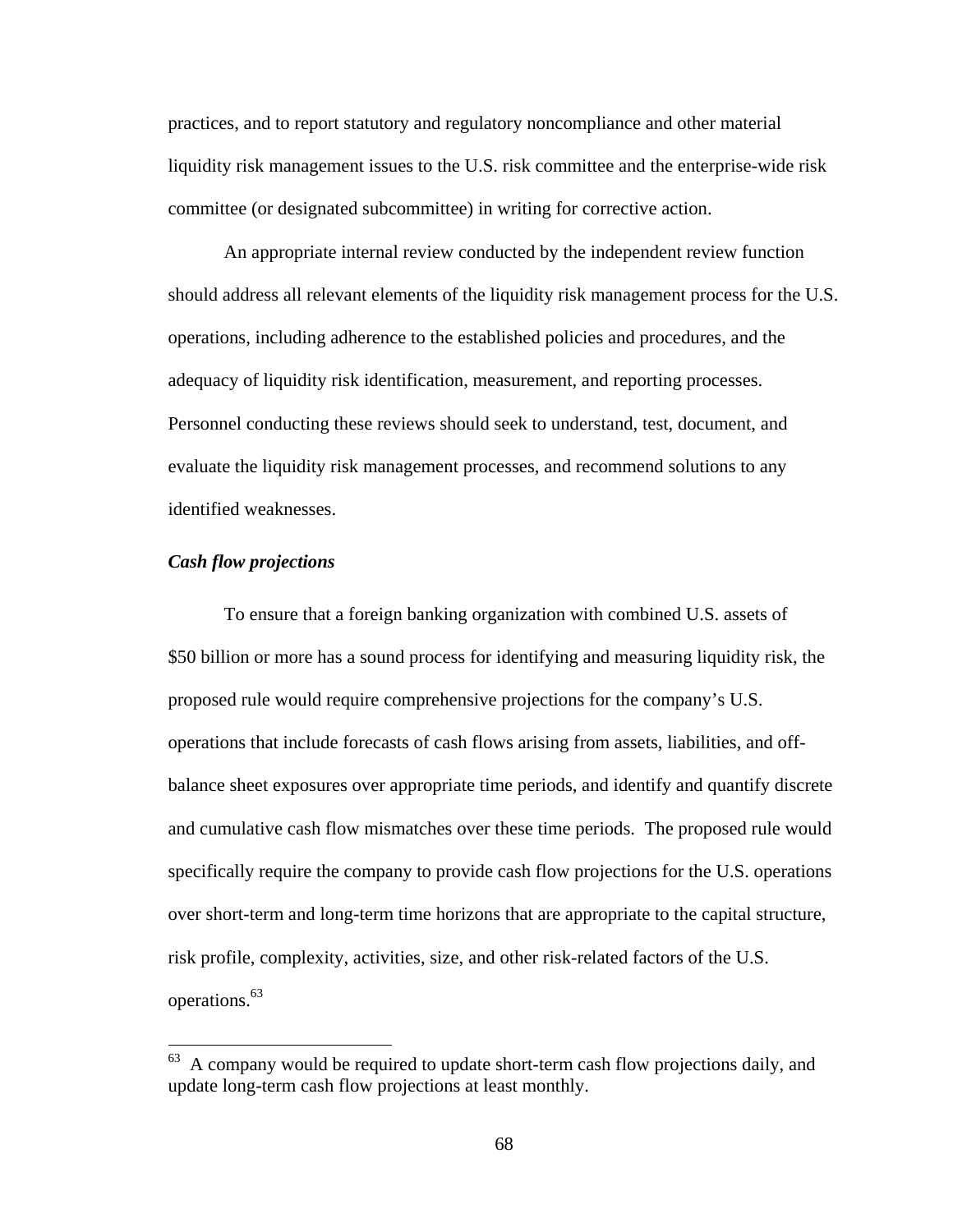practices, and to report statutory and regulatory noncompliance and other material liquidity risk management issues to the U.S. risk committee and the enterprise-wide risk committee (or designated subcommittee) in writing for corrective action.

An appropriate internal review conducted by the independent review function should address all relevant elements of the liquidity risk management process for the U.S. operations, including adherence to the established policies and procedures, and the adequacy of liquidity risk identification, measurement, and reporting processes. Personnel conducting these reviews should seek to understand, test, document, and evaluate the liquidity risk management processes, and recommend solutions to any identified weaknesses.

***Cash flow projections***

To ensure that a foreign banking organization with combined U.S. assets of $50 billion or more has a sound process for identifying and measuring liquidity risk, the proposed rule would require comprehensive projections for the company's U.S. operations that include forecasts of cash flows arising from assets, liabilities, and off-balance sheet exposures over appropriate time periods, and identify and quantify discrete and cumulative cash flow mismatches over these time periods. The proposed rule would specifically require the company to provide cash flow projections for the U.S. operations over short-term and long-term time horizons that are appropriate to the capital structure, risk profile, complexity, activities, size, and other risk-related factors of the U.S. operations.[63]

[63] A company would be required to update short-term cash flow projections daily, and update long-term cash flow projections at least monthly.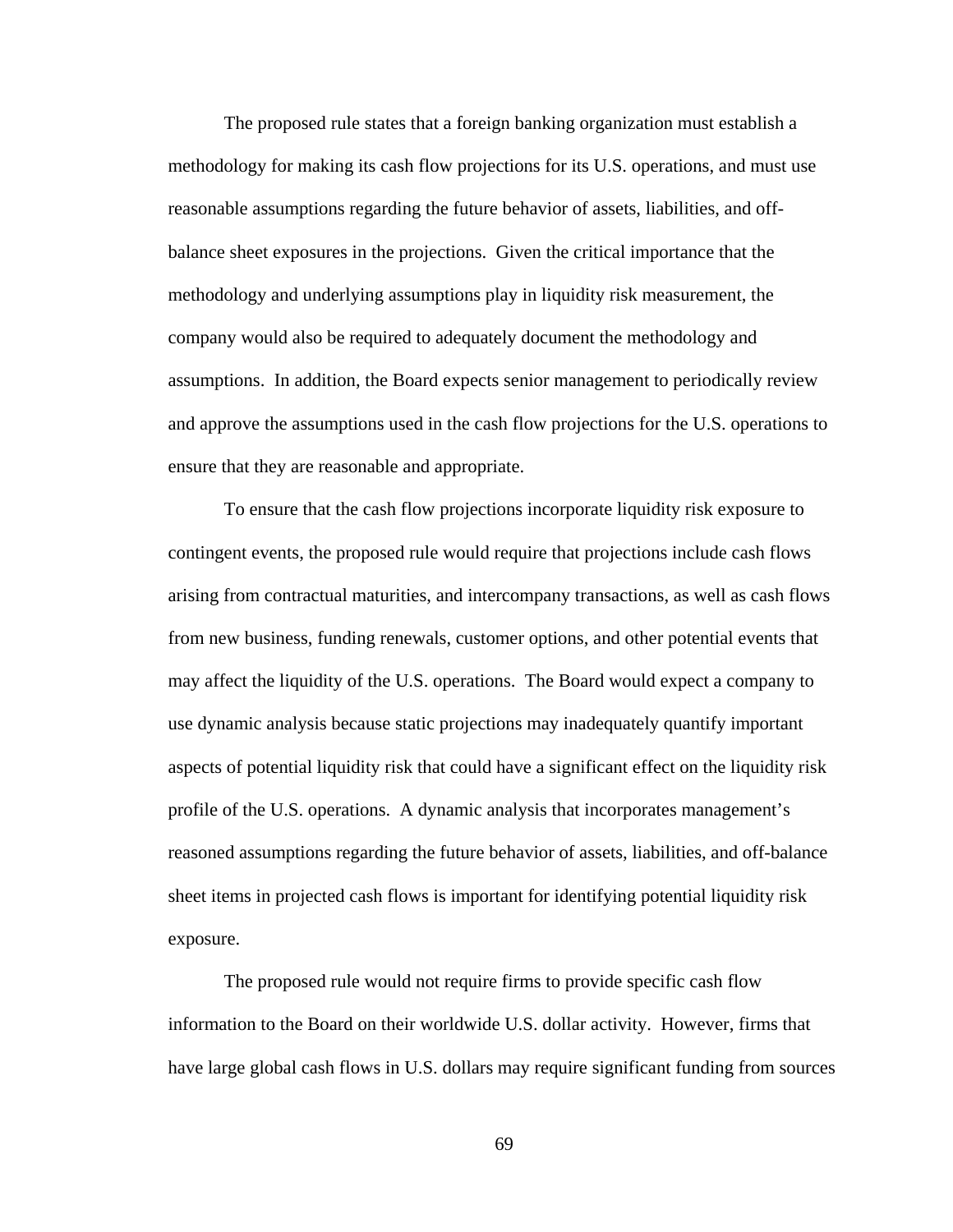The proposed rule states that a foreign banking organization must establish a methodology for making its cash flow projections for its U.S. operations, and must use reasonable assumptions regarding the future behavior of assets, liabilities, and off-balance sheet exposures in the projections. Given the critical importance that the methodology and underlying assumptions play in liquidity risk measurement, the company would also be required to adequately document the methodology and assumptions. In addition, the Board expects senior management to periodically review and approve the assumptions used in the cash flow projections for the U.S. operations to ensure that they are reasonable and appropriate.

To ensure that the cash flow projections incorporate liquidity risk exposure to contingent events, the proposed rule would require that projections include cash flows arising from contractual maturities, and intercompany transactions, as well as cash flows from new business, funding renewals, customer options, and other potential events that may affect the liquidity of the U.S. operations. The Board would expect a company to use dynamic analysis because static projections may inadequately quantify important aspects of potential liquidity risk that could have a significant effect on the liquidity risk profile of the U.S. operations. A dynamic analysis that incorporates management's reasoned assumptions regarding the future behavior of assets, liabilities, and off-balance sheet items in projected cash flows is important for identifying potential liquidity risk exposure.

The proposed rule would not require firms to provide specific cash flow information to the Board on their worldwide U.S. dollar activity. However, firms that have large global cash flows in U.S. dollars may require significant funding from sources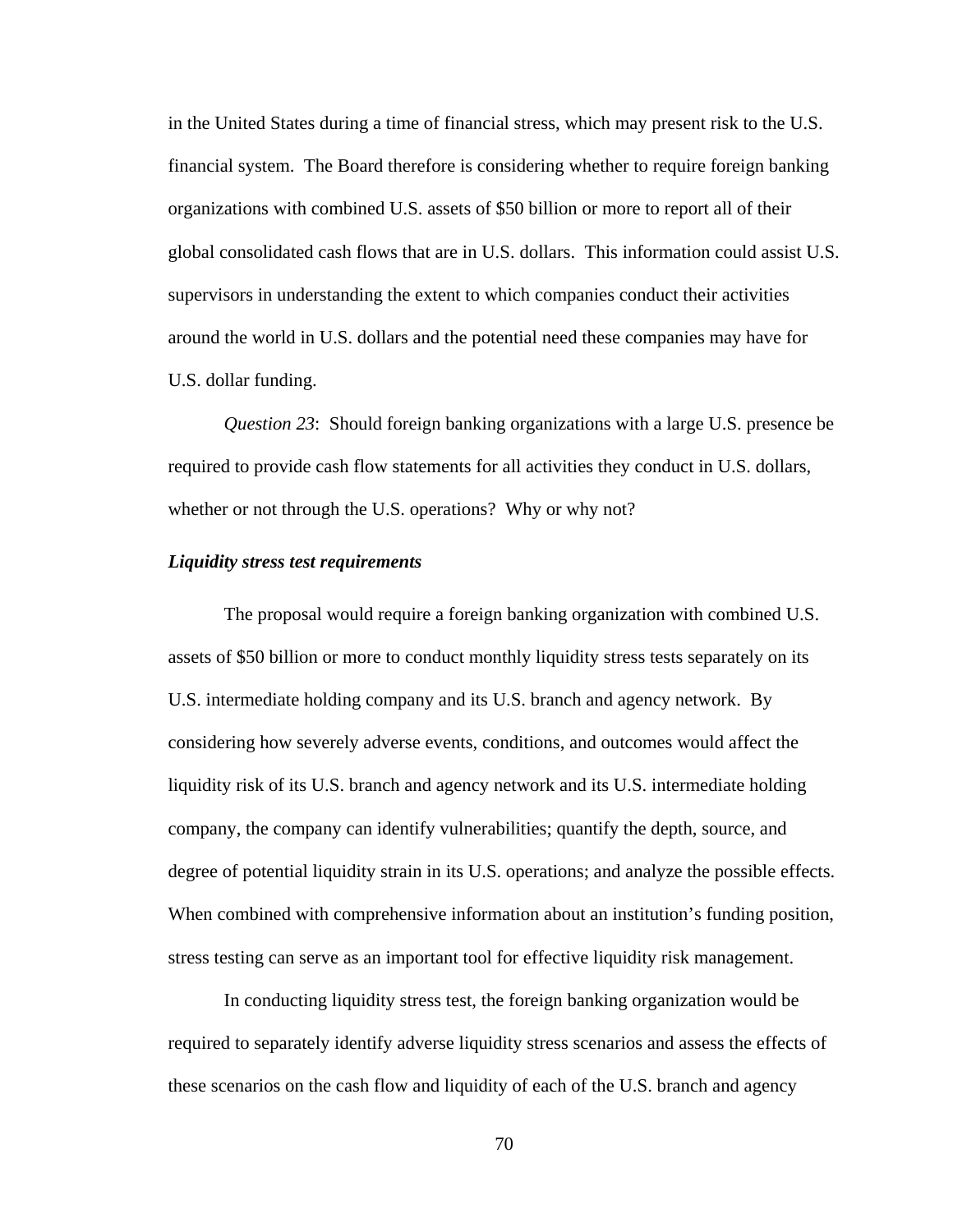in the United States during a time of financial stress, which may present risk to the U.S. financial system. The Board therefore is considering whether to require foreign banking organizations with combined U.S. assets of $50 billion or more to report all of their global consolidated cash flows that are in U.S. dollars. This information could assist U.S. supervisors in understanding the extent to which companies conduct their activities around the world in U.S. dollars and the potential need these companies may have for U.S. dollar funding.

*Question 23*: Should foreign banking organizations with a large U.S. presence be required to provide cash flow statements for all activities they conduct in U.S. dollars, whether or not through the U.S. operations? Why or why not?

***Liquidity stress test requirements***

The proposal would require a foreign banking organization with combined U.S. assets of $50 billion or more to conduct monthly liquidity stress tests separately on its U.S. intermediate holding company and its U.S. branch and agency network. By considering how severely adverse events, conditions, and outcomes would affect the liquidity risk of its U.S. branch and agency network and its U.S. intermediate holding company, the company can identify vulnerabilities; quantify the depth, source, and degree of potential liquidity strain in its U.S. operations; and analyze the possible effects. When combined with comprehensive information about an institution's funding position, stress testing can serve as an important tool for effective liquidity risk management.

In conducting liquidity stress test, the foreign banking organization would be required to separately identify adverse liquidity stress scenarios and assess the effects of these scenarios on the cash flow and liquidity of each of the U.S. branch and agency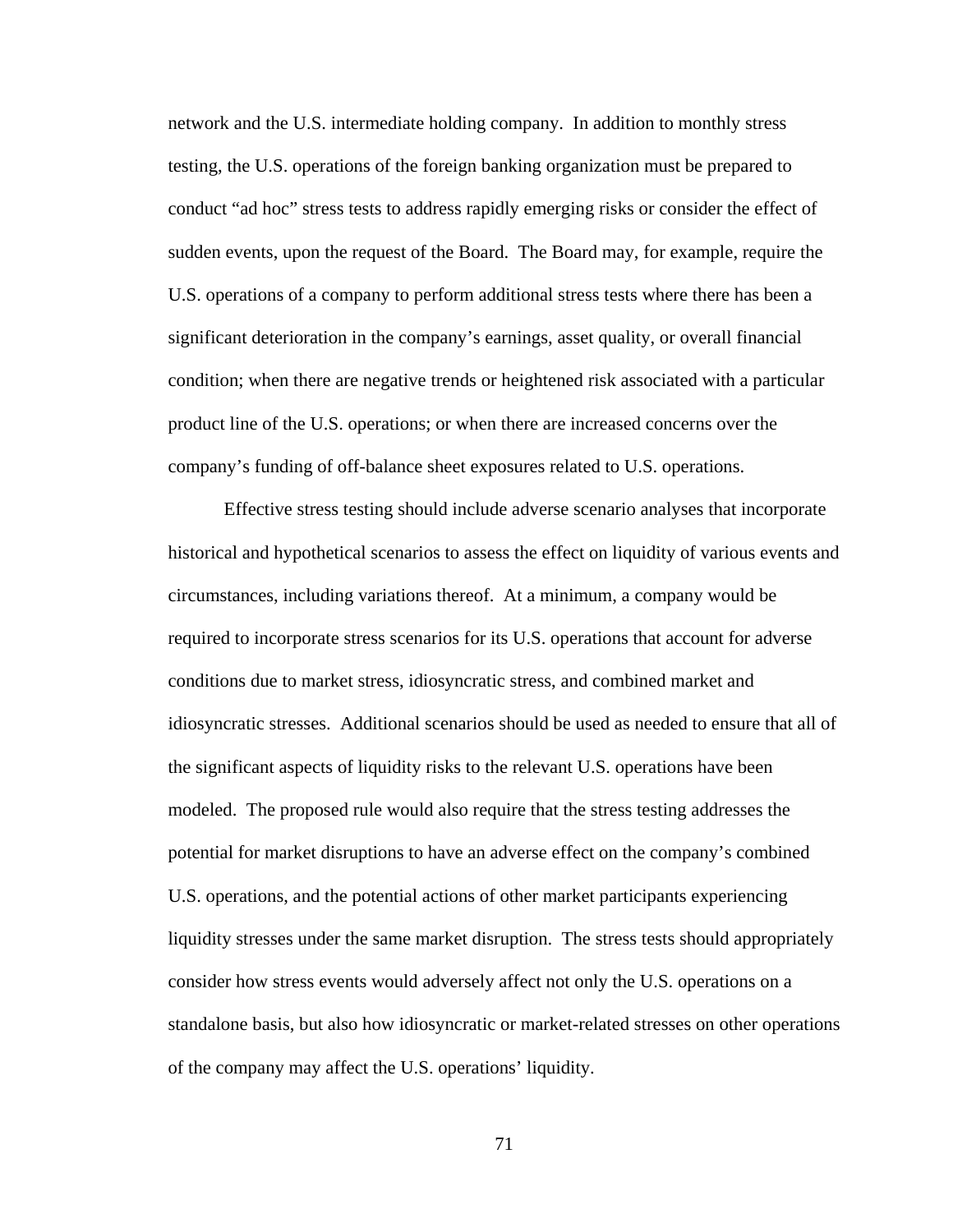network and the U.S. intermediate holding company. In addition to monthly stress testing, the U.S. operations of the foreign banking organization must be prepared to conduct "ad hoc" stress tests to address rapidly emerging risks or consider the effect of sudden events, upon the request of the Board. The Board may, for example, require the U.S. operations of a company to perform additional stress tests where there has been a significant deterioration in the company's earnings, asset quality, or overall financial condition; when there are negative trends or heightened risk associated with a particular product line of the U.S. operations; or when there are increased concerns over the company's funding of off-balance sheet exposures related to U.S. operations.

Effective stress testing should include adverse scenario analyses that incorporate historical and hypothetical scenarios to assess the effect on liquidity of various events and circumstances, including variations thereof. At a minimum, a company would be required to incorporate stress scenarios for its U.S. operations that account for adverse conditions due to market stress, idiosyncratic stress, and combined market and idiosyncratic stresses. Additional scenarios should be used as needed to ensure that all of the significant aspects of liquidity risks to the relevant U.S. operations have been modeled. The proposed rule would also require that the stress testing addresses the potential for market disruptions to have an adverse effect on the company's combined U.S. operations, and the potential actions of other market participants experiencing liquidity stresses under the same market disruption. The stress tests should appropriately consider how stress events would adversely affect not only the U.S. operations on a standalone basis, but also how idiosyncratic or market-related stresses on other operations of the company may affect the U.S. operations' liquidity.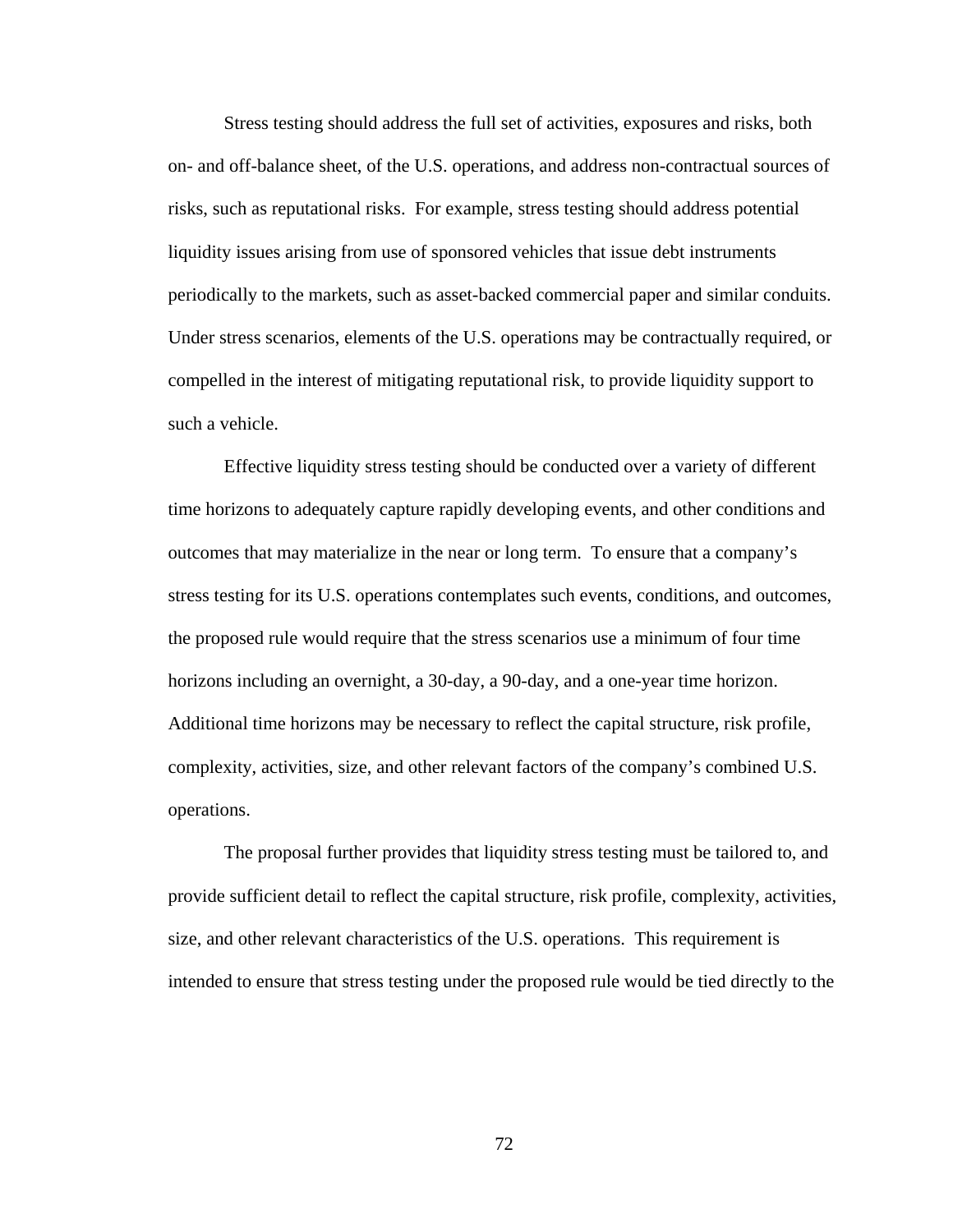Stress testing should address the full set of activities, exposures and risks, both on- and off-balance sheet, of the U.S. operations, and address non-contractual sources of risks, such as reputational risks. For example, stress testing should address potential liquidity issues arising from use of sponsored vehicles that issue debt instruments periodically to the markets, such as asset-backed commercial paper and similar conduits. Under stress scenarios, elements of the U.S. operations may be contractually required, or compelled in the interest of mitigating reputational risk, to provide liquidity support to such a vehicle.

Effective liquidity stress testing should be conducted over a variety of different time horizons to adequately capture rapidly developing events, and other conditions and outcomes that may materialize in the near or long term. To ensure that a company's stress testing for its U.S. operations contemplates such events, conditions, and outcomes, the proposed rule would require that the stress scenarios use a minimum of four time horizons including an overnight, a 30-day, a 90-day, and a one-year time horizon. Additional time horizons may be necessary to reflect the capital structure, risk profile, complexity, activities, size, and other relevant factors of the company's combined U.S. operations.

The proposal further provides that liquidity stress testing must be tailored to, and provide sufficient detail to reflect the capital structure, risk profile, complexity, activities, size, and other relevant characteristics of the U.S. operations. This requirement is intended to ensure that stress testing under the proposed rule would be tied directly to the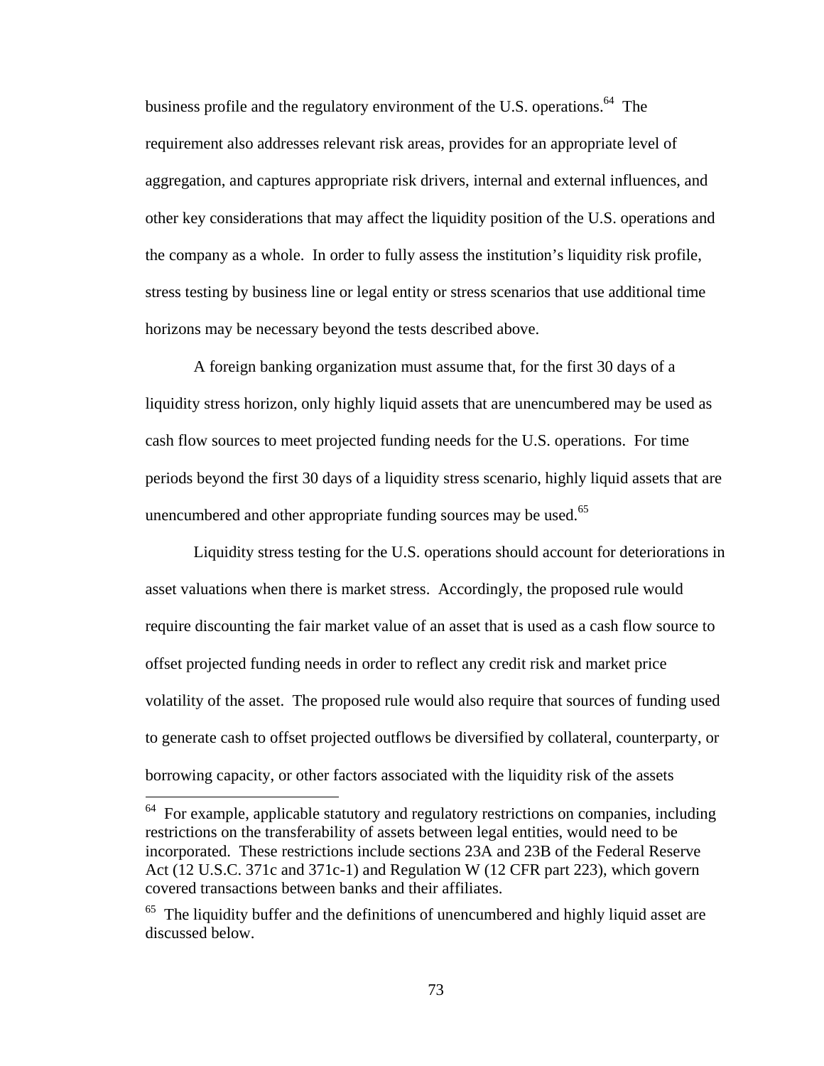business profile and the regulatory environment of the U.S. operations.[64] The requirement also addresses relevant risk areas, provides for an appropriate level of aggregation, and captures appropriate risk drivers, internal and external influences, and other key considerations that may affect the liquidity position of the U.S. operations and the company as a whole. In order to fully assess the institution's liquidity risk profile, stress testing by business line or legal entity or stress scenarios that use additional time horizons may be necessary beyond the tests described above.

A foreign banking organization must assume that, for the first 30 days of a liquidity stress horizon, only highly liquid assets that are unencumbered may be used as cash flow sources to meet projected funding needs for the U.S. operations. For time periods beyond the first 30 days of a liquidity stress scenario, highly liquid assets that are unencumbered and other appropriate funding sources may be used.[65]

Liquidity stress testing for the U.S. operations should account for deteriorations in asset valuations when there is market stress. Accordingly, the proposed rule would require discounting the fair market value of an asset that is used as a cash flow source to offset projected funding needs in order to reflect any credit risk and market price volatility of the asset. The proposed rule would also require that sources of funding used to generate cash to offset projected outflows be diversified by collateral, counterparty, or borrowing capacity, or other factors associated with the liquidity risk of the assets

---

[64] For example, applicable statutory and regulatory restrictions on companies, including restrictions on the transferability of assets between legal entities, would need to be incorporated. These restrictions include sections 23A and 23B of the Federal Reserve Act (12 U.S.C. 371c and 371c-1) and Regulation W (12 CFR part 223), which govern covered transactions between banks and their affiliates.

[65] The liquidity buffer and the definitions of unencumbered and highly liquid asset are discussed below.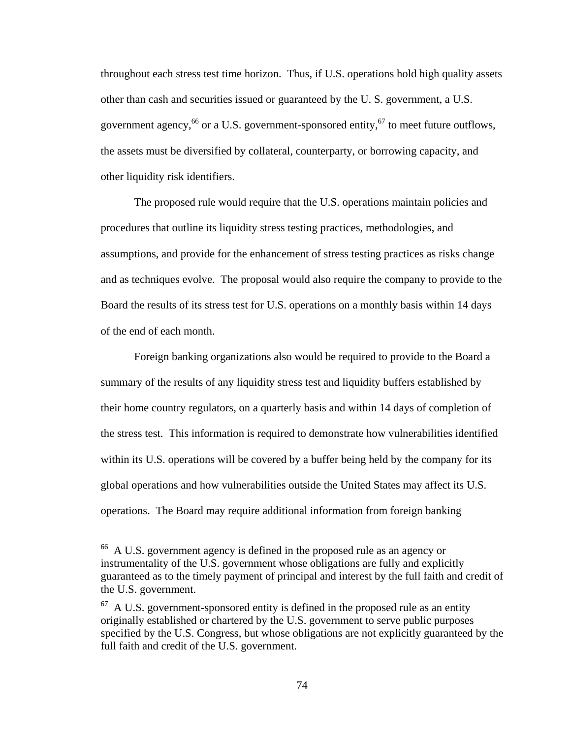throughout each stress test time horizon. Thus, if U.S. operations hold high quality assets other than cash and securities issued or guaranteed by the U. S. government, a U.S. government agency,[66] or a U.S. government-sponsored entity,[67] to meet future outflows, the assets must be diversified by collateral, counterparty, or borrowing capacity, and other liquidity risk identifiers.

The proposed rule would require that the U.S. operations maintain policies and procedures that outline its liquidity stress testing practices, methodologies, and assumptions, and provide for the enhancement of stress testing practices as risks change and as techniques evolve. The proposal would also require the company to provide to the Board the results of its stress test for U.S. operations on a monthly basis within 14 days of the end of each month.

Foreign banking organizations also would be required to provide to the Board a summary of the results of any liquidity stress test and liquidity buffers established by their home country regulators, on a quarterly basis and within 14 days of completion of the stress test. This information is required to demonstrate how vulnerabilities identified within its U.S. operations will be covered by a buffer being held by the company for its global operations and how vulnerabilities outside the United States may affect its U.S. operations. The Board may require additional information from foreign banking

---

[66] A U.S. government agency is defined in the proposed rule as an agency or instrumentality of the U.S. government whose obligations are fully and explicitly guaranteed as to the timely payment of principal and interest by the full faith and credit of the U.S. government.

[67] A U.S. government-sponsored entity is defined in the proposed rule as an entity originally established or chartered by the U.S. government to serve public purposes specified by the U.S. Congress, but whose obligations are not explicitly guaranteed by the full faith and credit of the U.S. government.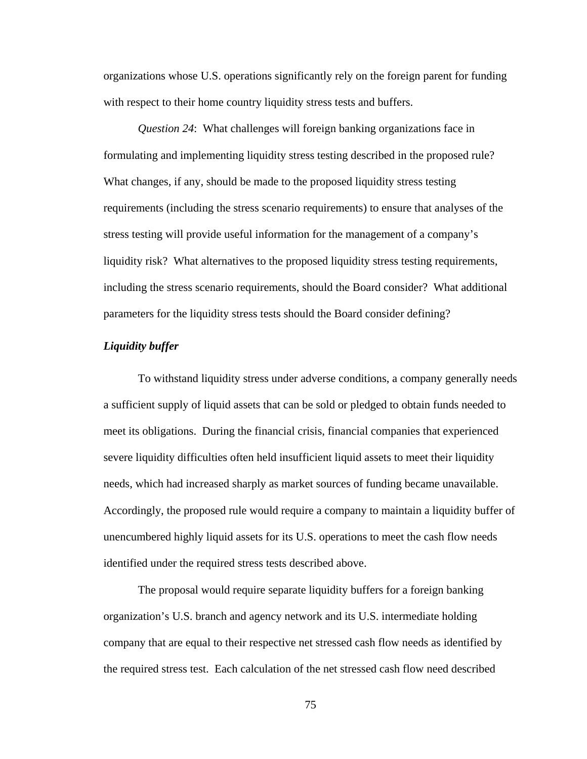organizations whose U.S. operations significantly rely on the foreign parent for funding with respect to their home country liquidity stress tests and buffers.

*Question 24*: What challenges will foreign banking organizations face in formulating and implementing liquidity stress testing described in the proposed rule? What changes, if any, should be made to the proposed liquidity stress testing requirements (including the stress scenario requirements) to ensure that analyses of the stress testing will provide useful information for the management of a company's liquidity risk? What alternatives to the proposed liquidity stress testing requirements, including the stress scenario requirements, should the Board consider? What additional parameters for the liquidity stress tests should the Board consider defining?

***Liquidity buffer***

To withstand liquidity stress under adverse conditions, a company generally needs a sufficient supply of liquid assets that can be sold or pledged to obtain funds needed to meet its obligations. During the financial crisis, financial companies that experienced severe liquidity difficulties often held insufficient liquid assets to meet their liquidity needs, which had increased sharply as market sources of funding became unavailable. Accordingly, the proposed rule would require a company to maintain a liquidity buffer of unencumbered highly liquid assets for its U.S. operations to meet the cash flow needs identified under the required stress tests described above.

The proposal would require separate liquidity buffers for a foreign banking organization's U.S. branch and agency network and its U.S. intermediate holding company that are equal to their respective net stressed cash flow needs as identified by the required stress test. Each calculation of the net stressed cash flow need described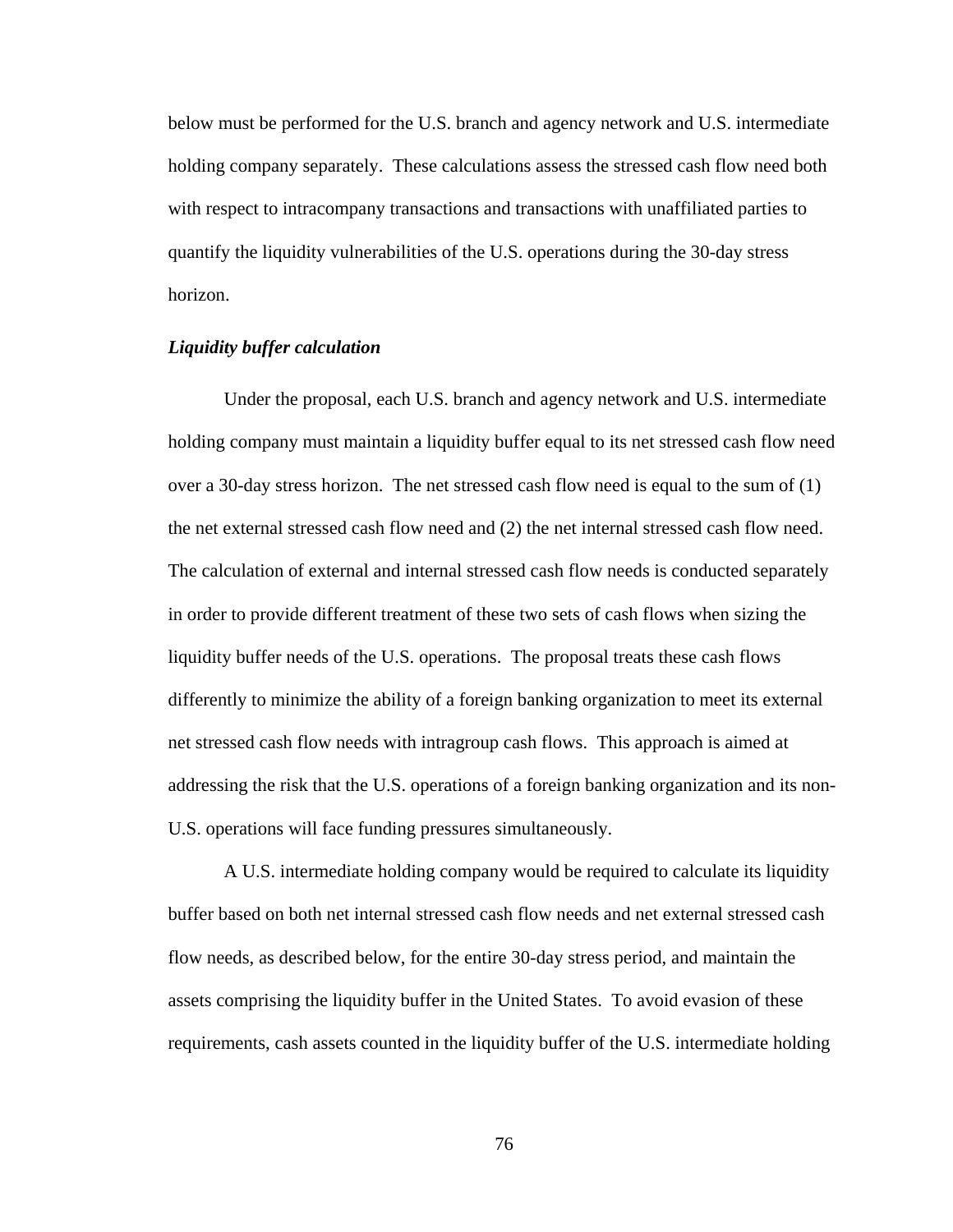below must be performed for the U.S. branch and agency network and U.S. intermediate holding company separately. These calculations assess the stressed cash flow need both with respect to intracompany transactions and transactions with unaffiliated parties to quantify the liquidity vulnerabilities of the U.S. operations during the 30-day stress horizon.

***Liquidity buffer calculation***

Under the proposal, each U.S. branch and agency network and U.S. intermediate holding company must maintain a liquidity buffer equal to its net stressed cash flow need over a 30-day stress horizon. The net stressed cash flow need is equal to the sum of (1) the net external stressed cash flow need and (2) the net internal stressed cash flow need. The calculation of external and internal stressed cash flow needs is conducted separately in order to provide different treatment of these two sets of cash flows when sizing the liquidity buffer needs of the U.S. operations. The proposal treats these cash flows differently to minimize the ability of a foreign banking organization to meet its external net stressed cash flow needs with intragroup cash flows. This approach is aimed at addressing the risk that the U.S. operations of a foreign banking organization and its non-U.S. operations will face funding pressures simultaneously.

A U.S. intermediate holding company would be required to calculate its liquidity buffer based on both net internal stressed cash flow needs and net external stressed cash flow needs, as described below, for the entire 30-day stress period, and maintain the assets comprising the liquidity buffer in the United States. To avoid evasion of these requirements, cash assets counted in the liquidity buffer of the U.S. intermediate holding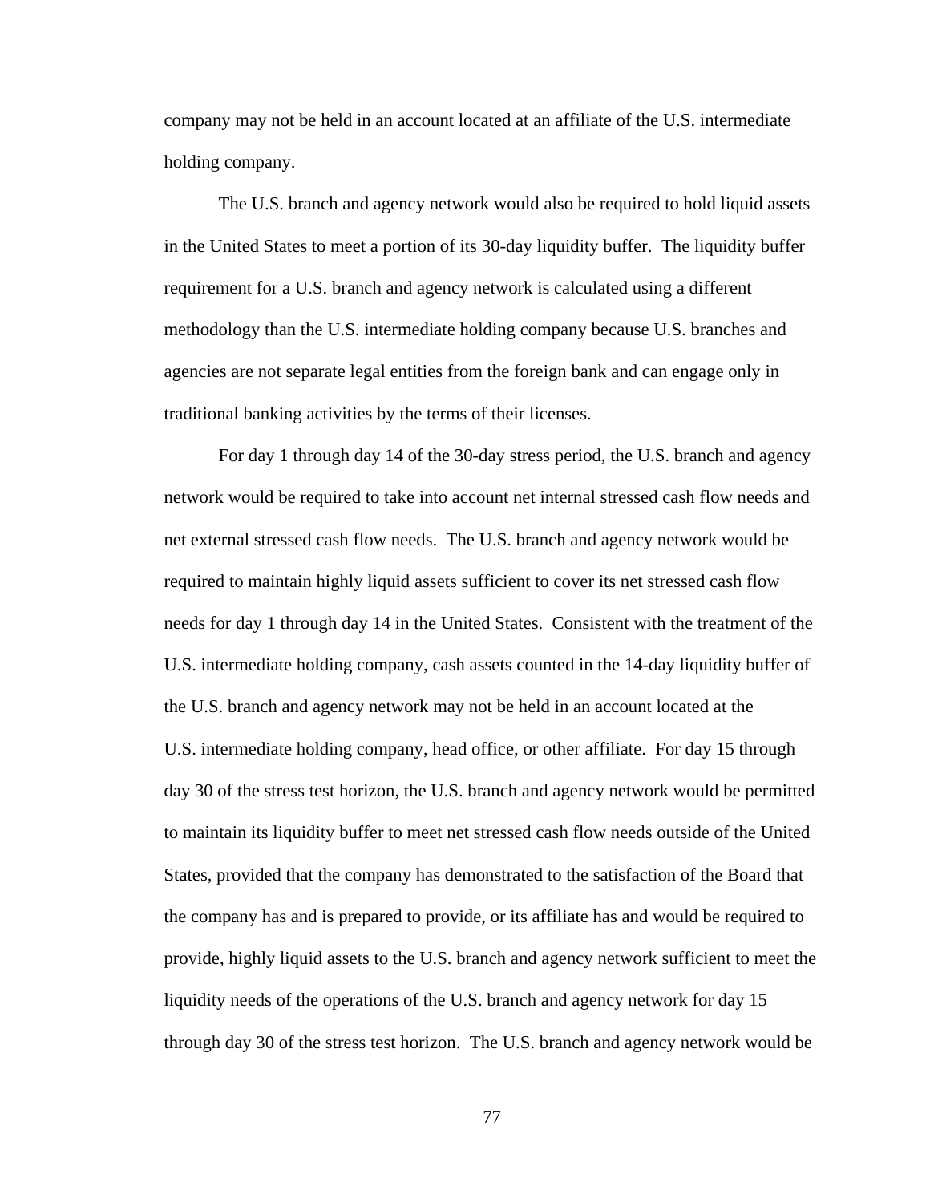company may not be held in an account located at an affiliate of the U.S. intermediate holding company.

The U.S. branch and agency network would also be required to hold liquid assets in the United States to meet a portion of its 30-day liquidity buffer. The liquidity buffer requirement for a U.S. branch and agency network is calculated using a different methodology than the U.S. intermediate holding company because U.S. branches and agencies are not separate legal entities from the foreign bank and can engage only in traditional banking activities by the terms of their licenses.

For day 1 through day 14 of the 30-day stress period, the U.S. branch and agency network would be required to take into account net internal stressed cash flow needs and net external stressed cash flow needs. The U.S. branch and agency network would be required to maintain highly liquid assets sufficient to cover its net stressed cash flow needs for day 1 through day 14 in the United States. Consistent with the treatment of the U.S. intermediate holding company, cash assets counted in the 14-day liquidity buffer of the U.S. branch and agency network may not be held in an account located at the U.S. intermediate holding company, head office, or other affiliate. For day 15 through day 30 of the stress test horizon, the U.S. branch and agency network would be permitted to maintain its liquidity buffer to meet net stressed cash flow needs outside of the United States, provided that the company has demonstrated to the satisfaction of the Board that the company has and is prepared to provide, or its affiliate has and would be required to provide, highly liquid assets to the U.S. branch and agency network sufficient to meet the liquidity needs of the operations of the U.S. branch and agency network for day 15 through day 30 of the stress test horizon. The U.S. branch and agency network would be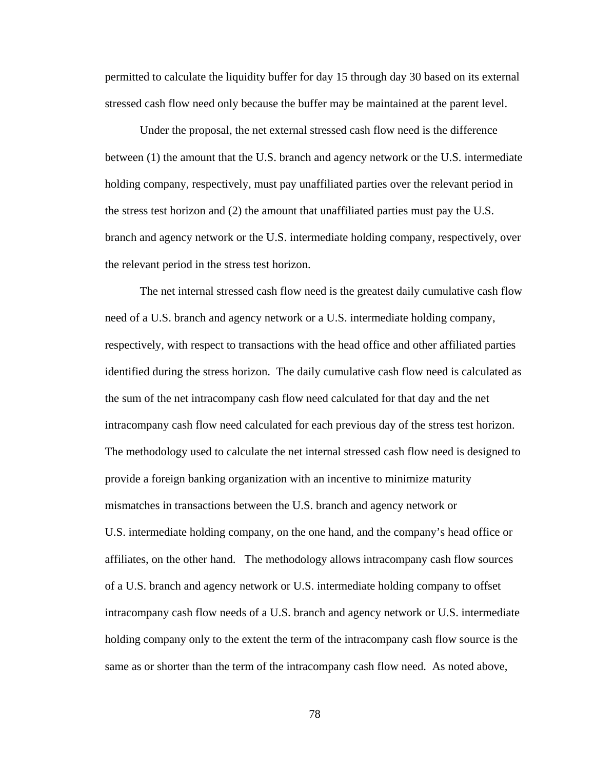permitted to calculate the liquidity buffer for day 15 through day 30 based on its external stressed cash flow need only because the buffer may be maintained at the parent level.

Under the proposal, the net external stressed cash flow need is the difference between (1) the amount that the U.S. branch and agency network or the U.S. intermediate holding company, respectively, must pay unaffiliated parties over the relevant period in the stress test horizon and (2) the amount that unaffiliated parties must pay the U.S. branch and agency network or the U.S. intermediate holding company, respectively, over the relevant period in the stress test horizon.

The net internal stressed cash flow need is the greatest daily cumulative cash flow need of a U.S. branch and agency network or a U.S. intermediate holding company, respectively, with respect to transactions with the head office and other affiliated parties identified during the stress horizon. The daily cumulative cash flow need is calculated as the sum of the net intracompany cash flow need calculated for that day and the net intracompany cash flow need calculated for each previous day of the stress test horizon. The methodology used to calculate the net internal stressed cash flow need is designed to provide a foreign banking organization with an incentive to minimize maturity mismatches in transactions between the U.S. branch and agency network or U.S. intermediate holding company, on the one hand, and the company's head office or affiliates, on the other hand. The methodology allows intracompany cash flow sources of a U.S. branch and agency network or U.S. intermediate holding company to offset intracompany cash flow needs of a U.S. branch and agency network or U.S. intermediate holding company only to the extent the term of the intracompany cash flow source is the same as or shorter than the term of the intracompany cash flow need. As noted above,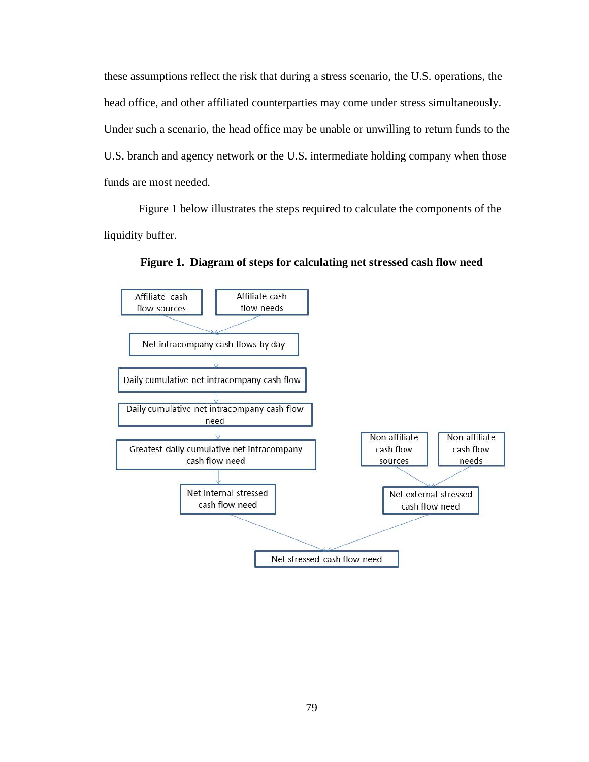these assumptions reflect the risk that during a stress scenario, the U.S. operations, the head office, and other affiliated counterparties may come under stress simultaneously. Under such a scenario, the head office may be unable or unwilling to return funds to the U.S. branch and agency network or the U.S. intermediate holding company when those funds are most needed.

Figure 1 below illustrates the steps required to calculate the components of the liquidity buffer.

**Figure 1. Diagram of steps for calculating net stressed cash flow need**

Affiliate cash flow sources

Affiliate cash flow needs

Net intracompany cash flows by day

Daily cumulative net intracompany cash flow

Daily cumulative net intracompany cash flow need

Greatest daily cumulative net intracompany cash flow need

Net internal stressed cash flow need

Non-affiliate cash flow sources

Non-affiliate cash flow needs

Net external stressed cash flow need

Net stressed cash flow need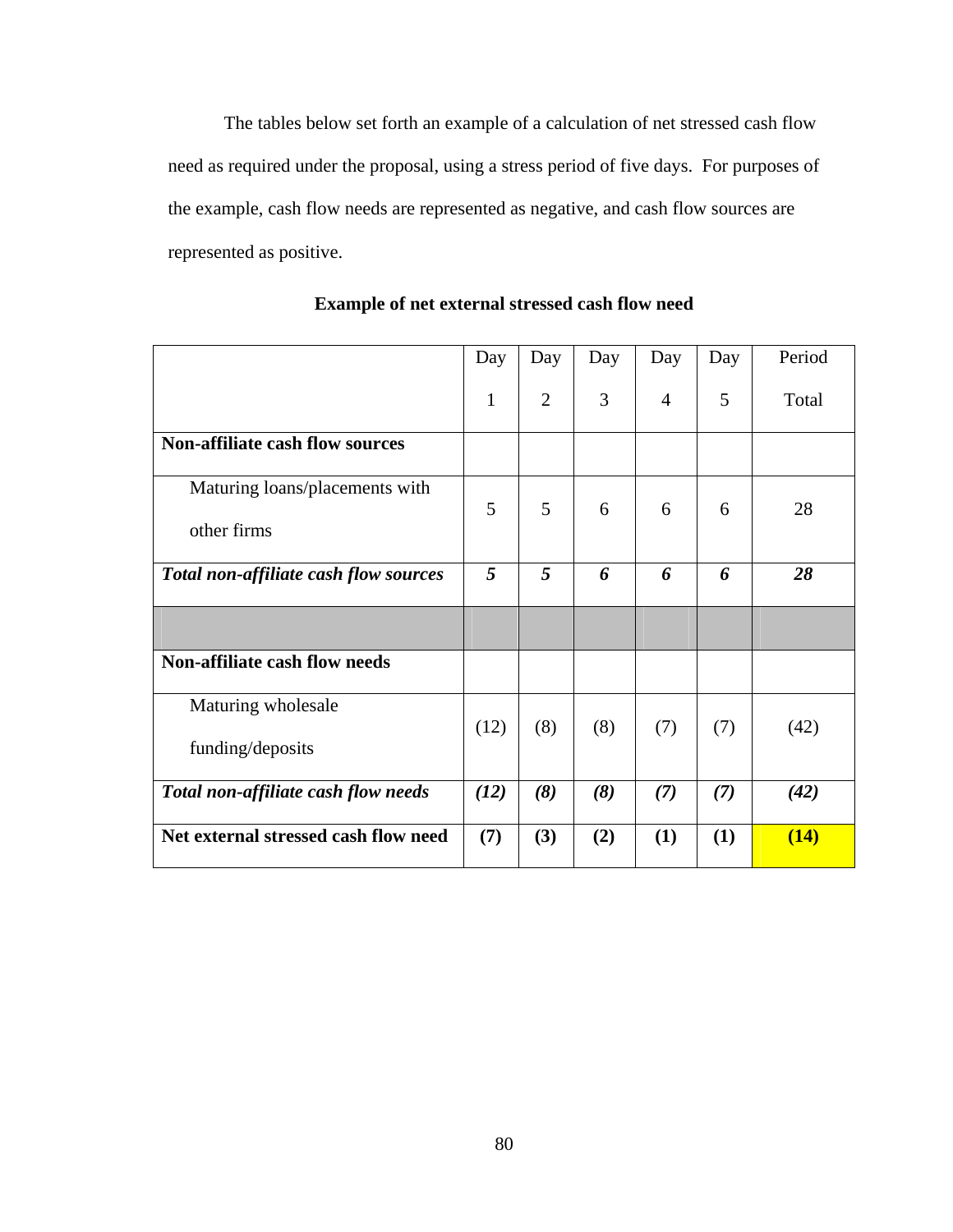The tables below set forth an example of a calculation of net stressed cash flow need as required under the proposal, using a stress period of five days. For purposes of the example, cash flow needs are represented as negative, and cash flow sources are represented as positive.

**Example of net external stressed cash flow need**

| | Day 1 | Day 2 | Day 3 | Day 4 | Day 5 | Period Total |
|---|---|---|---|---|---|---|
| **Non-affiliate cash flow sources** | | | | | | |
| Maturing loans/placements with other firms | 5 | 5 | 6 | 6 | 6 | 28 |
| ***Total non-affiliate cash flow sources*** | ***5*** | ***5*** | ***6*** | ***6*** | ***6*** | ***28*** |
| | | | | | | |
| **Non-affiliate cash flow needs** | | | | | | |
| Maturing wholesale funding/deposits | (12) | (8) | (8) | (7) | (7) | (42) |
| ***Total non-affiliate cash flow needs*** | ***(12)*** | ***(8)*** | ***(8)*** | ***(7)*** | ***(7)*** | ***(42)*** |
| **Net external stressed cash flow need** | **(7)** | **(3)** | **(2)** | **(1)** | **(1)** | **(14)** |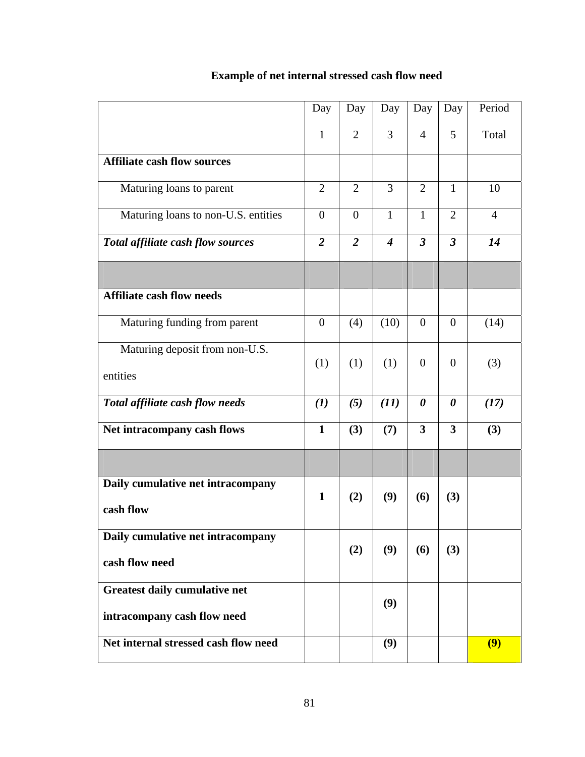**Example of net internal stressed cash flow need**

| | Day 1 | Day 2 | Day 3 | Day 4 | Day 5 | Period Total |
|---|---|---|---|---|---|---|
| **Affiliate cash flow sources** | | | | | | |
| Maturing loans to parent | 2 | 2 | 3 | 2 | 1 | 10 |
| Maturing loans to non-U.S. entities | 0 | 0 | 1 | 1 | 2 | 4 |
| ***Total affiliate cash flow sources*** | ***2*** | ***2*** | ***4*** | ***3*** | ***3*** | ***14*** |
| | | | | | | |
| **Affiliate cash flow needs** | | | | | | |
| Maturing funding from parent | 0 | (4) | (10) | 0 | 0 | (14) |
| Maturing deposit from non-U.S. entities | (1) | (1) | (1) | 0 | 0 | (3) |
| ***Total affiliate cash flow needs*** | ***(1)*** | ***(5)*** | ***(11)*** | ***0*** | ***0*** | ***(17)*** |
| **Net intracompany cash flows** | **1** | **(3)** | **(7)** | **3** | **3** | **(3)** |
| | | | | | | |
| **Daily cumulative net intracompany cash flow** | **1** | **(2)** | **(9)** | **(6)** | **(3)** | |
| **Daily cumulative net intracompany cash flow need** | | **(2)** | **(9)** | **(6)** | **(3)** | |
| **Greatest daily cumulative net intracompany cash flow need** | | | **(9)** | | | |
| **Net internal stressed cash flow need** | | | **(9)** | | | **(9)** |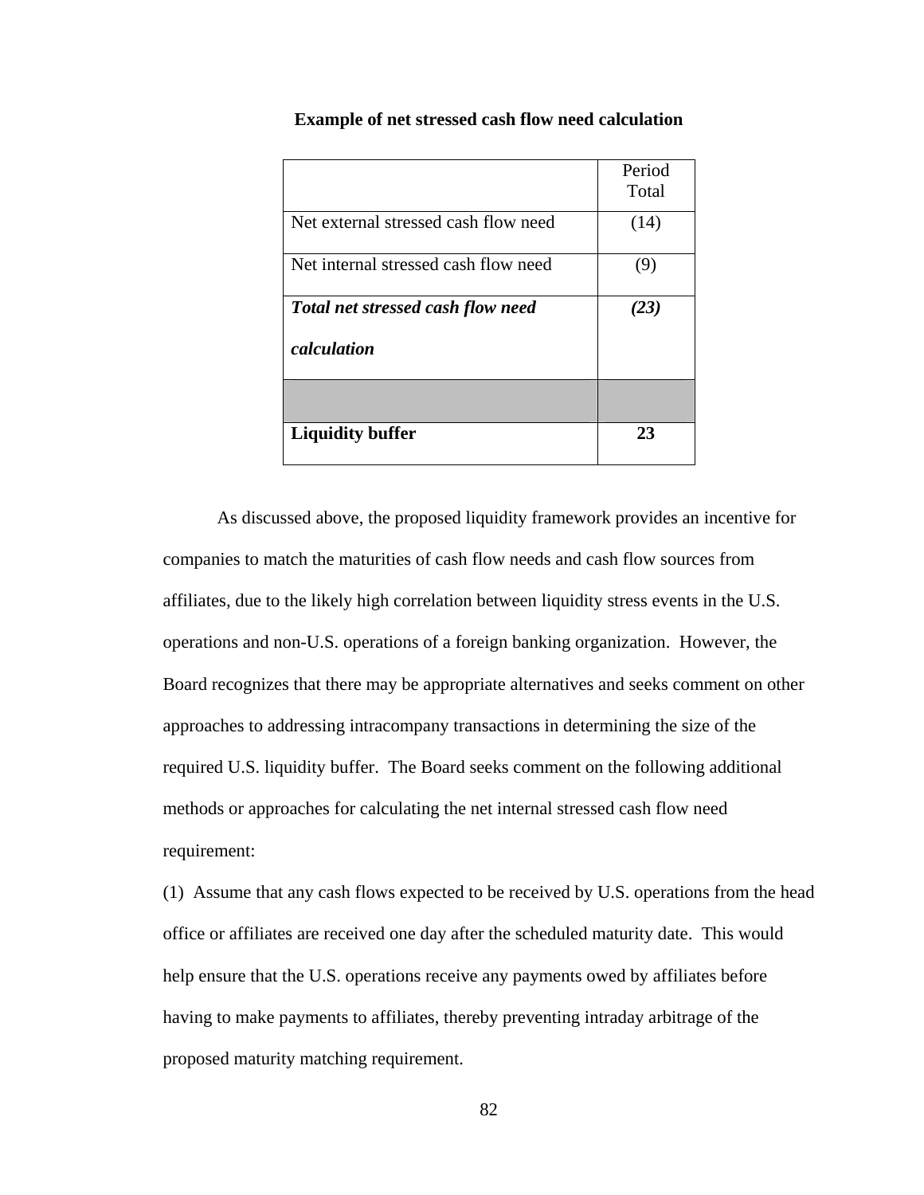**Example of net stressed cash flow need calculation**

| | Period Total |
|---|---|
| Net external stressed cash flow need | (14) |
| Net internal stressed cash flow need | (9) |
| ***Total net stressed cash flow need calculation*** | ***(23)*** |
| | |
| **Liquidity buffer** | **23** |

As discussed above, the proposed liquidity framework provides an incentive for companies to match the maturities of cash flow needs and cash flow sources from affiliates, due to the likely high correlation between liquidity stress events in the U.S. operations and non-U.S. operations of a foreign banking organization. However, the Board recognizes that there may be appropriate alternatives and seeks comment on other approaches to addressing intracompany transactions in determining the size of the required U.S. liquidity buffer. The Board seeks comment on the following additional methods or approaches for calculating the net internal stressed cash flow need requirement:

(1) Assume that any cash flows expected to be received by U.S. operations from the head office or affiliates are received one day after the scheduled maturity date. This would help ensure that the U.S. operations receive any payments owed by affiliates before having to make payments to affiliates, thereby preventing intraday arbitrage of the proposed maturity matching requirement.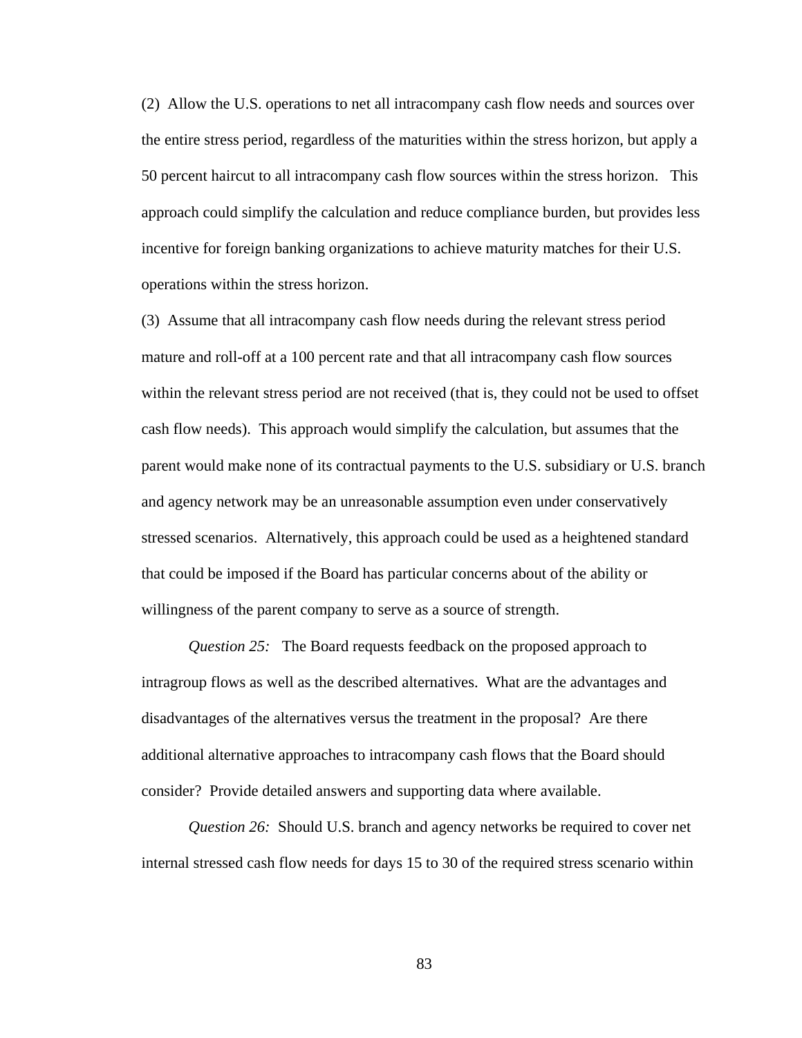(2) Allow the U.S. operations to net all intracompany cash flow needs and sources over the entire stress period, regardless of the maturities within the stress horizon, but apply a 50 percent haircut to all intracompany cash flow sources within the stress horizon. This approach could simplify the calculation and reduce compliance burden, but provides less incentive for foreign banking organizations to achieve maturity matches for their U.S. operations within the stress horizon.

(3) Assume that all intracompany cash flow needs during the relevant stress period mature and roll-off at a 100 percent rate and that all intracompany cash flow sources within the relevant stress period are not received (that is, they could not be used to offset cash flow needs). This approach would simplify the calculation, but assumes that the parent would make none of its contractual payments to the U.S. subsidiary or U.S. branch and agency network may be an unreasonable assumption even under conservatively stressed scenarios. Alternatively, this approach could be used as a heightened standard that could be imposed if the Board has particular concerns about of the ability or willingness of the parent company to serve as a source of strength.

*Question 25:* The Board requests feedback on the proposed approach to intragroup flows as well as the described alternatives. What are the advantages and disadvantages of the alternatives versus the treatment in the proposal? Are there additional alternative approaches to intracompany cash flows that the Board should consider? Provide detailed answers and supporting data where available.

*Question 26:* Should U.S. branch and agency networks be required to cover net internal stressed cash flow needs for days 15 to 30 of the required stress scenario within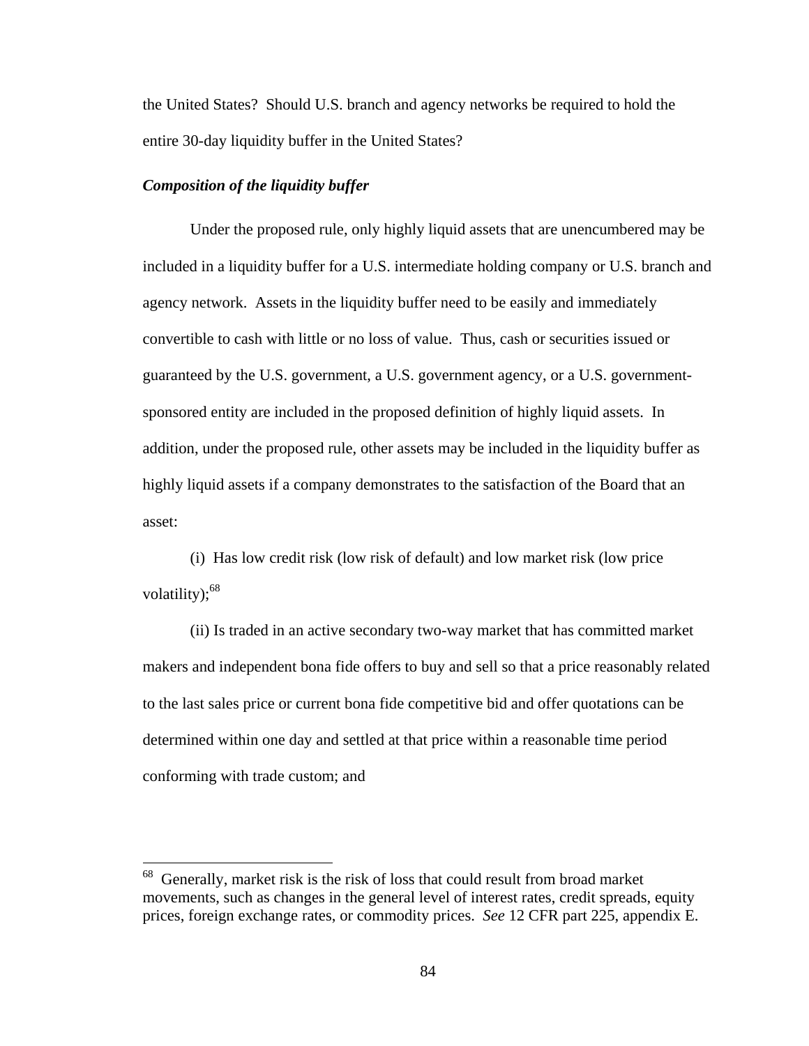the United States? Should U.S. branch and agency networks be required to hold the entire 30-day liquidity buffer in the United States?

***Composition of the liquidity buffer***

Under the proposed rule, only highly liquid assets that are unencumbered may be included in a liquidity buffer for a U.S. intermediate holding company or U.S. branch and agency network. Assets in the liquidity buffer need to be easily and immediately convertible to cash with little or no loss of value. Thus, cash or securities issued or guaranteed by the U.S. government, a U.S. government agency, or a U.S. government-sponsored entity are included in the proposed definition of highly liquid assets. In addition, under the proposed rule, other assets may be included in the liquidity buffer as highly liquid assets if a company demonstrates to the satisfaction of the Board that an asset:

(i) Has low credit risk (low risk of default) and low market risk (low price volatility);[68]

(ii) Is traded in an active secondary two-way market that has committed market makers and independent bona fide offers to buy and sell so that a price reasonably related to the last sales price or current bona fide competitive bid and offer quotations can be determined within one day and settled at that price within a reasonable time period conforming with trade custom; and

---

[68] Generally, market risk is the risk of loss that could result from broad market movements, such as changes in the general level of interest rates, credit spreads, equity prices, foreign exchange rates, or commodity prices. *See* 12 CFR part 225, appendix E.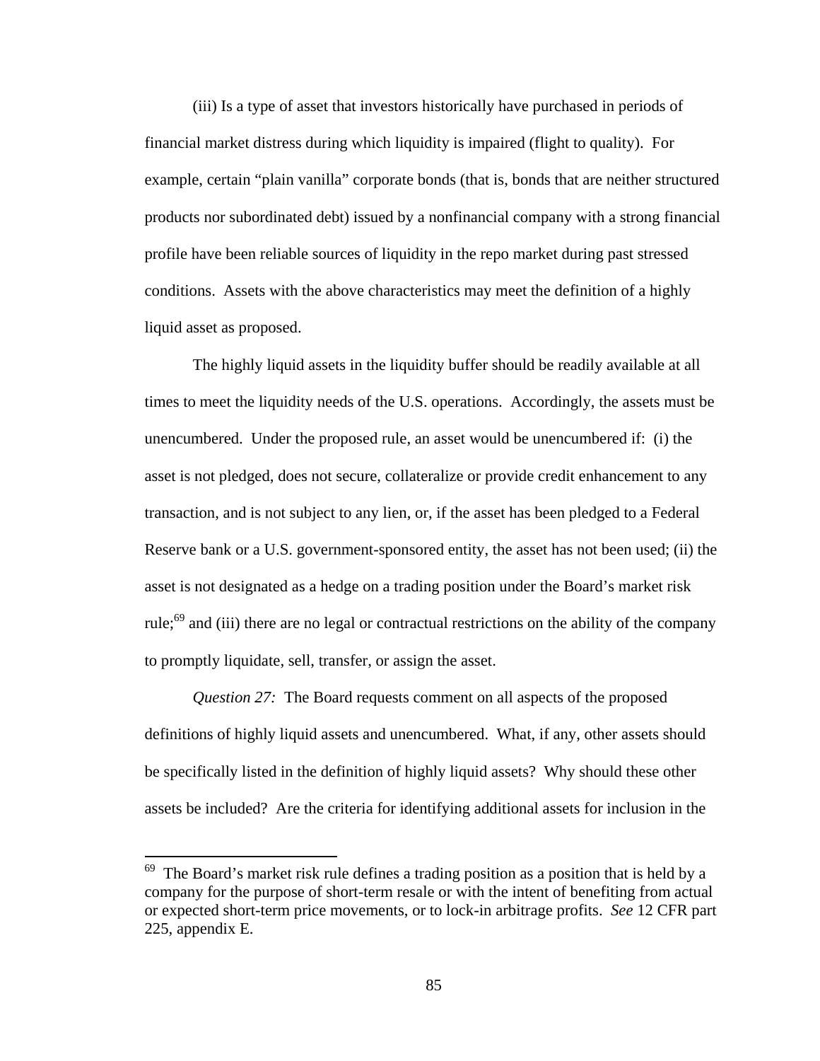(iii) Is a type of asset that investors historically have purchased in periods of financial market distress during which liquidity is impaired (flight to quality). For example, certain "plain vanilla" corporate bonds (that is, bonds that are neither structured products nor subordinated debt) issued by a nonfinancial company with a strong financial profile have been reliable sources of liquidity in the repo market during past stressed conditions. Assets with the above characteristics may meet the definition of a highly liquid asset as proposed.

The highly liquid assets in the liquidity buffer should be readily available at all times to meet the liquidity needs of the U.S. operations. Accordingly, the assets must be unencumbered. Under the proposed rule, an asset would be unencumbered if: (i) the asset is not pledged, does not secure, collateralize or provide credit enhancement to any transaction, and is not subject to any lien, or, if the asset has been pledged to a Federal Reserve bank or a U.S. government-sponsored entity, the asset has not been used; (ii) the asset is not designated as a hedge on a trading position under the Board's market risk rule;[69] and (iii) there are no legal or contractual restrictions on the ability of the company to promptly liquidate, sell, transfer, or assign the asset.

*Question 27:* The Board requests comment on all aspects of the proposed definitions of highly liquid assets and unencumbered. What, if any, other assets should be specifically listed in the definition of highly liquid assets? Why should these other assets be included? Are the criteria for identifying additional assets for inclusion in the

---

[69] The Board's market risk rule defines a trading position as a position that is held by a company for the purpose of short-term resale or with the intent of benefiting from actual or expected short-term price movements, or to lock-in arbitrage profits. *See* 12 CFR part 225, appendix E.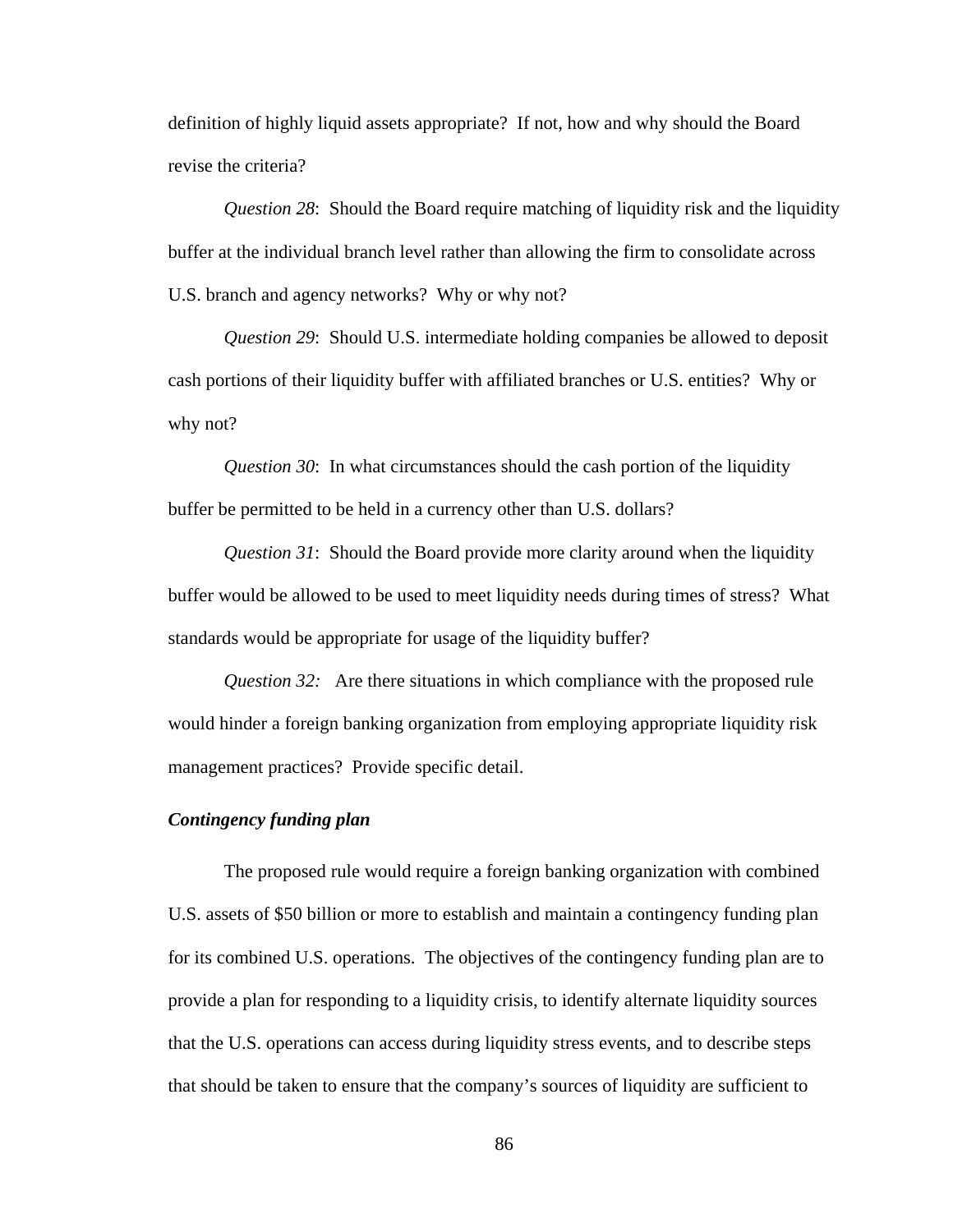definition of highly liquid assets appropriate? If not, how and why should the Board revise the criteria?

*Question 28*: Should the Board require matching of liquidity risk and the liquidity buffer at the individual branch level rather than allowing the firm to consolidate across U.S. branch and agency networks? Why or why not?

*Question 29*: Should U.S. intermediate holding companies be allowed to deposit cash portions of their liquidity buffer with affiliated branches or U.S. entities? Why or why not?

*Question 30*: In what circumstances should the cash portion of the liquidity buffer be permitted to be held in a currency other than U.S. dollars?

*Question 31*: Should the Board provide more clarity around when the liquidity buffer would be allowed to be used to meet liquidity needs during times of stress? What standards would be appropriate for usage of the liquidity buffer?

*Question 32:* Are there situations in which compliance with the proposed rule would hinder a foreign banking organization from employing appropriate liquidity risk management practices? Provide specific detail.

***Contingency funding plan***

The proposed rule would require a foreign banking organization with combined U.S. assets of $50 billion or more to establish and maintain a contingency funding plan for its combined U.S. operations. The objectives of the contingency funding plan are to provide a plan for responding to a liquidity crisis, to identify alternate liquidity sources that the U.S. operations can access during liquidity stress events, and to describe steps that should be taken to ensure that the company's sources of liquidity are sufficient to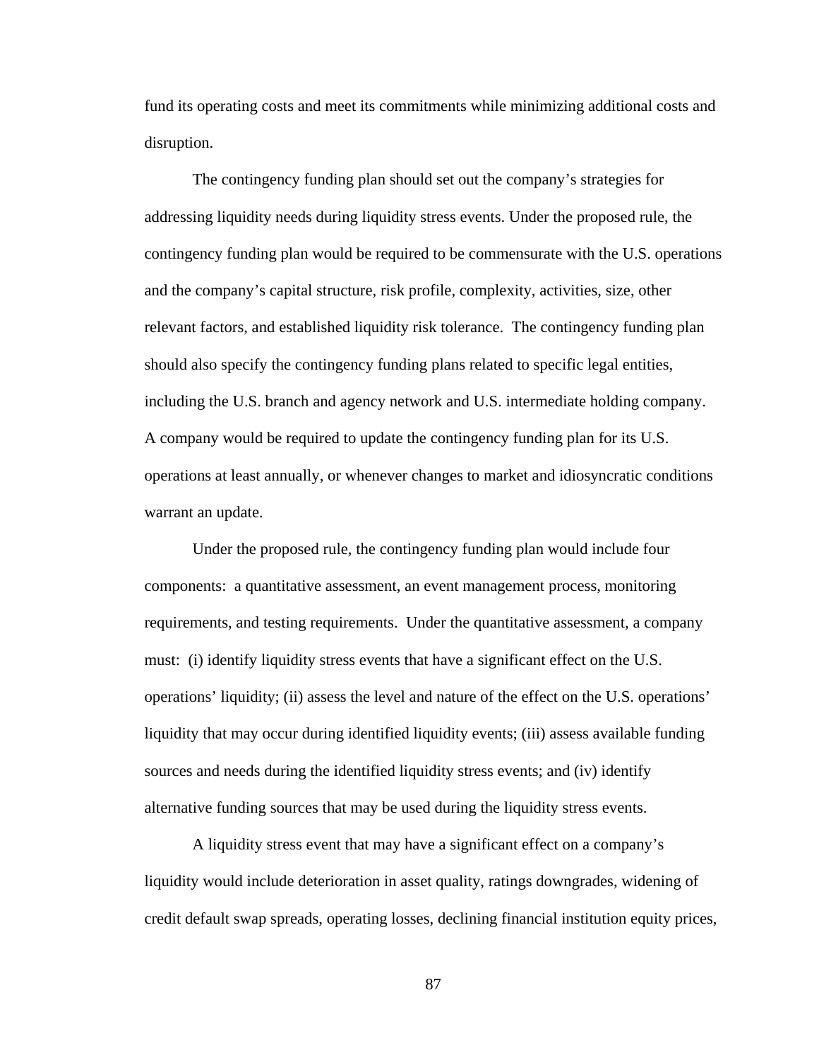fund its operating costs and meet its commitments while minimizing additional costs and disruption.

The contingency funding plan should set out the company's strategies for addressing liquidity needs during liquidity stress events. Under the proposed rule, the contingency funding plan would be required to be commensurate with the U.S. operations and the company's capital structure, risk profile, complexity, activities, size, other relevant factors, and established liquidity risk tolerance. The contingency funding plan should also specify the contingency funding plans related to specific legal entities, including the U.S. branch and agency network and U.S. intermediate holding company. A company would be required to update the contingency funding plan for its U.S. operations at least annually, or whenever changes to market and idiosyncratic conditions warrant an update.

Under the proposed rule, the contingency funding plan would include four components: a quantitative assessment, an event management process, monitoring requirements, and testing requirements. Under the quantitative assessment, a company must: (i) identify liquidity stress events that have a significant effect on the U.S. operations' liquidity; (ii) assess the level and nature of the effect on the U.S. operations' liquidity that may occur during identified liquidity events; (iii) assess available funding sources and needs during the identified liquidity stress events; and (iv) identify alternative funding sources that may be used during the liquidity stress events.

A liquidity stress event that may have a significant effect on a company's liquidity would include deterioration in asset quality, ratings downgrades, widening of credit default swap spreads, operating losses, declining financial institution equity prices,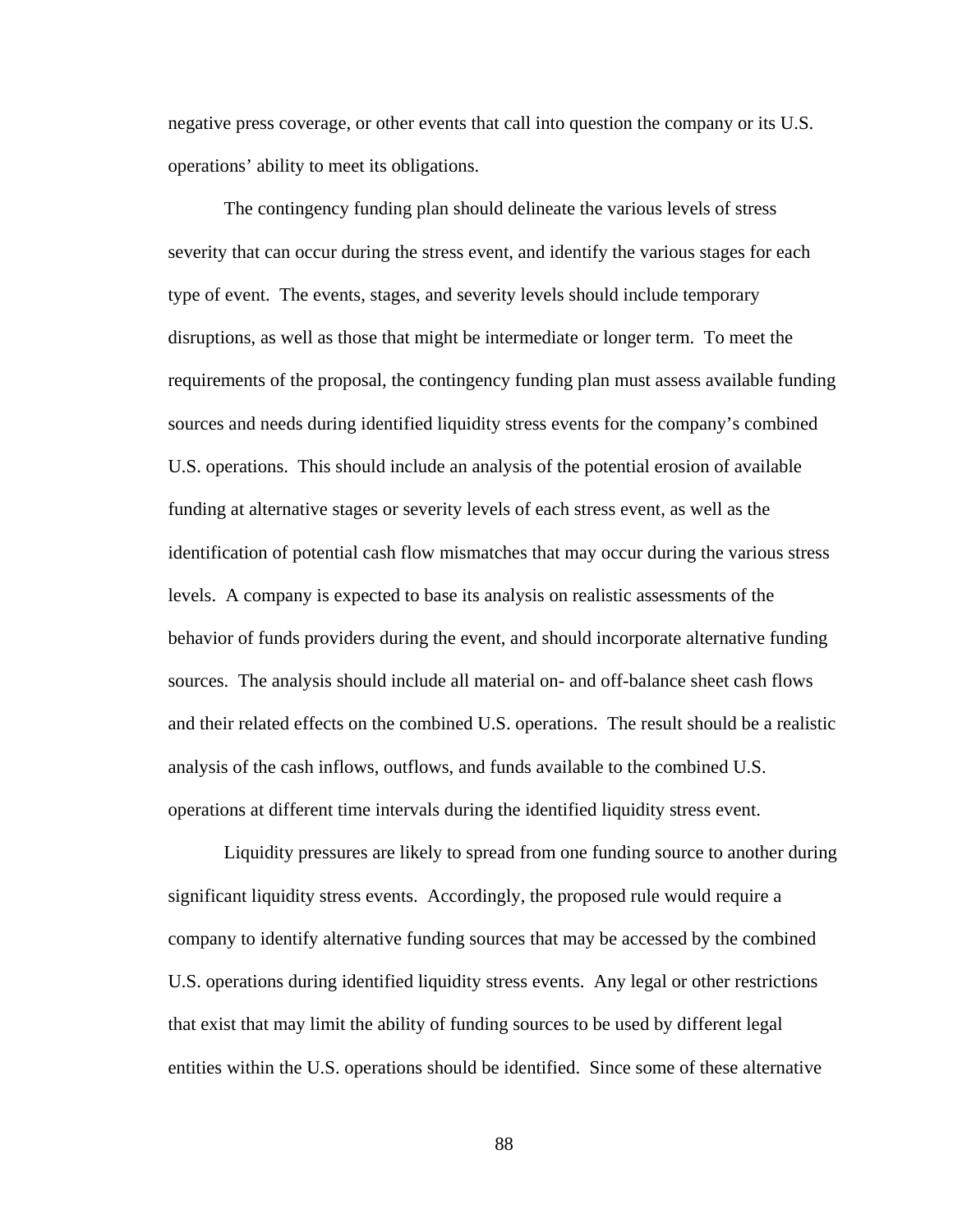negative press coverage, or other events that call into question the company or its U.S. operations' ability to meet its obligations.

The contingency funding plan should delineate the various levels of stress severity that can occur during the stress event, and identify the various stages for each type of event. The events, stages, and severity levels should include temporary disruptions, as well as those that might be intermediate or longer term. To meet the requirements of the proposal, the contingency funding plan must assess available funding sources and needs during identified liquidity stress events for the company's combined U.S. operations. This should include an analysis of the potential erosion of available funding at alternative stages or severity levels of each stress event, as well as the identification of potential cash flow mismatches that may occur during the various stress levels. A company is expected to base its analysis on realistic assessments of the behavior of funds providers during the event, and should incorporate alternative funding sources. The analysis should include all material on- and off-balance sheet cash flows and their related effects on the combined U.S. operations. The result should be a realistic analysis of the cash inflows, outflows, and funds available to the combined U.S. operations at different time intervals during the identified liquidity stress event.

Liquidity pressures are likely to spread from one funding source to another during significant liquidity stress events. Accordingly, the proposed rule would require a company to identify alternative funding sources that may be accessed by the combined U.S. operations during identified liquidity stress events. Any legal or other restrictions that exist that may limit the ability of funding sources to be used by different legal entities within the U.S. operations should be identified. Since some of these alternative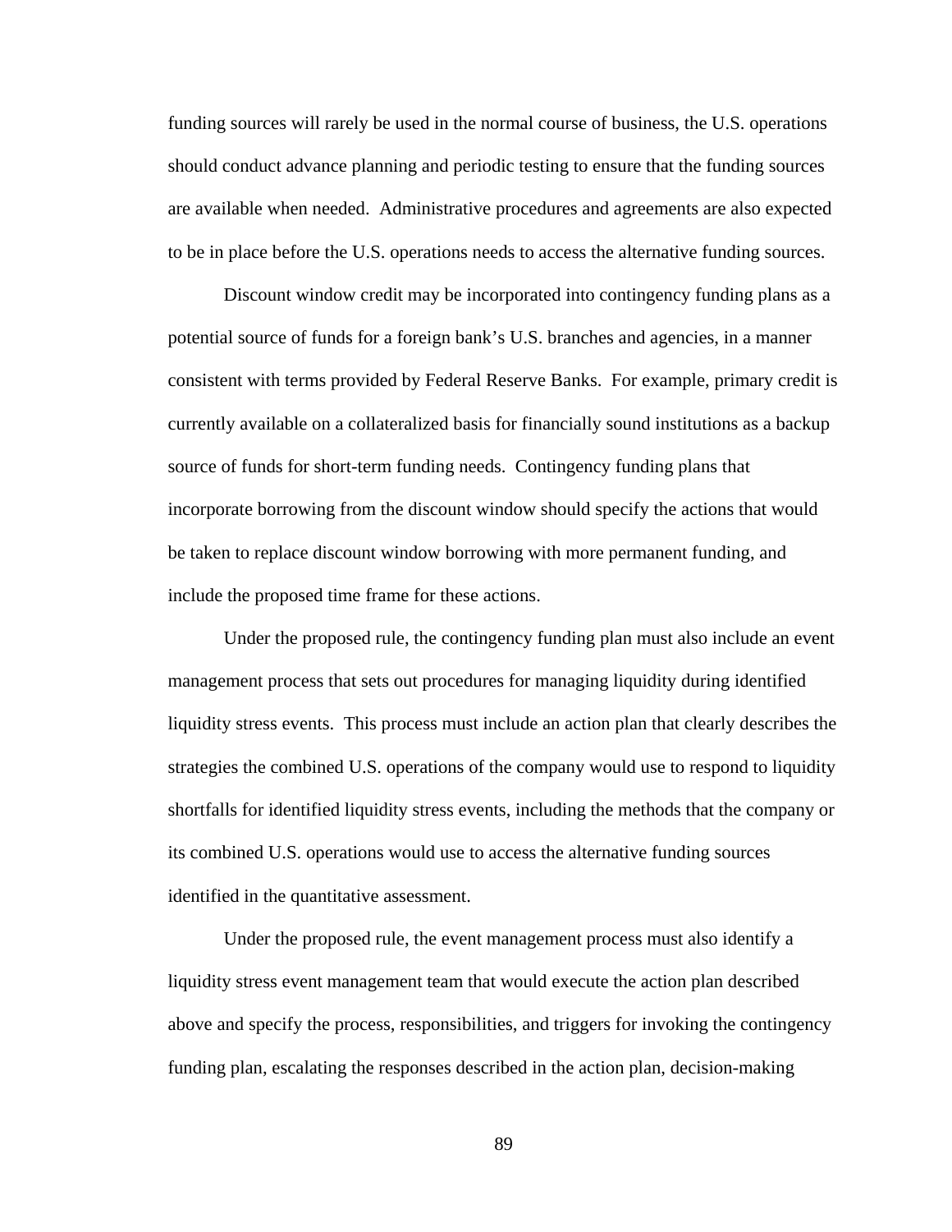funding sources will rarely be used in the normal course of business, the U.S. operations should conduct advance planning and periodic testing to ensure that the funding sources are available when needed. Administrative procedures and agreements are also expected to be in place before the U.S. operations needs to access the alternative funding sources.

Discount window credit may be incorporated into contingency funding plans as a potential source of funds for a foreign bank's U.S. branches and agencies, in a manner consistent with terms provided by Federal Reserve Banks. For example, primary credit is currently available on a collateralized basis for financially sound institutions as a backup source of funds for short-term funding needs. Contingency funding plans that incorporate borrowing from the discount window should specify the actions that would be taken to replace discount window borrowing with more permanent funding, and include the proposed time frame for these actions.

Under the proposed rule, the contingency funding plan must also include an event management process that sets out procedures for managing liquidity during identified liquidity stress events. This process must include an action plan that clearly describes the strategies the combined U.S. operations of the company would use to respond to liquidity shortfalls for identified liquidity stress events, including the methods that the company or its combined U.S. operations would use to access the alternative funding sources identified in the quantitative assessment.

Under the proposed rule, the event management process must also identify a liquidity stress event management team that would execute the action plan described above and specify the process, responsibilities, and triggers for invoking the contingency funding plan, escalating the responses described in the action plan, decision-making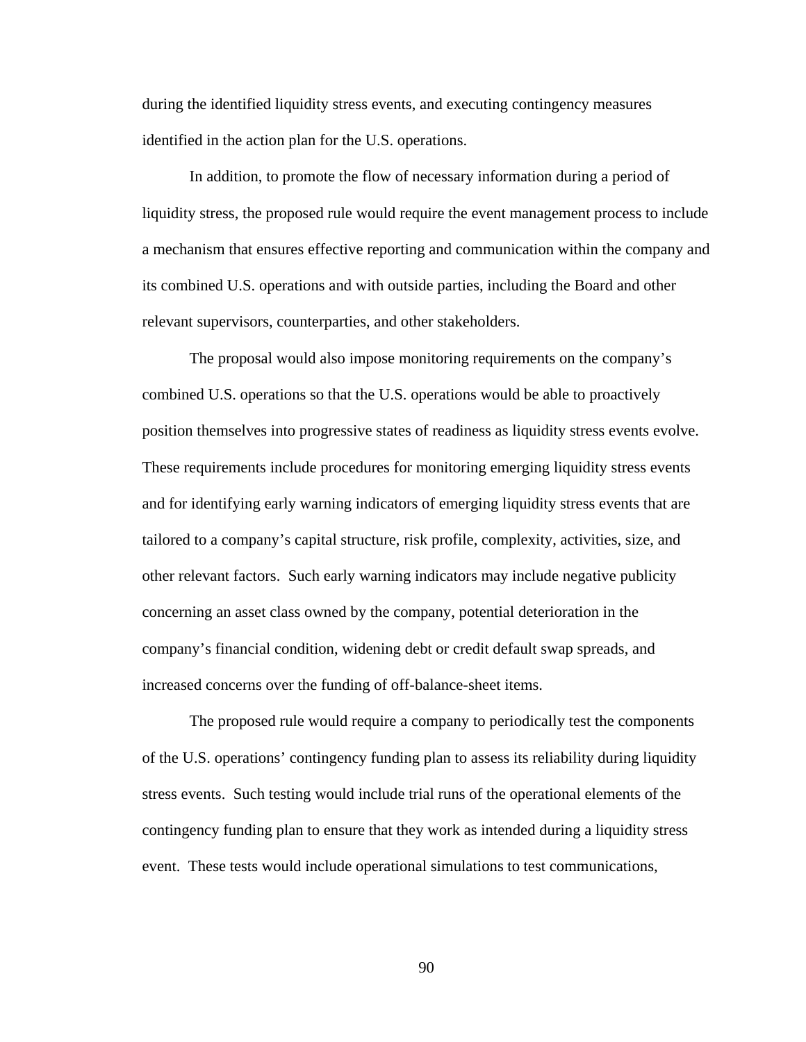during the identified liquidity stress events, and executing contingency measures identified in the action plan for the U.S. operations.

In addition, to promote the flow of necessary information during a period of liquidity stress, the proposed rule would require the event management process to include a mechanism that ensures effective reporting and communication within the company and its combined U.S. operations and with outside parties, including the Board and other relevant supervisors, counterparties, and other stakeholders.

The proposal would also impose monitoring requirements on the company's combined U.S. operations so that the U.S. operations would be able to proactively position themselves into progressive states of readiness as liquidity stress events evolve. These requirements include procedures for monitoring emerging liquidity stress events and for identifying early warning indicators of emerging liquidity stress events that are tailored to a company's capital structure, risk profile, complexity, activities, size, and other relevant factors. Such early warning indicators may include negative publicity concerning an asset class owned by the company, potential deterioration in the company's financial condition, widening debt or credit default swap spreads, and increased concerns over the funding of off-balance-sheet items.

The proposed rule would require a company to periodically test the components of the U.S. operations' contingency funding plan to assess its reliability during liquidity stress events. Such testing would include trial runs of the operational elements of the contingency funding plan to ensure that they work as intended during a liquidity stress event. These tests would include operational simulations to test communications,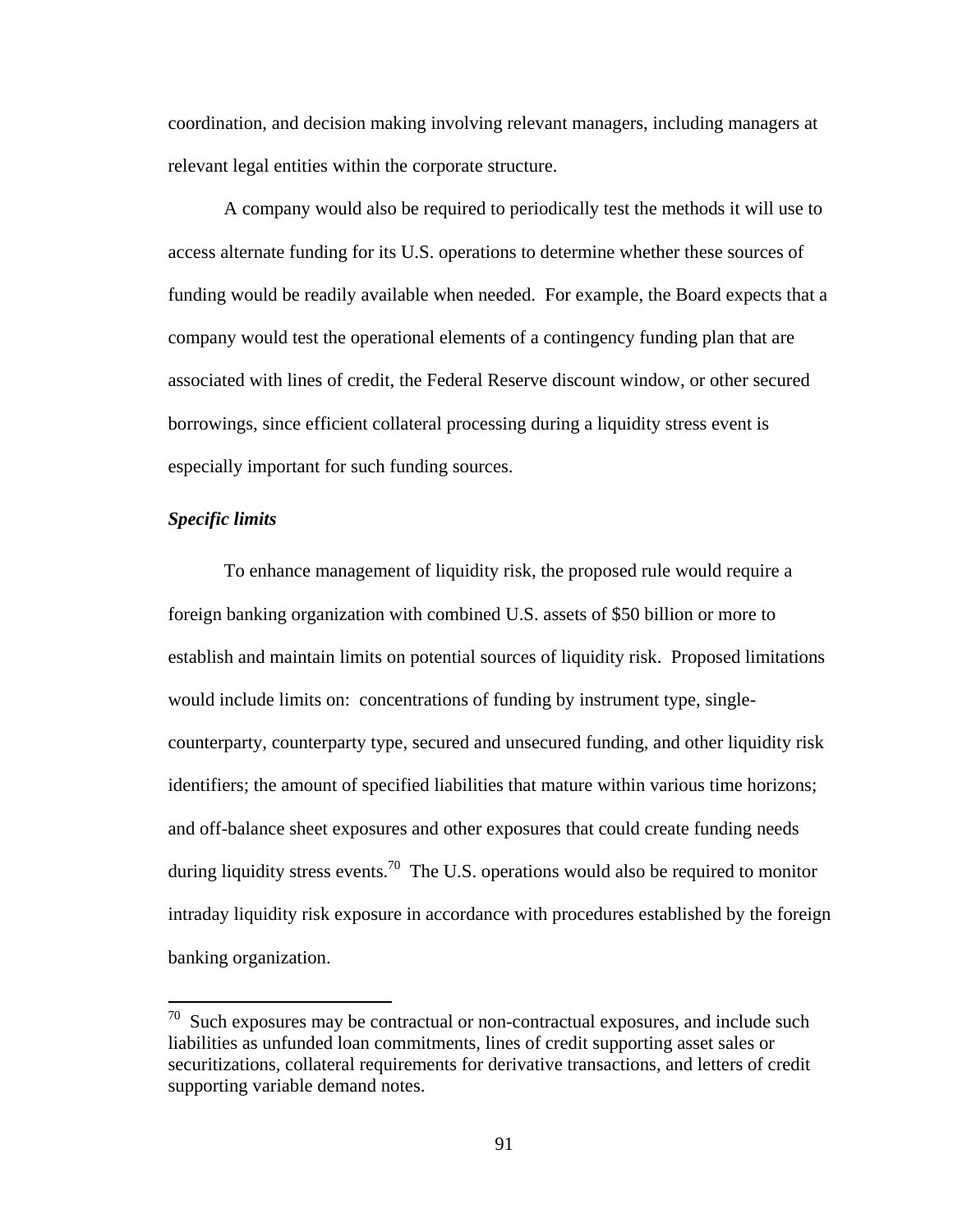coordination, and decision making involving relevant managers, including managers at relevant legal entities within the corporate structure.

A company would also be required to periodically test the methods it will use to access alternate funding for its U.S. operations to determine whether these sources of funding would be readily available when needed. For example, the Board expects that a company would test the operational elements of a contingency funding plan that are associated with lines of credit, the Federal Reserve discount window, or other secured borrowings, since efficient collateral processing during a liquidity stress event is especially important for such funding sources.

***Specific limits***

To enhance management of liquidity risk, the proposed rule would require a foreign banking organization with combined U.S. assets of $50 billion or more to establish and maintain limits on potential sources of liquidity risk. Proposed limitations would include limits on: concentrations of funding by instrument type, single-counterparty, counterparty type, secured and unsecured funding, and other liquidity risk identifiers; the amount of specified liabilities that mature within various time horizons; and off-balance sheet exposures and other exposures that could create funding needs during liquidity stress events.[70] The U.S. operations would also be required to monitor intraday liquidity risk exposure in accordance with procedures established by the foreign banking organization.

---

[70] Such exposures may be contractual or non-contractual exposures, and include such liabilities as unfunded loan commitments, lines of credit supporting asset sales or securitizations, collateral requirements for derivative transactions, and letters of credit supporting variable demand notes.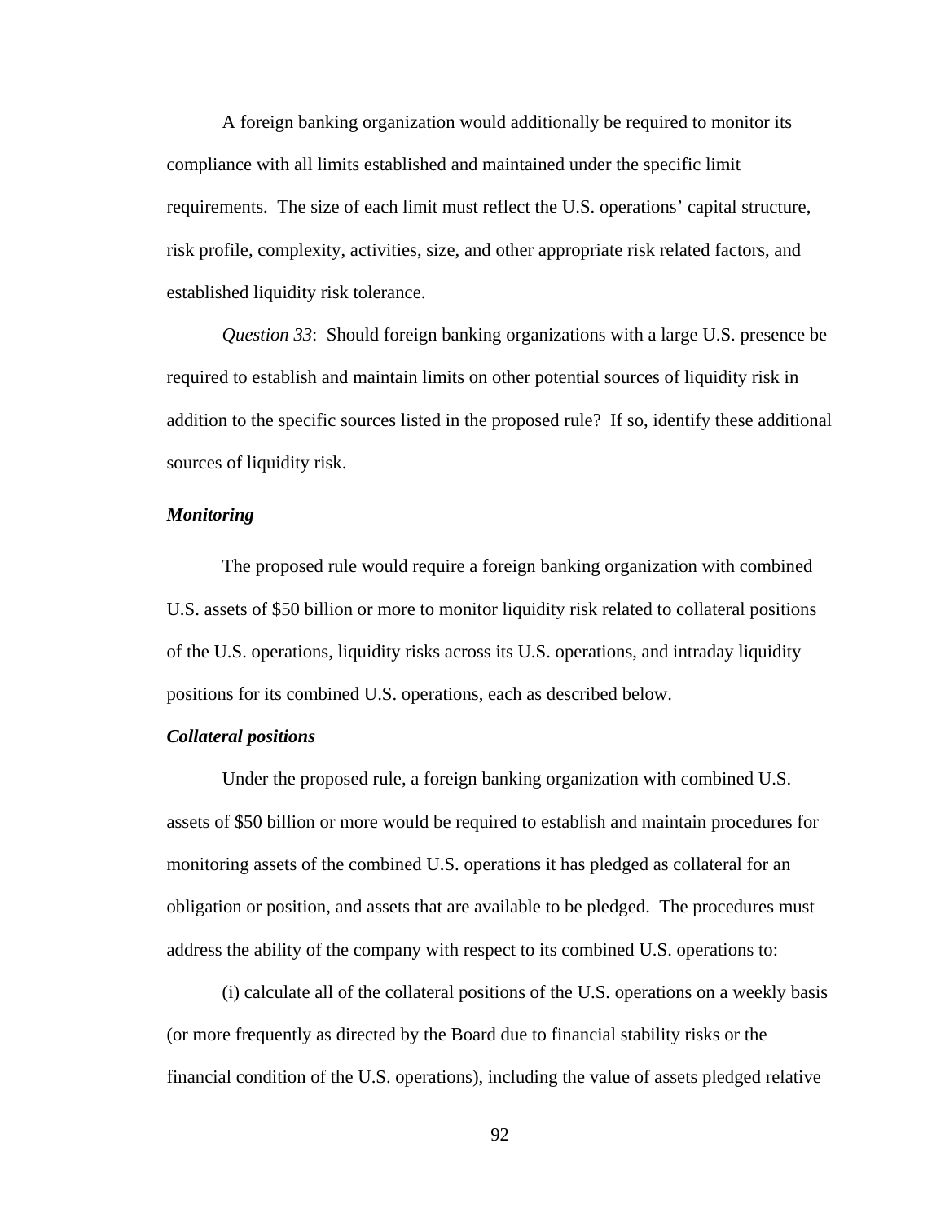A foreign banking organization would additionally be required to monitor its compliance with all limits established and maintained under the specific limit requirements. The size of each limit must reflect the U.S. operations' capital structure, risk profile, complexity, activities, size, and other appropriate risk related factors, and established liquidity risk tolerance.

*Question 33*: Should foreign banking organizations with a large U.S. presence be required to establish and maintain limits on other potential sources of liquidity risk in addition to the specific sources listed in the proposed rule? If so, identify these additional sources of liquidity risk.

***Monitoring***

The proposed rule would require a foreign banking organization with combined U.S. assets of $50 billion or more to monitor liquidity risk related to collateral positions of the U.S. operations, liquidity risks across its U.S. operations, and intraday liquidity positions for its combined U.S. operations, each as described below.

***Collateral positions***

Under the proposed rule, a foreign banking organization with combined U.S. assets of $50 billion or more would be required to establish and maintain procedures for monitoring assets of the combined U.S. operations it has pledged as collateral for an obligation or position, and assets that are available to be pledged. The procedures must address the ability of the company with respect to its combined U.S. operations to:

(i) calculate all of the collateral positions of the U.S. operations on a weekly basis (or more frequently as directed by the Board due to financial stability risks or the financial condition of the U.S. operations), including the value of assets pledged relative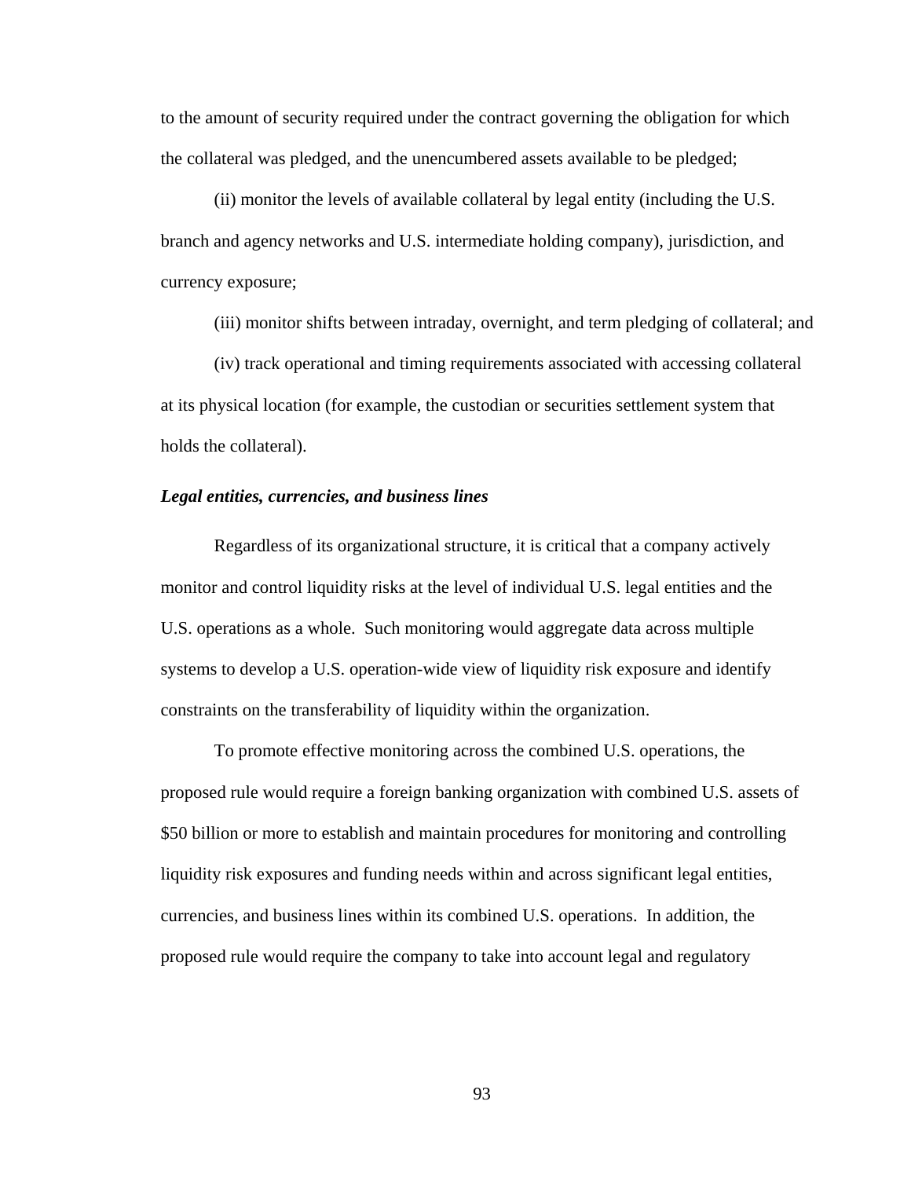to the amount of security required under the contract governing the obligation for which the collateral was pledged, and the unencumbered assets available to be pledged;

(ii) monitor the levels of available collateral by legal entity (including the U.S. branch and agency networks and U.S. intermediate holding company), jurisdiction, and currency exposure;

(iii) monitor shifts between intraday, overnight, and term pledging of collateral; and

(iv) track operational and timing requirements associated with accessing collateral at its physical location (for example, the custodian or securities settlement system that holds the collateral).

***Legal entities, currencies, and business lines***

Regardless of its organizational structure, it is critical that a company actively monitor and control liquidity risks at the level of individual U.S. legal entities and the U.S. operations as a whole. Such monitoring would aggregate data across multiple systems to develop a U.S. operation-wide view of liquidity risk exposure and identify constraints on the transferability of liquidity within the organization.

To promote effective monitoring across the combined U.S. operations, the proposed rule would require a foreign banking organization with combined U.S. assets of $50 billion or more to establish and maintain procedures for monitoring and controlling liquidity risk exposures and funding needs within and across significant legal entities, currencies, and business lines within its combined U.S. operations. In addition, the proposed rule would require the company to take into account legal and regulatory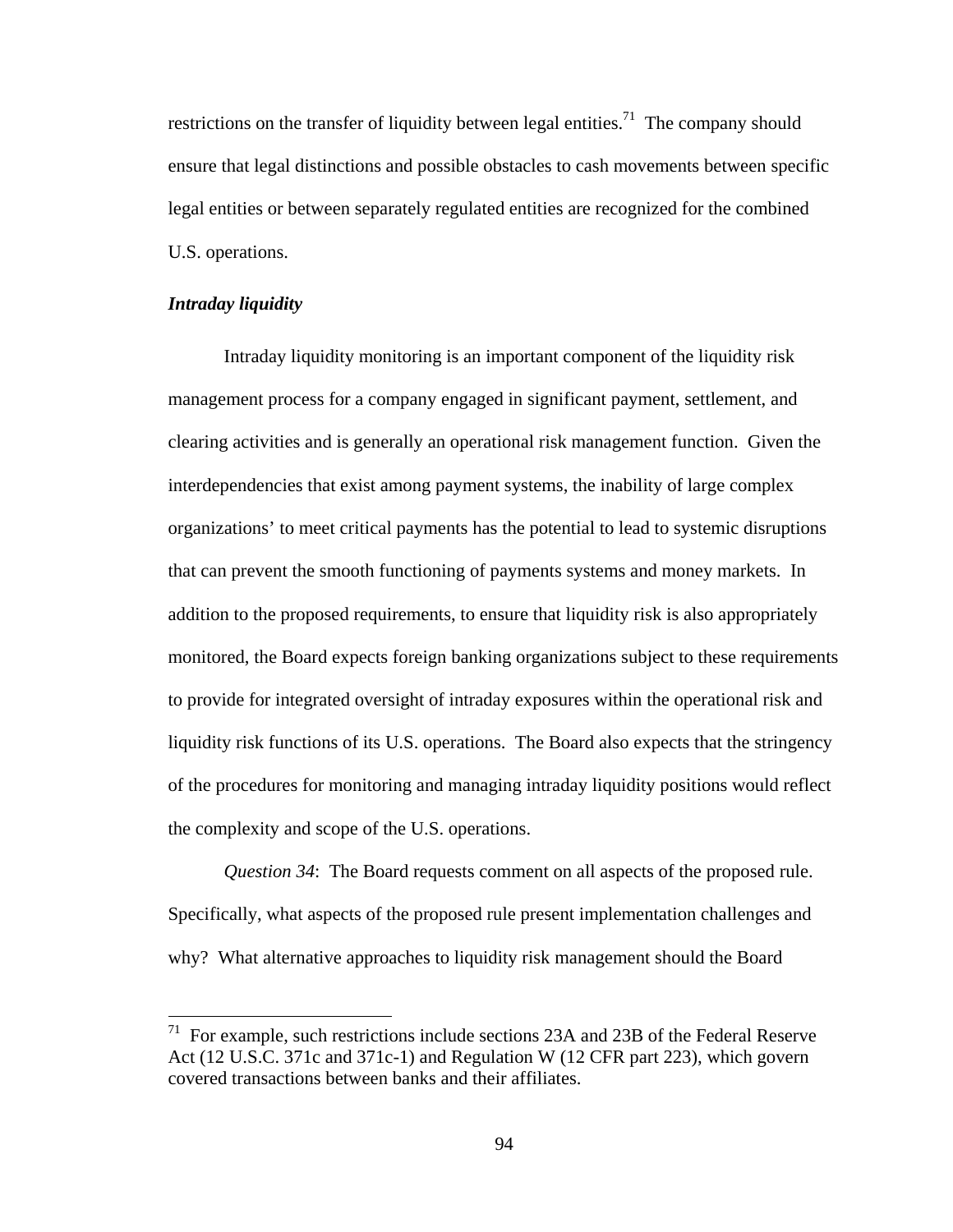restrictions on the transfer of liquidity between legal entities.[71] The company should ensure that legal distinctions and possible obstacles to cash movements between specific legal entities or between separately regulated entities are recognized for the combined U.S. operations.

***Intraday liquidity***

Intraday liquidity monitoring is an important component of the liquidity risk management process for a company engaged in significant payment, settlement, and clearing activities and is generally an operational risk management function. Given the interdependencies that exist among payment systems, the inability of large complex organizations' to meet critical payments has the potential to lead to systemic disruptions that can prevent the smooth functioning of payments systems and money markets. In addition to the proposed requirements, to ensure that liquidity risk is also appropriately monitored, the Board expects foreign banking organizations subject to these requirements to provide for integrated oversight of intraday exposures within the operational risk and liquidity risk functions of its U.S. operations. The Board also expects that the stringency of the procedures for monitoring and managing intraday liquidity positions would reflect the complexity and scope of the U.S. operations.

*Question 34*: The Board requests comment on all aspects of the proposed rule. Specifically, what aspects of the proposed rule present implementation challenges and why? What alternative approaches to liquidity risk management should the Board

---

[71] For example, such restrictions include sections 23A and 23B of the Federal Reserve Act (12 U.S.C. 371c and 371c-1) and Regulation W (12 CFR part 223), which govern covered transactions between banks and their affiliates.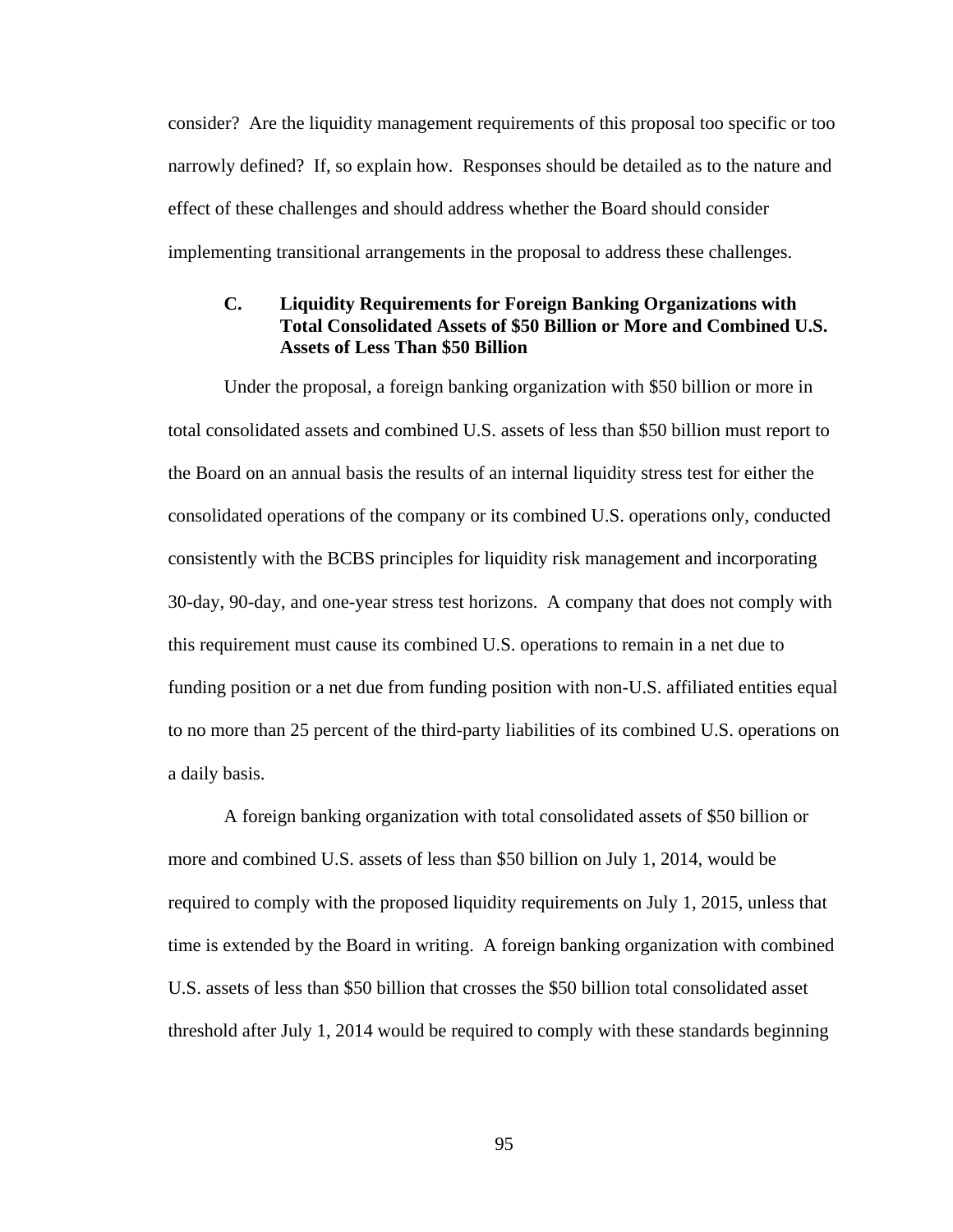consider? Are the liquidity management requirements of this proposal too specific or too narrowly defined? If, so explain how. Responses should be detailed as to the nature and effect of these challenges and should address whether the Board should consider implementing transitional arrangements in the proposal to address these challenges.

### C. Liquidity Requirements for Foreign Banking Organizations with Total Consolidated Assets of $50 Billion or More and Combined U.S. Assets of Less Than $50 Billion

Under the proposal, a foreign banking organization with $50 billion or more in total consolidated assets and combined U.S. assets of less than $50 billion must report to the Board on an annual basis the results of an internal liquidity stress test for either the consolidated operations of the company or its combined U.S. operations only, conducted consistently with the BCBS principles for liquidity risk management and incorporating 30-day, 90-day, and one-year stress test horizons. A company that does not comply with this requirement must cause its combined U.S. operations to remain in a net due to funding position or a net due from funding position with non-U.S. affiliated entities equal to no more than 25 percent of the third-party liabilities of its combined U.S. operations on a daily basis.

A foreign banking organization with total consolidated assets of $50 billion or more and combined U.S. assets of less than $50 billion on July 1, 2014, would be required to comply with the proposed liquidity requirements on July 1, 2015, unless that time is extended by the Board in writing. A foreign banking organization with combined U.S. assets of less than $50 billion that crosses the $50 billion total consolidated asset threshold after July 1, 2014 would be required to comply with these standards beginning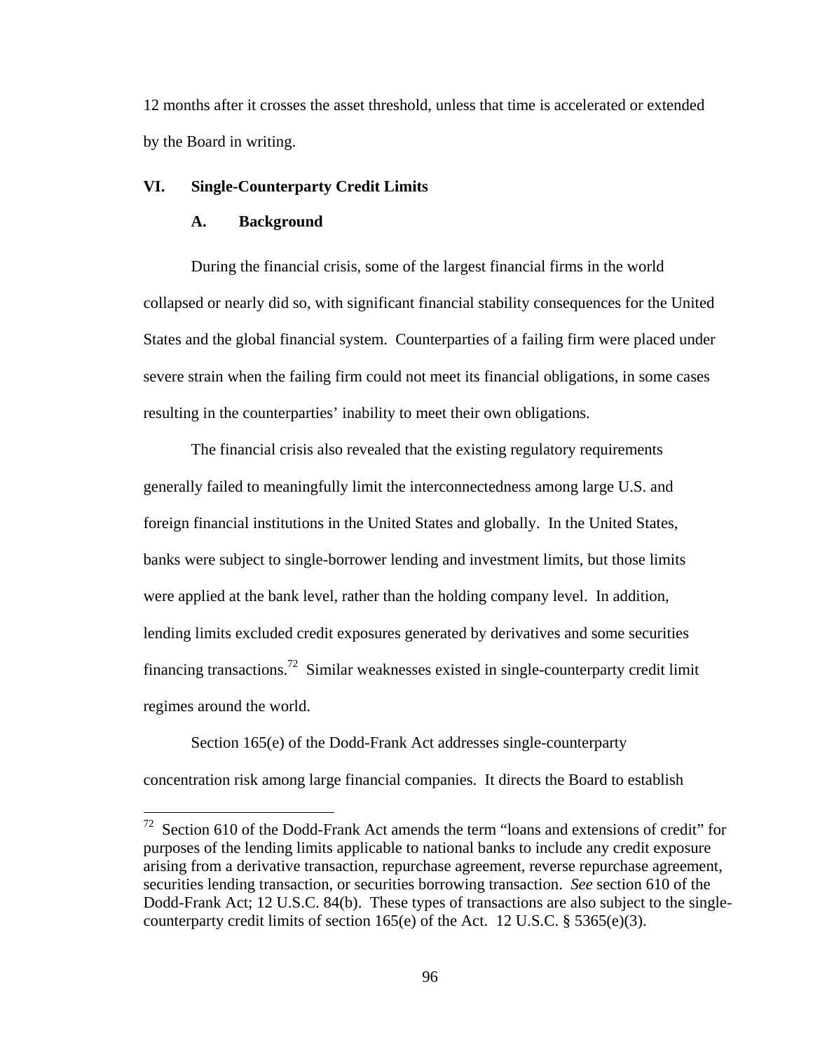12 months after it crosses the asset threshold, unless that time is accelerated or extended by the Board in writing.

## VI. Single-Counterparty Credit Limits

### A. Background

During the financial crisis, some of the largest financial firms in the world collapsed or nearly did so, with significant financial stability consequences for the United States and the global financial system. Counterparties of a failing firm were placed under severe strain when the failing firm could not meet its financial obligations, in some cases resulting in the counterparties' inability to meet their own obligations.

The financial crisis also revealed that the existing regulatory requirements generally failed to meaningfully limit the interconnectedness among large U.S. and foreign financial institutions in the United States and globally. In the United States, banks were subject to single-borrower lending and investment limits, but those limits were applied at the bank level, rather than the holding company level. In addition, lending limits excluded credit exposures generated by derivatives and some securities financing transactions.[72] Similar weaknesses existed in single-counterparty credit limit regimes around the world.

Section 165(e) of the Dodd-Frank Act addresses single-counterparty concentration risk among large financial companies. It directs the Board to establish

---

[72] Section 610 of the Dodd-Frank Act amends the term "loans and extensions of credit" for purposes of the lending limits applicable to national banks to include any credit exposure arising from a derivative transaction, repurchase agreement, reverse repurchase agreement, securities lending transaction, or securities borrowing transaction. *See* section 610 of the Dodd-Frank Act; 12 U.S.C. 84(b). These types of transactions are also subject to the single-counterparty credit limits of section 165(e) of the Act. 12 U.S.C. § 5365(e)(3).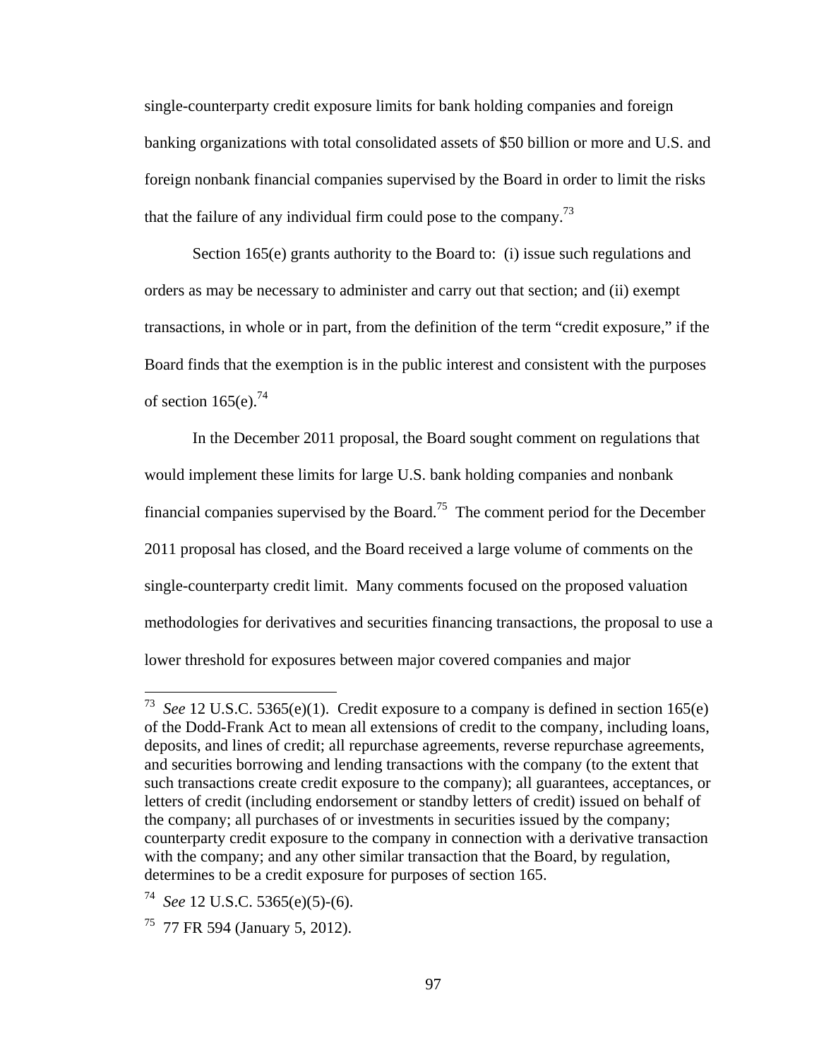single-counterparty credit exposure limits for bank holding companies and foreign banking organizations with total consolidated assets of $50 billion or more and U.S. and foreign nonbank financial companies supervised by the Board in order to limit the risks that the failure of any individual firm could pose to the company.[73]

Section 165(e) grants authority to the Board to: (i) issue such regulations and orders as may be necessary to administer and carry out that section; and (ii) exempt transactions, in whole or in part, from the definition of the term "credit exposure," if the Board finds that the exemption is in the public interest and consistent with the purposes of section 165(e).[74]

In the December 2011 proposal, the Board sought comment on regulations that would implement these limits for large U.S. bank holding companies and nonbank financial companies supervised by the Board.[75] The comment period for the December 2011 proposal has closed, and the Board received a large volume of comments on the single-counterparty credit limit. Many comments focused on the proposed valuation methodologies for derivatives and securities financing transactions, the proposal to use a lower threshold for exposures between major covered companies and major

---

[73] *See* 12 U.S.C. 5365(e)(1). Credit exposure to a company is defined in section 165(e) of the Dodd-Frank Act to mean all extensions of credit to the company, including loans, deposits, and lines of credit; all repurchase agreements, reverse repurchase agreements, and securities borrowing and lending transactions with the company (to the extent that such transactions create credit exposure to the company); all guarantees, acceptances, or letters of credit (including endorsement or standby letters of credit) issued on behalf of the company; all purchases of or investments in securities issued by the company; counterparty credit exposure to the company in connection with a derivative transaction with the company; and any other similar transaction that the Board, by regulation, determines to be a credit exposure for purposes of section 165.

[74] *See* 12 U.S.C. 5365(e)(5)-(6).

[75] 77 FR 594 (January 5, 2012).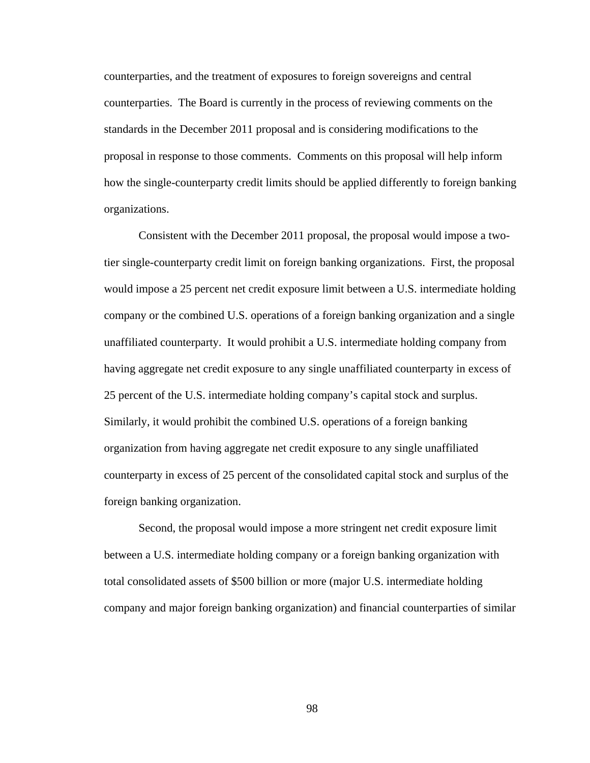counterparties, and the treatment of exposures to foreign sovereigns and central counterparties. The Board is currently in the process of reviewing comments on the standards in the December 2011 proposal and is considering modifications to the proposal in response to those comments. Comments on this proposal will help inform how the single-counterparty credit limits should be applied differently to foreign banking organizations.

Consistent with the December 2011 proposal, the proposal would impose a two-tier single-counterparty credit limit on foreign banking organizations. First, the proposal would impose a 25 percent net credit exposure limit between a U.S. intermediate holding company or the combined U.S. operations of a foreign banking organization and a single unaffiliated counterparty. It would prohibit a U.S. intermediate holding company from having aggregate net credit exposure to any single unaffiliated counterparty in excess of 25 percent of the U.S. intermediate holding company's capital stock and surplus. Similarly, it would prohibit the combined U.S. operations of a foreign banking organization from having aggregate net credit exposure to any single unaffiliated counterparty in excess of 25 percent of the consolidated capital stock and surplus of the foreign banking organization.

Second, the proposal would impose a more stringent net credit exposure limit between a U.S. intermediate holding company or a foreign banking organization with total consolidated assets of $500 billion or more (major U.S. intermediate holding company and major foreign banking organization) and financial counterparties of similar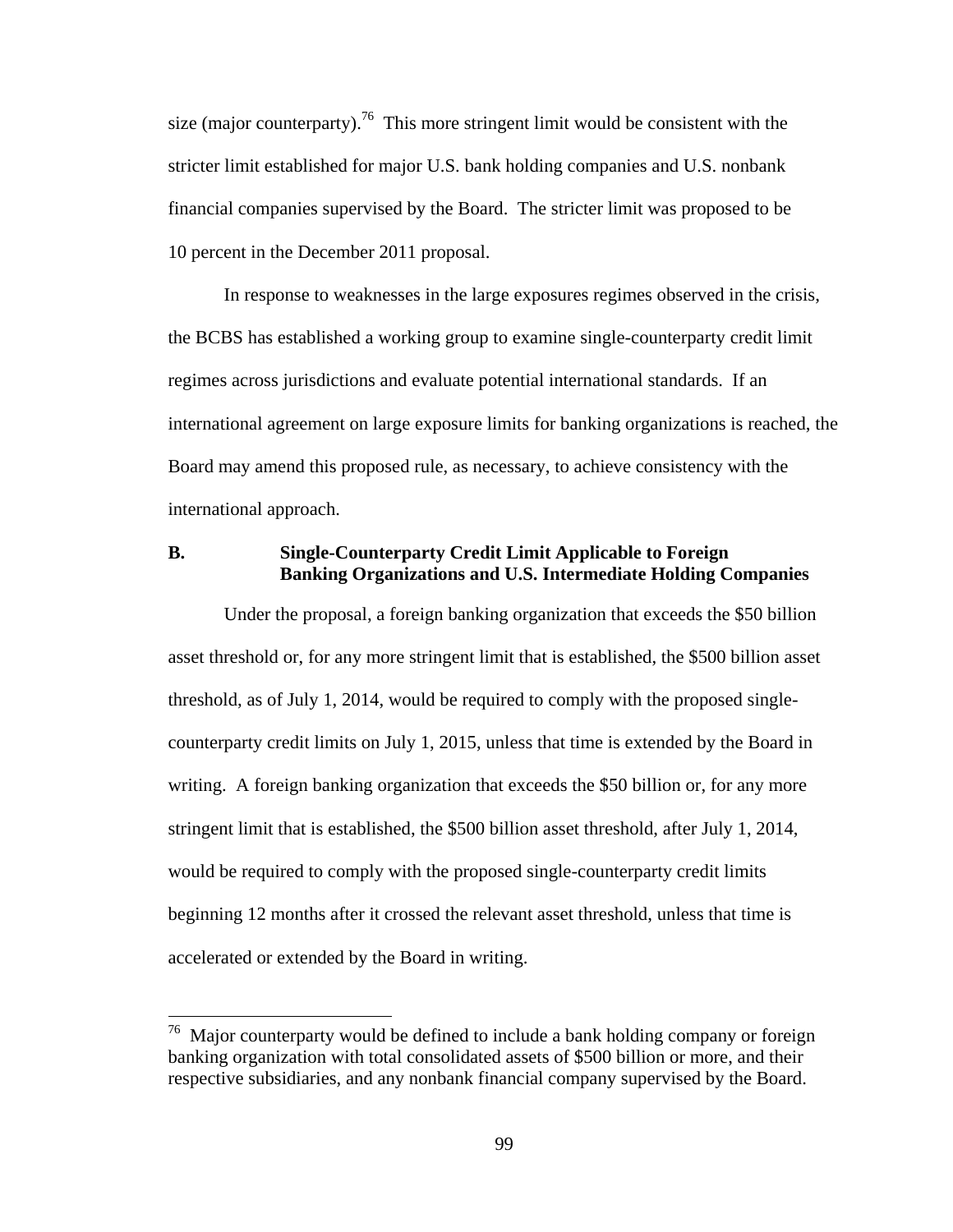size (major counterparty).[76] This more stringent limit would be consistent with the stricter limit established for major U.S. bank holding companies and U.S. nonbank financial companies supervised by the Board. The stricter limit was proposed to be 10 percent in the December 2011 proposal.

In response to weaknesses in the large exposures regimes observed in the crisis, the BCBS has established a working group to examine single-counterparty credit limit regimes across jurisdictions and evaluate potential international standards. If an international agreement on large exposure limits for banking organizations is reached, the Board may amend this proposed rule, as necessary, to achieve consistency with the international approach.

### B. Single-Counterparty Credit Limit Applicable to Foreign Banking Organizations and U.S. Intermediate Holding Companies

Under the proposal, a foreign banking organization that exceeds the \$50 billion asset threshold or, for any more stringent limit that is established, the \$500 billion asset threshold, as of July 1, 2014, would be required to comply with the proposed single-counterparty credit limits on July 1, 2015, unless that time is extended by the Board in writing. A foreign banking organization that exceeds the \$50 billion or, for any more stringent limit that is established, the \$500 billion asset threshold, after July 1, 2014, would be required to comply with the proposed single-counterparty credit limits beginning 12 months after it crossed the relevant asset threshold, unless that time is accelerated or extended by the Board in writing.

---

[76] Major counterparty would be defined to include a bank holding company or foreign banking organization with total consolidated assets of \$500 billion or more, and their respective subsidiaries, and any nonbank financial company supervised by the Board.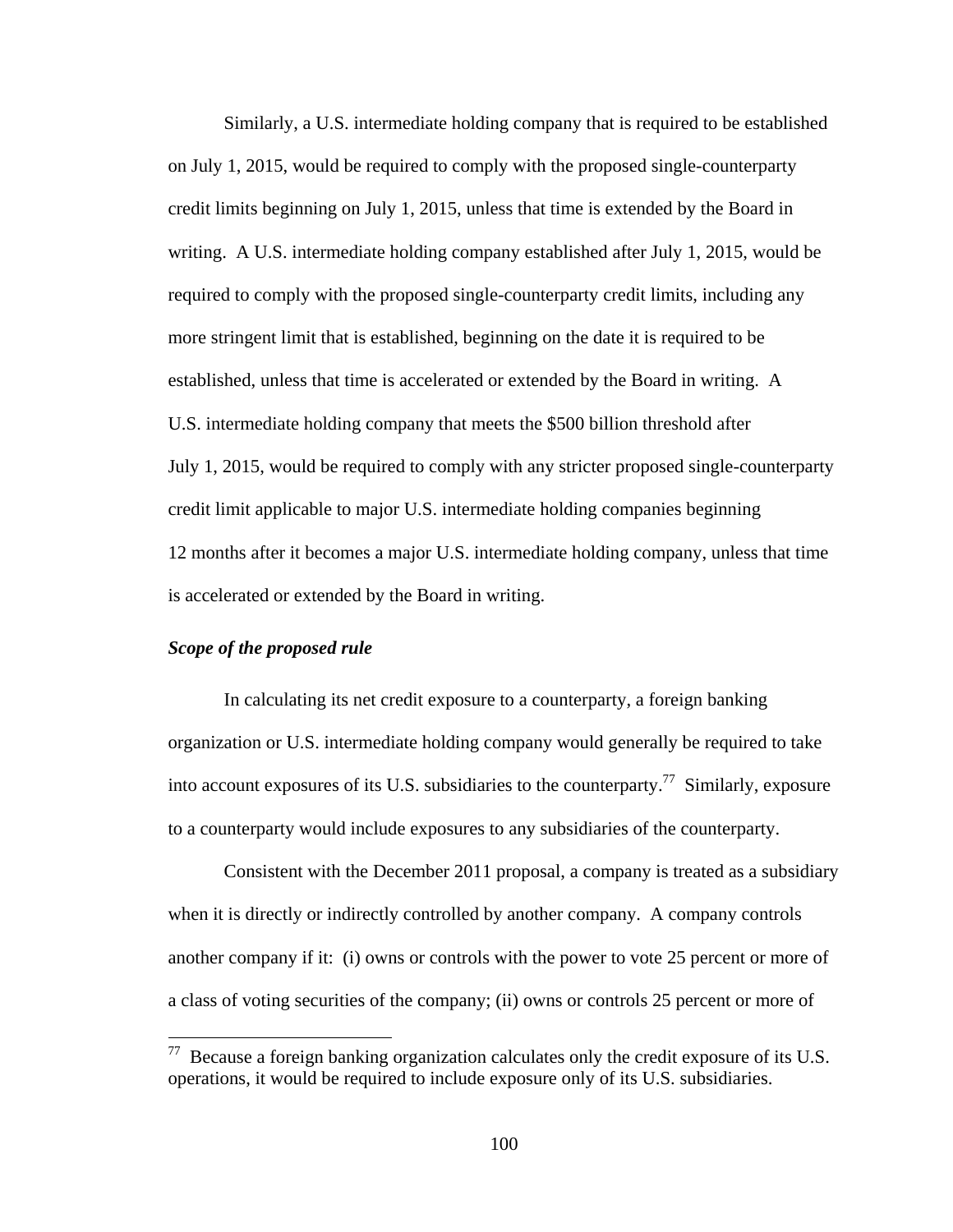Similarly, a U.S. intermediate holding company that is required to be established on July 1, 2015, would be required to comply with the proposed single-counterparty credit limits beginning on July 1, 2015, unless that time is extended by the Board in writing. A U.S. intermediate holding company established after July 1, 2015, would be required to comply with the proposed single-counterparty credit limits, including any more stringent limit that is established, beginning on the date it is required to be established, unless that time is accelerated or extended by the Board in writing. A U.S. intermediate holding company that meets the $500 billion threshold after July 1, 2015, would be required to comply with any stricter proposed single-counterparty credit limit applicable to major U.S. intermediate holding companies beginning 12 months after it becomes a major U.S. intermediate holding company, unless that time is accelerated or extended by the Board in writing.

***Scope of the proposed rule***

In calculating its net credit exposure to a counterparty, a foreign banking organization or U.S. intermediate holding company would generally be required to take into account exposures of its U.S. subsidiaries to the counterparty.[77] Similarly, exposure to a counterparty would include exposures to any subsidiaries of the counterparty.

Consistent with the December 2011 proposal, a company is treated as a subsidiary when it is directly or indirectly controlled by another company. A company controls another company if it: (i) owns or controls with the power to vote 25 percent or more of a class of voting securities of the company; (ii) owns or controls 25 percent or more of

---

[77] Because a foreign banking organization calculates only the credit exposure of its U.S. operations, it would be required to include exposure only of its U.S. subsidiaries.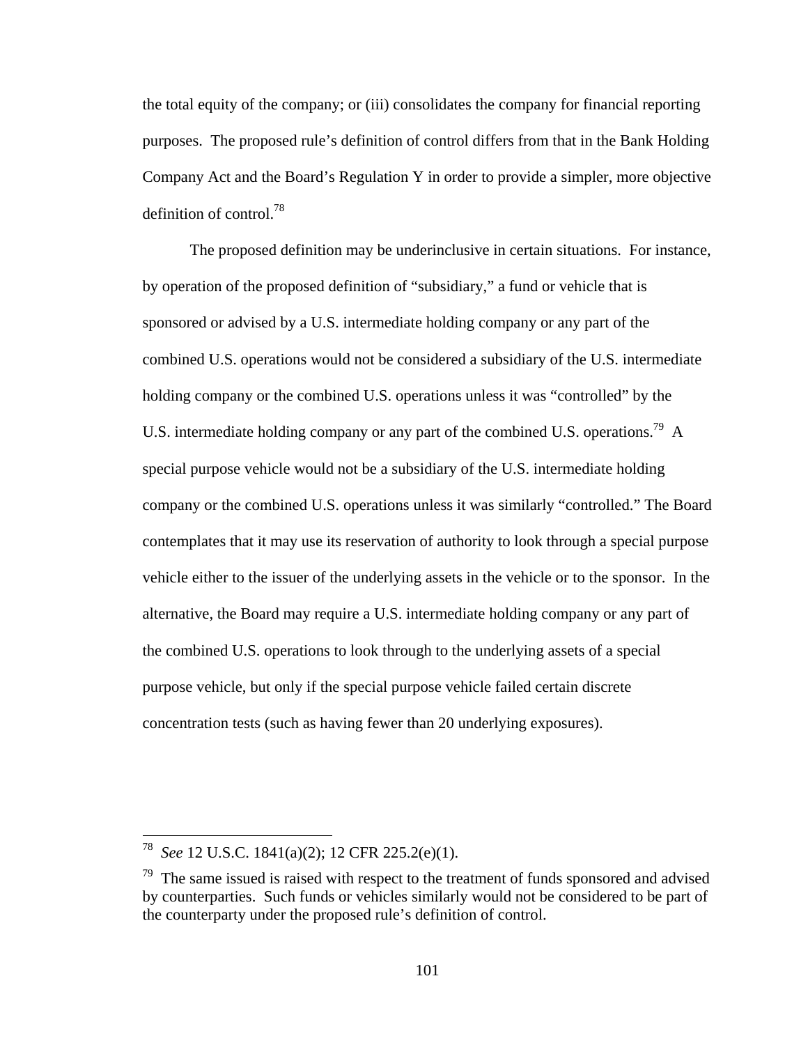the total equity of the company; or (iii) consolidates the company for financial reporting purposes. The proposed rule's definition of control differs from that in the Bank Holding Company Act and the Board's Regulation Y in order to provide a simpler, more objective definition of control.[78]

The proposed definition may be underinclusive in certain situations. For instance, by operation of the proposed definition of "subsidiary," a fund or vehicle that is sponsored or advised by a U.S. intermediate holding company or any part of the combined U.S. operations would not be considered a subsidiary of the U.S. intermediate holding company or the combined U.S. operations unless it was "controlled" by the U.S. intermediate holding company or any part of the combined U.S. operations.[79] A special purpose vehicle would not be a subsidiary of the U.S. intermediate holding company or the combined U.S. operations unless it was similarly "controlled." The Board contemplates that it may use its reservation of authority to look through a special purpose vehicle either to the issuer of the underlying assets in the vehicle or to the sponsor. In the alternative, the Board may require a U.S. intermediate holding company or any part of the combined U.S. operations to look through to the underlying assets of a special purpose vehicle, but only if the special purpose vehicle failed certain discrete concentration tests (such as having fewer than 20 underlying exposures).

---

[78] *See* 12 U.S.C. 1841(a)(2); 12 CFR 225.2(e)(1).

[79] The same issued is raised with respect to the treatment of funds sponsored and advised by counterparties. Such funds or vehicles similarly would not be considered to be part of the counterparty under the proposed rule's definition of control.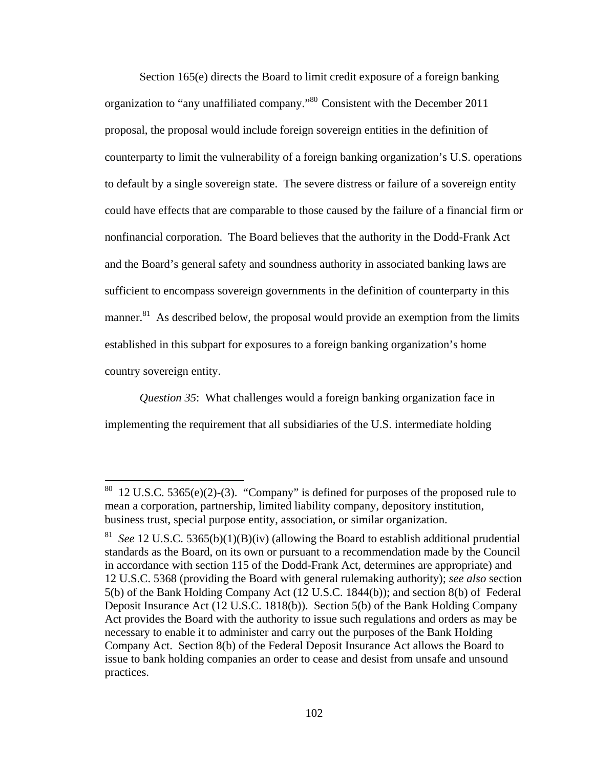Section 165(e) directs the Board to limit credit exposure of a foreign banking organization to "any unaffiliated company."[80] Consistent with the December 2011 proposal, the proposal would include foreign sovereign entities in the definition of counterparty to limit the vulnerability of a foreign banking organization's U.S. operations to default by a single sovereign state. The severe distress or failure of a sovereign entity could have effects that are comparable to those caused by the failure of a financial firm or nonfinancial corporation. The Board believes that the authority in the Dodd-Frank Act and the Board's general safety and soundness authority in associated banking laws are sufficient to encompass sovereign governments in the definition of counterparty in this manner.[81] As described below, the proposal would provide an exemption from the limits established in this subpart for exposures to a foreign banking organization's home country sovereign entity.

*Question 35*: What challenges would a foreign banking organization face in implementing the requirement that all subsidiaries of the U.S. intermediate holding

---

[80] 12 U.S.C. 5365(e)(2)-(3). "Company" is defined for purposes of the proposed rule to mean a corporation, partnership, limited liability company, depository institution, business trust, special purpose entity, association, or similar organization.

[81] *See* 12 U.S.C. 5365(b)(1)(B)(iv) (allowing the Board to establish additional prudential standards as the Board, on its own or pursuant to a recommendation made by the Council in accordance with section 115 of the Dodd-Frank Act, determines are appropriate) and 12 U.S.C. 5368 (providing the Board with general rulemaking authority); *see also* section 5(b) of the Bank Holding Company Act (12 U.S.C. 1844(b)); and section 8(b) of Federal Deposit Insurance Act (12 U.S.C. 1818(b)). Section 5(b) of the Bank Holding Company Act provides the Board with the authority to issue such regulations and orders as may be necessary to enable it to administer and carry out the purposes of the Bank Holding Company Act. Section 8(b) of the Federal Deposit Insurance Act allows the Board to issue to bank holding companies an order to cease and desist from unsafe and unsound practices.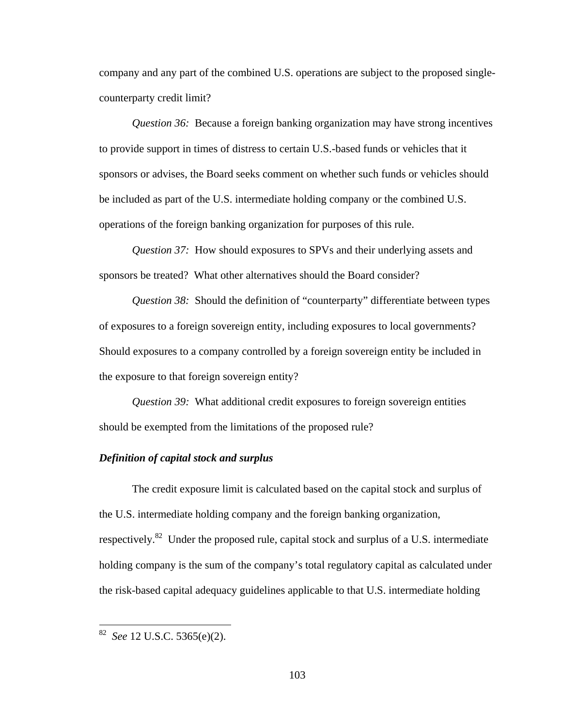company and any part of the combined U.S. operations are subject to the proposed single-counterparty credit limit?

*Question 36:* Because a foreign banking organization may have strong incentives to provide support in times of distress to certain U.S.-based funds or vehicles that it sponsors or advises, the Board seeks comment on whether such funds or vehicles should be included as part of the U.S. intermediate holding company or the combined U.S. operations of the foreign banking organization for purposes of this rule.

*Question 37:* How should exposures to SPVs and their underlying assets and sponsors be treated? What other alternatives should the Board consider?

*Question 38:* Should the definition of "counterparty" differentiate between types of exposures to a foreign sovereign entity, including exposures to local governments? Should exposures to a company controlled by a foreign sovereign entity be included in the exposure to that foreign sovereign entity?

*Question 39:* What additional credit exposures to foreign sovereign entities should be exempted from the limitations of the proposed rule?

***Definition of capital stock and surplus***

The credit exposure limit is calculated based on the capital stock and surplus of the U.S. intermediate holding company and the foreign banking organization, respectively.[82] Under the proposed rule, capital stock and surplus of a U.S. intermediate holding company is the sum of the company's total regulatory capital as calculated under the risk-based capital adequacy guidelines applicable to that U.S. intermediate holding

---

[82] *See* 12 U.S.C. 5365(e)(2).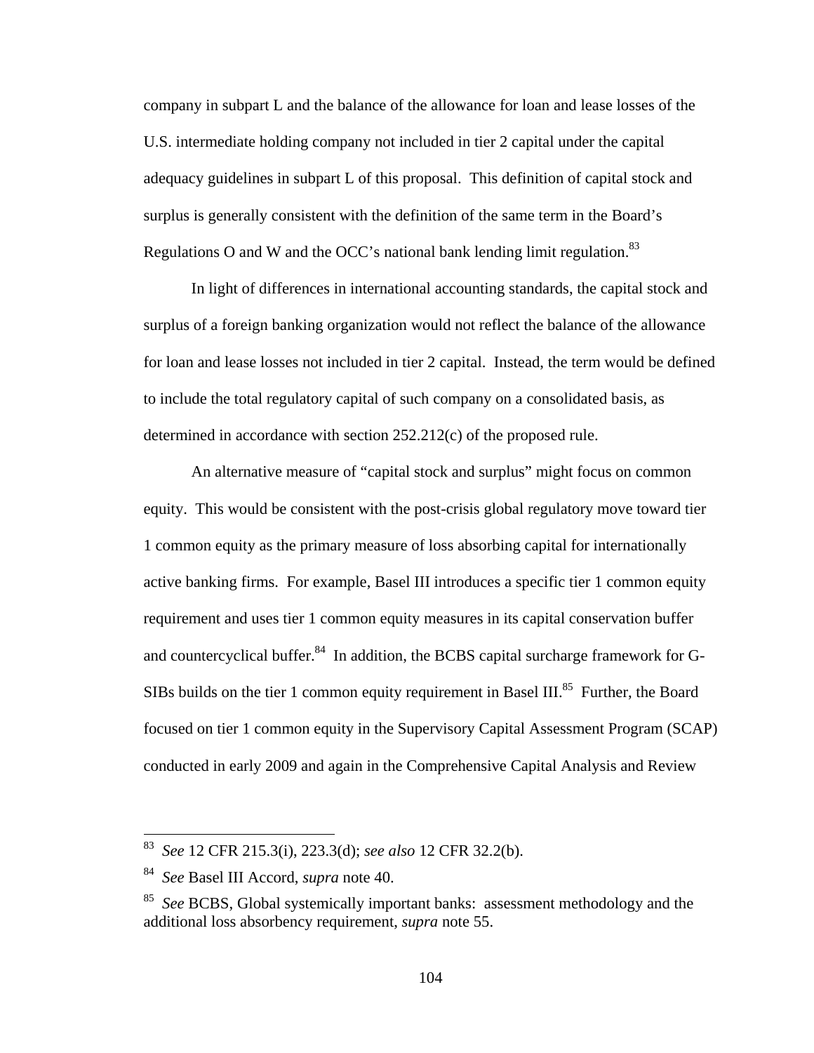company in subpart L and the balance of the allowance for loan and lease losses of the U.S. intermediate holding company not included in tier 2 capital under the capital adequacy guidelines in subpart L of this proposal. This definition of capital stock and surplus is generally consistent with the definition of the same term in the Board's Regulations O and W and the OCC's national bank lending limit regulation.[83]

In light of differences in international accounting standards, the capital stock and surplus of a foreign banking organization would not reflect the balance of the allowance for loan and lease losses not included in tier 2 capital. Instead, the term would be defined to include the total regulatory capital of such company on a consolidated basis, as determined in accordance with section 252.212(c) of the proposed rule.

An alternative measure of "capital stock and surplus" might focus on common equity. This would be consistent with the post-crisis global regulatory move toward tier 1 common equity as the primary measure of loss absorbing capital for internationally active banking firms. For example, Basel III introduces a specific tier 1 common equity requirement and uses tier 1 common equity measures in its capital conservation buffer and countercyclical buffer.[84] In addition, the BCBS capital surcharge framework for G-SIBs builds on the tier 1 common equity requirement in Basel III.[85] Further, the Board focused on tier 1 common equity in the Supervisory Capital Assessment Program (SCAP) conducted in early 2009 and again in the Comprehensive Capital Analysis and Review

---

[83] *See* 12 CFR 215.3(i), 223.3(d); *see also* 12 CFR 32.2(b).

[84] *See* Basel III Accord, *supra* note 40.

[85] *See* BCBS, Global systemically important banks: assessment methodology and the additional loss absorbency requirement, *supra* note 55.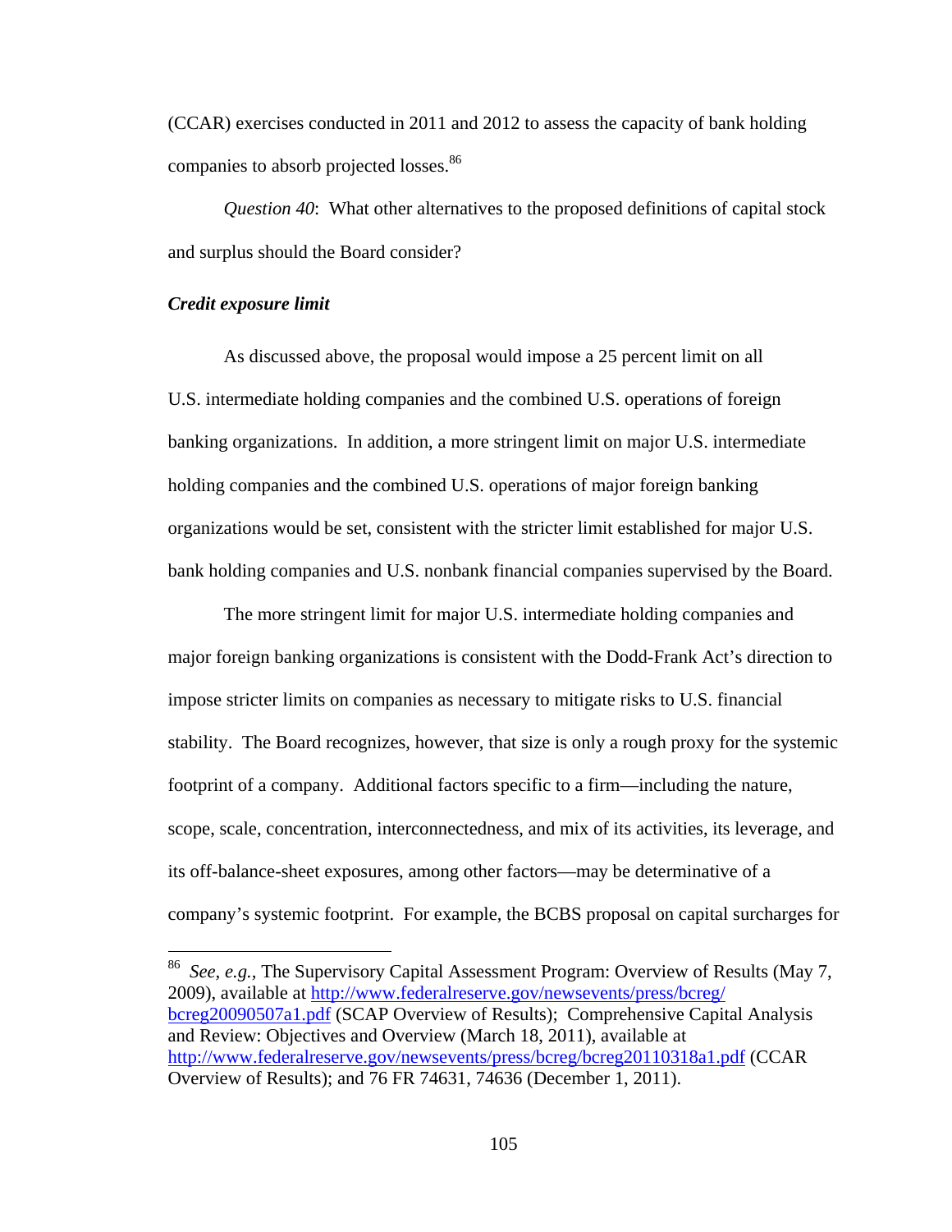(CCAR) exercises conducted in 2011 and 2012 to assess the capacity of bank holding companies to absorb projected losses.[86]

*Question 40*: What other alternatives to the proposed definitions of capital stock and surplus should the Board consider?

***Credit exposure limit***

As discussed above, the proposal would impose a 25 percent limit on all U.S. intermediate holding companies and the combined U.S. operations of foreign banking organizations. In addition, a more stringent limit on major U.S. intermediate holding companies and the combined U.S. operations of major foreign banking organizations would be set, consistent with the stricter limit established for major U.S. bank holding companies and U.S. nonbank financial companies supervised by the Board.

The more stringent limit for major U.S. intermediate holding companies and major foreign banking organizations is consistent with the Dodd-Frank Act's direction to impose stricter limits on companies as necessary to mitigate risks to U.S. financial stability. The Board recognizes, however, that size is only a rough proxy for the systemic footprint of a company. Additional factors specific to a firm—including the nature, scope, scale, concentration, interconnectedness, and mix of its activities, its leverage, and its off-balance-sheet exposures, among other factors—may be determinative of a company's systemic footprint. For example, the BCBS proposal on capital surcharges for

---

[86] *See, e.g.*, The Supervisory Capital Assessment Program: Overview of Results (May 7, 2009), available at http://www.federalreserve.gov/newsevents/press/bcreg/bcreg20090507a1.pdf (SCAP Overview of Results); Comprehensive Capital Analysis and Review: Objectives and Overview (March 18, 2011), available at http://www.federalreserve.gov/newsevents/press/bcreg/bcreg20110318a1.pdf (CCAR Overview of Results); and 76 FR 74631, 74636 (December 1, 2011).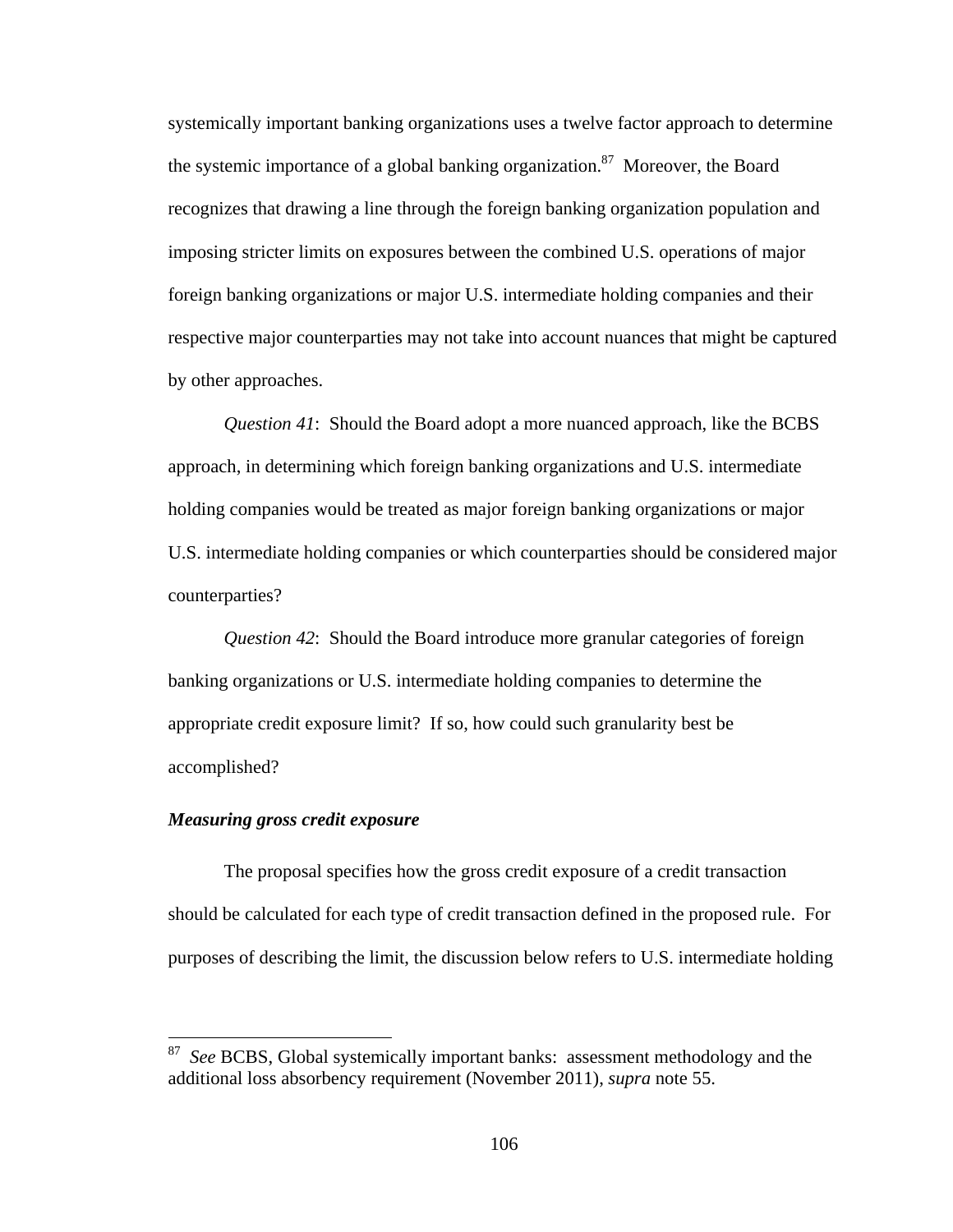systemically important banking organizations uses a twelve factor approach to determine the systemic importance of a global banking organization.[87] Moreover, the Board recognizes that drawing a line through the foreign banking organization population and imposing stricter limits on exposures between the combined U.S. operations of major foreign banking organizations or major U.S. intermediate holding companies and their respective major counterparties may not take into account nuances that might be captured by other approaches.

*Question 41*: Should the Board adopt a more nuanced approach, like the BCBS approach, in determining which foreign banking organizations and U.S. intermediate holding companies would be treated as major foreign banking organizations or major U.S. intermediate holding companies or which counterparties should be considered major counterparties?

*Question 42*: Should the Board introduce more granular categories of foreign banking organizations or U.S. intermediate holding companies to determine the appropriate credit exposure limit? If so, how could such granularity best be accomplished?

***Measuring gross credit exposure***

The proposal specifies how the gross credit exposure of a credit transaction should be calculated for each type of credit transaction defined in the proposed rule. For purposes of describing the limit, the discussion below refers to U.S. intermediate holding

[87] *See* BCBS, Global systemically important banks: assessment methodology and the additional loss absorbency requirement (November 2011), *supra* note 55.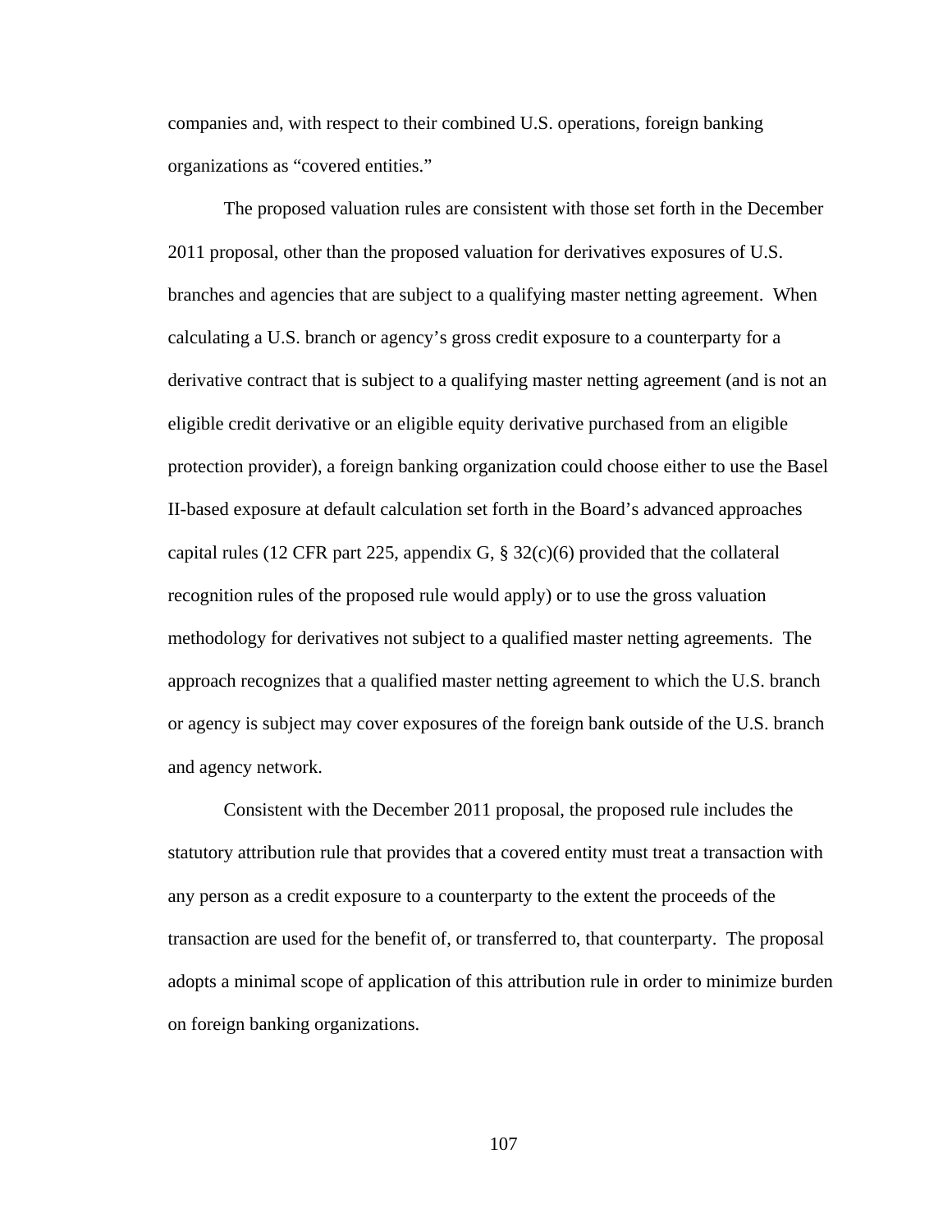companies and, with respect to their combined U.S. operations, foreign banking organizations as "covered entities."

The proposed valuation rules are consistent with those set forth in the December 2011 proposal, other than the proposed valuation for derivatives exposures of U.S. branches and agencies that are subject to a qualifying master netting agreement. When calculating a U.S. branch or agency's gross credit exposure to a counterparty for a derivative contract that is subject to a qualifying master netting agreement (and is not an eligible credit derivative or an eligible equity derivative purchased from an eligible protection provider), a foreign banking organization could choose either to use the Basel II-based exposure at default calculation set forth in the Board's advanced approaches capital rules (12 CFR part 225, appendix G, § 32(c)(6) provided that the collateral recognition rules of the proposed rule would apply) or to use the gross valuation methodology for derivatives not subject to a qualified master netting agreements. The approach recognizes that a qualified master netting agreement to which the U.S. branch or agency is subject may cover exposures of the foreign bank outside of the U.S. branch and agency network.

Consistent with the December 2011 proposal, the proposed rule includes the statutory attribution rule that provides that a covered entity must treat a transaction with any person as a credit exposure to a counterparty to the extent the proceeds of the transaction are used for the benefit of, or transferred to, that counterparty. The proposal adopts a minimal scope of application of this attribution rule in order to minimize burden on foreign banking organizations.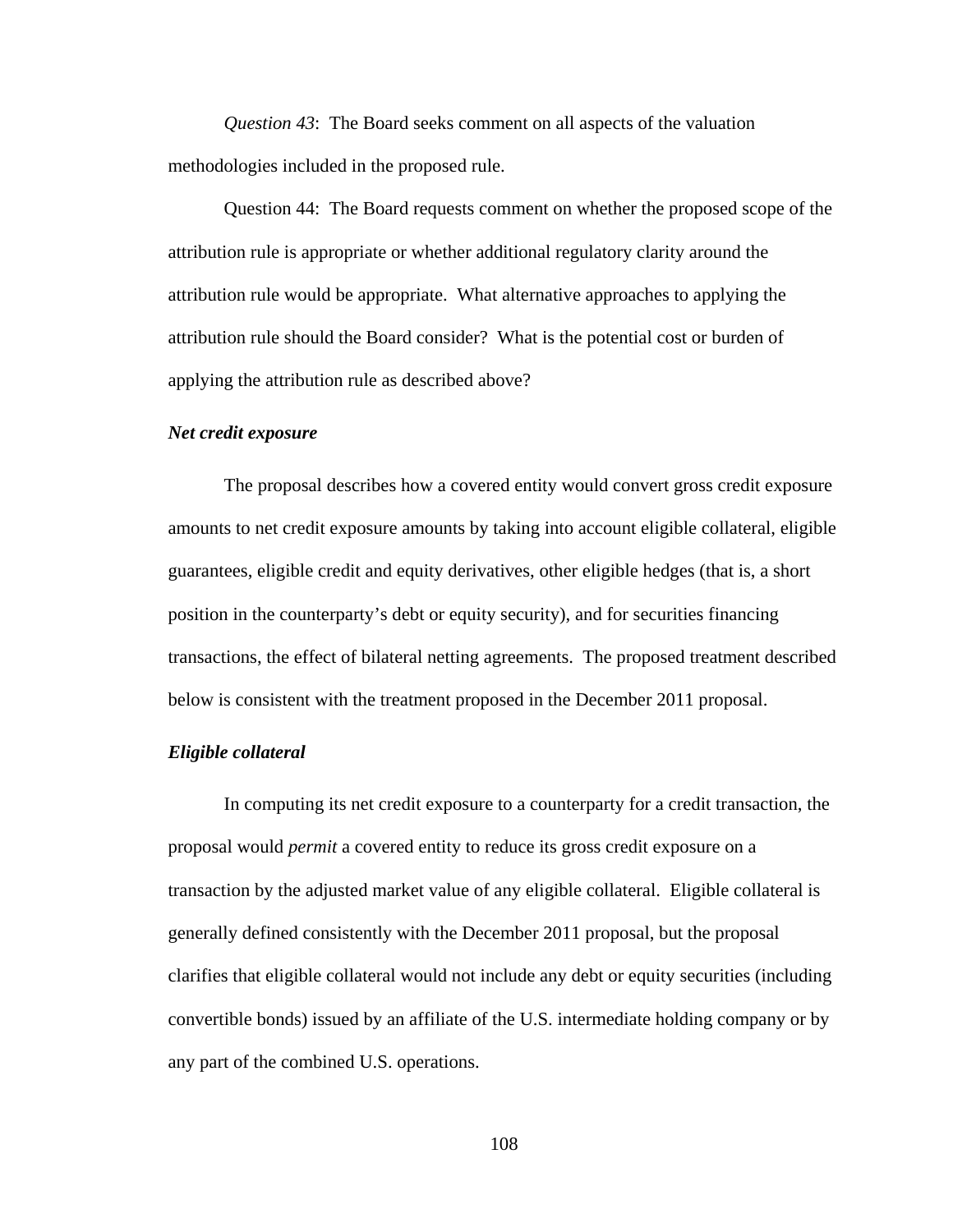*Question 43*: The Board seeks comment on all aspects of the valuation methodologies included in the proposed rule.

Question 44: The Board requests comment on whether the proposed scope of the attribution rule is appropriate or whether additional regulatory clarity around the attribution rule would be appropriate. What alternative approaches to applying the attribution rule should the Board consider? What is the potential cost or burden of applying the attribution rule as described above?

***Net credit exposure***

The proposal describes how a covered entity would convert gross credit exposure amounts to net credit exposure amounts by taking into account eligible collateral, eligible guarantees, eligible credit and equity derivatives, other eligible hedges (that is, a short position in the counterparty's debt or equity security), and for securities financing transactions, the effect of bilateral netting agreements. The proposed treatment described below is consistent with the treatment proposed in the December 2011 proposal.

***Eligible collateral***

In computing its net credit exposure to a counterparty for a credit transaction, the proposal would *permit* a covered entity to reduce its gross credit exposure on a transaction by the adjusted market value of any eligible collateral. Eligible collateral is generally defined consistently with the December 2011 proposal, but the proposal clarifies that eligible collateral would not include any debt or equity securities (including convertible bonds) issued by an affiliate of the U.S. intermediate holding company or by any part of the combined U.S. operations.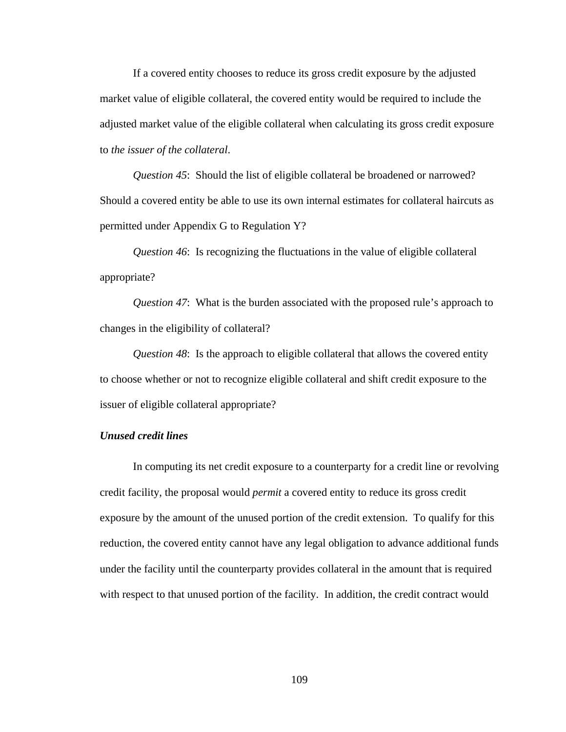If a covered entity chooses to reduce its gross credit exposure by the adjusted market value of eligible collateral, the covered entity would be required to include the adjusted market value of the eligible collateral when calculating its gross credit exposure to *the issuer of the collateral*.

*Question 45*: Should the list of eligible collateral be broadened or narrowed? Should a covered entity be able to use its own internal estimates for collateral haircuts as permitted under Appendix G to Regulation Y?

*Question 46*: Is recognizing the fluctuations in the value of eligible collateral appropriate?

*Question 47*: What is the burden associated with the proposed rule's approach to changes in the eligibility of collateral?

*Question 48*: Is the approach to eligible collateral that allows the covered entity to choose whether or not to recognize eligible collateral and shift credit exposure to the issuer of eligible collateral appropriate?

***Unused credit lines***

In computing its net credit exposure to a counterparty for a credit line or revolving credit facility, the proposal would *permit* a covered entity to reduce its gross credit exposure by the amount of the unused portion of the credit extension. To qualify for this reduction, the covered entity cannot have any legal obligation to advance additional funds under the facility until the counterparty provides collateral in the amount that is required with respect to that unused portion of the facility. In addition, the credit contract would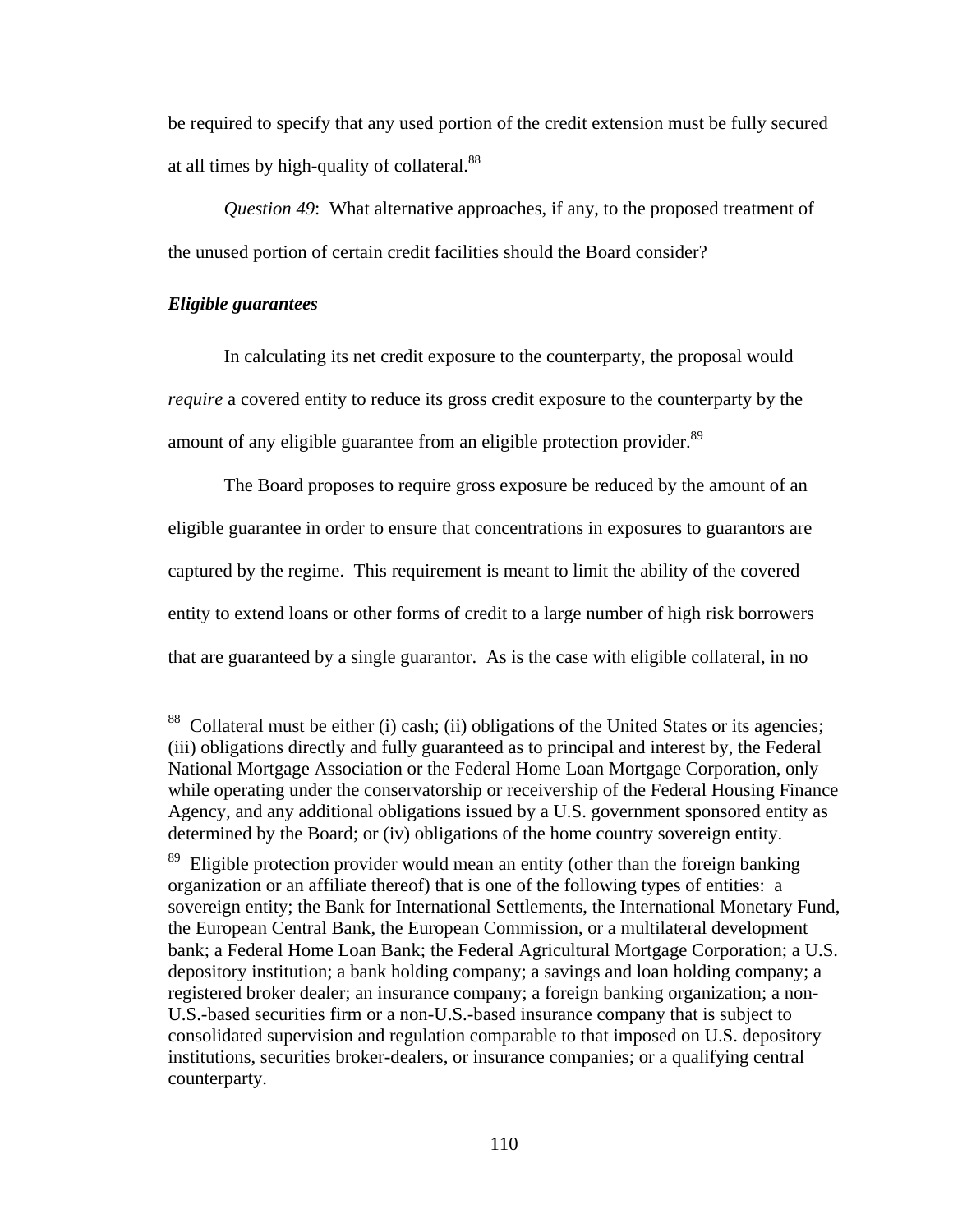be required to specify that any used portion of the credit extension must be fully secured at all times by high-quality of collateral.[88]

*Question 49*: What alternative approaches, if any, to the proposed treatment of the unused portion of certain credit facilities should the Board consider?

***Eligible guarantees***

In calculating its net credit exposure to the counterparty, the proposal would *require* a covered entity to reduce its gross credit exposure to the counterparty by the amount of any eligible guarantee from an eligible protection provider.[89]

The Board proposes to require gross exposure be reduced by the amount of an eligible guarantee in order to ensure that concentrations in exposures to guarantors are captured by the regime. This requirement is meant to limit the ability of the covered entity to extend loans or other forms of credit to a large number of high risk borrowers that are guaranteed by a single guarantor. As is the case with eligible collateral, in no

---

[88] Collateral must be either (i) cash; (ii) obligations of the United States or its agencies; (iii) obligations directly and fully guaranteed as to principal and interest by, the Federal National Mortgage Association or the Federal Home Loan Mortgage Corporation, only while operating under the conservatorship or receivership of the Federal Housing Finance Agency, and any additional obligations issued by a U.S. government sponsored entity as determined by the Board; or (iv) obligations of the home country sovereign entity.

[89] Eligible protection provider would mean an entity (other than the foreign banking organization or an affiliate thereof) that is one of the following types of entities: a sovereign entity; the Bank for International Settlements, the International Monetary Fund, the European Central Bank, the European Commission, or a multilateral development bank; a Federal Home Loan Bank; the Federal Agricultural Mortgage Corporation; a U.S. depository institution; a bank holding company; a savings and loan holding company; a registered broker dealer; an insurance company; a foreign banking organization; a non-U.S.-based securities firm or a non-U.S.-based insurance company that is subject to consolidated supervision and regulation comparable to that imposed on U.S. depository institutions, securities broker-dealers, or insurance companies; or a qualifying central counterparty.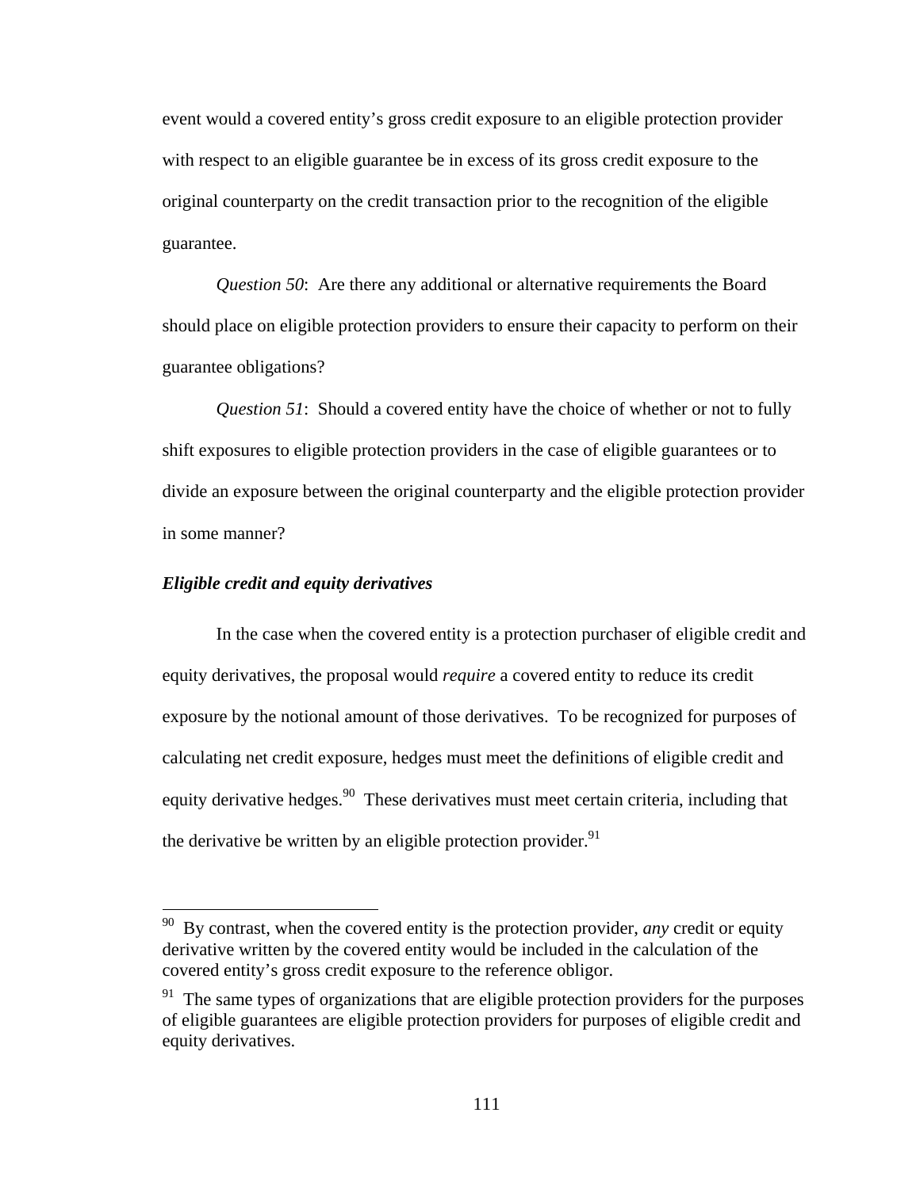event would a covered entity's gross credit exposure to an eligible protection provider with respect to an eligible guarantee be in excess of its gross credit exposure to the original counterparty on the credit transaction prior to the recognition of the eligible guarantee.

*Question 50*: Are there any additional or alternative requirements the Board should place on eligible protection providers to ensure their capacity to perform on their guarantee obligations?

*Question 51*: Should a covered entity have the choice of whether or not to fully shift exposures to eligible protection providers in the case of eligible guarantees or to divide an exposure between the original counterparty and the eligible protection provider in some manner?

***Eligible credit and equity derivatives***

In the case when the covered entity is a protection purchaser of eligible credit and equity derivatives, the proposal would *require* a covered entity to reduce its credit exposure by the notional amount of those derivatives. To be recognized for purposes of calculating net credit exposure, hedges must meet the definitions of eligible credit and equity derivative hedges.[90] These derivatives must meet certain criteria, including that the derivative be written by an eligible protection provider.[91]

[90] By contrast, when the covered entity is the protection provider, *any* credit or equity derivative written by the covered entity would be included in the calculation of the covered entity's gross credit exposure to the reference obligor.

[91] The same types of organizations that are eligible protection providers for the purposes of eligible guarantees are eligible protection providers for purposes of eligible credit and equity derivatives.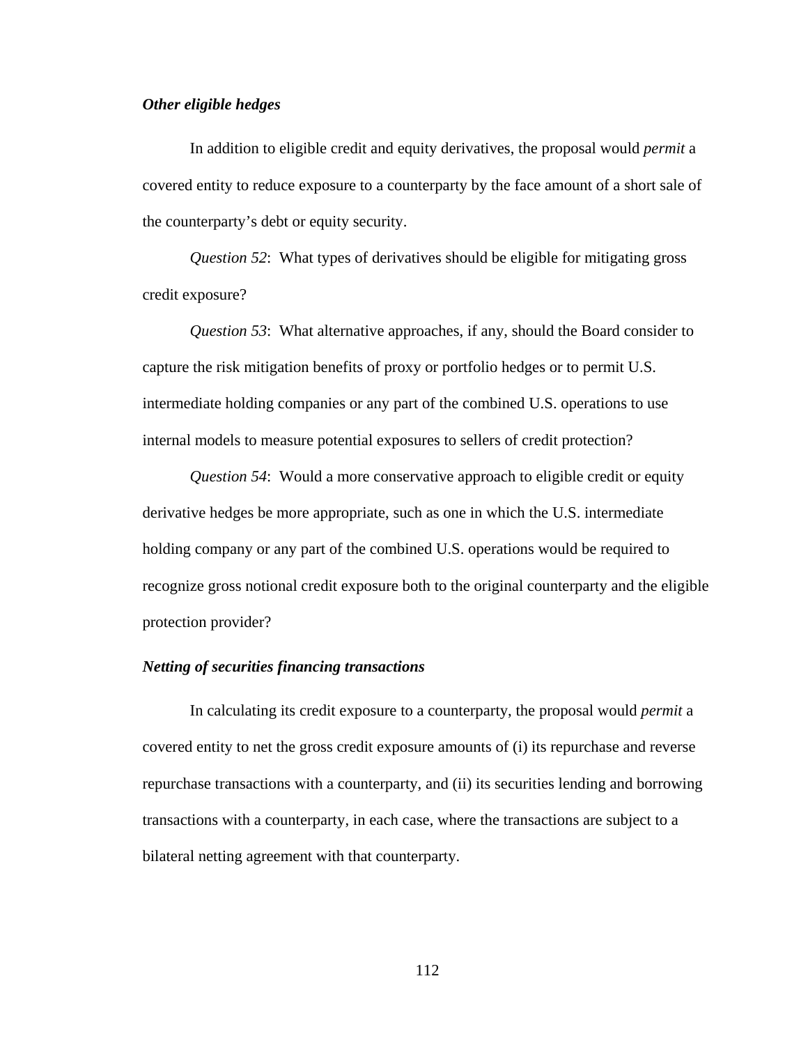***Other eligible hedges***

In addition to eligible credit and equity derivatives, the proposal would *permit* a covered entity to reduce exposure to a counterparty by the face amount of a short sale of the counterparty's debt or equity security.

*Question 52*: What types of derivatives should be eligible for mitigating gross credit exposure?

*Question 53*: What alternative approaches, if any, should the Board consider to capture the risk mitigation benefits of proxy or portfolio hedges or to permit U.S. intermediate holding companies or any part of the combined U.S. operations to use internal models to measure potential exposures to sellers of credit protection?

*Question 54*: Would a more conservative approach to eligible credit or equity derivative hedges be more appropriate, such as one in which the U.S. intermediate holding company or any part of the combined U.S. operations would be required to recognize gross notional credit exposure both to the original counterparty and the eligible protection provider?

***Netting of securities financing transactions***

In calculating its credit exposure to a counterparty, the proposal would *permit* a covered entity to net the gross credit exposure amounts of (i) its repurchase and reverse repurchase transactions with a counterparty, and (ii) its securities lending and borrowing transactions with a counterparty, in each case, where the transactions are subject to a bilateral netting agreement with that counterparty.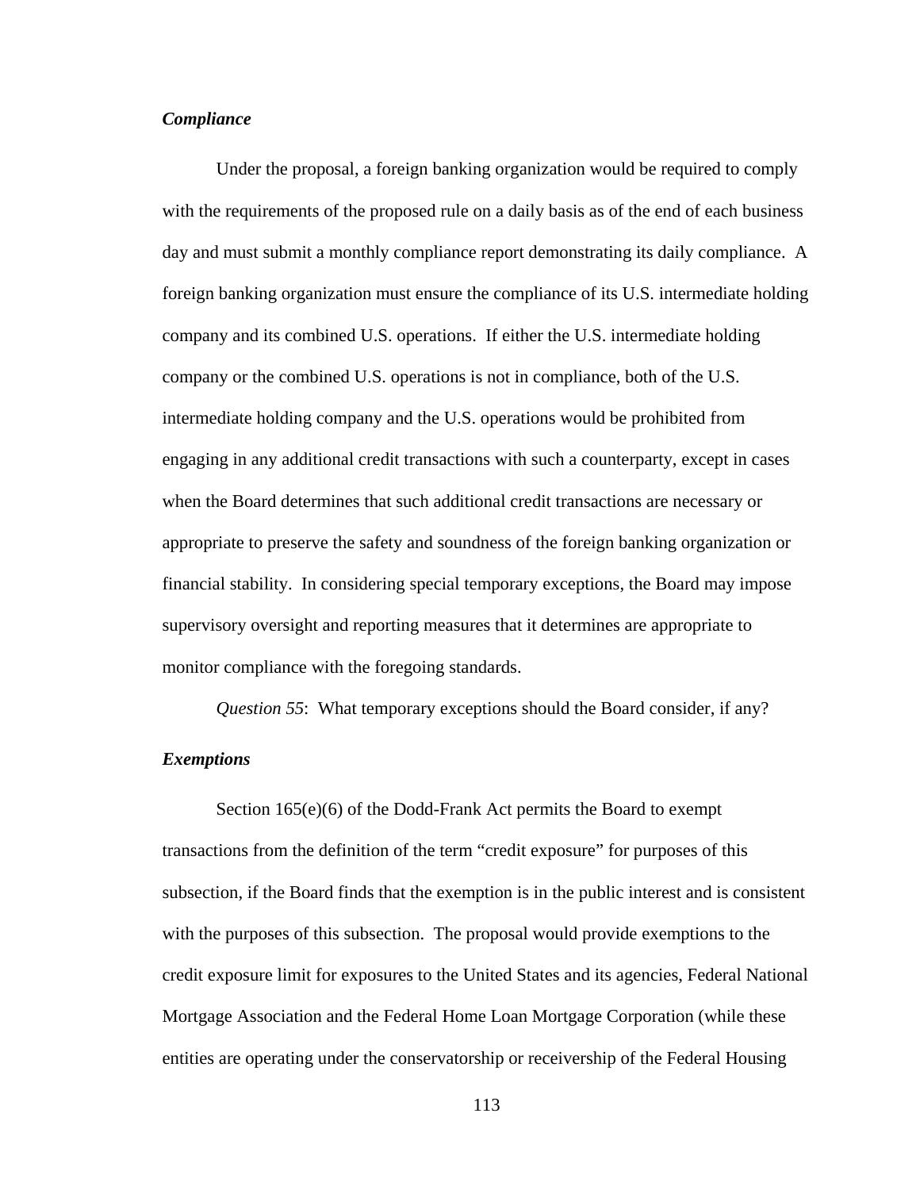***Compliance***

Under the proposal, a foreign banking organization would be required to comply with the requirements of the proposed rule on a daily basis as of the end of each business day and must submit a monthly compliance report demonstrating its daily compliance. A foreign banking organization must ensure the compliance of its U.S. intermediate holding company and its combined U.S. operations. If either the U.S. intermediate holding company or the combined U.S. operations is not in compliance, both of the U.S. intermediate holding company and the U.S. operations would be prohibited from engaging in any additional credit transactions with such a counterparty, except in cases when the Board determines that such additional credit transactions are necessary or appropriate to preserve the safety and soundness of the foreign banking organization or financial stability. In considering special temporary exceptions, the Board may impose supervisory oversight and reporting measures that it determines are appropriate to monitor compliance with the foregoing standards.

*Question 55*: What temporary exceptions should the Board consider, if any?

***Exemptions***

Section 165(e)(6) of the Dodd-Frank Act permits the Board to exempt transactions from the definition of the term "credit exposure" for purposes of this subsection, if the Board finds that the exemption is in the public interest and is consistent with the purposes of this subsection. The proposal would provide exemptions to the credit exposure limit for exposures to the United States and its agencies, Federal National Mortgage Association and the Federal Home Loan Mortgage Corporation (while these entities are operating under the conservatorship or receivership of the Federal Housing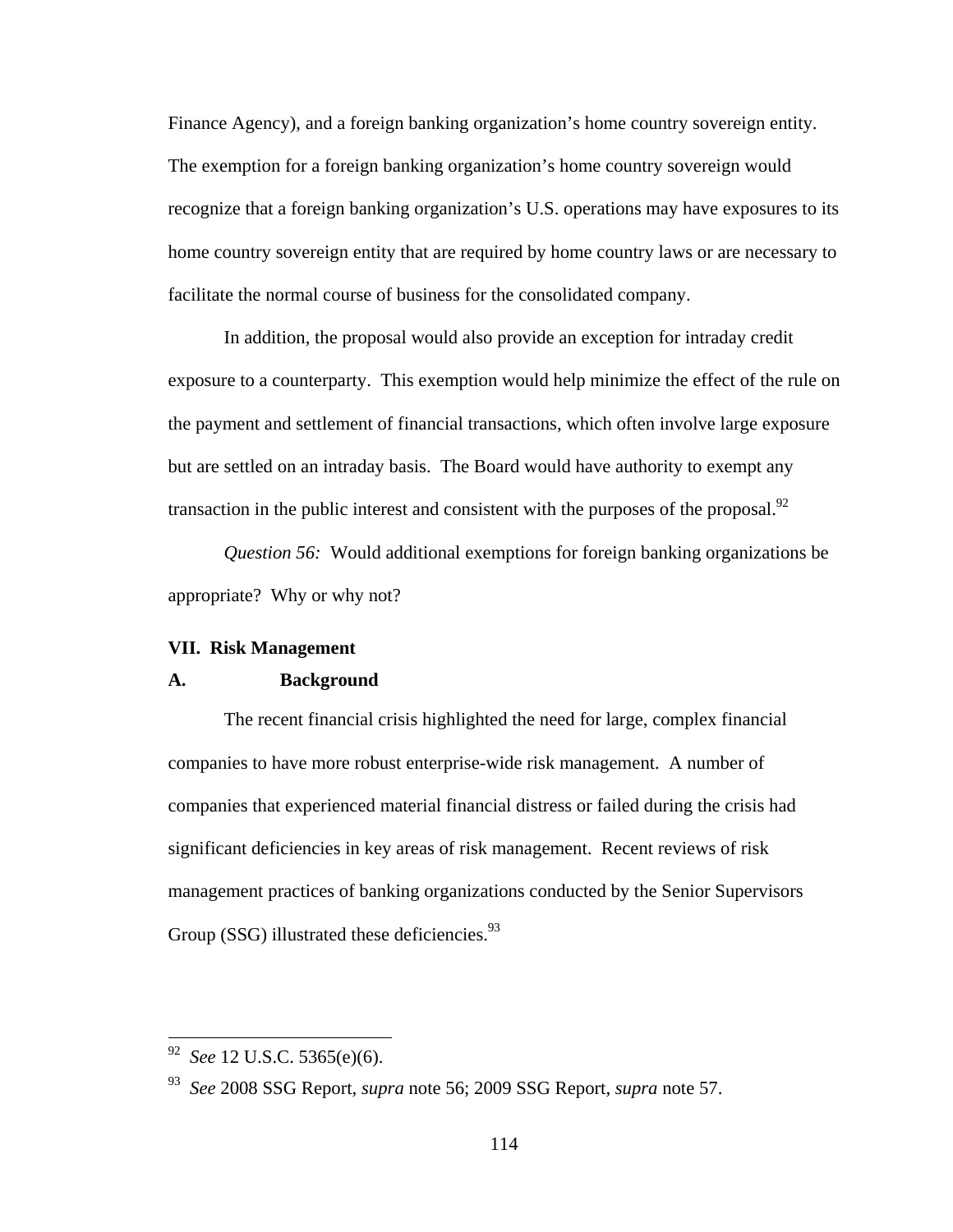Finance Agency), and a foreign banking organization's home country sovereign entity. The exemption for a foreign banking organization's home country sovereign would recognize that a foreign banking organization's U.S. operations may have exposures to its home country sovereign entity that are required by home country laws or are necessary to facilitate the normal course of business for the consolidated company.

In addition, the proposal would also provide an exception for intraday credit exposure to a counterparty. This exemption would help minimize the effect of the rule on the payment and settlement of financial transactions, which often involve large exposure but are settled on an intraday basis. The Board would have authority to exempt any transaction in the public interest and consistent with the purposes of the proposal.[92]

*Question 56:* Would additional exemptions for foreign banking organizations be appropriate? Why or why not?

## VII. Risk Management

### A. Background

The recent financial crisis highlighted the need for large, complex financial companies to have more robust enterprise-wide risk management. A number of companies that experienced material financial distress or failed during the crisis had significant deficiencies in key areas of risk management. Recent reviews of risk management practices of banking organizations conducted by the Senior Supervisors Group (SSG) illustrated these deficiencies.[93]

---

[92] *See* 12 U.S.C. 5365(e)(6).

[93] *See* 2008 SSG Report, *supra* note 56; 2009 SSG Report, *supra* note 57.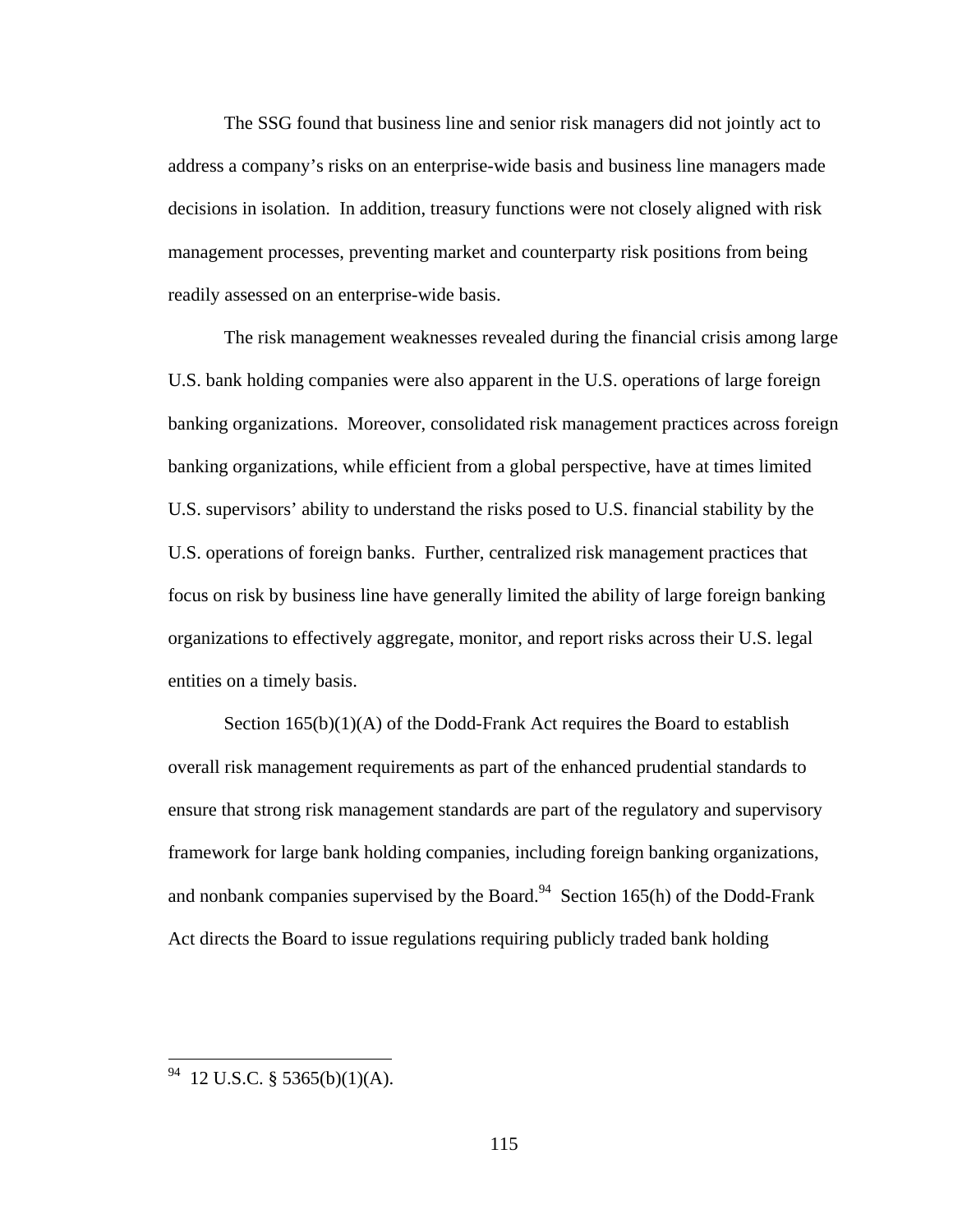The SSG found that business line and senior risk managers did not jointly act to address a company's risks on an enterprise-wide basis and business line managers made decisions in isolation. In addition, treasury functions were not closely aligned with risk management processes, preventing market and counterparty risk positions from being readily assessed on an enterprise-wide basis.

The risk management weaknesses revealed during the financial crisis among large U.S. bank holding companies were also apparent in the U.S. operations of large foreign banking organizations. Moreover, consolidated risk management practices across foreign banking organizations, while efficient from a global perspective, have at times limited U.S. supervisors' ability to understand the risks posed to U.S. financial stability by the U.S. operations of foreign banks. Further, centralized risk management practices that focus on risk by business line have generally limited the ability of large foreign banking organizations to effectively aggregate, monitor, and report risks across their U.S. legal entities on a timely basis.

Section 165(b)(1)(A) of the Dodd-Frank Act requires the Board to establish overall risk management requirements as part of the enhanced prudential standards to ensure that strong risk management standards are part of the regulatory and supervisory framework for large bank holding companies, including foreign banking organizations, and nonbank companies supervised by the Board.[94] Section 165(h) of the Dodd-Frank Act directs the Board to issue regulations requiring publicly traded bank holding

---

[94] 12 U.S.C. § 5365(b)(1)(A).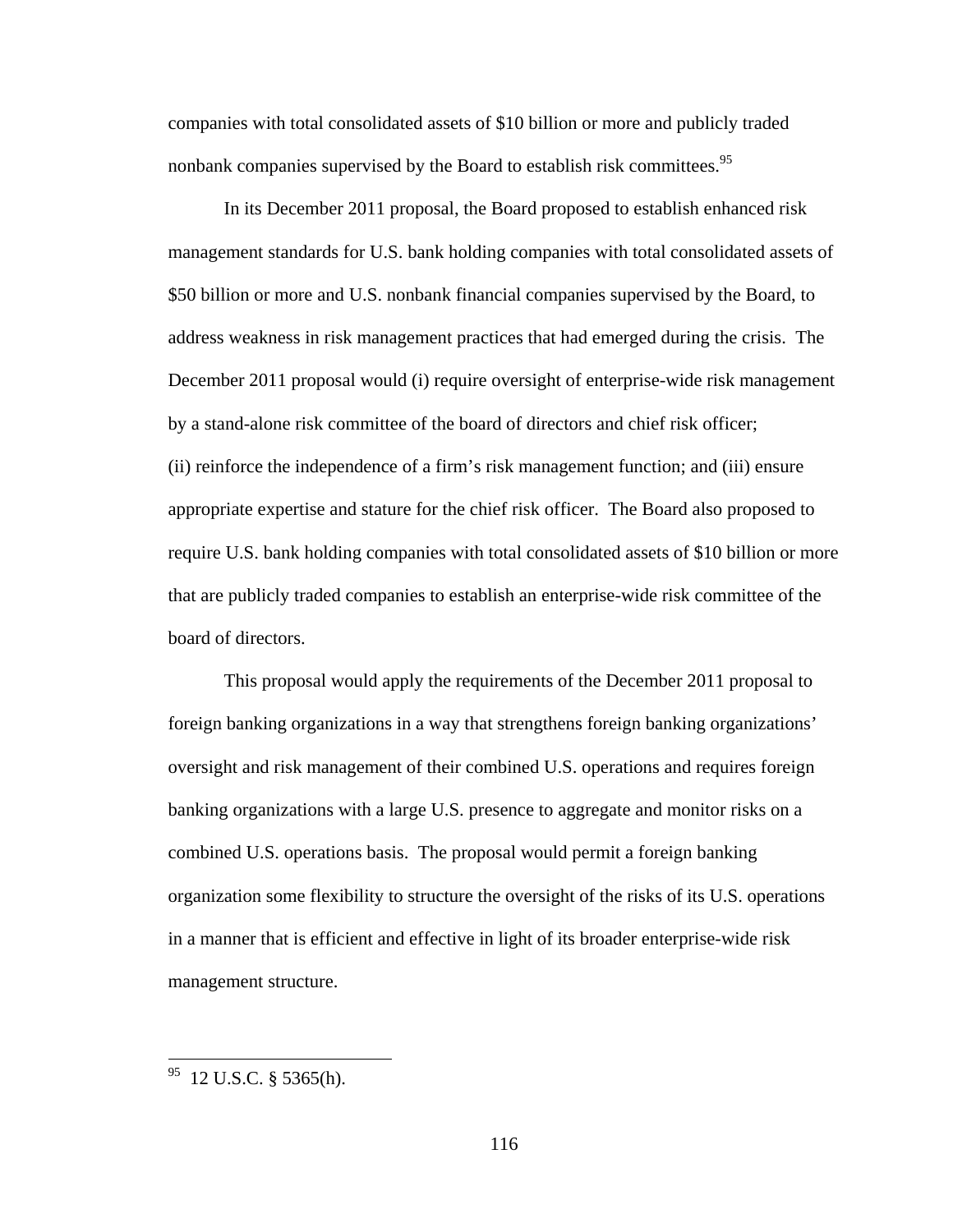companies with total consolidated assets of $10 billion or more and publicly traded nonbank companies supervised by the Board to establish risk committees.[95]

In its December 2011 proposal, the Board proposed to establish enhanced risk management standards for U.S. bank holding companies with total consolidated assets of $50 billion or more and U.S. nonbank financial companies supervised by the Board, to address weakness in risk management practices that had emerged during the crisis. The December 2011 proposal would (i) require oversight of enterprise-wide risk management by a stand-alone risk committee of the board of directors and chief risk officer; (ii) reinforce the independence of a firm's risk management function; and (iii) ensure appropriate expertise and stature for the chief risk officer. The Board also proposed to require U.S. bank holding companies with total consolidated assets of $10 billion or more that are publicly traded companies to establish an enterprise-wide risk committee of the board of directors.

This proposal would apply the requirements of the December 2011 proposal to foreign banking organizations in a way that strengthens foreign banking organizations' oversight and risk management of their combined U.S. operations and requires foreign banking organizations with a large U.S. presence to aggregate and monitor risks on a combined U.S. operations basis. The proposal would permit a foreign banking organization some flexibility to structure the oversight of the risks of its U.S. operations in a manner that is efficient and effective in light of its broader enterprise-wide risk management structure.

---

[95] 12 U.S.C. § 5365(h).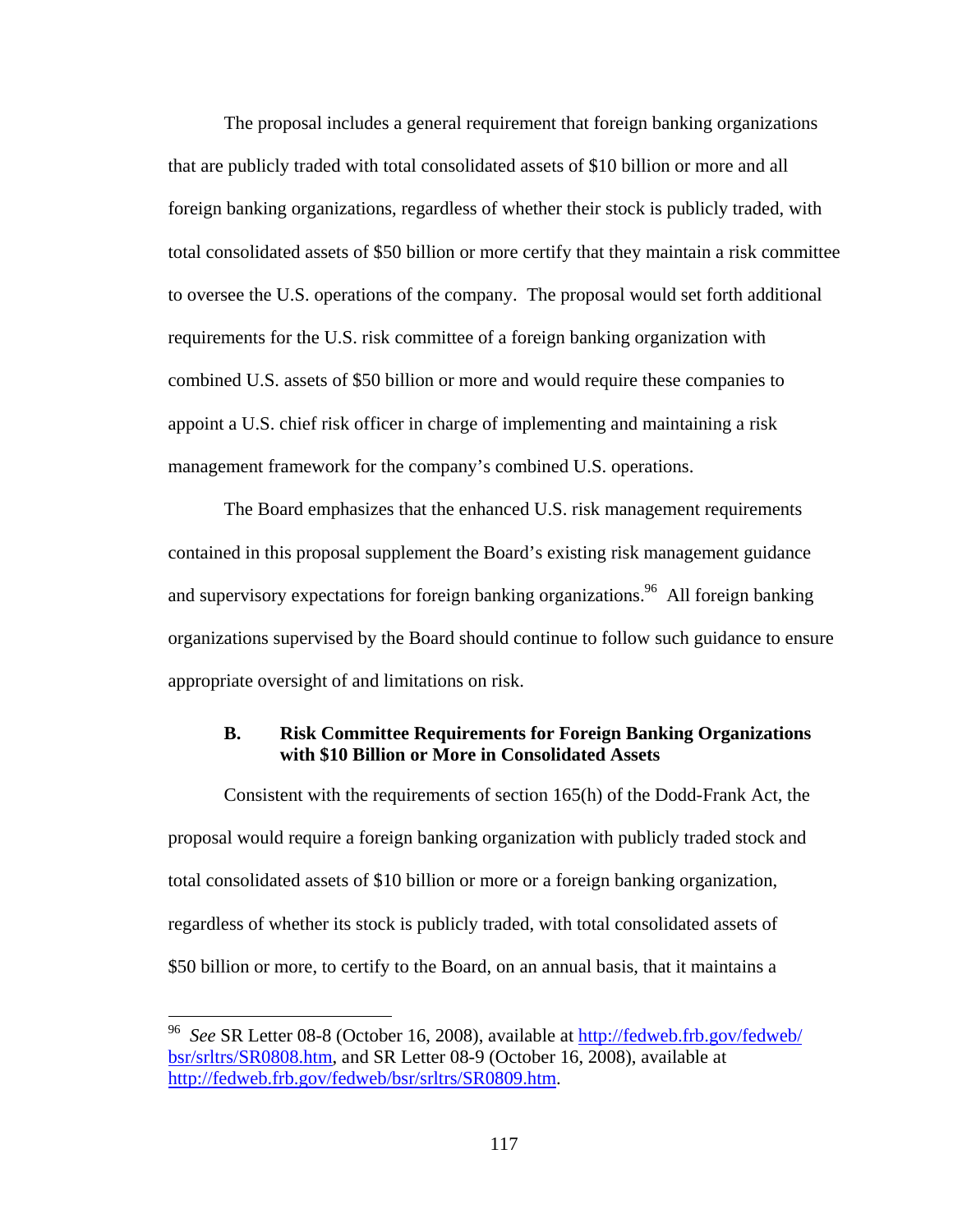The proposal includes a general requirement that foreign banking organizations that are publicly traded with total consolidated assets of $10 billion or more and all foreign banking organizations, regardless of whether their stock is publicly traded, with total consolidated assets of $50 billion or more certify that they maintain a risk committee to oversee the U.S. operations of the company. The proposal would set forth additional requirements for the U.S. risk committee of a foreign banking organization with combined U.S. assets of $50 billion or more and would require these companies to appoint a U.S. chief risk officer in charge of implementing and maintaining a risk management framework for the company's combined U.S. operations.

The Board emphasizes that the enhanced U.S. risk management requirements contained in this proposal supplement the Board's existing risk management guidance and supervisory expectations for foreign banking organizations.[96] All foreign banking organizations supervised by the Board should continue to follow such guidance to ensure appropriate oversight of and limitations on risk.

### B. Risk Committee Requirements for Foreign Banking Organizations with $10 Billion or More in Consolidated Assets

Consistent with the requirements of section 165(h) of the Dodd-Frank Act, the proposal would require a foreign banking organization with publicly traded stock and total consolidated assets of $10 billion or more or a foreign banking organization, regardless of whether its stock is publicly traded, with total consolidated assets of $50 billion or more, to certify to the Board, on an annual basis, that it maintains a

---

[96] *See* SR Letter 08-8 (October 16, 2008), available at http://fedweb.frb.gov/fedweb/bsr/srltrs/SR0808.htm, and SR Letter 08-9 (October 16, 2008), available at http://fedweb.frb.gov/fedweb/bsr/srltrs/SR0809.htm.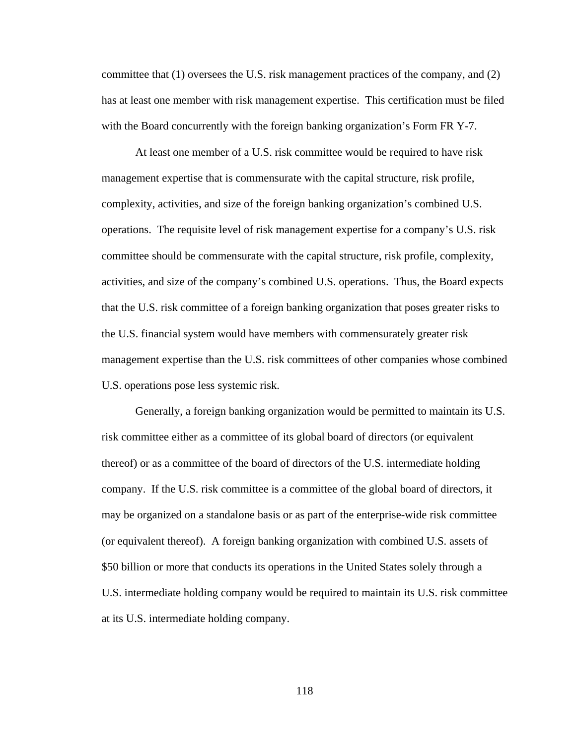committee that (1) oversees the U.S. risk management practices of the company, and (2) has at least one member with risk management expertise. This certification must be filed with the Board concurrently with the foreign banking organization's Form FR Y-7.

At least one member of a U.S. risk committee would be required to have risk management expertise that is commensurate with the capital structure, risk profile, complexity, activities, and size of the foreign banking organization's combined U.S. operations. The requisite level of risk management expertise for a company's U.S. risk committee should be commensurate with the capital structure, risk profile, complexity, activities, and size of the company's combined U.S. operations. Thus, the Board expects that the U.S. risk committee of a foreign banking organization that poses greater risks to the U.S. financial system would have members with commensurately greater risk management expertise than the U.S. risk committees of other companies whose combined U.S. operations pose less systemic risk.

Generally, a foreign banking organization would be permitted to maintain its U.S. risk committee either as a committee of its global board of directors (or equivalent thereof) or as a committee of the board of directors of the U.S. intermediate holding company. If the U.S. risk committee is a committee of the global board of directors, it may be organized on a standalone basis or as part of the enterprise-wide risk committee (or equivalent thereof). A foreign banking organization with combined U.S. assets of $50 billion or more that conducts its operations in the United States solely through a U.S. intermediate holding company would be required to maintain its U.S. risk committee at its U.S. intermediate holding company.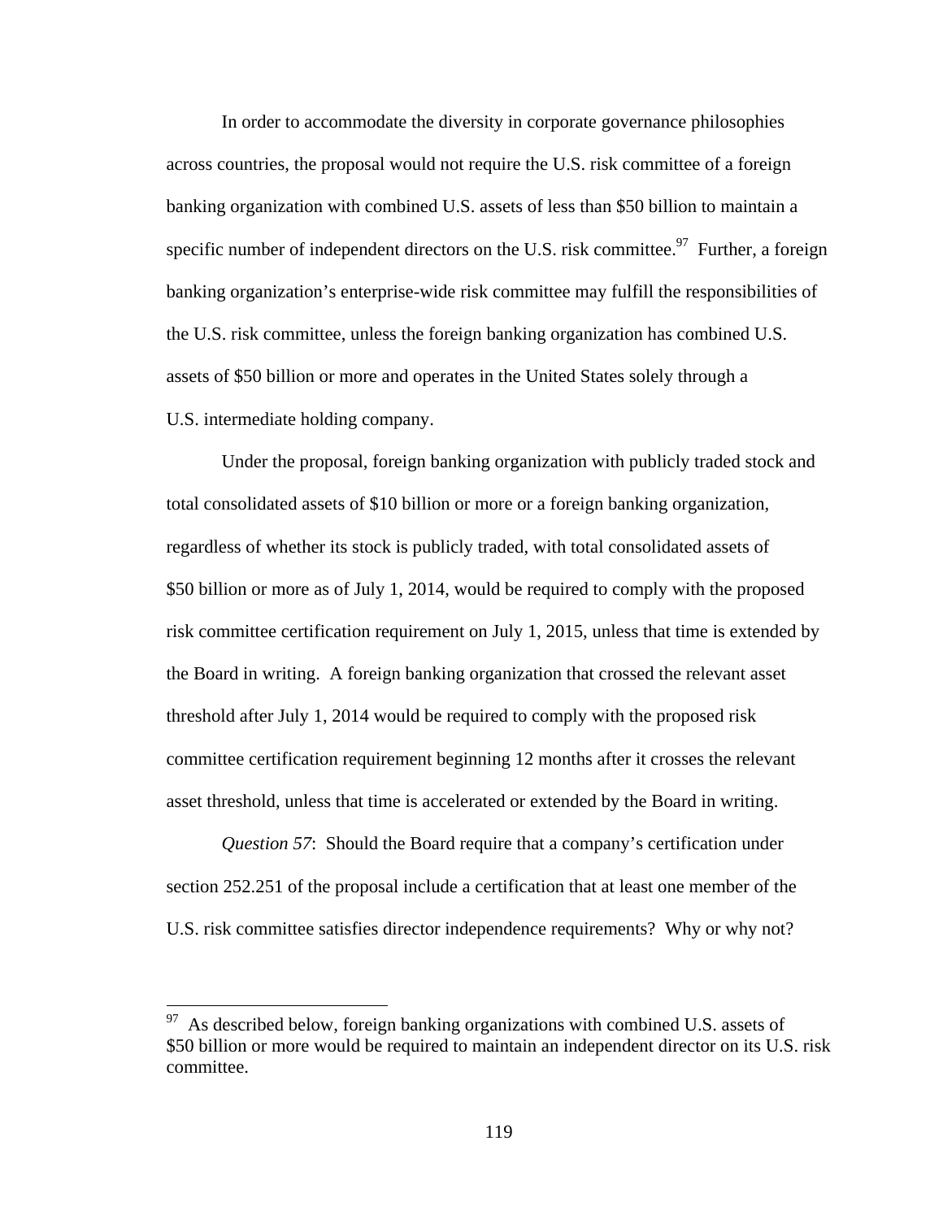In order to accommodate the diversity in corporate governance philosophies across countries, the proposal would not require the U.S. risk committee of a foreign banking organization with combined U.S. assets of less than $50 billion to maintain a specific number of independent directors on the U.S. risk committee.[97] Further, a foreign banking organization's enterprise-wide risk committee may fulfill the responsibilities of the U.S. risk committee, unless the foreign banking organization has combined U.S. assets of $50 billion or more and operates in the United States solely through a U.S. intermediate holding company.

Under the proposal, foreign banking organization with publicly traded stock and total consolidated assets of $10 billion or more or a foreign banking organization, regardless of whether its stock is publicly traded, with total consolidated assets of $50 billion or more as of July 1, 2014, would be required to comply with the proposed risk committee certification requirement on July 1, 2015, unless that time is extended by the Board in writing. A foreign banking organization that crossed the relevant asset threshold after July 1, 2014 would be required to comply with the proposed risk committee certification requirement beginning 12 months after it crosses the relevant asset threshold, unless that time is accelerated or extended by the Board in writing.

*Question 57*: Should the Board require that a company's certification under section 252.251 of the proposal include a certification that at least one member of the U.S. risk committee satisfies director independence requirements? Why or why not?

[97] As described below, foreign banking organizations with combined U.S. assets of $50 billion or more would be required to maintain an independent director on its U.S. risk committee.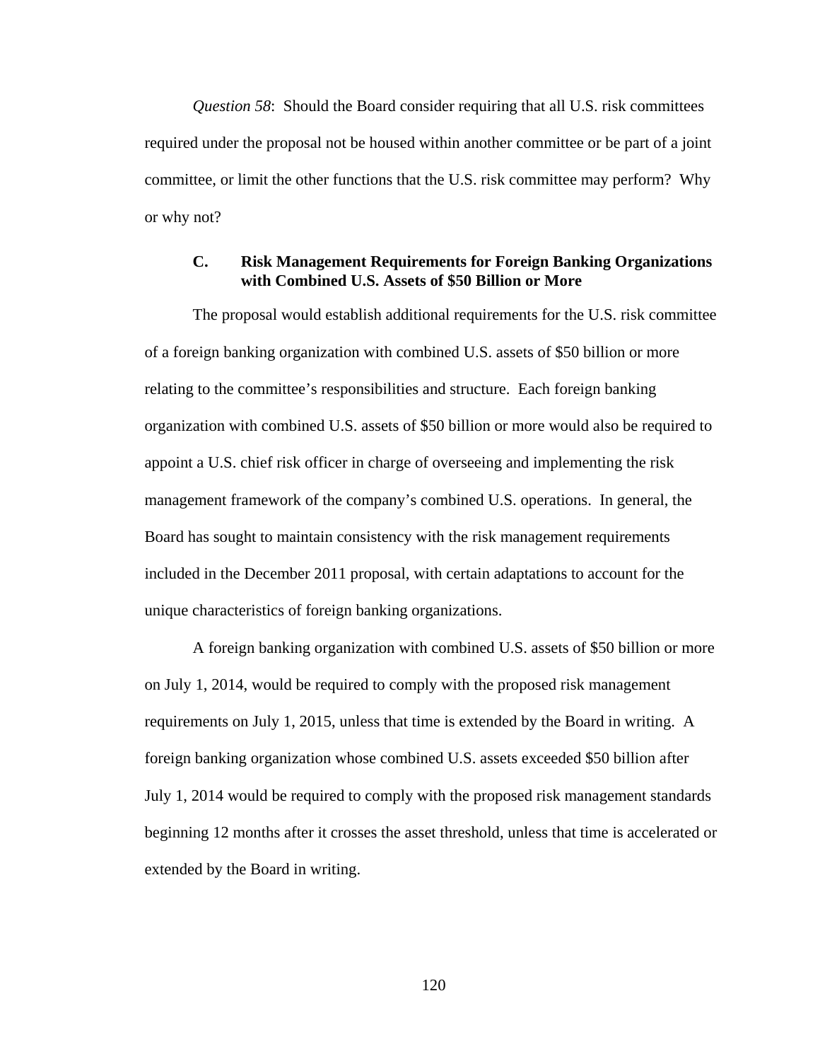*Question 58*: Should the Board consider requiring that all U.S. risk committees required under the proposal not be housed within another committee or be part of a joint committee, or limit the other functions that the U.S. risk committee may perform? Why or why not?

### C. Risk Management Requirements for Foreign Banking Organizations with Combined U.S. Assets of $50 Billion or More

The proposal would establish additional requirements for the U.S. risk committee of a foreign banking organization with combined U.S. assets of $50 billion or more relating to the committee's responsibilities and structure. Each foreign banking organization with combined U.S. assets of $50 billion or more would also be required to appoint a U.S. chief risk officer in charge of overseeing and implementing the risk management framework of the company's combined U.S. operations. In general, the Board has sought to maintain consistency with the risk management requirements included in the December 2011 proposal, with certain adaptations to account for the unique characteristics of foreign banking organizations.

A foreign banking organization with combined U.S. assets of $50 billion or more on July 1, 2014, would be required to comply with the proposed risk management requirements on July 1, 2015, unless that time is extended by the Board in writing. A foreign banking organization whose combined U.S. assets exceeded $50 billion after July 1, 2014 would be required to comply with the proposed risk management standards beginning 12 months after it crosses the asset threshold, unless that time is accelerated or extended by the Board in writing.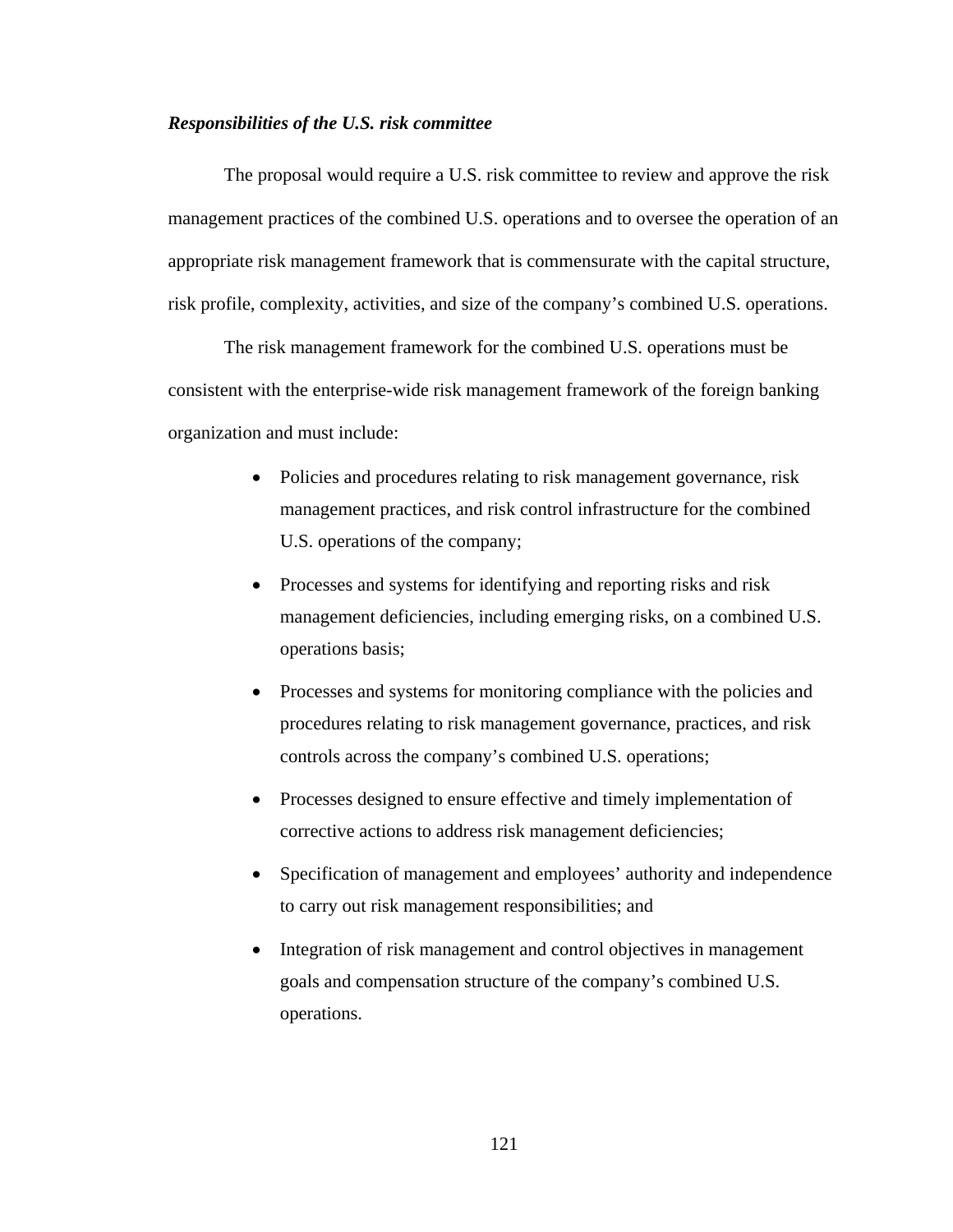*Responsibilities of the U.S. risk committee*

The proposal would require a U.S. risk committee to review and approve the risk management practices of the combined U.S. operations and to oversee the operation of an appropriate risk management framework that is commensurate with the capital structure, risk profile, complexity, activities, and size of the company's combined U.S. operations.

The risk management framework for the combined U.S. operations must be consistent with the enterprise-wide risk management framework of the foreign banking organization and must include:

- Policies and procedures relating to risk management governance, risk management practices, and risk control infrastructure for the combined U.S. operations of the company;
- Processes and systems for identifying and reporting risks and risk management deficiencies, including emerging risks, on a combined U.S. operations basis;
- Processes and systems for monitoring compliance with the policies and procedures relating to risk management governance, practices, and risk controls across the company's combined U.S. operations;
- Processes designed to ensure effective and timely implementation of corrective actions to address risk management deficiencies;
- Specification of management and employees' authority and independence to carry out risk management responsibilities; and
- Integration of risk management and control objectives in management goals and compensation structure of the company's combined U.S. operations.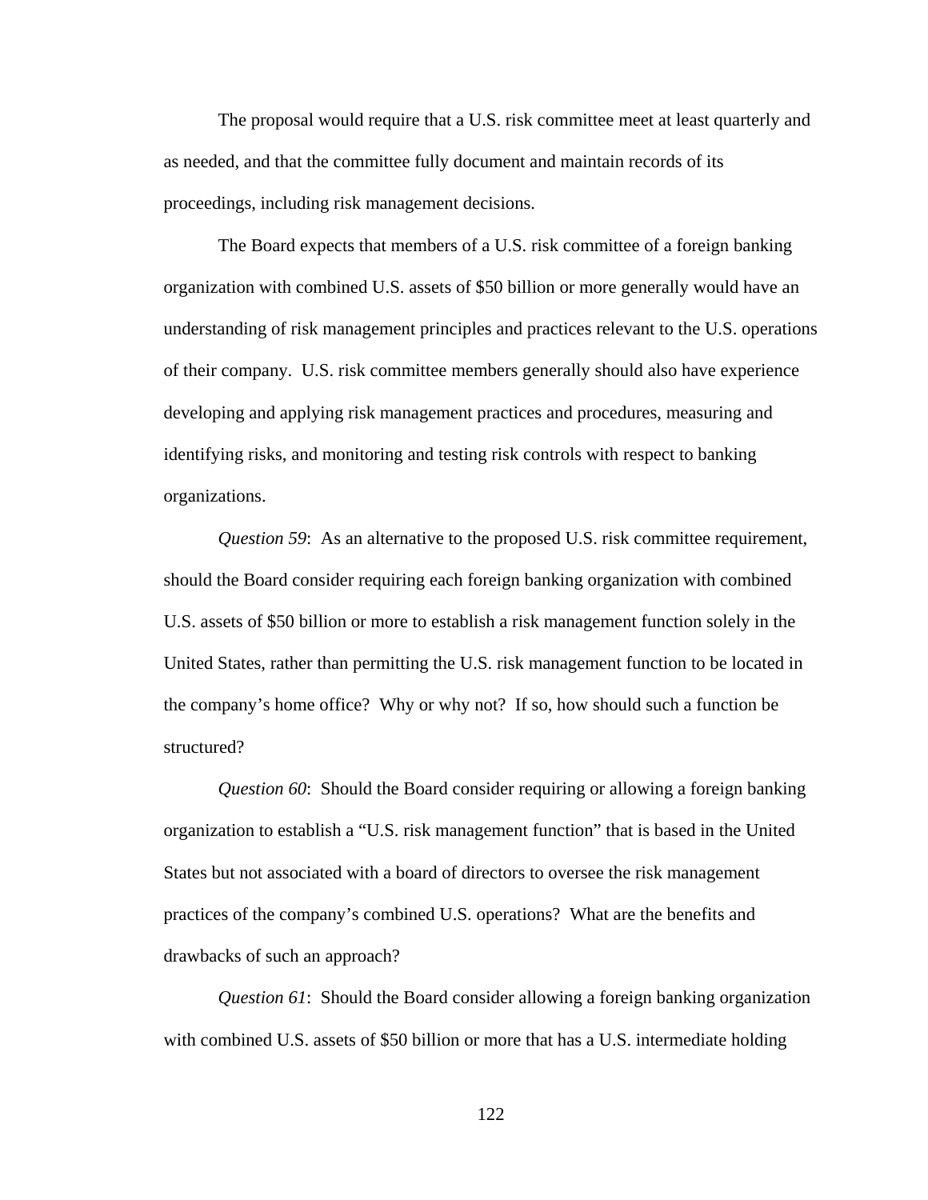The proposal would require that a U.S. risk committee meet at least quarterly and as needed, and that the committee fully document and maintain records of its proceedings, including risk management decisions.

The Board expects that members of a U.S. risk committee of a foreign banking organization with combined U.S. assets of $50 billion or more generally would have an understanding of risk management principles and practices relevant to the U.S. operations of their company. U.S. risk committee members generally should also have experience developing and applying risk management practices and procedures, measuring and identifying risks, and monitoring and testing risk controls with respect to banking organizations.

*Question 59*: As an alternative to the proposed U.S. risk committee requirement, should the Board consider requiring each foreign banking organization with combined U.S. assets of $50 billion or more to establish a risk management function solely in the United States, rather than permitting the U.S. risk management function to be located in the company's home office? Why or why not? If so, how should such a function be structured?

*Question 60*: Should the Board consider requiring or allowing a foreign banking organization to establish a "U.S. risk management function" that is based in the United States but not associated with a board of directors to oversee the risk management practices of the company's combined U.S. operations? What are the benefits and drawbacks of such an approach?

*Question 61*: Should the Board consider allowing a foreign banking organization with combined U.S. assets of $50 billion or more that has a U.S. intermediate holding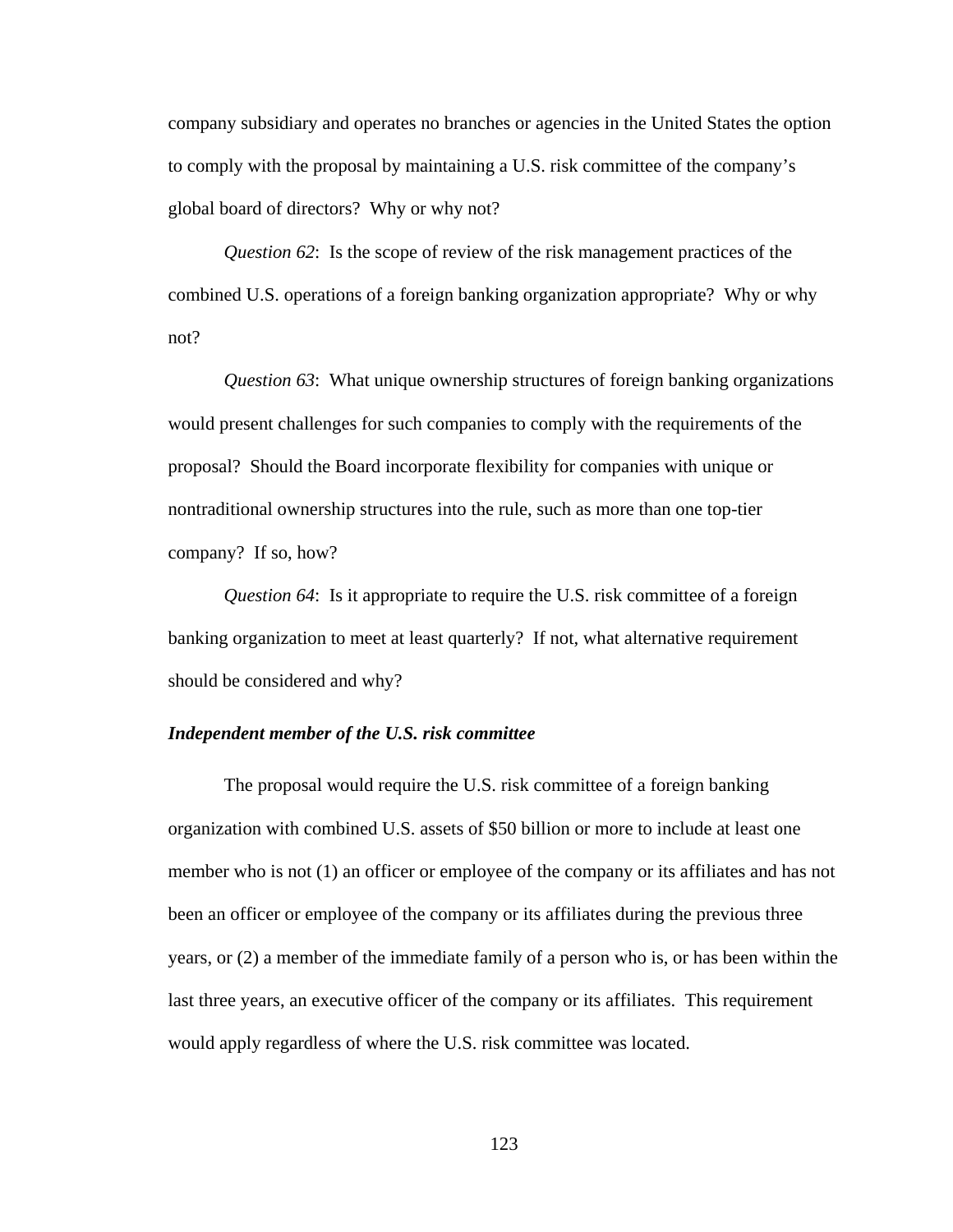company subsidiary and operates no branches or agencies in the United States the option to comply with the proposal by maintaining a U.S. risk committee of the company's global board of directors? Why or why not?

*Question 62*: Is the scope of review of the risk management practices of the combined U.S. operations of a foreign banking organization appropriate? Why or why not?

*Question 63*: What unique ownership structures of foreign banking organizations would present challenges for such companies to comply with the requirements of the proposal? Should the Board incorporate flexibility for companies with unique or nontraditional ownership structures into the rule, such as more than one top-tier company? If so, how?

*Question 64*: Is it appropriate to require the U.S. risk committee of a foreign banking organization to meet at least quarterly? If not, what alternative requirement should be considered and why?

***Independent member of the U.S. risk committee***

The proposal would require the U.S. risk committee of a foreign banking organization with combined U.S. assets of $50 billion or more to include at least one member who is not (1) an officer or employee of the company or its affiliates and has not been an officer or employee of the company or its affiliates during the previous three years, or (2) a member of the immediate family of a person who is, or has been within the last three years, an executive officer of the company or its affiliates. This requirement would apply regardless of where the U.S. risk committee was located.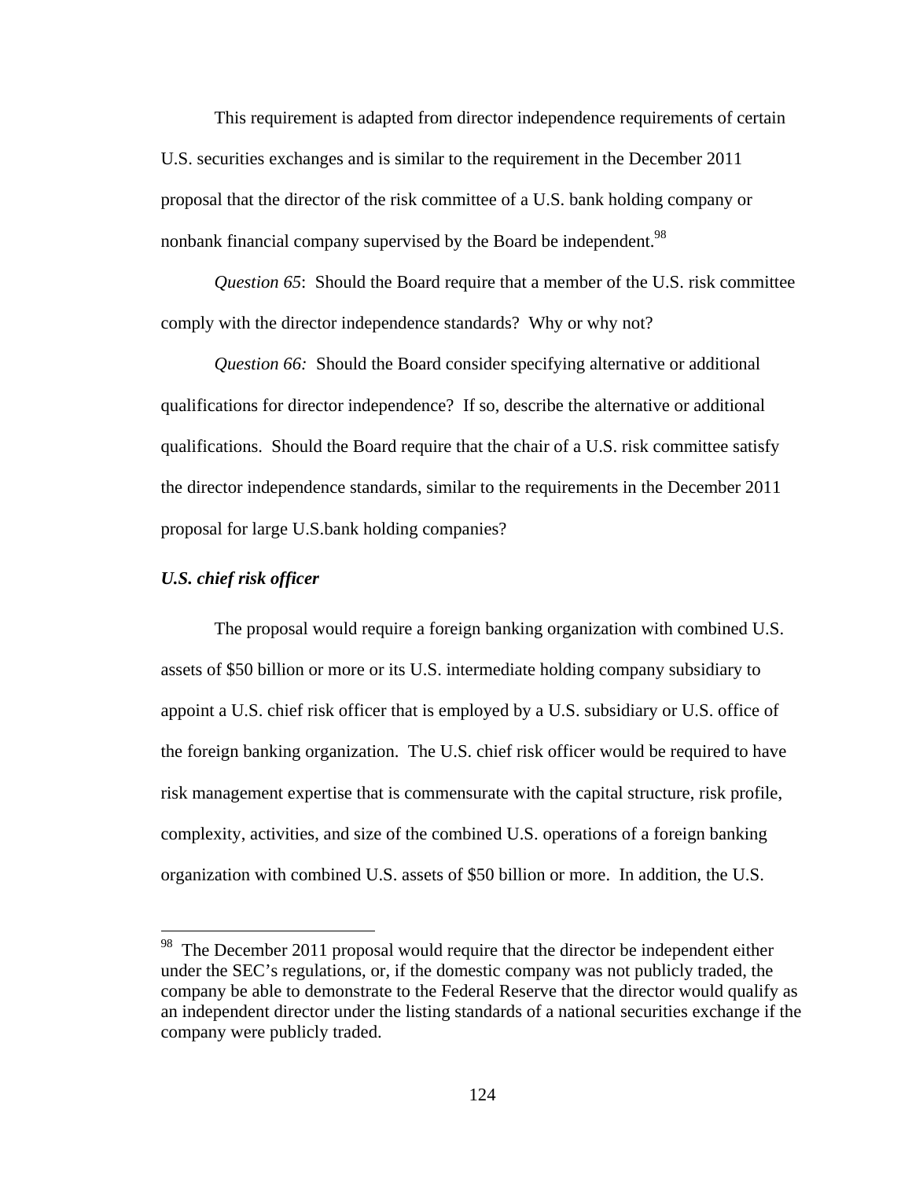This requirement is adapted from director independence requirements of certain U.S. securities exchanges and is similar to the requirement in the December 2011 proposal that the director of the risk committee of a U.S. bank holding company or nonbank financial company supervised by the Board be independent.[98]

*Question 65*: Should the Board require that a member of the U.S. risk committee comply with the director independence standards? Why or why not?

*Question 66:* Should the Board consider specifying alternative or additional qualifications for director independence? If so, describe the alternative or additional qualifications. Should the Board require that the chair of a U.S. risk committee satisfy the director independence standards, similar to the requirements in the December 2011 proposal for large U.S.bank holding companies?

***U.S. chief risk officer***

The proposal would require a foreign banking organization with combined U.S. assets of $50 billion or more or its U.S. intermediate holding company subsidiary to appoint a U.S. chief risk officer that is employed by a U.S. subsidiary or U.S. office of the foreign banking organization. The U.S. chief risk officer would be required to have risk management expertise that is commensurate with the capital structure, risk profile, complexity, activities, and size of the combined U.S. operations of a foreign banking organization with combined U.S. assets of $50 billion or more. In addition, the U.S.

---

[98] The December 2011 proposal would require that the director be independent either under the SEC's regulations, or, if the domestic company was not publicly traded, the company be able to demonstrate to the Federal Reserve that the director would qualify as an independent director under the listing standards of a national securities exchange if the company were publicly traded.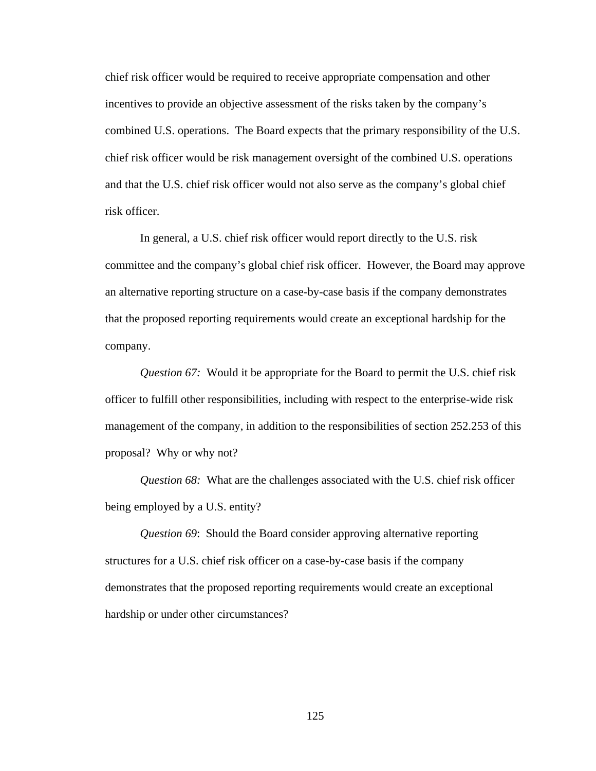chief risk officer would be required to receive appropriate compensation and other incentives to provide an objective assessment of the risks taken by the company's combined U.S. operations. The Board expects that the primary responsibility of the U.S. chief risk officer would be risk management oversight of the combined U.S. operations and that the U.S. chief risk officer would not also serve as the company's global chief risk officer.

In general, a U.S. chief risk officer would report directly to the U.S. risk committee and the company's global chief risk officer. However, the Board may approve an alternative reporting structure on a case-by-case basis if the company demonstrates that the proposed reporting requirements would create an exceptional hardship for the company.

*Question 67:* Would it be appropriate for the Board to permit the U.S. chief risk officer to fulfill other responsibilities, including with respect to the enterprise-wide risk management of the company, in addition to the responsibilities of section 252.253 of this proposal? Why or why not?

*Question 68:* What are the challenges associated with the U.S. chief risk officer being employed by a U.S. entity?

*Question 69*: Should the Board consider approving alternative reporting structures for a U.S. chief risk officer on a case-by-case basis if the company demonstrates that the proposed reporting requirements would create an exceptional hardship or under other circumstances?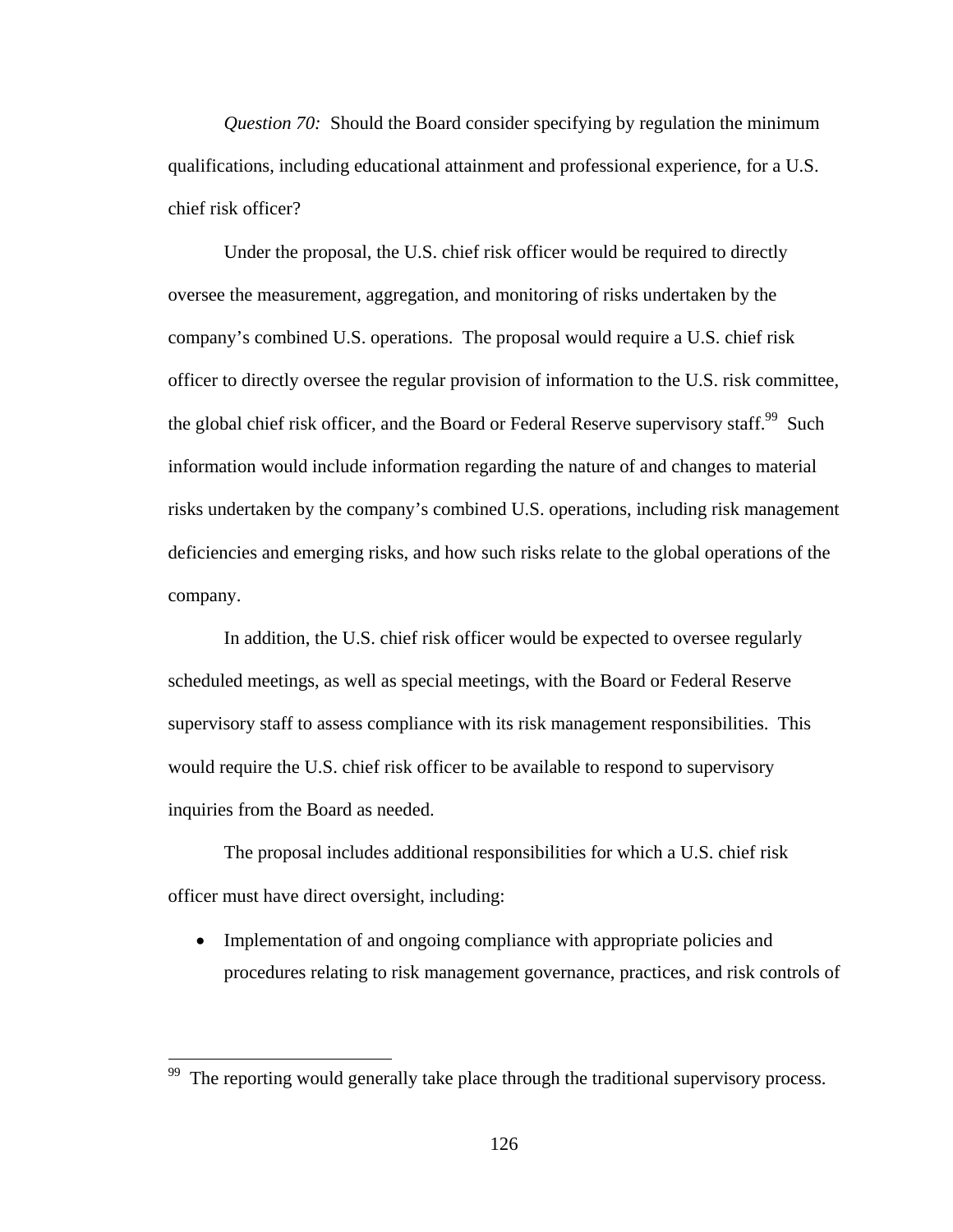*Question 70:* Should the Board consider specifying by regulation the minimum qualifications, including educational attainment and professional experience, for a U.S. chief risk officer?

Under the proposal, the U.S. chief risk officer would be required to directly oversee the measurement, aggregation, and monitoring of risks undertaken by the company's combined U.S. operations. The proposal would require a U.S. chief risk officer to directly oversee the regular provision of information to the U.S. risk committee, the global chief risk officer, and the Board or Federal Reserve supervisory staff.[99] Such information would include information regarding the nature of and changes to material risks undertaken by the company's combined U.S. operations, including risk management deficiencies and emerging risks, and how such risks relate to the global operations of the company.

In addition, the U.S. chief risk officer would be expected to oversee regularly scheduled meetings, as well as special meetings, with the Board or Federal Reserve supervisory staff to assess compliance with its risk management responsibilities. This would require the U.S. chief risk officer to be available to respond to supervisory inquiries from the Board as needed.

The proposal includes additional responsibilities for which a U.S. chief risk officer must have direct oversight, including:

- Implementation of and ongoing compliance with appropriate policies and procedures relating to risk management governance, practices, and risk controls of

[99] The reporting would generally take place through the traditional supervisory process.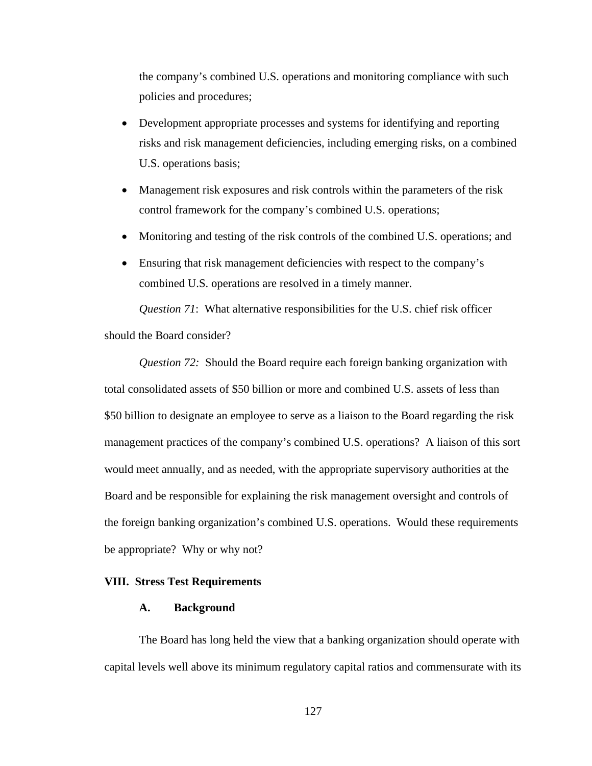the company's combined U.S. operations and monitoring compliance with such policies and procedures;

- Development appropriate processes and systems for identifying and reporting risks and risk management deficiencies, including emerging risks, on a combined U.S. operations basis;
- Management risk exposures and risk controls within the parameters of the risk control framework for the company's combined U.S. operations;
- Monitoring and testing of the risk controls of the combined U.S. operations; and
- Ensuring that risk management deficiencies with respect to the company's combined U.S. operations are resolved in a timely manner.

*Question 71*: What alternative responsibilities for the U.S. chief risk officer should the Board consider?

*Question 72:* Should the Board require each foreign banking organization with total consolidated assets of $50 billion or more and combined U.S. assets of less than $50 billion to designate an employee to serve as a liaison to the Board regarding the risk management practices of the company's combined U.S. operations? A liaison of this sort would meet annually, and as needed, with the appropriate supervisory authorities at the Board and be responsible for explaining the risk management oversight and controls of the foreign banking organization's combined U.S. operations. Would these requirements be appropriate? Why or why not?

## VIII. Stress Test Requirements

### A. Background

The Board has long held the view that a banking organization should operate with capital levels well above its minimum regulatory capital ratios and commensurate with its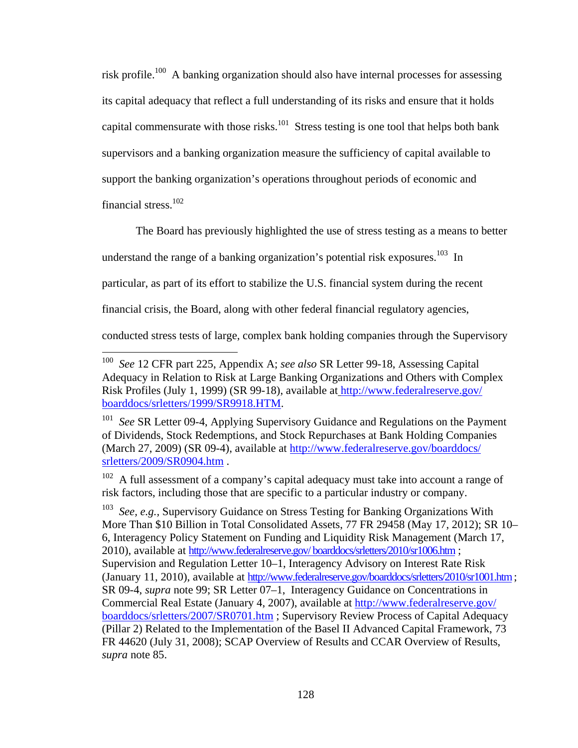risk profile.[100] A banking organization should also have internal processes for assessing its capital adequacy that reflect a full understanding of its risks and ensure that it holds capital commensurate with those risks.[101] Stress testing is one tool that helps both bank supervisors and a banking organization measure the sufficiency of capital available to support the banking organization's operations throughout periods of economic and financial stress.[102]

The Board has previously highlighted the use of stress testing as a means to better understand the range of a banking organization's potential risk exposures.[103] In particular, as part of its effort to stabilize the U.S. financial system during the recent financial crisis, the Board, along with other federal financial regulatory agencies, conducted stress tests of large, complex bank holding companies through the Supervisory

---

[100] *See* 12 CFR part 225, Appendix A; *see also* SR Letter 99-18, Assessing Capital Adequacy in Relation to Risk at Large Banking Organizations and Others with Complex Risk Profiles (July 1, 1999) (SR 99-18), available at http://www.federalreserve.gov/boarddocs/srletters/1999/SR9918.HTM.

[101] *See* SR Letter 09-4, Applying Supervisory Guidance and Regulations on the Payment of Dividends, Stock Redemptions, and Stock Repurchases at Bank Holding Companies (March 27, 2009) (SR 09-4), available at http://www.federalreserve.gov/boarddocs/srletters/2009/SR0904.htm .

[102] A full assessment of a company's capital adequacy must take into account a range of risk factors, including those that are specific to a particular industry or company.

[103] *See, e.g.*, Supervisory Guidance on Stress Testing for Banking Organizations With More Than $10 Billion in Total Consolidated Assets, 77 FR 29458 (May 17, 2012); SR 10–6, Interagency Policy Statement on Funding and Liquidity Risk Management (March 17, 2010), available at http://www.federalreserve.gov/ boarddocs/srletters/2010/sr1006.htm ; Supervision and Regulation Letter 10–1, Interagency Advisory on Interest Rate Risk (January 11, 2010), available at http://www.federalreserve.gov/boarddocs/srletters/2010/sr1001.htm ; SR 09-4, *supra* note 99; SR Letter 07–1, Interagency Guidance on Concentrations in Commercial Real Estate (January 4, 2007), available at http://www.federalreserve.gov/boarddocs/srletters/2007/SR0701.htm ; Supervisory Review Process of Capital Adequacy (Pillar 2) Related to the Implementation of the Basel II Advanced Capital Framework, 73 FR 44620 (July 31, 2008); SCAP Overview of Results and CCAR Overview of Results, *supra* note 85.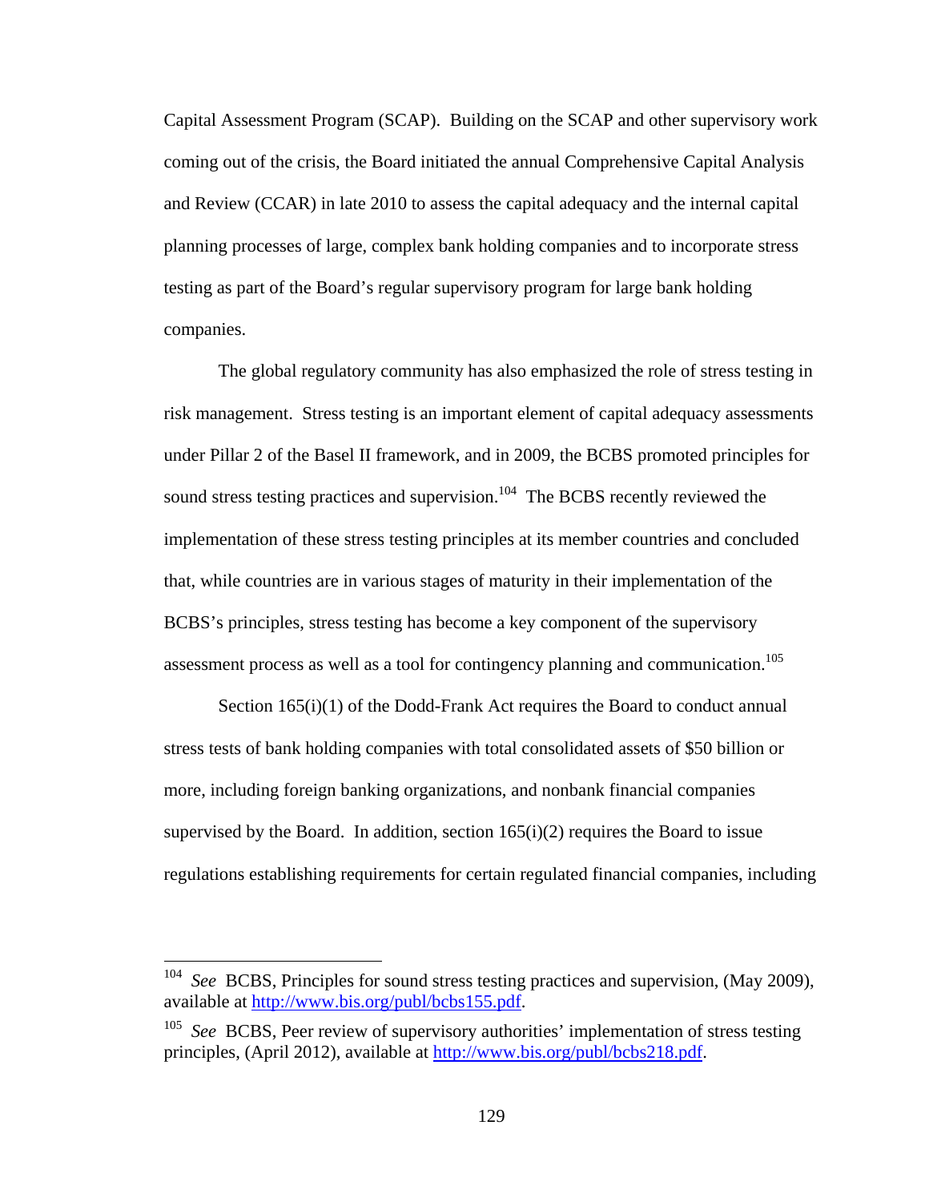Capital Assessment Program (SCAP). Building on the SCAP and other supervisory work coming out of the crisis, the Board initiated the annual Comprehensive Capital Analysis and Review (CCAR) in late 2010 to assess the capital adequacy and the internal capital planning processes of large, complex bank holding companies and to incorporate stress testing as part of the Board's regular supervisory program for large bank holding companies.

The global regulatory community has also emphasized the role of stress testing in risk management. Stress testing is an important element of capital adequacy assessments under Pillar 2 of the Basel II framework, and in 2009, the BCBS promoted principles for sound stress testing practices and supervision.[104] The BCBS recently reviewed the implementation of these stress testing principles at its member countries and concluded that, while countries are in various stages of maturity in their implementation of the BCBS's principles, stress testing has become a key component of the supervisory assessment process as well as a tool for contingency planning and communication.[105]

Section 165(i)(1) of the Dodd-Frank Act requires the Board to conduct annual stress tests of bank holding companies with total consolidated assets of $50 billion or more, including foreign banking organizations, and nonbank financial companies supervised by the Board. In addition, section 165(i)(2) requires the Board to issue regulations establishing requirements for certain regulated financial companies, including

---

[104] *See* BCBS, Principles for sound stress testing practices and supervision, (May 2009), available at http://www.bis.org/publ/bcbs155.pdf.

[105] *See* BCBS, Peer review of supervisory authorities' implementation of stress testing principles, (April 2012), available at http://www.bis.org/publ/bcbs218.pdf.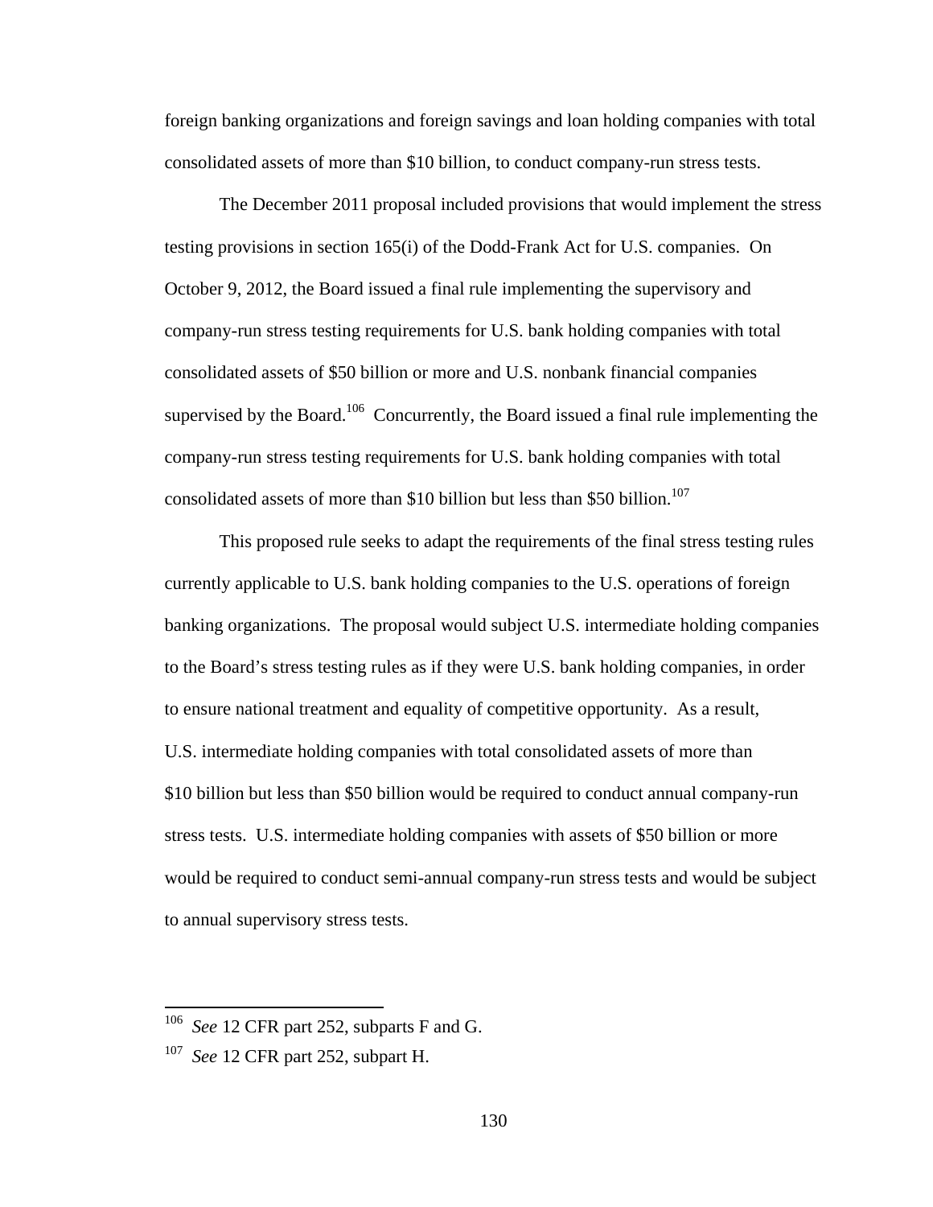foreign banking organizations and foreign savings and loan holding companies with total consolidated assets of more than $10 billion, to conduct company-run stress tests.

The December 2011 proposal included provisions that would implement the stress testing provisions in section 165(i) of the Dodd-Frank Act for U.S. companies. On October 9, 2012, the Board issued a final rule implementing the supervisory and company-run stress testing requirements for U.S. bank holding companies with total consolidated assets of $50 billion or more and U.S. nonbank financial companies supervised by the Board.[106] Concurrently, the Board issued a final rule implementing the company-run stress testing requirements for U.S. bank holding companies with total consolidated assets of more than $10 billion but less than $50 billion.[107]

This proposed rule seeks to adapt the requirements of the final stress testing rules currently applicable to U.S. bank holding companies to the U.S. operations of foreign banking organizations. The proposal would subject U.S. intermediate holding companies to the Board's stress testing rules as if they were U.S. bank holding companies, in order to ensure national treatment and equality of competitive opportunity. As a result, U.S. intermediate holding companies with total consolidated assets of more than $10 billion but less than $50 billion would be required to conduct annual company-run stress tests. U.S. intermediate holding companies with assets of $50 billion or more would be required to conduct semi-annual company-run stress tests and would be subject to annual supervisory stress tests.

---

[106] *See* 12 CFR part 252, subparts F and G.

[107] *See* 12 CFR part 252, subpart H.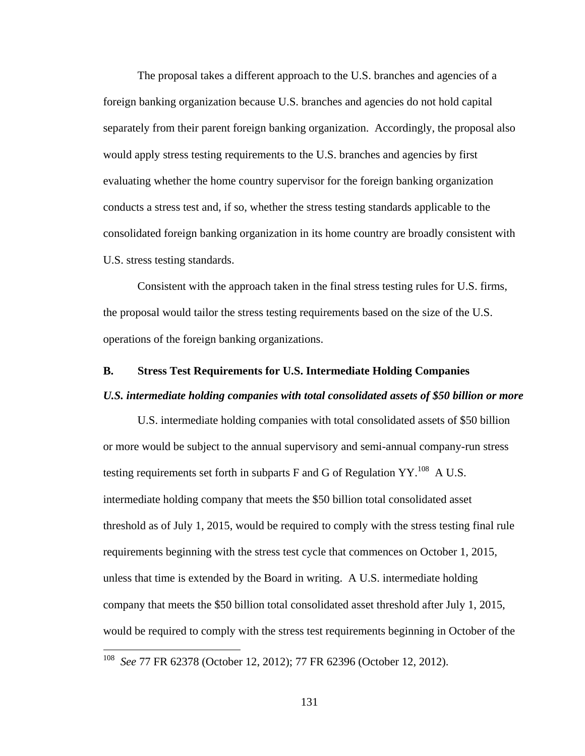The proposal takes a different approach to the U.S. branches and agencies of a foreign banking organization because U.S. branches and agencies do not hold capital separately from their parent foreign banking organization. Accordingly, the proposal also would apply stress testing requirements to the U.S. branches and agencies by first evaluating whether the home country supervisor for the foreign banking organization conducts a stress test and, if so, whether the stress testing standards applicable to the consolidated foreign banking organization in its home country are broadly consistent with U.S. stress testing standards.

Consistent with the approach taken in the final stress testing rules for U.S. firms, the proposal would tailor the stress testing requirements based on the size of the U.S. operations of the foreign banking organizations.

## B. Stress Test Requirements for U.S. Intermediate Holding Companies

### *U.S. intermediate holding companies with total consolidated assets of $50 billion or more*

U.S. intermediate holding companies with total consolidated assets of $50 billion or more would be subject to the annual supervisory and semi-annual company-run stress testing requirements set forth in subparts F and G of Regulation YY.[108] A U.S. intermediate holding company that meets the $50 billion total consolidated asset threshold as of July 1, 2015, would be required to comply with the stress testing final rule requirements beginning with the stress test cycle that commences on October 1, 2015, unless that time is extended by the Board in writing. A U.S. intermediate holding company that meets the $50 billion total consolidated asset threshold after July 1, 2015, would be required to comply with the stress test requirements beginning in October of the

---

[108] *See* 77 FR 62378 (October 12, 2012); 77 FR 62396 (October 12, 2012).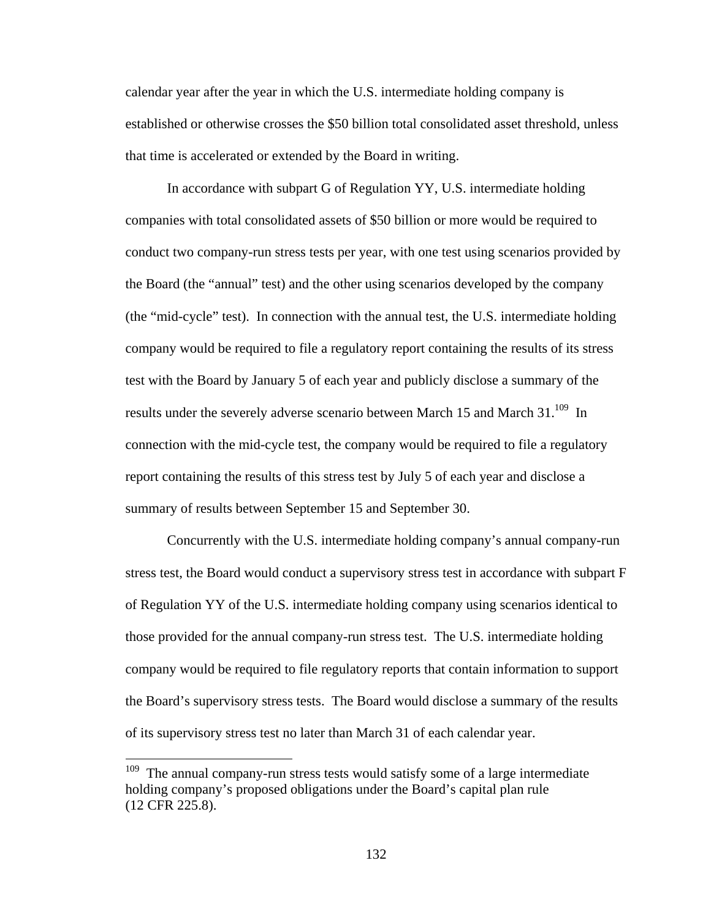calendar year after the year in which the U.S. intermediate holding company is established or otherwise crosses the $50 billion total consolidated asset threshold, unless that time is accelerated or extended by the Board in writing.

In accordance with subpart G of Regulation YY, U.S. intermediate holding companies with total consolidated assets of $50 billion or more would be required to conduct two company-run stress tests per year, with one test using scenarios provided by the Board (the "annual" test) and the other using scenarios developed by the company (the "mid-cycle" test). In connection with the annual test, the U.S. intermediate holding company would be required to file a regulatory report containing the results of its stress test with the Board by January 5 of each year and publicly disclose a summary of the results under the severely adverse scenario between March 15 and March 31.[109] In connection with the mid-cycle test, the company would be required to file a regulatory report containing the results of this stress test by July 5 of each year and disclose a summary of results between September 15 and September 30.

Concurrently with the U.S. intermediate holding company's annual company-run stress test, the Board would conduct a supervisory stress test in accordance with subpart F of Regulation YY of the U.S. intermediate holding company using scenarios identical to those provided for the annual company-run stress test. The U.S. intermediate holding company would be required to file regulatory reports that contain information to support the Board's supervisory stress tests. The Board would disclose a summary of the results of its supervisory stress test no later than March 31 of each calendar year.

---

[109] The annual company-run stress tests would satisfy some of a large intermediate holding company's proposed obligations under the Board's capital plan rule (12 CFR 225.8).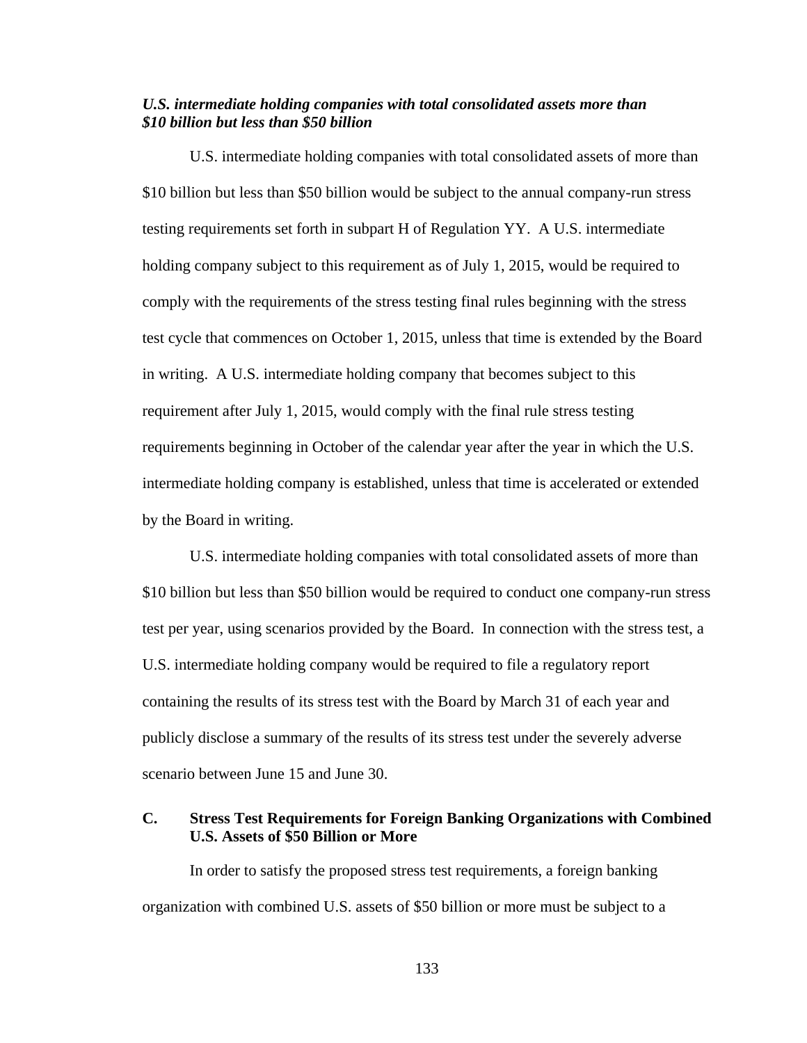***U.S. intermediate holding companies with total consolidated assets more than $10 billion but less than $50 billion***

U.S. intermediate holding companies with total consolidated assets of more than $10 billion but less than $50 billion would be subject to the annual company-run stress testing requirements set forth in subpart H of Regulation YY. A U.S. intermediate holding company subject to this requirement as of July 1, 2015, would be required to comply with the requirements of the stress testing final rules beginning with the stress test cycle that commences on October 1, 2015, unless that time is extended by the Board in writing. A U.S. intermediate holding company that becomes subject to this requirement after July 1, 2015, would comply with the final rule stress testing requirements beginning in October of the calendar year after the year in which the U.S. intermediate holding company is established, unless that time is accelerated or extended by the Board in writing.

U.S. intermediate holding companies with total consolidated assets of more than $10 billion but less than $50 billion would be required to conduct one company-run stress test per year, using scenarios provided by the Board. In connection with the stress test, a U.S. intermediate holding company would be required to file a regulatory report containing the results of its stress test with the Board by March 31 of each year and publicly disclose a summary of the results of its stress test under the severely adverse scenario between June 15 and June 30.

## C. Stress Test Requirements for Foreign Banking Organizations with Combined U.S. Assets of $50 Billion or More

In order to satisfy the proposed stress test requirements, a foreign banking organization with combined U.S. assets of $50 billion or more must be subject to a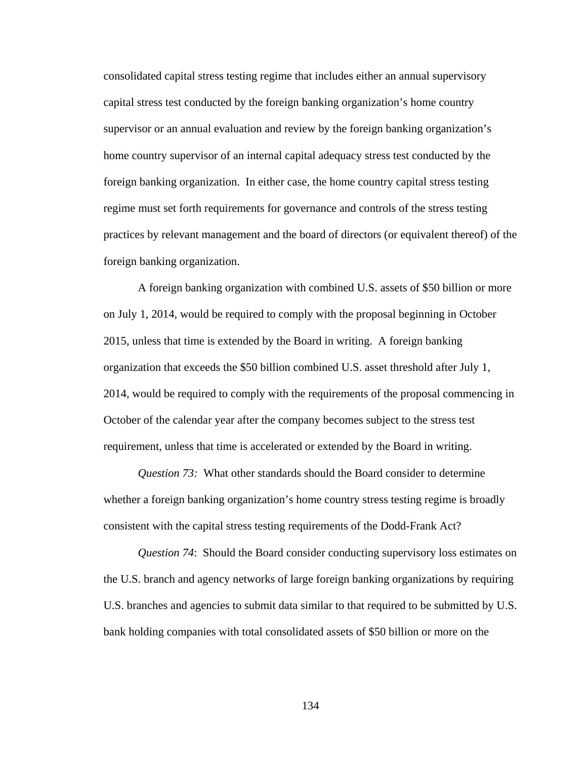consolidated capital stress testing regime that includes either an annual supervisory capital stress test conducted by the foreign banking organization's home country supervisor or an annual evaluation and review by the foreign banking organization's home country supervisor of an internal capital adequacy stress test conducted by the foreign banking organization. In either case, the home country capital stress testing regime must set forth requirements for governance and controls of the stress testing practices by relevant management and the board of directors (or equivalent thereof) of the foreign banking organization.

A foreign banking organization with combined U.S. assets of $50 billion or more on July 1, 2014, would be required to comply with the proposal beginning in October 2015, unless that time is extended by the Board in writing. A foreign banking organization that exceeds the $50 billion combined U.S. asset threshold after July 1, 2014, would be required to comply with the requirements of the proposal commencing in October of the calendar year after the company becomes subject to the stress test requirement, unless that time is accelerated or extended by the Board in writing.

*Question 73:* What other standards should the Board consider to determine whether a foreign banking organization's home country stress testing regime is broadly consistent with the capital stress testing requirements of the Dodd-Frank Act?

*Question 74*: Should the Board consider conducting supervisory loss estimates on the U.S. branch and agency networks of large foreign banking organizations by requiring U.S. branches and agencies to submit data similar to that required to be submitted by U.S. bank holding companies with total consolidated assets of $50 billion or more on the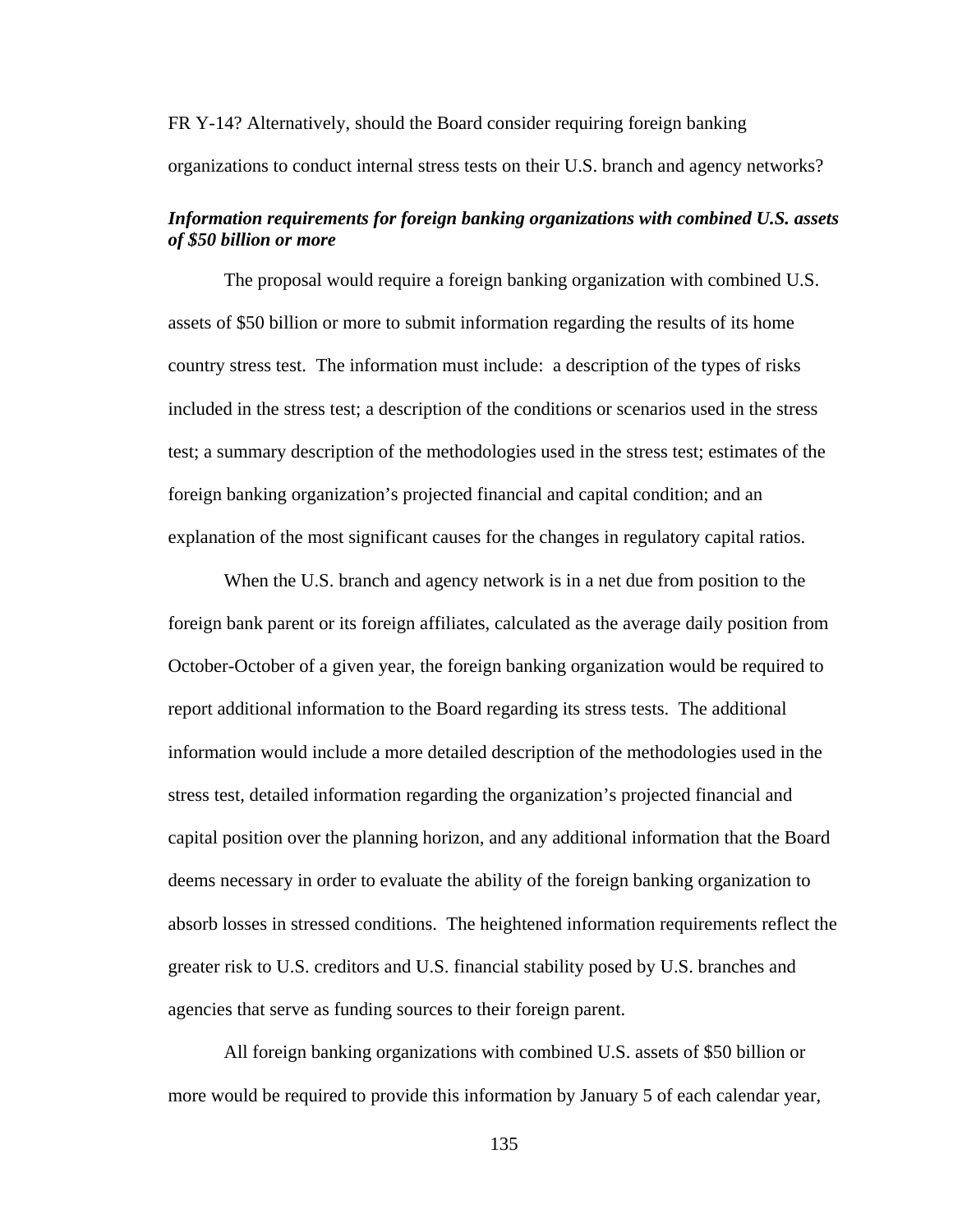FR Y-14? Alternatively, should the Board consider requiring foreign banking organizations to conduct internal stress tests on their U.S. branch and agency networks?

***Information requirements for foreign banking organizations with combined U.S. assets of $50 billion or more***

The proposal would require a foreign banking organization with combined U.S. assets of $50 billion or more to submit information regarding the results of its home country stress test. The information must include: a description of the types of risks included in the stress test; a description of the conditions or scenarios used in the stress test; a summary description of the methodologies used in the stress test; estimates of the foreign banking organization's projected financial and capital condition; and an explanation of the most significant causes for the changes in regulatory capital ratios.

When the U.S. branch and agency network is in a net due from position to the foreign bank parent or its foreign affiliates, calculated as the average daily position from October-October of a given year, the foreign banking organization would be required to report additional information to the Board regarding its stress tests. The additional information would include a more detailed description of the methodologies used in the stress test, detailed information regarding the organization's projected financial and capital position over the planning horizon, and any additional information that the Board deems necessary in order to evaluate the ability of the foreign banking organization to absorb losses in stressed conditions. The heightened information requirements reflect the greater risk to U.S. creditors and U.S. financial stability posed by U.S. branches and agencies that serve as funding sources to their foreign parent.

All foreign banking organizations with combined U.S. assets of $50 billion or more would be required to provide this information by January 5 of each calendar year,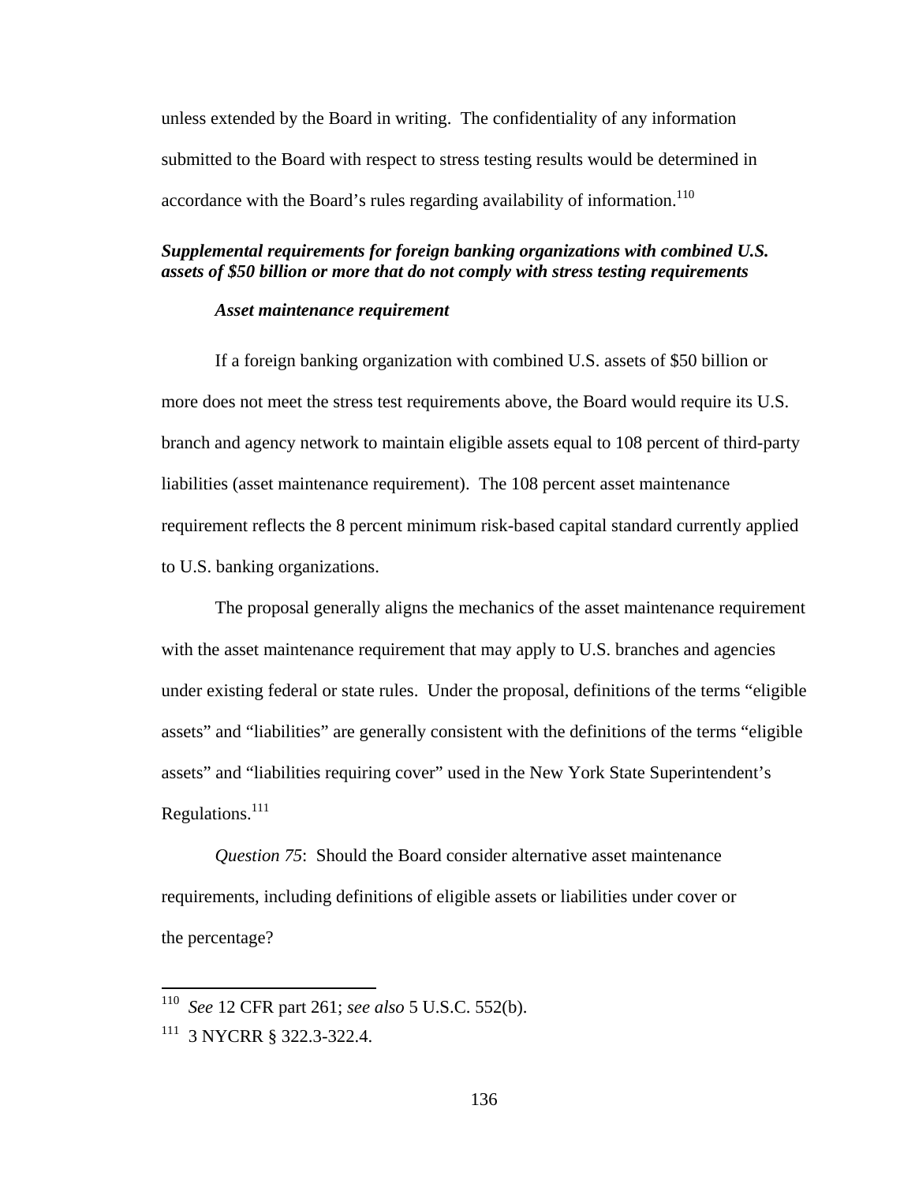unless extended by the Board in writing. The confidentiality of any information submitted to the Board with respect to stress testing results would be determined in accordance with the Board's rules regarding availability of information.[110]

***Supplemental requirements for foreign banking organizations with combined U.S. assets of $50 billion or more that do not comply with stress testing requirements***

***Asset maintenance requirement***

If a foreign banking organization with combined U.S. assets of $50 billion or more does not meet the stress test requirements above, the Board would require its U.S. branch and agency network to maintain eligible assets equal to 108 percent of third-party liabilities (asset maintenance requirement). The 108 percent asset maintenance requirement reflects the 8 percent minimum risk-based capital standard currently applied to U.S. banking organizations.

The proposal generally aligns the mechanics of the asset maintenance requirement with the asset maintenance requirement that may apply to U.S. branches and agencies under existing federal or state rules. Under the proposal, definitions of the terms "eligible assets" and "liabilities" are generally consistent with the definitions of the terms "eligible assets" and "liabilities requiring cover" used in the New York State Superintendent's Regulations.[111]

*Question 75*: Should the Board consider alternative asset maintenance requirements, including definitions of eligible assets or liabilities under cover or the percentage?

---

[110] *See* 12 CFR part 261; *see also* 5 U.S.C. 552(b).

[111] 3 NYCRR § 322.3-322.4.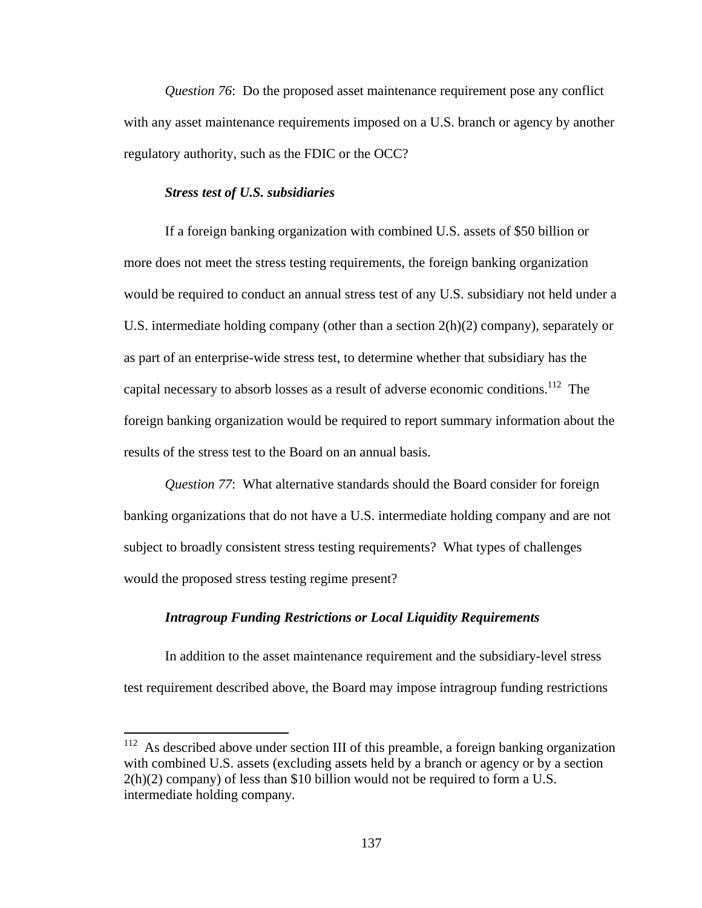*Question 76*: Do the proposed asset maintenance requirement pose any conflict with any asset maintenance requirements imposed on a U.S. branch or agency by another regulatory authority, such as the FDIC or the OCC?

***Stress test of U.S. subsidiaries***

If a foreign banking organization with combined U.S. assets of $50 billion or more does not meet the stress testing requirements, the foreign banking organization would be required to conduct an annual stress test of any U.S. subsidiary not held under a U.S. intermediate holding company (other than a section 2(h)(2) company), separately or as part of an enterprise-wide stress test, to determine whether that subsidiary has the capital necessary to absorb losses as a result of adverse economic conditions.[112] The foreign banking organization would be required to report summary information about the results of the stress test to the Board on an annual basis.

*Question 77*: What alternative standards should the Board consider for foreign banking organizations that do not have a U.S. intermediate holding company and are not subject to broadly consistent stress testing requirements? What types of challenges would the proposed stress testing regime present?

***Intragroup Funding Restrictions or Local Liquidity Requirements***

In addition to the asset maintenance requirement and the subsidiary-level stress test requirement described above, the Board may impose intragroup funding restrictions

[112] As described above under section III of this preamble, a foreign banking organization with combined U.S. assets (excluding assets held by a branch or agency or by a section 2(h)(2) company) of less than $10 billion would not be required to form a U.S. intermediate holding company.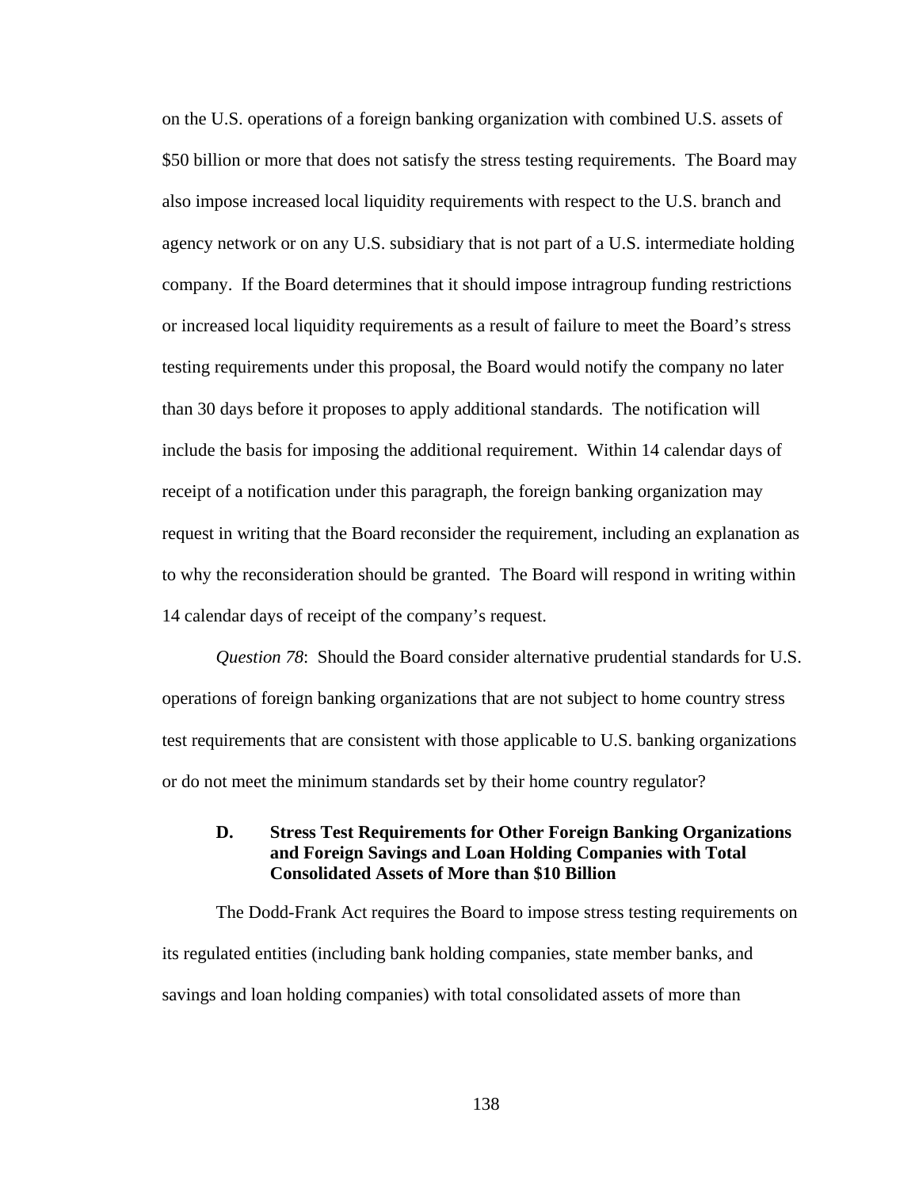on the U.S. operations of a foreign banking organization with combined U.S. assets of $50 billion or more that does not satisfy the stress testing requirements. The Board may also impose increased local liquidity requirements with respect to the U.S. branch and agency network or on any U.S. subsidiary that is not part of a U.S. intermediate holding company. If the Board determines that it should impose intragroup funding restrictions or increased local liquidity requirements as a result of failure to meet the Board's stress testing requirements under this proposal, the Board would notify the company no later than 30 days before it proposes to apply additional standards. The notification will include the basis for imposing the additional requirement. Within 14 calendar days of receipt of a notification under this paragraph, the foreign banking organization may request in writing that the Board reconsider the requirement, including an explanation as to why the reconsideration should be granted. The Board will respond in writing within 14 calendar days of receipt of the company's request.

*Question 78*: Should the Board consider alternative prudential standards for U.S. operations of foreign banking organizations that are not subject to home country stress test requirements that are consistent with those applicable to U.S. banking organizations or do not meet the minimum standards set by their home country regulator?

### D. Stress Test Requirements for Other Foreign Banking Organizations and Foreign Savings and Loan Holding Companies with Total Consolidated Assets of More than $10 Billion

The Dodd-Frank Act requires the Board to impose stress testing requirements on its regulated entities (including bank holding companies, state member banks, and savings and loan holding companies) with total consolidated assets of more than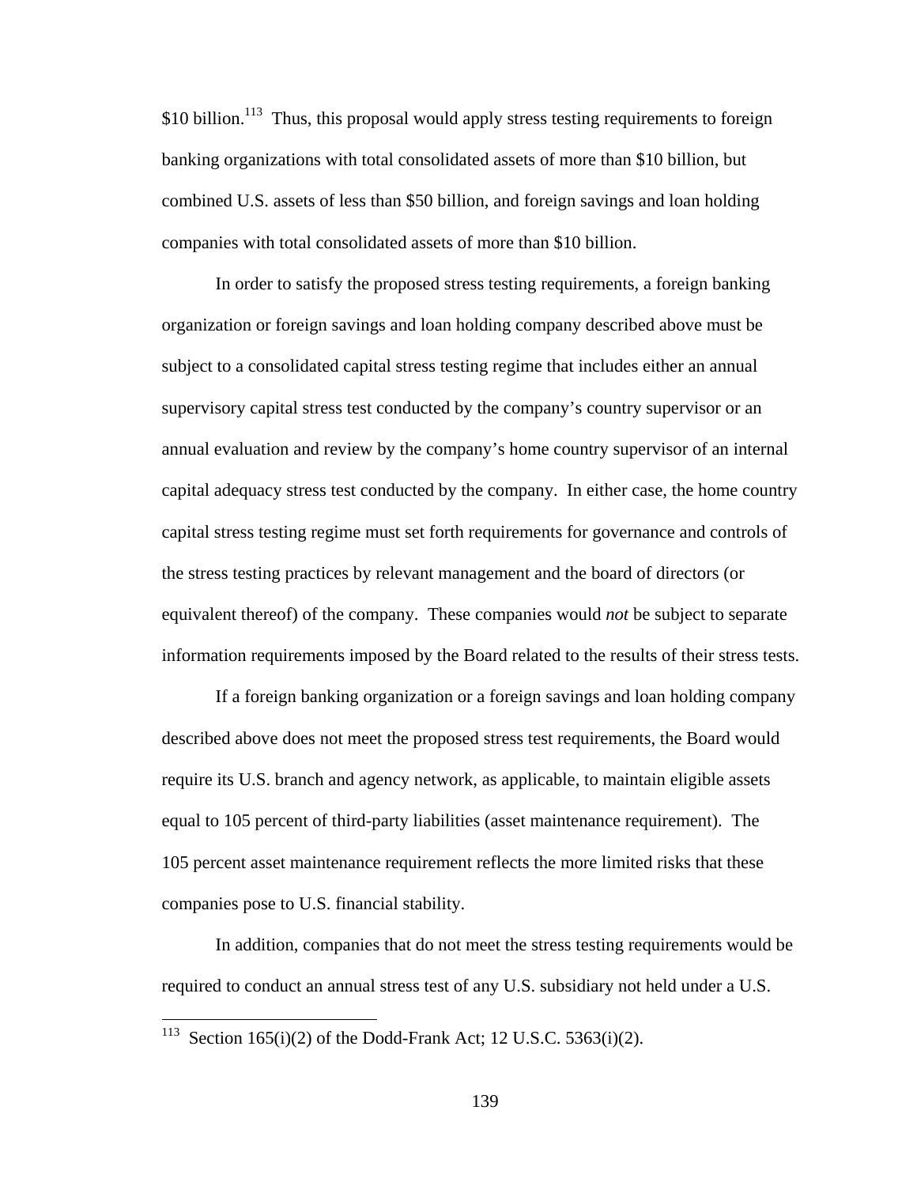$10 billion.[113] Thus, this proposal would apply stress testing requirements to foreign banking organizations with total consolidated assets of more than $10 billion, but combined U.S. assets of less than $50 billion, and foreign savings and loan holding companies with total consolidated assets of more than $10 billion.

In order to satisfy the proposed stress testing requirements, a foreign banking organization or foreign savings and loan holding company described above must be subject to a consolidated capital stress testing regime that includes either an annual supervisory capital stress test conducted by the company's country supervisor or an annual evaluation and review by the company's home country supervisor of an internal capital adequacy stress test conducted by the company. In either case, the home country capital stress testing regime must set forth requirements for governance and controls of the stress testing practices by relevant management and the board of directors (or equivalent thereof) of the company. These companies would *not* be subject to separate information requirements imposed by the Board related to the results of their stress tests.

If a foreign banking organization or a foreign savings and loan holding company described above does not meet the proposed stress test requirements, the Board would require its U.S. branch and agency network, as applicable, to maintain eligible assets equal to 105 percent of third-party liabilities (asset maintenance requirement). The 105 percent asset maintenance requirement reflects the more limited risks that these companies pose to U.S. financial stability.

In addition, companies that do not meet the stress testing requirements would be required to conduct an annual stress test of any U.S. subsidiary not held under a U.S.

---

[113] Section 165(i)(2) of the Dodd-Frank Act; 12 U.S.C. 5363(i)(2).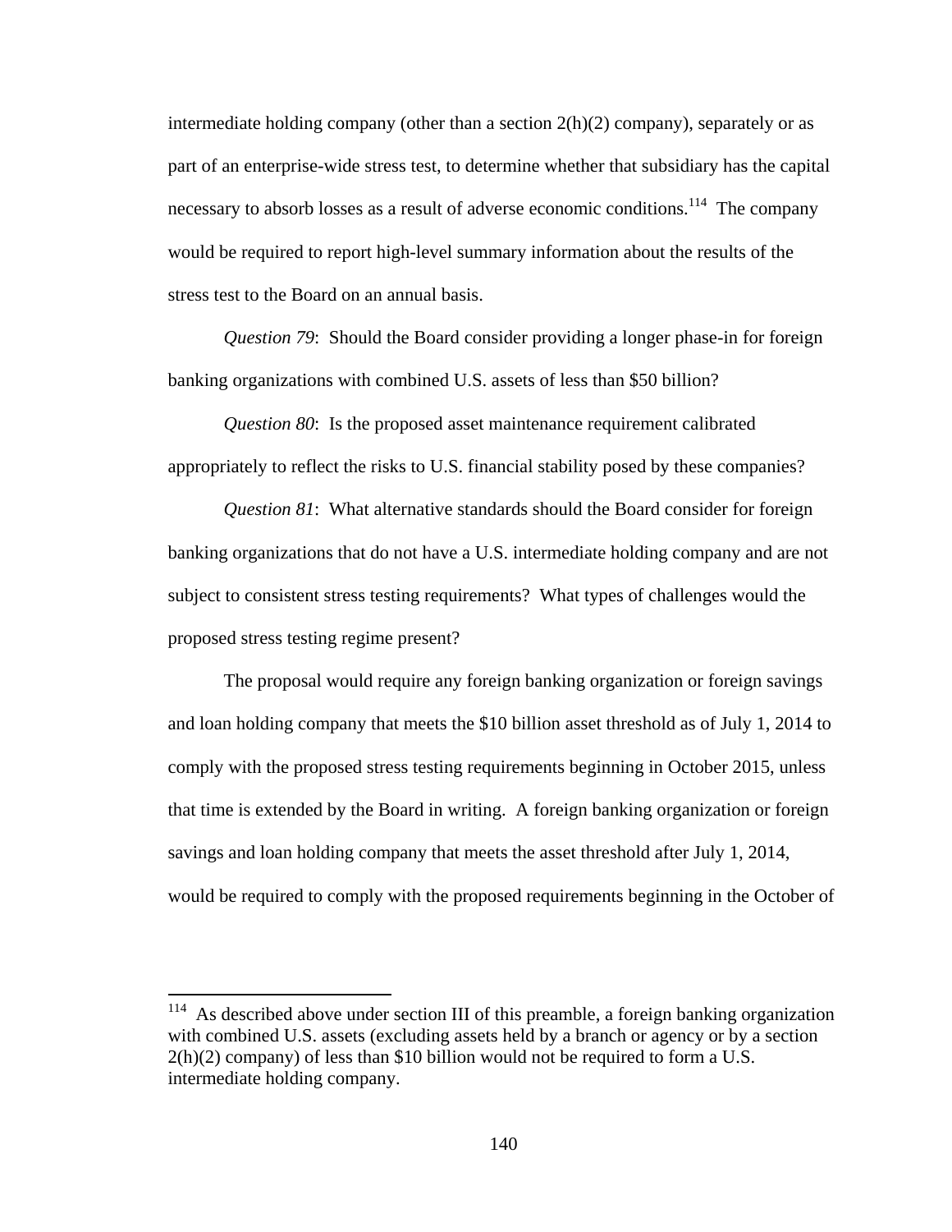intermediate holding company (other than a section 2(h)(2) company), separately or as part of an enterprise-wide stress test, to determine whether that subsidiary has the capital necessary to absorb losses as a result of adverse economic conditions.[114] The company would be required to report high-level summary information about the results of the stress test to the Board on an annual basis.

*Question 79*: Should the Board consider providing a longer phase-in for foreign banking organizations with combined U.S. assets of less than $50 billion?

*Question 80*: Is the proposed asset maintenance requirement calibrated appropriately to reflect the risks to U.S. financial stability posed by these companies?

*Question 81*: What alternative standards should the Board consider for foreign banking organizations that do not have a U.S. intermediate holding company and are not subject to consistent stress testing requirements? What types of challenges would the proposed stress testing regime present?

The proposal would require any foreign banking organization or foreign savings and loan holding company that meets the $10 billion asset threshold as of July 1, 2014 to comply with the proposed stress testing requirements beginning in October 2015, unless that time is extended by the Board in writing. A foreign banking organization or foreign savings and loan holding company that meets the asset threshold after July 1, 2014, would be required to comply with the proposed requirements beginning in the October of

---

[114] As described above under section III of this preamble, a foreign banking organization with combined U.S. assets (excluding assets held by a branch or agency or by a section 2(h)(2) company) of less than $10 billion would not be required to form a U.S. intermediate holding company.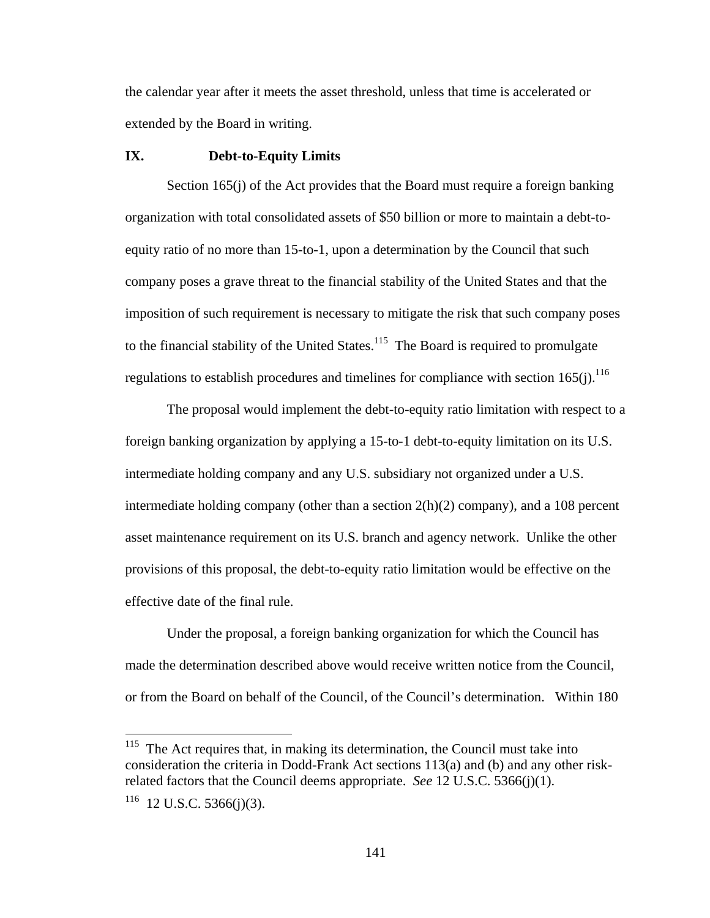the calendar year after it meets the asset threshold, unless that time is accelerated or extended by the Board in writing.

## IX. Debt-to-Equity Limits

Section 165(j) of the Act provides that the Board must require a foreign banking organization with total consolidated assets of $50 billion or more to maintain a debt-to-equity ratio of no more than 15-to-1, upon a determination by the Council that such company poses a grave threat to the financial stability of the United States and that the imposition of such requirement is necessary to mitigate the risk that such company poses to the financial stability of the United States.[115] The Board is required to promulgate regulations to establish procedures and timelines for compliance with section 165(j).[116]

The proposal would implement the debt-to-equity ratio limitation with respect to a foreign banking organization by applying a 15-to-1 debt-to-equity limitation on its U.S. intermediate holding company and any U.S. subsidiary not organized under a U.S. intermediate holding company (other than a section 2(h)(2) company), and a 108 percent asset maintenance requirement on its U.S. branch and agency network. Unlike the other provisions of this proposal, the debt-to-equity ratio limitation would be effective on the effective date of the final rule.

Under the proposal, a foreign banking organization for which the Council has made the determination described above would receive written notice from the Council, or from the Board on behalf of the Council, of the Council's determination. Within 180

---

[115] The Act requires that, in making its determination, the Council must take into consideration the criteria in Dodd-Frank Act sections 113(a) and (b) and any other risk-related factors that the Council deems appropriate. *See* 12 U.S.C. 5366(j)(1).

[116] 12 U.S.C. 5366(j)(3).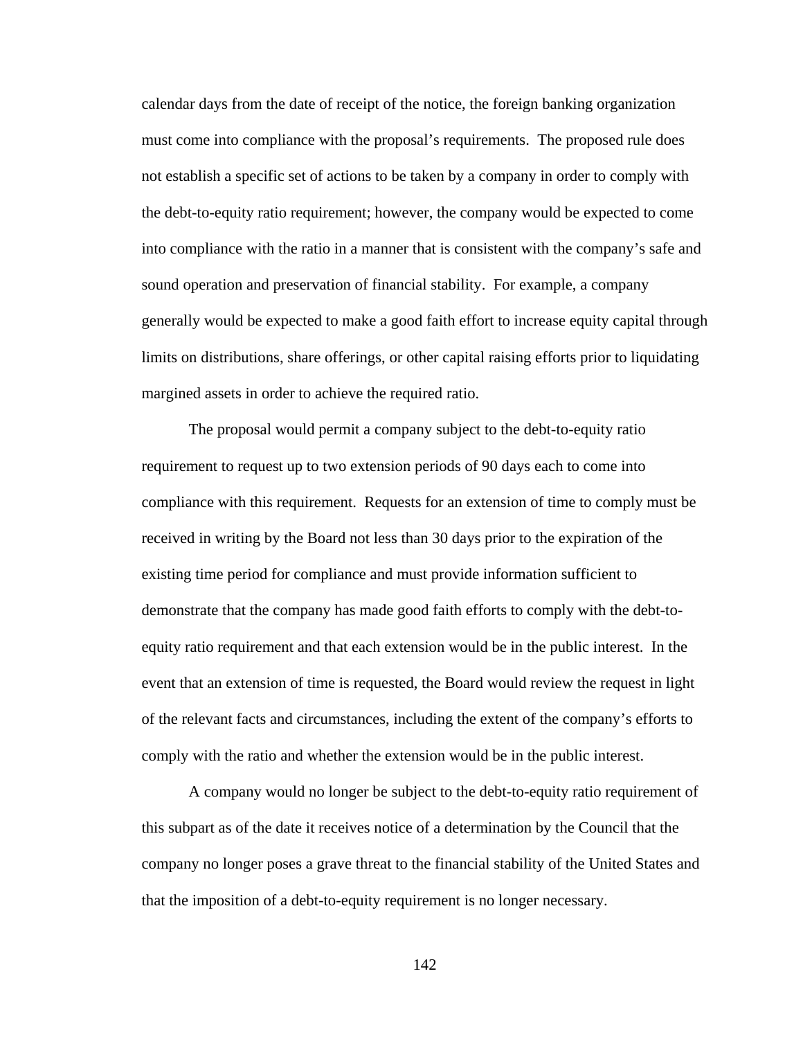calendar days from the date of receipt of the notice, the foreign banking organization must come into compliance with the proposal's requirements. The proposed rule does not establish a specific set of actions to be taken by a company in order to comply with the debt-to-equity ratio requirement; however, the company would be expected to come into compliance with the ratio in a manner that is consistent with the company's safe and sound operation and preservation of financial stability. For example, a company generally would be expected to make a good faith effort to increase equity capital through limits on distributions, share offerings, or other capital raising efforts prior to liquidating margined assets in order to achieve the required ratio.

The proposal would permit a company subject to the debt-to-equity ratio requirement to request up to two extension periods of 90 days each to come into compliance with this requirement. Requests for an extension of time to comply must be received in writing by the Board not less than 30 days prior to the expiration of the existing time period for compliance and must provide information sufficient to demonstrate that the company has made good faith efforts to comply with the debt-to-equity ratio requirement and that each extension would be in the public interest. In the event that an extension of time is requested, the Board would review the request in light of the relevant facts and circumstances, including the extent of the company's efforts to comply with the ratio and whether the extension would be in the public interest.

A company would no longer be subject to the debt-to-equity ratio requirement of this subpart as of the date it receives notice of a determination by the Council that the company no longer poses a grave threat to the financial stability of the United States and that the imposition of a debt-to-equity requirement is no longer necessary.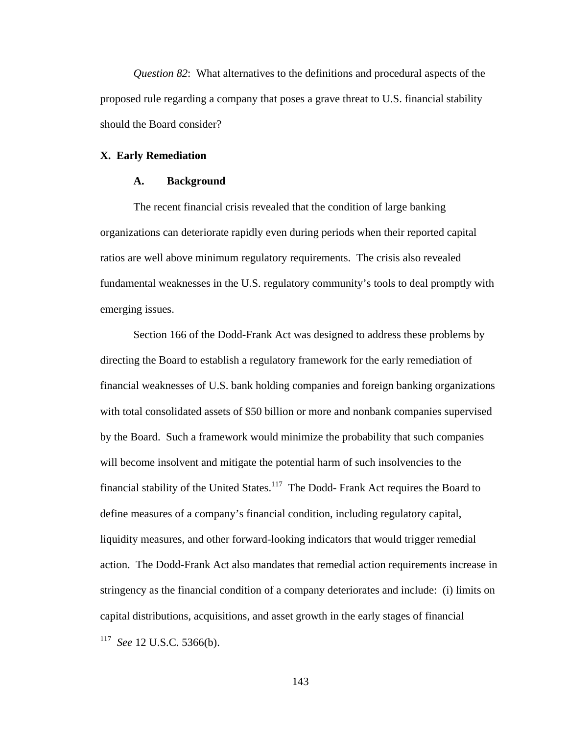*Question 82*: What alternatives to the definitions and procedural aspects of the proposed rule regarding a company that poses a grave threat to U.S. financial stability should the Board consider?

## X. Early Remediation

### A. Background

The recent financial crisis revealed that the condition of large banking organizations can deteriorate rapidly even during periods when their reported capital ratios are well above minimum regulatory requirements. The crisis also revealed fundamental weaknesses in the U.S. regulatory community's tools to deal promptly with emerging issues.

Section 166 of the Dodd-Frank Act was designed to address these problems by directing the Board to establish a regulatory framework for the early remediation of financial weaknesses of U.S. bank holding companies and foreign banking organizations with total consolidated assets of $50 billion or more and nonbank companies supervised by the Board. Such a framework would minimize the probability that such companies will become insolvent and mitigate the potential harm of such insolvencies to the financial stability of the United States.[117] The Dodd- Frank Act requires the Board to define measures of a company's financial condition, including regulatory capital, liquidity measures, and other forward-looking indicators that would trigger remedial action. The Dodd-Frank Act also mandates that remedial action requirements increase in stringency as the financial condition of a company deteriorates and include: (i) limits on capital distributions, acquisitions, and asset growth in the early stages of financial

---

[117] *See* 12 U.S.C. 5366(b).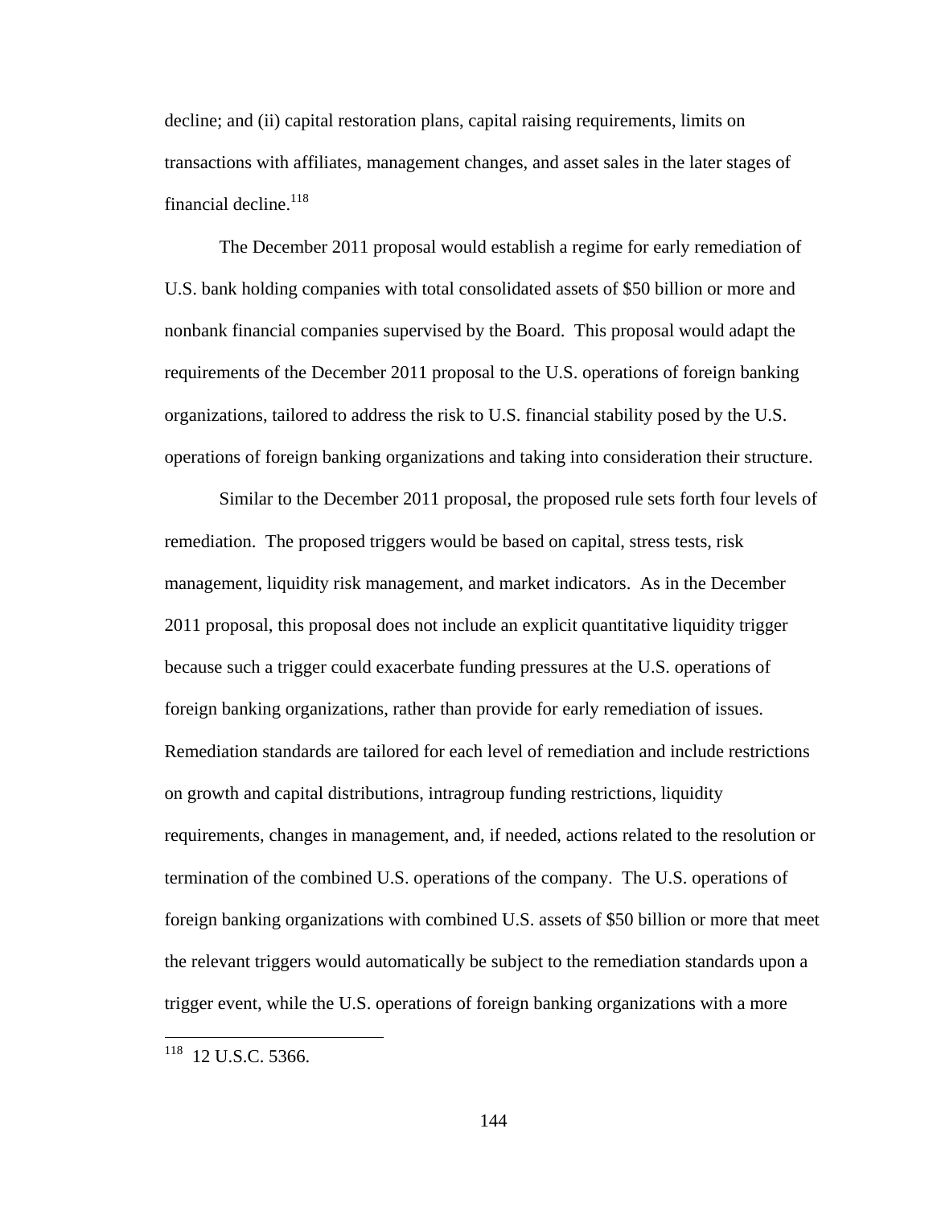decline; and (ii) capital restoration plans, capital raising requirements, limits on transactions with affiliates, management changes, and asset sales in the later stages of financial decline.[118]

The December 2011 proposal would establish a regime for early remediation of U.S. bank holding companies with total consolidated assets of $50 billion or more and nonbank financial companies supervised by the Board. This proposal would adapt the requirements of the December 2011 proposal to the U.S. operations of foreign banking organizations, tailored to address the risk to U.S. financial stability posed by the U.S. operations of foreign banking organizations and taking into consideration their structure.

Similar to the December 2011 proposal, the proposed rule sets forth four levels of remediation. The proposed triggers would be based on capital, stress tests, risk management, liquidity risk management, and market indicators. As in the December 2011 proposal, this proposal does not include an explicit quantitative liquidity trigger because such a trigger could exacerbate funding pressures at the U.S. operations of foreign banking organizations, rather than provide for early remediation of issues. Remediation standards are tailored for each level of remediation and include restrictions on growth and capital distributions, intragroup funding restrictions, liquidity requirements, changes in management, and, if needed, actions related to the resolution or termination of the combined U.S. operations of the company. The U.S. operations of foreign banking organizations with combined U.S. assets of $50 billion or more that meet the relevant triggers would automatically be subject to the remediation standards upon a trigger event, while the U.S. operations of foreign banking organizations with a more

---

[118] 12 U.S.C. 5366.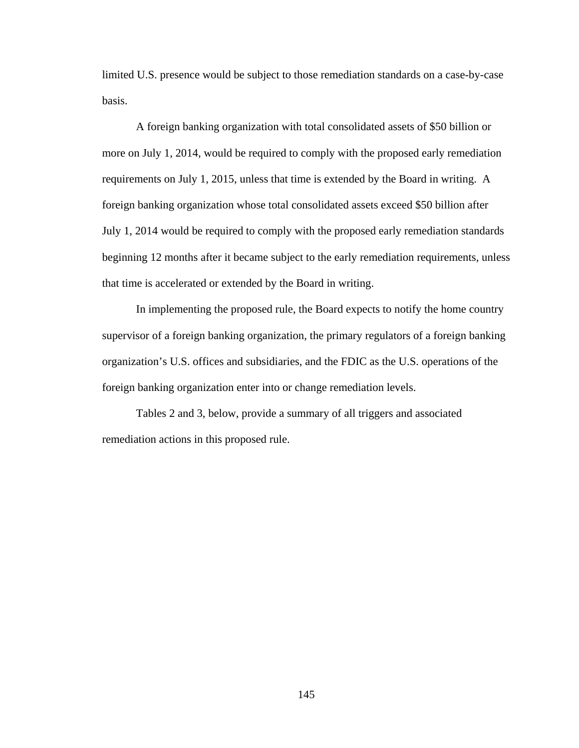limited U.S. presence would be subject to those remediation standards on a case-by-case basis.

A foreign banking organization with total consolidated assets of $50 billion or more on July 1, 2014, would be required to comply with the proposed early remediation requirements on July 1, 2015, unless that time is extended by the Board in writing. A foreign banking organization whose total consolidated assets exceed $50 billion after July 1, 2014 would be required to comply with the proposed early remediation standards beginning 12 months after it became subject to the early remediation requirements, unless that time is accelerated or extended by the Board in writing.

In implementing the proposed rule, the Board expects to notify the home country supervisor of a foreign banking organization, the primary regulators of a foreign banking organization's U.S. offices and subsidiaries, and the FDIC as the U.S. operations of the foreign banking organization enter into or change remediation levels.

Tables 2 and 3, below, provide a summary of all triggers and associated remediation actions in this proposed rule.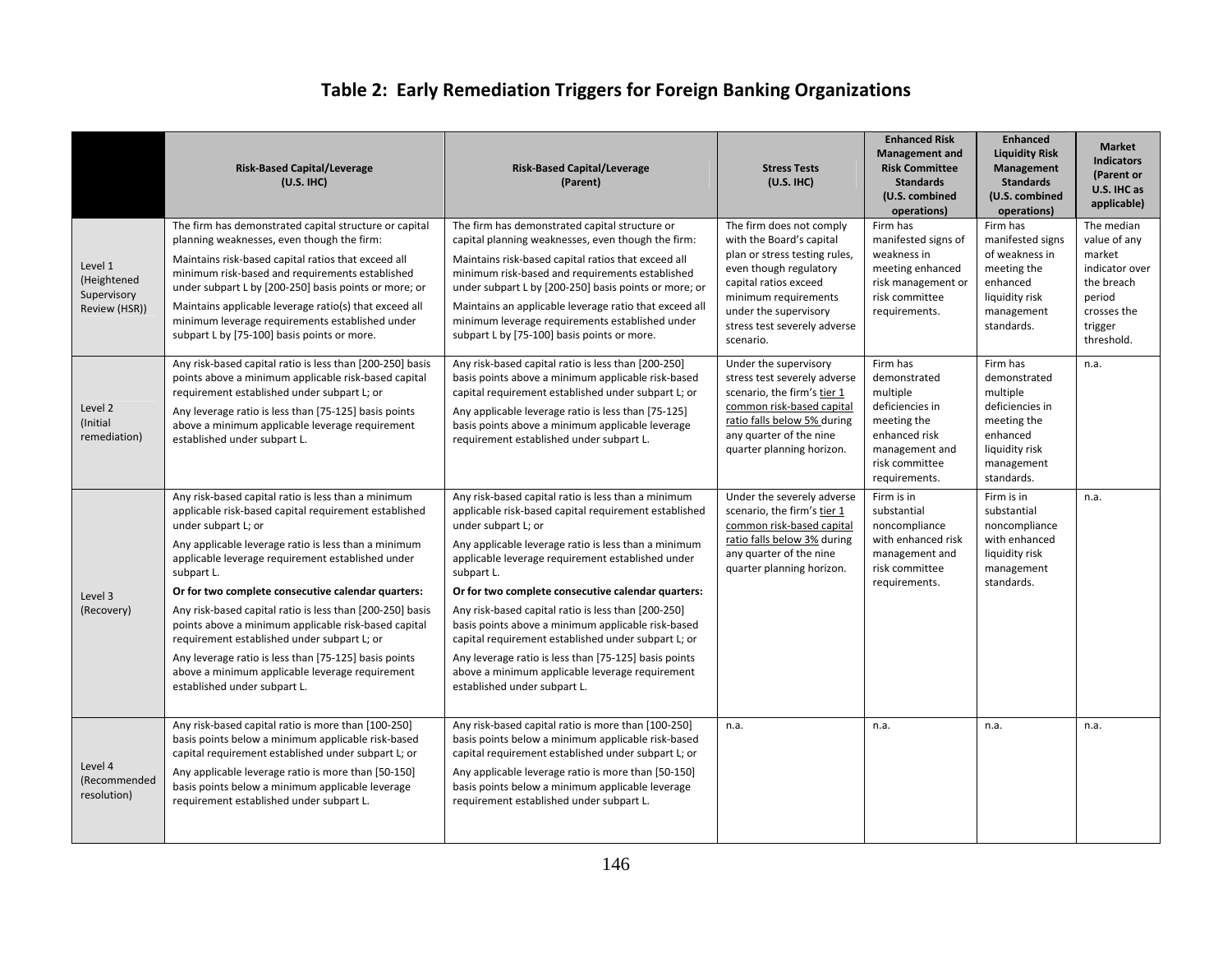# Table 2: Early Remediation Triggers for Foreign Banking Organizations

| | Risk-Based Capital/Leverage (U.S. IHC) | Risk-Based Capital/Leverage (Parent) | Stress Tests (U.S. IHC) | Enhanced Risk Management and Risk Committee Standards (U.S. combined operations) | Enhanced Liquidity Risk Management Standards (U.S. combined operations) | Market Indicators (Parent or U.S. IHC as applicable) |
|---|---|---|---|---|---|---|
| Level 1 (Heightened Supervisory Review (HSR)) | The firm has demonstrated capital structure or capital planning weaknesses, even though the firm: Maintains risk-based capital ratios that exceed all minimum risk-based and requirements established under subpart L by [200-250] basis points or more; or Maintains applicable leverage ratio(s) that exceed all minimum leverage requirements established under subpart L by [75-100] basis points or more. | The firm has demonstrated capital structure or capital planning weaknesses, even though the firm: Maintains risk-based capital ratios that exceed all minimum risk-based and requirements established under subpart L by [200-250] basis points or more; or Maintains an applicable leverage ratio that exceed all minimum leverage requirements established under subpart L by [75-100] basis points or more. | The firm does not comply with the Board's capital plan or stress testing rules, even though regulatory capital ratios exceed minimum requirements under the supervisory stress test severely adverse scenario. | Firm has manifested signs of weakness in meeting enhanced risk management or risk committee requirements. | Firm has manifested signs of weakness in meeting the enhanced liquidity risk management standards. | The median value of any market indicator over the breach period crosses the trigger threshold. |
| Level 2 (Initial remediation) | Any risk-based capital ratio is less than [200-250] basis points above a minimum applicable risk-based capital requirement established under subpart L; or Any leverage ratio is less than [75-125] basis points above a minimum applicable leverage requirement established under subpart L. | Any risk-based capital ratio is less than [200-250] basis points above a minimum applicable risk-based capital requirement established under subpart L; or Any applicable leverage ratio is less than [75-125] basis points above a minimum applicable leverage requirement established under subpart L. | Under the supervisory stress test severely adverse scenario, the firm's tier 1 common risk-based capital ratio falls below 5% during any quarter of the nine quarter planning horizon. | Firm has demonstrated multiple deficiencies in meeting the enhanced risk management and risk committee requirements. | Firm has demonstrated multiple deficiencies in meeting the enhanced liquidity risk management standards. | n.a. |
| Level 3 (Recovery) | Any risk-based capital ratio is less than a minimum applicable risk-based capital requirement established under subpart L; or Any applicable leverage ratio is less than a minimum applicable leverage requirement established under subpart L. **Or for two complete consecutive calendar quarters:** Any risk-based capital ratio is less than [200-250] basis points above a minimum applicable risk-based capital requirement established under subpart L; or Any leverage ratio is less than [75-125] basis points above a minimum applicable leverage requirement established under subpart L. | Any risk-based capital ratio is less than a minimum applicable risk-based capital requirement established under subpart L; or Any applicable leverage ratio is less than a minimum applicable leverage requirement established under subpart L. **Or for two complete consecutive calendar quarters:** Any risk-based capital ratio is less than [200-250] basis points above a minimum applicable risk-based capital requirement established under subpart L; or Any leverage ratio is less than [75-125] basis points above a minimum applicable leverage requirement established under subpart L. | Under the severely adverse scenario, the firm's tier 1 common risk-based capital ratio falls below 3% during any quarter of the nine quarter planning horizon. | Firm is in substantial noncompliance with enhanced risk management and risk committee requirements. | Firm is in substantial noncompliance with enhanced liquidity risk management standards. | n.a. |
| Level 4 (Recommended resolution) | Any risk-based capital ratio is more than [100-250] basis points below a minimum applicable risk-based capital requirement established under subpart L; or Any applicable leverage ratio is more than [50-150] basis points below a minimum applicable leverage requirement established under subpart L. | Any risk-based capital ratio is more than [100-250] basis points below a minimum applicable risk-based capital requirement established under subpart L; or Any applicable leverage ratio is more than [50-150] basis points below a minimum applicable leverage requirement established under subpart L. | n.a. | n.a. | n.a. | n.a. |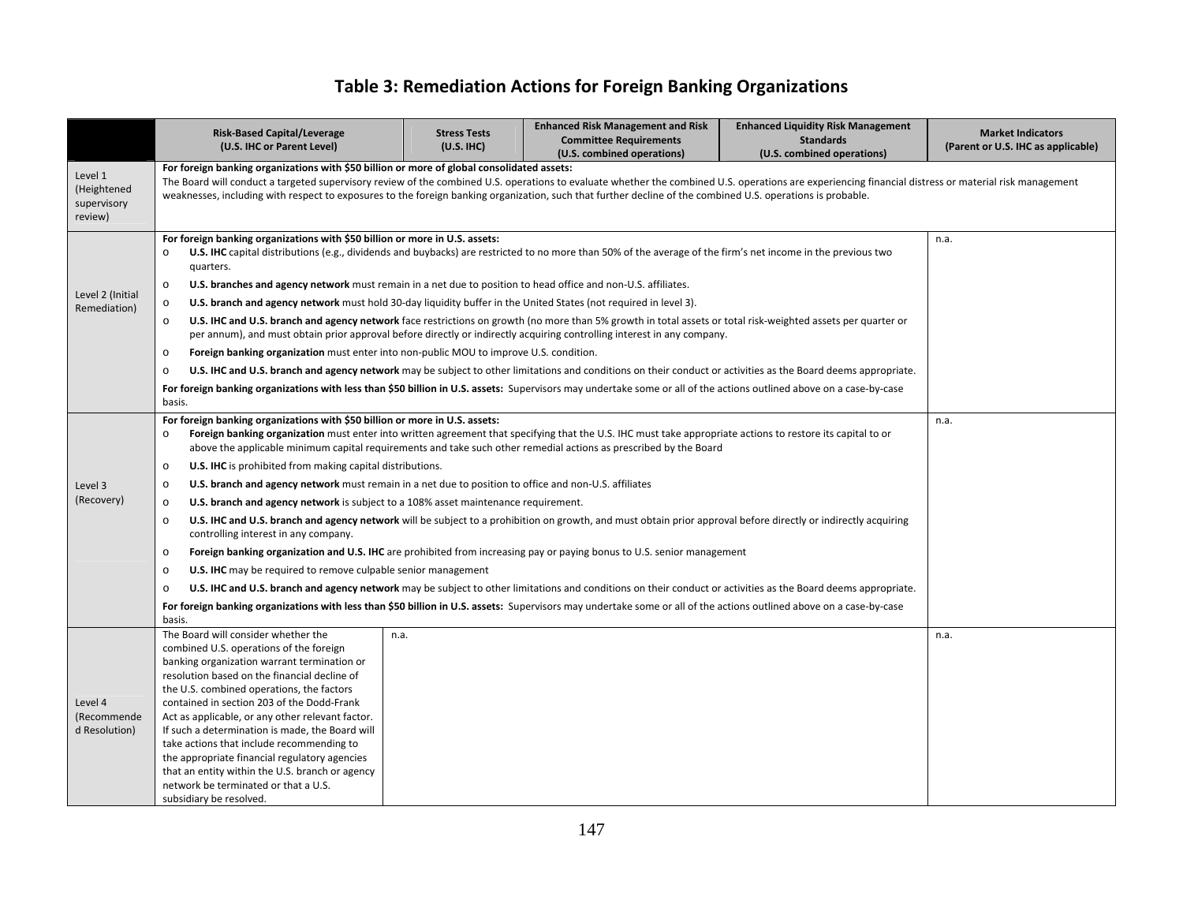# Table 3: Remediation Actions for Foreign Banking Organizations

| | Risk-Based Capital/Leverage (U.S. IHC or Parent Level) | Stress Tests (U.S. IHC) | Enhanced Risk Management and Risk Committee Requirements (U.S. combined operations) | Enhanced Liquidity Risk Management Standards (U.S. combined operations) | Market Indicators (Parent or U.S. IHC as applicable) |
|---|---|---|---|---|---|
| Level 1 (Heightened supervisory review) | **For foreign banking organizations with $50 billion or more of global consolidated assets:** The Board will conduct a targeted supervisory review of the combined U.S. operations to evaluate whether the combined U.S. operations are experiencing financial distress or material risk management weaknesses, including with respect to exposures to the foreign banking organization, such that further decline of the combined U.S. operations is probable. | | | | |
| Level 2 (Initial Remediation) | **For foreign banking organizations with $50 billion or more in U.S. assets:**<br>o **U.S. IHC** capital distributions (e.g., dividends and buybacks) are restricted to no more than 50% of the average of the firm's net income in the previous two quarters.<br>o **U.S. branches and agency network** must remain in a net due to position to head office and non-U.S. affiliates.<br>o **U.S. branch and agency network** must hold 30-day liquidity buffer in the United States (not required in level 3).<br>o **U.S. IHC and U.S. branch and agency network** face restrictions on growth (no more than 5% growth in total assets or total risk-weighted assets per quarter or per annum), and must obtain prior approval before directly or indirectly acquiring controlling interest in any company.<br>o **Foreign banking organization** must enter into non-public MOU to improve U.S. condition.<br>o **U.S. IHC and U.S. branch and agency network** may be subject to other limitations and conditions on their conduct or activities as the Board deems appropriate.<br>**For foreign banking organizations with less than $50 billion in U.S. assets:** Supervisors may undertake some or all of the actions outlined above on a case-by-case basis. | | | | n.a. |
| Level 3 (Recovery) | **For foreign banking organizations with $50 billion or more in U.S. assets:**<br>o **Foreign banking organization** must enter into written agreement that specifying that the U.S. IHC must take appropriate actions to restore its capital to or above the applicable minimum capital requirements and take such other remedial actions as prescribed by the Board<br>o **U.S. IHC** is prohibited from making capital distributions.<br>o **U.S. branch and agency network** must remain in a net due to position to office and non-U.S. affiliates<br>o **U.S. branch and agency network** is subject to a 108% asset maintenance requirement.<br>o **U.S. IHC and U.S. branch and agency network** will be subject to a prohibition on growth, and must obtain prior approval before directly or indirectly acquiring controlling interest in any company.<br>o **Foreign banking organization and U.S. IHC** are prohibited from increasing pay or paying bonus to U.S. senior management<br>o **U.S. IHC** may be required to remove culpable senior management<br>o **U.S. IHC and U.S. branch and agency network** may be subject to other limitations and conditions on their conduct or activities as the Board deems appropriate.<br>**For foreign banking organizations with less than $50 billion in U.S. assets:** Supervisors may undertake some or all of the actions outlined above on a case-by-case basis. | | | | n.a. |
| Level 4 (Recommended Resolution) | The Board will consider whether the combined U.S. operations of the foreign banking organization warrant termination or resolution based on the financial decline of the U.S. combined operations, the factors contained in section 203 of the Dodd-Frank Act as applicable, or any other relevant factor. If such a determination is made, the Board will take actions that include recommending to the appropriate financial regulatory agencies that an entity within the U.S. branch or agency network be terminated or that a U.S. subsidiary be resolved. | n.a. | | | n.a. |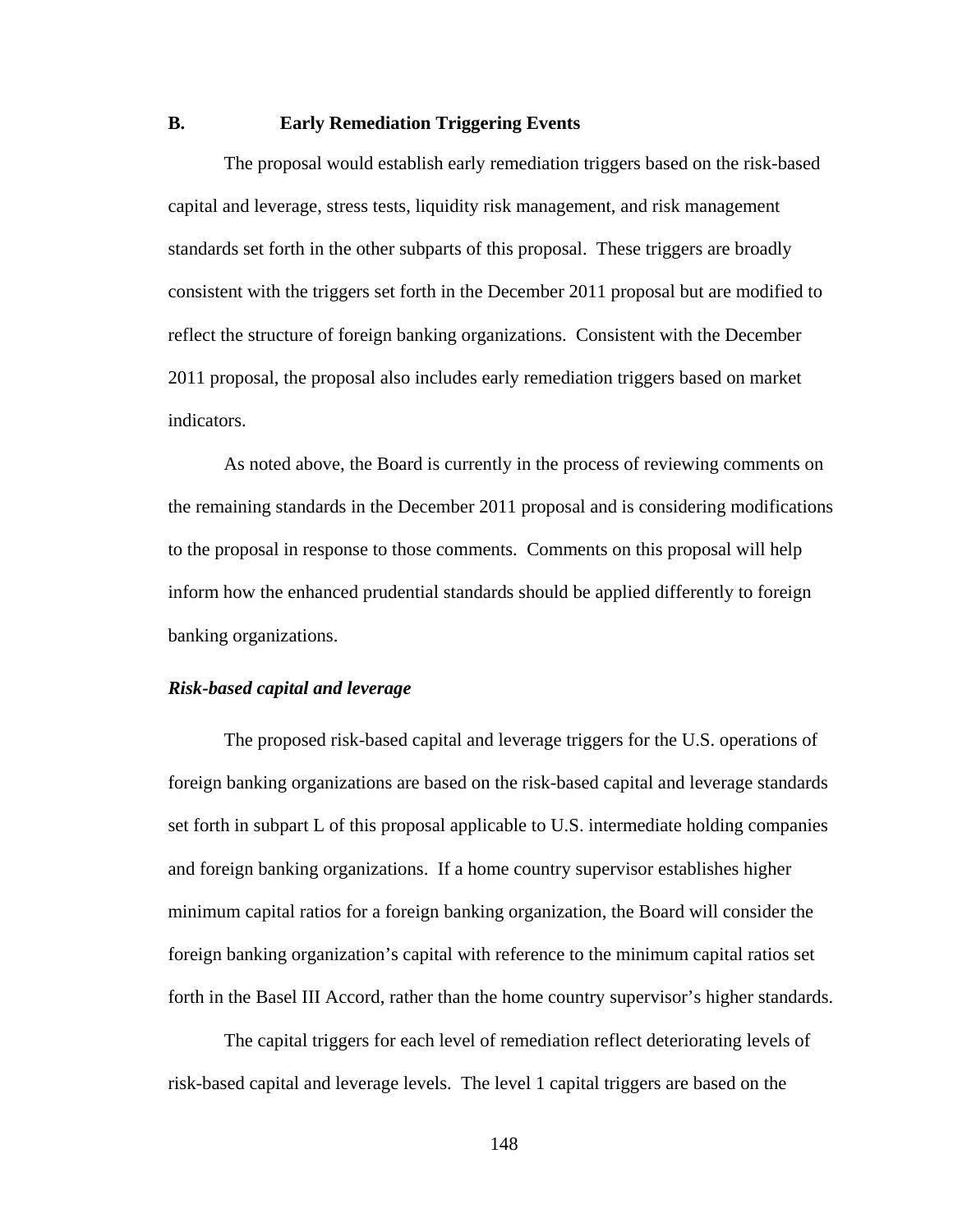## B. Early Remediation Triggering Events

The proposal would establish early remediation triggers based on the risk-based capital and leverage, stress tests, liquidity risk management, and risk management standards set forth in the other subparts of this proposal. These triggers are broadly consistent with the triggers set forth in the December 2011 proposal but are modified to reflect the structure of foreign banking organizations. Consistent with the December 2011 proposal, the proposal also includes early remediation triggers based on market indicators.

As noted above, the Board is currently in the process of reviewing comments on the remaining standards in the December 2011 proposal and is considering modifications to the proposal in response to those comments. Comments on this proposal will help inform how the enhanced prudential standards should be applied differently to foreign banking organizations.

***Risk-based capital and leverage***

The proposed risk-based capital and leverage triggers for the U.S. operations of foreign banking organizations are based on the risk-based capital and leverage standards set forth in subpart L of this proposal applicable to U.S. intermediate holding companies and foreign banking organizations. If a home country supervisor establishes higher minimum capital ratios for a foreign banking organization, the Board will consider the foreign banking organization's capital with reference to the minimum capital ratios set forth in the Basel III Accord, rather than the home country supervisor's higher standards.

The capital triggers for each level of remediation reflect deteriorating levels of risk-based capital and leverage levels. The level 1 capital triggers are based on the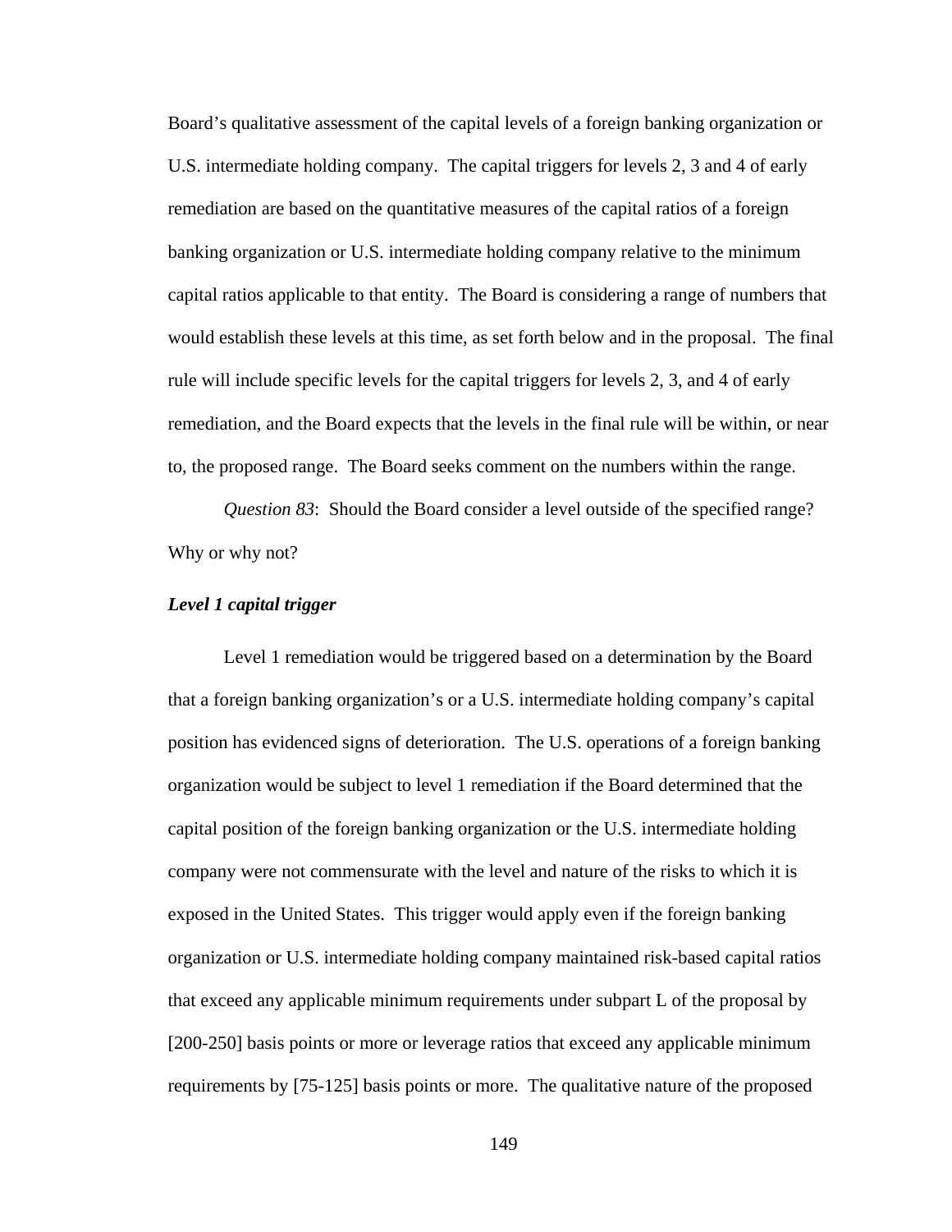Board's qualitative assessment of the capital levels of a foreign banking organization or U.S. intermediate holding company. The capital triggers for levels 2, 3 and 4 of early remediation are based on the quantitative measures of the capital ratios of a foreign banking organization or U.S. intermediate holding company relative to the minimum capital ratios applicable to that entity. The Board is considering a range of numbers that would establish these levels at this time, as set forth below and in the proposal. The final rule will include specific levels for the capital triggers for levels 2, 3, and 4 of early remediation, and the Board expects that the levels in the final rule will be within, or near to, the proposed range. The Board seeks comment on the numbers within the range.

*Question 83*: Should the Board consider a level outside of the specified range? Why or why not?

***Level 1 capital trigger***

Level 1 remediation would be triggered based on a determination by the Board that a foreign banking organization's or a U.S. intermediate holding company's capital position has evidenced signs of deterioration. The U.S. operations of a foreign banking organization would be subject to level 1 remediation if the Board determined that the capital position of the foreign banking organization or the U.S. intermediate holding company were not commensurate with the level and nature of the risks to which it is exposed in the United States. This trigger would apply even if the foreign banking organization or U.S. intermediate holding company maintained risk-based capital ratios that exceed any applicable minimum requirements under subpart L of the proposal by [200-250] basis points or more or leverage ratios that exceed any applicable minimum requirements by [75-125] basis points or more. The qualitative nature of the proposed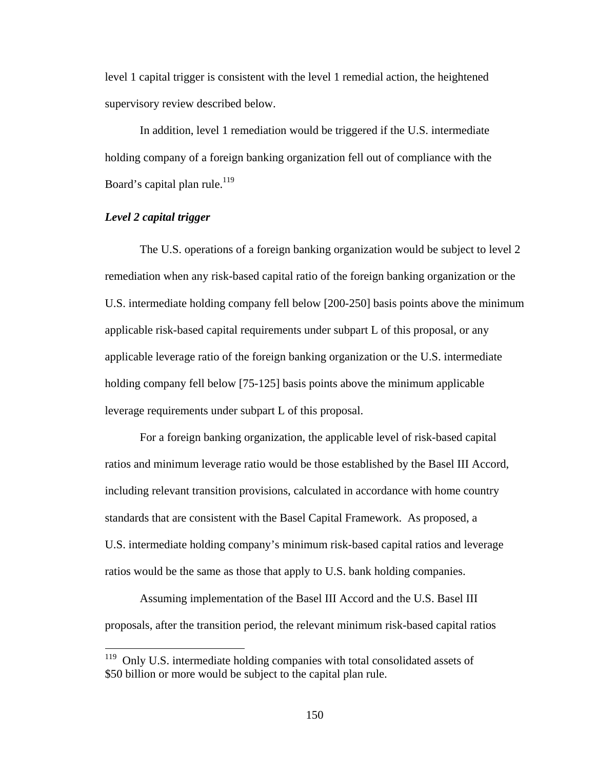level 1 capital trigger is consistent with the level 1 remedial action, the heightened supervisory review described below.

In addition, level 1 remediation would be triggered if the U.S. intermediate holding company of a foreign banking organization fell out of compliance with the Board's capital plan rule.[119]

***Level 2 capital trigger***

The U.S. operations of a foreign banking organization would be subject to level 2 remediation when any risk-based capital ratio of the foreign banking organization or the U.S. intermediate holding company fell below [200-250] basis points above the minimum applicable risk-based capital requirements under subpart L of this proposal, or any applicable leverage ratio of the foreign banking organization or the U.S. intermediate holding company fell below [75-125] basis points above the minimum applicable leverage requirements under subpart L of this proposal.

For a foreign banking organization, the applicable level of risk-based capital ratios and minimum leverage ratio would be those established by the Basel III Accord, including relevant transition provisions, calculated in accordance with home country standards that are consistent with the Basel Capital Framework. As proposed, a U.S. intermediate holding company's minimum risk-based capital ratios and leverage ratios would be the same as those that apply to U.S. bank holding companies.

Assuming implementation of the Basel III Accord and the U.S. Basel III proposals, after the transition period, the relevant minimum risk-based capital ratios

---

[119] Only U.S. intermediate holding companies with total consolidated assets of $50 billion or more would be subject to the capital plan rule.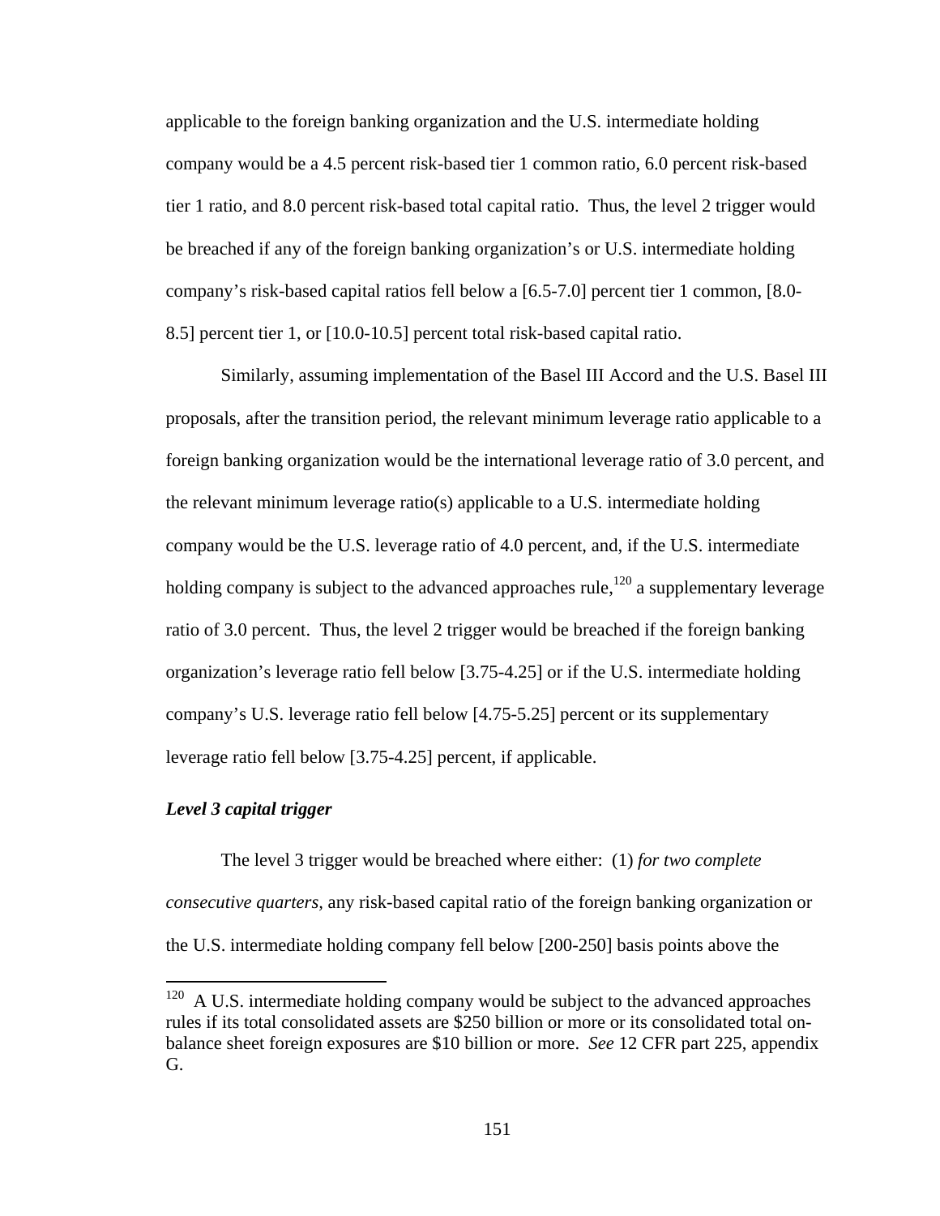applicable to the foreign banking organization and the U.S. intermediate holding company would be a 4.5 percent risk-based tier 1 common ratio, 6.0 percent risk-based tier 1 ratio, and 8.0 percent risk-based total capital ratio. Thus, the level 2 trigger would be breached if any of the foreign banking organization's or U.S. intermediate holding company's risk-based capital ratios fell below a [6.5-7.0] percent tier 1 common, [8.0-8.5] percent tier 1, or [10.0-10.5] percent total risk-based capital ratio.

Similarly, assuming implementation of the Basel III Accord and the U.S. Basel III proposals, after the transition period, the relevant minimum leverage ratio applicable to a foreign banking organization would be the international leverage ratio of 3.0 percent, and the relevant minimum leverage ratio(s) applicable to a U.S. intermediate holding company would be the U.S. leverage ratio of 4.0 percent, and, if the U.S. intermediate holding company is subject to the advanced approaches rule,[120] a supplementary leverage ratio of 3.0 percent. Thus, the level 2 trigger would be breached if the foreign banking organization's leverage ratio fell below [3.75-4.25] or if the U.S. intermediate holding company's U.S. leverage ratio fell below [4.75-5.25] percent or its supplementary leverage ratio fell below [3.75-4.25] percent, if applicable.

***Level 3 capital trigger***

The level 3 trigger would be breached where either: (1) *for two complete consecutive quarters*, any risk-based capital ratio of the foreign banking organization or the U.S. intermediate holding company fell below [200-250] basis points above the

[120] A U.S. intermediate holding company would be subject to the advanced approaches rules if its total consolidated assets are $250 billion or more or its consolidated total on-balance sheet foreign exposures are $10 billion or more. *See* 12 CFR part 225, appendix G.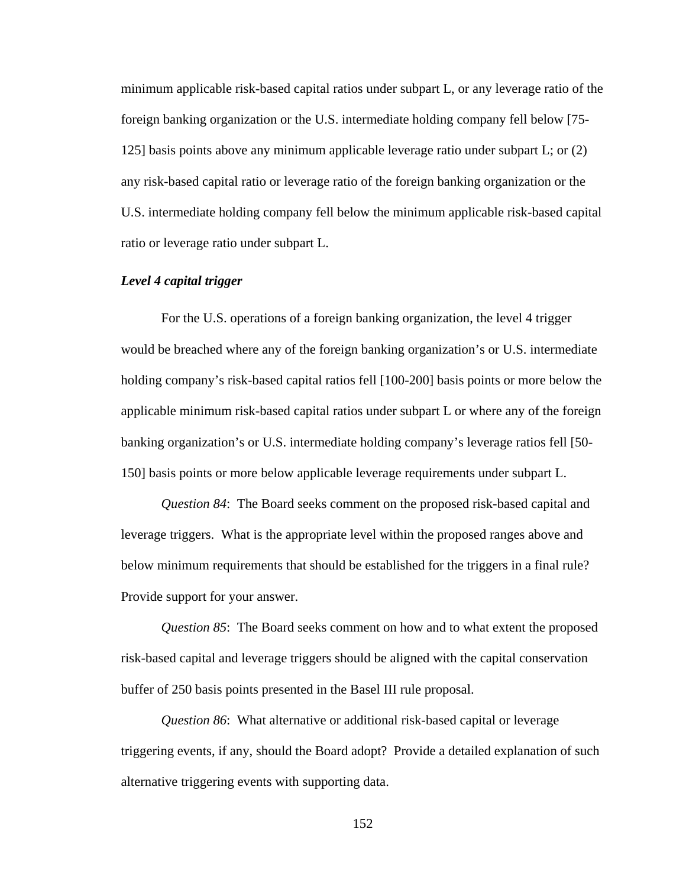minimum applicable risk-based capital ratios under subpart L, or any leverage ratio of the foreign banking organization or the U.S. intermediate holding company fell below [75-125] basis points above any minimum applicable leverage ratio under subpart L; or (2) any risk-based capital ratio or leverage ratio of the foreign banking organization or the U.S. intermediate holding company fell below the minimum applicable risk-based capital ratio or leverage ratio under subpart L.

***Level 4 capital trigger***

For the U.S. operations of a foreign banking organization, the level 4 trigger would be breached where any of the foreign banking organization's or U.S. intermediate holding company's risk-based capital ratios fell [100-200] basis points or more below the applicable minimum risk-based capital ratios under subpart L or where any of the foreign banking organization's or U.S. intermediate holding company's leverage ratios fell [50-150] basis points or more below applicable leverage requirements under subpart L.

*Question 84*: The Board seeks comment on the proposed risk-based capital and leverage triggers. What is the appropriate level within the proposed ranges above and below minimum requirements that should be established for the triggers in a final rule? Provide support for your answer.

*Question 85*: The Board seeks comment on how and to what extent the proposed risk-based capital and leverage triggers should be aligned with the capital conservation buffer of 250 basis points presented in the Basel III rule proposal.

*Question 86*: What alternative or additional risk-based capital or leverage triggering events, if any, should the Board adopt? Provide a detailed explanation of such alternative triggering events with supporting data.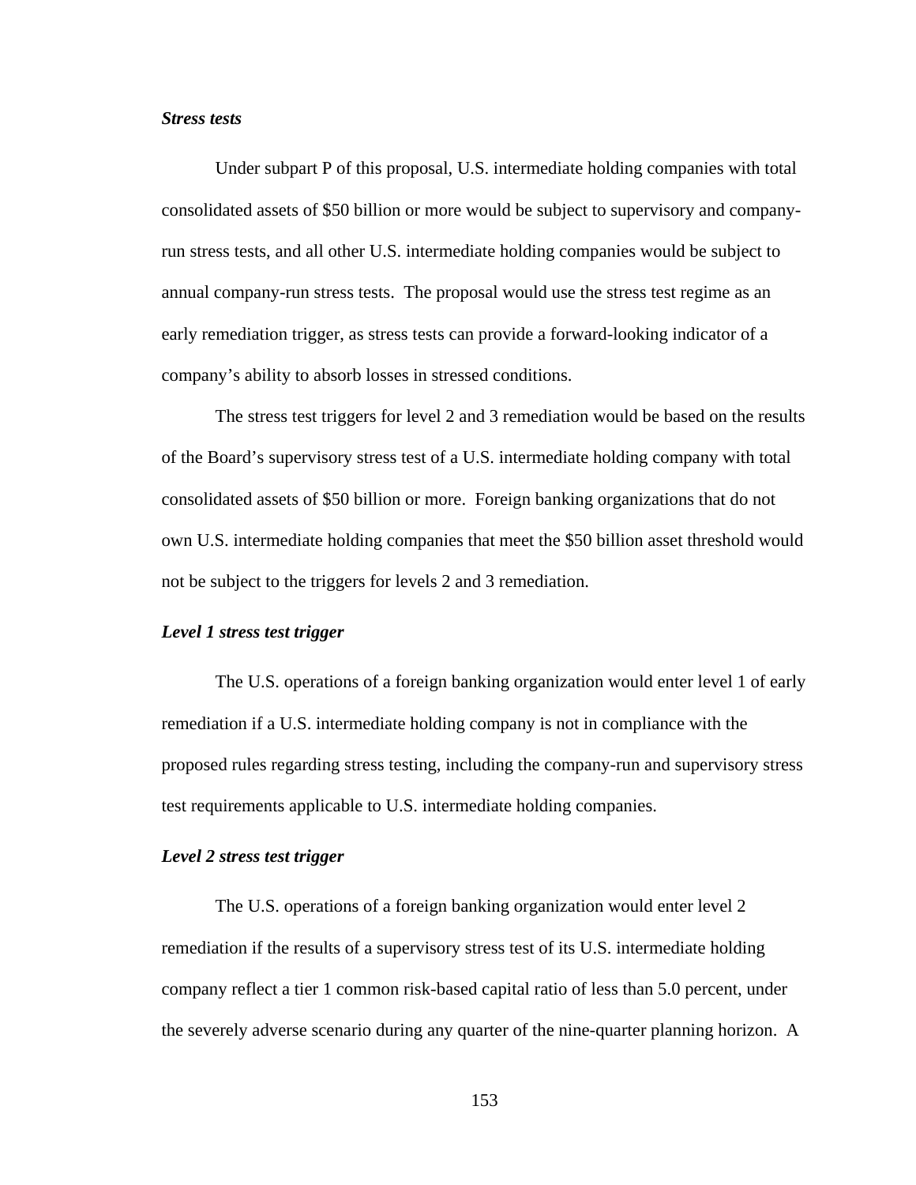***Stress tests***

Under subpart P of this proposal, U.S. intermediate holding companies with total consolidated assets of $50 billion or more would be subject to supervisory and company-run stress tests, and all other U.S. intermediate holding companies would be subject to annual company-run stress tests. The proposal would use the stress test regime as an early remediation trigger, as stress tests can provide a forward-looking indicator of a company's ability to absorb losses in stressed conditions.

The stress test triggers for level 2 and 3 remediation would be based on the results of the Board's supervisory stress test of a U.S. intermediate holding company with total consolidated assets of $50 billion or more. Foreign banking organizations that do not own U.S. intermediate holding companies that meet the $50 billion asset threshold would not be subject to the triggers for levels 2 and 3 remediation.

***Level 1 stress test trigger***

The U.S. operations of a foreign banking organization would enter level 1 of early remediation if a U.S. intermediate holding company is not in compliance with the proposed rules regarding stress testing, including the company-run and supervisory stress test requirements applicable to U.S. intermediate holding companies.

***Level 2 stress test trigger***

The U.S. operations of a foreign banking organization would enter level 2 remediation if the results of a supervisory stress test of its U.S. intermediate holding company reflect a tier 1 common risk-based capital ratio of less than 5.0 percent, under the severely adverse scenario during any quarter of the nine-quarter planning horizon. A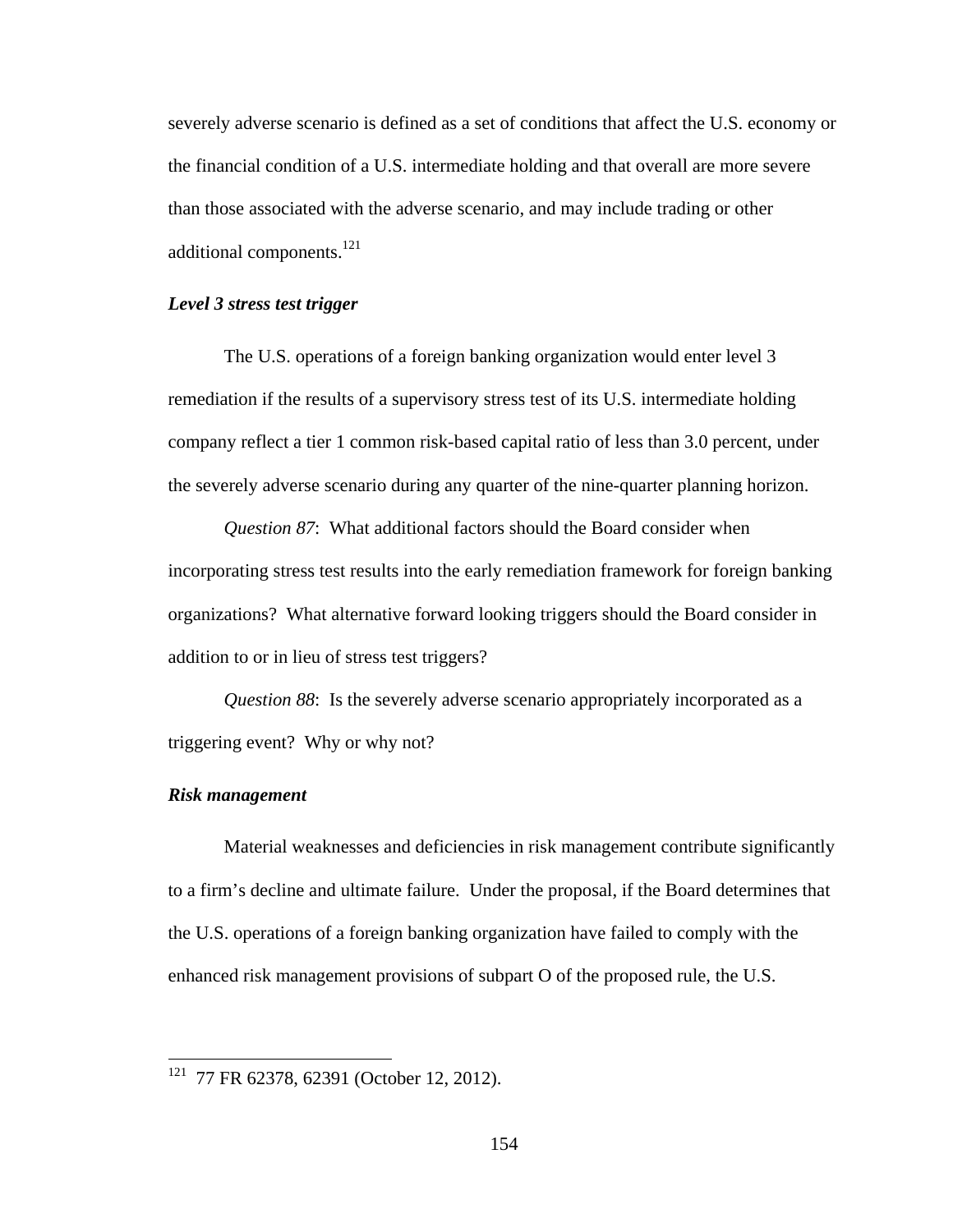severely adverse scenario is defined as a set of conditions that affect the U.S. economy or the financial condition of a U.S. intermediate holding and that overall are more severe than those associated with the adverse scenario, and may include trading or other additional components.[121]

***Level 3 stress test trigger***

The U.S. operations of a foreign banking organization would enter level 3 remediation if the results of a supervisory stress test of its U.S. intermediate holding company reflect a tier 1 common risk-based capital ratio of less than 3.0 percent, under the severely adverse scenario during any quarter of the nine-quarter planning horizon.

*Question 87*: What additional factors should the Board consider when incorporating stress test results into the early remediation framework for foreign banking organizations? What alternative forward looking triggers should the Board consider in addition to or in lieu of stress test triggers?

*Question 88*: Is the severely adverse scenario appropriately incorporated as a triggering event? Why or why not?

***Risk management***

Material weaknesses and deficiencies in risk management contribute significantly to a firm's decline and ultimate failure. Under the proposal, if the Board determines that the U.S. operations of a foreign banking organization have failed to comply with the enhanced risk management provisions of subpart O of the proposed rule, the U.S.

---

[121] 77 FR 62378, 62391 (October 12, 2012).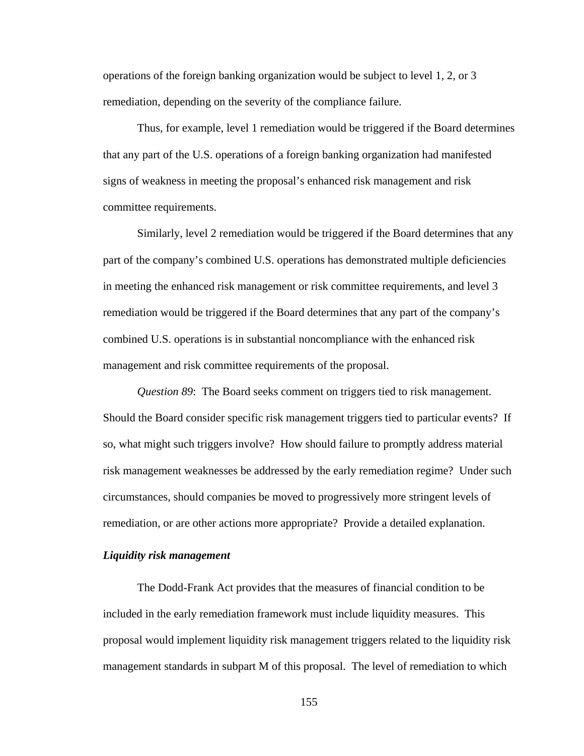operations of the foreign banking organization would be subject to level 1, 2, or 3 remediation, depending on the severity of the compliance failure.

Thus, for example, level 1 remediation would be triggered if the Board determines that any part of the U.S. operations of a foreign banking organization had manifested signs of weakness in meeting the proposal's enhanced risk management and risk committee requirements.

Similarly, level 2 remediation would be triggered if the Board determines that any part of the company's combined U.S. operations has demonstrated multiple deficiencies in meeting the enhanced risk management or risk committee requirements, and level 3 remediation would be triggered if the Board determines that any part of the company's combined U.S. operations is in substantial noncompliance with the enhanced risk management and risk committee requirements of the proposal.

*Question 89*: The Board seeks comment on triggers tied to risk management. Should the Board consider specific risk management triggers tied to particular events? If so, what might such triggers involve? How should failure to promptly address material risk management weaknesses be addressed by the early remediation regime? Under such circumstances, should companies be moved to progressively more stringent levels of remediation, or are other actions more appropriate? Provide a detailed explanation.

***Liquidity risk management***

The Dodd-Frank Act provides that the measures of financial condition to be included in the early remediation framework must include liquidity measures. This proposal would implement liquidity risk management triggers related to the liquidity risk management standards in subpart M of this proposal. The level of remediation to which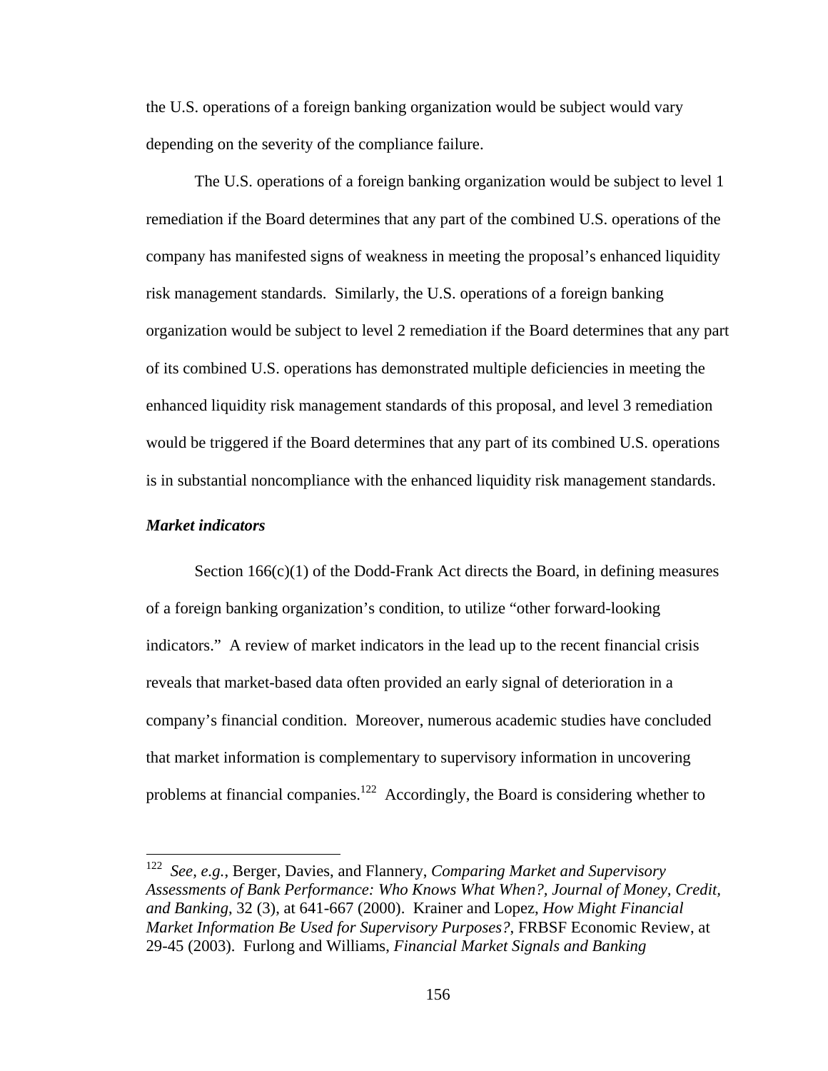the U.S. operations of a foreign banking organization would be subject would vary depending on the severity of the compliance failure.

The U.S. operations of a foreign banking organization would be subject to level 1 remediation if the Board determines that any part of the combined U.S. operations of the company has manifested signs of weakness in meeting the proposal's enhanced liquidity risk management standards. Similarly, the U.S. operations of a foreign banking organization would be subject to level 2 remediation if the Board determines that any part of its combined U.S. operations has demonstrated multiple deficiencies in meeting the enhanced liquidity risk management standards of this proposal, and level 3 remediation would be triggered if the Board determines that any part of its combined U.S. operations is in substantial noncompliance with the enhanced liquidity risk management standards.

***Market indicators***

Section 166(c)(1) of the Dodd-Frank Act directs the Board, in defining measures of a foreign banking organization's condition, to utilize "other forward-looking indicators." A review of market indicators in the lead up to the recent financial crisis reveals that market-based data often provided an early signal of deterioration in a company's financial condition. Moreover, numerous academic studies have concluded that market information is complementary to supervisory information in uncovering problems at financial companies.[122] Accordingly, the Board is considering whether to

---

[122] *See, e.g.*, Berger, Davies, and Flannery, *Comparing Market and Supervisory Assessments of Bank Performance: Who Knows What When?*, *Journal of Money, Credit, and Banking*, 32 (3), at 641-667 (2000). Krainer and Lopez, *How Might Financial Market Information Be Used for Supervisory Purposes?*, FRBSF Economic Review, at 29-45 (2003). Furlong and Williams, *Financial Market Signals and Banking*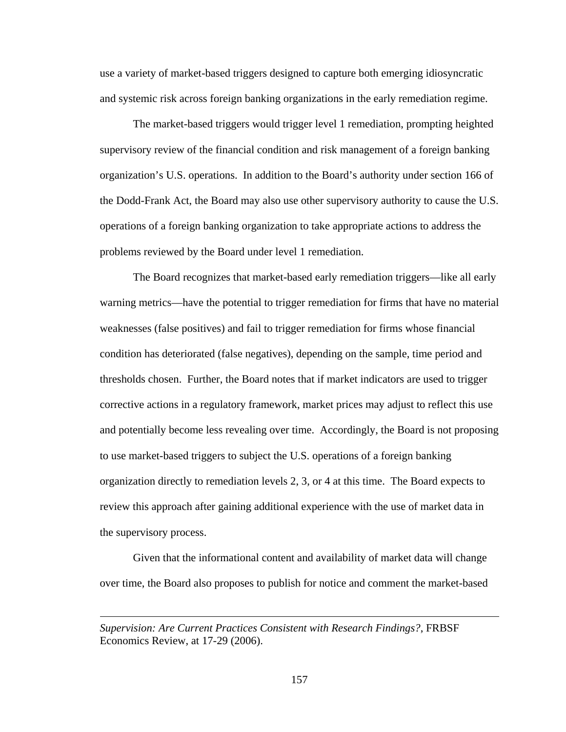use a variety of market-based triggers designed to capture both emerging idiosyncratic and systemic risk across foreign banking organizations in the early remediation regime.

The market-based triggers would trigger level 1 remediation, prompting heighted supervisory review of the financial condition and risk management of a foreign banking organization's U.S. operations. In addition to the Board's authority under section 166 of the Dodd-Frank Act, the Board may also use other supervisory authority to cause the U.S. operations of a foreign banking organization to take appropriate actions to address the problems reviewed by the Board under level 1 remediation.

The Board recognizes that market-based early remediation triggers—like all early warning metrics—have the potential to trigger remediation for firms that have no material weaknesses (false positives) and fail to trigger remediation for firms whose financial condition has deteriorated (false negatives), depending on the sample, time period and thresholds chosen. Further, the Board notes that if market indicators are used to trigger corrective actions in a regulatory framework, market prices may adjust to reflect this use and potentially become less revealing over time. Accordingly, the Board is not proposing to use market-based triggers to subject the U.S. operations of a foreign banking organization directly to remediation levels 2, 3, or 4 at this time. The Board expects to review this approach after gaining additional experience with the use of market data in the supervisory process.

Given that the informational content and availability of market data will change over time, the Board also proposes to publish for notice and comment the market-based

---

*Supervision: Are Current Practices Consistent with Research Findings?*, FRBSF Economics Review, at 17-29 (2006).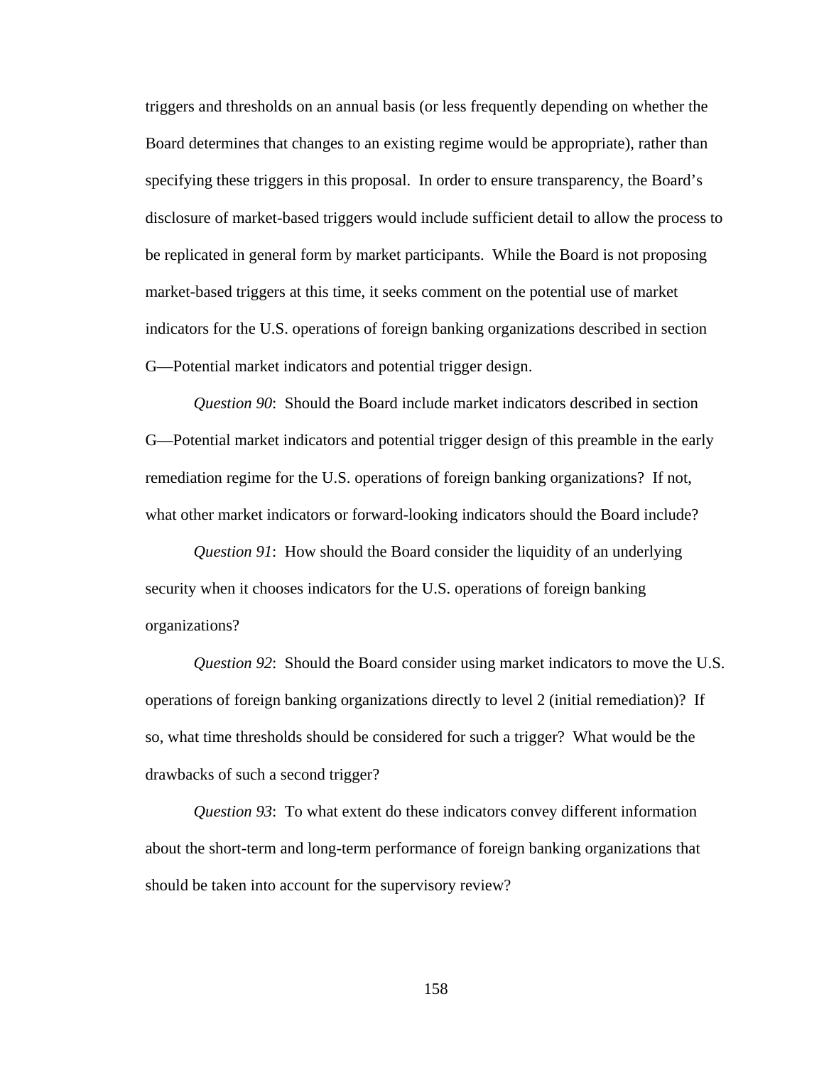triggers and thresholds on an annual basis (or less frequently depending on whether the Board determines that changes to an existing regime would be appropriate), rather than specifying these triggers in this proposal. In order to ensure transparency, the Board's disclosure of market-based triggers would include sufficient detail to allow the process to be replicated in general form by market participants. While the Board is not proposing market-based triggers at this time, it seeks comment on the potential use of market indicators for the U.S. operations of foreign banking organizations described in section G—Potential market indicators and potential trigger design.

*Question 90*: Should the Board include market indicators described in section G—Potential market indicators and potential trigger design of this preamble in the early remediation regime for the U.S. operations of foreign banking organizations? If not, what other market indicators or forward-looking indicators should the Board include?

*Question 91*: How should the Board consider the liquidity of an underlying security when it chooses indicators for the U.S. operations of foreign banking organizations?

*Question 92*: Should the Board consider using market indicators to move the U.S. operations of foreign banking organizations directly to level 2 (initial remediation)? If so, what time thresholds should be considered for such a trigger? What would be the drawbacks of such a second trigger?

*Question 93*: To what extent do these indicators convey different information about the short-term and long-term performance of foreign banking organizations that should be taken into account for the supervisory review?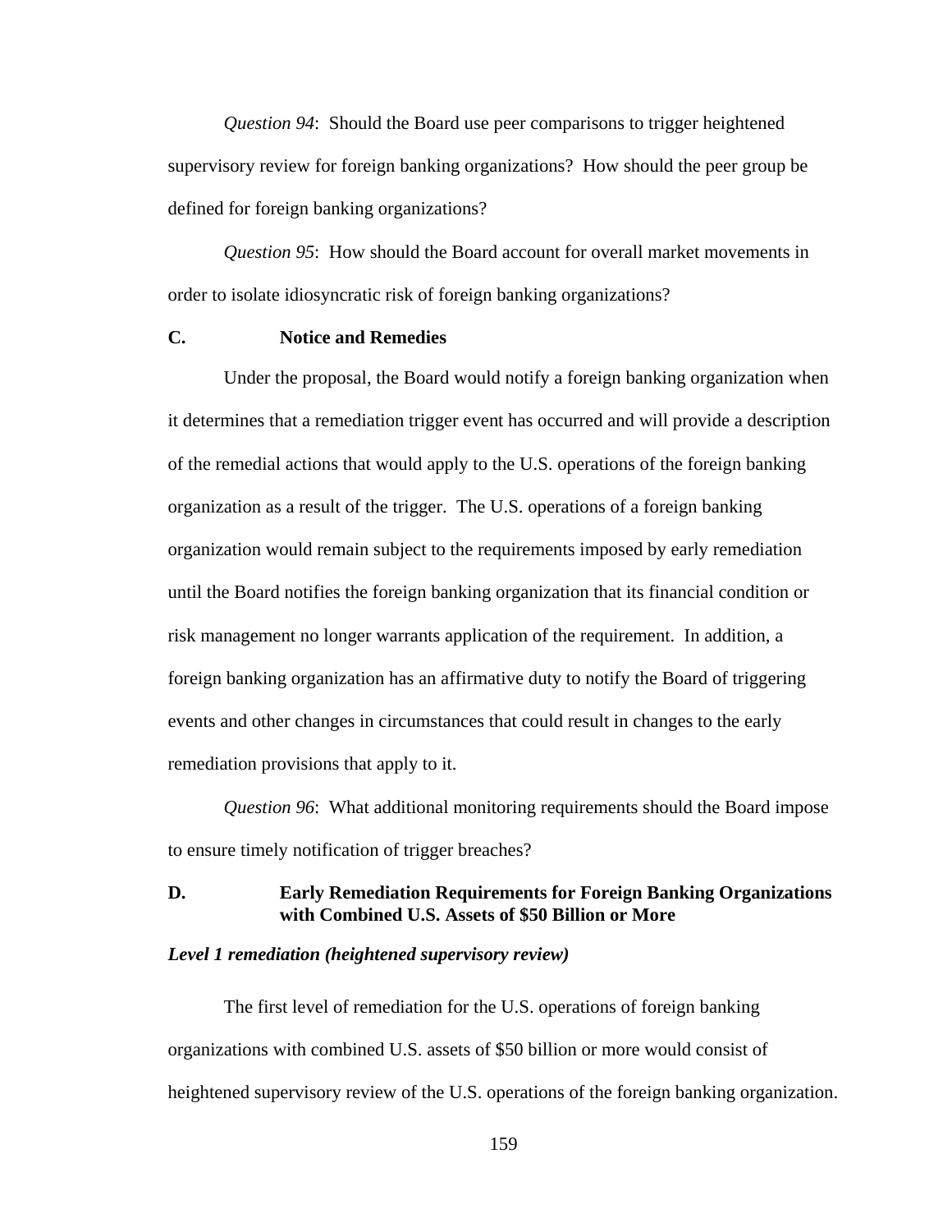*Question 94*: Should the Board use peer comparisons to trigger heightened supervisory review for foreign banking organizations? How should the peer group be defined for foreign banking organizations?

*Question 95*: How should the Board account for overall market movements in order to isolate idiosyncratic risk of foreign banking organizations?

## C. Notice and Remedies

Under the proposal, the Board would notify a foreign banking organization when it determines that a remediation trigger event has occurred and will provide a description of the remedial actions that would apply to the U.S. operations of the foreign banking organization as a result of the trigger. The U.S. operations of a foreign banking organization would remain subject to the requirements imposed by early remediation until the Board notifies the foreign banking organization that its financial condition or risk management no longer warrants application of the requirement. In addition, a foreign banking organization has an affirmative duty to notify the Board of triggering events and other changes in circumstances that could result in changes to the early remediation provisions that apply to it.

*Question 96*: What additional monitoring requirements should the Board impose to ensure timely notification of trigger breaches?

## D. Early Remediation Requirements for Foreign Banking Organizations with Combined U.S. Assets of $50 Billion or More

***Level 1 remediation (heightened supervisory review)***

The first level of remediation for the U.S. operations of foreign banking organizations with combined U.S. assets of $50 billion or more would consist of heightened supervisory review of the U.S. operations of the foreign banking organization.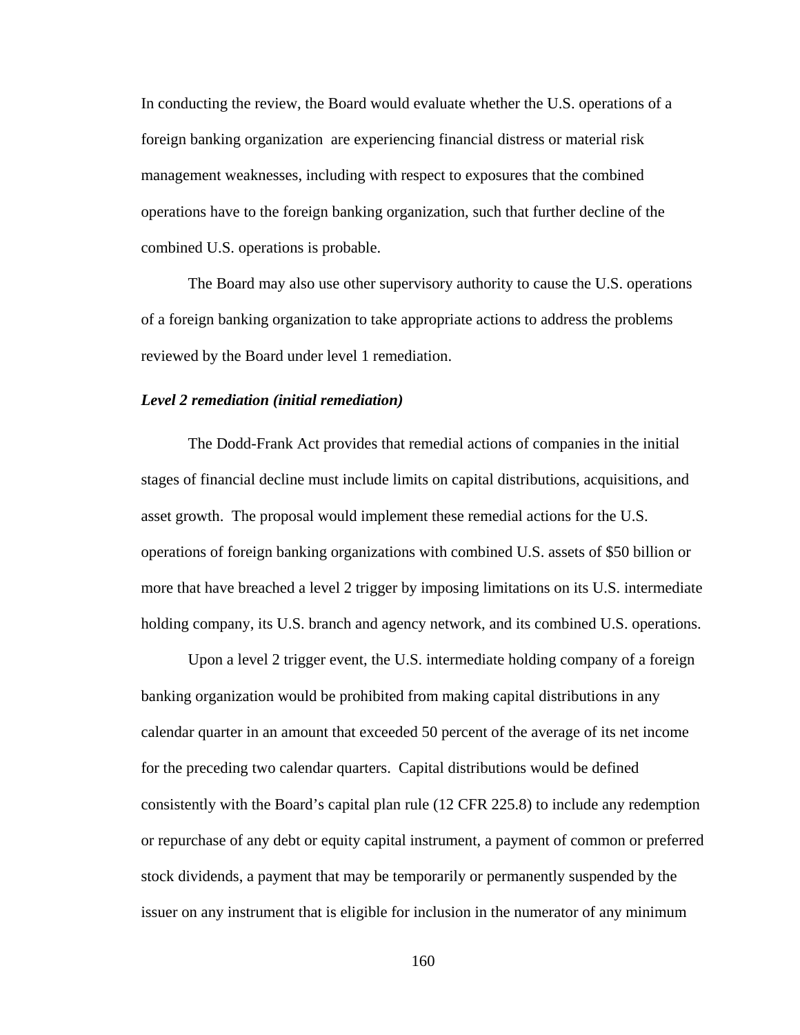In conducting the review, the Board would evaluate whether the U.S. operations of a foreign banking organization are experiencing financial distress or material risk management weaknesses, including with respect to exposures that the combined operations have to the foreign banking organization, such that further decline of the combined U.S. operations is probable.

The Board may also use other supervisory authority to cause the U.S. operations of a foreign banking organization to take appropriate actions to address the problems reviewed by the Board under level 1 remediation.

***Level 2 remediation (initial remediation)***

The Dodd-Frank Act provides that remedial actions of companies in the initial stages of financial decline must include limits on capital distributions, acquisitions, and asset growth. The proposal would implement these remedial actions for the U.S. operations of foreign banking organizations with combined U.S. assets of $50 billion or more that have breached a level 2 trigger by imposing limitations on its U.S. intermediate holding company, its U.S. branch and agency network, and its combined U.S. operations.

Upon a level 2 trigger event, the U.S. intermediate holding company of a foreign banking organization would be prohibited from making capital distributions in any calendar quarter in an amount that exceeded 50 percent of the average of its net income for the preceding two calendar quarters. Capital distributions would be defined consistently with the Board's capital plan rule (12 CFR 225.8) to include any redemption or repurchase of any debt or equity capital instrument, a payment of common or preferred stock dividends, a payment that may be temporarily or permanently suspended by the issuer on any instrument that is eligible for inclusion in the numerator of any minimum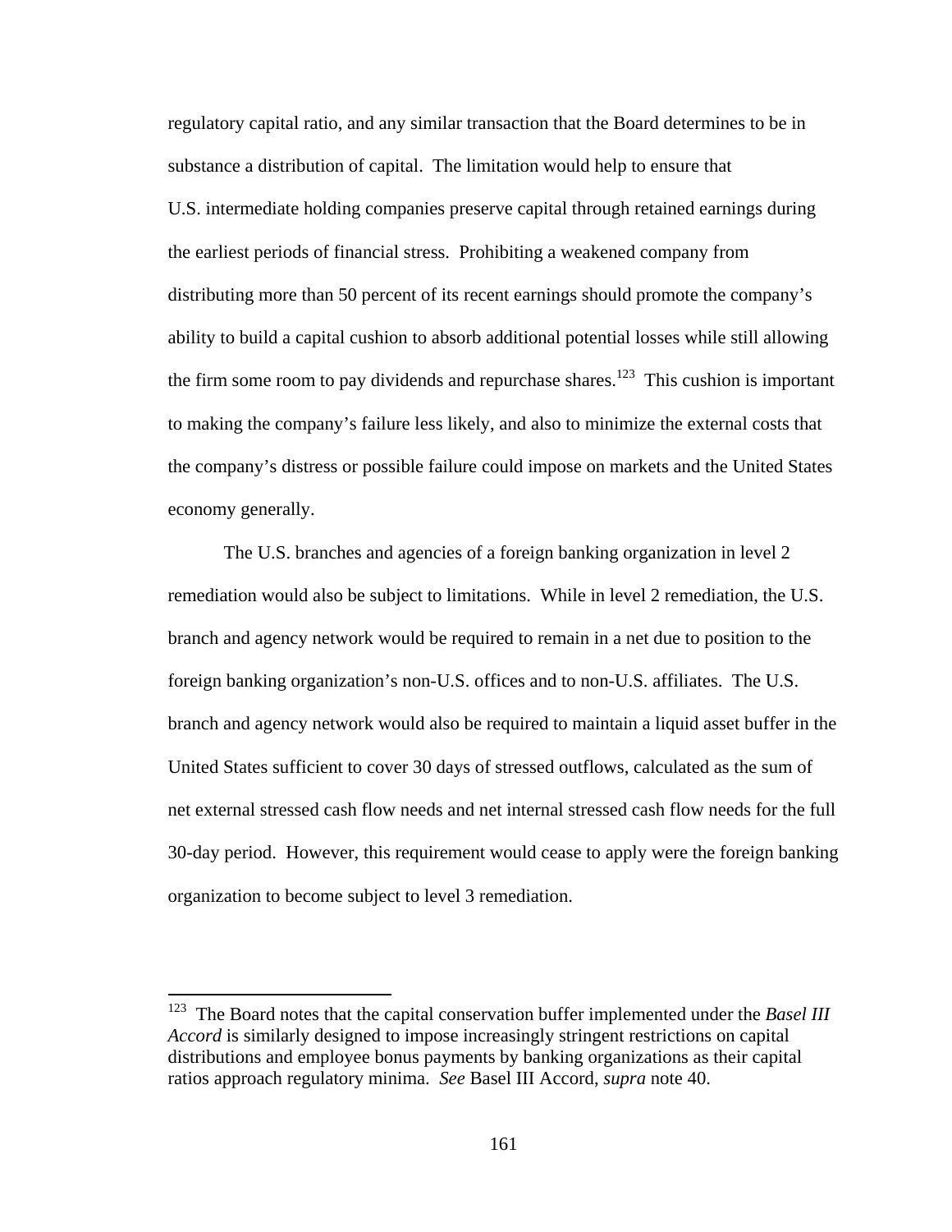regulatory capital ratio, and any similar transaction that the Board determines to be in substance a distribution of capital. The limitation would help to ensure that U.S. intermediate holding companies preserve capital through retained earnings during the earliest periods of financial stress. Prohibiting a weakened company from distributing more than 50 percent of its recent earnings should promote the company's ability to build a capital cushion to absorb additional potential losses while still allowing the firm some room to pay dividends and repurchase shares.[123] This cushion is important to making the company's failure less likely, and also to minimize the external costs that the company's distress or possible failure could impose on markets and the United States economy generally.

The U.S. branches and agencies of a foreign banking organization in level 2 remediation would also be subject to limitations. While in level 2 remediation, the U.S. branch and agency network would be required to remain in a net due to position to the foreign banking organization's non-U.S. offices and to non-U.S. affiliates. The U.S. branch and agency network would also be required to maintain a liquid asset buffer in the United States sufficient to cover 30 days of stressed outflows, calculated as the sum of net external stressed cash flow needs and net internal stressed cash flow needs for the full 30-day period. However, this requirement would cease to apply were the foreign banking organization to become subject to level 3 remediation.

---

[123] The Board notes that the capital conservation buffer implemented under the *Basel III Accord* is similarly designed to impose increasingly stringent restrictions on capital distributions and employee bonus payments by banking organizations as their capital ratios approach regulatory minima. *See* Basel III Accord, *supra* note 40.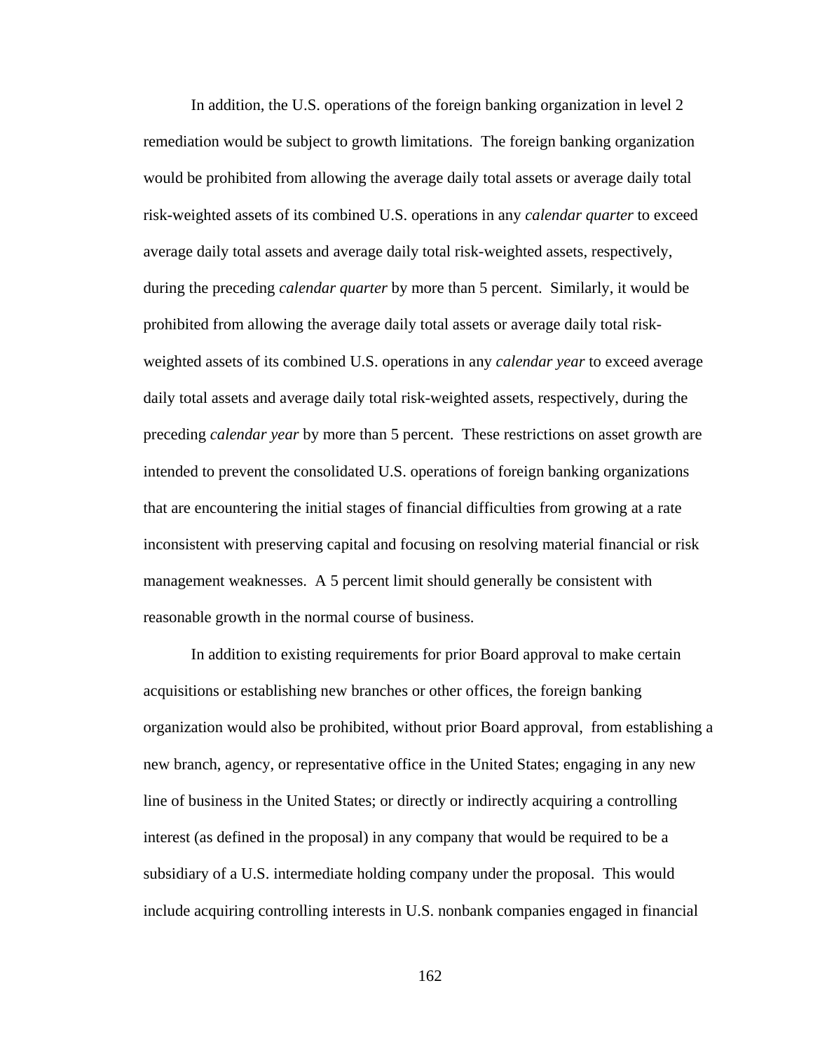In addition, the U.S. operations of the foreign banking organization in level 2 remediation would be subject to growth limitations. The foreign banking organization would be prohibited from allowing the average daily total assets or average daily total risk-weighted assets of its combined U.S. operations in any *calendar quarter* to exceed average daily total assets and average daily total risk-weighted assets, respectively, during the preceding *calendar quarter* by more than 5 percent. Similarly, it would be prohibited from allowing the average daily total assets or average daily total risk-weighted assets of its combined U.S. operations in any *calendar year* to exceed average daily total assets and average daily total risk-weighted assets, respectively, during the preceding *calendar year* by more than 5 percent. These restrictions on asset growth are intended to prevent the consolidated U.S. operations of foreign banking organizations that are encountering the initial stages of financial difficulties from growing at a rate inconsistent with preserving capital and focusing on resolving material financial or risk management weaknesses. A 5 percent limit should generally be consistent with reasonable growth in the normal course of business.

In addition to existing requirements for prior Board approval to make certain acquisitions or establishing new branches or other offices, the foreign banking organization would also be prohibited, without prior Board approval, from establishing a new branch, agency, or representative office in the United States; engaging in any new line of business in the United States; or directly or indirectly acquiring a controlling interest (as defined in the proposal) in any company that would be required to be a subsidiary of a U.S. intermediate holding company under the proposal. This would include acquiring controlling interests in U.S. nonbank companies engaged in financial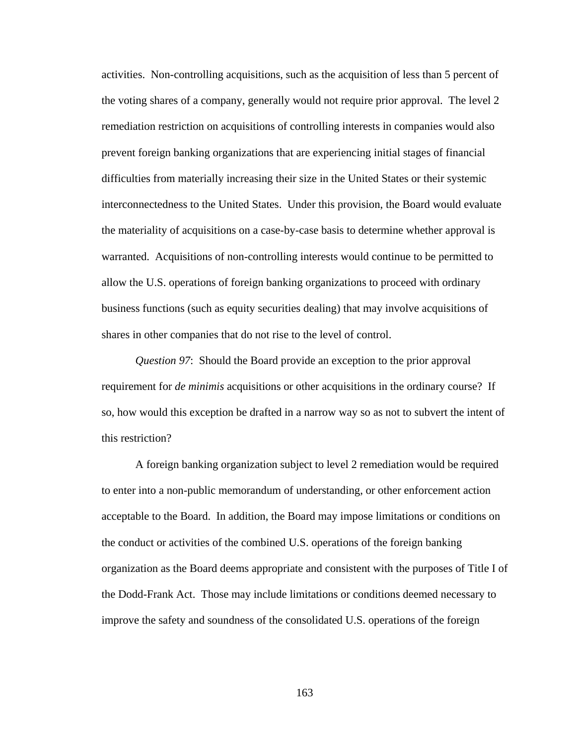activities. Non-controlling acquisitions, such as the acquisition of less than 5 percent of the voting shares of a company, generally would not require prior approval. The level 2 remediation restriction on acquisitions of controlling interests in companies would also prevent foreign banking organizations that are experiencing initial stages of financial difficulties from materially increasing their size in the United States or their systemic interconnectedness to the United States. Under this provision, the Board would evaluate the materiality of acquisitions on a case-by-case basis to determine whether approval is warranted. Acquisitions of non-controlling interests would continue to be permitted to allow the U.S. operations of foreign banking organizations to proceed with ordinary business functions (such as equity securities dealing) that may involve acquisitions of shares in other companies that do not rise to the level of control.

*Question 97*: Should the Board provide an exception to the prior approval requirement for *de minimis* acquisitions or other acquisitions in the ordinary course? If so, how would this exception be drafted in a narrow way so as not to subvert the intent of this restriction?

A foreign banking organization subject to level 2 remediation would be required to enter into a non-public memorandum of understanding, or other enforcement action acceptable to the Board. In addition, the Board may impose limitations or conditions on the conduct or activities of the combined U.S. operations of the foreign banking organization as the Board deems appropriate and consistent with the purposes of Title I of the Dodd-Frank Act. Those may include limitations or conditions deemed necessary to improve the safety and soundness of the consolidated U.S. operations of the foreign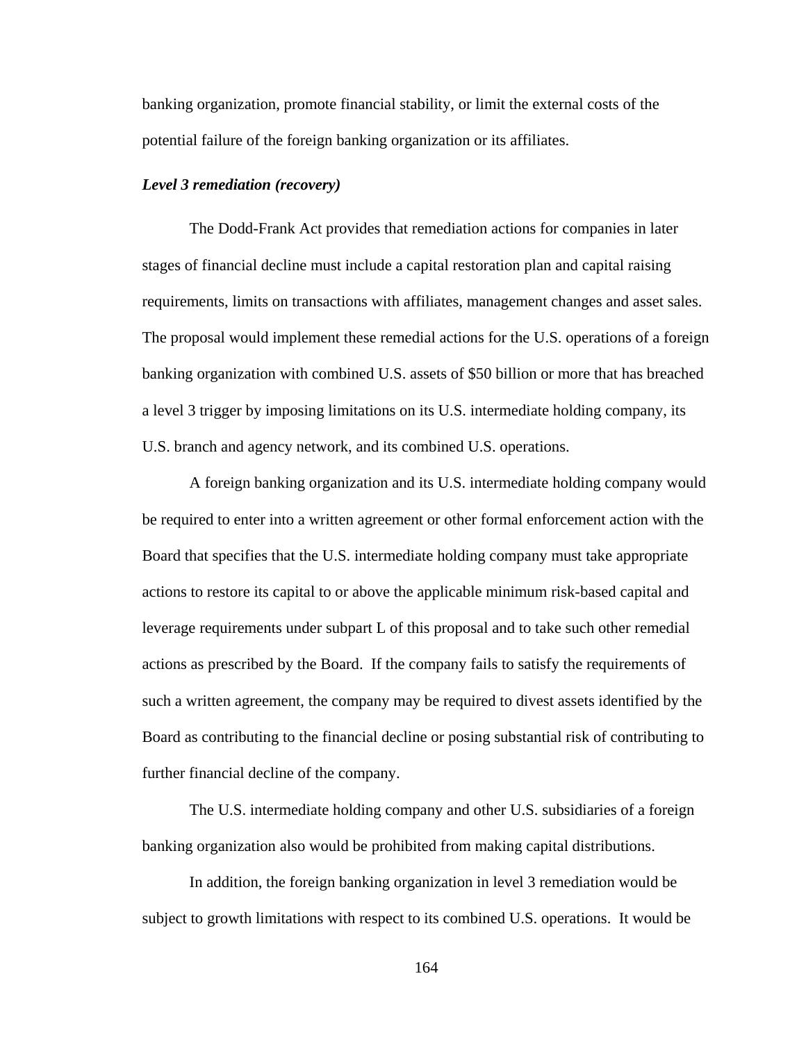banking organization, promote financial stability, or limit the external costs of the potential failure of the foreign banking organization or its affiliates.

***Level 3 remediation (recovery)***

The Dodd-Frank Act provides that remediation actions for companies in later stages of financial decline must include a capital restoration plan and capital raising requirements, limits on transactions with affiliates, management changes and asset sales. The proposal would implement these remedial actions for the U.S. operations of a foreign banking organization with combined U.S. assets of $50 billion or more that has breached a level 3 trigger by imposing limitations on its U.S. intermediate holding company, its U.S. branch and agency network, and its combined U.S. operations.

A foreign banking organization and its U.S. intermediate holding company would be required to enter into a written agreement or other formal enforcement action with the Board that specifies that the U.S. intermediate holding company must take appropriate actions to restore its capital to or above the applicable minimum risk-based capital and leverage requirements under subpart L of this proposal and to take such other remedial actions as prescribed by the Board. If the company fails to satisfy the requirements of such a written agreement, the company may be required to divest assets identified by the Board as contributing to the financial decline or posing substantial risk of contributing to further financial decline of the company.

The U.S. intermediate holding company and other U.S. subsidiaries of a foreign banking organization also would be prohibited from making capital distributions.

In addition, the foreign banking organization in level 3 remediation would be subject to growth limitations with respect to its combined U.S. operations. It would be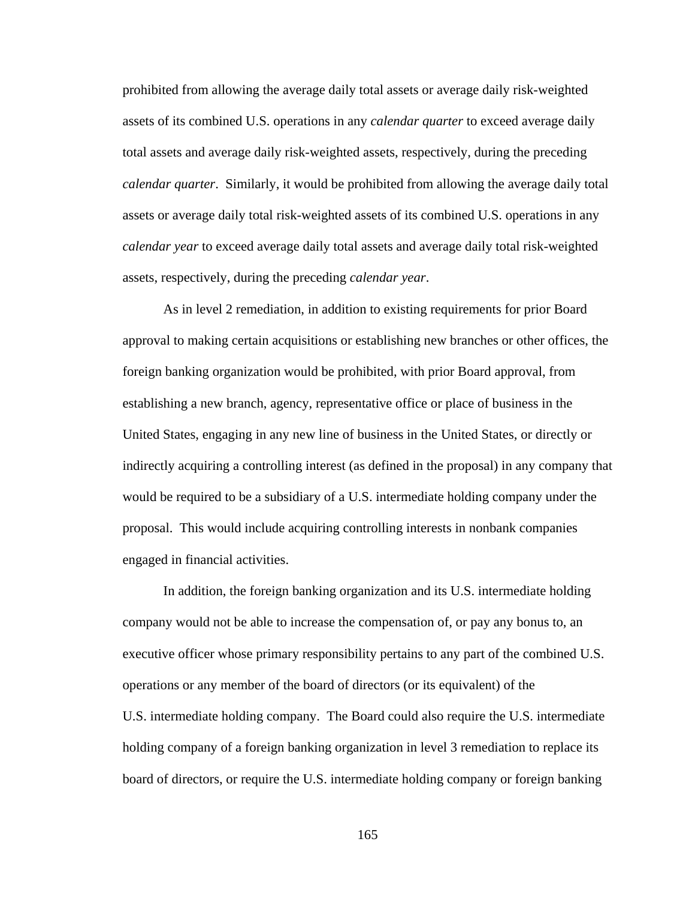prohibited from allowing the average daily total assets or average daily risk-weighted assets of its combined U.S. operations in any *calendar quarter* to exceed average daily total assets and average daily risk-weighted assets, respectively, during the preceding *calendar quarter*. Similarly, it would be prohibited from allowing the average daily total assets or average daily total risk-weighted assets of its combined U.S. operations in any *calendar year* to exceed average daily total assets and average daily total risk-weighted assets, respectively, during the preceding *calendar year*.

As in level 2 remediation, in addition to existing requirements for prior Board approval to making certain acquisitions or establishing new branches or other offices, the foreign banking organization would be prohibited, with prior Board approval, from establishing a new branch, agency, representative office or place of business in the United States, engaging in any new line of business in the United States, or directly or indirectly acquiring a controlling interest (as defined in the proposal) in any company that would be required to be a subsidiary of a U.S. intermediate holding company under the proposal. This would include acquiring controlling interests in nonbank companies engaged in financial activities.

In addition, the foreign banking organization and its U.S. intermediate holding company would not be able to increase the compensation of, or pay any bonus to, an executive officer whose primary responsibility pertains to any part of the combined U.S. operations or any member of the board of directors (or its equivalent) of the U.S. intermediate holding company. The Board could also require the U.S. intermediate holding company of a foreign banking organization in level 3 remediation to replace its board of directors, or require the U.S. intermediate holding company or foreign banking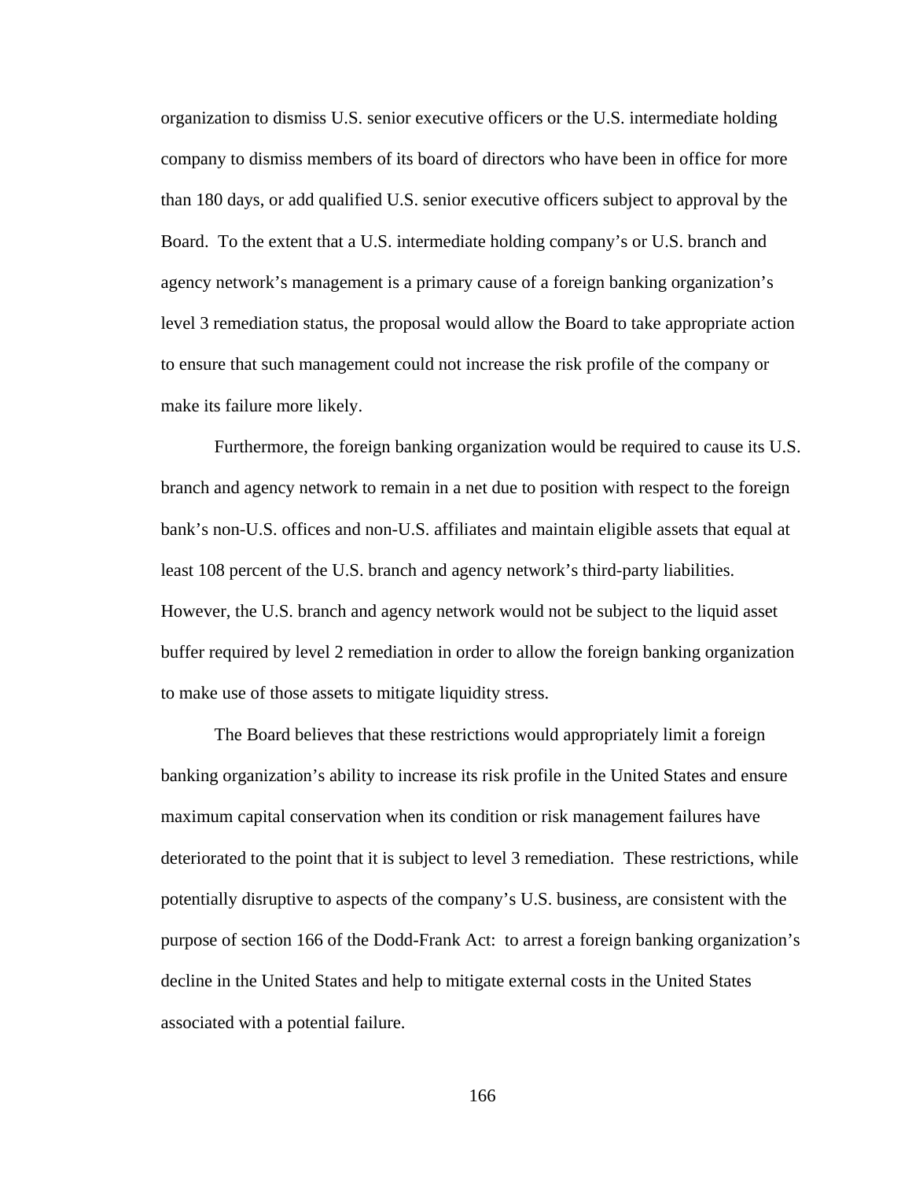organization to dismiss U.S. senior executive officers or the U.S. intermediate holding company to dismiss members of its board of directors who have been in office for more than 180 days, or add qualified U.S. senior executive officers subject to approval by the Board. To the extent that a U.S. intermediate holding company's or U.S. branch and agency network's management is a primary cause of a foreign banking organization's level 3 remediation status, the proposal would allow the Board to take appropriate action to ensure that such management could not increase the risk profile of the company or make its failure more likely.

Furthermore, the foreign banking organization would be required to cause its U.S. branch and agency network to remain in a net due to position with respect to the foreign bank's non-U.S. offices and non-U.S. affiliates and maintain eligible assets that equal at least 108 percent of the U.S. branch and agency network's third-party liabilities. However, the U.S. branch and agency network would not be subject to the liquid asset buffer required by level 2 remediation in order to allow the foreign banking organization to make use of those assets to mitigate liquidity stress.

The Board believes that these restrictions would appropriately limit a foreign banking organization's ability to increase its risk profile in the United States and ensure maximum capital conservation when its condition or risk management failures have deteriorated to the point that it is subject to level 3 remediation. These restrictions, while potentially disruptive to aspects of the company's U.S. business, are consistent with the purpose of section 166 of the Dodd-Frank Act: to arrest a foreign banking organization's decline in the United States and help to mitigate external costs in the United States associated with a potential failure.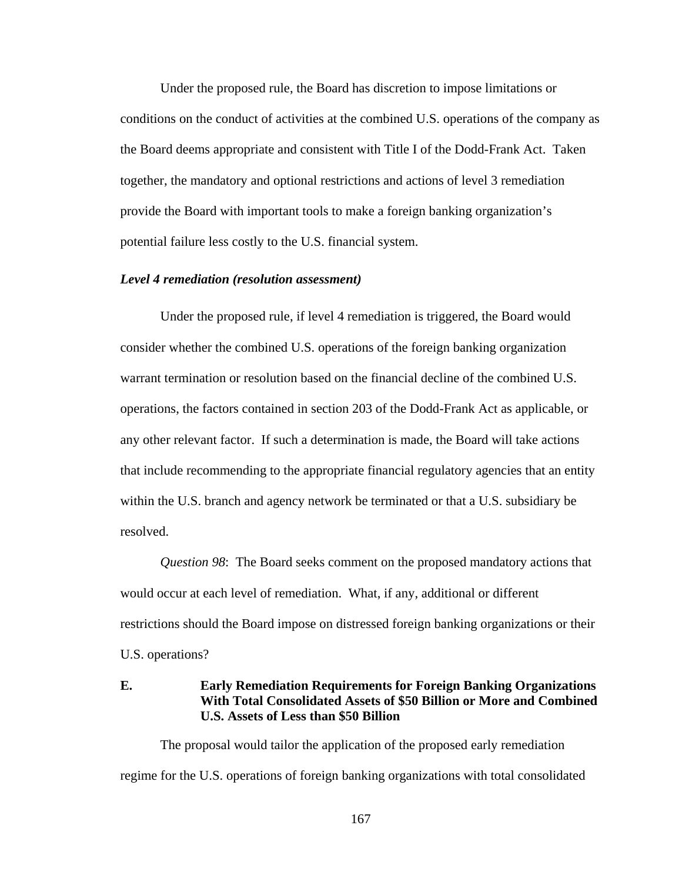Under the proposed rule, the Board has discretion to impose limitations or conditions on the conduct of activities at the combined U.S. operations of the company as the Board deems appropriate and consistent with Title I of the Dodd-Frank Act. Taken together, the mandatory and optional restrictions and actions of level 3 remediation provide the Board with important tools to make a foreign banking organization's potential failure less costly to the U.S. financial system.

***Level 4 remediation (resolution assessment)***

Under the proposed rule, if level 4 remediation is triggered, the Board would consider whether the combined U.S. operations of the foreign banking organization warrant termination or resolution based on the financial decline of the combined U.S. operations, the factors contained in section 203 of the Dodd-Frank Act as applicable, or any other relevant factor. If such a determination is made, the Board will take actions that include recommending to the appropriate financial regulatory agencies that an entity within the U.S. branch and agency network be terminated or that a U.S. subsidiary be resolved.

*Question 98*: The Board seeks comment on the proposed mandatory actions that would occur at each level of remediation. What, if any, additional or different restrictions should the Board impose on distressed foreign banking organizations or their U.S. operations?

## E. Early Remediation Requirements for Foreign Banking Organizations With Total Consolidated Assets of $50 Billion or More and Combined U.S. Assets of Less than $50 Billion

The proposal would tailor the application of the proposed early remediation regime for the U.S. operations of foreign banking organizations with total consolidated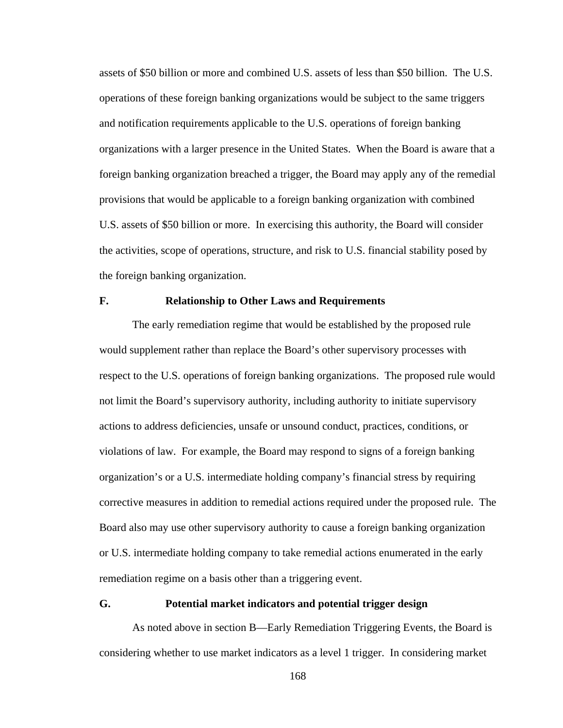assets of $50 billion or more and combined U.S. assets of less than $50 billion. The U.S. operations of these foreign banking organizations would be subject to the same triggers and notification requirements applicable to the U.S. operations of foreign banking organizations with a larger presence in the United States. When the Board is aware that a foreign banking organization breached a trigger, the Board may apply any of the remedial provisions that would be applicable to a foreign banking organization with combined U.S. assets of $50 billion or more. In exercising this authority, the Board will consider the activities, scope of operations, structure, and risk to U.S. financial stability posed by the foreign banking organization.

### F. Relationship to Other Laws and Requirements

The early remediation regime that would be established by the proposed rule would supplement rather than replace the Board's other supervisory processes with respect to the U.S. operations of foreign banking organizations. The proposed rule would not limit the Board's supervisory authority, including authority to initiate supervisory actions to address deficiencies, unsafe or unsound conduct, practices, conditions, or violations of law. For example, the Board may respond to signs of a foreign banking organization's or a U.S. intermediate holding company's financial stress by requiring corrective measures in addition to remedial actions required under the proposed rule. The Board also may use other supervisory authority to cause a foreign banking organization or U.S. intermediate holding company to take remedial actions enumerated in the early remediation regime on a basis other than a triggering event.

### G. Potential market indicators and potential trigger design

As noted above in section B—Early Remediation Triggering Events, the Board is considering whether to use market indicators as a level 1 trigger. In considering market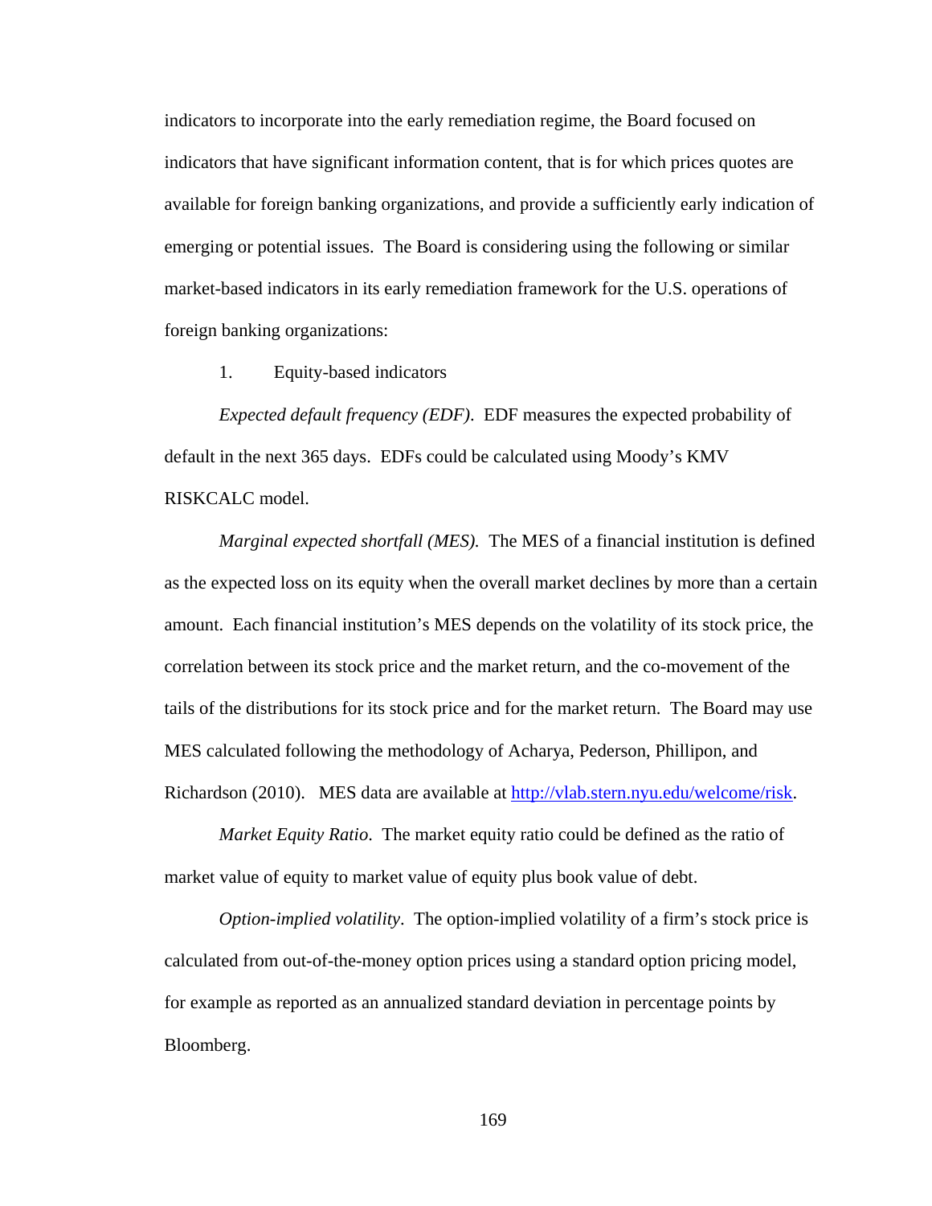indicators to incorporate into the early remediation regime, the Board focused on indicators that have significant information content, that is for which prices quotes are available for foreign banking organizations, and provide a sufficiently early indication of emerging or potential issues. The Board is considering using the following or similar market-based indicators in its early remediation framework for the U.S. operations of foreign banking organizations:

1. Equity-based indicators

*Expected default frequency (EDF)*. EDF measures the expected probability of default in the next 365 days. EDFs could be calculated using Moody's KMV RISKCALC model.

*Marginal expected shortfall (MES).* The MES of a financial institution is defined as the expected loss on its equity when the overall market declines by more than a certain amount. Each financial institution's MES depends on the volatility of its stock price, the correlation between its stock price and the market return, and the co-movement of the tails of the distributions for its stock price and for the market return. The Board may use MES calculated following the methodology of Acharya, Pederson, Phillipon, and Richardson (2010). MES data are available at http://vlab.stern.nyu.edu/welcome/risk.

*Market Equity Ratio*. The market equity ratio could be defined as the ratio of market value of equity to market value of equity plus book value of debt.

*Option-implied volatility*. The option-implied volatility of a firm's stock price is calculated from out-of-the-money option prices using a standard option pricing model, for example as reported as an annualized standard deviation in percentage points by Bloomberg.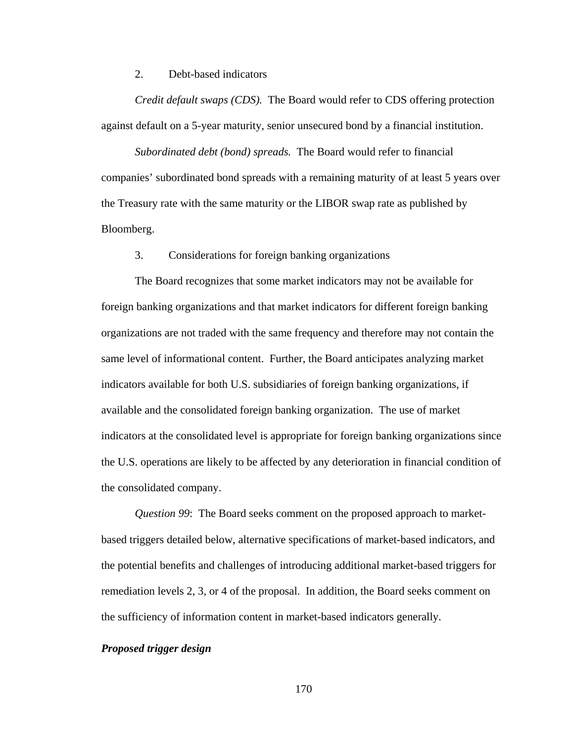2. Debt-based indicators

*Credit default swaps (CDS).* The Board would refer to CDS offering protection against default on a 5-year maturity, senior unsecured bond by a financial institution.

*Subordinated debt (bond) spreads.* The Board would refer to financial companies' subordinated bond spreads with a remaining maturity of at least 5 years over the Treasury rate with the same maturity or the LIBOR swap rate as published by Bloomberg.

3. Considerations for foreign banking organizations

The Board recognizes that some market indicators may not be available for foreign banking organizations and that market indicators for different foreign banking organizations are not traded with the same frequency and therefore may not contain the same level of informational content. Further, the Board anticipates analyzing market indicators available for both U.S. subsidiaries of foreign banking organizations, if available and the consolidated foreign banking organization. The use of market indicators at the consolidated level is appropriate for foreign banking organizations since the U.S. operations are likely to be affected by any deterioration in financial condition of the consolidated company.

*Question 99*: The Board seeks comment on the proposed approach to market-based triggers detailed below, alternative specifications of market-based indicators, and the potential benefits and challenges of introducing additional market-based triggers for remediation levels 2, 3, or 4 of the proposal. In addition, the Board seeks comment on the sufficiency of information content in market-based indicators generally.

***Proposed trigger design***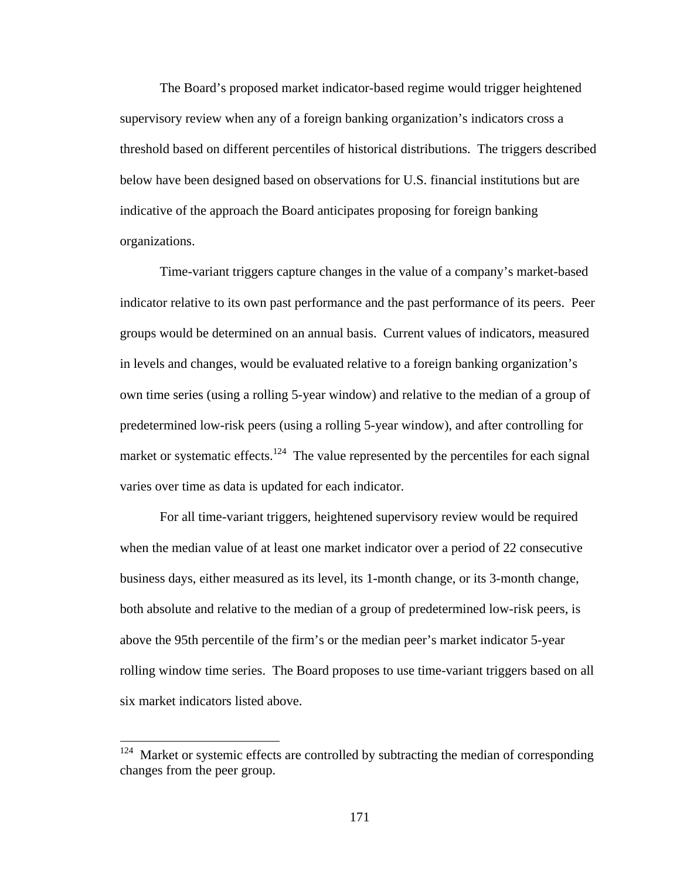The Board's proposed market indicator-based regime would trigger heightened supervisory review when any of a foreign banking organization's indicators cross a threshold based on different percentiles of historical distributions. The triggers described below have been designed based on observations for U.S. financial institutions but are indicative of the approach the Board anticipates proposing for foreign banking organizations.

Time-variant triggers capture changes in the value of a company's market-based indicator relative to its own past performance and the past performance of its peers. Peer groups would be determined on an annual basis. Current values of indicators, measured in levels and changes, would be evaluated relative to a foreign banking organization's own time series (using a rolling 5-year window) and relative to the median of a group of predetermined low-risk peers (using a rolling 5-year window), and after controlling for market or systematic effects.[124] The value represented by the percentiles for each signal varies over time as data is updated for each indicator.

For all time-variant triggers, heightened supervisory review would be required when the median value of at least one market indicator over a period of 22 consecutive business days, either measured as its level, its 1-month change, or its 3-month change, both absolute and relative to the median of a group of predetermined low-risk peers, is above the 95th percentile of the firm's or the median peer's market indicator 5-year rolling window time series. The Board proposes to use time-variant triggers based on all six market indicators listed above.

---

[124] Market or systemic effects are controlled by subtracting the median of corresponding changes from the peer group.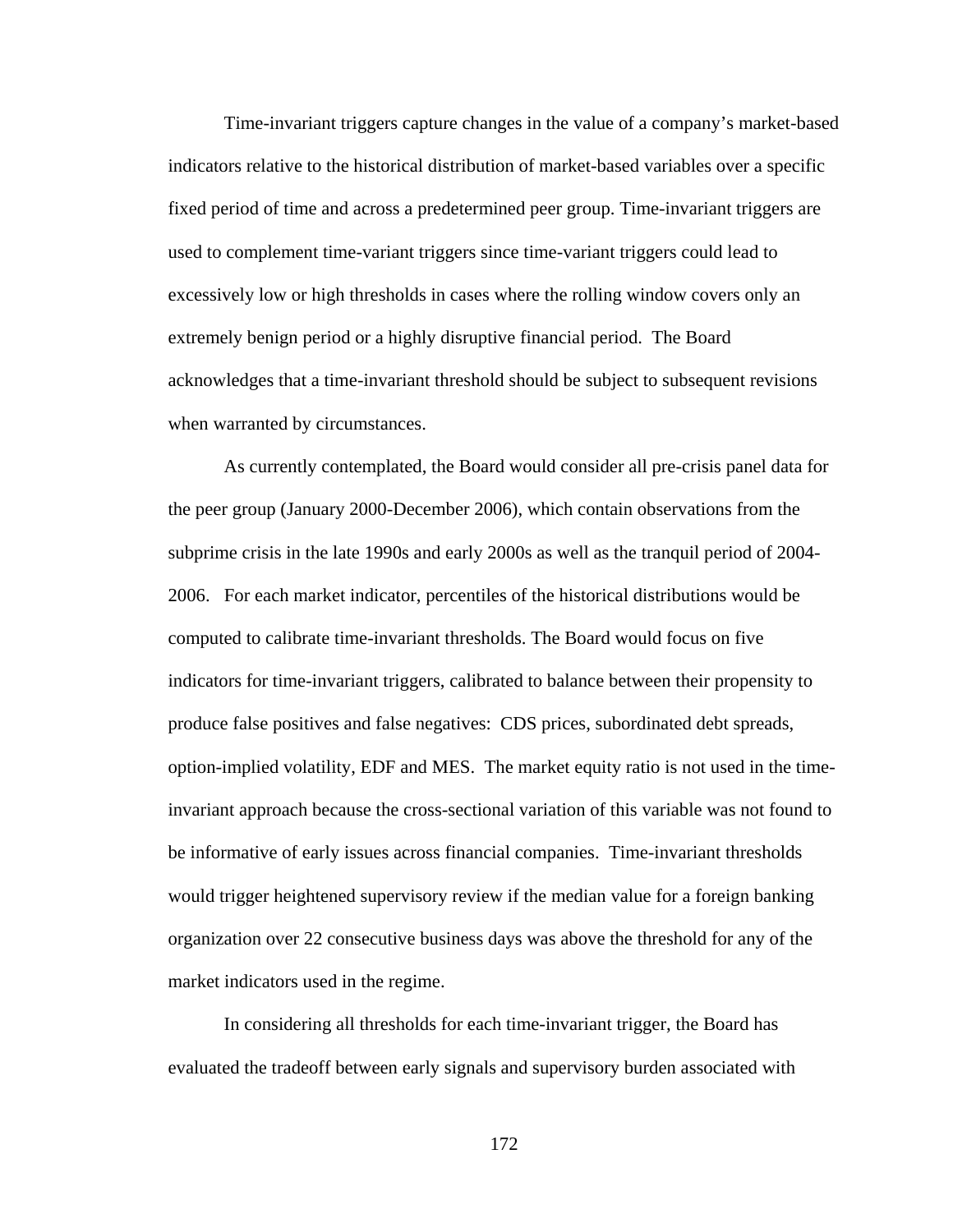Time-invariant triggers capture changes in the value of a company's market-based indicators relative to the historical distribution of market-based variables over a specific fixed period of time and across a predetermined peer group. Time-invariant triggers are used to complement time-variant triggers since time-variant triggers could lead to excessively low or high thresholds in cases where the rolling window covers only an extremely benign period or a highly disruptive financial period. The Board acknowledges that a time-invariant threshold should be subject to subsequent revisions when warranted by circumstances.

As currently contemplated, the Board would consider all pre-crisis panel data for the peer group (January 2000-December 2006), which contain observations from the subprime crisis in the late 1990s and early 2000s as well as the tranquil period of 2004-2006. For each market indicator, percentiles of the historical distributions would be computed to calibrate time-invariant thresholds. The Board would focus on five indicators for time-invariant triggers, calibrated to balance between their propensity to produce false positives and false negatives: CDS prices, subordinated debt spreads, option-implied volatility, EDF and MES. The market equity ratio is not used in the time-invariant approach because the cross-sectional variation of this variable was not found to be informative of early issues across financial companies. Time-invariant thresholds would trigger heightened supervisory review if the median value for a foreign banking organization over 22 consecutive business days was above the threshold for any of the market indicators used in the regime.

In considering all thresholds for each time-invariant trigger, the Board has evaluated the tradeoff between early signals and supervisory burden associated with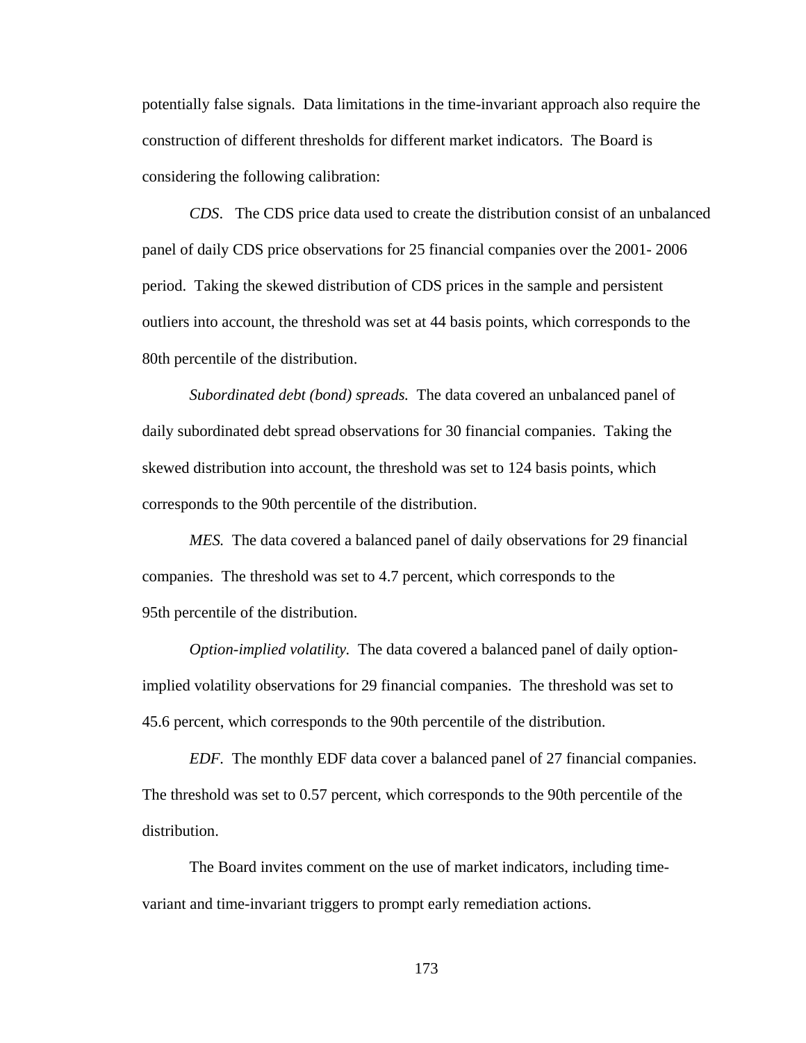potentially false signals. Data limitations in the time-invariant approach also require the construction of different thresholds for different market indicators. The Board is considering the following calibration:

*CDS*. The CDS price data used to create the distribution consist of an unbalanced panel of daily CDS price observations for 25 financial companies over the 2001- 2006 period. Taking the skewed distribution of CDS prices in the sample and persistent outliers into account, the threshold was set at 44 basis points, which corresponds to the 80th percentile of the distribution.

*Subordinated debt (bond) spreads.* The data covered an unbalanced panel of daily subordinated debt spread observations for 30 financial companies. Taking the skewed distribution into account, the threshold was set to 124 basis points, which corresponds to the 90th percentile of the distribution.

*MES.* The data covered a balanced panel of daily observations for 29 financial companies. The threshold was set to 4.7 percent, which corresponds to the 95th percentile of the distribution.

*Option-implied volatility.* The data covered a balanced panel of daily option-implied volatility observations for 29 financial companies. The threshold was set to 45.6 percent, which corresponds to the 90th percentile of the distribution.

*EDF*. The monthly EDF data cover a balanced panel of 27 financial companies. The threshold was set to 0.57 percent, which corresponds to the 90th percentile of the distribution.

The Board invites comment on the use of market indicators, including time-variant and time-invariant triggers to prompt early remediation actions.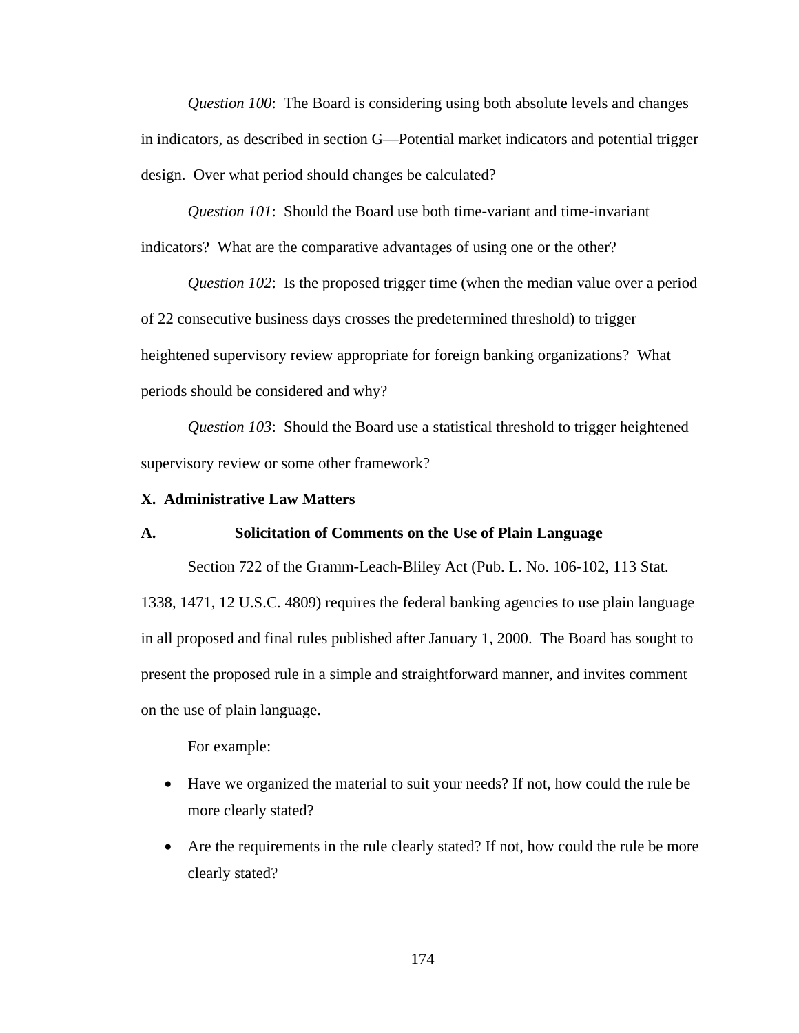*Question 100*: The Board is considering using both absolute levels and changes in indicators, as described in section G—Potential market indicators and potential trigger design. Over what period should changes be calculated?

*Question 101*: Should the Board use both time-variant and time-invariant indicators? What are the comparative advantages of using one or the other?

*Question 102*: Is the proposed trigger time (when the median value over a period of 22 consecutive business days crosses the predetermined threshold) to trigger heightened supervisory review appropriate for foreign banking organizations? What periods should be considered and why?

*Question 103*: Should the Board use a statistical threshold to trigger heightened supervisory review or some other framework?

## X. Administrative Law Matters

### A. Solicitation of Comments on the Use of Plain Language

Section 722 of the Gramm-Leach-Bliley Act (Pub. L. No. 106-102, 113 Stat. 1338, 1471, 12 U.S.C. 4809) requires the federal banking agencies to use plain language in all proposed and final rules published after January 1, 2000. The Board has sought to present the proposed rule in a simple and straightforward manner, and invites comment on the use of plain language.

For example:

- Have we organized the material to suit your needs? If not, how could the rule be more clearly stated?
- Are the requirements in the rule clearly stated? If not, how could the rule be more clearly stated?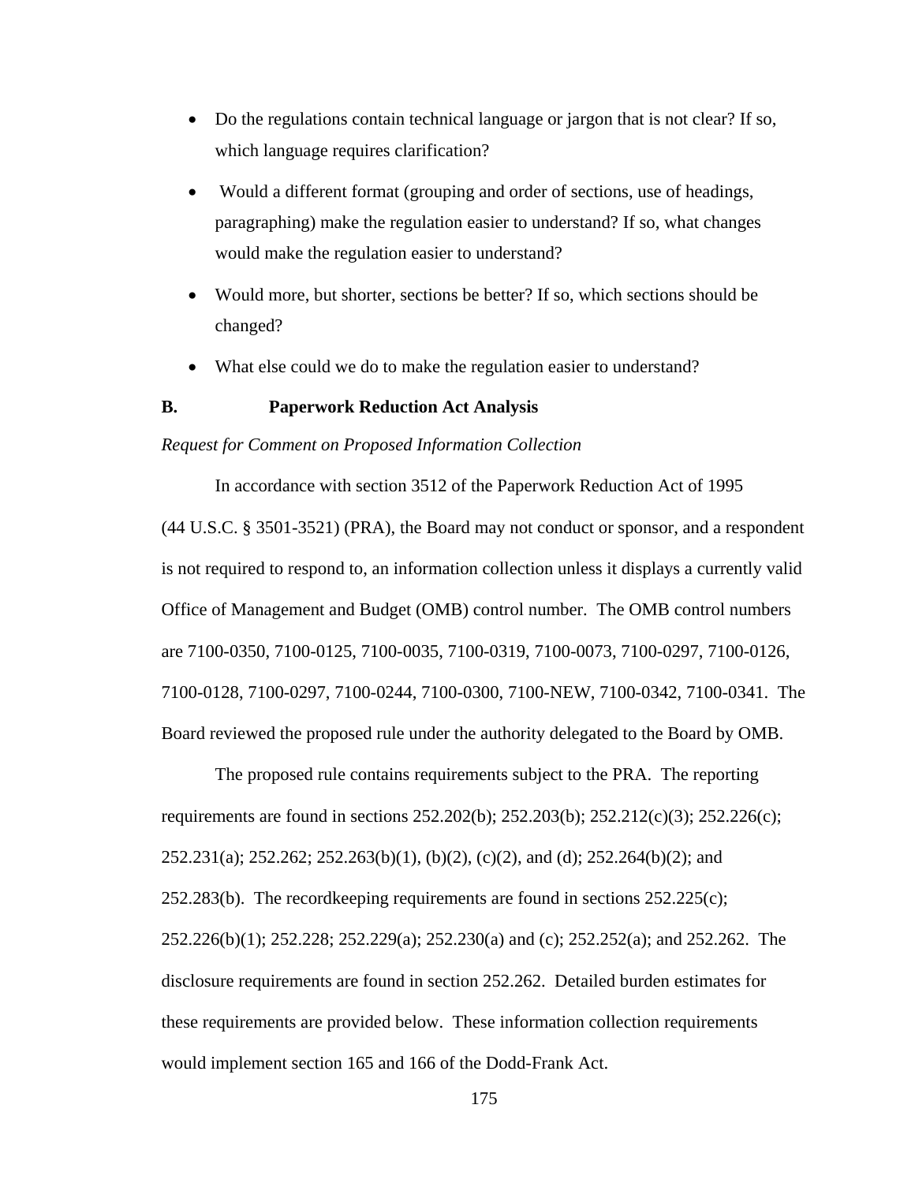- Do the regulations contain technical language or jargon that is not clear? If so, which language requires clarification?
- Would a different format (grouping and order of sections, use of headings, paragraphing) make the regulation easier to understand? If so, what changes would make the regulation easier to understand?
- Would more, but shorter, sections be better? If so, which sections should be changed?
- What else could we do to make the regulation easier to understand?

## B. Paperwork Reduction Act Analysis

*Request for Comment on Proposed Information Collection*

In accordance with section 3512 of the Paperwork Reduction Act of 1995 (44 U.S.C. § 3501-3521) (PRA), the Board may not conduct or sponsor, and a respondent is not required to respond to, an information collection unless it displays a currently valid Office of Management and Budget (OMB) control number. The OMB control numbers are 7100-0350, 7100-0125, 7100-0035, 7100-0319, 7100-0073, 7100-0297, 7100-0126, 7100-0128, 7100-0297, 7100-0244, 7100-0300, 7100-NEW, 7100-0342, 7100-0341. The Board reviewed the proposed rule under the authority delegated to the Board by OMB.

The proposed rule contains requirements subject to the PRA. The reporting requirements are found in sections 252.202(b); 252.203(b); 252.212(c)(3); 252.226(c); 252.231(a); 252.262; 252.263(b)(1), (b)(2), (c)(2), and (d); 252.264(b)(2); and 252.283(b). The recordkeeping requirements are found in sections 252.225(c); 252.226(b)(1); 252.228; 252.229(a); 252.230(a) and (c); 252.252(a); and 252.262. The disclosure requirements are found in section 252.262. Detailed burden estimates for these requirements are provided below. These information collection requirements would implement section 165 and 166 of the Dodd-Frank Act.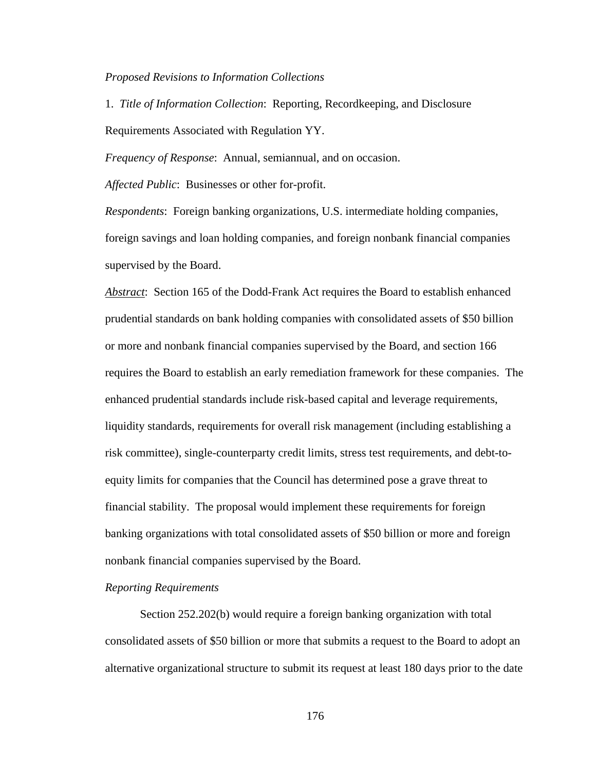*Proposed Revisions to Information Collections*

1. *Title of Information Collection*: Reporting, Recordkeeping, and Disclosure Requirements Associated with Regulation YY.

*Frequency of Response*: Annual, semiannual, and on occasion.

*Affected Public*: Businesses or other for-profit.

*Respondents*: Foreign banking organizations, U.S. intermediate holding companies, foreign savings and loan holding companies, and foreign nonbank financial companies supervised by the Board.

*Abstract*: Section 165 of the Dodd-Frank Act requires the Board to establish enhanced prudential standards on bank holding companies with consolidated assets of $50 billion or more and nonbank financial companies supervised by the Board, and section 166 requires the Board to establish an early remediation framework for these companies. The enhanced prudential standards include risk-based capital and leverage requirements, liquidity standards, requirements for overall risk management (including establishing a risk committee), single-counterparty credit limits, stress test requirements, and debt-to-equity limits for companies that the Council has determined pose a grave threat to financial stability. The proposal would implement these requirements for foreign banking organizations with total consolidated assets of $50 billion or more and foreign nonbank financial companies supervised by the Board.

*Reporting Requirements*

Section 252.202(b) would require a foreign banking organization with total consolidated assets of $50 billion or more that submits a request to the Board to adopt an alternative organizational structure to submit its request at least 180 days prior to the date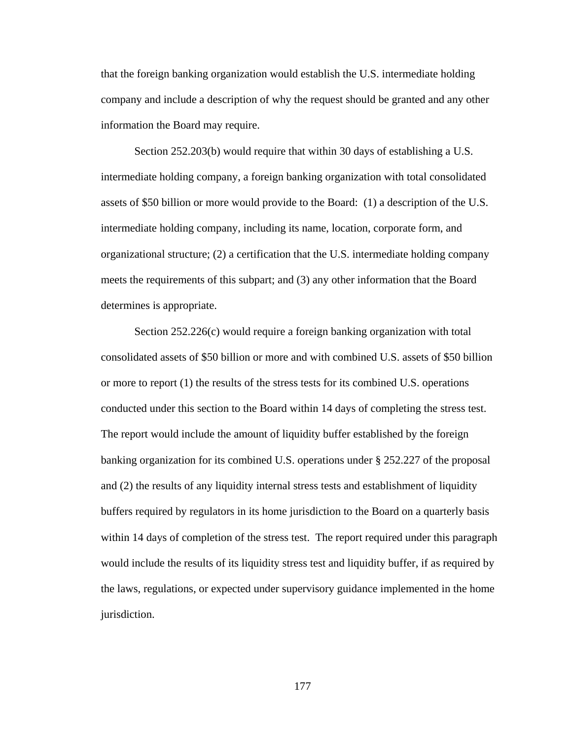that the foreign banking organization would establish the U.S. intermediate holding company and include a description of why the request should be granted and any other information the Board may require.

Section 252.203(b) would require that within 30 days of establishing a U.S. intermediate holding company, a foreign banking organization with total consolidated assets of $50 billion or more would provide to the Board: (1) a description of the U.S. intermediate holding company, including its name, location, corporate form, and organizational structure; (2) a certification that the U.S. intermediate holding company meets the requirements of this subpart; and (3) any other information that the Board determines is appropriate.

Section 252.226(c) would require a foreign banking organization with total consolidated assets of $50 billion or more and with combined U.S. assets of $50 billion or more to report (1) the results of the stress tests for its combined U.S. operations conducted under this section to the Board within 14 days of completing the stress test. The report would include the amount of liquidity buffer established by the foreign banking organization for its combined U.S. operations under § 252.227 of the proposal and (2) the results of any liquidity internal stress tests and establishment of liquidity buffers required by regulators in its home jurisdiction to the Board on a quarterly basis within 14 days of completion of the stress test. The report required under this paragraph would include the results of its liquidity stress test and liquidity buffer, if as required by the laws, regulations, or expected under supervisory guidance implemented in the home jurisdiction.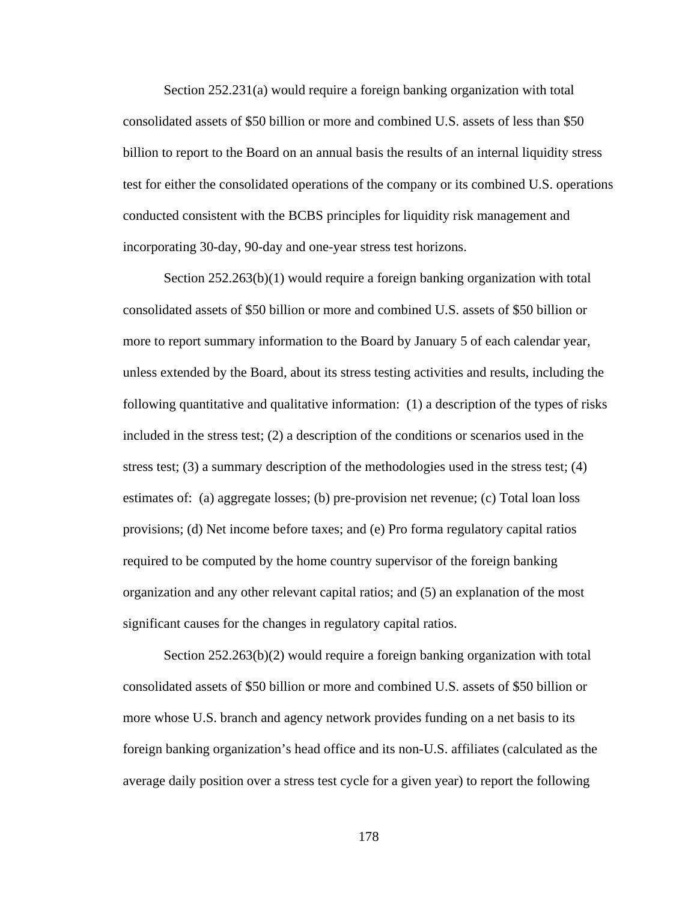Section 252.231(a) would require a foreign banking organization with total consolidated assets of $50 billion or more and combined U.S. assets of less than $50 billion to report to the Board on an annual basis the results of an internal liquidity stress test for either the consolidated operations of the company or its combined U.S. operations conducted consistent with the BCBS principles for liquidity risk management and incorporating 30-day, 90-day and one-year stress test horizons.

Section 252.263(b)(1) would require a foreign banking organization with total consolidated assets of $50 billion or more and combined U.S. assets of $50 billion or more to report summary information to the Board by January 5 of each calendar year, unless extended by the Board, about its stress testing activities and results, including the following quantitative and qualitative information: (1) a description of the types of risks included in the stress test; (2) a description of the conditions or scenarios used in the stress test; (3) a summary description of the methodologies used in the stress test; (4) estimates of: (a) aggregate losses; (b) pre-provision net revenue; (c) Total loan loss provisions; (d) Net income before taxes; and (e) Pro forma regulatory capital ratios required to be computed by the home country supervisor of the foreign banking organization and any other relevant capital ratios; and (5) an explanation of the most significant causes for the changes in regulatory capital ratios.

Section 252.263(b)(2) would require a foreign banking organization with total consolidated assets of $50 billion or more and combined U.S. assets of $50 billion or more whose U.S. branch and agency network provides funding on a net basis to its foreign banking organization's head office and its non-U.S. affiliates (calculated as the average daily position over a stress test cycle for a given year) to report the following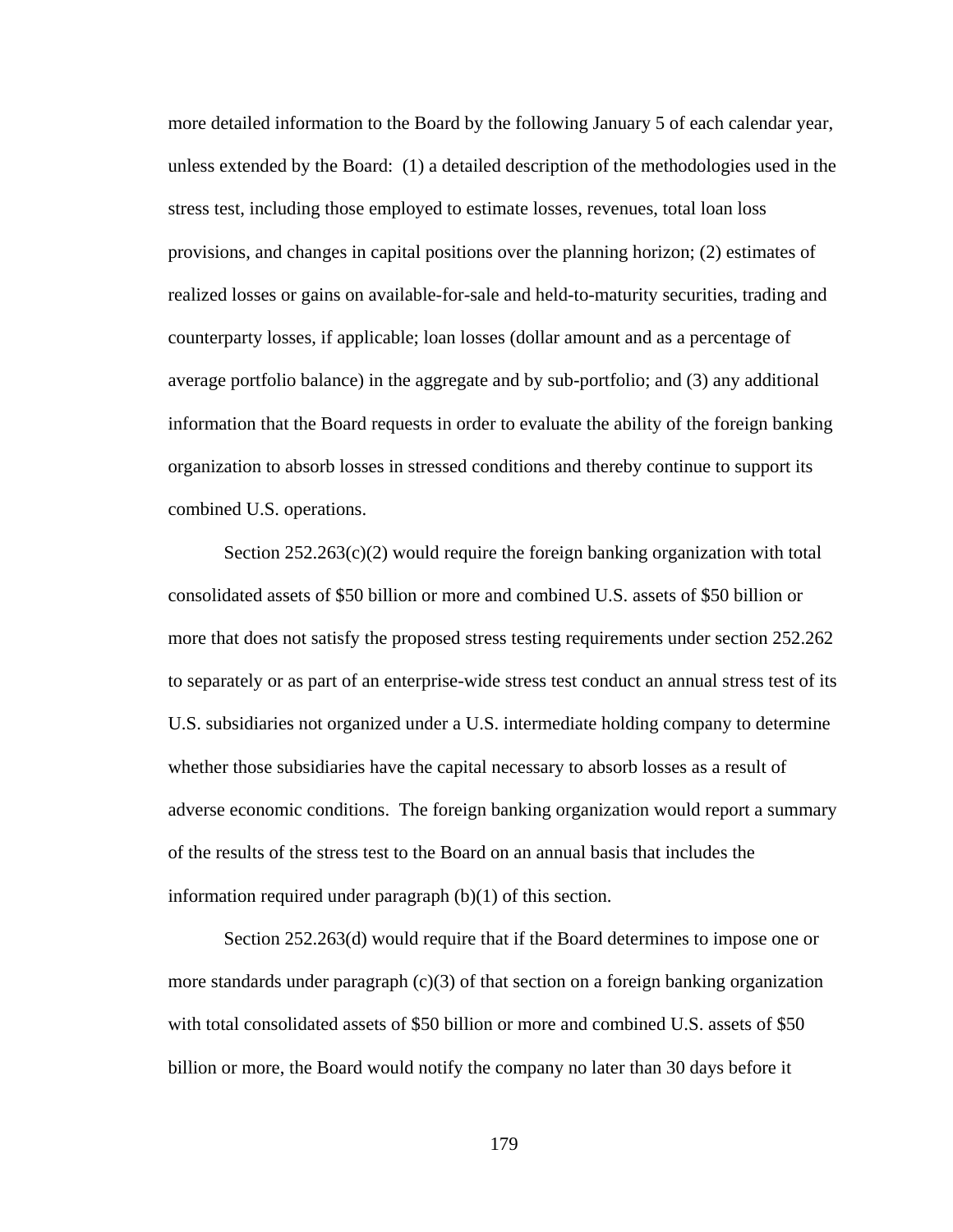more detailed information to the Board by the following January 5 of each calendar year, unless extended by the Board: (1) a detailed description of the methodologies used in the stress test, including those employed to estimate losses, revenues, total loan loss provisions, and changes in capital positions over the planning horizon; (2) estimates of realized losses or gains on available-for-sale and held-to-maturity securities, trading and counterparty losses, if applicable; loan losses (dollar amount and as a percentage of average portfolio balance) in the aggregate and by sub-portfolio; and (3) any additional information that the Board requests in order to evaluate the ability of the foreign banking organization to absorb losses in stressed conditions and thereby continue to support its combined U.S. operations.

Section 252.263(c)(2) would require the foreign banking organization with total consolidated assets of $50 billion or more and combined U.S. assets of $50 billion or more that does not satisfy the proposed stress testing requirements under section 252.262 to separately or as part of an enterprise-wide stress test conduct an annual stress test of its U.S. subsidiaries not organized under a U.S. intermediate holding company to determine whether those subsidiaries have the capital necessary to absorb losses as a result of adverse economic conditions. The foreign banking organization would report a summary of the results of the stress test to the Board on an annual basis that includes the information required under paragraph (b)(1) of this section.

Section 252.263(d) would require that if the Board determines to impose one or more standards under paragraph (c)(3) of that section on a foreign banking organization with total consolidated assets of $50 billion or more and combined U.S. assets of $50 billion or more, the Board would notify the company no later than 30 days before it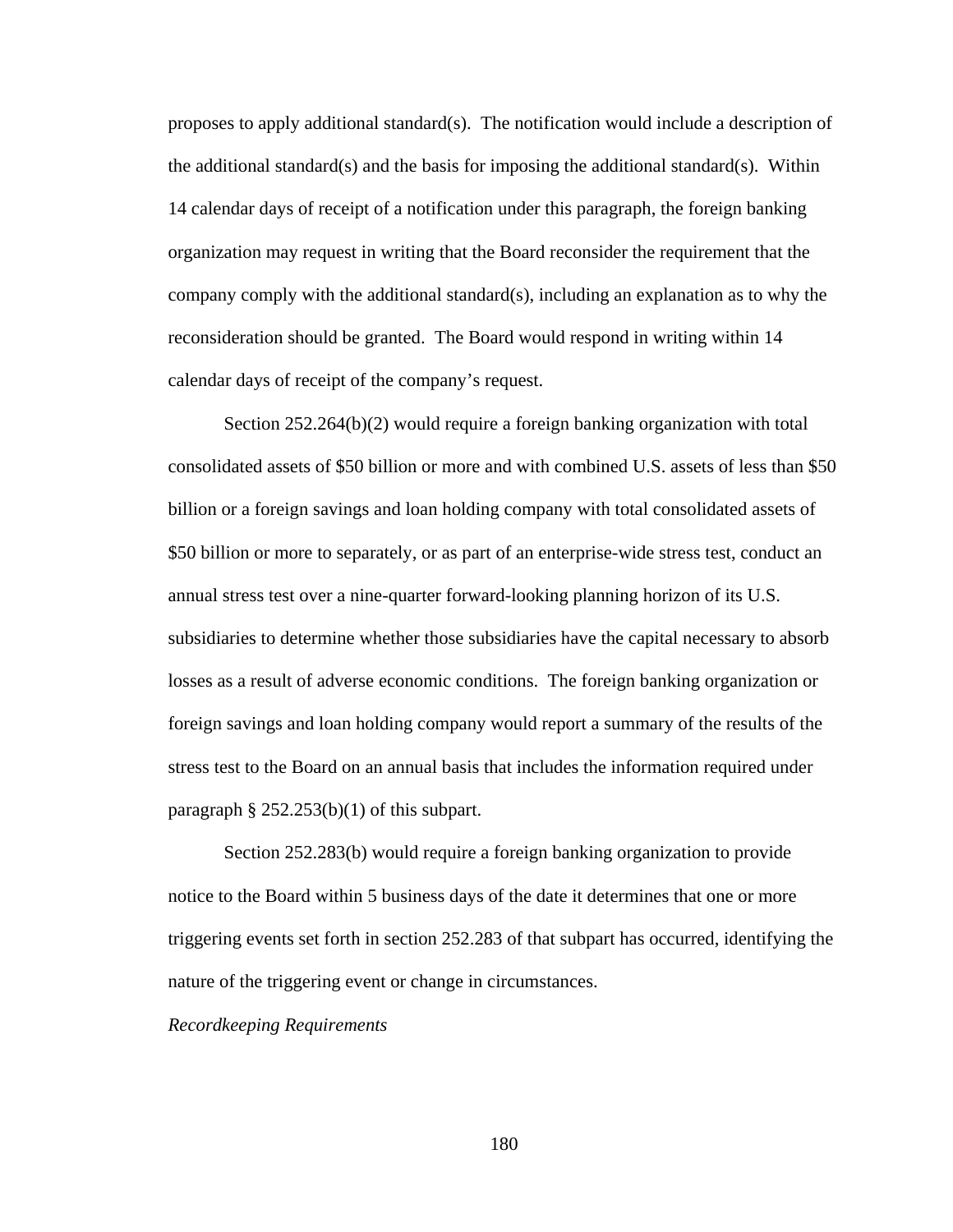proposes to apply additional standard(s). The notification would include a description of the additional standard(s) and the basis for imposing the additional standard(s). Within 14 calendar days of receipt of a notification under this paragraph, the foreign banking organization may request in writing that the Board reconsider the requirement that the company comply with the additional standard(s), including an explanation as to why the reconsideration should be granted. The Board would respond in writing within 14 calendar days of receipt of the company's request.

Section 252.264(b)(2) would require a foreign banking organization with total consolidated assets of $50 billion or more and with combined U.S. assets of less than $50 billion or a foreign savings and loan holding company with total consolidated assets of $50 billion or more to separately, or as part of an enterprise-wide stress test, conduct an annual stress test over a nine-quarter forward-looking planning horizon of its U.S. subsidiaries to determine whether those subsidiaries have the capital necessary to absorb losses as a result of adverse economic conditions. The foreign banking organization or foreign savings and loan holding company would report a summary of the results of the stress test to the Board on an annual basis that includes the information required under paragraph § 252.253(b)(1) of this subpart.

Section 252.283(b) would require a foreign banking organization to provide notice to the Board within 5 business days of the date it determines that one or more triggering events set forth in section 252.283 of that subpart has occurred, identifying the nature of the triggering event or change in circumstances.

*Recordkeeping Requirements*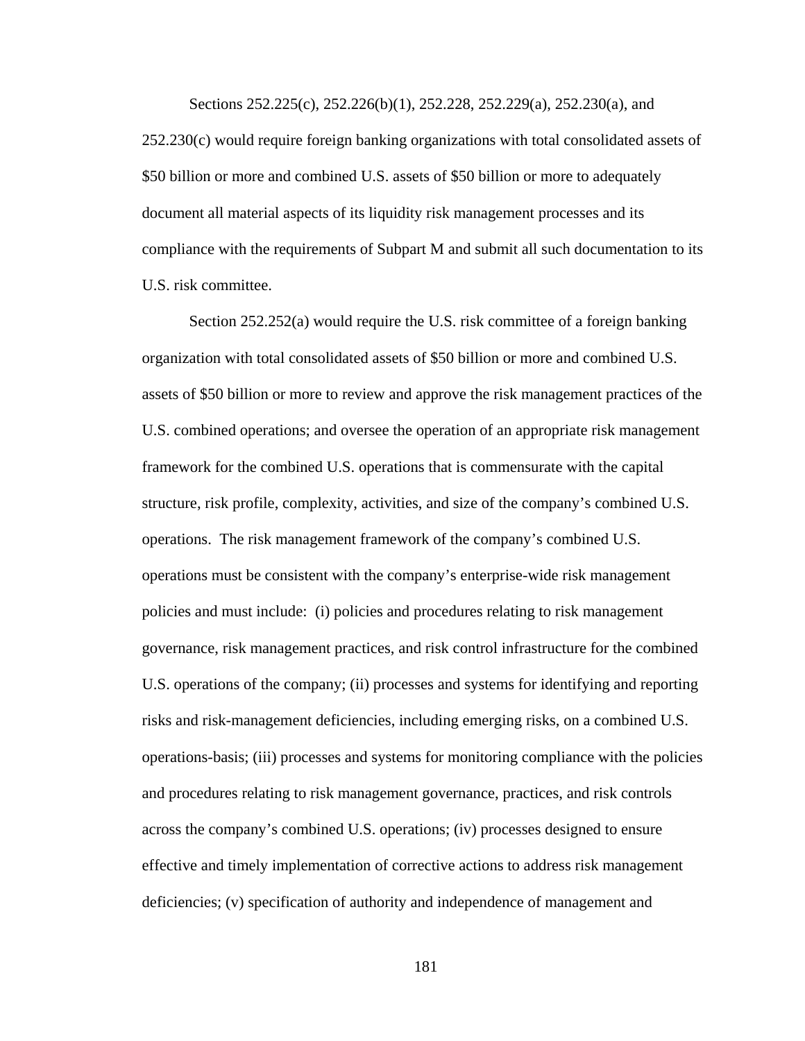Sections 252.225(c), 252.226(b)(1), 252.228, 252.229(a), 252.230(a), and 252.230(c) would require foreign banking organizations with total consolidated assets of $50 billion or more and combined U.S. assets of $50 billion or more to adequately document all material aspects of its liquidity risk management processes and its compliance with the requirements of Subpart M and submit all such documentation to its U.S. risk committee.

Section 252.252(a) would require the U.S. risk committee of a foreign banking organization with total consolidated assets of $50 billion or more and combined U.S. assets of $50 billion or more to review and approve the risk management practices of the U.S. combined operations; and oversee the operation of an appropriate risk management framework for the combined U.S. operations that is commensurate with the capital structure, risk profile, complexity, activities, and size of the company's combined U.S. operations. The risk management framework of the company's combined U.S. operations must be consistent with the company's enterprise-wide risk management policies and must include: (i) policies and procedures relating to risk management governance, risk management practices, and risk control infrastructure for the combined U.S. operations of the company; (ii) processes and systems for identifying and reporting risks and risk-management deficiencies, including emerging risks, on a combined U.S. operations-basis; (iii) processes and systems for monitoring compliance with the policies and procedures relating to risk management governance, practices, and risk controls across the company's combined U.S. operations; (iv) processes designed to ensure effective and timely implementation of corrective actions to address risk management deficiencies; (v) specification of authority and independence of management and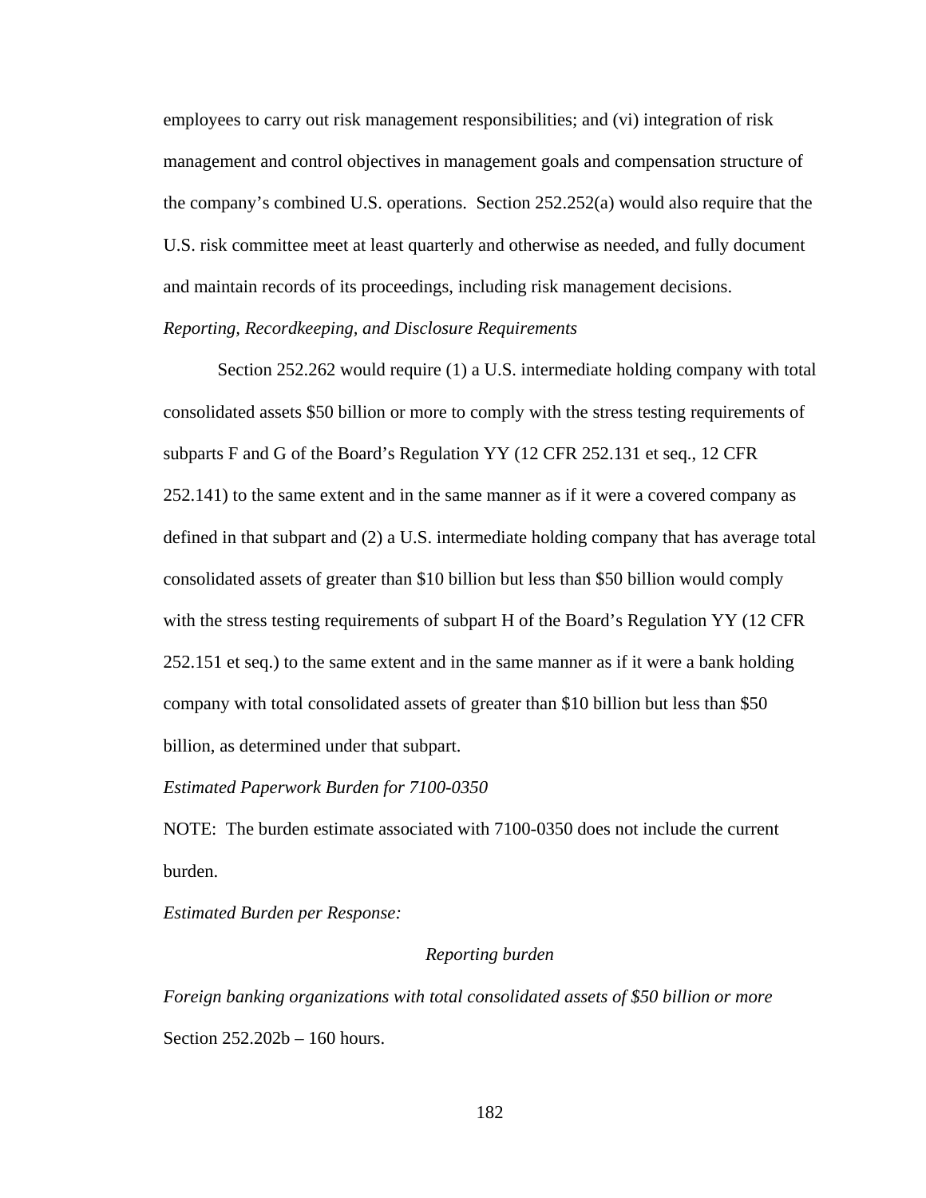employees to carry out risk management responsibilities; and (vi) integration of risk management and control objectives in management goals and compensation structure of the company's combined U.S. operations. Section 252.252(a) would also require that the U.S. risk committee meet at least quarterly and otherwise as needed, and fully document and maintain records of its proceedings, including risk management decisions.

*Reporting, Recordkeeping, and Disclosure Requirements*

Section 252.262 would require (1) a U.S. intermediate holding company with total consolidated assets $50 billion or more to comply with the stress testing requirements of subparts F and G of the Board's Regulation YY (12 CFR 252.131 et seq., 12 CFR 252.141) to the same extent and in the same manner as if it were a covered company as defined in that subpart and (2) a U.S. intermediate holding company that has average total consolidated assets of greater than $10 billion but less than $50 billion would comply with the stress testing requirements of subpart H of the Board's Regulation YY (12 CFR 252.151 et seq.) to the same extent and in the same manner as if it were a bank holding company with total consolidated assets of greater than $10 billion but less than $50 billion, as determined under that subpart.

*Estimated Paperwork Burden for 7100-0350*

NOTE: The burden estimate associated with 7100-0350 does not include the current burden.

*Estimated Burden per Response:*

*Reporting burden*

*Foreign banking organizations with total consolidated assets of $50 billion or more*

Section 252.202b – 160 hours.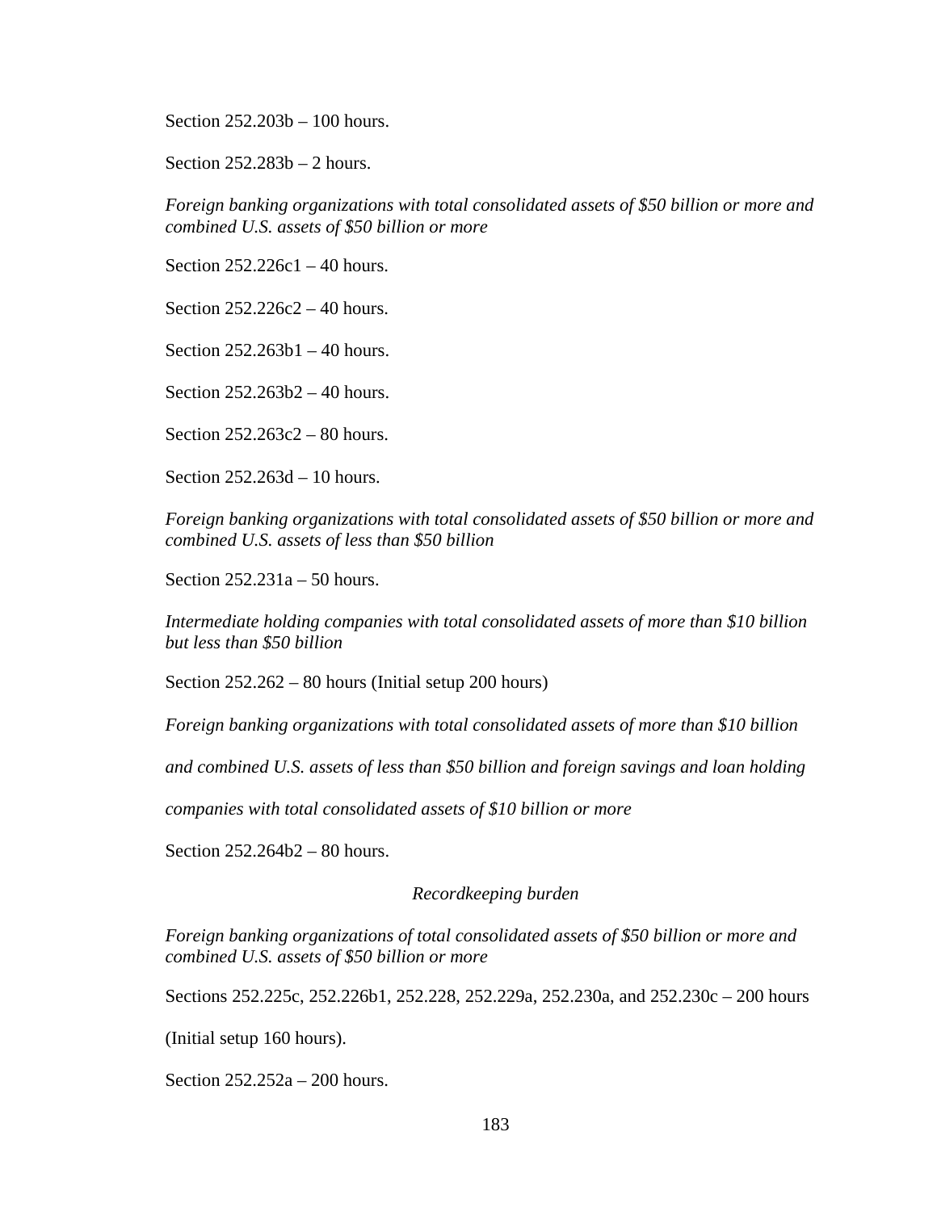Section 252.203b – 100 hours.

Section 252.283b – 2 hours.

*Foreign banking organizations with total consolidated assets of $50 billion or more and combined U.S. assets of $50 billion or more*

Section 252.226c1 – 40 hours.

Section 252.226c2 – 40 hours.

Section 252.263b1 – 40 hours.

Section 252.263b2 – 40 hours.

Section 252.263c2 – 80 hours.

Section 252.263d – 10 hours.

*Foreign banking organizations with total consolidated assets of $50 billion or more and combined U.S. assets of less than $50 billion*

Section 252.231a – 50 hours.

*Intermediate holding companies with total consolidated assets of more than $10 billion but less than $50 billion*

Section 252.262 – 80 hours (Initial setup 200 hours)

*Foreign banking organizations with total consolidated assets of more than $10 billion and combined U.S. assets of less than $50 billion and foreign savings and loan holding companies with total consolidated assets of $10 billion or more*

Section 252.264b2 – 80 hours.

*Recordkeeping burden*

*Foreign banking organizations of total consolidated assets of $50 billion or more and combined U.S. assets of $50 billion or more*

Sections 252.225c, 252.226b1, 252.228, 252.229a, 252.230a, and 252.230c – 200 hours (Initial setup 160 hours).

Section 252.252a – 200 hours.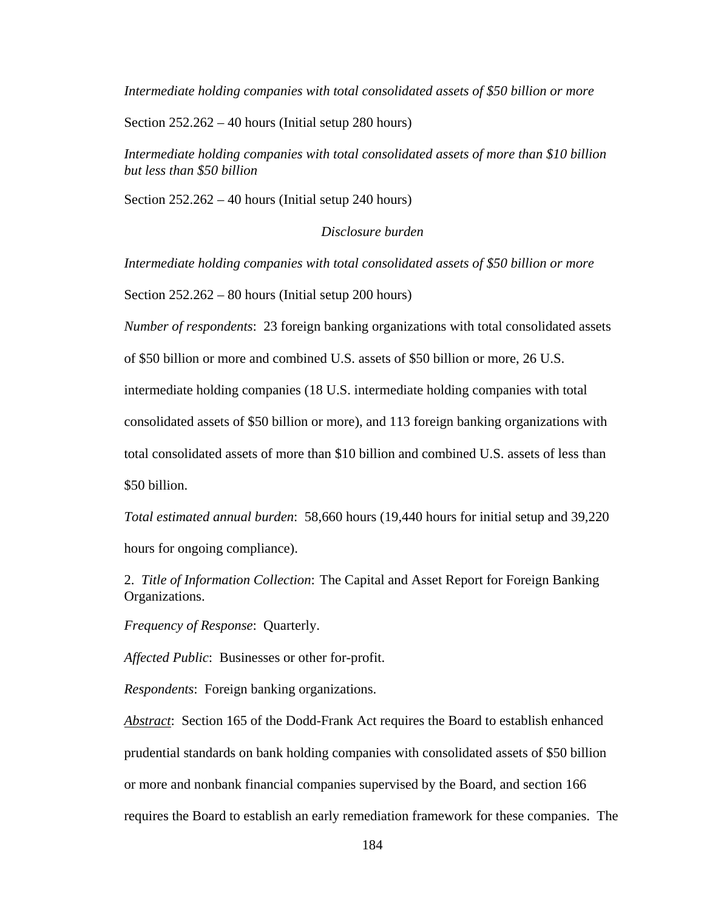*Intermediate holding companies with total consolidated assets of $50 billion or more*

Section 252.262 – 40 hours (Initial setup 280 hours)

*Intermediate holding companies with total consolidated assets of more than $10 billion but less than $50 billion*

Section 252.262 – 40 hours (Initial setup 240 hours)

*Disclosure burden*

*Intermediate holding companies with total consolidated assets of $50 billion or more*

Section 252.262 – 80 hours (Initial setup 200 hours)

*Number of respondents*: 23 foreign banking organizations with total consolidated assets of $50 billion or more and combined U.S. assets of $50 billion or more, 26 U.S. intermediate holding companies (18 U.S. intermediate holding companies with total consolidated assets of $50 billion or more), and 113 foreign banking organizations with total consolidated assets of more than $10 billion and combined U.S. assets of less than $50 billion.

*Total estimated annual burden*: 58,660 hours (19,440 hours for initial setup and 39,220 hours for ongoing compliance).

2. *Title of Information Collection*: The Capital and Asset Report for Foreign Banking Organizations.

*Frequency of Response*: Quarterly.

*Affected Public*: Businesses or other for-profit.

*Respondents*: Foreign banking organizations.

*Abstract*: Section 165 of the Dodd-Frank Act requires the Board to establish enhanced prudential standards on bank holding companies with consolidated assets of $50 billion or more and nonbank financial companies supervised by the Board, and section 166 requires the Board to establish an early remediation framework for these companies. The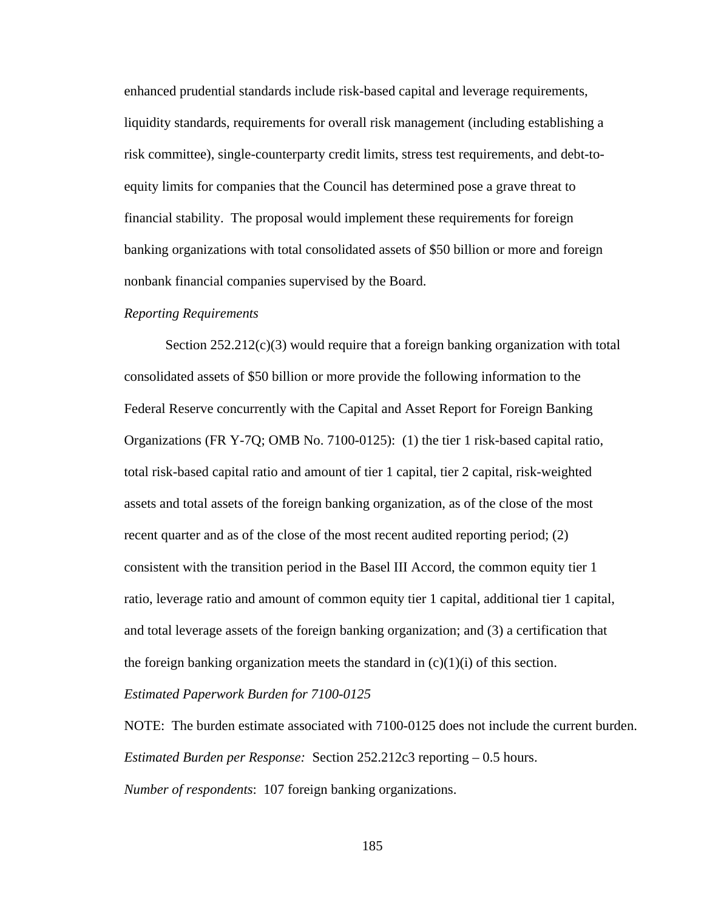enhanced prudential standards include risk-based capital and leverage requirements, liquidity standards, requirements for overall risk management (including establishing a risk committee), single-counterparty credit limits, stress test requirements, and debt-to-equity limits for companies that the Council has determined pose a grave threat to financial stability. The proposal would implement these requirements for foreign banking organizations with total consolidated assets of $50 billion or more and foreign nonbank financial companies supervised by the Board.

*Reporting Requirements*

Section 252.212(c)(3) would require that a foreign banking organization with total consolidated assets of $50 billion or more provide the following information to the Federal Reserve concurrently with the Capital and Asset Report for Foreign Banking Organizations (FR Y-7Q; OMB No. 7100-0125): (1) the tier 1 risk-based capital ratio, total risk-based capital ratio and amount of tier 1 capital, tier 2 capital, risk-weighted assets and total assets of the foreign banking organization, as of the close of the most recent quarter and as of the close of the most recent audited reporting period; (2) consistent with the transition period in the Basel III Accord, the common equity tier 1 ratio, leverage ratio and amount of common equity tier 1 capital, additional tier 1 capital, and total leverage assets of the foreign banking organization; and (3) a certification that the foreign banking organization meets the standard in (c)(1)(i) of this section.

*Estimated Paperwork Burden for 7100-0125*

NOTE: The burden estimate associated with 7100-0125 does not include the current burden.

*Estimated Burden per Response:* Section 252.212c3 reporting – 0.5 hours.

*Number of respondents*: 107 foreign banking organizations.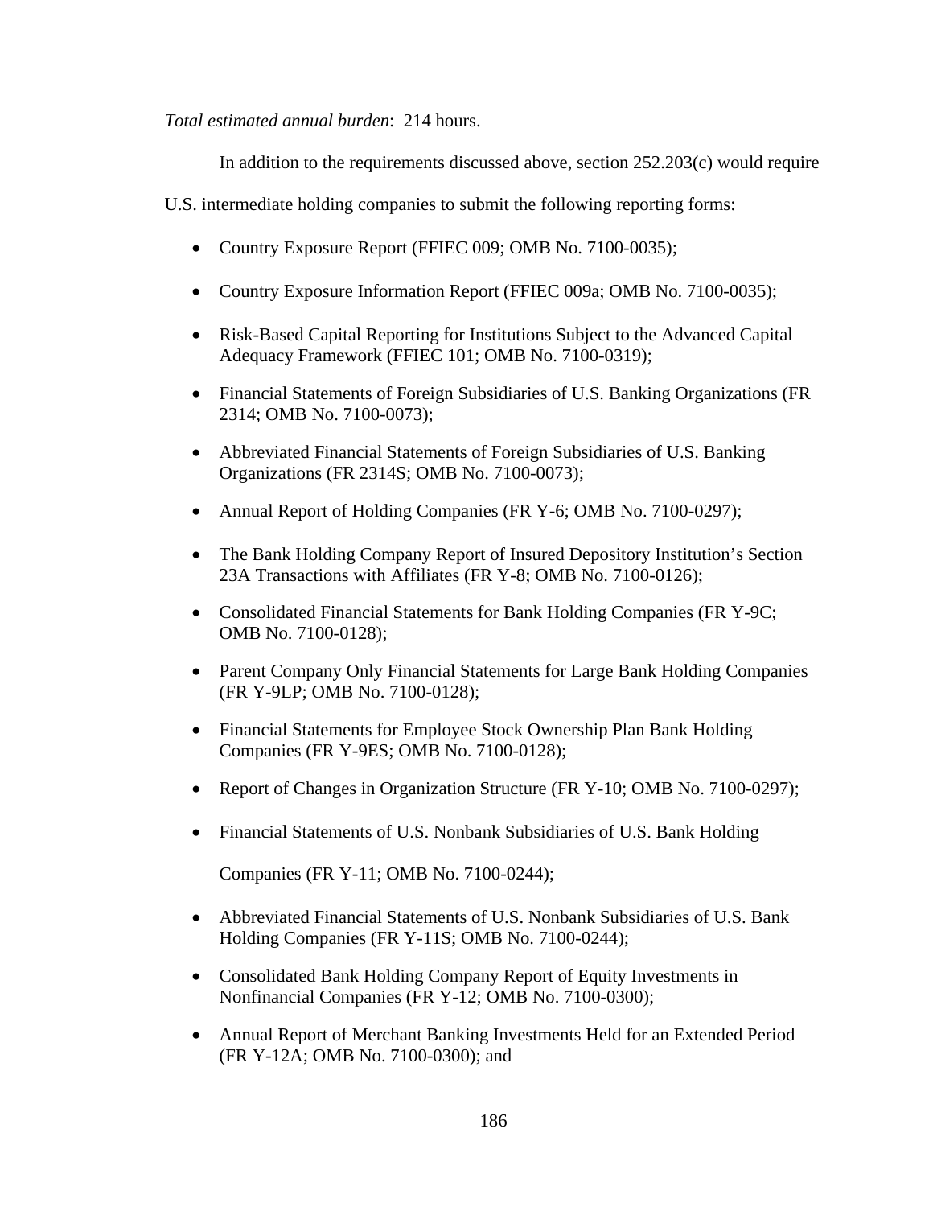*Total estimated annual burden*: 214 hours.

In addition to the requirements discussed above, section 252.203(c) would require U.S. intermediate holding companies to submit the following reporting forms:

- Country Exposure Report (FFIEC 009; OMB No. 7100-0035);
- Country Exposure Information Report (FFIEC 009a; OMB No. 7100-0035);
- Risk-Based Capital Reporting for Institutions Subject to the Advanced Capital Adequacy Framework (FFIEC 101; OMB No. 7100-0319);
- Financial Statements of Foreign Subsidiaries of U.S. Banking Organizations (FR 2314; OMB No. 7100-0073);
- Abbreviated Financial Statements of Foreign Subsidiaries of U.S. Banking Organizations (FR 2314S; OMB No. 7100-0073);
- Annual Report of Holding Companies (FR Y-6; OMB No. 7100-0297);
- The Bank Holding Company Report of Insured Depository Institution's Section 23A Transactions with Affiliates (FR Y-8; OMB No. 7100-0126);
- Consolidated Financial Statements for Bank Holding Companies (FR Y-9C; OMB No. 7100-0128);
- Parent Company Only Financial Statements for Large Bank Holding Companies (FR Y-9LP; OMB No. 7100-0128);
- Financial Statements for Employee Stock Ownership Plan Bank Holding Companies (FR Y-9ES; OMB No. 7100-0128);
- Report of Changes in Organization Structure (FR Y-10; OMB No. 7100-0297);
- Financial Statements of U.S. Nonbank Subsidiaries of U.S. Bank Holding Companies (FR Y-11; OMB No. 7100-0244);
- Abbreviated Financial Statements of U.S. Nonbank Subsidiaries of U.S. Bank Holding Companies (FR Y-11S; OMB No. 7100-0244);
- Consolidated Bank Holding Company Report of Equity Investments in Nonfinancial Companies (FR Y-12; OMB No. 7100-0300);
- Annual Report of Merchant Banking Investments Held for an Extended Period (FR Y-12A; OMB No. 7100-0300); and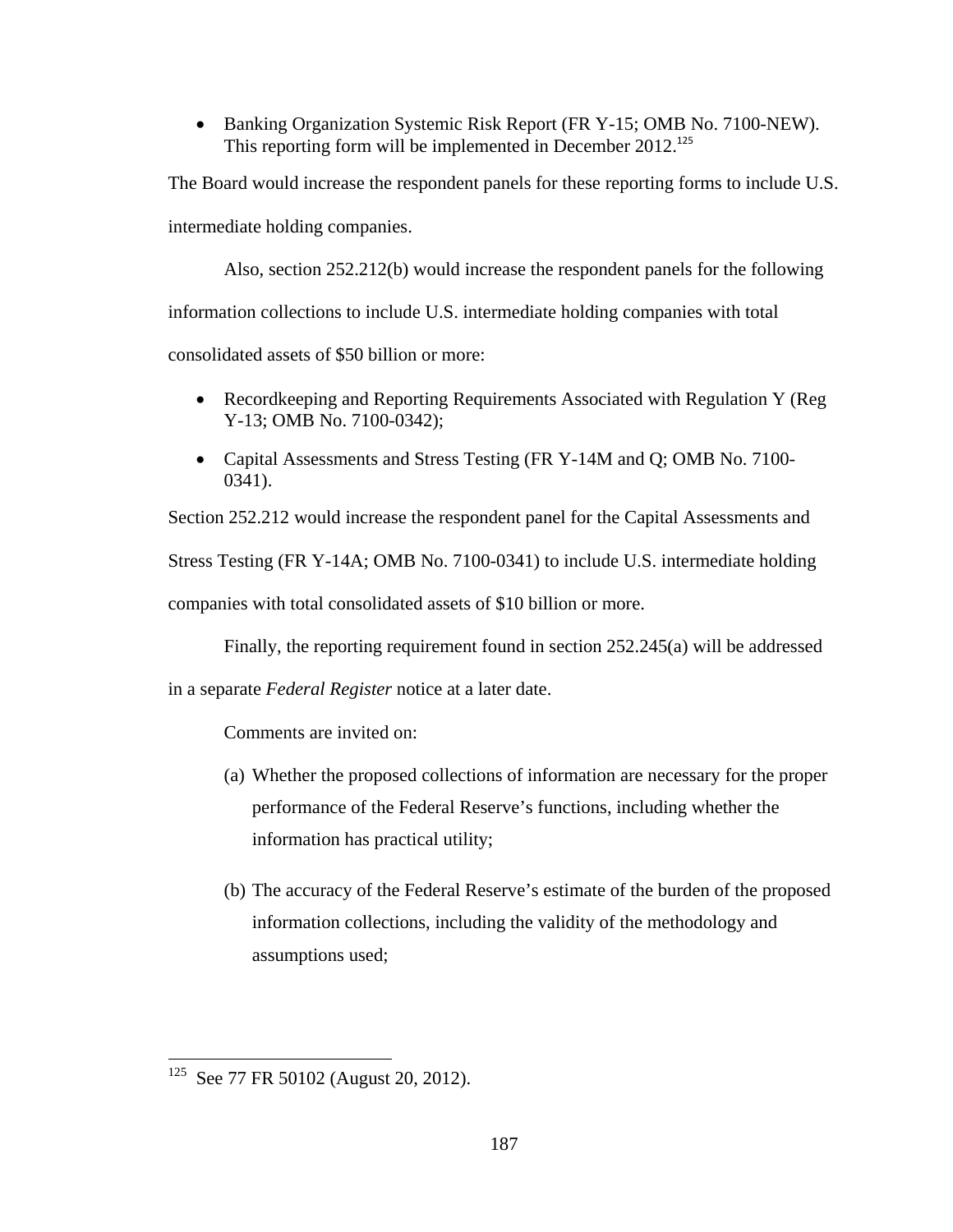- Banking Organization Systemic Risk Report (FR Y-15; OMB No. 7100-NEW). This reporting form will be implemented in December 2012.[125]

The Board would increase the respondent panels for these reporting forms to include U.S. intermediate holding companies.

Also, section 252.212(b) would increase the respondent panels for the following information collections to include U.S. intermediate holding companies with total consolidated assets of $50 billion or more:

- Recordkeeping and Reporting Requirements Associated with Regulation Y (Reg Y-13; OMB No. 7100-0342);
- Capital Assessments and Stress Testing (FR Y-14M and Q; OMB No. 7100-0341).

Section 252.212 would increase the respondent panel for the Capital Assessments and Stress Testing (FR Y-14A; OMB No. 7100-0341) to include U.S. intermediate holding companies with total consolidated assets of $10 billion or more.

Finally, the reporting requirement found in section 252.245(a) will be addressed in a separate *Federal Register* notice at a later date.

Comments are invited on:

(a) Whether the proposed collections of information are necessary for the proper performance of the Federal Reserve's functions, including whether the information has practical utility;

(b) The accuracy of the Federal Reserve's estimate of the burden of the proposed information collections, including the validity of the methodology and assumptions used;

---

[125] See 77 FR 50102 (August 20, 2012).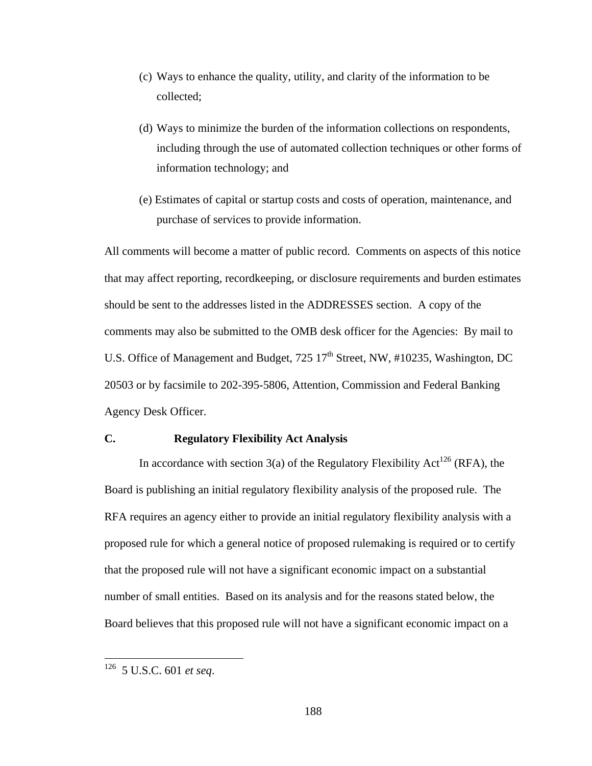(c) Ways to enhance the quality, utility, and clarity of the information to be collected;

(d) Ways to minimize the burden of the information collections on respondents, including through the use of automated collection techniques or other forms of information technology; and

(e) Estimates of capital or startup costs and costs of operation, maintenance, and purchase of services to provide information.

All comments will become a matter of public record. Comments on aspects of this notice that may affect reporting, recordkeeping, or disclosure requirements and burden estimates should be sent to the addresses listed in the ADDRESSES section. A copy of the comments may also be submitted to the OMB desk officer for the Agencies: By mail to U.S. Office of Management and Budget, 725 17th Street, NW, #10235, Washington, DC 20503 or by facsimile to 202-395-5806, Attention, Commission and Federal Banking Agency Desk Officer.

### C. Regulatory Flexibility Act Analysis

In accordance with section 3(a) of the Regulatory Flexibility Act[126] (RFA), the Board is publishing an initial regulatory flexibility analysis of the proposed rule. The RFA requires an agency either to provide an initial regulatory flexibility analysis with a proposed rule for which a general notice of proposed rulemaking is required or to certify that the proposed rule will not have a significant economic impact on a substantial number of small entities. Based on its analysis and for the reasons stated below, the Board believes that this proposed rule will not have a significant economic impact on a

---

[126] 5 U.S.C. 601 *et seq*.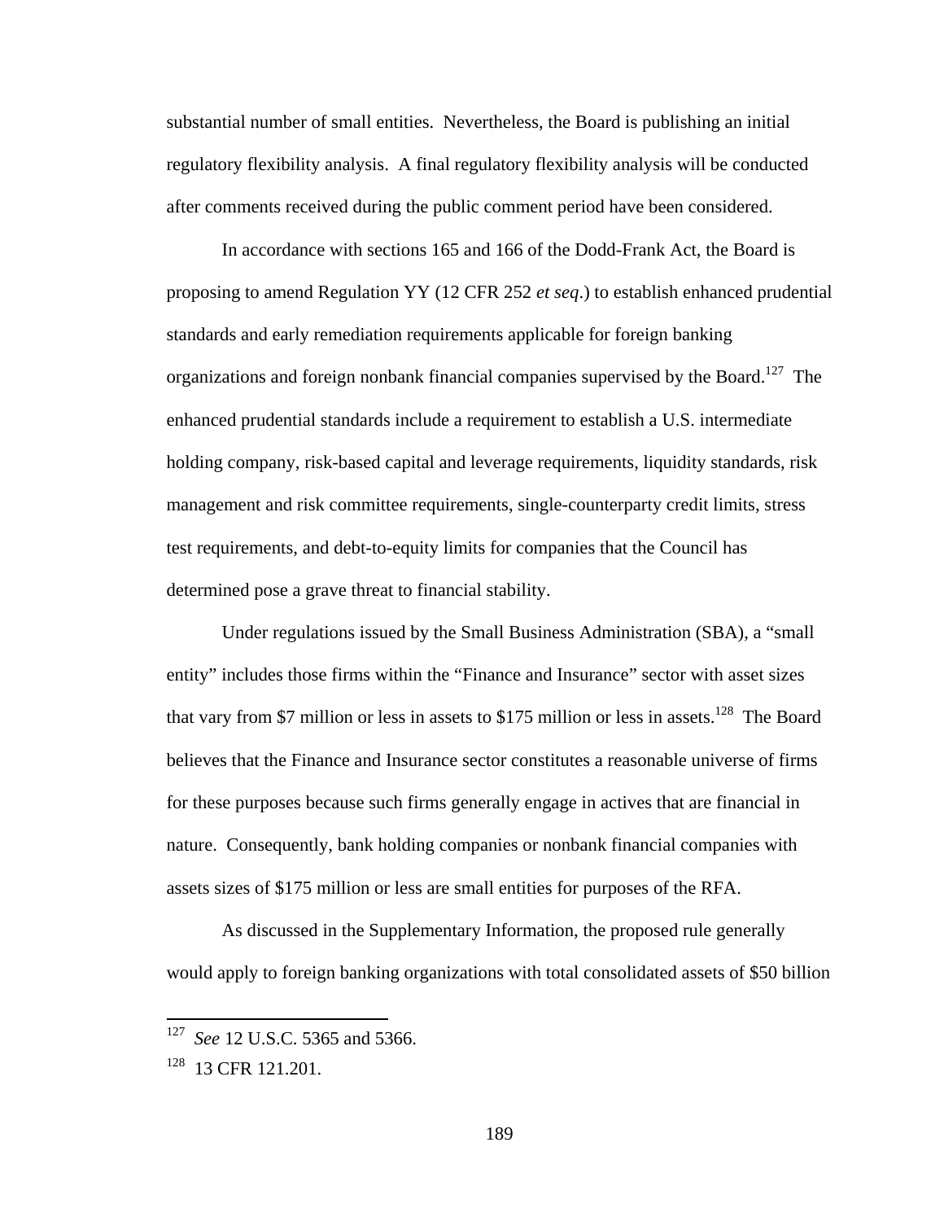substantial number of small entities. Nevertheless, the Board is publishing an initial regulatory flexibility analysis. A final regulatory flexibility analysis will be conducted after comments received during the public comment period have been considered.

In accordance with sections 165 and 166 of the Dodd-Frank Act, the Board is proposing to amend Regulation YY (12 CFR 252 *et seq*.) to establish enhanced prudential standards and early remediation requirements applicable for foreign banking organizations and foreign nonbank financial companies supervised by the Board.[127] The enhanced prudential standards include a requirement to establish a U.S. intermediate holding company, risk-based capital and leverage requirements, liquidity standards, risk management and risk committee requirements, single-counterparty credit limits, stress test requirements, and debt-to-equity limits for companies that the Council has determined pose a grave threat to financial stability.

Under regulations issued by the Small Business Administration (SBA), a "small entity" includes those firms within the "Finance and Insurance" sector with asset sizes that vary from $7 million or less in assets to $175 million or less in assets.[128] The Board believes that the Finance and Insurance sector constitutes a reasonable universe of firms for these purposes because such firms generally engage in actives that are financial in nature. Consequently, bank holding companies or nonbank financial companies with assets sizes of $175 million or less are small entities for purposes of the RFA.

As discussed in the Supplementary Information, the proposed rule generally would apply to foreign banking organizations with total consolidated assets of $50 billion

---

[127] *See* 12 U.S.C. 5365 and 5366.

[128] 13 CFR 121.201.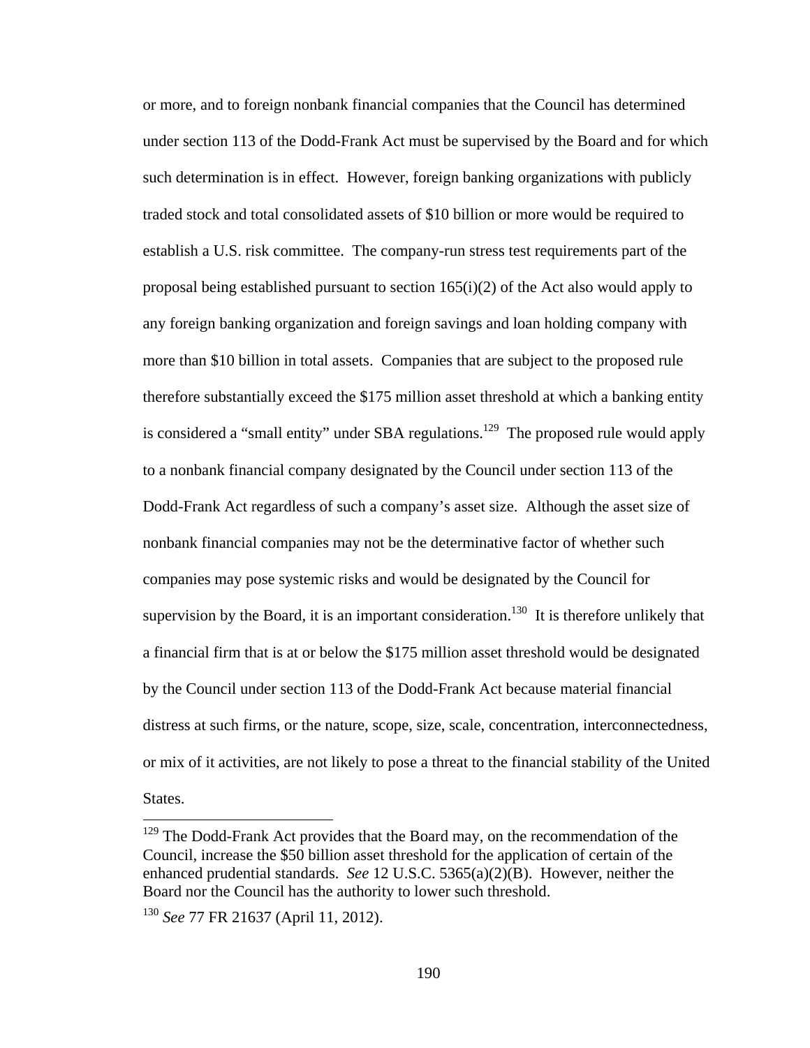or more, and to foreign nonbank financial companies that the Council has determined under section 113 of the Dodd-Frank Act must be supervised by the Board and for which such determination is in effect. However, foreign banking organizations with publicly traded stock and total consolidated assets of $10 billion or more would be required to establish a U.S. risk committee. The company-run stress test requirements part of the proposal being established pursuant to section 165(i)(2) of the Act also would apply to any foreign banking organization and foreign savings and loan holding company with more than $10 billion in total assets. Companies that are subject to the proposed rule therefore substantially exceed the $175 million asset threshold at which a banking entity is considered a "small entity" under SBA regulations.[129] The proposed rule would apply to a nonbank financial company designated by the Council under section 113 of the Dodd-Frank Act regardless of such a company's asset size. Although the asset size of nonbank financial companies may not be the determinative factor of whether such companies may pose systemic risks and would be designated by the Council for supervision by the Board, it is an important consideration.[130] It is therefore unlikely that a financial firm that is at or below the $175 million asset threshold would be designated by the Council under section 113 of the Dodd-Frank Act because material financial distress at such firms, or the nature, scope, size, scale, concentration, interconnectedness, or mix of it activities, are not likely to pose a threat to the financial stability of the United States.

---

[129] The Dodd-Frank Act provides that the Board may, on the recommendation of the Council, increase the $50 billion asset threshold for the application of certain of the enhanced prudential standards. *See* 12 U.S.C. 5365(a)(2)(B). However, neither the Board nor the Council has the authority to lower such threshold.

[130] *See* 77 FR 21637 (April 11, 2012).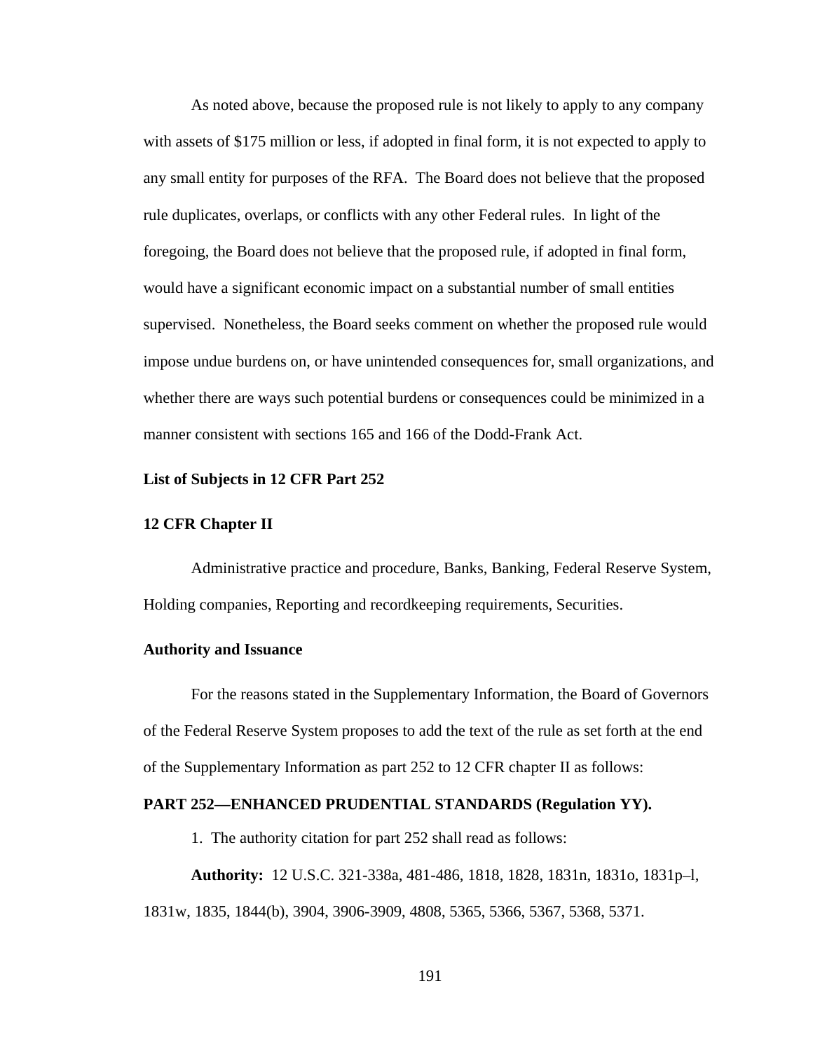As noted above, because the proposed rule is not likely to apply to any company with assets of $175 million or less, if adopted in final form, it is not expected to apply to any small entity for purposes of the RFA. The Board does not believe that the proposed rule duplicates, overlaps, or conflicts with any other Federal rules. In light of the foregoing, the Board does not believe that the proposed rule, if adopted in final form, would have a significant economic impact on a substantial number of small entities supervised. Nonetheless, the Board seeks comment on whether the proposed rule would impose undue burdens on, or have unintended consequences for, small organizations, and whether there are ways such potential burdens or consequences could be minimized in a manner consistent with sections 165 and 166 of the Dodd-Frank Act.

**List of Subjects in 12 CFR Part 252**

**12 CFR Chapter II**

Administrative practice and procedure, Banks, Banking, Federal Reserve System, Holding companies, Reporting and recordkeeping requirements, Securities.

**Authority and Issuance**

For the reasons stated in the Supplementary Information, the Board of Governors of the Federal Reserve System proposes to add the text of the rule as set forth at the end of the Supplementary Information as part 252 to 12 CFR chapter II as follows:

**PART 252—ENHANCED PRUDENTIAL STANDARDS (Regulation YY).**

1. The authority citation for part 252 shall read as follows:

**Authority:** 12 U.S.C. 321-338a, 481-486, 1818, 1828, 1831n, 1831o, 1831p–l, 1831w, 1835, 1844(b), 3904, 3906-3909, 4808, 5365, 5366, 5367, 5368, 5371.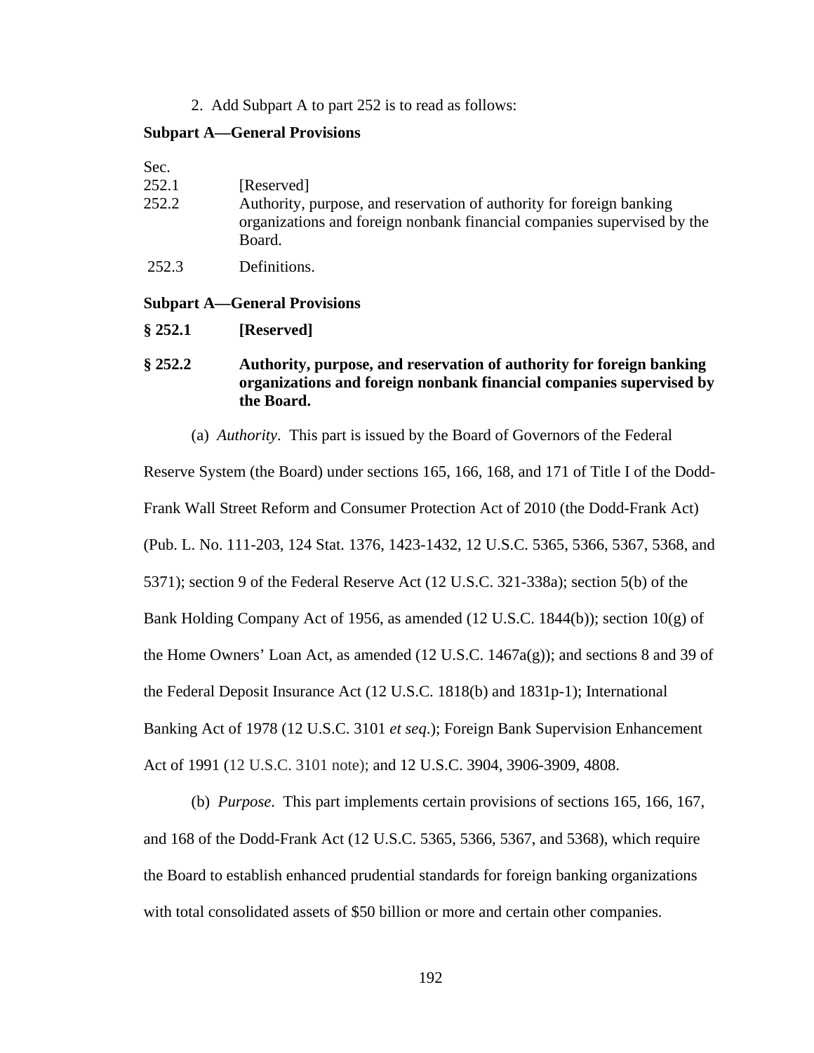2. Add Subpart A to part 252 is to read as follows:

**Subpart A—General Provisions**

Sec.

252.1 [Reserved]

252.2 Authority, purpose, and reservation of authority for foreign banking organizations and foreign nonbank financial companies supervised by the Board.

252.3 Definitions.

**Subpart A—General Provisions**

**§ 252.1 [Reserved]**

**§ 252.2 Authority, purpose, and reservation of authority for foreign banking organizations and foreign nonbank financial companies supervised by the Board.**

(a) *Authority*. This part is issued by the Board of Governors of the Federal Reserve System (the Board) under sections 165, 166, 168, and 171 of Title I of the Dodd-Frank Wall Street Reform and Consumer Protection Act of 2010 (the Dodd-Frank Act) (Pub. L. No. 111-203, 124 Stat. 1376, 1423-1432, 12 U.S.C. 5365, 5366, 5367, 5368, and 5371); section 9 of the Federal Reserve Act (12 U.S.C. 321-338a); section 5(b) of the Bank Holding Company Act of 1956, as amended (12 U.S.C. 1844(b)); section 10(g) of the Home Owners' Loan Act, as amended (12 U.S.C. 1467a(g)); and sections 8 and 39 of the Federal Deposit Insurance Act (12 U.S.C. 1818(b) and 1831p-1); International Banking Act of 1978 (12 U.S.C. 3101 *et seq.*); Foreign Bank Supervision Enhancement Act of 1991 (12 U.S.C. 3101 note); and 12 U.S.C. 3904, 3906-3909, 4808.

(b) *Purpose*. This part implements certain provisions of sections 165, 166, 167, and 168 of the Dodd-Frank Act (12 U.S.C. 5365, 5366, 5367, and 5368), which require the Board to establish enhanced prudential standards for foreign banking organizations with total consolidated assets of $50 billion or more and certain other companies.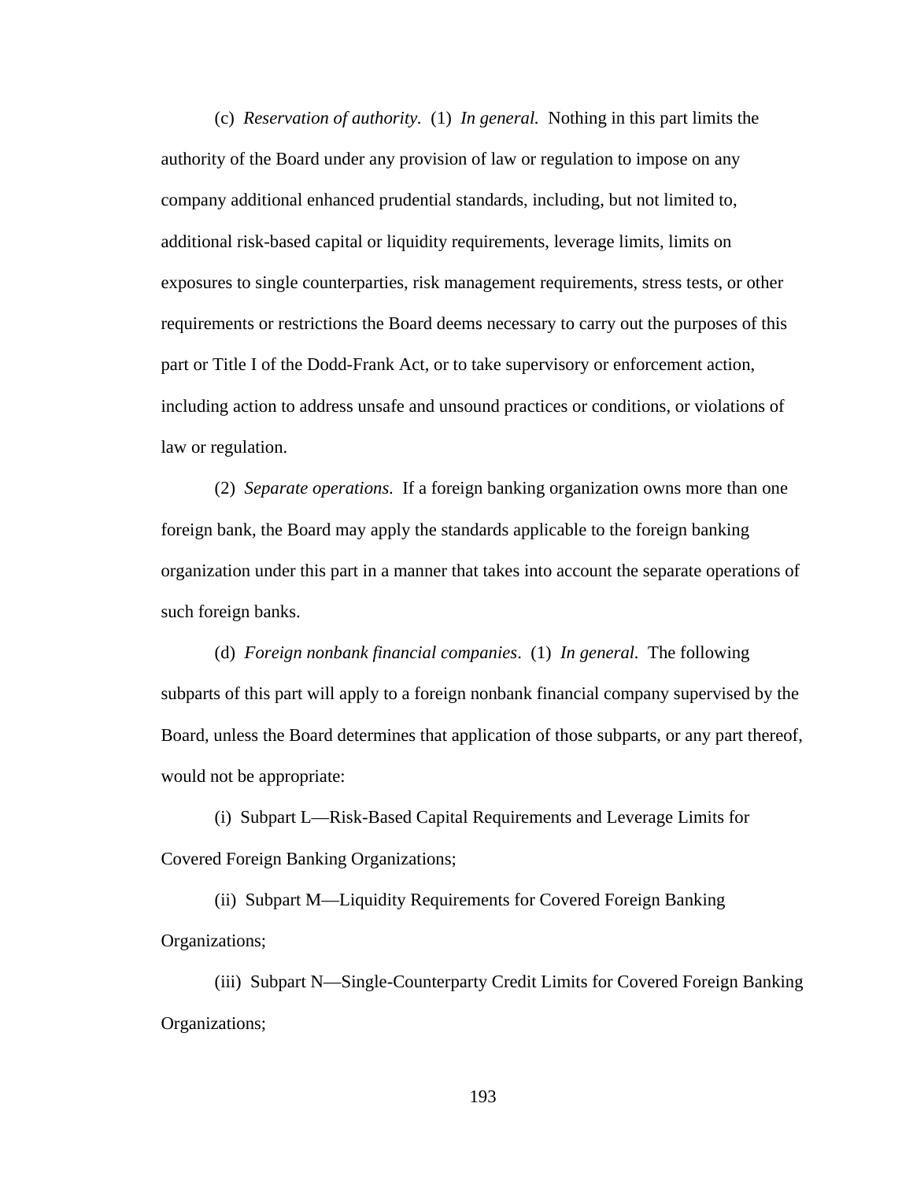(c) *Reservation of authority.* (1) *In general.* Nothing in this part limits the authority of the Board under any provision of law or regulation to impose on any company additional enhanced prudential standards, including, but not limited to, additional risk-based capital or liquidity requirements, leverage limits, limits on exposures to single counterparties, risk management requirements, stress tests, or other requirements or restrictions the Board deems necessary to carry out the purposes of this part or Title I of the Dodd-Frank Act, or to take supervisory or enforcement action, including action to address unsafe and unsound practices or conditions, or violations of law or regulation.

(2) *Separate operations.* If a foreign banking organization owns more than one foreign bank, the Board may apply the standards applicable to the foreign banking organization under this part in a manner that takes into account the separate operations of such foreign banks.

(d) *Foreign nonbank financial companies*. (1) *In general.* The following subparts of this part will apply to a foreign nonbank financial company supervised by the Board, unless the Board determines that application of those subparts, or any part thereof, would not be appropriate:

(i) Subpart L—Risk-Based Capital Requirements and Leverage Limits for Covered Foreign Banking Organizations;

(ii) Subpart M—Liquidity Requirements for Covered Foreign Banking Organizations;

(iii) Subpart N—Single-Counterparty Credit Limits for Covered Foreign Banking Organizations;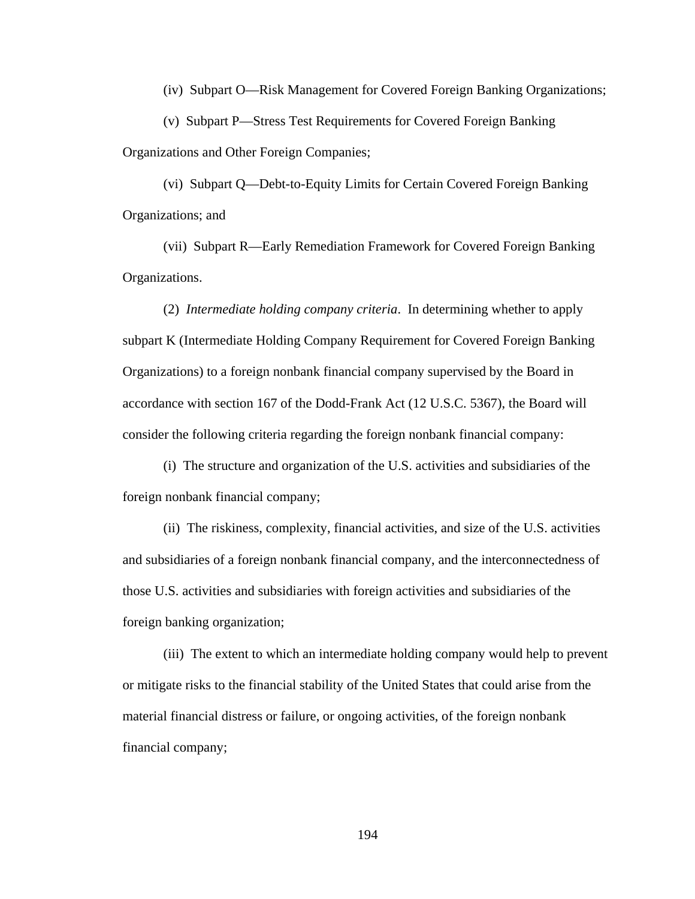(iv) Subpart O—Risk Management for Covered Foreign Banking Organizations;

(v) Subpart P—Stress Test Requirements for Covered Foreign Banking Organizations and Other Foreign Companies;

(vi) Subpart Q—Debt-to-Equity Limits for Certain Covered Foreign Banking Organizations; and

(vii) Subpart R—Early Remediation Framework for Covered Foreign Banking Organizations.

(2) *Intermediate holding company criteria*. In determining whether to apply subpart K (Intermediate Holding Company Requirement for Covered Foreign Banking Organizations) to a foreign nonbank financial company supervised by the Board in accordance with section 167 of the Dodd-Frank Act (12 U.S.C. 5367), the Board will consider the following criteria regarding the foreign nonbank financial company:

(i) The structure and organization of the U.S. activities and subsidiaries of the foreign nonbank financial company;

(ii) The riskiness, complexity, financial activities, and size of the U.S. activities and subsidiaries of a foreign nonbank financial company, and the interconnectedness of those U.S. activities and subsidiaries with foreign activities and subsidiaries of the foreign banking organization;

(iii) The extent to which an intermediate holding company would help to prevent or mitigate risks to the financial stability of the United States that could arise from the material financial distress or failure, or ongoing activities, of the foreign nonbank financial company;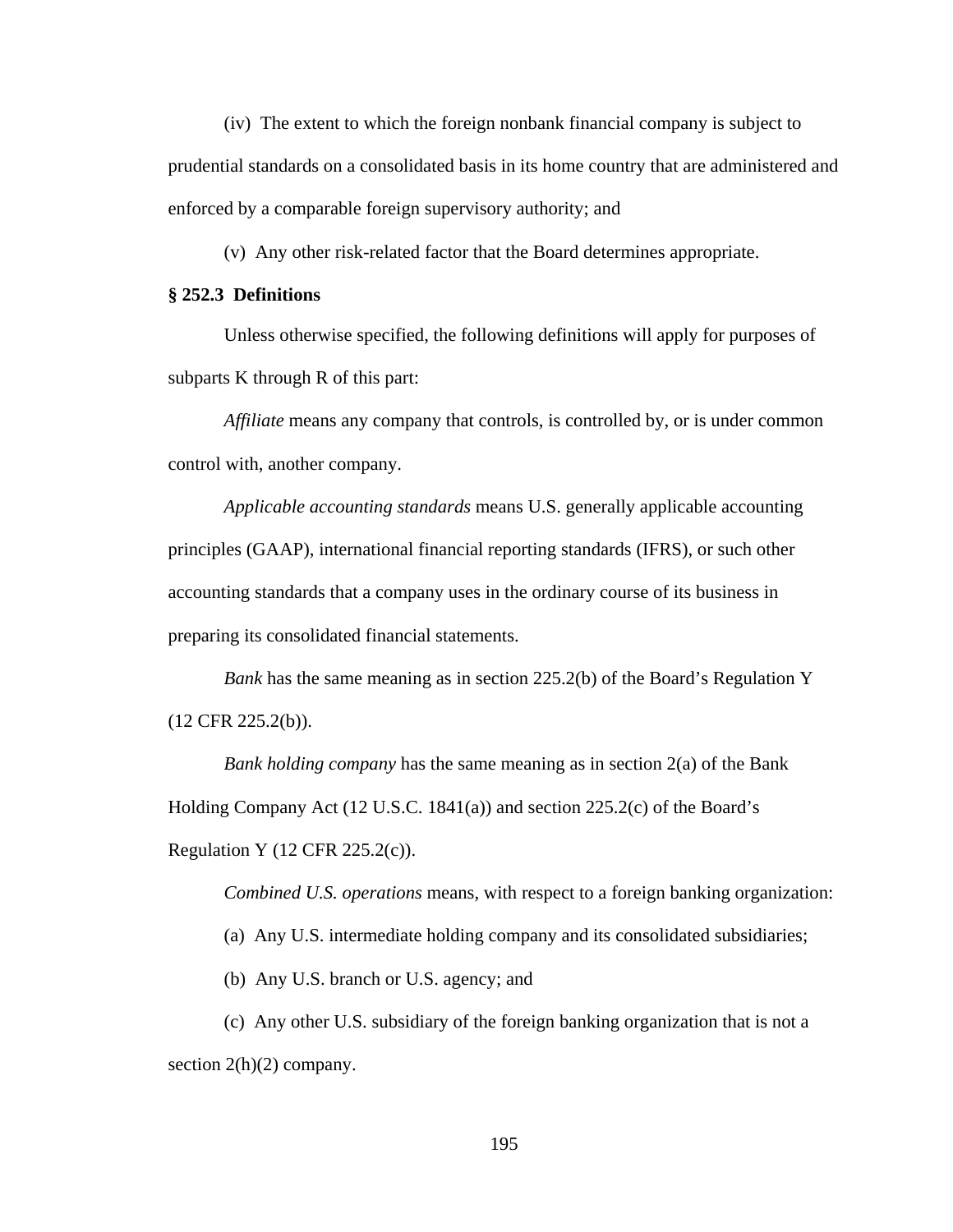(iv) The extent to which the foreign nonbank financial company is subject to prudential standards on a consolidated basis in its home country that are administered and enforced by a comparable foreign supervisory authority; and

(v) Any other risk-related factor that the Board determines appropriate.

**§ 252.3 Definitions**

Unless otherwise specified, the following definitions will apply for purposes of subparts K through R of this part:

*Affiliate* means any company that controls, is controlled by, or is under common control with, another company.

*Applicable accounting standards* means U.S. generally applicable accounting principles (GAAP), international financial reporting standards (IFRS), or such other accounting standards that a company uses in the ordinary course of its business in preparing its consolidated financial statements.

*Bank* has the same meaning as in section 225.2(b) of the Board's Regulation Y (12 CFR 225.2(b)).

*Bank holding company* has the same meaning as in section 2(a) of the Bank Holding Company Act (12 U.S.C. 1841(a)) and section 225.2(c) of the Board's Regulation Y (12 CFR 225.2(c)).

*Combined U.S. operations* means, with respect to a foreign banking organization:

(a) Any U.S. intermediate holding company and its consolidated subsidiaries;

(b) Any U.S. branch or U.S. agency; and

(c) Any other U.S. subsidiary of the foreign banking organization that is not a section 2(h)(2) company.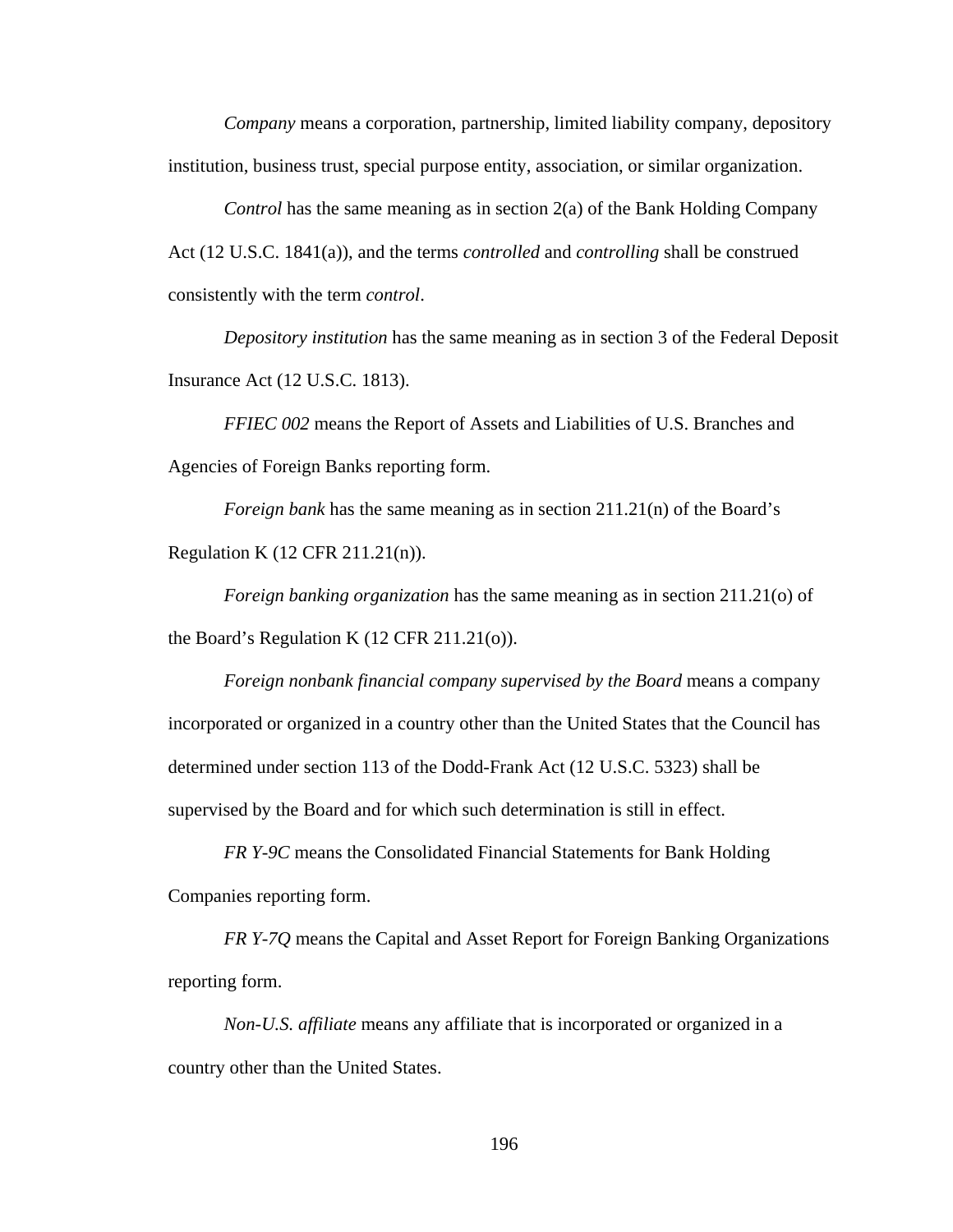*Company* means a corporation, partnership, limited liability company, depository institution, business trust, special purpose entity, association, or similar organization.

*Control* has the same meaning as in section 2(a) of the Bank Holding Company Act (12 U.S.C. 1841(a)), and the terms *controlled* and *controlling* shall be construed consistently with the term *control*.

*Depository institution* has the same meaning as in section 3 of the Federal Deposit Insurance Act (12 U.S.C. 1813).

*FFIEC 002* means the Report of Assets and Liabilities of U.S. Branches and Agencies of Foreign Banks reporting form.

*Foreign bank* has the same meaning as in section 211.21(n) of the Board's Regulation K (12 CFR 211.21(n)).

*Foreign banking organization* has the same meaning as in section 211.21(o) of the Board's Regulation K (12 CFR 211.21(o)).

*Foreign nonbank financial company supervised by the Board* means a company incorporated or organized in a country other than the United States that the Council has determined under section 113 of the Dodd-Frank Act (12 U.S.C. 5323) shall be supervised by the Board and for which such determination is still in effect.

*FR Y-9C* means the Consolidated Financial Statements for Bank Holding Companies reporting form.

*FR Y-7Q* means the Capital and Asset Report for Foreign Banking Organizations reporting form.

*Non-U.S. affiliate* means any affiliate that is incorporated or organized in a country other than the United States.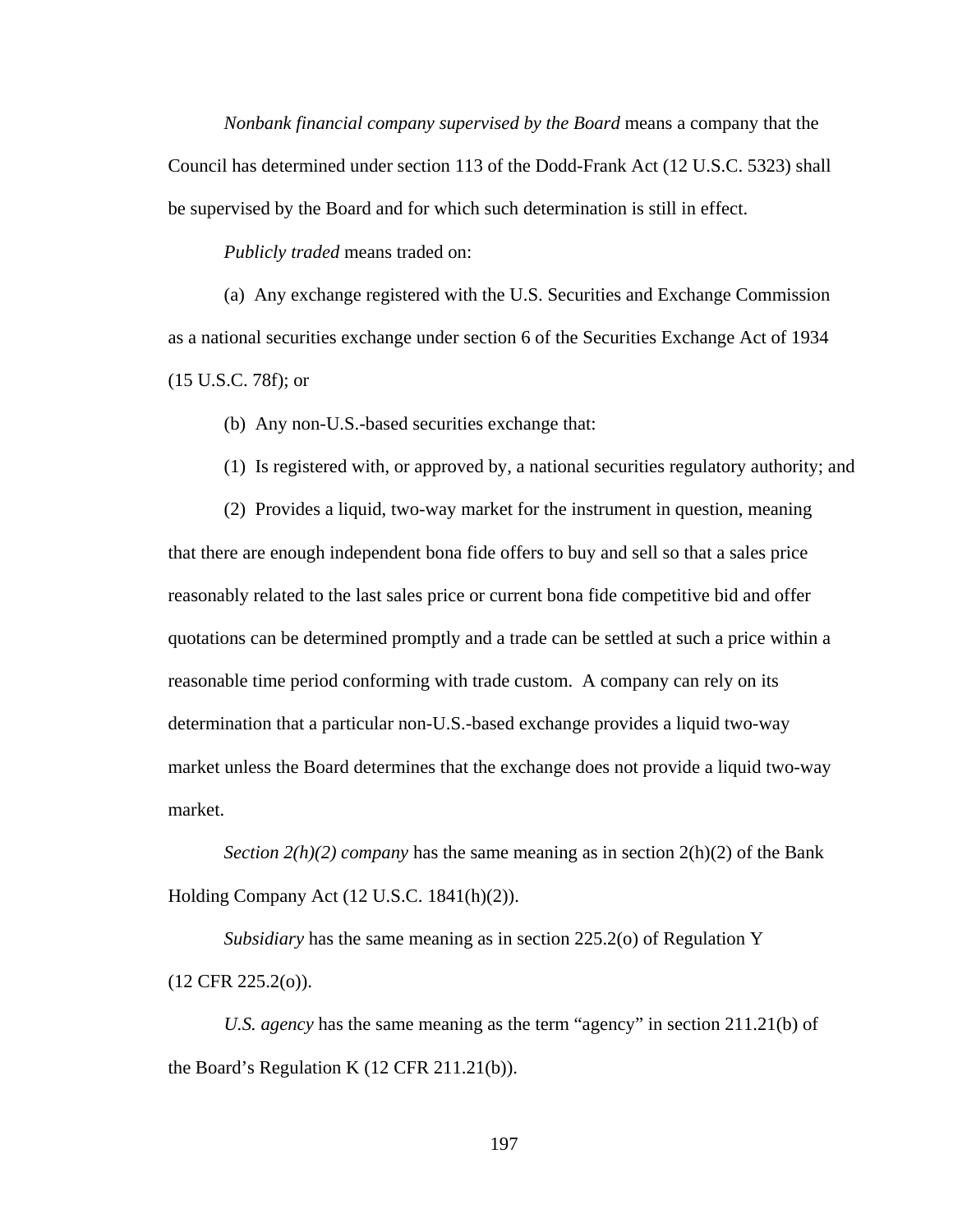*Nonbank financial company supervised by the Board* means a company that the Council has determined under section 113 of the Dodd-Frank Act (12 U.S.C. 5323) shall be supervised by the Board and for which such determination is still in effect.

*Publicly traded* means traded on:

(a) Any exchange registered with the U.S. Securities and Exchange Commission as a national securities exchange under section 6 of the Securities Exchange Act of 1934 (15 U.S.C. 78f); or

(b) Any non-U.S.-based securities exchange that:

(1) Is registered with, or approved by, a national securities regulatory authority; and

(2) Provides a liquid, two-way market for the instrument in question, meaning that there are enough independent bona fide offers to buy and sell so that a sales price reasonably related to the last sales price or current bona fide competitive bid and offer quotations can be determined promptly and a trade can be settled at such a price within a reasonable time period conforming with trade custom. A company can rely on its determination that a particular non-U.S.-based exchange provides a liquid two-way market unless the Board determines that the exchange does not provide a liquid two-way market.

*Section 2(h)(2) company* has the same meaning as in section 2(h)(2) of the Bank Holding Company Act (12 U.S.C. 1841(h)(2)).

*Subsidiary* has the same meaning as in section 225.2(o) of Regulation Y (12 CFR 225.2(o)).

*U.S. agency* has the same meaning as the term "agency" in section 211.21(b) of the Board's Regulation K (12 CFR 211.21(b)).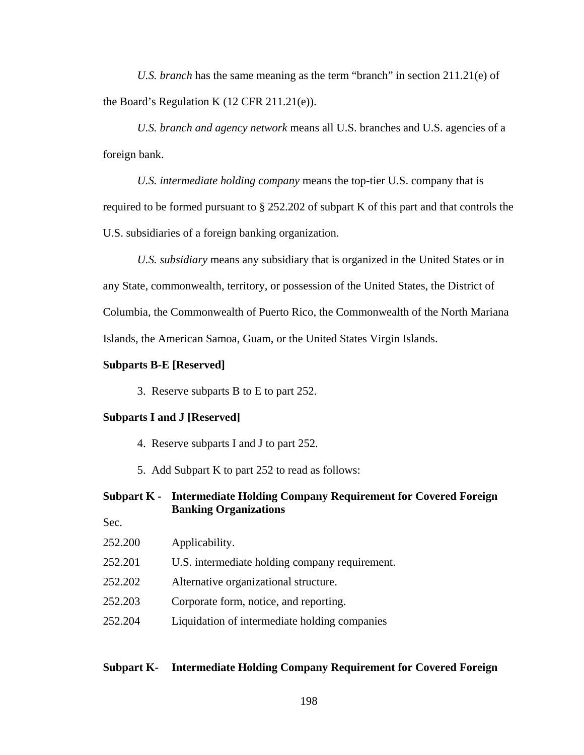*U.S. branch* has the same meaning as the term "branch" in section 211.21(e) of the Board's Regulation K (12 CFR 211.21(e)).

*U.S. branch and agency network* means all U.S. branches and U.S. agencies of a foreign bank.

*U.S. intermediate holding company* means the top-tier U.S. company that is required to be formed pursuant to § 252.202 of subpart K of this part and that controls the U.S. subsidiaries of a foreign banking organization.

*U.S. subsidiary* means any subsidiary that is organized in the United States or in any State, commonwealth, territory, or possession of the United States, the District of Columbia, the Commonwealth of Puerto Rico, the Commonwealth of the North Mariana Islands, the American Samoa, Guam, or the United States Virgin Islands.

**Subparts B-E [Reserved]**

3. Reserve subparts B to E to part 252.

**Subparts I and J [Reserved]**

4. Reserve subparts I and J to part 252.

5. Add Subpart K to part 252 to read as follows:

**Subpart K - Intermediate Holding Company Requirement for Covered Foreign Banking Organizations**

Sec.

252.200 Applicability.

252.201 U.S. intermediate holding company requirement.

252.202 Alternative organizational structure.

252.203 Corporate form, notice, and reporting.

252.204 Liquidation of intermediate holding companies

**Subpart K- Intermediate Holding Company Requirement for Covered Foreign**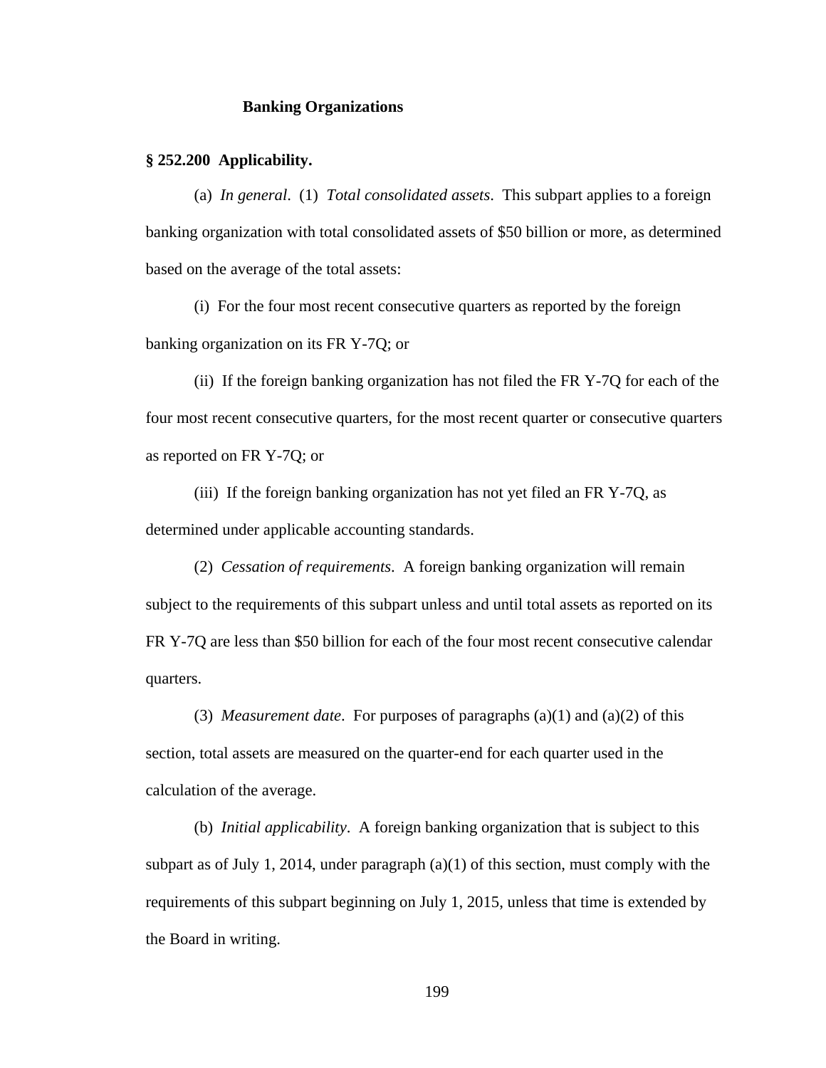### Banking Organizations

**§ 252.200 Applicability.**

(a) *In general*. (1) *Total consolidated assets*. This subpart applies to a foreign banking organization with total consolidated assets of $50 billion or more, as determined based on the average of the total assets:

(i) For the four most recent consecutive quarters as reported by the foreign banking organization on its FR Y-7Q; or

(ii) If the foreign banking organization has not filed the FR Y-7Q for each of the four most recent consecutive quarters, for the most recent quarter or consecutive quarters as reported on FR Y-7Q; or

(iii) If the foreign banking organization has not yet filed an FR Y-7Q, as determined under applicable accounting standards.

(2) *Cessation of requirements*. A foreign banking organization will remain subject to the requirements of this subpart unless and until total assets as reported on its FR Y-7Q are less than $50 billion for each of the four most recent consecutive calendar quarters.

(3) *Measurement date*. For purposes of paragraphs (a)(1) and (a)(2) of this section, total assets are measured on the quarter-end for each quarter used in the calculation of the average.

(b) *Initial applicability*. A foreign banking organization that is subject to this subpart as of July 1, 2014, under paragraph (a)(1) of this section, must comply with the requirements of this subpart beginning on July 1, 2015, unless that time is extended by the Board in writing.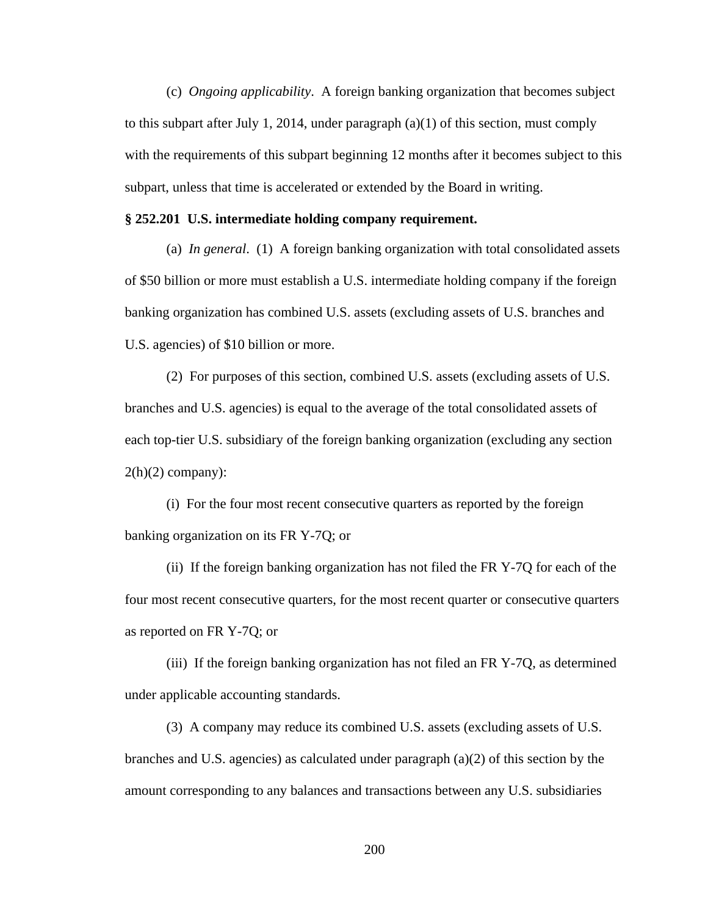(c) *Ongoing applicability*. A foreign banking organization that becomes subject to this subpart after July 1, 2014, under paragraph (a)(1) of this section, must comply with the requirements of this subpart beginning 12 months after it becomes subject to this subpart, unless that time is accelerated or extended by the Board in writing.

**§ 252.201 U.S. intermediate holding company requirement.**

(a) *In general*. (1) A foreign banking organization with total consolidated assets of $50 billion or more must establish a U.S. intermediate holding company if the foreign banking organization has combined U.S. assets (excluding assets of U.S. branches and U.S. agencies) of $10 billion or more.

(2) For purposes of this section, combined U.S. assets (excluding assets of U.S. branches and U.S. agencies) is equal to the average of the total consolidated assets of each top-tier U.S. subsidiary of the foreign banking organization (excluding any section 2(h)(2) company):

(i) For the four most recent consecutive quarters as reported by the foreign banking organization on its FR Y-7Q; or

(ii) If the foreign banking organization has not filed the FR Y-7Q for each of the four most recent consecutive quarters, for the most recent quarter or consecutive quarters as reported on FR Y-7Q; or

(iii) If the foreign banking organization has not filed an FR Y-7Q, as determined under applicable accounting standards.

(3) A company may reduce its combined U.S. assets (excluding assets of U.S. branches and U.S. agencies) as calculated under paragraph (a)(2) of this section by the amount corresponding to any balances and transactions between any U.S. subsidiaries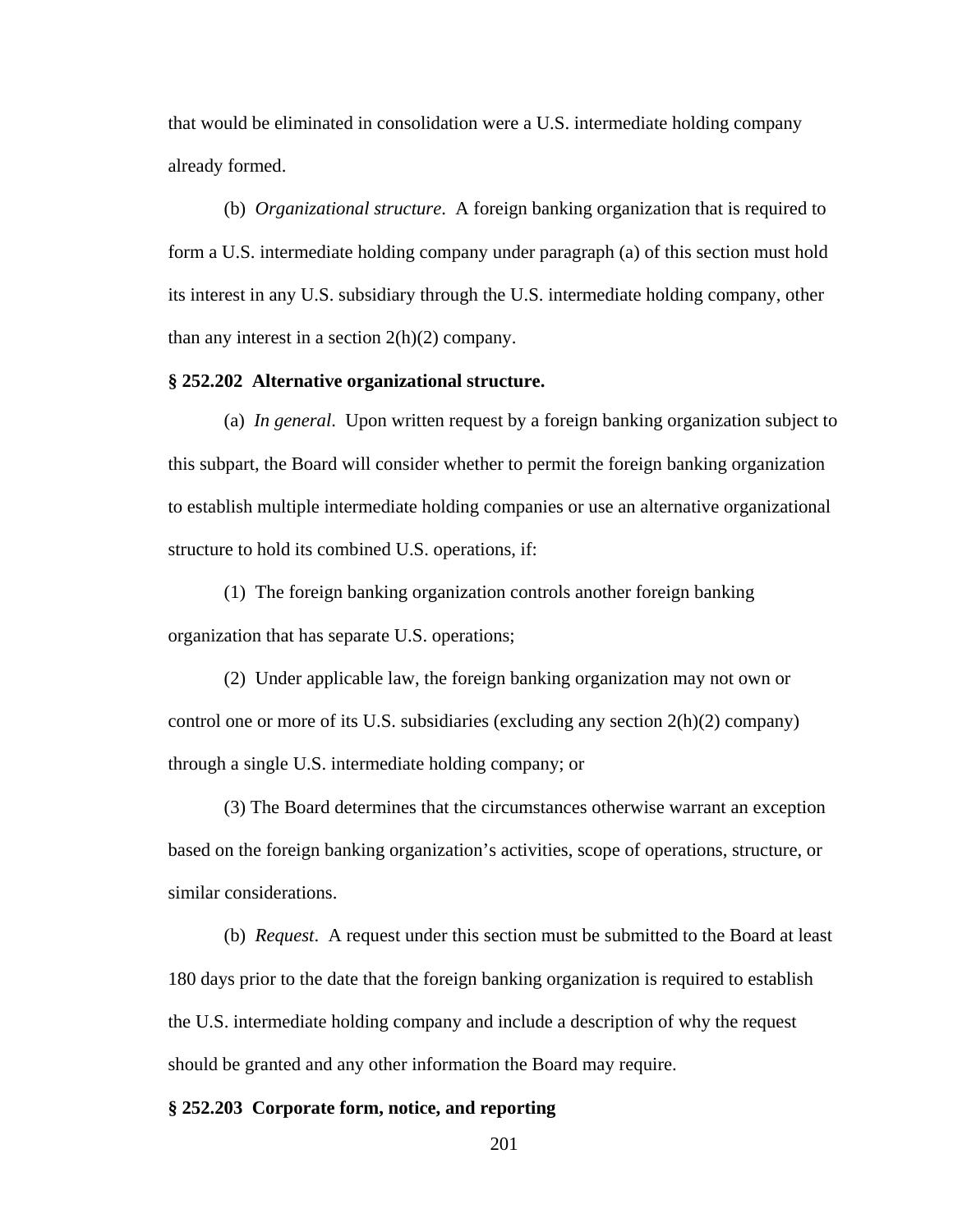that would be eliminated in consolidation were a U.S. intermediate holding company already formed.

(b) *Organizational structure*. A foreign banking organization that is required to form a U.S. intermediate holding company under paragraph (a) of this section must hold its interest in any U.S. subsidiary through the U.S. intermediate holding company, other than any interest in a section 2(h)(2) company.

**§ 252.202 Alternative organizational structure.**

(a) *In general*. Upon written request by a foreign banking organization subject to this subpart, the Board will consider whether to permit the foreign banking organization to establish multiple intermediate holding companies or use an alternative organizational structure to hold its combined U.S. operations, if:

(1) The foreign banking organization controls another foreign banking organization that has separate U.S. operations;

(2) Under applicable law, the foreign banking organization may not own or control one or more of its U.S. subsidiaries (excluding any section 2(h)(2) company) through a single U.S. intermediate holding company; or

(3) The Board determines that the circumstances otherwise warrant an exception based on the foreign banking organization's activities, scope of operations, structure, or similar considerations.

(b) *Request*. A request under this section must be submitted to the Board at least 180 days prior to the date that the foreign banking organization is required to establish the U.S. intermediate holding company and include a description of why the request should be granted and any other information the Board may require.

**§ 252.203 Corporate form, notice, and reporting**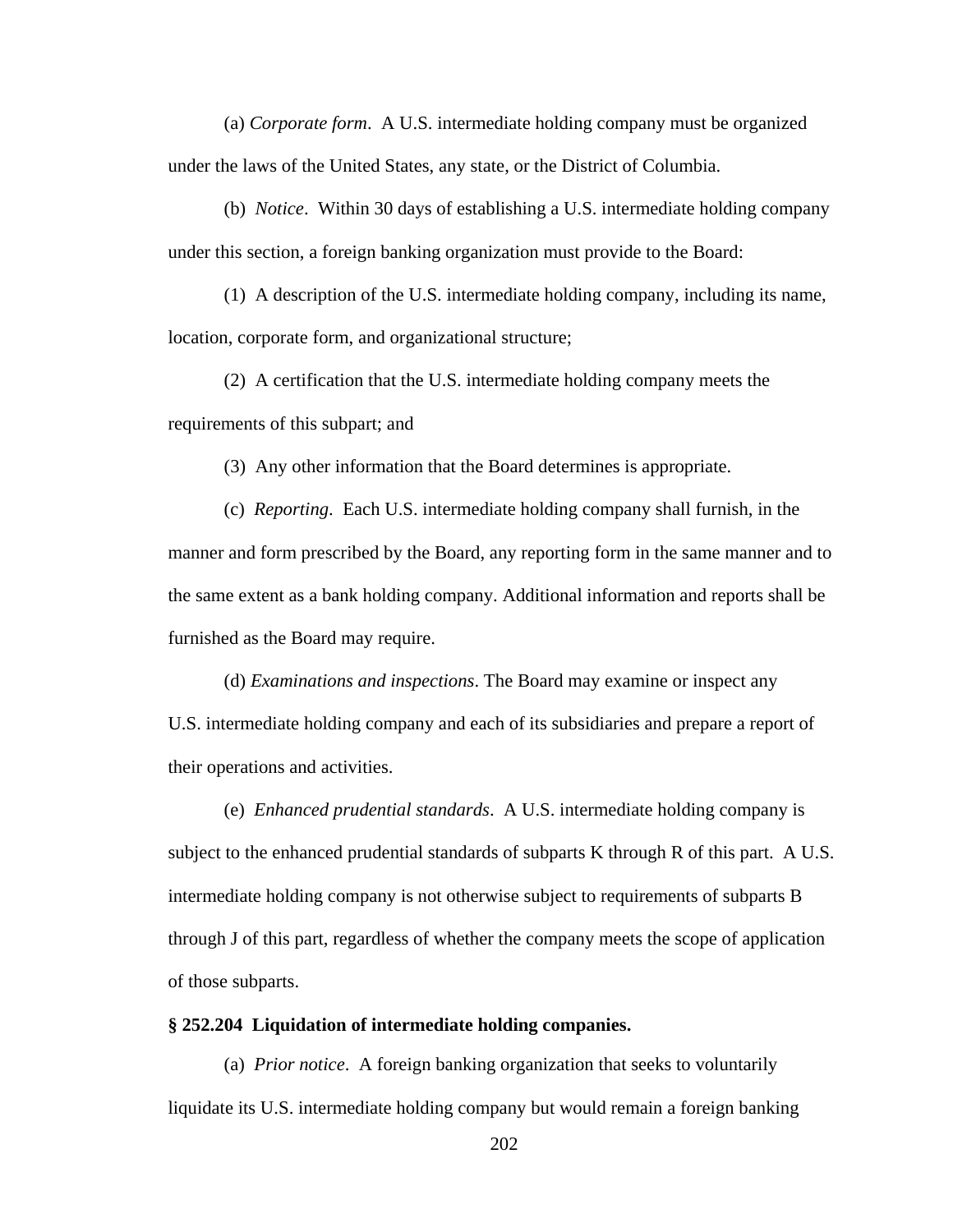(a) *Corporate form*. A U.S. intermediate holding company must be organized under the laws of the United States, any state, or the District of Columbia.

(b) *Notice*. Within 30 days of establishing a U.S. intermediate holding company under this section, a foreign banking organization must provide to the Board:

(1) A description of the U.S. intermediate holding company, including its name, location, corporate form, and organizational structure;

(2) A certification that the U.S. intermediate holding company meets the requirements of this subpart; and

(3) Any other information that the Board determines is appropriate.

(c) *Reporting*. Each U.S. intermediate holding company shall furnish, in the manner and form prescribed by the Board, any reporting form in the same manner and to the same extent as a bank holding company. Additional information and reports shall be furnished as the Board may require.

(d) *Examinations and inspections*. The Board may examine or inspect any U.S. intermediate holding company and each of its subsidiaries and prepare a report of their operations and activities.

(e) *Enhanced prudential standards*. A U.S. intermediate holding company is subject to the enhanced prudential standards of subparts K through R of this part. A U.S. intermediate holding company is not otherwise subject to requirements of subparts B through J of this part, regardless of whether the company meets the scope of application of those subparts.

**§ 252.204 Liquidation of intermediate holding companies.**

(a) *Prior notice*. A foreign banking organization that seeks to voluntarily liquidate its U.S. intermediate holding company but would remain a foreign banking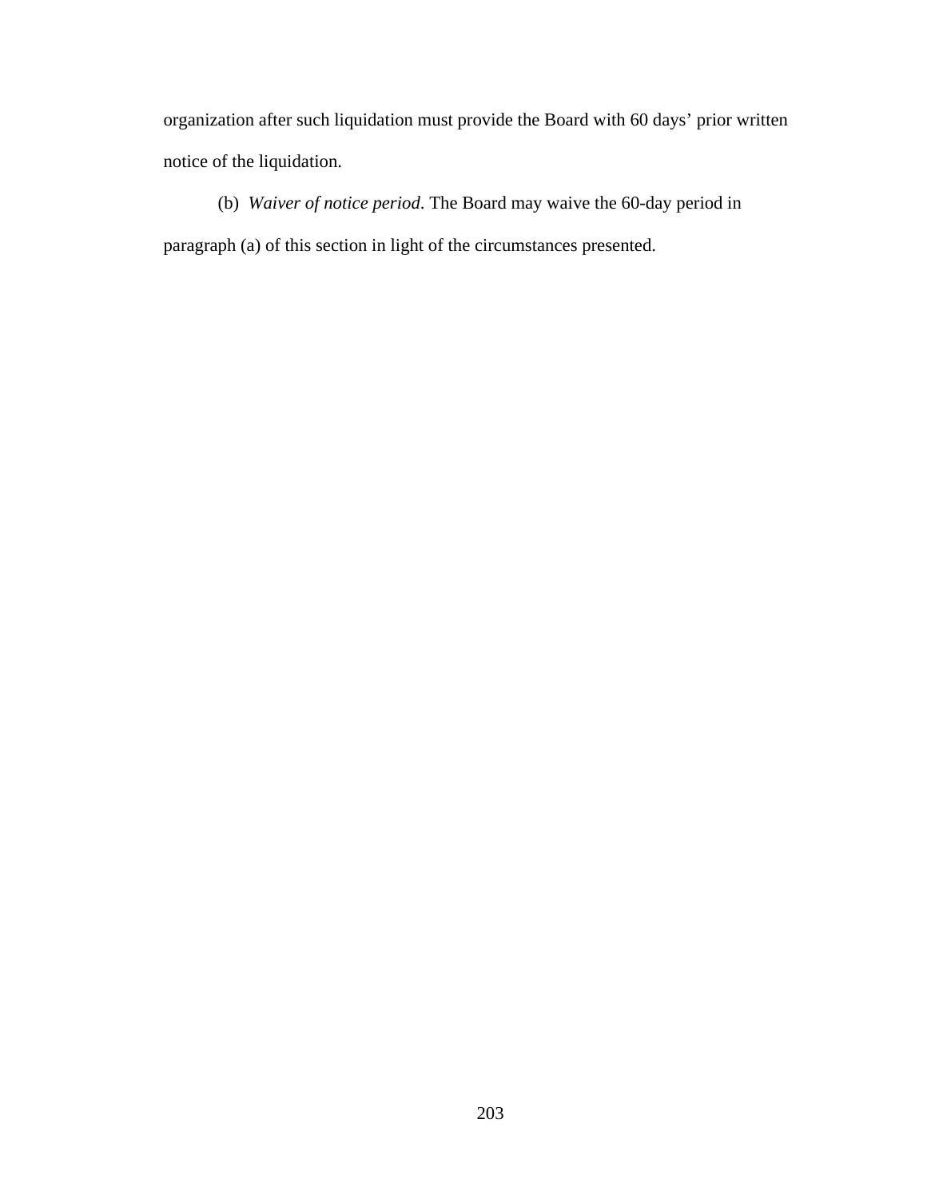organization after such liquidation must provide the Board with 60 days’ prior written notice of the liquidation.

(b) *Waiver of notice period*. The Board may waive the 60-day period in paragraph (a) of this section in light of the circumstances presented.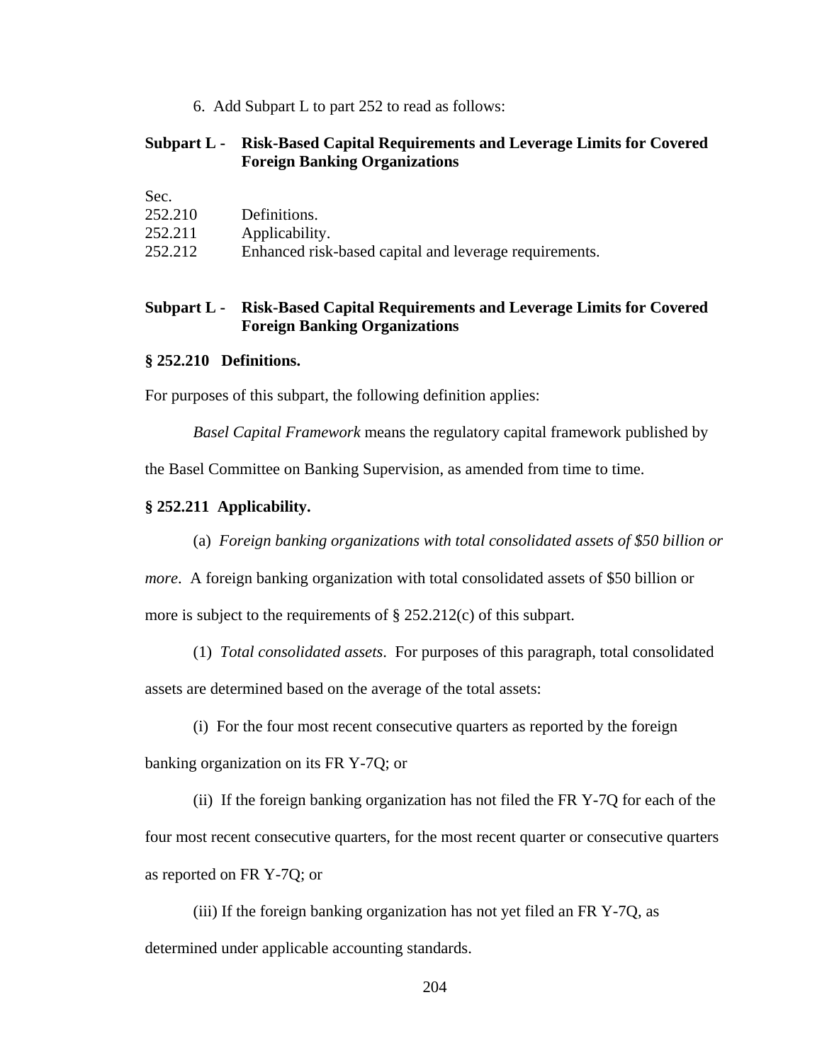6. Add Subpart L to part 252 to read as follows:

## Subpart L - Risk-Based Capital Requirements and Leverage Limits for Covered Foreign Banking Organizations

Sec.

252.210 Definitions.

252.211 Applicability.

252.212 Enhanced risk-based capital and leverage requirements.

## Subpart L - Risk-Based Capital Requirements and Leverage Limits for Covered Foreign Banking Organizations

### § 252.210 Definitions.

For purposes of this subpart, the following definition applies:

*Basel Capital Framework* means the regulatory capital framework published by the Basel Committee on Banking Supervision, as amended from time to time.

### § 252.211 Applicability.

(a) *Foreign banking organizations with total consolidated assets of $50 billion or more*. A foreign banking organization with total consolidated assets of $50 billion or more is subject to the requirements of § 252.212(c) of this subpart.

(1) *Total consolidated assets*. For purposes of this paragraph, total consolidated assets are determined based on the average of the total assets:

(i) For the four most recent consecutive quarters as reported by the foreign banking organization on its FR Y-7Q; or

(ii) If the foreign banking organization has not filed the FR Y-7Q for each of the four most recent consecutive quarters, for the most recent quarter or consecutive quarters as reported on FR Y-7Q; or

(iii) If the foreign banking organization has not yet filed an FR Y-7Q, as determined under applicable accounting standards.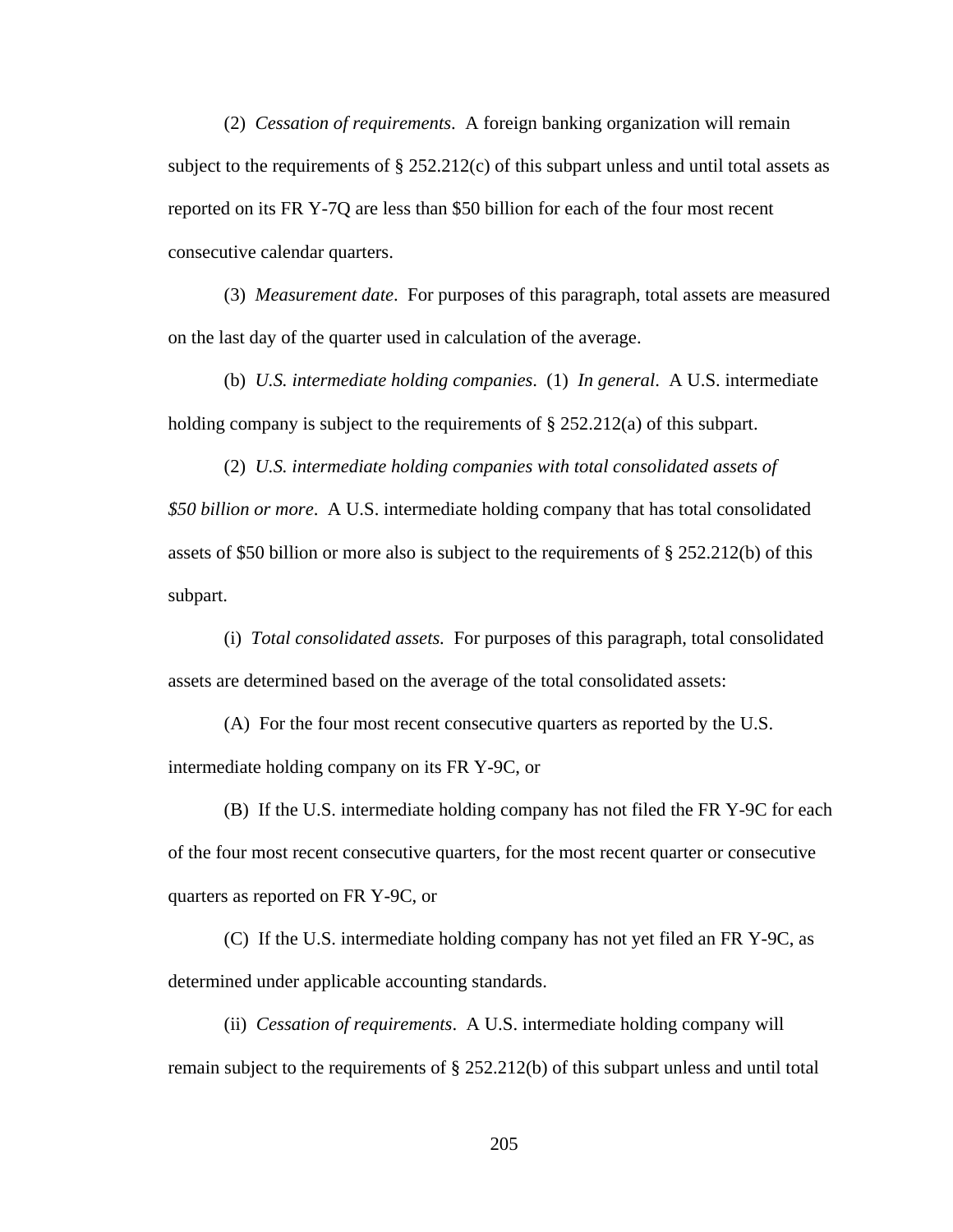(2) *Cessation of requirements*. A foreign banking organization will remain subject to the requirements of § 252.212(c) of this subpart unless and until total assets as reported on its FR Y-7Q are less than $50 billion for each of the four most recent consecutive calendar quarters.

(3) *Measurement date*. For purposes of this paragraph, total assets are measured on the last day of the quarter used in calculation of the average.

(b) *U.S. intermediate holding companies*. (1) *In general*. A U.S. intermediate holding company is subject to the requirements of § 252.212(a) of this subpart.

(2) *U.S. intermediate holding companies with total consolidated assets of $50 billion or more*. A U.S. intermediate holding company that has total consolidated assets of $50 billion or more also is subject to the requirements of § 252.212(b) of this subpart.

(i) *Total consolidated assets.* For purposes of this paragraph, total consolidated assets are determined based on the average of the total consolidated assets:

(A) For the four most recent consecutive quarters as reported by the U.S. intermediate holding company on its FR Y-9C, or

(B) If the U.S. intermediate holding company has not filed the FR Y-9C for each of the four most recent consecutive quarters, for the most recent quarter or consecutive quarters as reported on FR Y-9C, or

(C) If the U.S. intermediate holding company has not yet filed an FR Y-9C, as determined under applicable accounting standards.

(ii) *Cessation of requirements*. A U.S. intermediate holding company will remain subject to the requirements of § 252.212(b) of this subpart unless and until total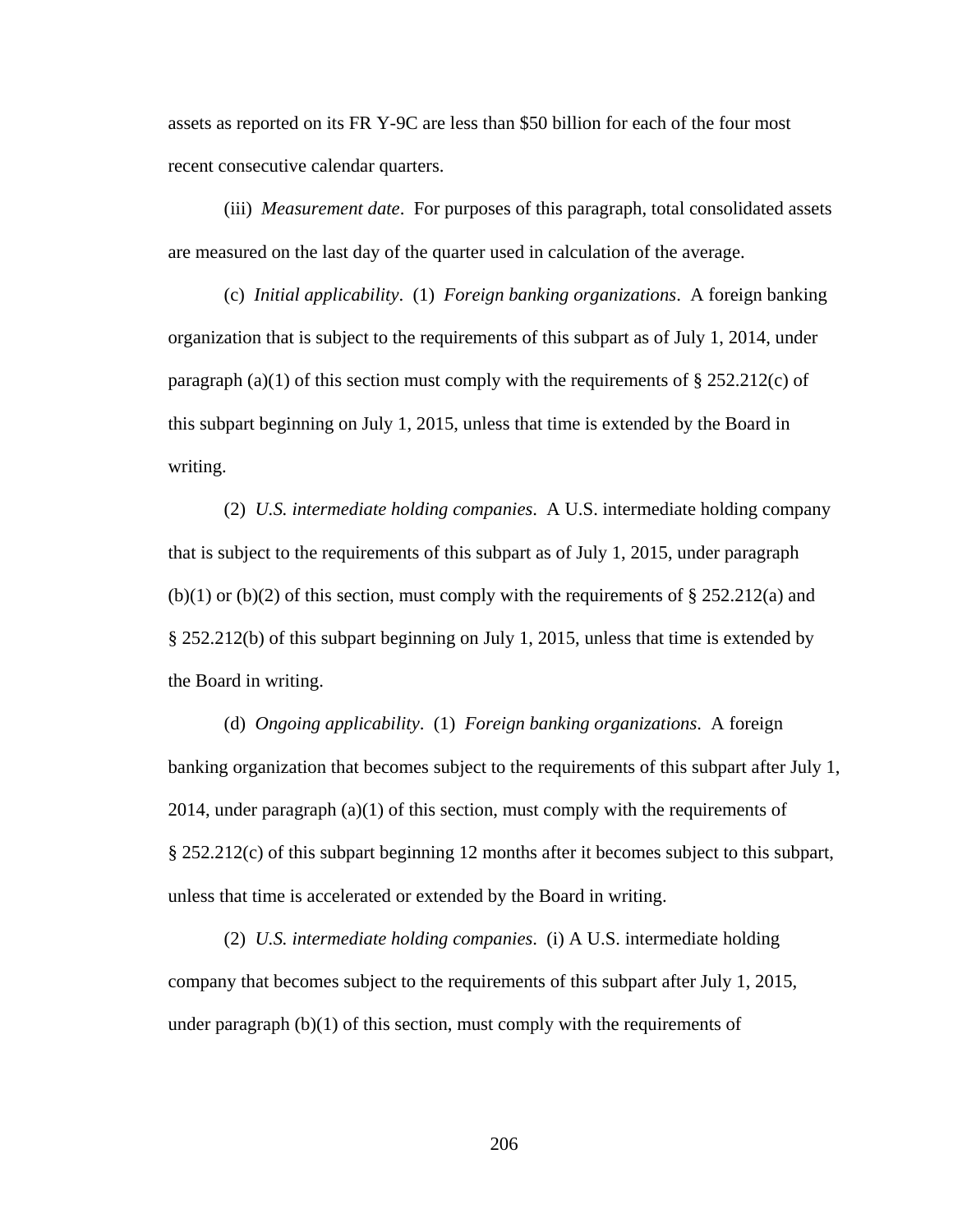assets as reported on its FR Y-9C are less than $50 billion for each of the four most recent consecutive calendar quarters.

(iii) *Measurement date*. For purposes of this paragraph, total consolidated assets are measured on the last day of the quarter used in calculation of the average.

(c) *Initial applicability*. (1) *Foreign banking organizations*. A foreign banking organization that is subject to the requirements of this subpart as of July 1, 2014, under paragraph (a)(1) of this section must comply with the requirements of § 252.212(c) of this subpart beginning on July 1, 2015, unless that time is extended by the Board in writing.

(2) *U.S. intermediate holding companies*. A U.S. intermediate holding company that is subject to the requirements of this subpart as of July 1, 2015, under paragraph (b)(1) or (b)(2) of this section, must comply with the requirements of § 252.212(a) and § 252.212(b) of this subpart beginning on July 1, 2015, unless that time is extended by the Board in writing.

(d) *Ongoing applicability*. (1) *Foreign banking organizations*. A foreign banking organization that becomes subject to the requirements of this subpart after July 1, 2014, under paragraph (a)(1) of this section, must comply with the requirements of § 252.212(c) of this subpart beginning 12 months after it becomes subject to this subpart, unless that time is accelerated or extended by the Board in writing.

(2) *U.S. intermediate holding companies*. (i) A U.S. intermediate holding company that becomes subject to the requirements of this subpart after July 1, 2015, under paragraph (b)(1) of this section, must comply with the requirements of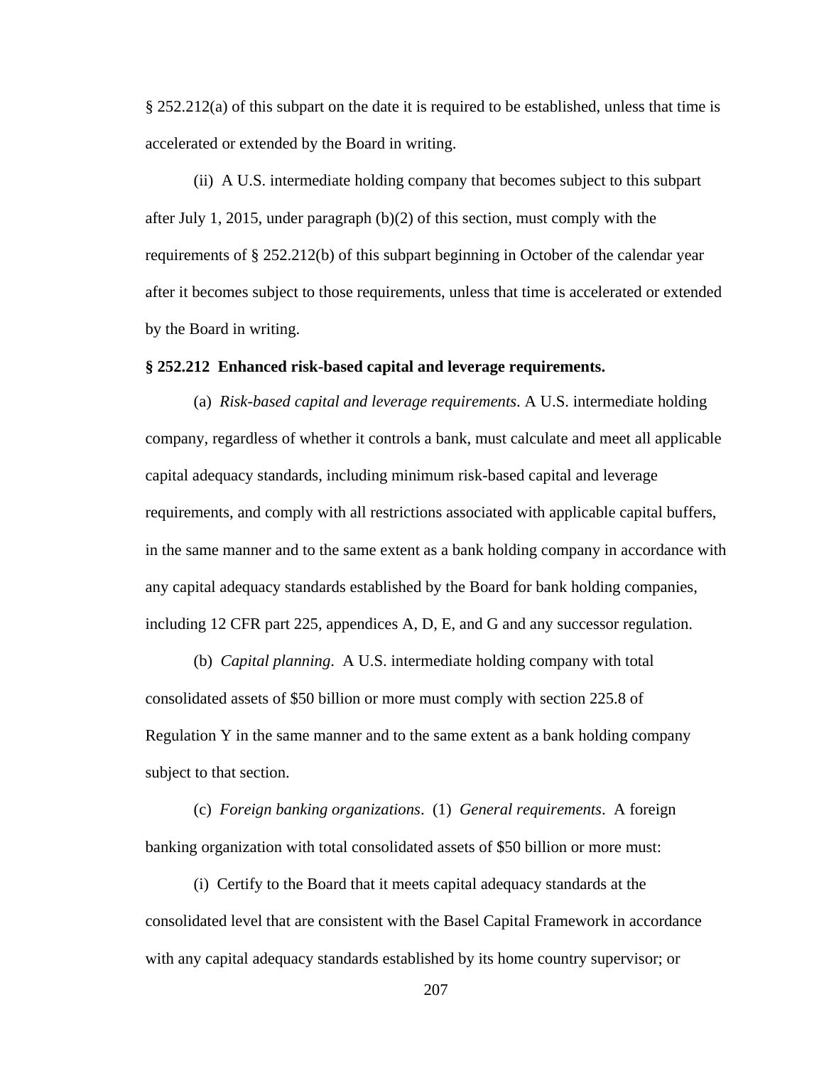§ 252.212(a) of this subpart on the date it is required to be established, unless that time is accelerated or extended by the Board in writing.

(ii) A U.S. intermediate holding company that becomes subject to this subpart after July 1, 2015, under paragraph (b)(2) of this section, must comply with the requirements of § 252.212(b) of this subpart beginning in October of the calendar year after it becomes subject to those requirements, unless that time is accelerated or extended by the Board in writing.

**§ 252.212 Enhanced risk-based capital and leverage requirements.**

(a) *Risk-based capital and leverage requirements*. A U.S. intermediate holding company, regardless of whether it controls a bank, must calculate and meet all applicable capital adequacy standards, including minimum risk-based capital and leverage requirements, and comply with all restrictions associated with applicable capital buffers, in the same manner and to the same extent as a bank holding company in accordance with any capital adequacy standards established by the Board for bank holding companies, including 12 CFR part 225, appendices A, D, E, and G and any successor regulation.

(b) *Capital planning*. A U.S. intermediate holding company with total consolidated assets of $50 billion or more must comply with section 225.8 of Regulation Y in the same manner and to the same extent as a bank holding company subject to that section.

(c) *Foreign banking organizations*. (1) *General requirements*. A foreign banking organization with total consolidated assets of $50 billion or more must:

(i) Certify to the Board that it meets capital adequacy standards at the consolidated level that are consistent with the Basel Capital Framework in accordance with any capital adequacy standards established by its home country supervisor; or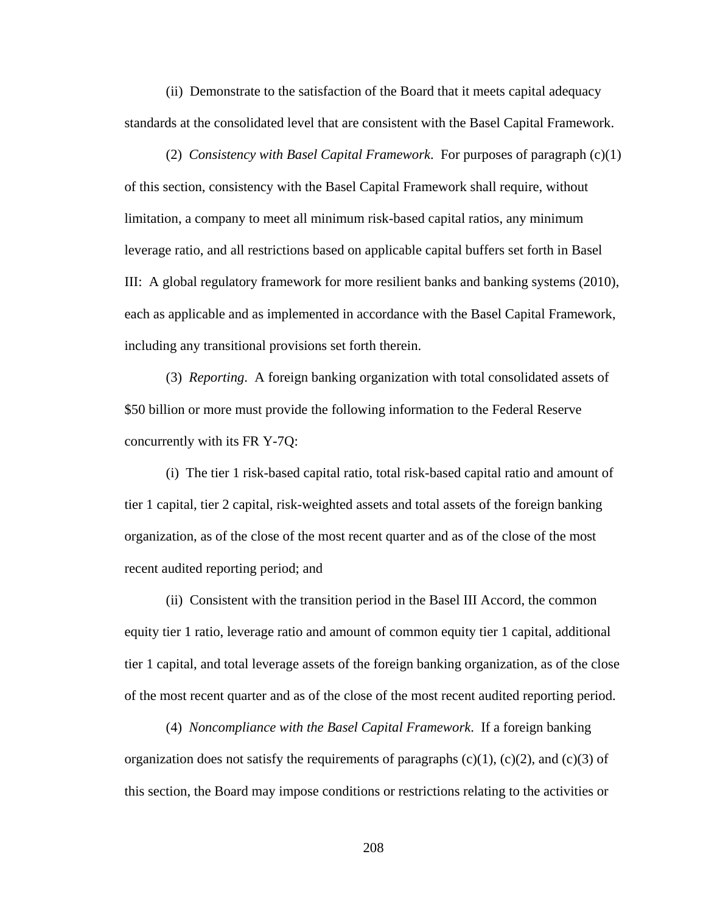(ii) Demonstrate to the satisfaction of the Board that it meets capital adequacy standards at the consolidated level that are consistent with the Basel Capital Framework.

(2) *Consistency with Basel Capital Framework*. For purposes of paragraph (c)(1) of this section, consistency with the Basel Capital Framework shall require, without limitation, a company to meet all minimum risk-based capital ratios, any minimum leverage ratio, and all restrictions based on applicable capital buffers set forth in Basel III: A global regulatory framework for more resilient banks and banking systems (2010), each as applicable and as implemented in accordance with the Basel Capital Framework, including any transitional provisions set forth therein.

(3) *Reporting*. A foreign banking organization with total consolidated assets of $50 billion or more must provide the following information to the Federal Reserve concurrently with its FR Y-7Q:

(i) The tier 1 risk-based capital ratio, total risk-based capital ratio and amount of tier 1 capital, tier 2 capital, risk-weighted assets and total assets of the foreign banking organization, as of the close of the most recent quarter and as of the close of the most recent audited reporting period; and

(ii) Consistent with the transition period in the Basel III Accord, the common equity tier 1 ratio, leverage ratio and amount of common equity tier 1 capital, additional tier 1 capital, and total leverage assets of the foreign banking organization, as of the close of the most recent quarter and as of the close of the most recent audited reporting period.

(4) *Noncompliance with the Basel Capital Framework*. If a foreign banking organization does not satisfy the requirements of paragraphs (c)(1), (c)(2), and (c)(3) of this section, the Board may impose conditions or restrictions relating to the activities or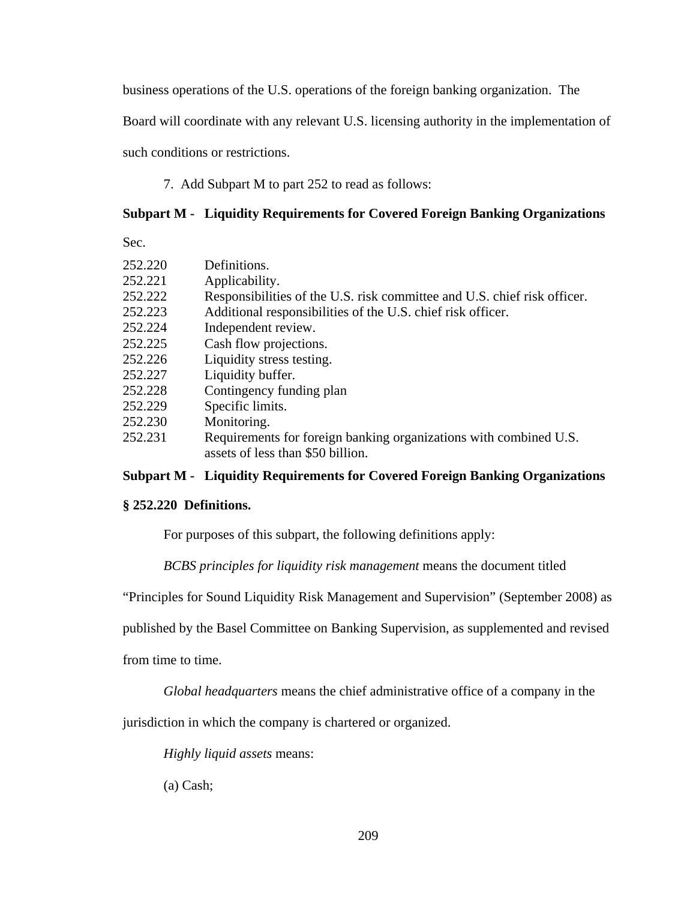business operations of the U.S. operations of the foreign banking organization. The Board will coordinate with any relevant U.S. licensing authority in the implementation of such conditions or restrictions.

7. Add Subpart M to part 252 to read as follows:

**Subpart M - Liquidity Requirements for Covered Foreign Banking Organizations**

Sec.

| | |
|---|---|
| 252.220 | Definitions. |
| 252.221 | Applicability. |
| 252.222 | Responsibilities of the U.S. risk committee and U.S. chief risk officer. |
| 252.223 | Additional responsibilities of the U.S. chief risk officer. |
| 252.224 | Independent review. |
| 252.225 | Cash flow projections. |
| 252.226 | Liquidity stress testing. |
| 252.227 | Liquidity buffer. |
| 252.228 | Contingency funding plan |
| 252.229 | Specific limits. |
| 252.230 | Monitoring. |
| 252.231 | Requirements for foreign banking organizations with combined U.S. assets of less than $50 billion. |

**Subpart M - Liquidity Requirements for Covered Foreign Banking Organizations**

**§ 252.220 Definitions.**

For purposes of this subpart, the following definitions apply:

*BCBS principles for liquidity risk management* means the document titled "Principles for Sound Liquidity Risk Management and Supervision" (September 2008) as published by the Basel Committee on Banking Supervision, as supplemented and revised from time to time.

*Global headquarters* means the chief administrative office of a company in the jurisdiction in which the company is chartered or organized.

*Highly liquid assets* means:

(a) Cash;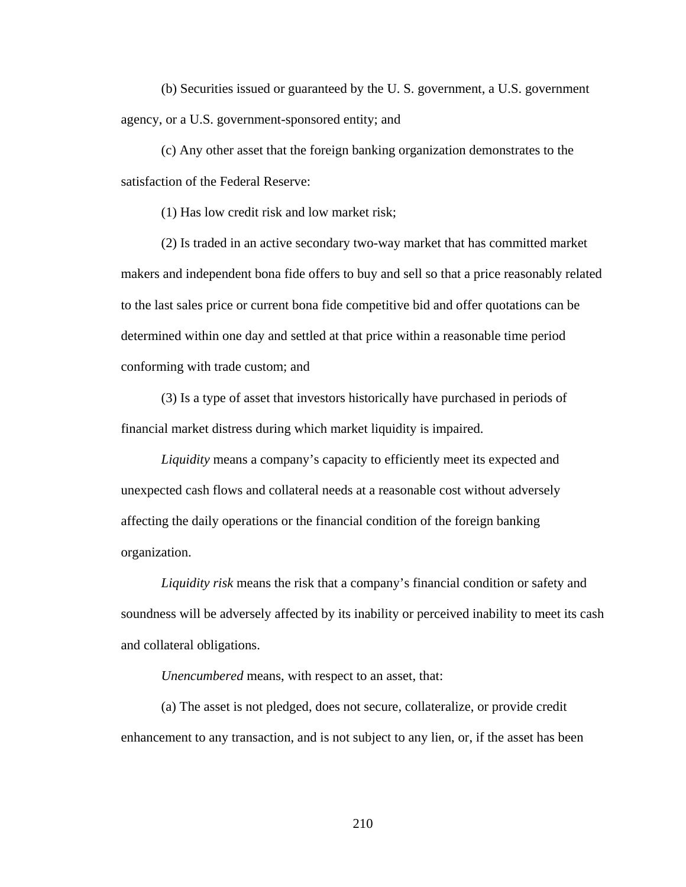(b) Securities issued or guaranteed by the U. S. government, a U.S. government agency, or a U.S. government-sponsored entity; and

(c) Any other asset that the foreign banking organization demonstrates to the satisfaction of the Federal Reserve:

(1) Has low credit risk and low market risk;

(2) Is traded in an active secondary two-way market that has committed market makers and independent bona fide offers to buy and sell so that a price reasonably related to the last sales price or current bona fide competitive bid and offer quotations can be determined within one day and settled at that price within a reasonable time period conforming with trade custom; and

(3) Is a type of asset that investors historically have purchased in periods of financial market distress during which market liquidity is impaired.

*Liquidity* means a company's capacity to efficiently meet its expected and unexpected cash flows and collateral needs at a reasonable cost without adversely affecting the daily operations or the financial condition of the foreign banking organization.

*Liquidity risk* means the risk that a company's financial condition or safety and soundness will be adversely affected by its inability or perceived inability to meet its cash and collateral obligations.

*Unencumbered* means, with respect to an asset, that:

(a) The asset is not pledged, does not secure, collateralize, or provide credit enhancement to any transaction, and is not subject to any lien, or, if the asset has been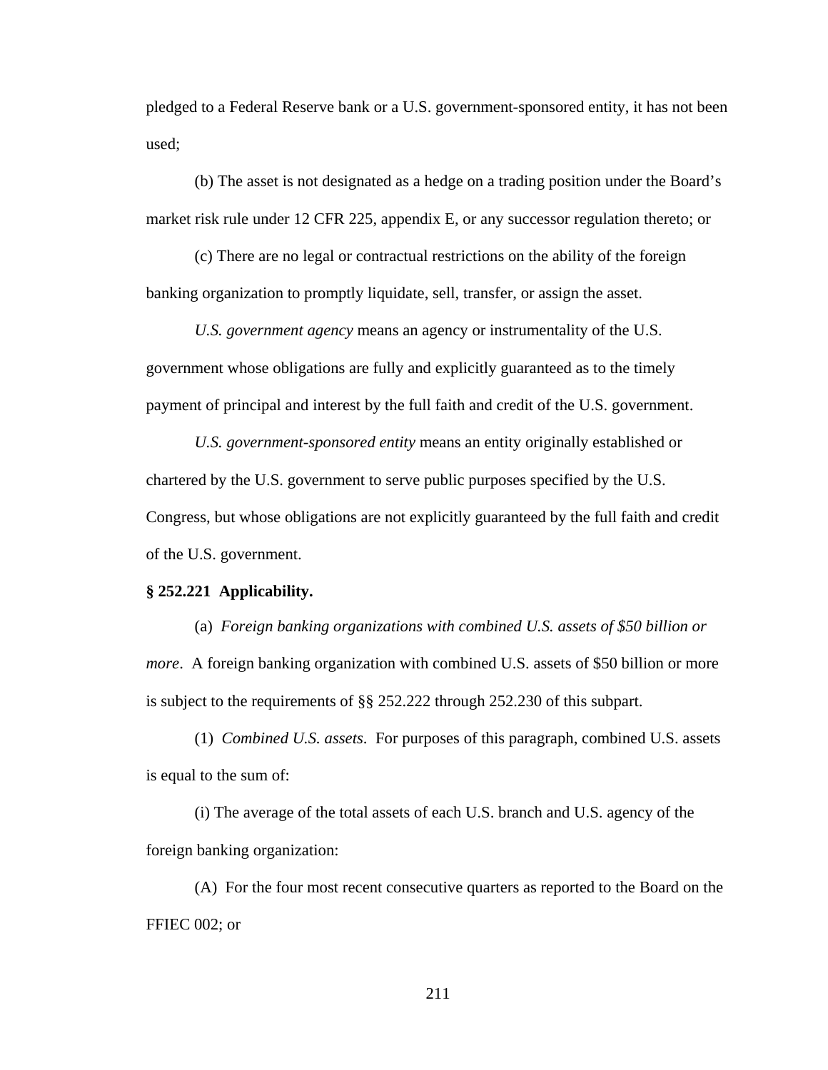pledged to a Federal Reserve bank or a U.S. government-sponsored entity, it has not been used;

(b) The asset is not designated as a hedge on a trading position under the Board's market risk rule under 12 CFR 225, appendix E, or any successor regulation thereto; or

(c) There are no legal or contractual restrictions on the ability of the foreign banking organization to promptly liquidate, sell, transfer, or assign the asset.

*U.S. government agency* means an agency or instrumentality of the U.S. government whose obligations are fully and explicitly guaranteed as to the timely payment of principal and interest by the full faith and credit of the U.S. government.

*U.S. government-sponsored entity* means an entity originally established or chartered by the U.S. government to serve public purposes specified by the U.S. Congress, but whose obligations are not explicitly guaranteed by the full faith and credit of the U.S. government.

**§ 252.221 Applicability.**

(a) *Foreign banking organizations with combined U.S. assets of $50 billion or more*. A foreign banking organization with combined U.S. assets of $50 billion or more is subject to the requirements of §§ 252.222 through 252.230 of this subpart.

(1) *Combined U.S. assets*. For purposes of this paragraph, combined U.S. assets is equal to the sum of:

(i) The average of the total assets of each U.S. branch and U.S. agency of the foreign banking organization:

(A) For the four most recent consecutive quarters as reported to the Board on the FFIEC 002; or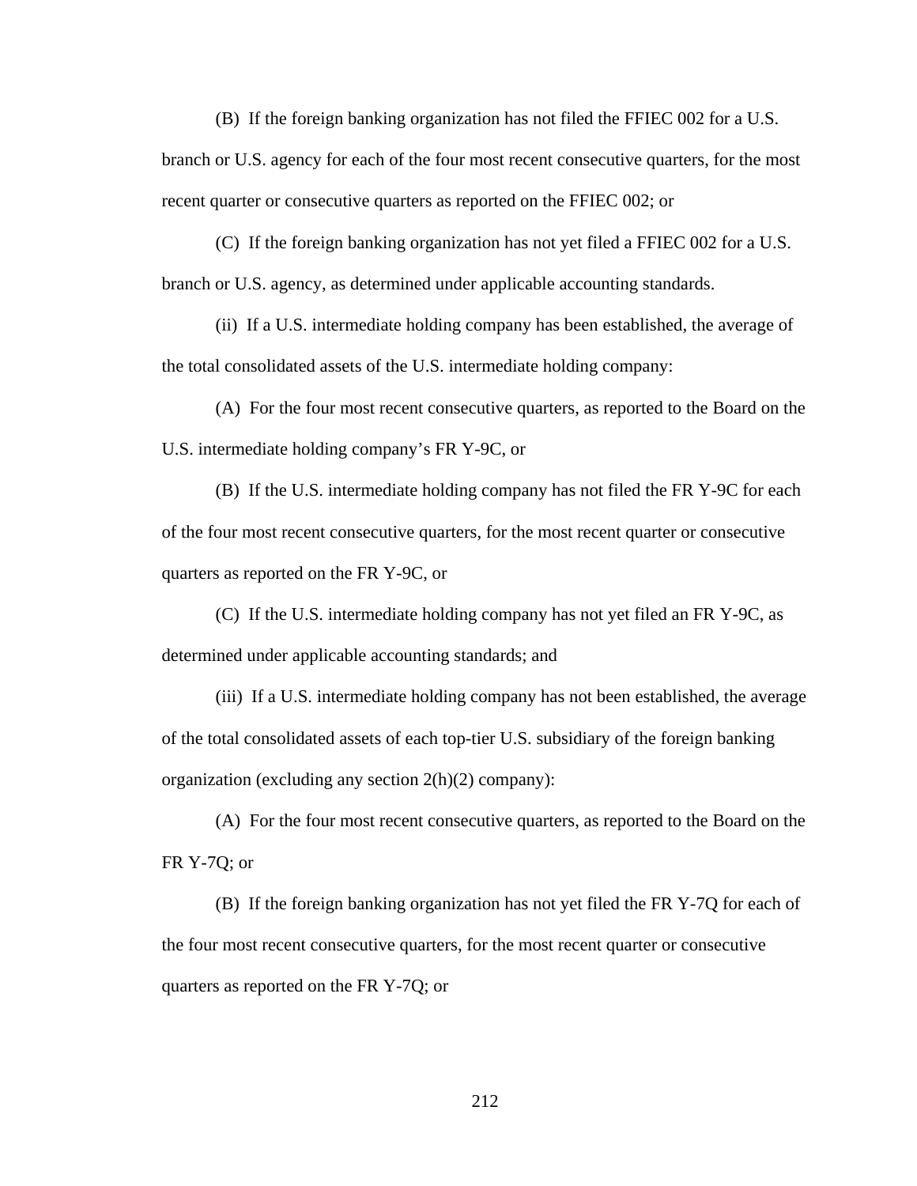(B) If the foreign banking organization has not filed the FFIEC 002 for a U.S. branch or U.S. agency for each of the four most recent consecutive quarters, for the most recent quarter or consecutive quarters as reported on the FFIEC 002; or

(C) If the foreign banking organization has not yet filed a FFIEC 002 for a U.S. branch or U.S. agency, as determined under applicable accounting standards.

(ii) If a U.S. intermediate holding company has been established, the average of the total consolidated assets of the U.S. intermediate holding company:

(A) For the four most recent consecutive quarters, as reported to the Board on the U.S. intermediate holding company's FR Y-9C, or

(B) If the U.S. intermediate holding company has not filed the FR Y-9C for each of the four most recent consecutive quarters, for the most recent quarter or consecutive quarters as reported on the FR Y-9C, or

(C) If the U.S. intermediate holding company has not yet filed an FR Y-9C, as determined under applicable accounting standards; and

(iii) If a U.S. intermediate holding company has not been established, the average of the total consolidated assets of each top-tier U.S. subsidiary of the foreign banking organization (excluding any section 2(h)(2) company):

(A) For the four most recent consecutive quarters, as reported to the Board on the FR Y-7Q; or

(B) If the foreign banking organization has not yet filed the FR Y-7Q for each of the four most recent consecutive quarters, for the most recent quarter or consecutive quarters as reported on the FR Y-7Q; or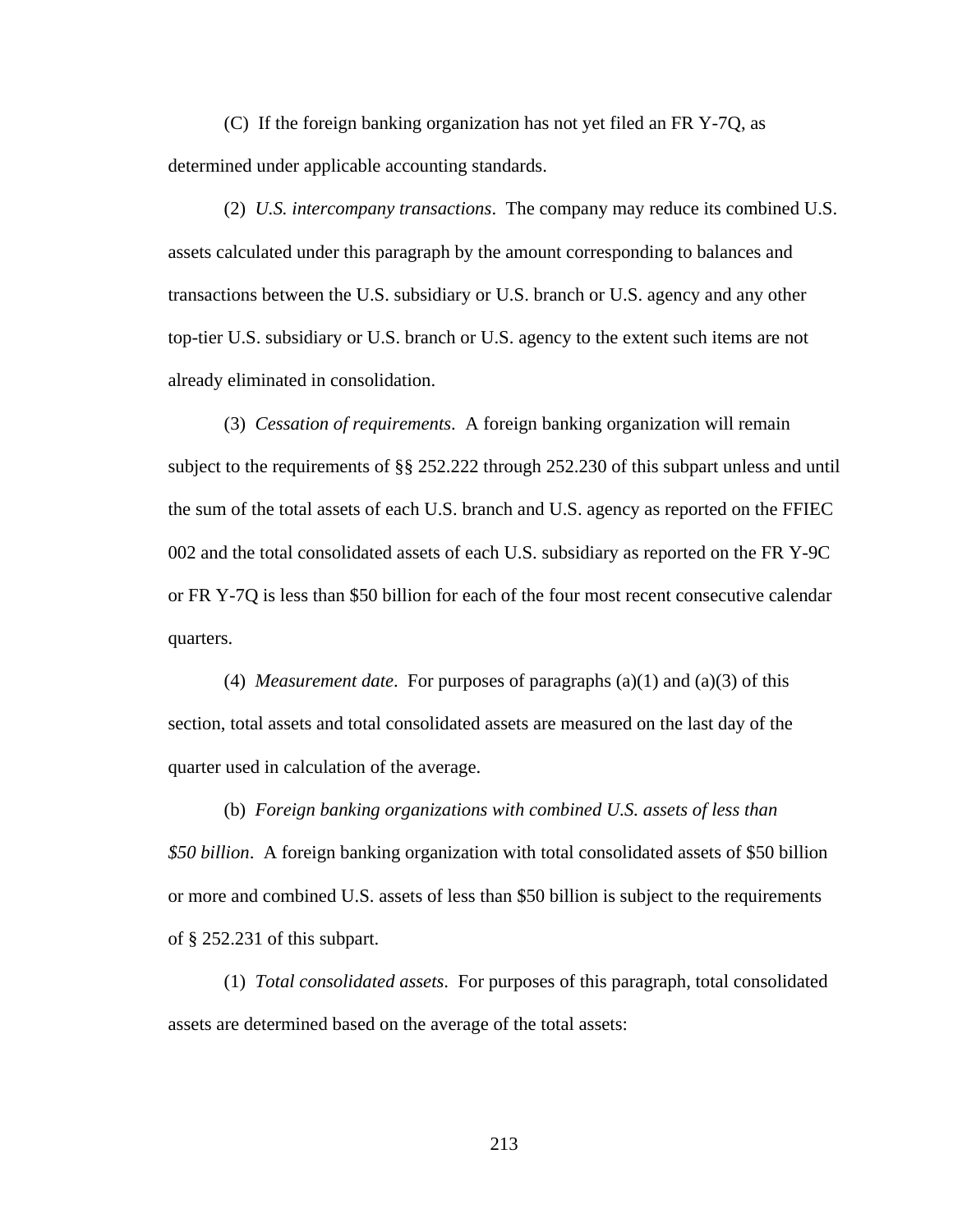(C) If the foreign banking organization has not yet filed an FR Y-7Q, as determined under applicable accounting standards.

(2) *U.S. intercompany transactions*. The company may reduce its combined U.S. assets calculated under this paragraph by the amount corresponding to balances and transactions between the U.S. subsidiary or U.S. branch or U.S. agency and any other top-tier U.S. subsidiary or U.S. branch or U.S. agency to the extent such items are not already eliminated in consolidation.

(3) *Cessation of requirements*. A foreign banking organization will remain subject to the requirements of §§ 252.222 through 252.230 of this subpart unless and until the sum of the total assets of each U.S. branch and U.S. agency as reported on the FFIEC 002 and the total consolidated assets of each U.S. subsidiary as reported on the FR Y-9C or FR Y-7Q is less than $50 billion for each of the four most recent consecutive calendar quarters.

(4) *Measurement date*. For purposes of paragraphs (a)(1) and (a)(3) of this section, total assets and total consolidated assets are measured on the last day of the quarter used in calculation of the average.

(b) *Foreign banking organizations with combined U.S. assets of less than $50 billion*. A foreign banking organization with total consolidated assets of $50 billion or more and combined U.S. assets of less than $50 billion is subject to the requirements of § 252.231 of this subpart.

(1) *Total consolidated assets*. For purposes of this paragraph, total consolidated assets are determined based on the average of the total assets: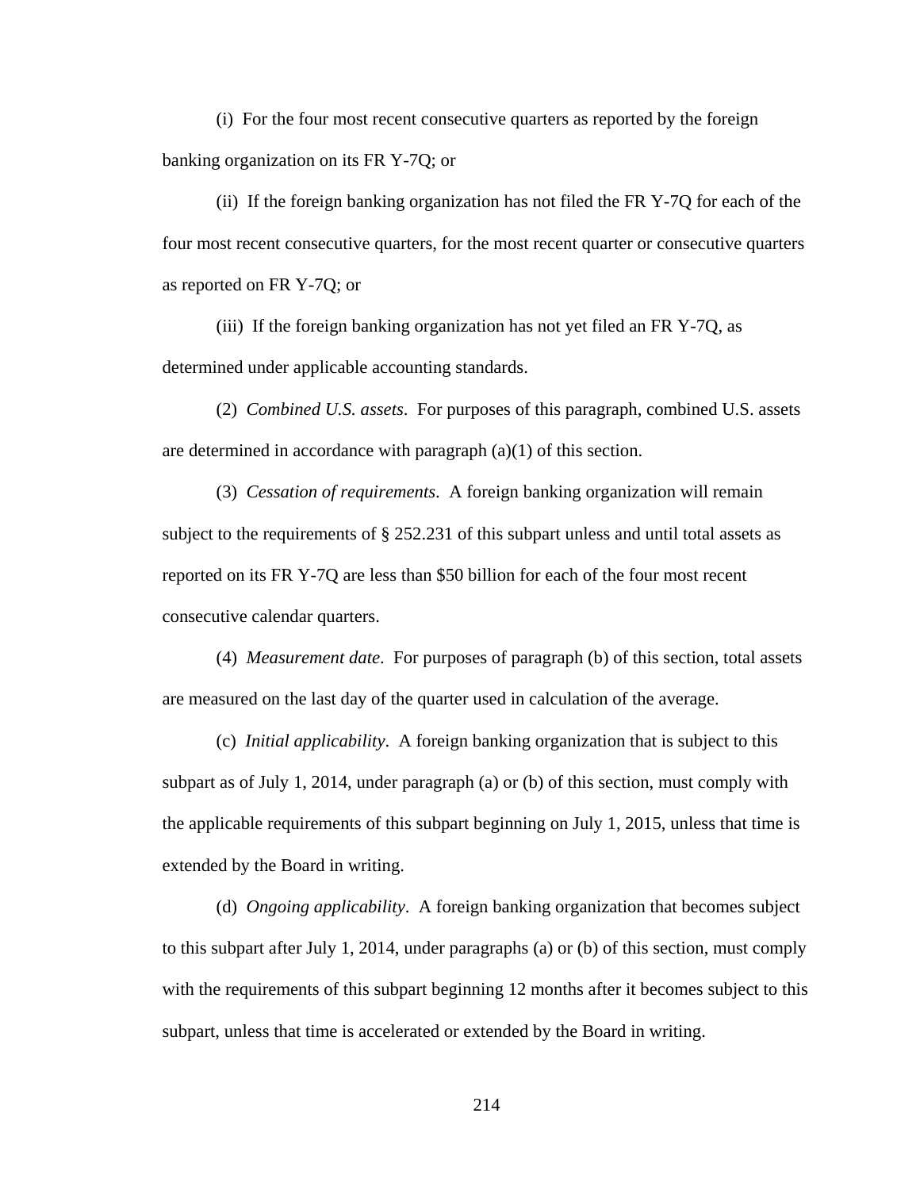(i) For the four most recent consecutive quarters as reported by the foreign banking organization on its FR Y-7Q; or

(ii) If the foreign banking organization has not filed the FR Y-7Q for each of the four most recent consecutive quarters, for the most recent quarter or consecutive quarters as reported on FR Y-7Q; or

(iii) If the foreign banking organization has not yet filed an FR Y-7Q, as determined under applicable accounting standards.

(2) *Combined U.S. assets*. For purposes of this paragraph, combined U.S. assets are determined in accordance with paragraph (a)(1) of this section.

(3) *Cessation of requirements*. A foreign banking organization will remain subject to the requirements of § 252.231 of this subpart unless and until total assets as reported on its FR Y-7Q are less than $50 billion for each of the four most recent consecutive calendar quarters.

(4) *Measurement date*. For purposes of paragraph (b) of this section, total assets are measured on the last day of the quarter used in calculation of the average.

(c) *Initial applicability*. A foreign banking organization that is subject to this subpart as of July 1, 2014, under paragraph (a) or (b) of this section, must comply with the applicable requirements of this subpart beginning on July 1, 2015, unless that time is extended by the Board in writing.

(d) *Ongoing applicability*. A foreign banking organization that becomes subject to this subpart after July 1, 2014, under paragraphs (a) or (b) of this section, must comply with the requirements of this subpart beginning 12 months after it becomes subject to this subpart, unless that time is accelerated or extended by the Board in writing.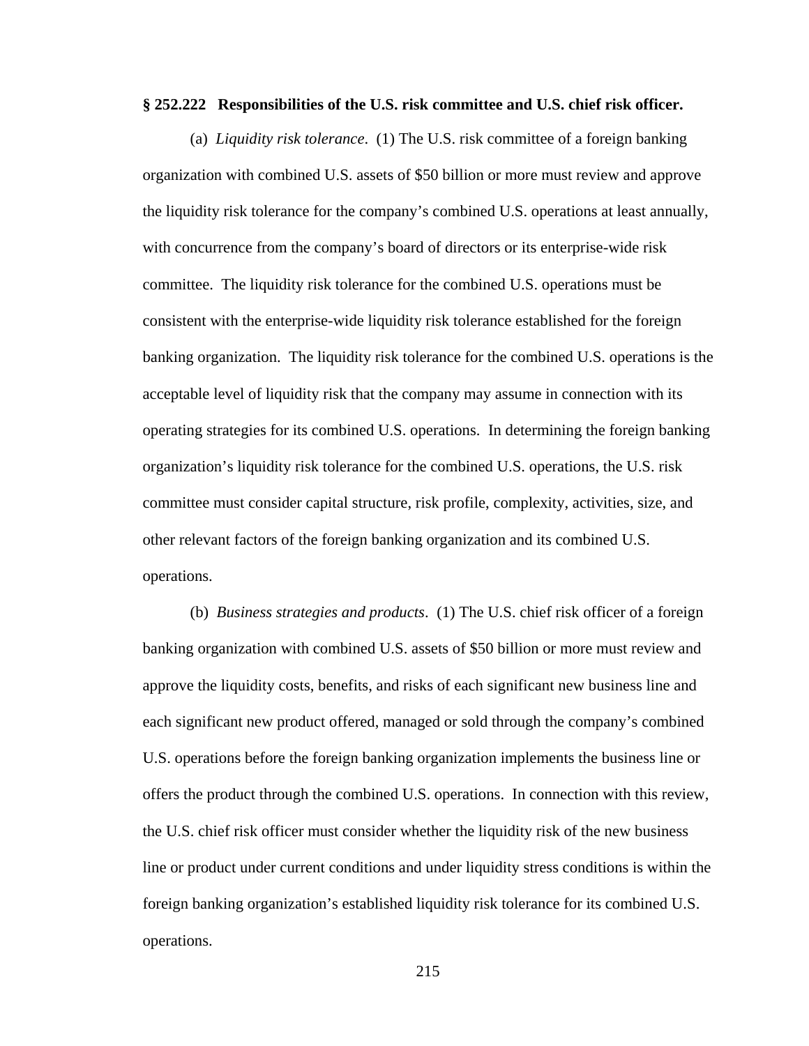**§ 252.222 Responsibilities of the U.S. risk committee and U.S. chief risk officer.**

(a) *Liquidity risk tolerance*. (1) The U.S. risk committee of a foreign banking organization with combined U.S. assets of $50 billion or more must review and approve the liquidity risk tolerance for the company's combined U.S. operations at least annually, with concurrence from the company's board of directors or its enterprise-wide risk committee. The liquidity risk tolerance for the combined U.S. operations must be consistent with the enterprise-wide liquidity risk tolerance established for the foreign banking organization. The liquidity risk tolerance for the combined U.S. operations is the acceptable level of liquidity risk that the company may assume in connection with its operating strategies for its combined U.S. operations. In determining the foreign banking organization's liquidity risk tolerance for the combined U.S. operations, the U.S. risk committee must consider capital structure, risk profile, complexity, activities, size, and other relevant factors of the foreign banking organization and its combined U.S. operations.

(b) *Business strategies and products*. (1) The U.S. chief risk officer of a foreign banking organization with combined U.S. assets of $50 billion or more must review and approve the liquidity costs, benefits, and risks of each significant new business line and each significant new product offered, managed or sold through the company's combined U.S. operations before the foreign banking organization implements the business line or offers the product through the combined U.S. operations. In connection with this review, the U.S. chief risk officer must consider whether the liquidity risk of the new business line or product under current conditions and under liquidity stress conditions is within the foreign banking organization's established liquidity risk tolerance for its combined U.S. operations.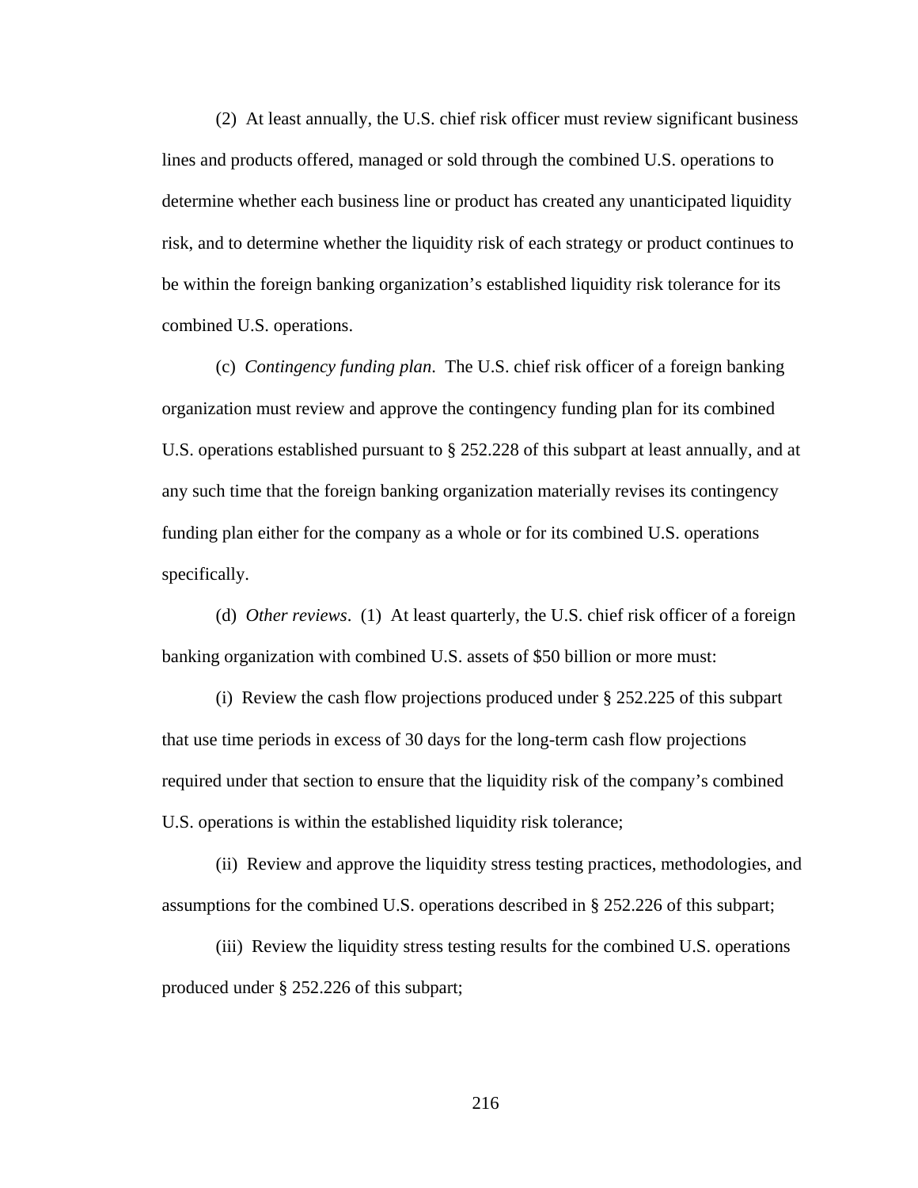(2) At least annually, the U.S. chief risk officer must review significant business lines and products offered, managed or sold through the combined U.S. operations to determine whether each business line or product has created any unanticipated liquidity risk, and to determine whether the liquidity risk of each strategy or product continues to be within the foreign banking organization's established liquidity risk tolerance for its combined U.S. operations.

(c) *Contingency funding plan*. The U.S. chief risk officer of a foreign banking organization must review and approve the contingency funding plan for its combined U.S. operations established pursuant to § 252.228 of this subpart at least annually, and at any such time that the foreign banking organization materially revises its contingency funding plan either for the company as a whole or for its combined U.S. operations specifically.

(d) *Other reviews*. (1) At least quarterly, the U.S. chief risk officer of a foreign banking organization with combined U.S. assets of $50 billion or more must:

(i) Review the cash flow projections produced under § 252.225 of this subpart that use time periods in excess of 30 days for the long-term cash flow projections required under that section to ensure that the liquidity risk of the company's combined U.S. operations is within the established liquidity risk tolerance;

(ii) Review and approve the liquidity stress testing practices, methodologies, and assumptions for the combined U.S. operations described in § 252.226 of this subpart;

(iii) Review the liquidity stress testing results for the combined U.S. operations produced under § 252.226 of this subpart;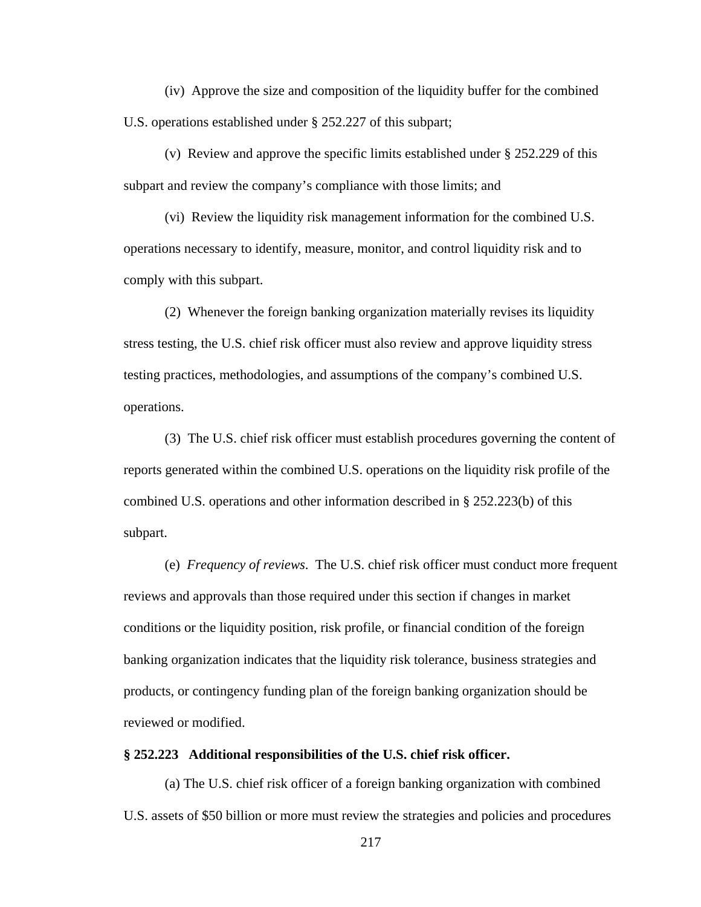(iv) Approve the size and composition of the liquidity buffer for the combined U.S. operations established under § 252.227 of this subpart;

(v) Review and approve the specific limits established under § 252.229 of this subpart and review the company's compliance with those limits; and

(vi) Review the liquidity risk management information for the combined U.S. operations necessary to identify, measure, monitor, and control liquidity risk and to comply with this subpart.

(2) Whenever the foreign banking organization materially revises its liquidity stress testing, the U.S. chief risk officer must also review and approve liquidity stress testing practices, methodologies, and assumptions of the company's combined U.S. operations.

(3) The U.S. chief risk officer must establish procedures governing the content of reports generated within the combined U.S. operations on the liquidity risk profile of the combined U.S. operations and other information described in § 252.223(b) of this subpart.

(e) *Frequency of reviews*. The U.S. chief risk officer must conduct more frequent reviews and approvals than those required under this section if changes in market conditions or the liquidity position, risk profile, or financial condition of the foreign banking organization indicates that the liquidity risk tolerance, business strategies and products, or contingency funding plan of the foreign banking organization should be reviewed or modified.

**§ 252.223 Additional responsibilities of the U.S. chief risk officer.**

(a) The U.S. chief risk officer of a foreign banking organization with combined U.S. assets of $50 billion or more must review the strategies and policies and procedures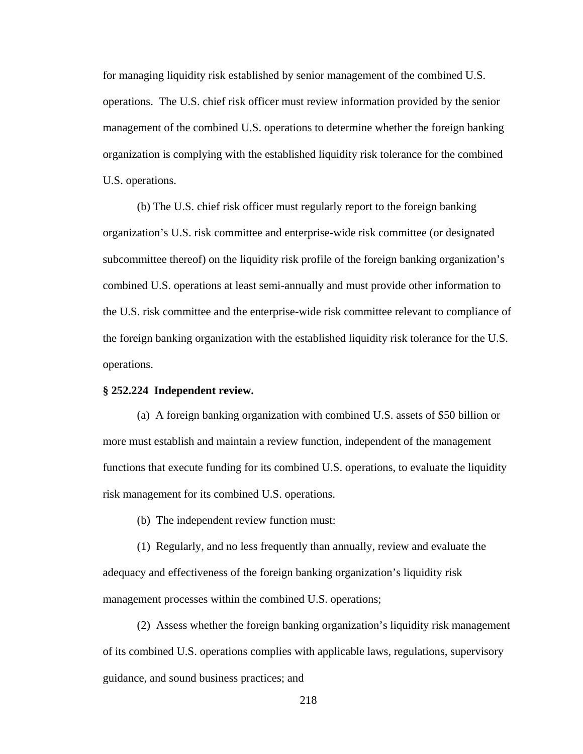for managing liquidity risk established by senior management of the combined U.S. operations. The U.S. chief risk officer must review information provided by the senior management of the combined U.S. operations to determine whether the foreign banking organization is complying with the established liquidity risk tolerance for the combined U.S. operations.

(b) The U.S. chief risk officer must regularly report to the foreign banking organization's U.S. risk committee and enterprise-wide risk committee (or designated subcommittee thereof) on the liquidity risk profile of the foreign banking organization's combined U.S. operations at least semi-annually and must provide other information to the U.S. risk committee and the enterprise-wide risk committee relevant to compliance of the foreign banking organization with the established liquidity risk tolerance for the U.S. operations.

**§ 252.224 Independent review.**

(a) A foreign banking organization with combined U.S. assets of $50 billion or more must establish and maintain a review function, independent of the management functions that execute funding for its combined U.S. operations, to evaluate the liquidity risk management for its combined U.S. operations.

(b) The independent review function must:

(1) Regularly, and no less frequently than annually, review and evaluate the adequacy and effectiveness of the foreign banking organization's liquidity risk management processes within the combined U.S. operations;

(2) Assess whether the foreign banking organization's liquidity risk management of its combined U.S. operations complies with applicable laws, regulations, supervisory guidance, and sound business practices; and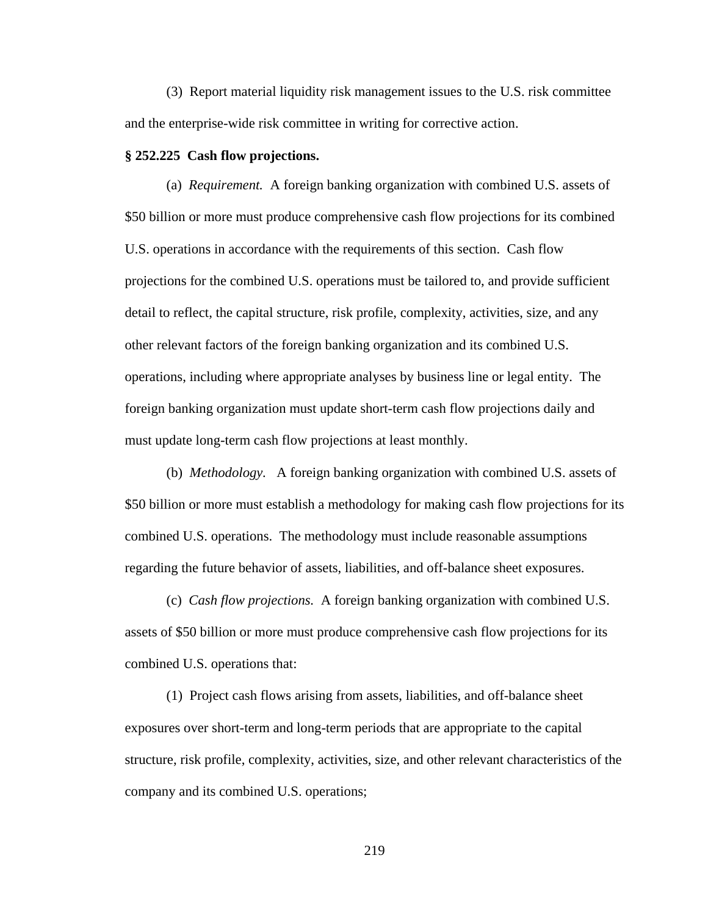(3) Report material liquidity risk management issues to the U.S. risk committee and the enterprise-wide risk committee in writing for corrective action.

**§ 252.225 Cash flow projections.**

(a) *Requirement.* A foreign banking organization with combined U.S. assets of $50 billion or more must produce comprehensive cash flow projections for its combined U.S. operations in accordance with the requirements of this section. Cash flow projections for the combined U.S. operations must be tailored to, and provide sufficient detail to reflect, the capital structure, risk profile, complexity, activities, size, and any other relevant factors of the foreign banking organization and its combined U.S. operations, including where appropriate analyses by business line or legal entity. The foreign banking organization must update short-term cash flow projections daily and must update long-term cash flow projections at least monthly.

(b) *Methodology.* A foreign banking organization with combined U.S. assets of $50 billion or more must establish a methodology for making cash flow projections for its combined U.S. operations. The methodology must include reasonable assumptions regarding the future behavior of assets, liabilities, and off-balance sheet exposures.

(c) *Cash flow projections.* A foreign banking organization with combined U.S. assets of $50 billion or more must produce comprehensive cash flow projections for its combined U.S. operations that:

(1) Project cash flows arising from assets, liabilities, and off-balance sheet exposures over short-term and long-term periods that are appropriate to the capital structure, risk profile, complexity, activities, size, and other relevant characteristics of the company and its combined U.S. operations;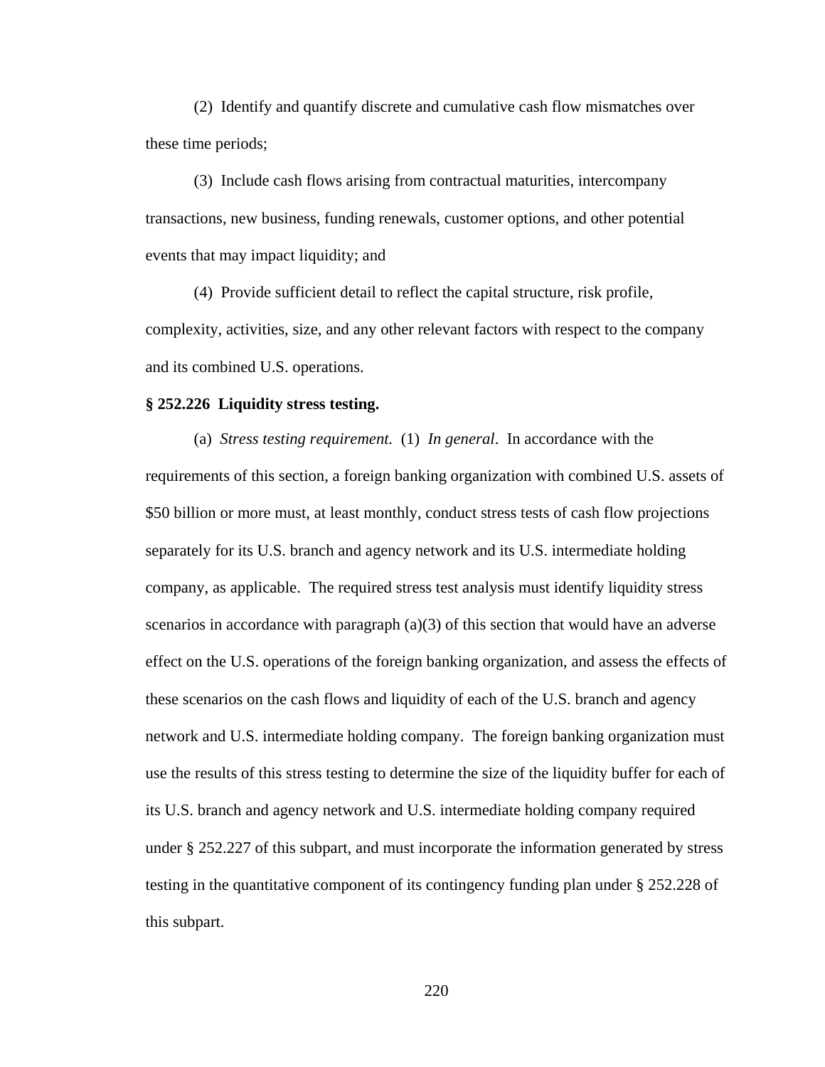(2) Identify and quantify discrete and cumulative cash flow mismatches over these time periods;

(3) Include cash flows arising from contractual maturities, intercompany transactions, new business, funding renewals, customer options, and other potential events that may impact liquidity; and

(4) Provide sufficient detail to reflect the capital structure, risk profile, complexity, activities, size, and any other relevant factors with respect to the company and its combined U.S. operations.

**§ 252.226 Liquidity stress testing.**

(a) *Stress testing requirement.* (1) *In general*. In accordance with the requirements of this section, a foreign banking organization with combined U.S. assets of $50 billion or more must, at least monthly, conduct stress tests of cash flow projections separately for its U.S. branch and agency network and its U.S. intermediate holding company, as applicable. The required stress test analysis must identify liquidity stress scenarios in accordance with paragraph (a)(3) of this section that would have an adverse effect on the U.S. operations of the foreign banking organization, and assess the effects of these scenarios on the cash flows and liquidity of each of the U.S. branch and agency network and U.S. intermediate holding company. The foreign banking organization must use the results of this stress testing to determine the size of the liquidity buffer for each of its U.S. branch and agency network and U.S. intermediate holding company required under § 252.227 of this subpart, and must incorporate the information generated by stress testing in the quantitative component of its contingency funding plan under § 252.228 of this subpart.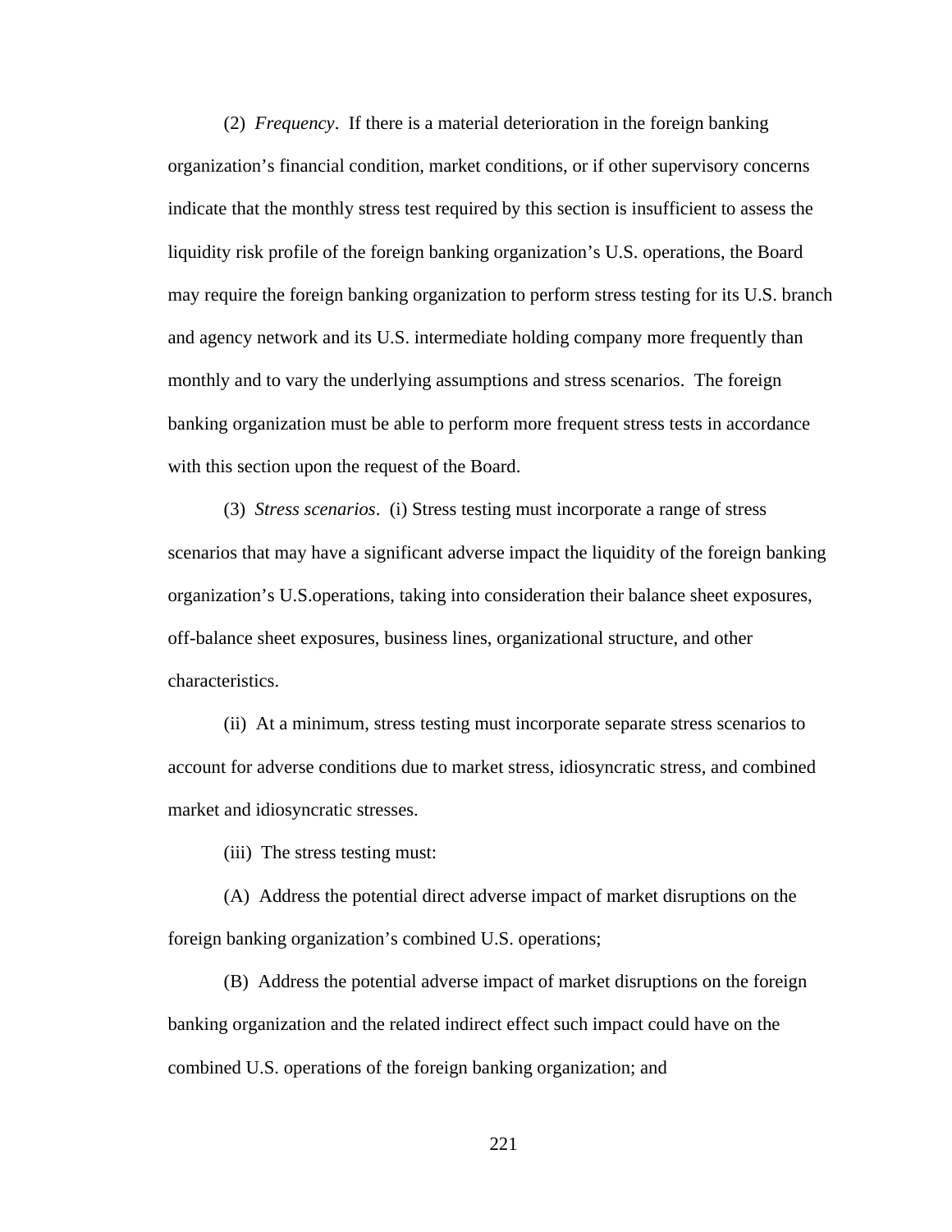(2) *Frequency*. If there is a material deterioration in the foreign banking organization's financial condition, market conditions, or if other supervisory concerns indicate that the monthly stress test required by this section is insufficient to assess the liquidity risk profile of the foreign banking organization's U.S. operations, the Board may require the foreign banking organization to perform stress testing for its U.S. branch and agency network and its U.S. intermediate holding company more frequently than monthly and to vary the underlying assumptions and stress scenarios. The foreign banking organization must be able to perform more frequent stress tests in accordance with this section upon the request of the Board.

(3) *Stress scenarios*. (i) Stress testing must incorporate a range of stress scenarios that may have a significant adverse impact the liquidity of the foreign banking organization's U.S.operations, taking into consideration their balance sheet exposures, off-balance sheet exposures, business lines, organizational structure, and other characteristics.

(ii) At a minimum, stress testing must incorporate separate stress scenarios to account for adverse conditions due to market stress, idiosyncratic stress, and combined market and idiosyncratic stresses.

(iii) The stress testing must:

(A) Address the potential direct adverse impact of market disruptions on the foreign banking organization's combined U.S. operations;

(B) Address the potential adverse impact of market disruptions on the foreign banking organization and the related indirect effect such impact could have on the combined U.S. operations of the foreign banking organization; and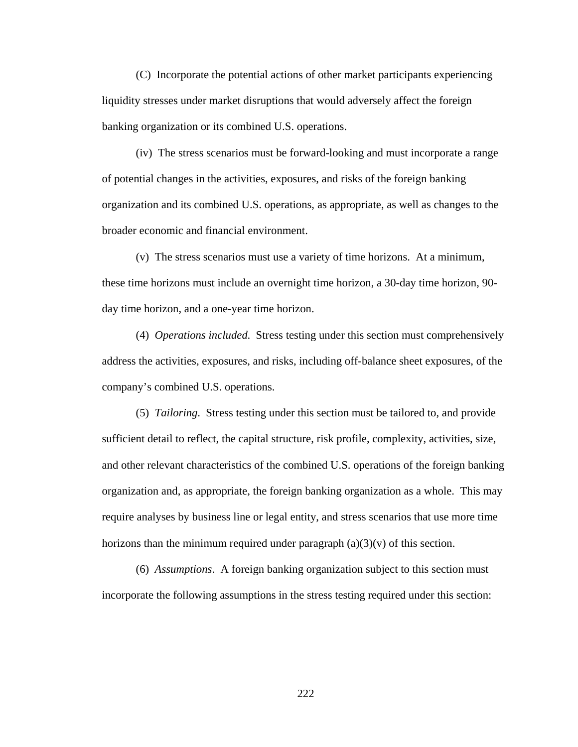(C) Incorporate the potential actions of other market participants experiencing liquidity stresses under market disruptions that would adversely affect the foreign banking organization or its combined U.S. operations.

(iv) The stress scenarios must be forward-looking and must incorporate a range of potential changes in the activities, exposures, and risks of the foreign banking organization and its combined U.S. operations, as appropriate, as well as changes to the broader economic and financial environment.

(v) The stress scenarios must use a variety of time horizons. At a minimum, these time horizons must include an overnight time horizon, a 30-day time horizon, 90-day time horizon, and a one-year time horizon.

(4) *Operations included.* Stress testing under this section must comprehensively address the activities, exposures, and risks, including off-balance sheet exposures, of the company's combined U.S. operations.

(5) *Tailoring*. Stress testing under this section must be tailored to, and provide sufficient detail to reflect, the capital structure, risk profile, complexity, activities, size, and other relevant characteristics of the combined U.S. operations of the foreign banking organization and, as appropriate, the foreign banking organization as a whole. This may require analyses by business line or legal entity, and stress scenarios that use more time horizons than the minimum required under paragraph (a)(3)(v) of this section.

(6) *Assumptions*. A foreign banking organization subject to this section must incorporate the following assumptions in the stress testing required under this section: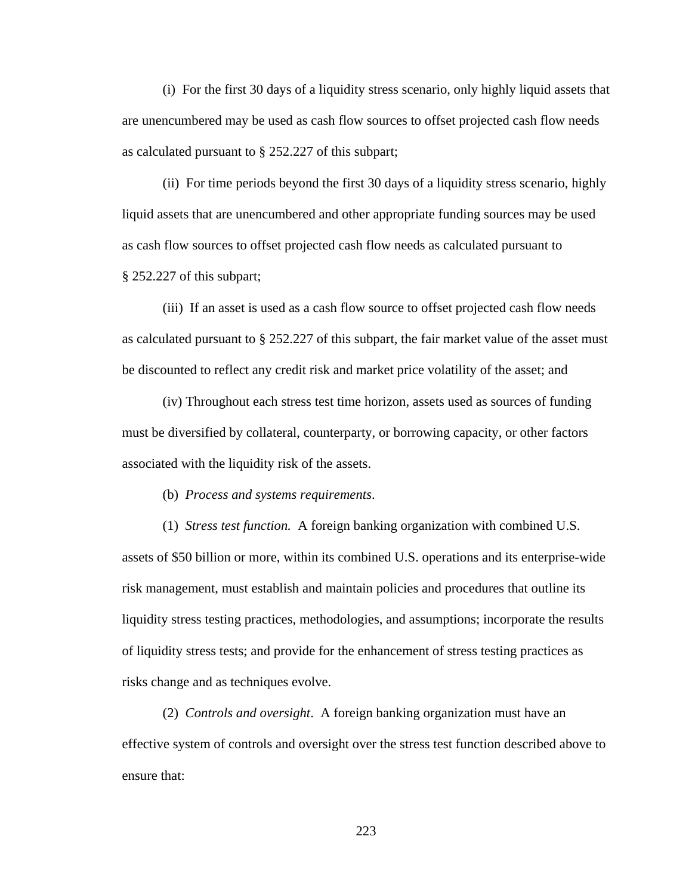(i) For the first 30 days of a liquidity stress scenario, only highly liquid assets that are unencumbered may be used as cash flow sources to offset projected cash flow needs as calculated pursuant to § 252.227 of this subpart;

(ii) For time periods beyond the first 30 days of a liquidity stress scenario, highly liquid assets that are unencumbered and other appropriate funding sources may be used as cash flow sources to offset projected cash flow needs as calculated pursuant to § 252.227 of this subpart;

(iii) If an asset is used as a cash flow source to offset projected cash flow needs as calculated pursuant to § 252.227 of this subpart, the fair market value of the asset must be discounted to reflect any credit risk and market price volatility of the asset; and

(iv) Throughout each stress test time horizon, assets used as sources of funding must be diversified by collateral, counterparty, or borrowing capacity, or other factors associated with the liquidity risk of the assets.

(b) *Process and systems requirements*.

(1) *Stress test function.* A foreign banking organization with combined U.S. assets of $50 billion or more, within its combined U.S. operations and its enterprise-wide risk management, must establish and maintain policies and procedures that outline its liquidity stress testing practices, methodologies, and assumptions; incorporate the results of liquidity stress tests; and provide for the enhancement of stress testing practices as risks change and as techniques evolve.

(2) *Controls and oversight*. A foreign banking organization must have an effective system of controls and oversight over the stress test function described above to ensure that: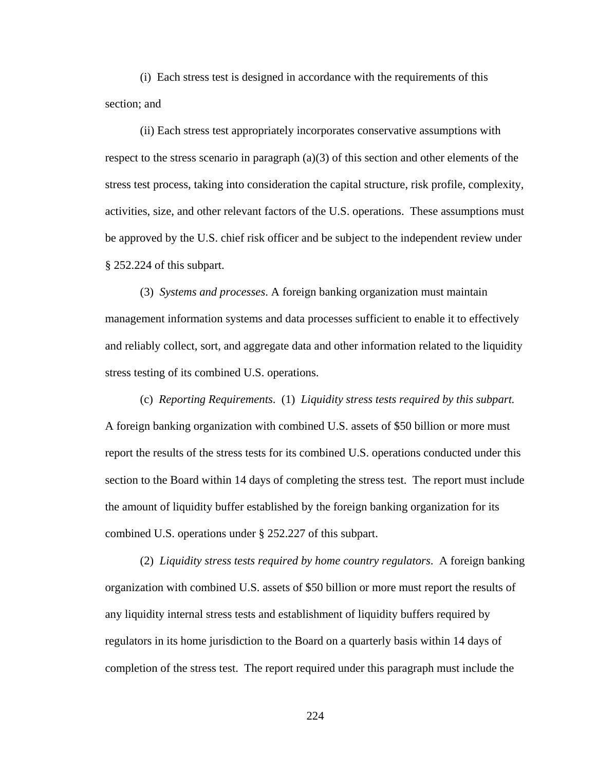(i) Each stress test is designed in accordance with the requirements of this section; and

(ii) Each stress test appropriately incorporates conservative assumptions with respect to the stress scenario in paragraph (a)(3) of this section and other elements of the stress test process, taking into consideration the capital structure, risk profile, complexity, activities, size, and other relevant factors of the U.S. operations. These assumptions must be approved by the U.S. chief risk officer and be subject to the independent review under § 252.224 of this subpart.

(3) *Systems and processes*. A foreign banking organization must maintain management information systems and data processes sufficient to enable it to effectively and reliably collect, sort, and aggregate data and other information related to the liquidity stress testing of its combined U.S. operations.

(c) *Reporting Requirements*. (1) *Liquidity stress tests required by this subpart.* A foreign banking organization with combined U.S. assets of $50 billion or more must report the results of the stress tests for its combined U.S. operations conducted under this section to the Board within 14 days of completing the stress test. The report must include the amount of liquidity buffer established by the foreign banking organization for its combined U.S. operations under § 252.227 of this subpart.

(2) *Liquidity stress tests required by home country regulators*. A foreign banking organization with combined U.S. assets of $50 billion or more must report the results of any liquidity internal stress tests and establishment of liquidity buffers required by regulators in its home jurisdiction to the Board on a quarterly basis within 14 days of completion of the stress test. The report required under this paragraph must include the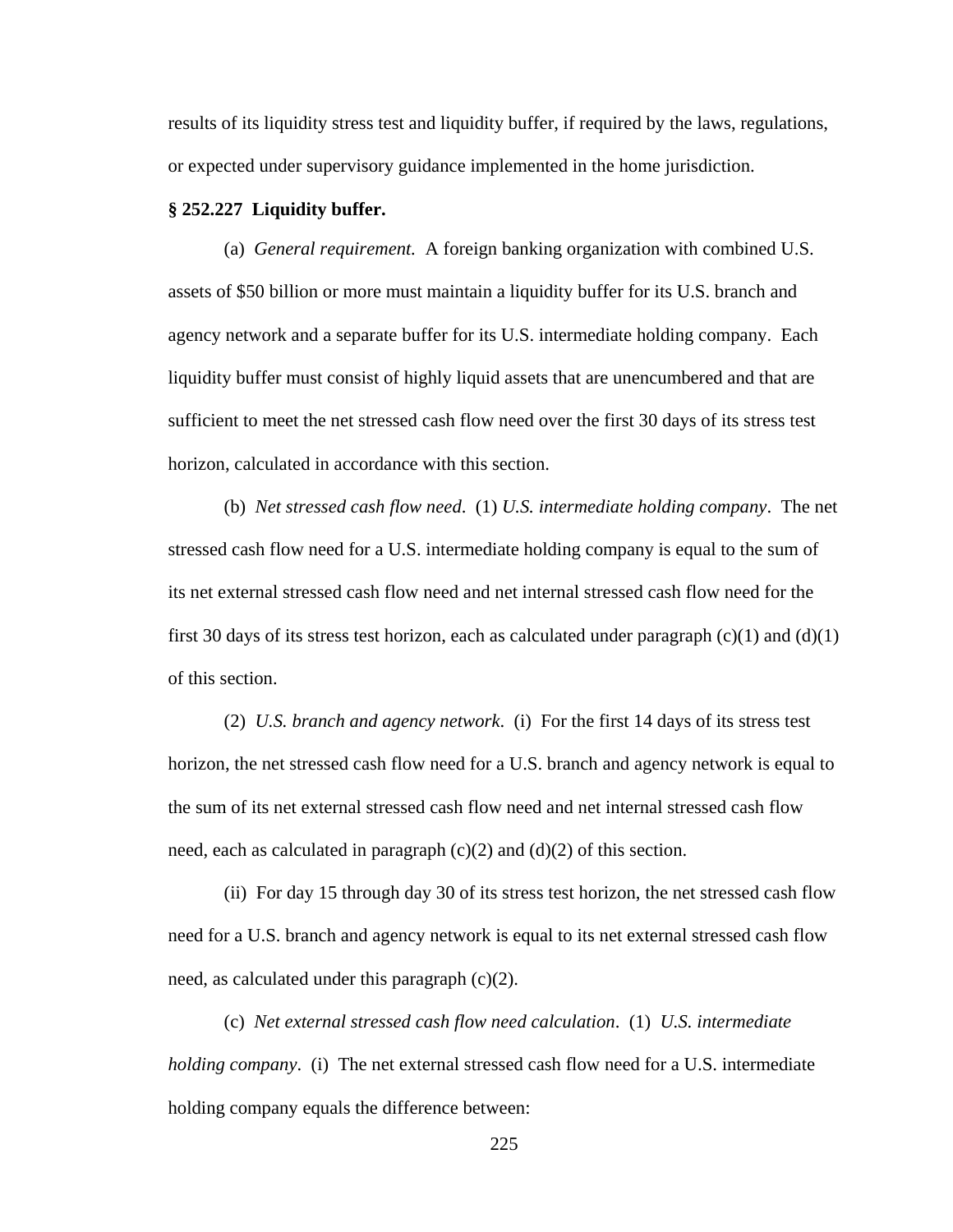results of its liquidity stress test and liquidity buffer, if required by the laws, regulations, or expected under supervisory guidance implemented in the home jurisdiction.

**§ 252.227 Liquidity buffer.**

(a) *General requirement.* A foreign banking organization with combined U.S. assets of $50 billion or more must maintain a liquidity buffer for its U.S. branch and agency network and a separate buffer for its U.S. intermediate holding company. Each liquidity buffer must consist of highly liquid assets that are unencumbered and that are sufficient to meet the net stressed cash flow need over the first 30 days of its stress test horizon, calculated in accordance with this section.

(b) *Net stressed cash flow need.* (1) *U.S. intermediate holding company*. The net stressed cash flow need for a U.S. intermediate holding company is equal to the sum of its net external stressed cash flow need and net internal stressed cash flow need for the first 30 days of its stress test horizon, each as calculated under paragraph (c)(1) and (d)(1) of this section.

(2) *U.S. branch and agency network.* (i) For the first 14 days of its stress test horizon, the net stressed cash flow need for a U.S. branch and agency network is equal to the sum of its net external stressed cash flow need and net internal stressed cash flow need, each as calculated in paragraph (c)(2) and (d)(2) of this section.

(ii) For day 15 through day 30 of its stress test horizon, the net stressed cash flow need for a U.S. branch and agency network is equal to its net external stressed cash flow need, as calculated under this paragraph (c)(2).

(c) *Net external stressed cash flow need calculation*. (1) *U.S. intermediate holding company*. (i) The net external stressed cash flow need for a U.S. intermediate holding company equals the difference between: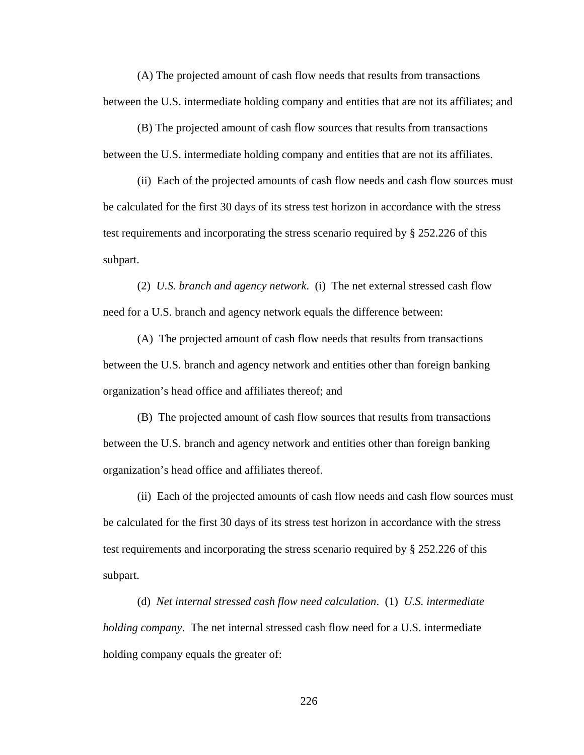(A) The projected amount of cash flow needs that results from transactions between the U.S. intermediate holding company and entities that are not its affiliates; and

(B) The projected amount of cash flow sources that results from transactions between the U.S. intermediate holding company and entities that are not its affiliates.

(ii) Each of the projected amounts of cash flow needs and cash flow sources must be calculated for the first 30 days of its stress test horizon in accordance with the stress test requirements and incorporating the stress scenario required by § 252.226 of this subpart.

(2) *U.S. branch and agency network*. (i) The net external stressed cash flow need for a U.S. branch and agency network equals the difference between:

(A) The projected amount of cash flow needs that results from transactions between the U.S. branch and agency network and entities other than foreign banking organization's head office and affiliates thereof; and

(B) The projected amount of cash flow sources that results from transactions between the U.S. branch and agency network and entities other than foreign banking organization's head office and affiliates thereof.

(ii) Each of the projected amounts of cash flow needs and cash flow sources must be calculated for the first 30 days of its stress test horizon in accordance with the stress test requirements and incorporating the stress scenario required by § 252.226 of this subpart.

(d) *Net internal stressed cash flow need calculation*. (1) *U.S. intermediate holding company*. The net internal stressed cash flow need for a U.S. intermediate holding company equals the greater of: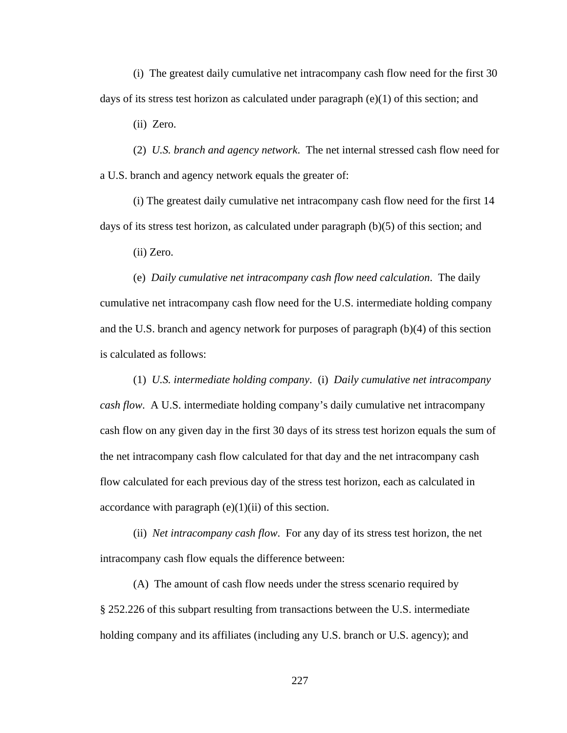(i) The greatest daily cumulative net intracompany cash flow need for the first 30 days of its stress test horizon as calculated under paragraph (e)(1) of this section; and

(ii) Zero.

(2) *U.S. branch and agency network*. The net internal stressed cash flow need for a U.S. branch and agency network equals the greater of:

(i) The greatest daily cumulative net intracompany cash flow need for the first 14 days of its stress test horizon, as calculated under paragraph (b)(5) of this section; and

(ii) Zero.

(e) *Daily cumulative net intracompany cash flow need calculation*. The daily cumulative net intracompany cash flow need for the U.S. intermediate holding company and the U.S. branch and agency network for purposes of paragraph (b)(4) of this section is calculated as follows:

(1) *U.S. intermediate holding company*. (i) *Daily cumulative net intracompany cash flow*. A U.S. intermediate holding company's daily cumulative net intracompany cash flow on any given day in the first 30 days of its stress test horizon equals the sum of the net intracompany cash flow calculated for that day and the net intracompany cash flow calculated for each previous day of the stress test horizon, each as calculated in accordance with paragraph (e)(1)(ii) of this section.

(ii) *Net intracompany cash flow*. For any day of its stress test horizon, the net intracompany cash flow equals the difference between:

(A) The amount of cash flow needs under the stress scenario required by § 252.226 of this subpart resulting from transactions between the U.S. intermediate holding company and its affiliates (including any U.S. branch or U.S. agency); and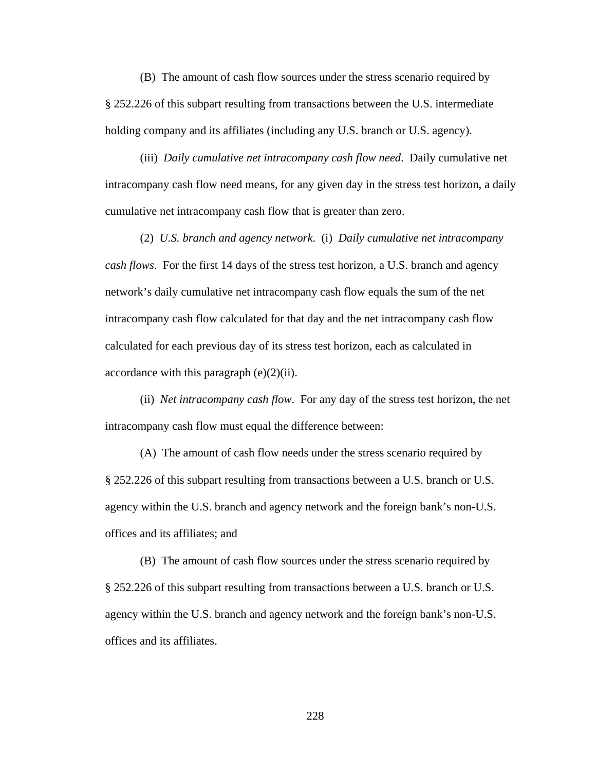(B) The amount of cash flow sources under the stress scenario required by § 252.226 of this subpart resulting from transactions between the U.S. intermediate holding company and its affiliates (including any U.S. branch or U.S. agency).

(iii) *Daily cumulative net intracompany cash flow need*. Daily cumulative net intracompany cash flow need means, for any given day in the stress test horizon, a daily cumulative net intracompany cash flow that is greater than zero.

(2) *U.S. branch and agency network*. (i) *Daily cumulative net intracompany cash flows*. For the first 14 days of the stress test horizon, a U.S. branch and agency network's daily cumulative net intracompany cash flow equals the sum of the net intracompany cash flow calculated for that day and the net intracompany cash flow calculated for each previous day of its stress test horizon, each as calculated in accordance with this paragraph (e)(2)(ii).

(ii) *Net intracompany cash flow*. For any day of the stress test horizon, the net intracompany cash flow must equal the difference between:

(A) The amount of cash flow needs under the stress scenario required by § 252.226 of this subpart resulting from transactions between a U.S. branch or U.S. agency within the U.S. branch and agency network and the foreign bank's non-U.S. offices and its affiliates; and

(B) The amount of cash flow sources under the stress scenario required by § 252.226 of this subpart resulting from transactions between a U.S. branch or U.S. agency within the U.S. branch and agency network and the foreign bank's non-U.S. offices and its affiliates.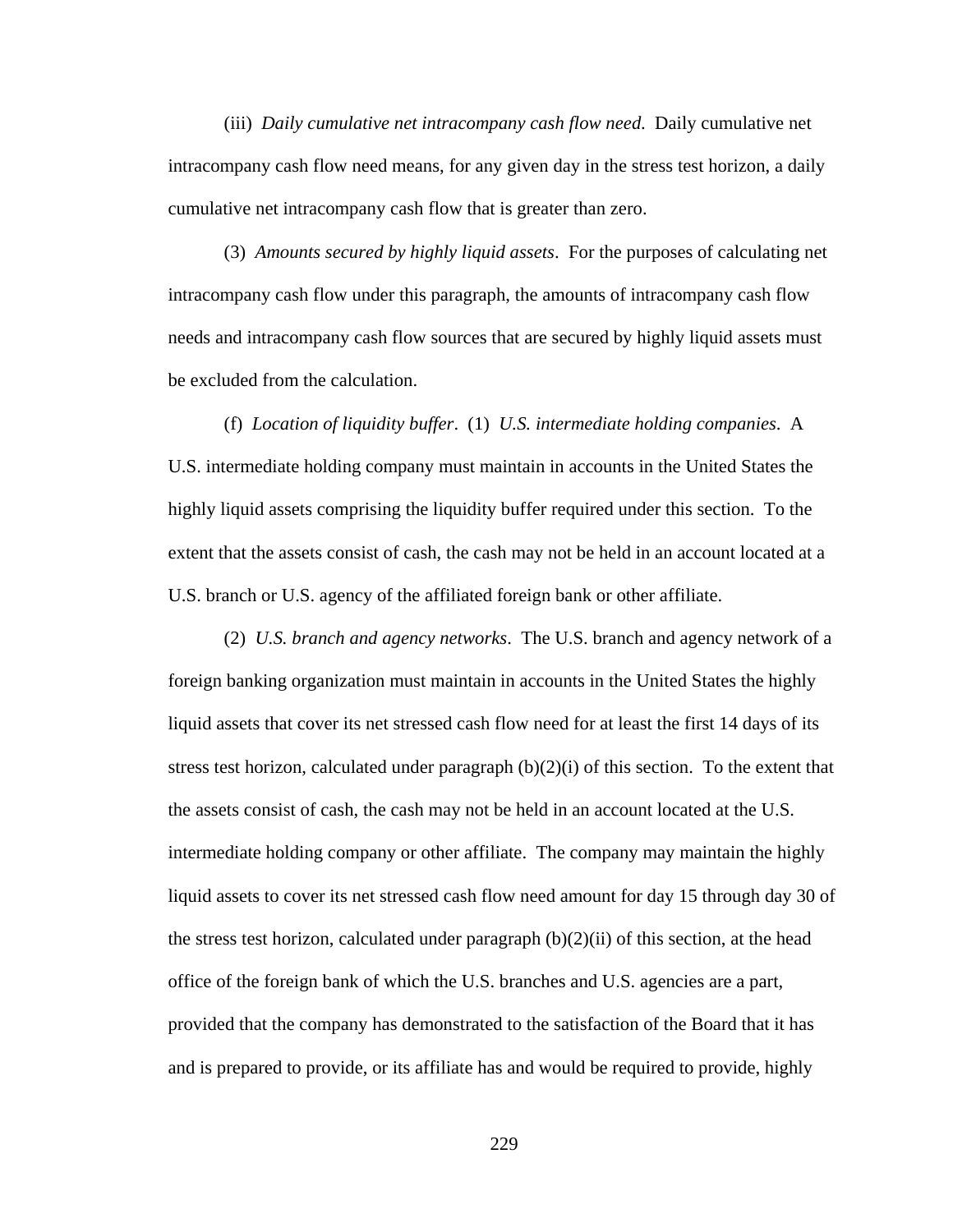(iii) *Daily cumulative net intracompany cash flow need.* Daily cumulative net intracompany cash flow need means, for any given day in the stress test horizon, a daily cumulative net intracompany cash flow that is greater than zero.

(3) *Amounts secured by highly liquid assets*. For the purposes of calculating net intracompany cash flow under this paragraph, the amounts of intracompany cash flow needs and intracompany cash flow sources that are secured by highly liquid assets must be excluded from the calculation.

(f) *Location of liquidity buffer*. (1) *U.S. intermediate holding companies*. A U.S. intermediate holding company must maintain in accounts in the United States the highly liquid assets comprising the liquidity buffer required under this section. To the extent that the assets consist of cash, the cash may not be held in an account located at a U.S. branch or U.S. agency of the affiliated foreign bank or other affiliate.

(2) *U.S. branch and agency networks*. The U.S. branch and agency network of a foreign banking organization must maintain in accounts in the United States the highly liquid assets that cover its net stressed cash flow need for at least the first 14 days of its stress test horizon, calculated under paragraph (b)(2)(i) of this section. To the extent that the assets consist of cash, the cash may not be held in an account located at the U.S. intermediate holding company or other affiliate. The company may maintain the highly liquid assets to cover its net stressed cash flow need amount for day 15 through day 30 of the stress test horizon, calculated under paragraph (b)(2)(ii) of this section, at the head office of the foreign bank of which the U.S. branches and U.S. agencies are a part, provided that the company has demonstrated to the satisfaction of the Board that it has and is prepared to provide, or its affiliate has and would be required to provide, highly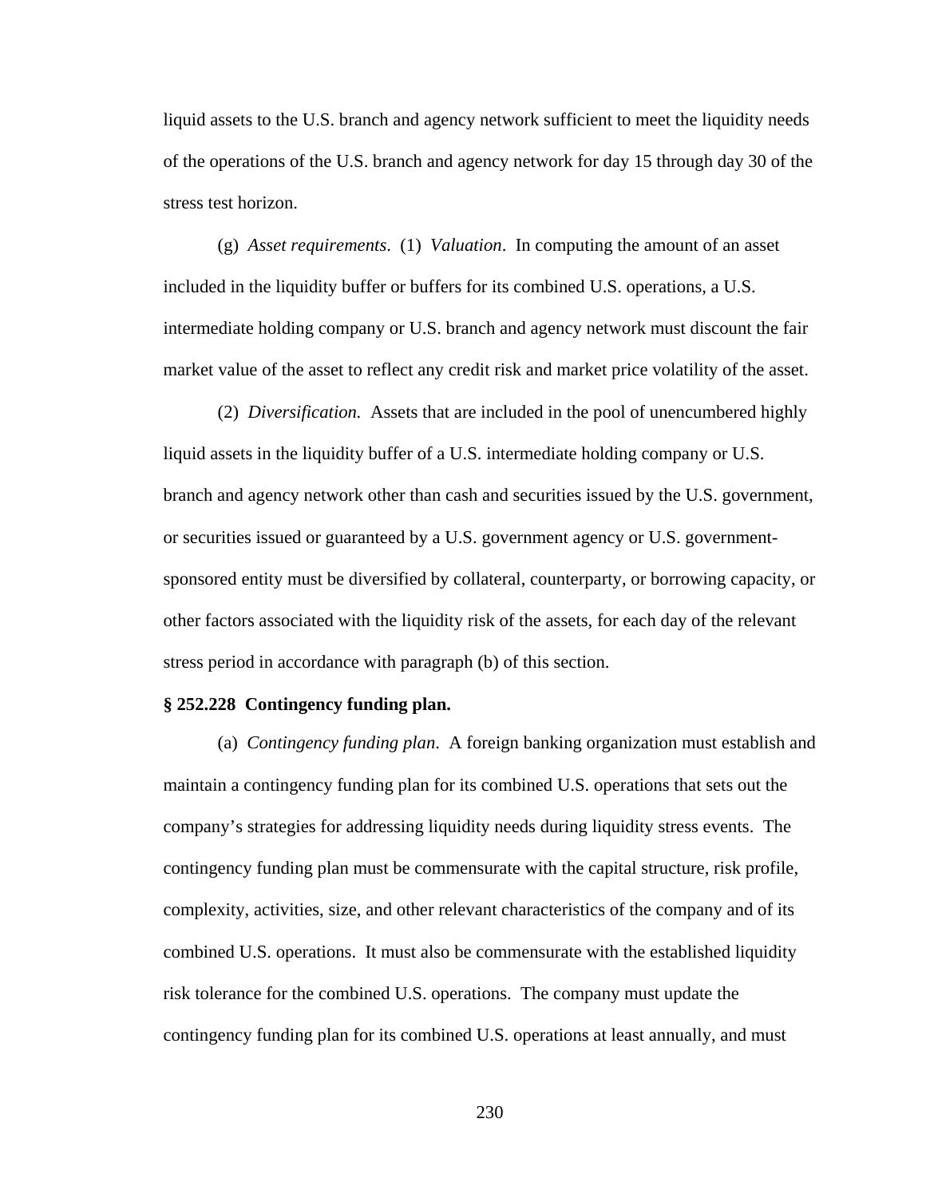liquid assets to the U.S. branch and agency network sufficient to meet the liquidity needs of the operations of the U.S. branch and agency network for day 15 through day 30 of the stress test horizon.

(g) *Asset requirements*. (1) *Valuation*. In computing the amount of an asset included in the liquidity buffer or buffers for its combined U.S. operations, a U.S. intermediate holding company or U.S. branch and agency network must discount the fair market value of the asset to reflect any credit risk and market price volatility of the asset.

(2) *Diversification.* Assets that are included in the pool of unencumbered highly liquid assets in the liquidity buffer of a U.S. intermediate holding company or U.S. branch and agency network other than cash and securities issued by the U.S. government, or securities issued or guaranteed by a U.S. government agency or U.S. government-sponsored entity must be diversified by collateral, counterparty, or borrowing capacity, or other factors associated with the liquidity risk of the assets, for each day of the relevant stress period in accordance with paragraph (b) of this section.

**§ 252.228 Contingency funding plan.**

(a) *Contingency funding plan*. A foreign banking organization must establish and maintain a contingency funding plan for its combined U.S. operations that sets out the company's strategies for addressing liquidity needs during liquidity stress events. The contingency funding plan must be commensurate with the capital structure, risk profile, complexity, activities, size, and other relevant characteristics of the company and of its combined U.S. operations. It must also be commensurate with the established liquidity risk tolerance for the combined U.S. operations. The company must update the contingency funding plan for its combined U.S. operations at least annually, and must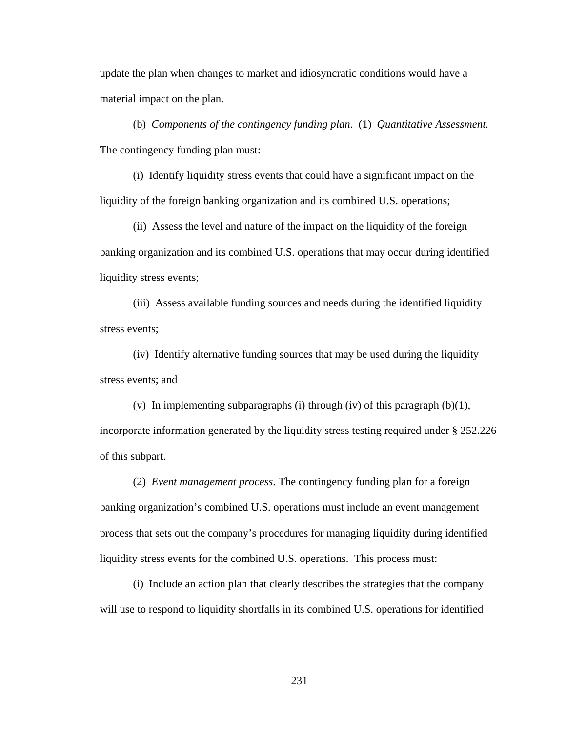update the plan when changes to market and idiosyncratic conditions would have a material impact on the plan.

(b) *Components of the contingency funding plan*. (1) *Quantitative Assessment.* The contingency funding plan must:

(i) Identify liquidity stress events that could have a significant impact on the liquidity of the foreign banking organization and its combined U.S. operations;

(ii) Assess the level and nature of the impact on the liquidity of the foreign banking organization and its combined U.S. operations that may occur during identified liquidity stress events;

(iii) Assess available funding sources and needs during the identified liquidity stress events;

(iv) Identify alternative funding sources that may be used during the liquidity stress events; and

(v) In implementing subparagraphs (i) through (iv) of this paragraph (b)(1), incorporate information generated by the liquidity stress testing required under § 252.226 of this subpart.

(2) *Event management process*. The contingency funding plan for a foreign banking organization's combined U.S. operations must include an event management process that sets out the company's procedures for managing liquidity during identified liquidity stress events for the combined U.S. operations. This process must:

(i) Include an action plan that clearly describes the strategies that the company will use to respond to liquidity shortfalls in its combined U.S. operations for identified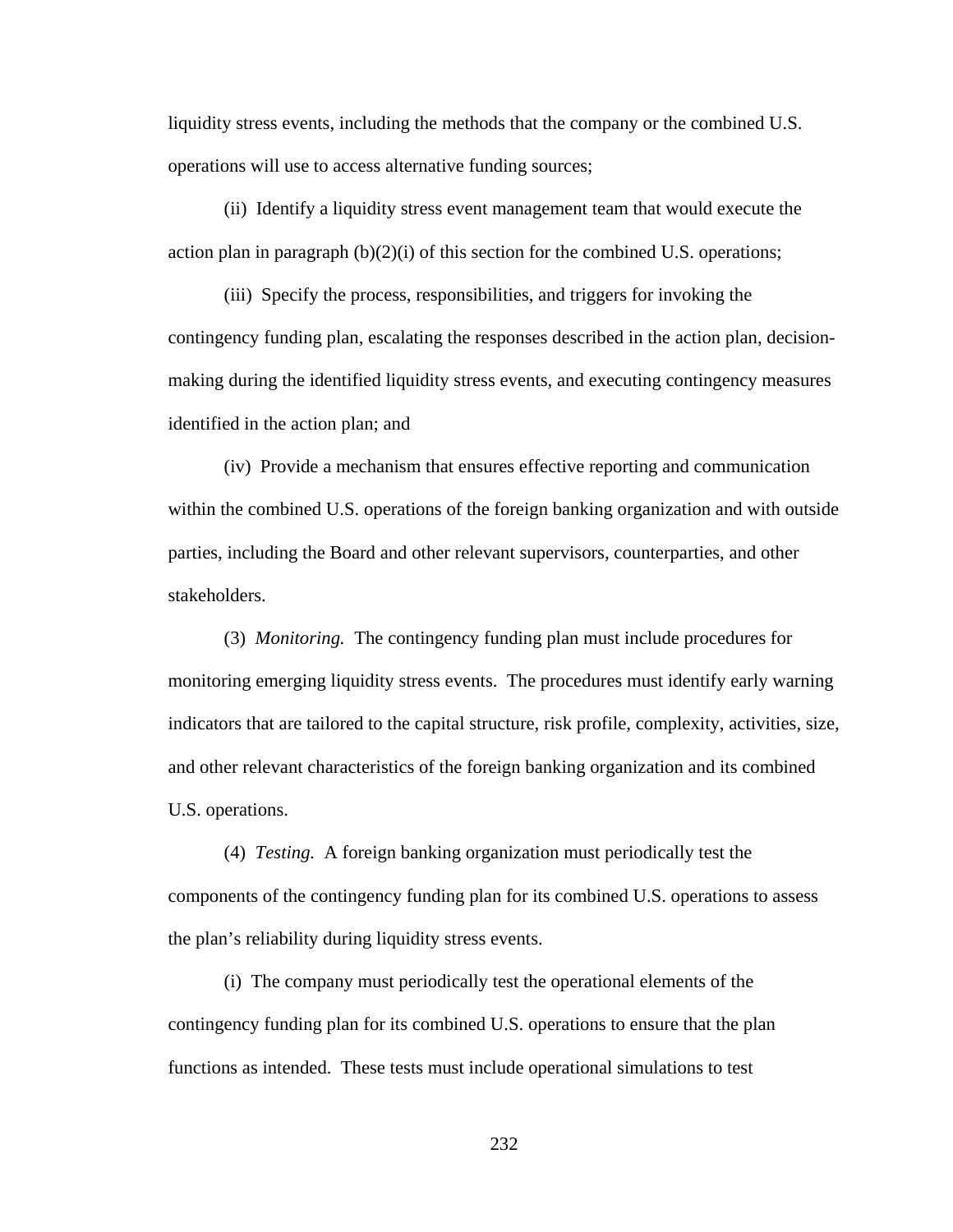liquidity stress events, including the methods that the company or the combined U.S. operations will use to access alternative funding sources;

(ii) Identify a liquidity stress event management team that would execute the action plan in paragraph (b)(2)(i) of this section for the combined U.S. operations;

(iii) Specify the process, responsibilities, and triggers for invoking the contingency funding plan, escalating the responses described in the action plan, decision-making during the identified liquidity stress events, and executing contingency measures identified in the action plan; and

(iv) Provide a mechanism that ensures effective reporting and communication within the combined U.S. operations of the foreign banking organization and with outside parties, including the Board and other relevant supervisors, counterparties, and other stakeholders.

(3) *Monitoring.* The contingency funding plan must include procedures for monitoring emerging liquidity stress events. The procedures must identify early warning indicators that are tailored to the capital structure, risk profile, complexity, activities, size, and other relevant characteristics of the foreign banking organization and its combined U.S. operations.

(4) *Testing.* A foreign banking organization must periodically test the components of the contingency funding plan for its combined U.S. operations to assess the plan's reliability during liquidity stress events.

(i) The company must periodically test the operational elements of the contingency funding plan for its combined U.S. operations to ensure that the plan functions as intended. These tests must include operational simulations to test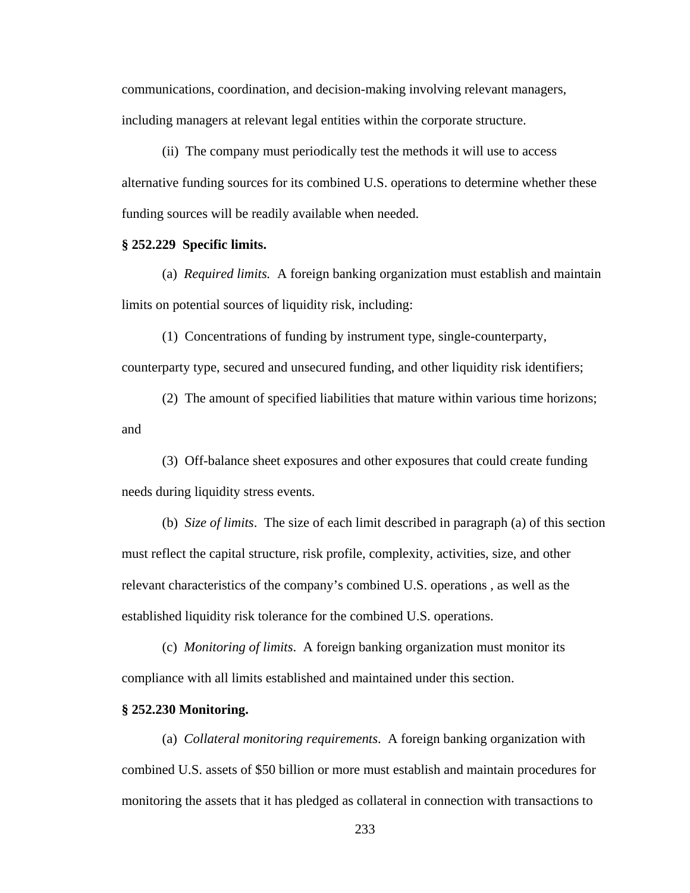communications, coordination, and decision-making involving relevant managers, including managers at relevant legal entities within the corporate structure.

(ii) The company must periodically test the methods it will use to access alternative funding sources for its combined U.S. operations to determine whether these funding sources will be readily available when needed.

**§ 252.229 Specific limits.**

(a) *Required limits.* A foreign banking organization must establish and maintain limits on potential sources of liquidity risk, including:

(1) Concentrations of funding by instrument type, single-counterparty, counterparty type, secured and unsecured funding, and other liquidity risk identifiers;

(2) The amount of specified liabilities that mature within various time horizons; and

(3) Off-balance sheet exposures and other exposures that could create funding needs during liquidity stress events.

(b) *Size of limits*. The size of each limit described in paragraph (a) of this section must reflect the capital structure, risk profile, complexity, activities, size, and other relevant characteristics of the company's combined U.S. operations , as well as the established liquidity risk tolerance for the combined U.S. operations.

(c) *Monitoring of limits*. A foreign banking organization must monitor its compliance with all limits established and maintained under this section.

**§ 252.230 Monitoring.**

(a) *Collateral monitoring requirements*. A foreign banking organization with combined U.S. assets of $50 billion or more must establish and maintain procedures for monitoring the assets that it has pledged as collateral in connection with transactions to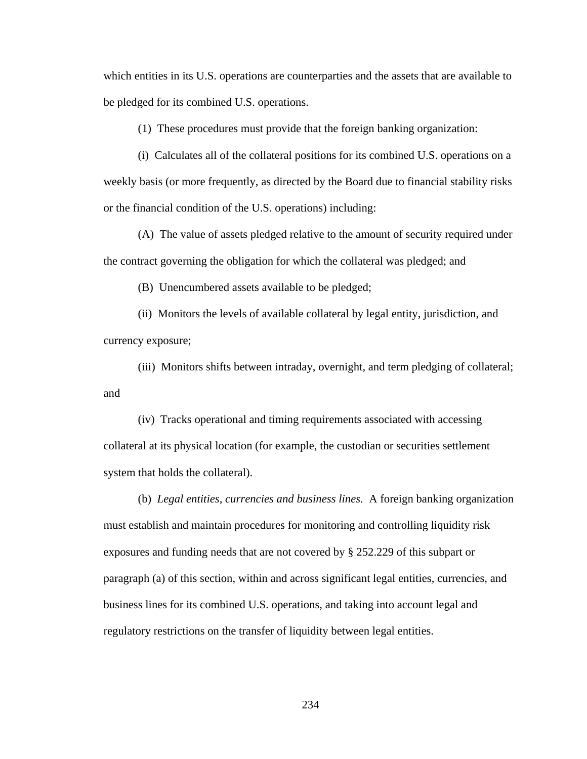which entities in its U.S. operations are counterparties and the assets that are available to be pledged for its combined U.S. operations.

(1) These procedures must provide that the foreign banking organization:

(i) Calculates all of the collateral positions for its combined U.S. operations on a weekly basis (or more frequently, as directed by the Board due to financial stability risks or the financial condition of the U.S. operations) including:

(A) The value of assets pledged relative to the amount of security required under the contract governing the obligation for which the collateral was pledged; and

(B) Unencumbered assets available to be pledged;

(ii) Monitors the levels of available collateral by legal entity, jurisdiction, and currency exposure;

(iii) Monitors shifts between intraday, overnight, and term pledging of collateral; and

(iv) Tracks operational and timing requirements associated with accessing collateral at its physical location (for example, the custodian or securities settlement system that holds the collateral).

(b) *Legal entities, currencies and business lines.* A foreign banking organization must establish and maintain procedures for monitoring and controlling liquidity risk exposures and funding needs that are not covered by § 252.229 of this subpart or paragraph (a) of this section, within and across significant legal entities, currencies, and business lines for its combined U.S. operations, and taking into account legal and regulatory restrictions on the transfer of liquidity between legal entities.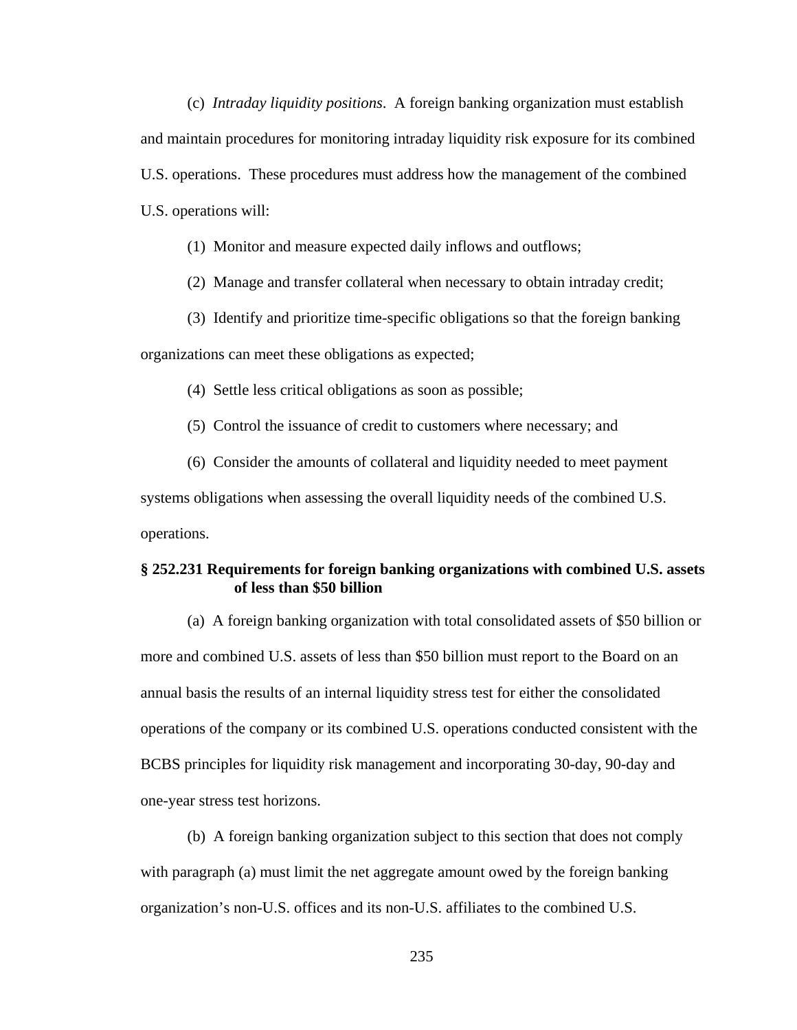(c) *Intraday liquidity positions*. A foreign banking organization must establish and maintain procedures for monitoring intraday liquidity risk exposure for its combined U.S. operations. These procedures must address how the management of the combined U.S. operations will:

(1) Monitor and measure expected daily inflows and outflows;

(2) Manage and transfer collateral when necessary to obtain intraday credit;

(3) Identify and prioritize time-specific obligations so that the foreign banking organizations can meet these obligations as expected;

(4) Settle less critical obligations as soon as possible;

(5) Control the issuance of credit to customers where necessary; and

(6) Consider the amounts of collateral and liquidity needed to meet payment systems obligations when assessing the overall liquidity needs of the combined U.S. operations.

**§ 252.231 Requirements for foreign banking organizations with combined U.S. assets of less than $50 billion**

(a) A foreign banking organization with total consolidated assets of $50 billion or more and combined U.S. assets of less than $50 billion must report to the Board on an annual basis the results of an internal liquidity stress test for either the consolidated operations of the company or its combined U.S. operations conducted consistent with the BCBS principles for liquidity risk management and incorporating 30-day, 90-day and one-year stress test horizons.

(b) A foreign banking organization subject to this section that does not comply with paragraph (a) must limit the net aggregate amount owed by the foreign banking organization's non-U.S. offices and its non-U.S. affiliates to the combined U.S.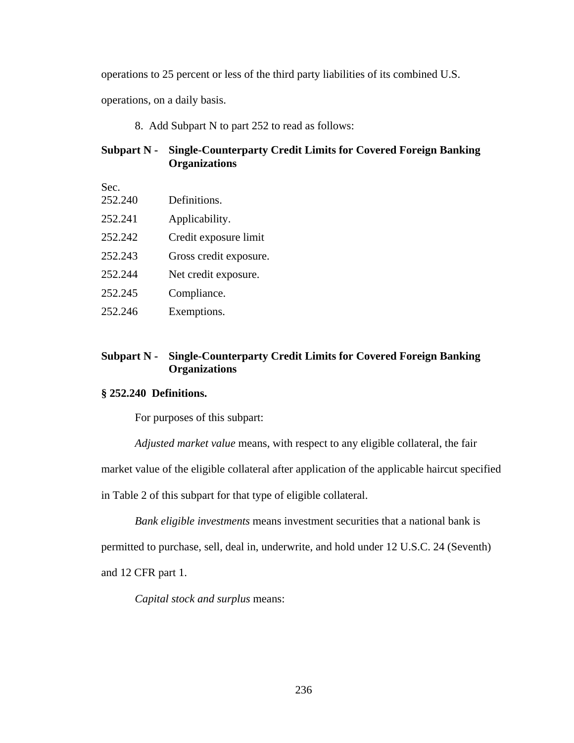operations to 25 percent or less of the third party liabilities of its combined U.S. operations, on a daily basis.

8. Add Subpart N to part 252 to read as follows:

**Subpart N - Single-Counterparty Credit Limits for Covered Foreign Banking Organizations**

Sec.

| | |
|---|---|
| 252.240 | Definitions. |
| 252.241 | Applicability. |
| 252.242 | Credit exposure limit |
| 252.243 | Gross credit exposure. |
| 252.244 | Net credit exposure. |
| 252.245 | Compliance. |
| 252.246 | Exemptions. |

## Subpart N - Single-Counterparty Credit Limits for Covered Foreign Banking Organizations

### § 252.240 Definitions.

For purposes of this subpart:

*Adjusted market value* means, with respect to any eligible collateral, the fair market value of the eligible collateral after application of the applicable haircut specified in Table 2 of this subpart for that type of eligible collateral.

*Bank eligible investments* means investment securities that a national bank is permitted to purchase, sell, deal in, underwrite, and hold under 12 U.S.C. 24 (Seventh) and 12 CFR part 1.

*Capital stock and surplus* means: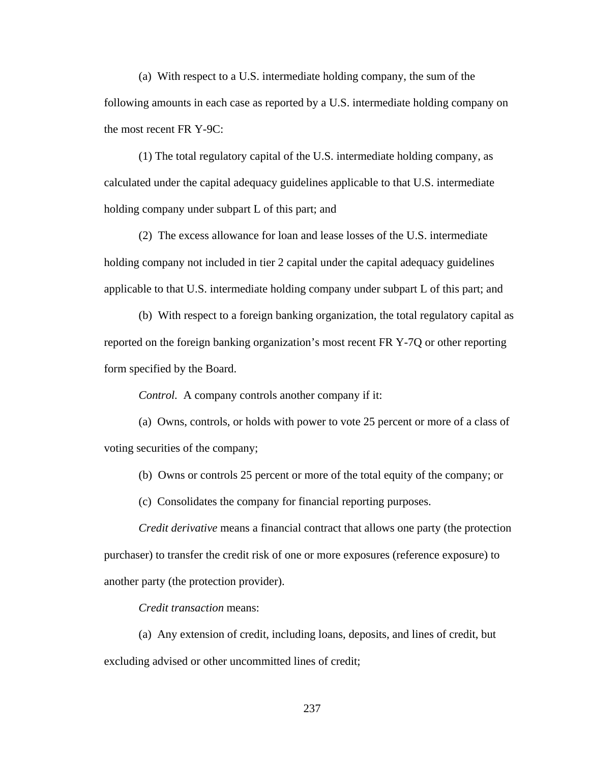(a) With respect to a U.S. intermediate holding company, the sum of the following amounts in each case as reported by a U.S. intermediate holding company on the most recent FR Y-9C:

(1) The total regulatory capital of the U.S. intermediate holding company, as calculated under the capital adequacy guidelines applicable to that U.S. intermediate holding company under subpart L of this part; and

(2) The excess allowance for loan and lease losses of the U.S. intermediate holding company not included in tier 2 capital under the capital adequacy guidelines applicable to that U.S. intermediate holding company under subpart L of this part; and

(b) With respect to a foreign banking organization, the total regulatory capital as reported on the foreign banking organization's most recent FR Y-7Q or other reporting form specified by the Board.

*Control*. A company controls another company if it:

(a) Owns, controls, or holds with power to vote 25 percent or more of a class of voting securities of the company;

(b) Owns or controls 25 percent or more of the total equity of the company; or

(c) Consolidates the company for financial reporting purposes.

*Credit derivative* means a financial contract that allows one party (the protection purchaser) to transfer the credit risk of one or more exposures (reference exposure) to another party (the protection provider).

*Credit transaction* means:

(a) Any extension of credit, including loans, deposits, and lines of credit, but excluding advised or other uncommitted lines of credit;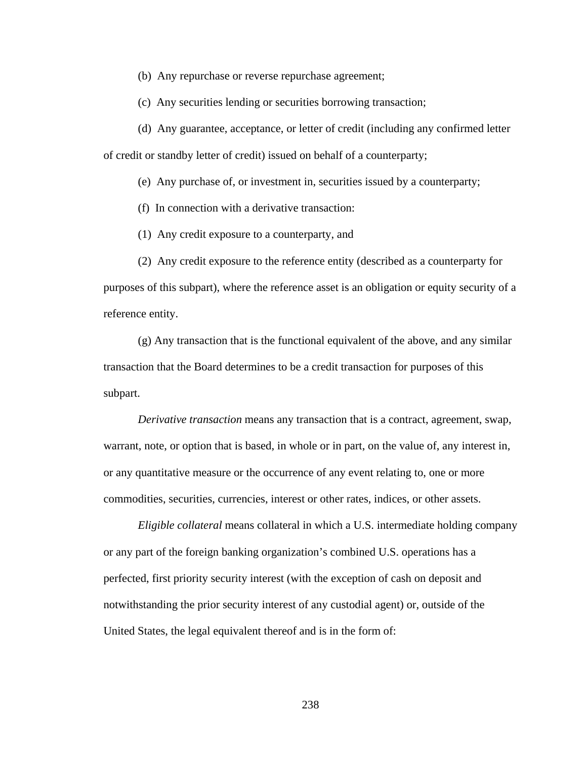(b) Any repurchase or reverse repurchase agreement;

(c) Any securities lending or securities borrowing transaction;

(d) Any guarantee, acceptance, or letter of credit (including any confirmed letter of credit or standby letter of credit) issued on behalf of a counterparty;

(e) Any purchase of, or investment in, securities issued by a counterparty;

(f) In connection with a derivative transaction:

(1) Any credit exposure to a counterparty, and

(2) Any credit exposure to the reference entity (described as a counterparty for purposes of this subpart), where the reference asset is an obligation or equity security of a reference entity.

(g) Any transaction that is the functional equivalent of the above, and any similar transaction that the Board determines to be a credit transaction for purposes of this subpart.

*Derivative transaction* means any transaction that is a contract, agreement, swap, warrant, note, or option that is based, in whole or in part, on the value of, any interest in, or any quantitative measure or the occurrence of any event relating to, one or more commodities, securities, currencies, interest or other rates, indices, or other assets.

*Eligible collateral* means collateral in which a U.S. intermediate holding company or any part of the foreign banking organization's combined U.S. operations has a perfected, first priority security interest (with the exception of cash on deposit and notwithstanding the prior security interest of any custodial agent) or, outside of the United States, the legal equivalent thereof and is in the form of: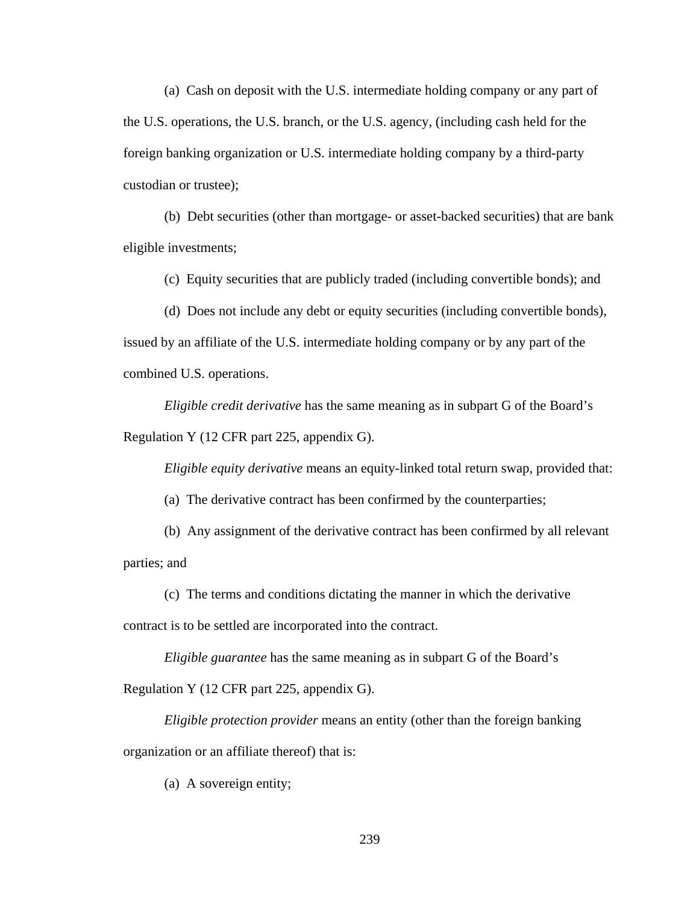(a) Cash on deposit with the U.S. intermediate holding company or any part of the U.S. operations, the U.S. branch, or the U.S. agency, (including cash held for the foreign banking organization or U.S. intermediate holding company by a third-party custodian or trustee);

(b) Debt securities (other than mortgage- or asset-backed securities) that are bank eligible investments;

(c) Equity securities that are publicly traded (including convertible bonds); and

(d) Does not include any debt or equity securities (including convertible bonds), issued by an affiliate of the U.S. intermediate holding company or by any part of the combined U.S. operations.

*Eligible credit derivative* has the same meaning as in subpart G of the Board's Regulation Y (12 CFR part 225, appendix G).

*Eligible equity derivative* means an equity-linked total return swap, provided that:

(a) The derivative contract has been confirmed by the counterparties;

(b) Any assignment of the derivative contract has been confirmed by all relevant parties; and

(c) The terms and conditions dictating the manner in which the derivative contract is to be settled are incorporated into the contract.

*Eligible guarantee* has the same meaning as in subpart G of the Board's Regulation Y (12 CFR part 225, appendix G).

*Eligible protection provider* means an entity (other than the foreign banking organization or an affiliate thereof) that is:

(a) A sovereign entity;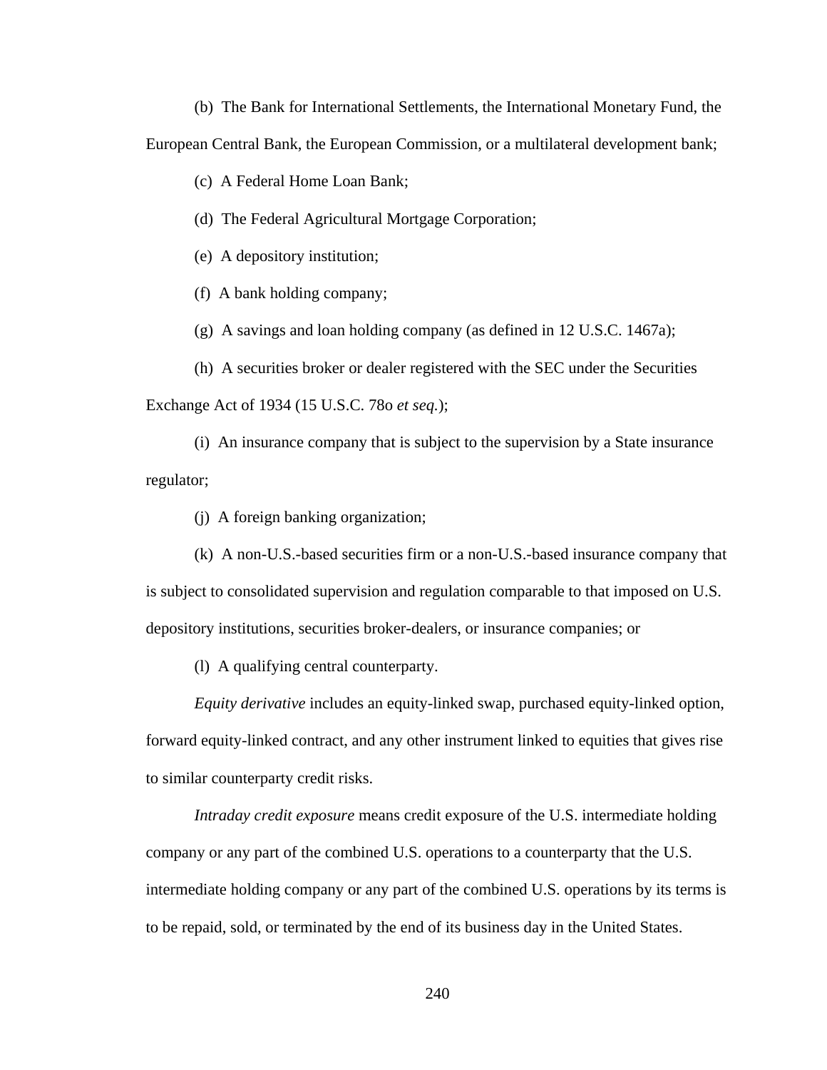(b)  The Bank for International Settlements, the International Monetary Fund, the European Central Bank, the European Commission, or a multilateral development bank;

(c)  A Federal Home Loan Bank;

(d)  The Federal Agricultural Mortgage Corporation;

(e)  A depository institution;

(f)  A bank holding company;

(g)  A savings and loan holding company (as defined in 12 U.S.C. 1467a);

(h)  A securities broker or dealer registered with the SEC under the Securities Exchange Act of 1934 (15 U.S.C. 78o *et seq.*);

(i)  An insurance company that is subject to the supervision by a State insurance regulator;

(j)  A foreign banking organization;

(k)  A non-U.S.-based securities firm or a non-U.S.-based insurance company that is subject to consolidated supervision and regulation comparable to that imposed on U.S. depository institutions, securities broker-dealers, or insurance companies; or

(l)  A qualifying central counterparty.

*Equity derivative* includes an equity-linked swap, purchased equity-linked option, forward equity-linked contract, and any other instrument linked to equities that gives rise to similar counterparty credit risks.

*Intraday credit exposure* means credit exposure of the U.S. intermediate holding company or any part of the combined U.S. operations to a counterparty that the U.S. intermediate holding company or any part of the combined U.S. operations by its terms is to be repaid, sold, or terminated by the end of its business day in the United States.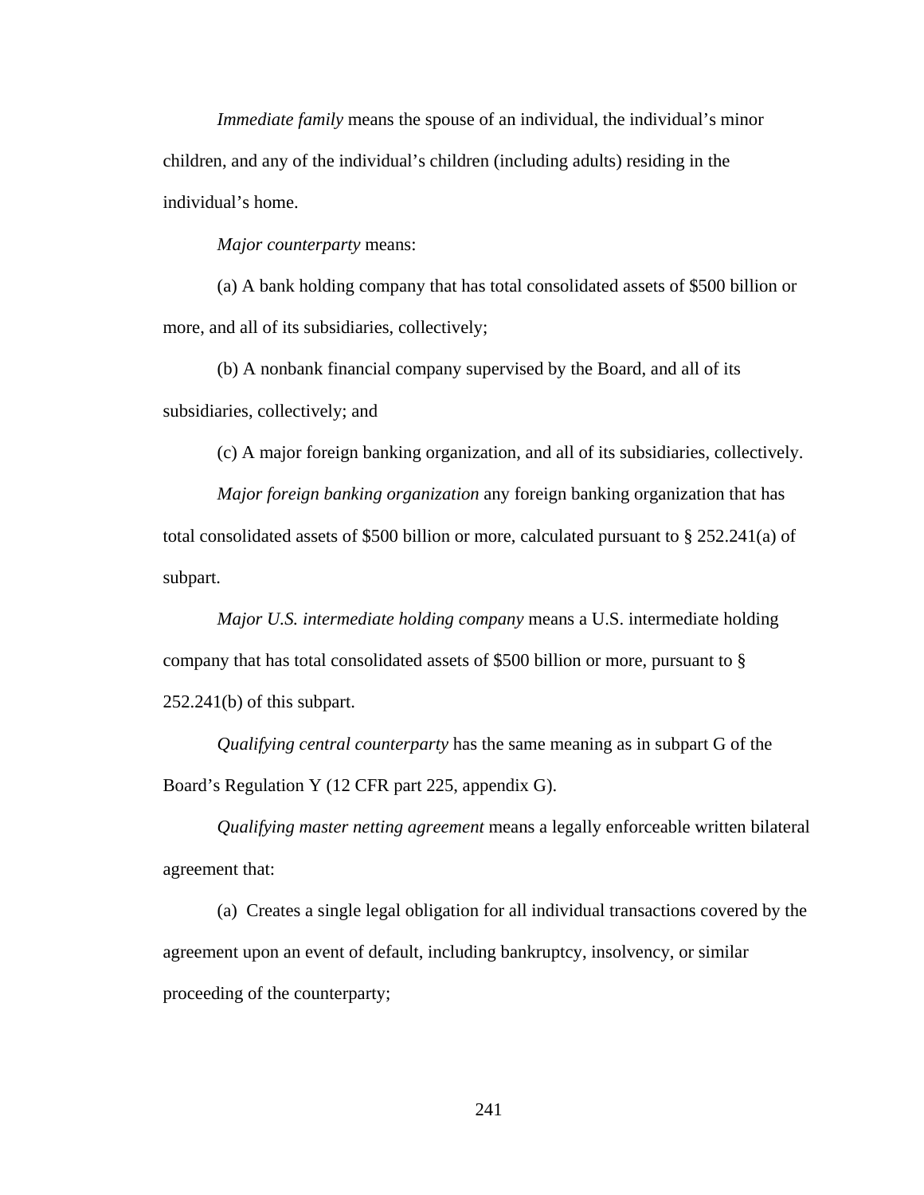*Immediate family* means the spouse of an individual, the individual's minor children, and any of the individual's children (including adults) residing in the individual's home.

*Major counterparty* means:

(a) A bank holding company that has total consolidated assets of $500 billion or more, and all of its subsidiaries, collectively;

(b) A nonbank financial company supervised by the Board, and all of its subsidiaries, collectively; and

(c) A major foreign banking organization, and all of its subsidiaries, collectively.

*Major foreign banking organization* any foreign banking organization that has total consolidated assets of $500 billion or more, calculated pursuant to § 252.241(a) of subpart.

*Major U.S. intermediate holding company* means a U.S. intermediate holding company that has total consolidated assets of $500 billion or more, pursuant to § 252.241(b) of this subpart.

*Qualifying central counterparty* has the same meaning as in subpart G of the Board's Regulation Y (12 CFR part 225, appendix G).

*Qualifying master netting agreement* means a legally enforceable written bilateral agreement that:

(a) Creates a single legal obligation for all individual transactions covered by the agreement upon an event of default, including bankruptcy, insolvency, or similar proceeding of the counterparty;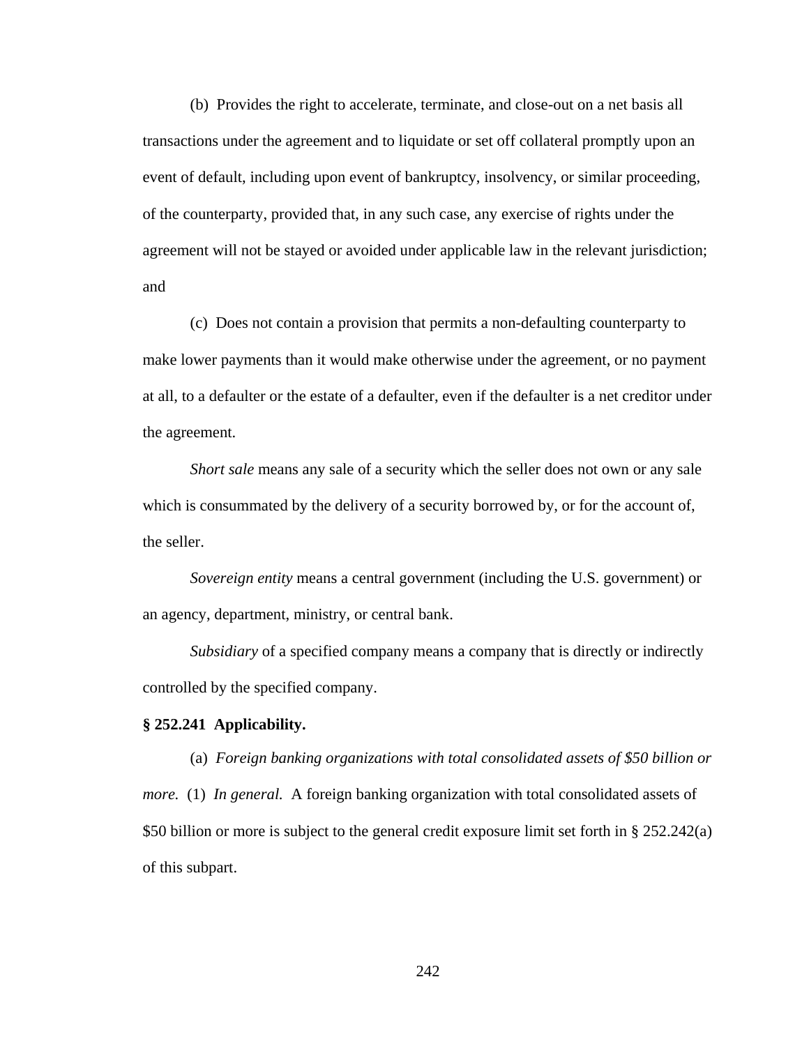(b) Provides the right to accelerate, terminate, and close-out on a net basis all transactions under the agreement and to liquidate or set off collateral promptly upon an event of default, including upon event of bankruptcy, insolvency, or similar proceeding, of the counterparty, provided that, in any such case, any exercise of rights under the agreement will not be stayed or avoided under applicable law in the relevant jurisdiction; and

(c) Does not contain a provision that permits a non-defaulting counterparty to make lower payments than it would make otherwise under the agreement, or no payment at all, to a defaulter or the estate of a defaulter, even if the defaulter is a net creditor under the agreement.

*Short sale* means any sale of a security which the seller does not own or any sale which is consummated by the delivery of a security borrowed by, or for the account of, the seller.

*Sovereign entity* means a central government (including the U.S. government) or an agency, department, ministry, or central bank.

*Subsidiary* of a specified company means a company that is directly or indirectly controlled by the specified company.

**§ 252.241 Applicability.**

(a) *Foreign banking organizations with total consolidated assets of $50 billion or more.* (1) *In general.* A foreign banking organization with total consolidated assets of $50 billion or more is subject to the general credit exposure limit set forth in § 252.242(a) of this subpart.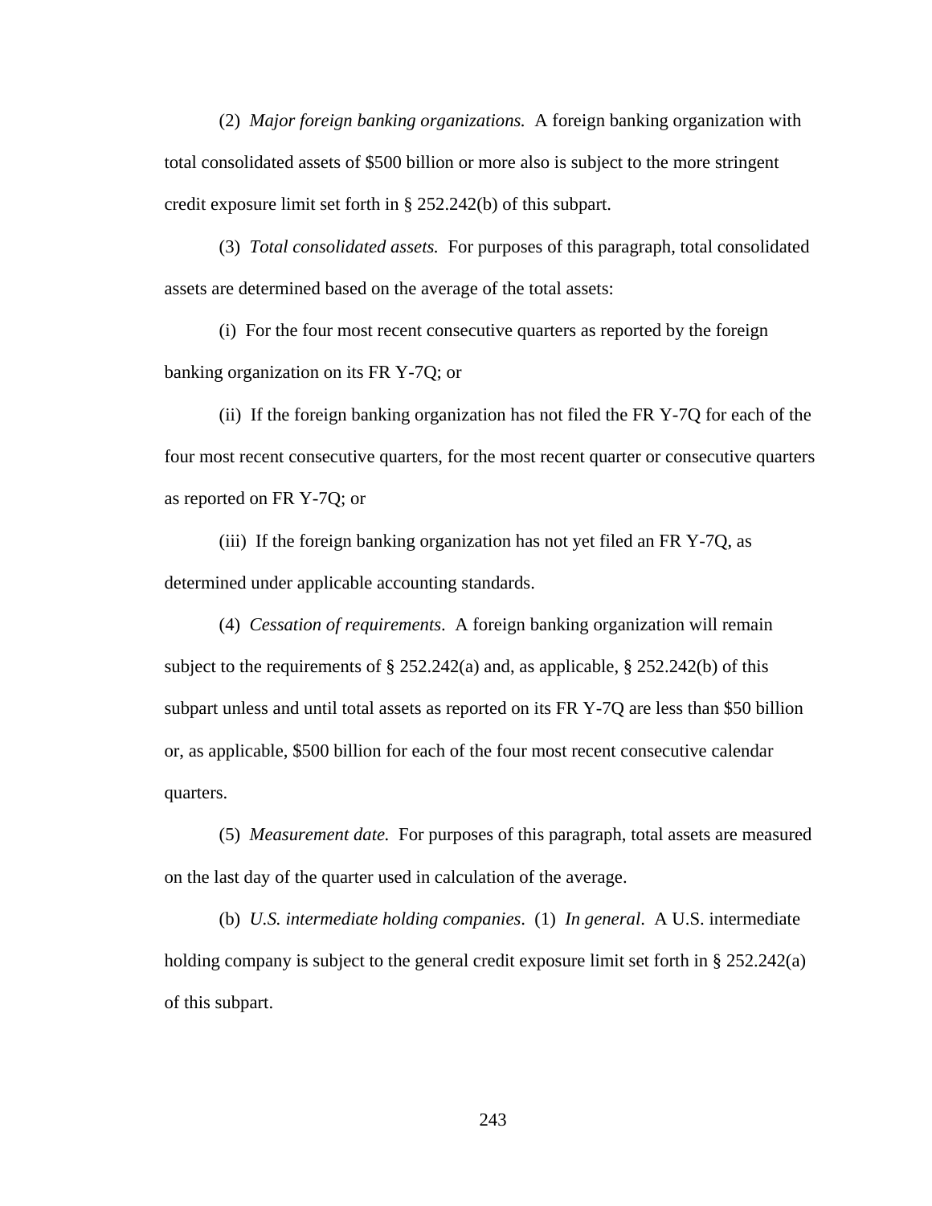(2) *Major foreign banking organizations.* A foreign banking organization with total consolidated assets of $500 billion or more also is subject to the more stringent credit exposure limit set forth in § 252.242(b) of this subpart.

(3) *Total consolidated assets.* For purposes of this paragraph, total consolidated assets are determined based on the average of the total assets:

(i) For the four most recent consecutive quarters as reported by the foreign banking organization on its FR Y-7Q; or

(ii) If the foreign banking organization has not filed the FR Y-7Q for each of the four most recent consecutive quarters, for the most recent quarter or consecutive quarters as reported on FR Y-7Q; or

(iii) If the foreign banking organization has not yet filed an FR Y-7Q, as determined under applicable accounting standards.

(4) *Cessation of requirements*. A foreign banking organization will remain subject to the requirements of § 252.242(a) and, as applicable, § 252.242(b) of this subpart unless and until total assets as reported on its FR Y-7Q are less than $50 billion or, as applicable, $500 billion for each of the four most recent consecutive calendar quarters.

(5) *Measurement date.* For purposes of this paragraph, total assets are measured on the last day of the quarter used in calculation of the average.

(b) *U.S. intermediate holding companies*. (1) *In general*. A U.S. intermediate holding company is subject to the general credit exposure limit set forth in § 252.242(a) of this subpart.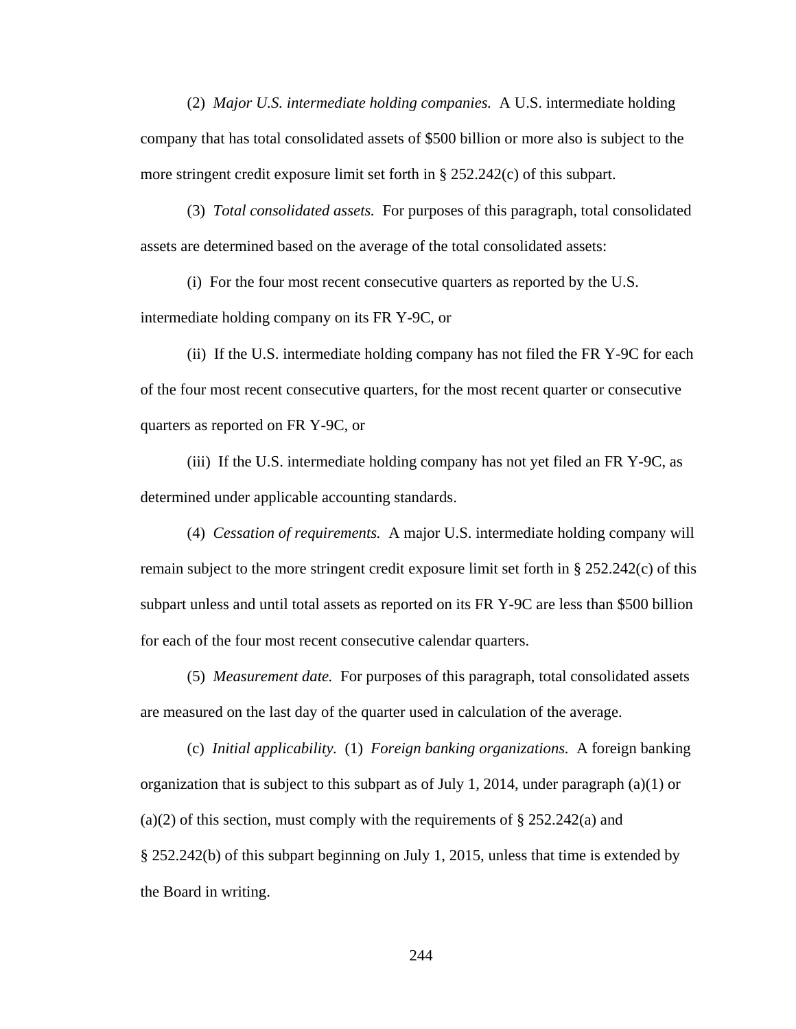(2) *Major U.S. intermediate holding companies.* A U.S. intermediate holding company that has total consolidated assets of $500 billion or more also is subject to the more stringent credit exposure limit set forth in § 252.242(c) of this subpart.

(3) *Total consolidated assets.* For purposes of this paragraph, total consolidated assets are determined based on the average of the total consolidated assets:

(i) For the four most recent consecutive quarters as reported by the U.S. intermediate holding company on its FR Y-9C, or

(ii) If the U.S. intermediate holding company has not filed the FR Y-9C for each of the four most recent consecutive quarters, for the most recent quarter or consecutive quarters as reported on FR Y-9C, or

(iii) If the U.S. intermediate holding company has not yet filed an FR Y-9C, as determined under applicable accounting standards.

(4) *Cessation of requirements.* A major U.S. intermediate holding company will remain subject to the more stringent credit exposure limit set forth in § 252.242(c) of this subpart unless and until total assets as reported on its FR Y-9C are less than $500 billion for each of the four most recent consecutive calendar quarters.

(5) *Measurement date.* For purposes of this paragraph, total consolidated assets are measured on the last day of the quarter used in calculation of the average.

(c) *Initial applicability.* (1) *Foreign banking organizations.* A foreign banking organization that is subject to this subpart as of July 1, 2014, under paragraph (a)(1) or (a)(2) of this section, must comply with the requirements of § 252.242(a) and § 252.242(b) of this subpart beginning on July 1, 2015, unless that time is extended by the Board in writing.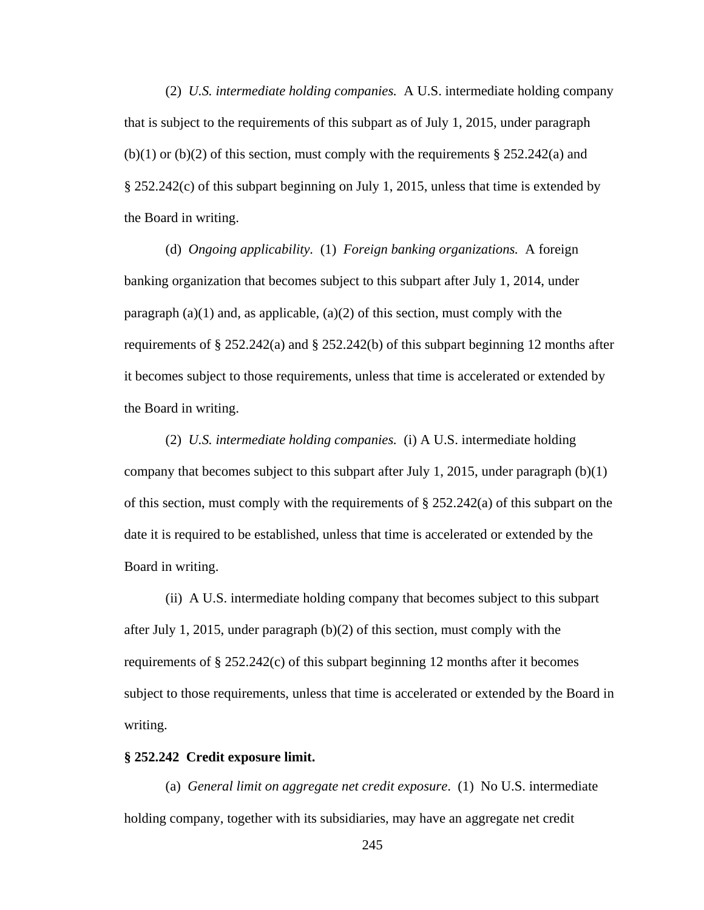(2) *U.S. intermediate holding companies.* A U.S. intermediate holding company that is subject to the requirements of this subpart as of July 1, 2015, under paragraph (b)(1) or (b)(2) of this section, must comply with the requirements § 252.242(a) and § 252.242(c) of this subpart beginning on July 1, 2015, unless that time is extended by the Board in writing.

(d) *Ongoing applicability*. (1) *Foreign banking organizations.* A foreign banking organization that becomes subject to this subpart after July 1, 2014, under paragraph (a)(1) and, as applicable, (a)(2) of this section, must comply with the requirements of § 252.242(a) and § 252.242(b) of this subpart beginning 12 months after it becomes subject to those requirements, unless that time is accelerated or extended by the Board in writing.

(2) *U.S. intermediate holding companies.* (i) A U.S. intermediate holding company that becomes subject to this subpart after July 1, 2015, under paragraph (b)(1) of this section, must comply with the requirements of § 252.242(a) of this subpart on the date it is required to be established, unless that time is accelerated or extended by the Board in writing.

(ii) A U.S. intermediate holding company that becomes subject to this subpart after July 1, 2015, under paragraph (b)(2) of this section, must comply with the requirements of § 252.242(c) of this subpart beginning 12 months after it becomes subject to those requirements, unless that time is accelerated or extended by the Board in writing.

**§ 252.242 Credit exposure limit.**

(a) *General limit on aggregate net credit exposure*. (1) No U.S. intermediate holding company, together with its subsidiaries, may have an aggregate net credit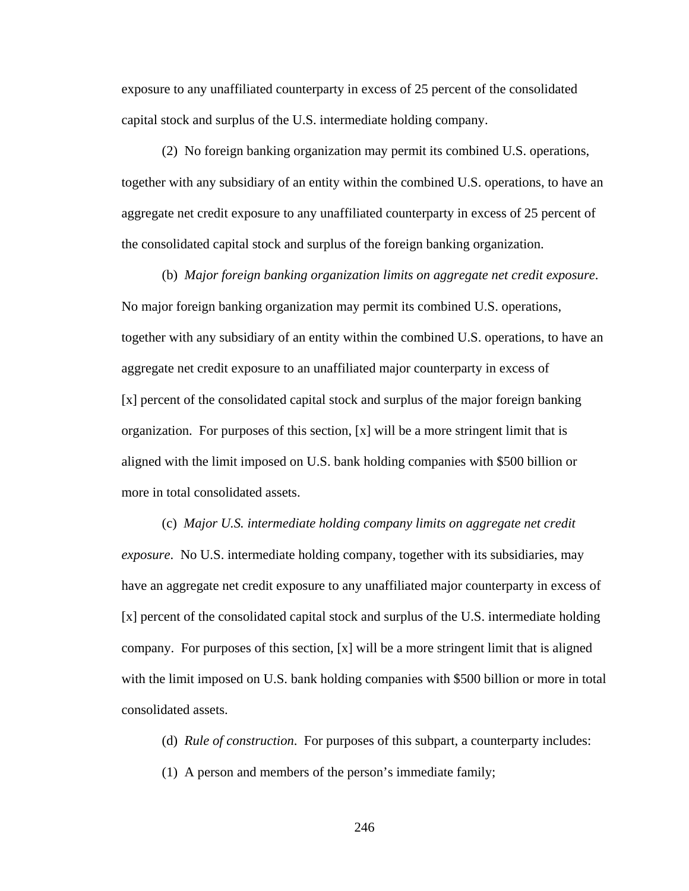exposure to any unaffiliated counterparty in excess of 25 percent of the consolidated capital stock and surplus of the U.S. intermediate holding company.

(2) No foreign banking organization may permit its combined U.S. operations, together with any subsidiary of an entity within the combined U.S. operations, to have an aggregate net credit exposure to any unaffiliated counterparty in excess of 25 percent of the consolidated capital stock and surplus of the foreign banking organization.

(b) *Major foreign banking organization limits on aggregate net credit exposure*. No major foreign banking organization may permit its combined U.S. operations, together with any subsidiary of an entity within the combined U.S. operations, to have an aggregate net credit exposure to an unaffiliated major counterparty in excess of [x] percent of the consolidated capital stock and surplus of the major foreign banking organization. For purposes of this section, [x] will be a more stringent limit that is aligned with the limit imposed on U.S. bank holding companies with $500 billion or more in total consolidated assets.

(c) *Major U.S. intermediate holding company limits on aggregate net credit exposure*. No U.S. intermediate holding company, together with its subsidiaries, may have an aggregate net credit exposure to any unaffiliated major counterparty in excess of [x] percent of the consolidated capital stock and surplus of the U.S. intermediate holding company. For purposes of this section, [x] will be a more stringent limit that is aligned with the limit imposed on U.S. bank holding companies with $500 billion or more in total consolidated assets.

(d) *Rule of construction*. For purposes of this subpart, a counterparty includes:

(1) A person and members of the person's immediate family;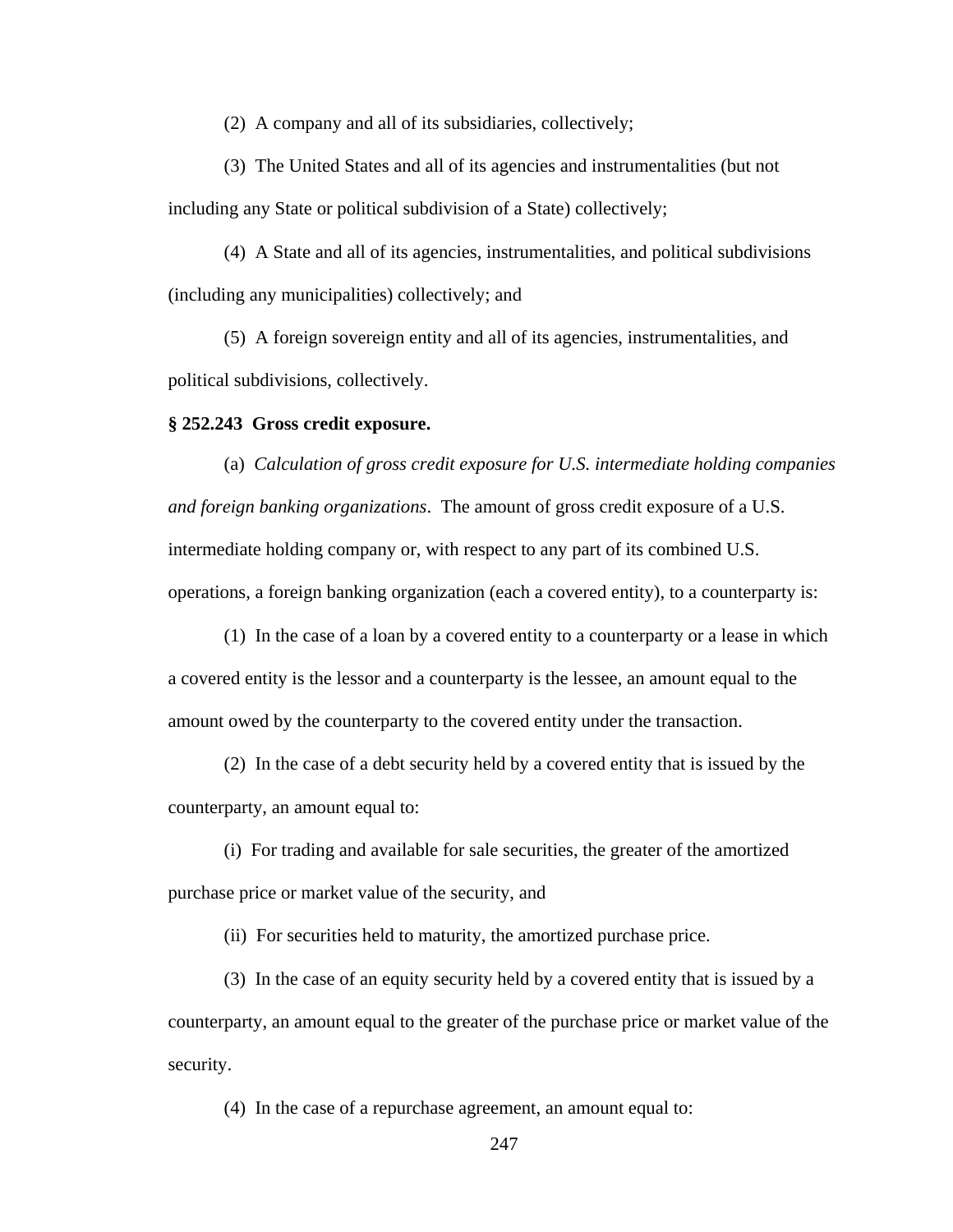(2) A company and all of its subsidiaries, collectively;

(3) The United States and all of its agencies and instrumentalities (but not including any State or political subdivision of a State) collectively;

(4) A State and all of its agencies, instrumentalities, and political subdivisions (including any municipalities) collectively; and

(5) A foreign sovereign entity and all of its agencies, instrumentalities, and political subdivisions, collectively.

**§ 252.243 Gross credit exposure.**

(a) *Calculation of gross credit exposure for U.S. intermediate holding companies and foreign banking organizations*. The amount of gross credit exposure of a U.S. intermediate holding company or, with respect to any part of its combined U.S. operations, a foreign banking organization (each a covered entity), to a counterparty is:

(1) In the case of a loan by a covered entity to a counterparty or a lease in which a covered entity is the lessor and a counterparty is the lessee, an amount equal to the amount owed by the counterparty to the covered entity under the transaction.

(2) In the case of a debt security held by a covered entity that is issued by the counterparty, an amount equal to:

(i) For trading and available for sale securities, the greater of the amortized purchase price or market value of the security, and

(ii) For securities held to maturity, the amortized purchase price.

(3) In the case of an equity security held by a covered entity that is issued by a counterparty, an amount equal to the greater of the purchase price or market value of the security.

(4) In the case of a repurchase agreement, an amount equal to: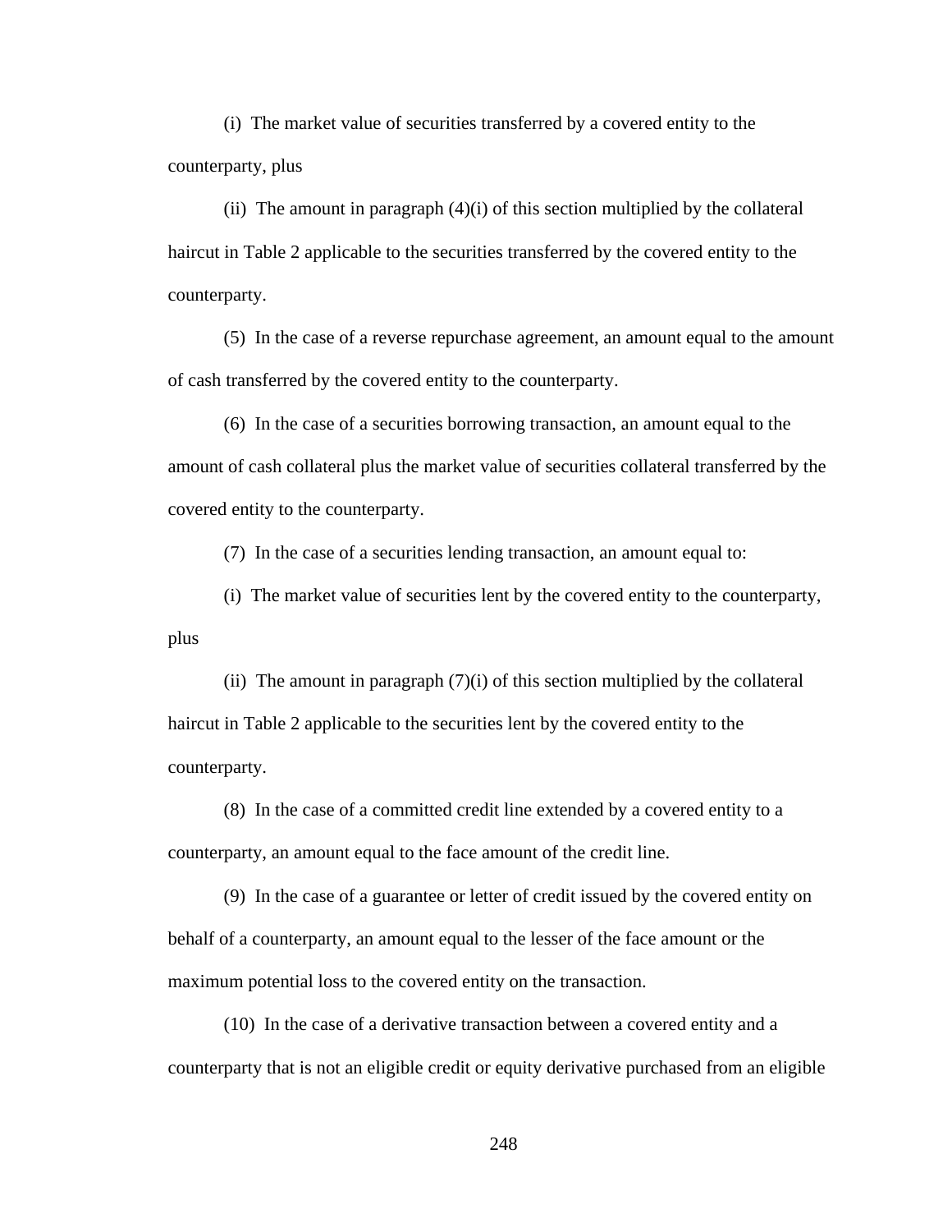(i) The market value of securities transferred by a covered entity to the counterparty, plus

(ii) The amount in paragraph (4)(i) of this section multiplied by the collateral haircut in Table 2 applicable to the securities transferred by the covered entity to the counterparty.

(5) In the case of a reverse repurchase agreement, an amount equal to the amount of cash transferred by the covered entity to the counterparty.

(6) In the case of a securities borrowing transaction, an amount equal to the amount of cash collateral plus the market value of securities collateral transferred by the covered entity to the counterparty.

(7) In the case of a securities lending transaction, an amount equal to:

(i) The market value of securities lent by the covered entity to the counterparty, plus

(ii) The amount in paragraph (7)(i) of this section multiplied by the collateral haircut in Table 2 applicable to the securities lent by the covered entity to the counterparty.

(8) In the case of a committed credit line extended by a covered entity to a counterparty, an amount equal to the face amount of the credit line.

(9) In the case of a guarantee or letter of credit issued by the covered entity on behalf of a counterparty, an amount equal to the lesser of the face amount or the maximum potential loss to the covered entity on the transaction.

(10) In the case of a derivative transaction between a covered entity and a counterparty that is not an eligible credit or equity derivative purchased from an eligible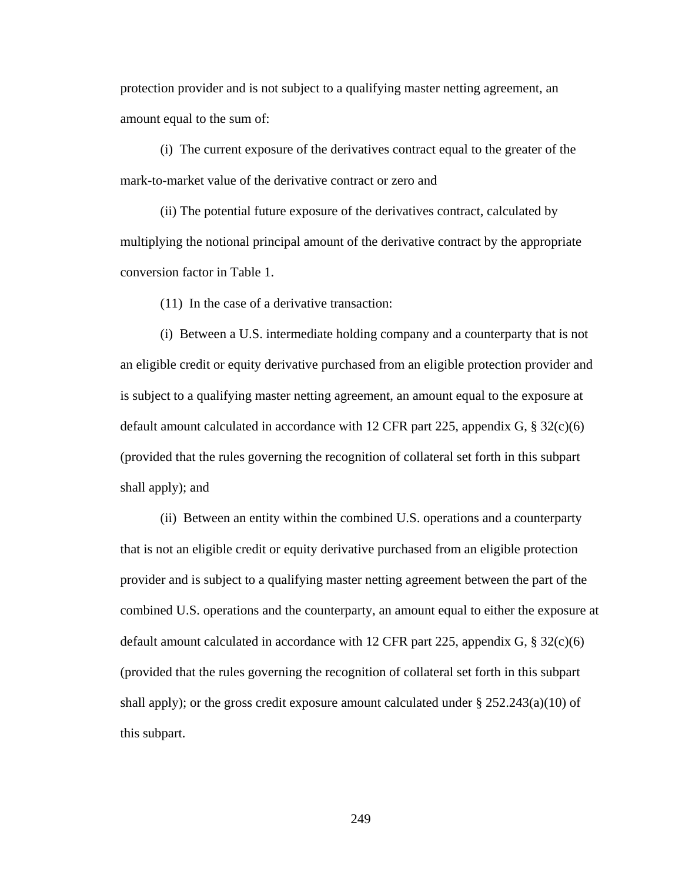protection provider and is not subject to a qualifying master netting agreement, an amount equal to the sum of:

(i) The current exposure of the derivatives contract equal to the greater of the mark-to-market value of the derivative contract or zero and

(ii) The potential future exposure of the derivatives contract, calculated by multiplying the notional principal amount of the derivative contract by the appropriate conversion factor in Table 1.

(11) In the case of a derivative transaction:

(i) Between a U.S. intermediate holding company and a counterparty that is not an eligible credit or equity derivative purchased from an eligible protection provider and is subject to a qualifying master netting agreement, an amount equal to the exposure at default amount calculated in accordance with 12 CFR part 225, appendix G, § 32(c)(6) (provided that the rules governing the recognition of collateral set forth in this subpart shall apply); and

(ii) Between an entity within the combined U.S. operations and a counterparty that is not an eligible credit or equity derivative purchased from an eligible protection provider and is subject to a qualifying master netting agreement between the part of the combined U.S. operations and the counterparty, an amount equal to either the exposure at default amount calculated in accordance with 12 CFR part 225, appendix G, § 32(c)(6) (provided that the rules governing the recognition of collateral set forth in this subpart shall apply); or the gross credit exposure amount calculated under § 252.243(a)(10) of this subpart.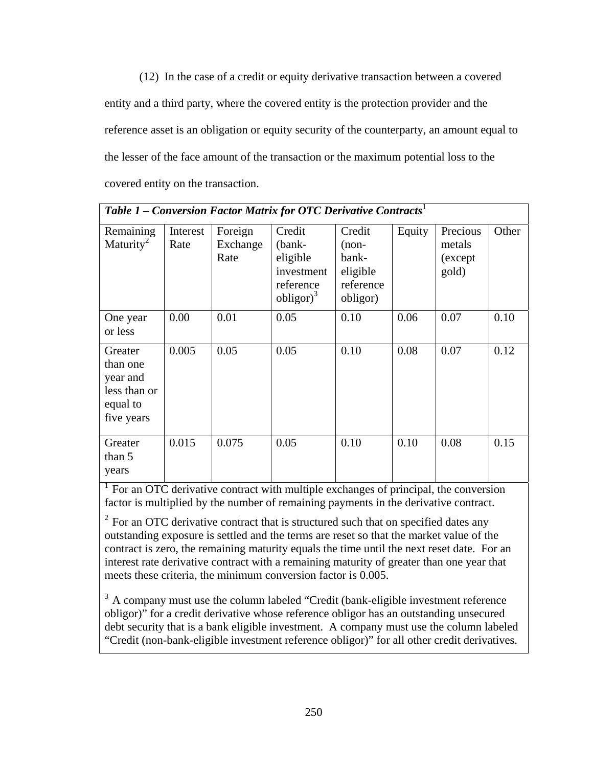(12) In the case of a credit or equity derivative transaction between a covered entity and a third party, where the covered entity is the protection provider and the reference asset is an obligation or equity security of the counterparty, an amount equal to the lesser of the face amount of the transaction or the maximum potential loss to the covered entity on the transaction.

***Table 1 – Conversion Factor Matrix for OTC Derivative Contracts***[1]

| Remaining Maturity[2] | Interest Rate | Foreign Exchange Rate | Credit (bank-eligible investment reference obligor)[3] | Credit (non-bank-eligible reference obligor) | Equity | Precious metals (except gold) | Other |
|---|---|---|---|---|---|---|---|
| One year or less | 0.00 | 0.01 | 0.05 | 0.10 | 0.06 | 0.07 | 0.10 |
| Greater than one year and less than or equal to five years | 0.005 | 0.05 | 0.05 | 0.10 | 0.08 | 0.07 | 0.12 |
| Greater than 5 years | 0.015 | 0.075 | 0.05 | 0.10 | 0.10 | 0.08 | 0.15 |

[1] For an OTC derivative contract with multiple exchanges of principal, the conversion factor is multiplied by the number of remaining payments in the derivative contract.

[2] For an OTC derivative contract that is structured such that on specified dates any outstanding exposure is settled and the terms are reset so that the market value of the contract is zero, the remaining maturity equals the time until the next reset date. For an interest rate derivative contract with a remaining maturity of greater than one year that meets these criteria, the minimum conversion factor is 0.005.

[3] A company must use the column labeled "Credit (bank-eligible investment reference obligor)" for a credit derivative whose reference obligor has an outstanding unsecured debt security that is a bank eligible investment. A company must use the column labeled "Credit (non-bank-eligible investment reference obligor)" for all other credit derivatives.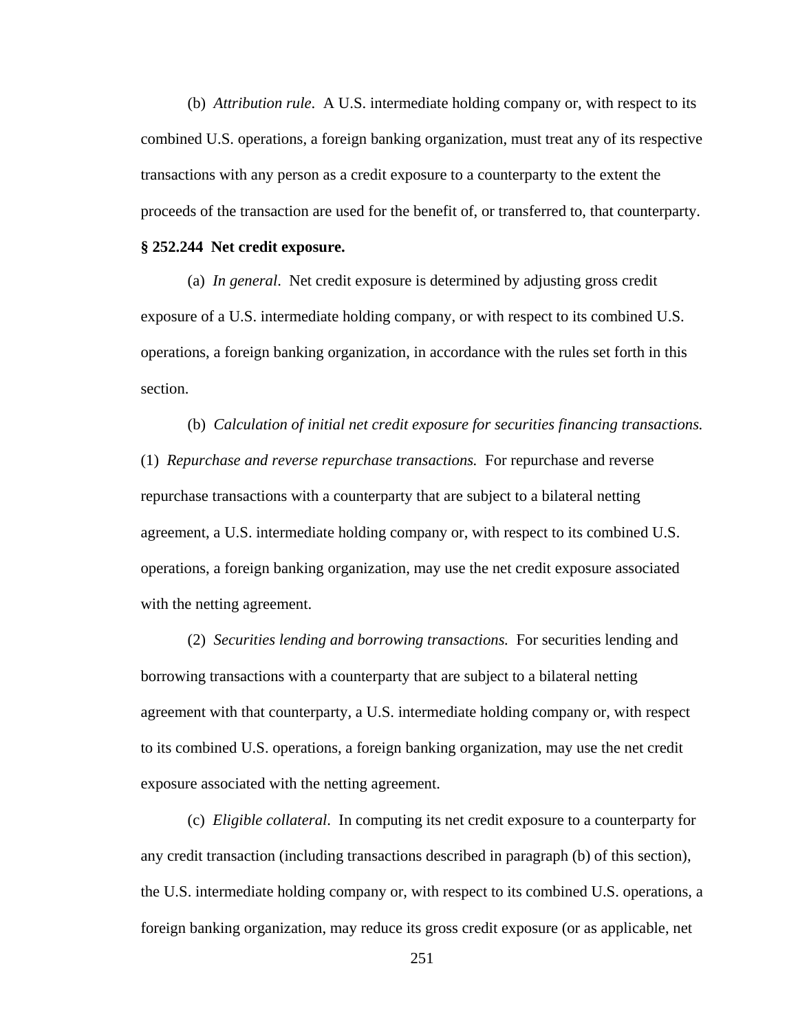(b) *Attribution rule*. A U.S. intermediate holding company or, with respect to its combined U.S. operations, a foreign banking organization, must treat any of its respective transactions with any person as a credit exposure to a counterparty to the extent the proceeds of the transaction are used for the benefit of, or transferred to, that counterparty.

**§ 252.244 Net credit exposure.**

(a) *In general*. Net credit exposure is determined by adjusting gross credit exposure of a U.S. intermediate holding company, or with respect to its combined U.S. operations, a foreign banking organization, in accordance with the rules set forth in this section.

(b) *Calculation of initial net credit exposure for securities financing transactions.* (1) *Repurchase and reverse repurchase transactions.* For repurchase and reverse repurchase transactions with a counterparty that are subject to a bilateral netting agreement, a U.S. intermediate holding company or, with respect to its combined U.S. operations, a foreign banking organization, may use the net credit exposure associated with the netting agreement.

(2) *Securities lending and borrowing transactions.* For securities lending and borrowing transactions with a counterparty that are subject to a bilateral netting agreement with that counterparty, a U.S. intermediate holding company or, with respect to its combined U.S. operations, a foreign banking organization, may use the net credit exposure associated with the netting agreement.

(c) *Eligible collateral*. In computing its net credit exposure to a counterparty for any credit transaction (including transactions described in paragraph (b) of this section), the U.S. intermediate holding company or, with respect to its combined U.S. operations, a foreign banking organization, may reduce its gross credit exposure (or as applicable, net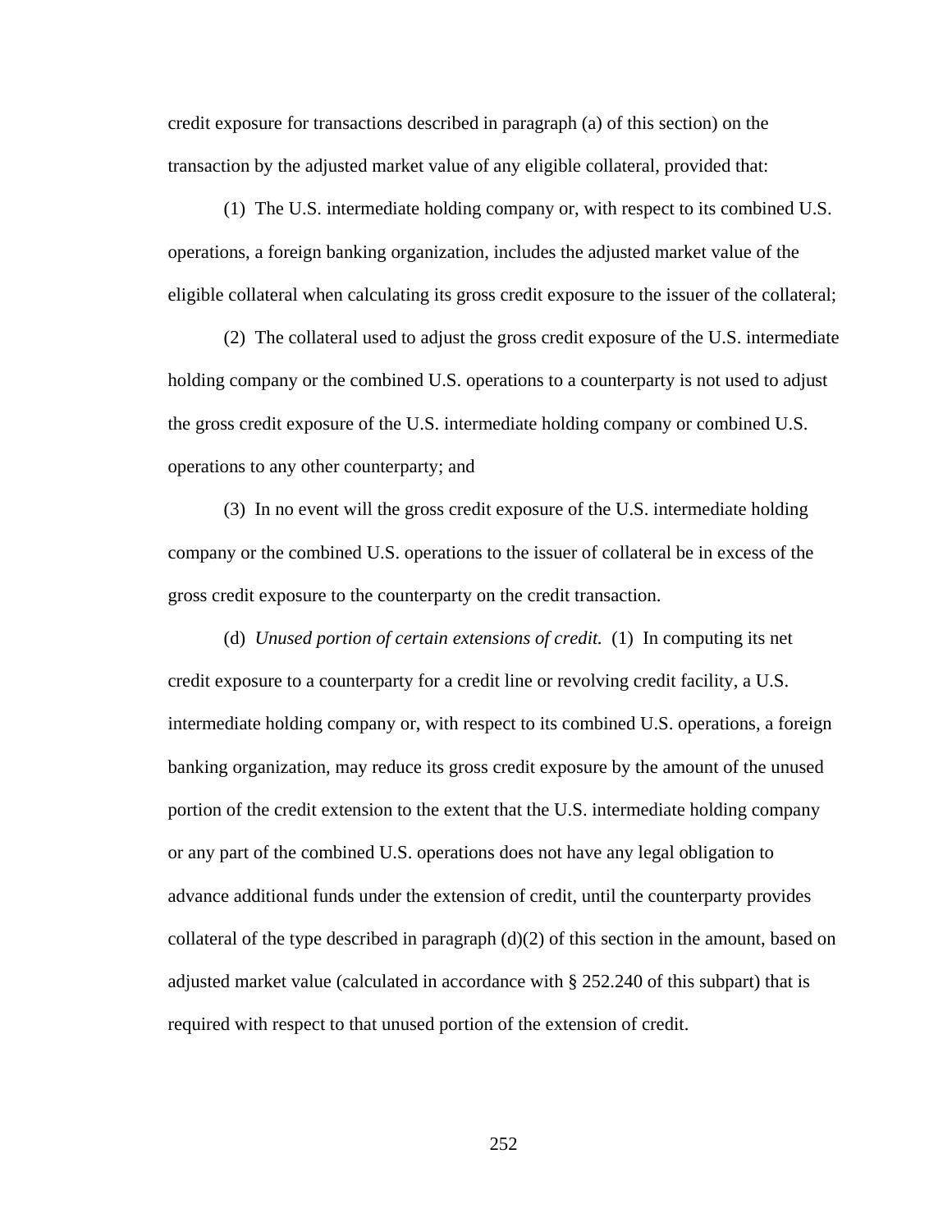credit exposure for transactions described in paragraph (a) of this section) on the transaction by the adjusted market value of any eligible collateral, provided that:

(1) The U.S. intermediate holding company or, with respect to its combined U.S. operations, a foreign banking organization, includes the adjusted market value of the eligible collateral when calculating its gross credit exposure to the issuer of the collateral;

(2) The collateral used to adjust the gross credit exposure of the U.S. intermediate holding company or the combined U.S. operations to a counterparty is not used to adjust the gross credit exposure of the U.S. intermediate holding company or combined U.S. operations to any other counterparty; and

(3) In no event will the gross credit exposure of the U.S. intermediate holding company or the combined U.S. operations to the issuer of collateral be in excess of the gross credit exposure to the counterparty on the credit transaction.

(d) *Unused portion of certain extensions of credit.* (1) In computing its net credit exposure to a counterparty for a credit line or revolving credit facility, a U.S. intermediate holding company or, with respect to its combined U.S. operations, a foreign banking organization, may reduce its gross credit exposure by the amount of the unused portion of the credit extension to the extent that the U.S. intermediate holding company or any part of the combined U.S. operations does not have any legal obligation to advance additional funds under the extension of credit, until the counterparty provides collateral of the type described in paragraph (d)(2) of this section in the amount, based on adjusted market value (calculated in accordance with § 252.240 of this subpart) that is required with respect to that unused portion of the extension of credit.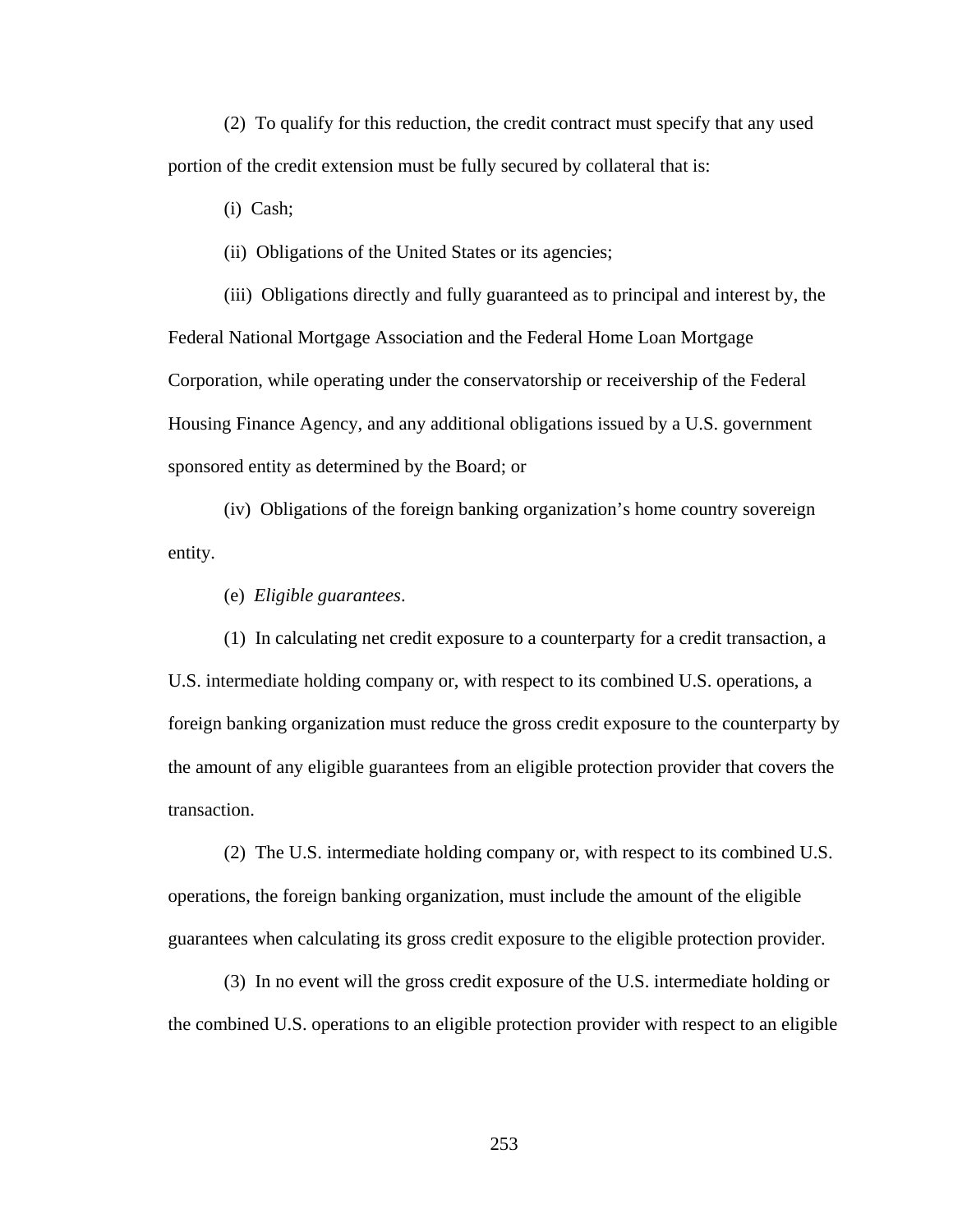(2)  To qualify for this reduction, the credit contract must specify that any used portion of the credit extension must be fully secured by collateral that is:

(i)  Cash;

(ii)  Obligations of the United States or its agencies;

(iii)  Obligations directly and fully guaranteed as to principal and interest by, the Federal National Mortgage Association and the Federal Home Loan Mortgage Corporation, while operating under the conservatorship or receivership of the Federal Housing Finance Agency, and any additional obligations issued by a U.S. government sponsored entity as determined by the Board; or

(iv)  Obligations of the foreign banking organization's home country sovereign entity.

(e)  *Eligible guarantees*.

(1)  In calculating net credit exposure to a counterparty for a credit transaction, a U.S. intermediate holding company or, with respect to its combined U.S. operations, a foreign banking organization must reduce the gross credit exposure to the counterparty by the amount of any eligible guarantees from an eligible protection provider that covers the transaction.

(2)  The U.S. intermediate holding company or, with respect to its combined U.S. operations, the foreign banking organization, must include the amount of the eligible guarantees when calculating its gross credit exposure to the eligible protection provider.

(3)  In no event will the gross credit exposure of the U.S. intermediate holding or the combined U.S. operations to an eligible protection provider with respect to an eligible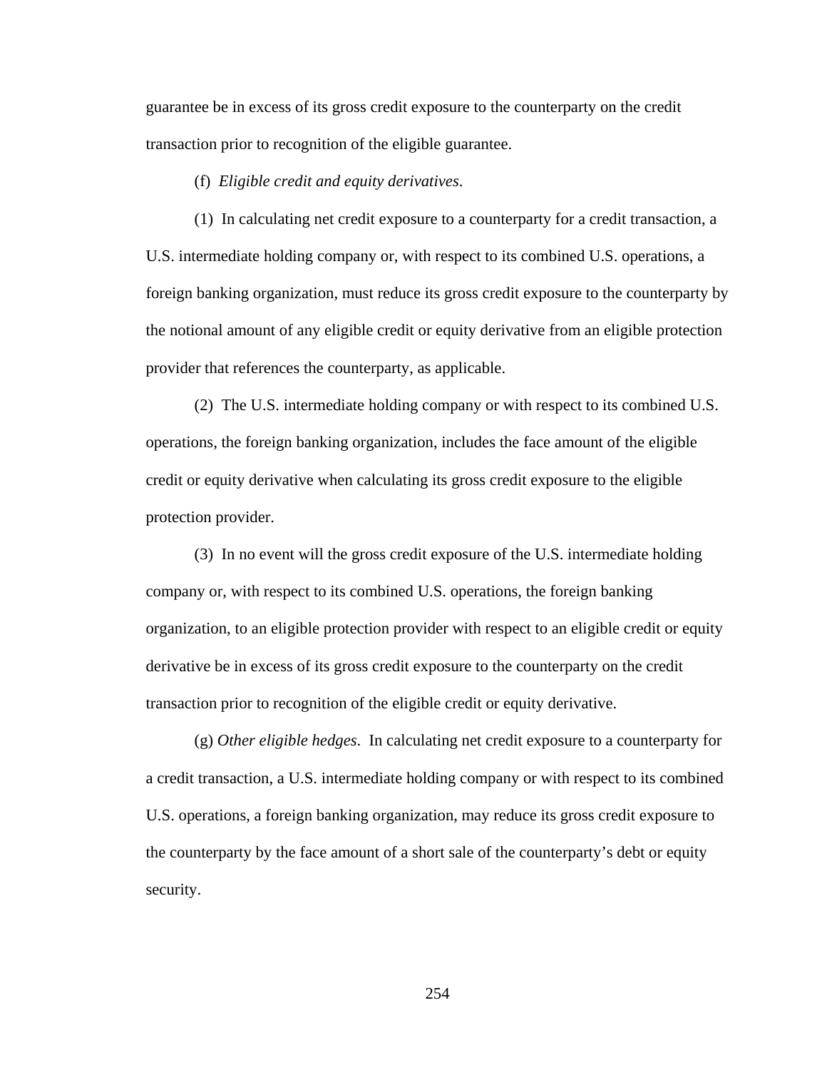guarantee be in excess of its gross credit exposure to the counterparty on the credit transaction prior to recognition of the eligible guarantee.

(f) *Eligible credit and equity derivatives*.

(1) In calculating net credit exposure to a counterparty for a credit transaction, a U.S. intermediate holding company or, with respect to its combined U.S. operations, a foreign banking organization, must reduce its gross credit exposure to the counterparty by the notional amount of any eligible credit or equity derivative from an eligible protection provider that references the counterparty, as applicable.

(2) The U.S. intermediate holding company or with respect to its combined U.S. operations, the foreign banking organization, includes the face amount of the eligible credit or equity derivative when calculating its gross credit exposure to the eligible protection provider.

(3) In no event will the gross credit exposure of the U.S. intermediate holding company or, with respect to its combined U.S. operations, the foreign banking organization, to an eligible protection provider with respect to an eligible credit or equity derivative be in excess of its gross credit exposure to the counterparty on the credit transaction prior to recognition of the eligible credit or equity derivative.

(g) *Other eligible hedges*. In calculating net credit exposure to a counterparty for a credit transaction, a U.S. intermediate holding company or with respect to its combined U.S. operations, a foreign banking organization, may reduce its gross credit exposure to the counterparty by the face amount of a short sale of the counterparty's debt or equity security.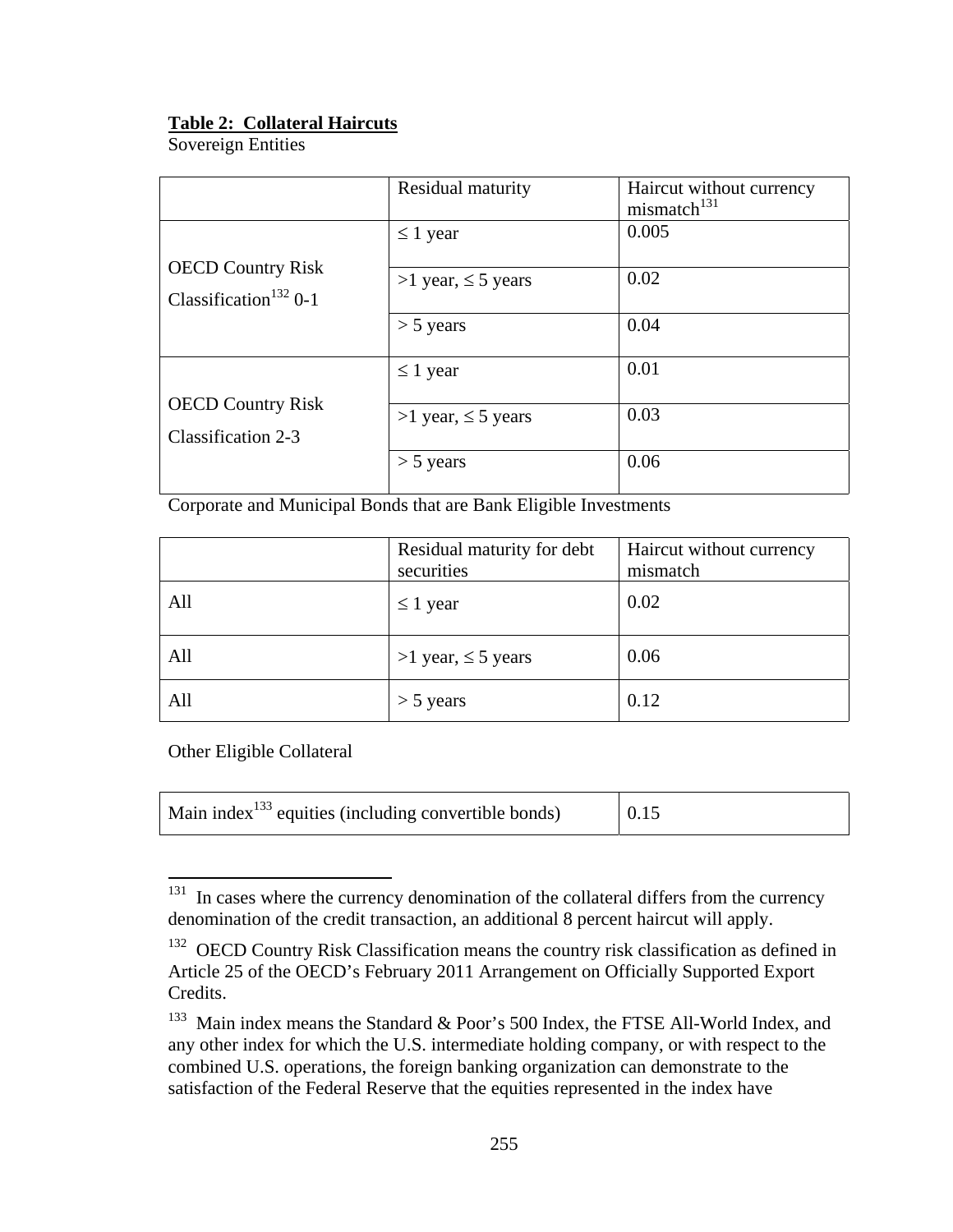**Table 2: Collateral Haircuts**

Sovereign Entities

| | Residual maturity | Haircut without currency mismatch[131] |
|---|---|---|
| OECD Country Risk Classification[132] 0-1 | ≤ 1 year | 0.005 |
| | >1 year, ≤ 5 years | 0.02 |
| | > 5 years | 0.04 |
| OECD Country Risk Classification 2-3 | ≤ 1 year | 0.01 |
| | >1 year, ≤ 5 years | 0.03 |
| | > 5 years | 0.06 |

Corporate and Municipal Bonds that are Bank Eligible Investments

| | Residual maturity for debt securities | Haircut without currency mismatch |
|---|---|---|
| All | ≤ 1 year | 0.02 |
| All | >1 year, ≤ 5 years | 0.06 |
| All | > 5 years | 0.12 |

Other Eligible Collateral

| Main index[133] equities (including convertible bonds) | 0.15 |
|---|---|

[131] In cases where the currency denomination of the collateral differs from the currency denomination of the credit transaction, an additional 8 percent haircut will apply.

[132] OECD Country Risk Classification means the country risk classification as defined in Article 25 of the OECD's February 2011 Arrangement on Officially Supported Export Credits.

[133] Main index means the Standard & Poor's 500 Index, the FTSE All-World Index, and any other index for which the U.S. intermediate holding company, or with respect to the combined U.S. operations, the foreign banking organization can demonstrate to the satisfaction of the Federal Reserve that the equities represented in the index have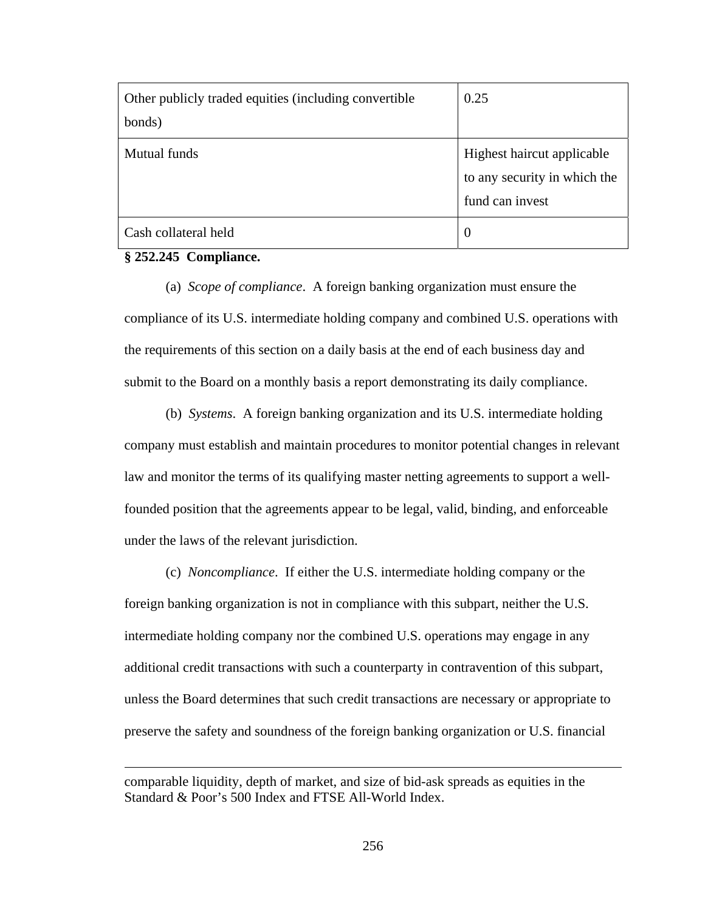| Other publicly traded equities (including convertible bonds) | 0.25 |
|---|---|
| Mutual funds | Highest haircut applicable to any security in which the fund can invest |
| Cash collateral held | 0 |

**§ 252.245 Compliance.**

(a) *Scope of compliance*. A foreign banking organization must ensure the compliance of its U.S. intermediate holding company and combined U.S. operations with the requirements of this section on a daily basis at the end of each business day and submit to the Board on a monthly basis a report demonstrating its daily compliance.

(b) *Systems*. A foreign banking organization and its U.S. intermediate holding company must establish and maintain procedures to monitor potential changes in relevant law and monitor the terms of its qualifying master netting agreements to support a well-founded position that the agreements appear to be legal, valid, binding, and enforceable under the laws of the relevant jurisdiction.

(c) *Noncompliance*. If either the U.S. intermediate holding company or the foreign banking organization is not in compliance with this subpart, neither the U.S. intermediate holding company nor the combined U.S. operations may engage in any additional credit transactions with such a counterparty in contravention of this subpart, unless the Board determines that such credit transactions are necessary or appropriate to preserve the safety and soundness of the foreign banking organization or U.S. financial

---

comparable liquidity, depth of market, and size of bid-ask spreads as equities in the Standard & Poor's 500 Index and FTSE All-World Index.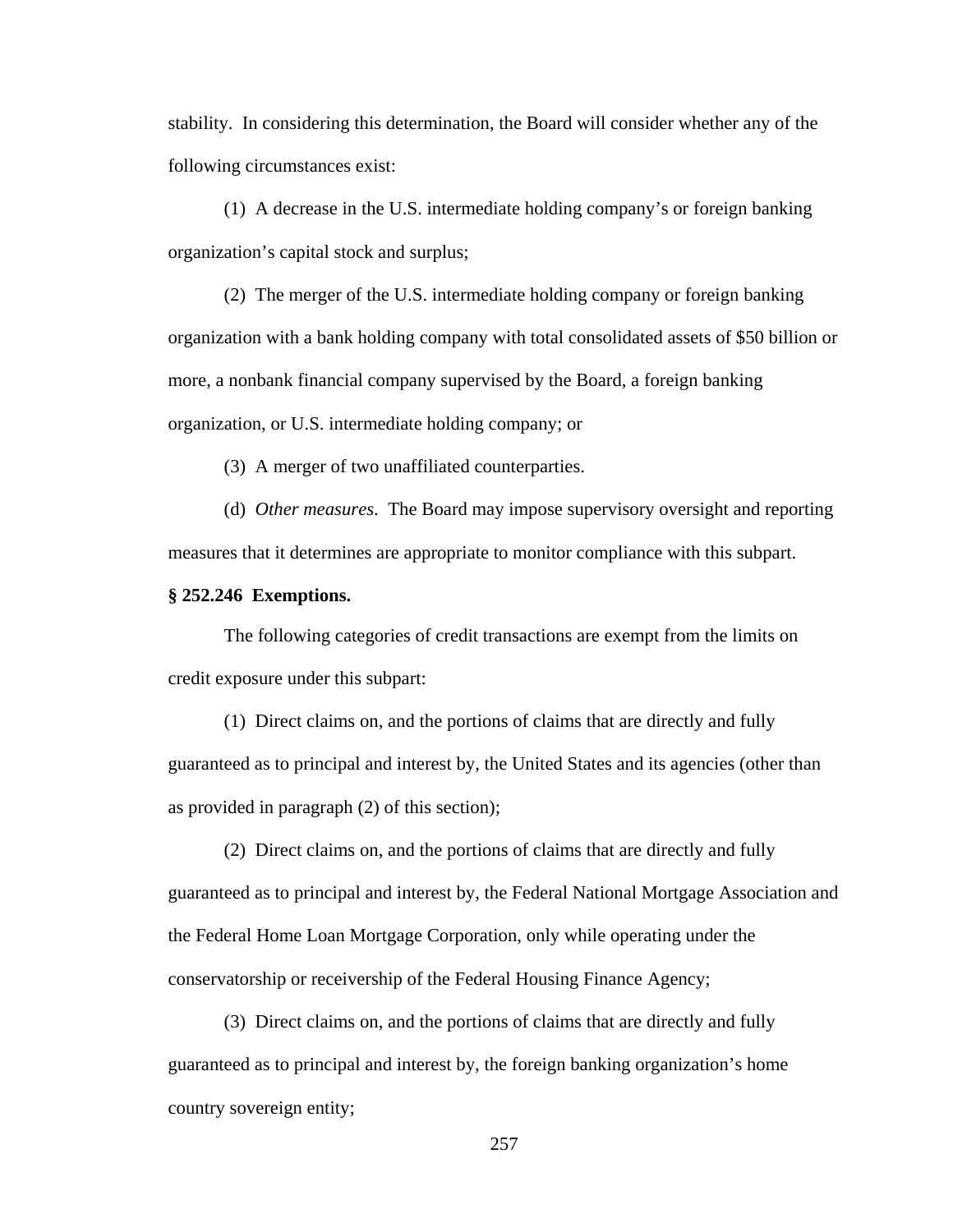stability. In considering this determination, the Board will consider whether any of the following circumstances exist:

(1) A decrease in the U.S. intermediate holding company's or foreign banking organization's capital stock and surplus;

(2) The merger of the U.S. intermediate holding company or foreign banking organization with a bank holding company with total consolidated assets of $50 billion or more, a nonbank financial company supervised by the Board, a foreign banking organization, or U.S. intermediate holding company; or

(3) A merger of two unaffiliated counterparties.

(d) *Other measures*. The Board may impose supervisory oversight and reporting measures that it determines are appropriate to monitor compliance with this subpart.

**§ 252.246 Exemptions.**

The following categories of credit transactions are exempt from the limits on credit exposure under this subpart:

(1) Direct claims on, and the portions of claims that are directly and fully guaranteed as to principal and interest by, the United States and its agencies (other than as provided in paragraph (2) of this section);

(2) Direct claims on, and the portions of claims that are directly and fully guaranteed as to principal and interest by, the Federal National Mortgage Association and the Federal Home Loan Mortgage Corporation, only while operating under the conservatorship or receivership of the Federal Housing Finance Agency;

(3) Direct claims on, and the portions of claims that are directly and fully guaranteed as to principal and interest by, the foreign banking organization's home country sovereign entity;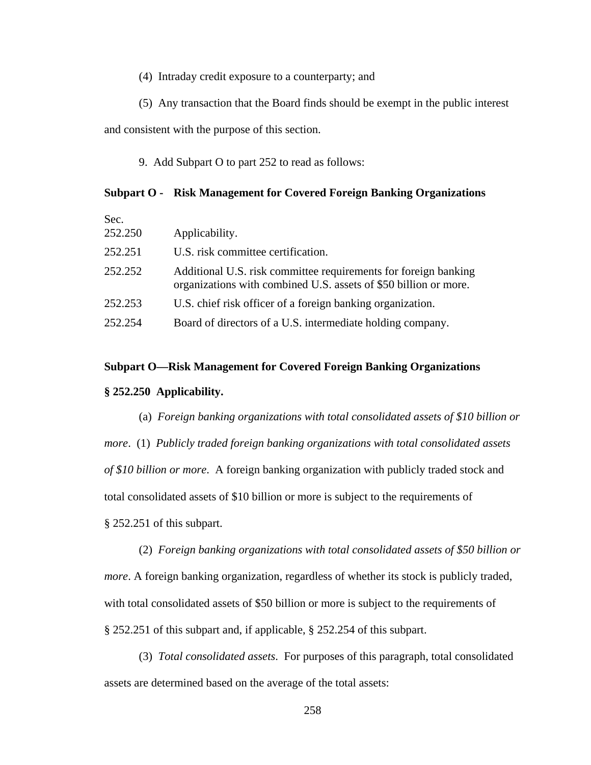(4) Intraday credit exposure to a counterparty; and

(5) Any transaction that the Board finds should be exempt in the public interest and consistent with the purpose of this section.

9. Add Subpart O to part 252 to read as follows:

**Subpart O - Risk Management for Covered Foreign Banking Organizations**

| Sec. | |
|---|---|
| 252.250 | Applicability. |
| 252.251 | U.S. risk committee certification. |
| 252.252 | Additional U.S. risk committee requirements for foreign banking organizations with combined U.S. assets of $50 billion or more. |
| 252.253 | U.S. chief risk officer of a foreign banking organization. |
| 252.254 | Board of directors of a U.S. intermediate holding company. |

**Subpart O—Risk Management for Covered Foreign Banking Organizations**

**§ 252.250 Applicability.**

(a) *Foreign banking organizations with total consolidated assets of $10 billion or more*. (1) *Publicly traded foreign banking organizations with total consolidated assets of $10 billion or more*. A foreign banking organization with publicly traded stock and total consolidated assets of $10 billion or more is subject to the requirements of § 252.251 of this subpart.

(2) *Foreign banking organizations with total consolidated assets of $50 billion or more*. A foreign banking organization, regardless of whether its stock is publicly traded, with total consolidated assets of $50 billion or more is subject to the requirements of § 252.251 of this subpart and, if applicable, § 252.254 of this subpart.

(3) *Total consolidated assets*. For purposes of this paragraph, total consolidated assets are determined based on the average of the total assets: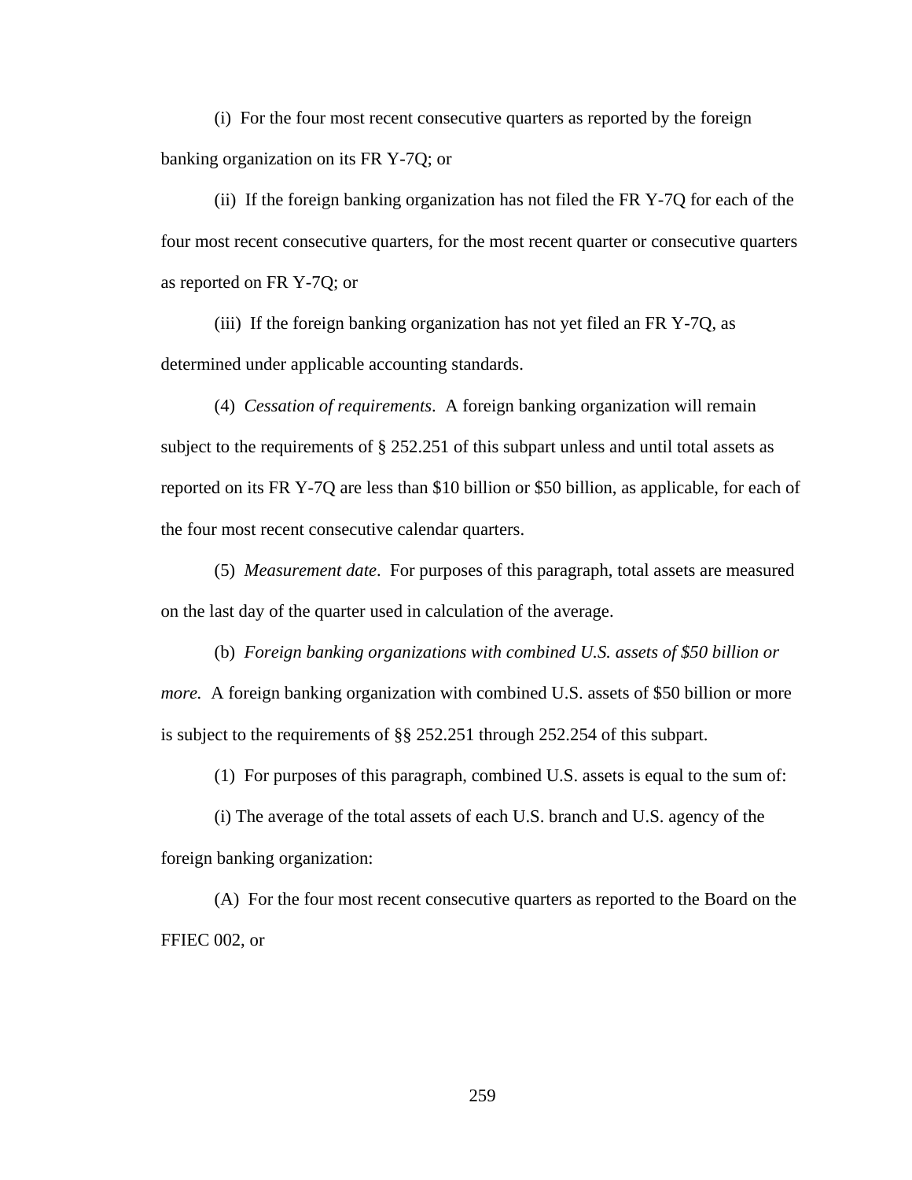(i) For the four most recent consecutive quarters as reported by the foreign banking organization on its FR Y-7Q; or

(ii) If the foreign banking organization has not filed the FR Y-7Q for each of the four most recent consecutive quarters, for the most recent quarter or consecutive quarters as reported on FR Y-7Q; or

(iii) If the foreign banking organization has not yet filed an FR Y-7Q, as determined under applicable accounting standards.

(4) *Cessation of requirements*. A foreign banking organization will remain subject to the requirements of § 252.251 of this subpart unless and until total assets as reported on its FR Y-7Q are less than $10 billion or $50 billion, as applicable, for each of the four most recent consecutive calendar quarters.

(5) *Measurement date*. For purposes of this paragraph, total assets are measured on the last day of the quarter used in calculation of the average.

(b) *Foreign banking organizations with combined U.S. assets of $50 billion or more.* A foreign banking organization with combined U.S. assets of $50 billion or more is subject to the requirements of §§ 252.251 through 252.254 of this subpart.

(1) For purposes of this paragraph, combined U.S. assets is equal to the sum of:

(i) The average of the total assets of each U.S. branch and U.S. agency of the foreign banking organization:

(A) For the four most recent consecutive quarters as reported to the Board on the FFIEC 002, or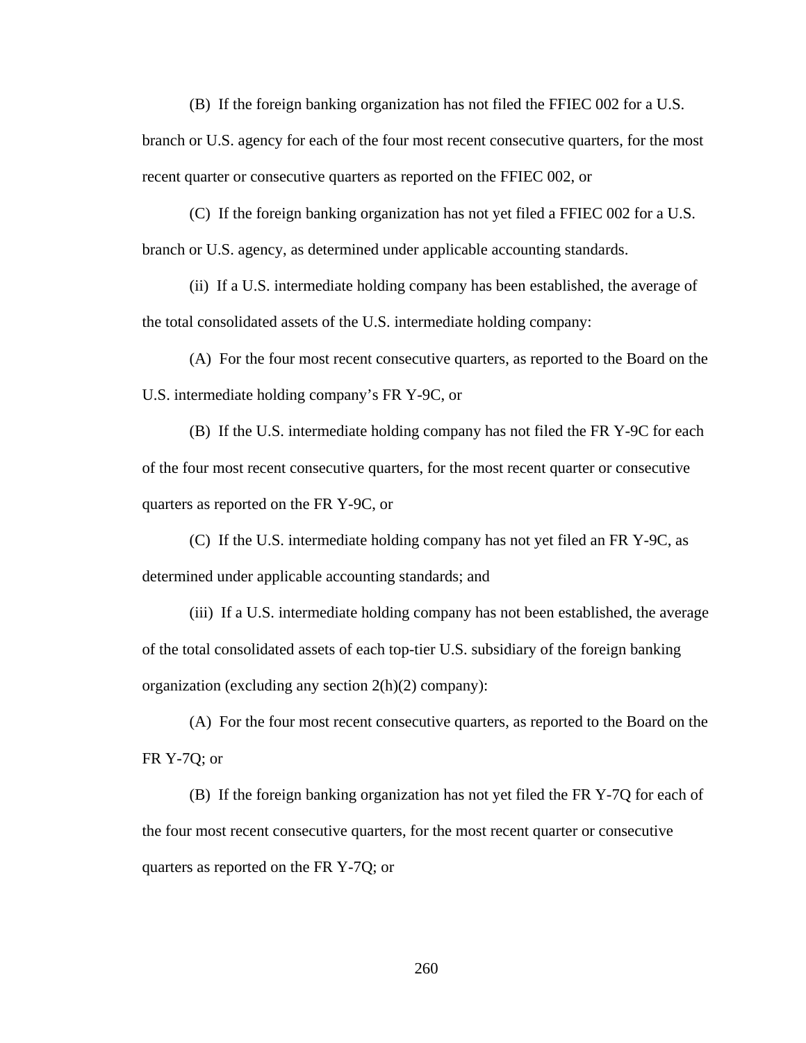(B) If the foreign banking organization has not filed the FFIEC 002 for a U.S. branch or U.S. agency for each of the four most recent consecutive quarters, for the most recent quarter or consecutive quarters as reported on the FFIEC 002, or

(C) If the foreign banking organization has not yet filed a FFIEC 002 for a U.S. branch or U.S. agency, as determined under applicable accounting standards.

(ii) If a U.S. intermediate holding company has been established, the average of the total consolidated assets of the U.S. intermediate holding company:

(A) For the four most recent consecutive quarters, as reported to the Board on the U.S. intermediate holding company's FR Y-9C, or

(B) If the U.S. intermediate holding company has not filed the FR Y-9C for each of the four most recent consecutive quarters, for the most recent quarter or consecutive quarters as reported on the FR Y-9C, or

(C) If the U.S. intermediate holding company has not yet filed an FR Y-9C, as determined under applicable accounting standards; and

(iii) If a U.S. intermediate holding company has not been established, the average of the total consolidated assets of each top-tier U.S. subsidiary of the foreign banking organization (excluding any section 2(h)(2) company):

(A) For the four most recent consecutive quarters, as reported to the Board on the FR Y-7Q; or

(B) If the foreign banking organization has not yet filed the FR Y-7Q for each of the four most recent consecutive quarters, for the most recent quarter or consecutive quarters as reported on the FR Y-7Q; or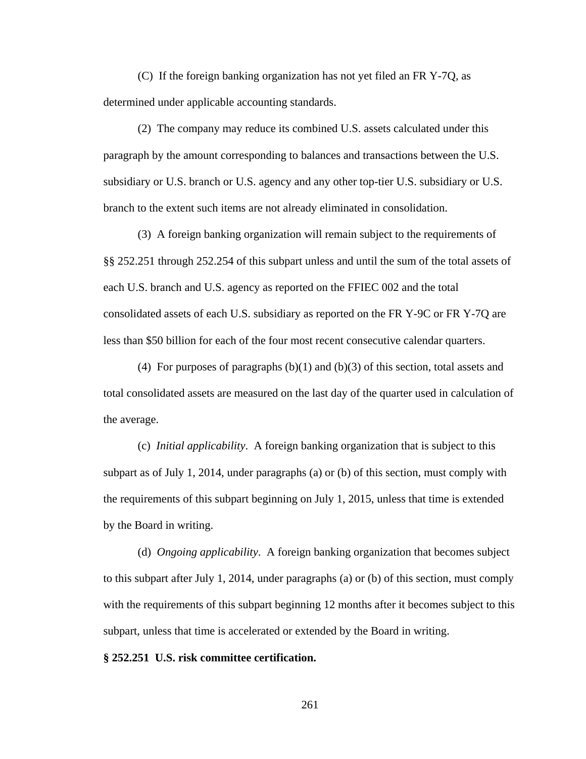(C) If the foreign banking organization has not yet filed an FR Y-7Q, as determined under applicable accounting standards.

(2) The company may reduce its combined U.S. assets calculated under this paragraph by the amount corresponding to balances and transactions between the U.S. subsidiary or U.S. branch or U.S. agency and any other top-tier U.S. subsidiary or U.S. branch to the extent such items are not already eliminated in consolidation.

(3) A foreign banking organization will remain subject to the requirements of §§ 252.251 through 252.254 of this subpart unless and until the sum of the total assets of each U.S. branch and U.S. agency as reported on the FFIEC 002 and the total consolidated assets of each U.S. subsidiary as reported on the FR Y-9C or FR Y-7Q are less than $50 billion for each of the four most recent consecutive calendar quarters.

(4) For purposes of paragraphs (b)(1) and (b)(3) of this section, total assets and total consolidated assets are measured on the last day of the quarter used in calculation of the average.

(c) *Initial applicability*. A foreign banking organization that is subject to this subpart as of July 1, 2014, under paragraphs (a) or (b) of this section, must comply with the requirements of this subpart beginning on July 1, 2015, unless that time is extended by the Board in writing.

(d) *Ongoing applicability*. A foreign banking organization that becomes subject to this subpart after July 1, 2014, under paragraphs (a) or (b) of this section, must comply with the requirements of this subpart beginning 12 months after it becomes subject to this subpart, unless that time is accelerated or extended by the Board in writing.

**§ 252.251 U.S. risk committee certification.**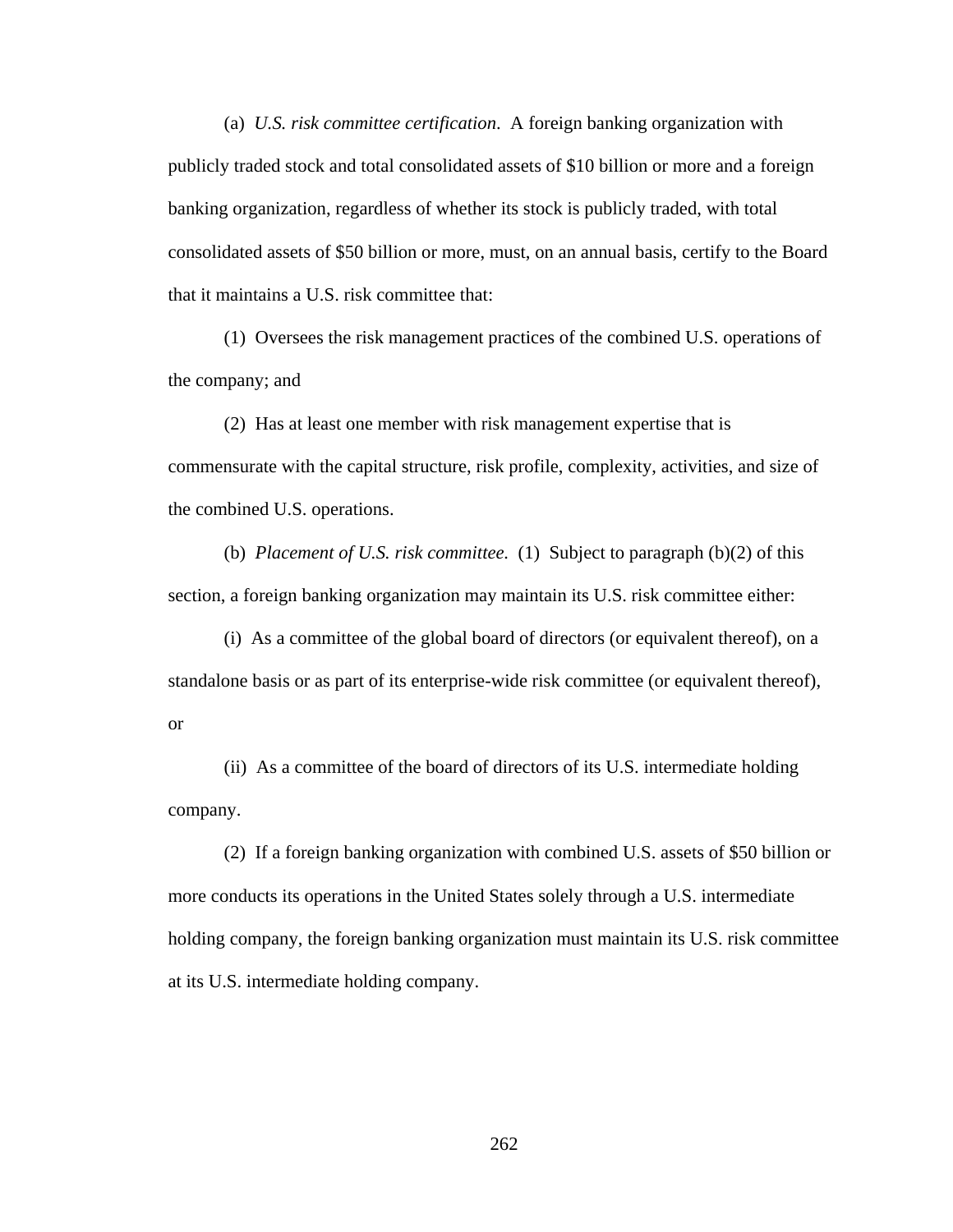(a) *U.S. risk committee certification*. A foreign banking organization with publicly traded stock and total consolidated assets of $10 billion or more and a foreign banking organization, regardless of whether its stock is publicly traded, with total consolidated assets of $50 billion or more, must, on an annual basis, certify to the Board that it maintains a U.S. risk committee that:

(1) Oversees the risk management practices of the combined U.S. operations of the company; and

(2) Has at least one member with risk management expertise that is commensurate with the capital structure, risk profile, complexity, activities, and size of the combined U.S. operations.

(b) *Placement of U.S. risk committee*. (1) Subject to paragraph (b)(2) of this section, a foreign banking organization may maintain its U.S. risk committee either:

(i) As a committee of the global board of directors (or equivalent thereof), on a standalone basis or as part of its enterprise-wide risk committee (or equivalent thereof), or

(ii) As a committee of the board of directors of its U.S. intermediate holding company.

(2) If a foreign banking organization with combined U.S. assets of $50 billion or more conducts its operations in the United States solely through a U.S. intermediate holding company, the foreign banking organization must maintain its U.S. risk committee at its U.S. intermediate holding company.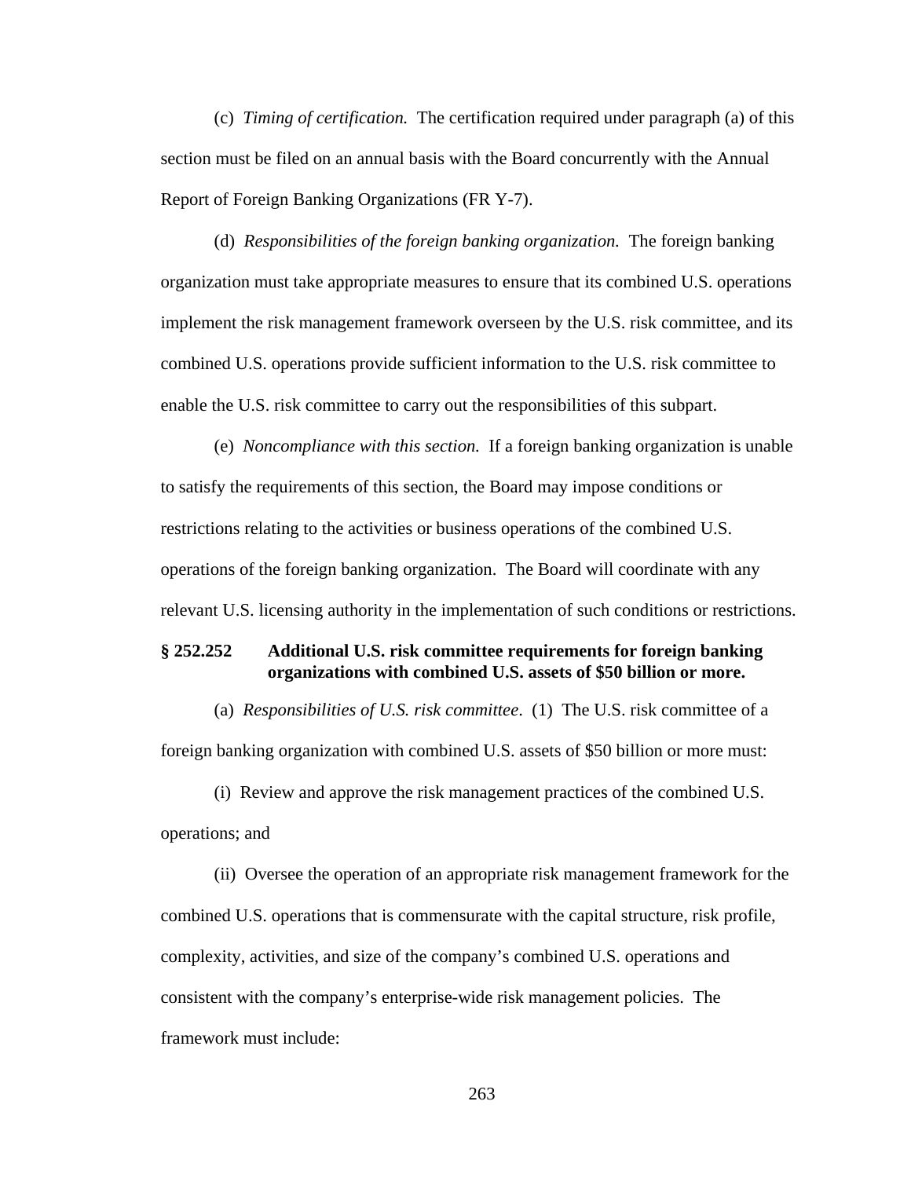(c) *Timing of certification.* The certification required under paragraph (a) of this section must be filed on an annual basis with the Board concurrently with the Annual Report of Foreign Banking Organizations (FR Y-7).

(d) *Responsibilities of the foreign banking organization.* The foreign banking organization must take appropriate measures to ensure that its combined U.S. operations implement the risk management framework overseen by the U.S. risk committee, and its combined U.S. operations provide sufficient information to the U.S. risk committee to enable the U.S. risk committee to carry out the responsibilities of this subpart.

(e) *Noncompliance with this section.* If a foreign banking organization is unable to satisfy the requirements of this section, the Board may impose conditions or restrictions relating to the activities or business operations of the combined U.S. operations of the foreign banking organization. The Board will coordinate with any relevant U.S. licensing authority in the implementation of such conditions or restrictions.

**§ 252.252 Additional U.S. risk committee requirements for foreign banking organizations with combined U.S. assets of $50 billion or more.**

(a) *Responsibilities of U.S. risk committee*. (1) The U.S. risk committee of a foreign banking organization with combined U.S. assets of $50 billion or more must:

(i) Review and approve the risk management practices of the combined U.S. operations; and

(ii) Oversee the operation of an appropriate risk management framework for the combined U.S. operations that is commensurate with the capital structure, risk profile, complexity, activities, and size of the company's combined U.S. operations and consistent with the company's enterprise-wide risk management policies. The framework must include: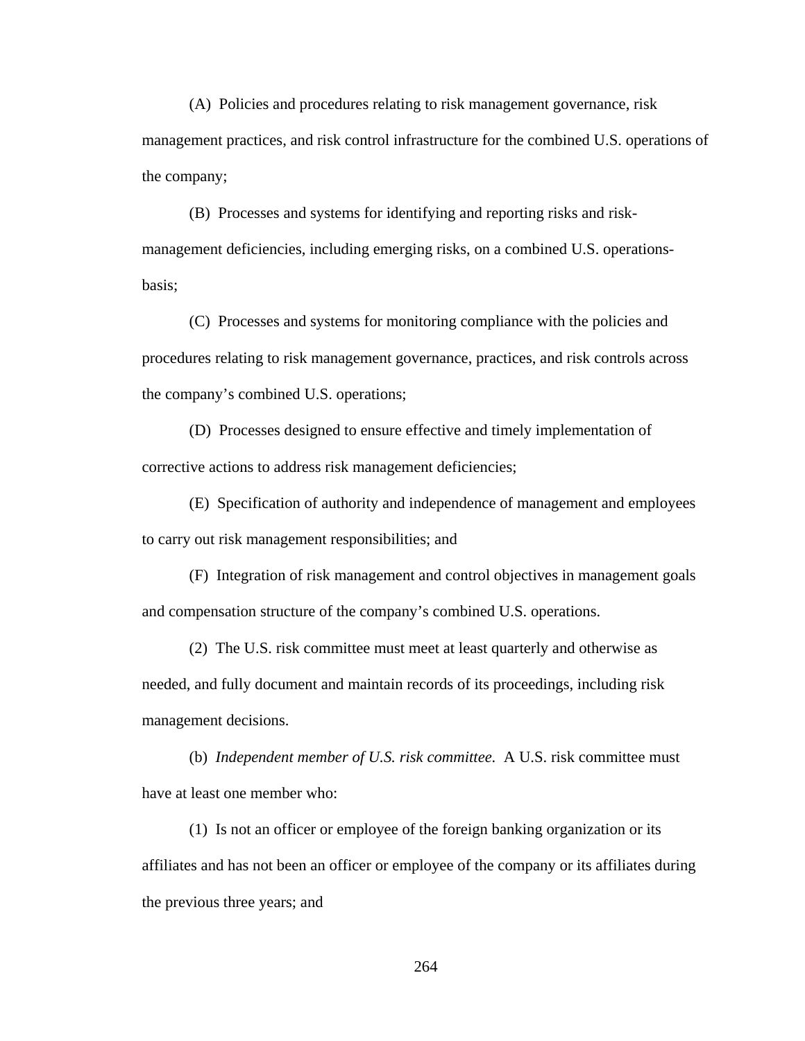(A) Policies and procedures relating to risk management governance, risk management practices, and risk control infrastructure for the combined U.S. operations of the company;

(B) Processes and systems for identifying and reporting risks and risk-management deficiencies, including emerging risks, on a combined U.S. operations-basis;

(C) Processes and systems for monitoring compliance with the policies and procedures relating to risk management governance, practices, and risk controls across the company's combined U.S. operations;

(D) Processes designed to ensure effective and timely implementation of corrective actions to address risk management deficiencies;

(E) Specification of authority and independence of management and employees to carry out risk management responsibilities; and

(F) Integration of risk management and control objectives in management goals and compensation structure of the company's combined U.S. operations.

(2) The U.S. risk committee must meet at least quarterly and otherwise as needed, and fully document and maintain records of its proceedings, including risk management decisions.

(b) *Independent member of U.S. risk committee.* A U.S. risk committee must have at least one member who:

(1) Is not an officer or employee of the foreign banking organization or its affiliates and has not been an officer or employee of the company or its affiliates during the previous three years; and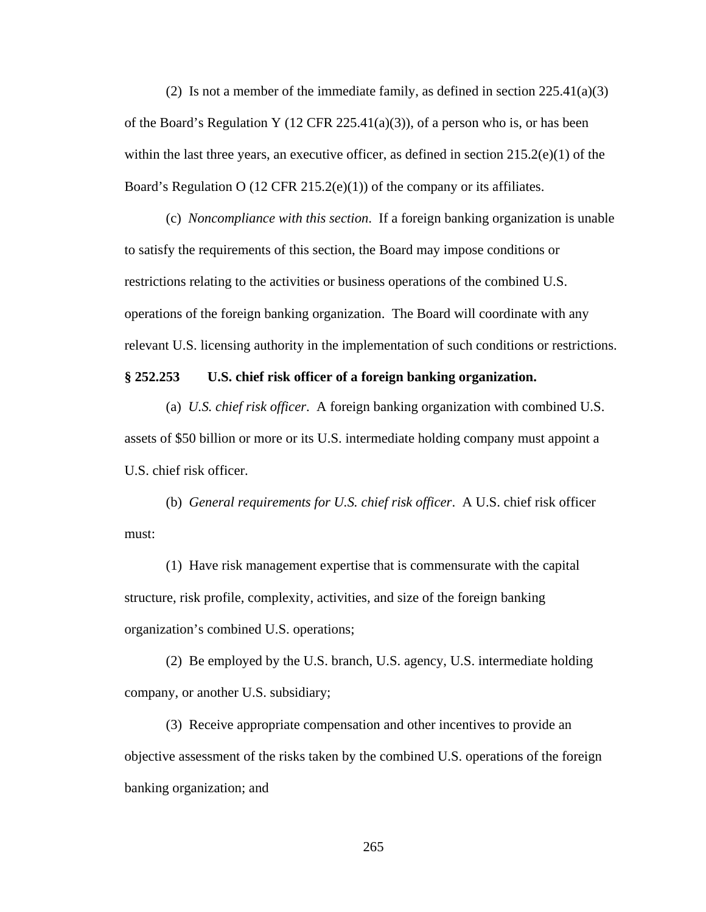(2) Is not a member of the immediate family, as defined in section 225.41(a)(3) of the Board's Regulation Y (12 CFR 225.41(a)(3)), of a person who is, or has been within the last three years, an executive officer, as defined in section 215.2(e)(1) of the Board's Regulation O (12 CFR 215.2(e)(1)) of the company or its affiliates.

(c) *Noncompliance with this section*. If a foreign banking organization is unable to satisfy the requirements of this section, the Board may impose conditions or restrictions relating to the activities or business operations of the combined U.S. operations of the foreign banking organization. The Board will coordinate with any relevant U.S. licensing authority in the implementation of such conditions or restrictions.

**§ 252.253 U.S. chief risk officer of a foreign banking organization.**

(a) *U.S. chief risk officer*. A foreign banking organization with combined U.S. assets of $50 billion or more or its U.S. intermediate holding company must appoint a U.S. chief risk officer.

(b) *General requirements for U.S. chief risk officer*. A U.S. chief risk officer must:

(1) Have risk management expertise that is commensurate with the capital structure, risk profile, complexity, activities, and size of the foreign banking organization's combined U.S. operations;

(2) Be employed by the U.S. branch, U.S. agency, U.S. intermediate holding company, or another U.S. subsidiary;

(3) Receive appropriate compensation and other incentives to provide an objective assessment of the risks taken by the combined U.S. operations of the foreign banking organization; and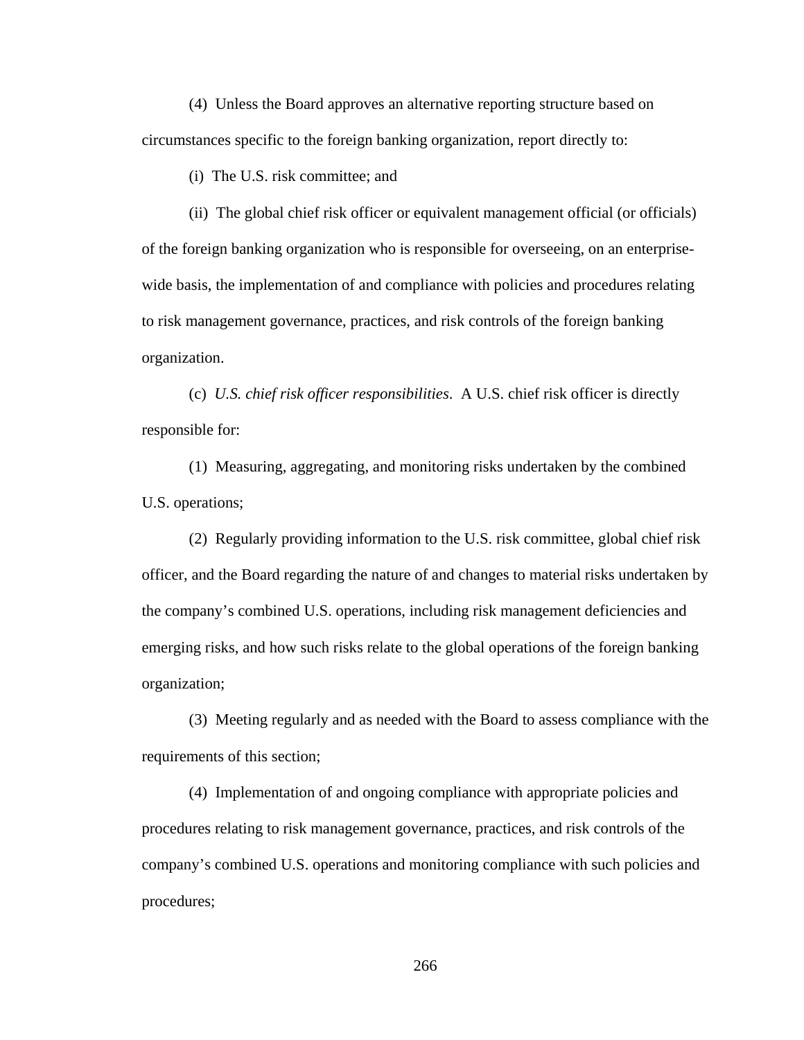(4) Unless the Board approves an alternative reporting structure based on circumstances specific to the foreign banking organization, report directly to:

(i) The U.S. risk committee; and

(ii) The global chief risk officer or equivalent management official (or officials) of the foreign banking organization who is responsible for overseeing, on an enterprise-wide basis, the implementation of and compliance with policies and procedures relating to risk management governance, practices, and risk controls of the foreign banking organization.

(c) *U.S. chief risk officer responsibilities*. A U.S. chief risk officer is directly responsible for:

(1) Measuring, aggregating, and monitoring risks undertaken by the combined U.S. operations;

(2) Regularly providing information to the U.S. risk committee, global chief risk officer, and the Board regarding the nature of and changes to material risks undertaken by the company's combined U.S. operations, including risk management deficiencies and emerging risks, and how such risks relate to the global operations of the foreign banking organization;

(3) Meeting regularly and as needed with the Board to assess compliance with the requirements of this section;

(4) Implementation of and ongoing compliance with appropriate policies and procedures relating to risk management governance, practices, and risk controls of the company's combined U.S. operations and monitoring compliance with such policies and procedures;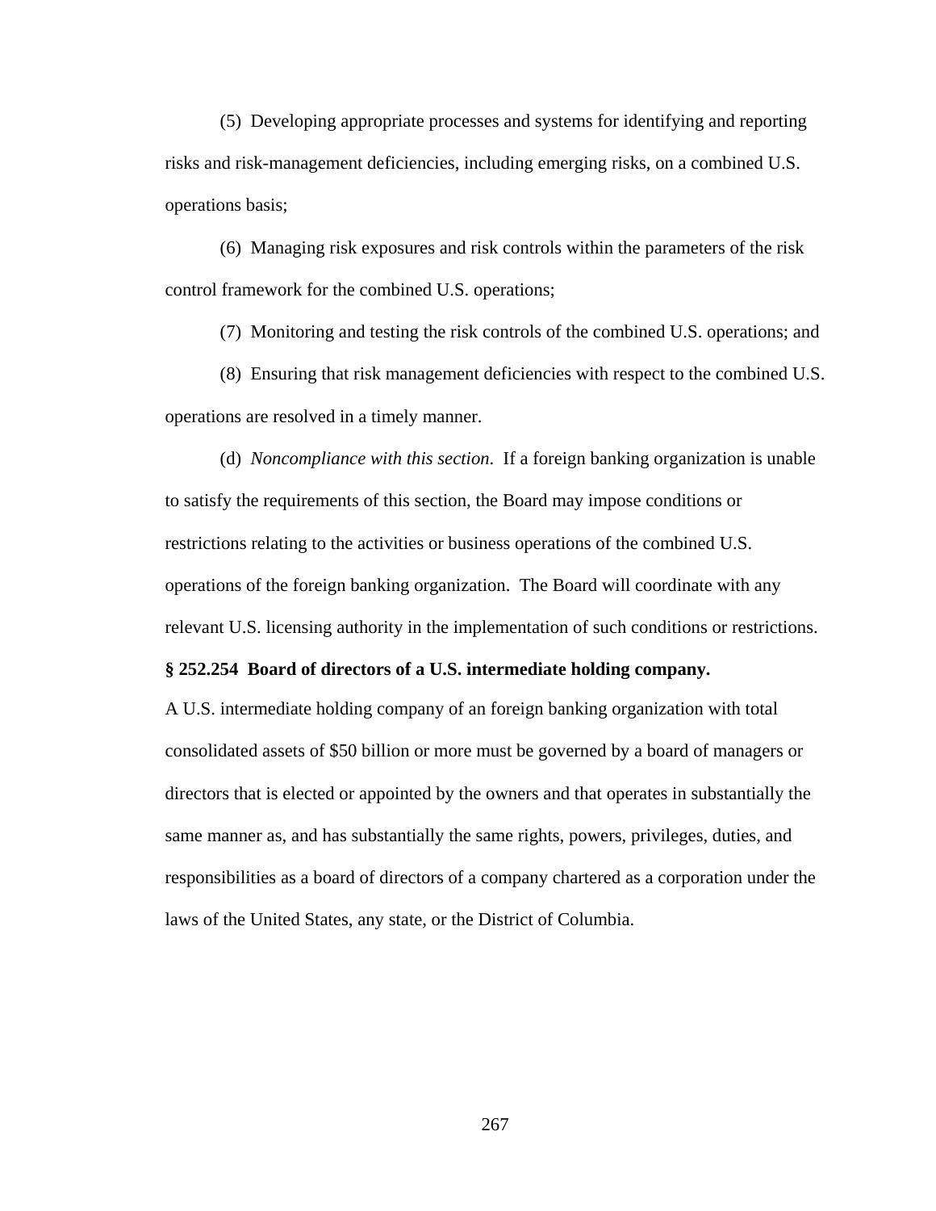(5) Developing appropriate processes and systems for identifying and reporting risks and risk-management deficiencies, including emerging risks, on a combined U.S. operations basis;

(6) Managing risk exposures and risk controls within the parameters of the risk control framework for the combined U.S. operations;

(7) Monitoring and testing the risk controls of the combined U.S. operations; and

(8) Ensuring that risk management deficiencies with respect to the combined U.S. operations are resolved in a timely manner.

(d) *Noncompliance with this section*. If a foreign banking organization is unable to satisfy the requirements of this section, the Board may impose conditions or restrictions relating to the activities or business operations of the combined U.S. operations of the foreign banking organization. The Board will coordinate with any relevant U.S. licensing authority in the implementation of such conditions or restrictions.

**§ 252.254 Board of directors of a U.S. intermediate holding company.**

A U.S. intermediate holding company of an foreign banking organization with total consolidated assets of $50 billion or more must be governed by a board of managers or directors that is elected or appointed by the owners and that operates in substantially the same manner as, and has substantially the same rights, powers, privileges, duties, and responsibilities as a board of directors of a company chartered as a corporation under the laws of the United States, any state, or the District of Columbia.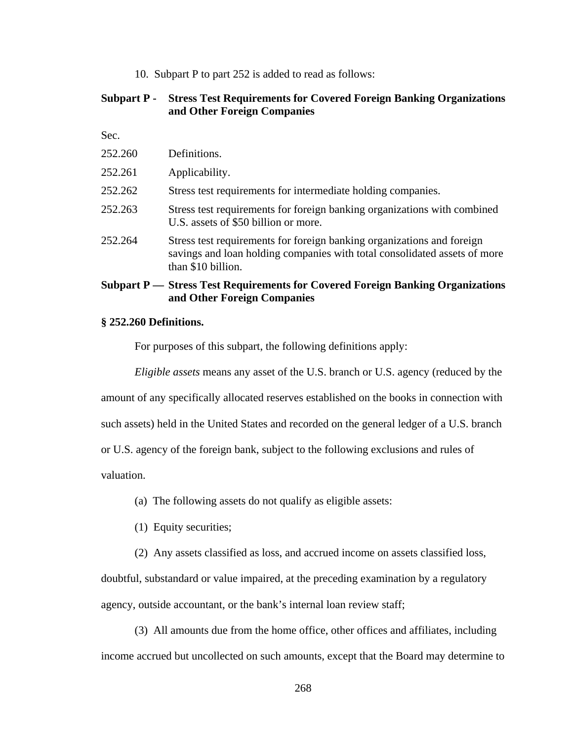10. Subpart P to part 252 is added to read as follows:

**Subpart P - Stress Test Requirements for Covered Foreign Banking Organizations and Other Foreign Companies**

Sec.

252.260 Definitions.

252.261 Applicability.

252.262 Stress test requirements for intermediate holding companies.

252.263 Stress test requirements for foreign banking organizations with combined U.S. assets of $50 billion or more.

252.264 Stress test requirements for foreign banking organizations and foreign savings and loan holding companies with total consolidated assets of more than $10 billion.

**Subpart P — Stress Test Requirements for Covered Foreign Banking Organizations and Other Foreign Companies**

**§ 252.260 Definitions.**

For purposes of this subpart, the following definitions apply:

*Eligible assets* means any asset of the U.S. branch or U.S. agency (reduced by the amount of any specifically allocated reserves established on the books in connection with such assets) held in the United States and recorded on the general ledger of a U.S. branch or U.S. agency of the foreign bank, subject to the following exclusions and rules of valuation.

(a) The following assets do not qualify as eligible assets:

(1) Equity securities;

(2) Any assets classified as loss, and accrued income on assets classified loss, doubtful, substandard or value impaired, at the preceding examination by a regulatory agency, outside accountant, or the bank's internal loan review staff;

(3) All amounts due from the home office, other offices and affiliates, including income accrued but uncollected on such amounts, except that the Board may determine to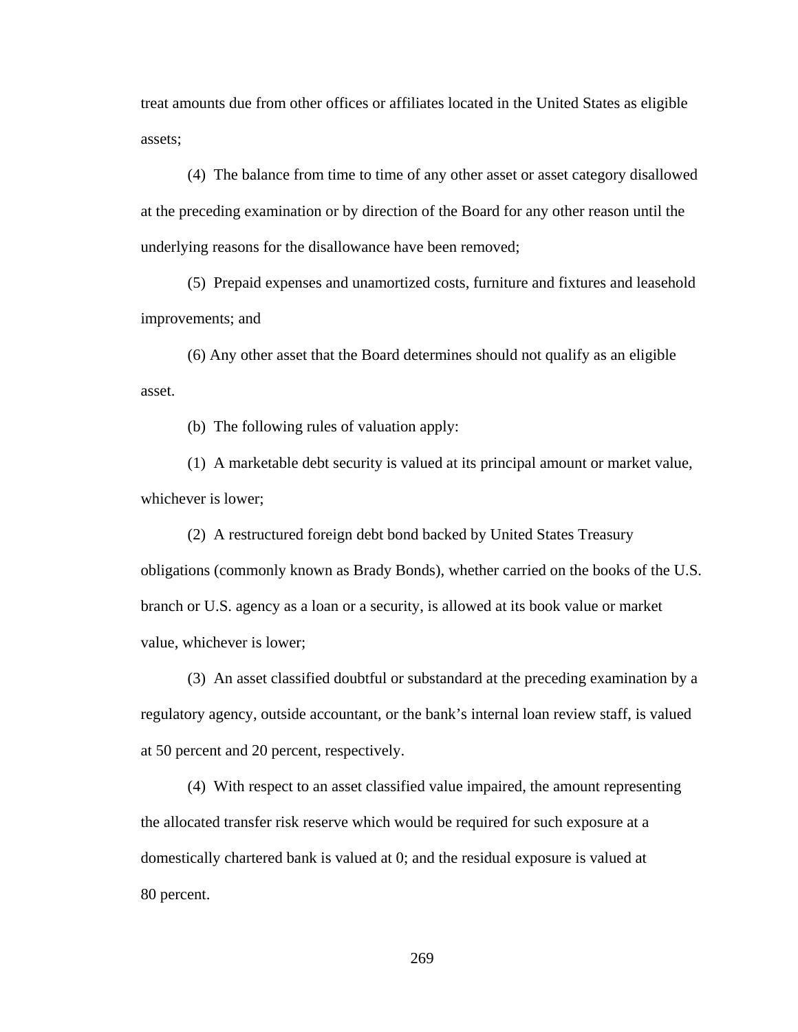treat amounts due from other offices or affiliates located in the United States as eligible assets;

(4) The balance from time to time of any other asset or asset category disallowed at the preceding examination or by direction of the Board for any other reason until the underlying reasons for the disallowance have been removed;

(5) Prepaid expenses and unamortized costs, furniture and fixtures and leasehold improvements; and

(6) Any other asset that the Board determines should not qualify as an eligible asset.

(b) The following rules of valuation apply:

(1) A marketable debt security is valued at its principal amount or market value, whichever is lower;

(2) A restructured foreign debt bond backed by United States Treasury obligations (commonly known as Brady Bonds), whether carried on the books of the U.S. branch or U.S. agency as a loan or a security, is allowed at its book value or market value, whichever is lower;

(3) An asset classified doubtful or substandard at the preceding examination by a regulatory agency, outside accountant, or the bank's internal loan review staff, is valued at 50 percent and 20 percent, respectively.

(4) With respect to an asset classified value impaired, the amount representing the allocated transfer risk reserve which would be required for such exposure at a domestically chartered bank is valued at 0; and the residual exposure is valued at 80 percent.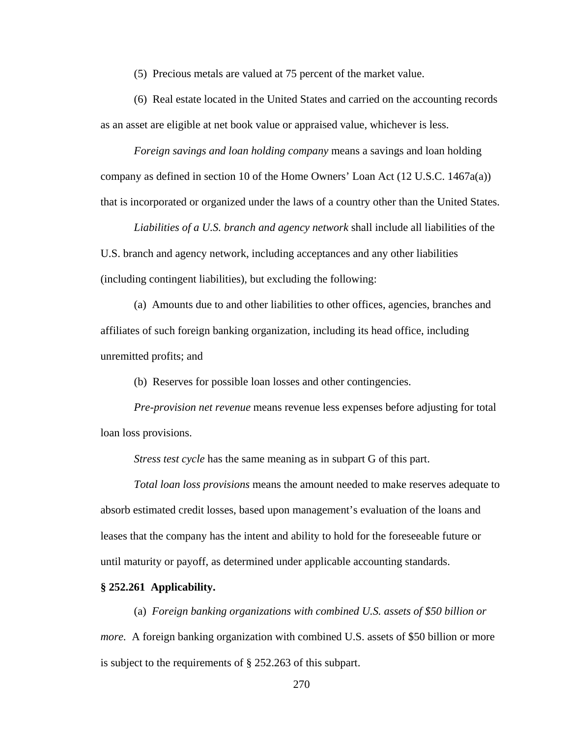(5) Precious metals are valued at 75 percent of the market value.

(6) Real estate located in the United States and carried on the accounting records as an asset are eligible at net book value or appraised value, whichever is less.

*Foreign savings and loan holding company* means a savings and loan holding company as defined in section 10 of the Home Owners' Loan Act (12 U.S.C. 1467a(a)) that is incorporated or organized under the laws of a country other than the United States.

*Liabilities of a U.S. branch and agency network* shall include all liabilities of the U.S. branch and agency network, including acceptances and any other liabilities (including contingent liabilities), but excluding the following:

(a) Amounts due to and other liabilities to other offices, agencies, branches and affiliates of such foreign banking organization, including its head office, including unremitted profits; and

(b) Reserves for possible loan losses and other contingencies.

*Pre-provision net revenue* means revenue less expenses before adjusting for total loan loss provisions.

*Stress test cycle* has the same meaning as in subpart G of this part.

*Total loan loss provisions* means the amount needed to make reserves adequate to absorb estimated credit losses, based upon management's evaluation of the loans and leases that the company has the intent and ability to hold for the foreseeable future or until maturity or payoff, as determined under applicable accounting standards.

**§ 252.261 Applicability.**

(a) *Foreign banking organizations with combined U.S. assets of $50 billion or more.* A foreign banking organization with combined U.S. assets of $50 billion or more is subject to the requirements of § 252.263 of this subpart.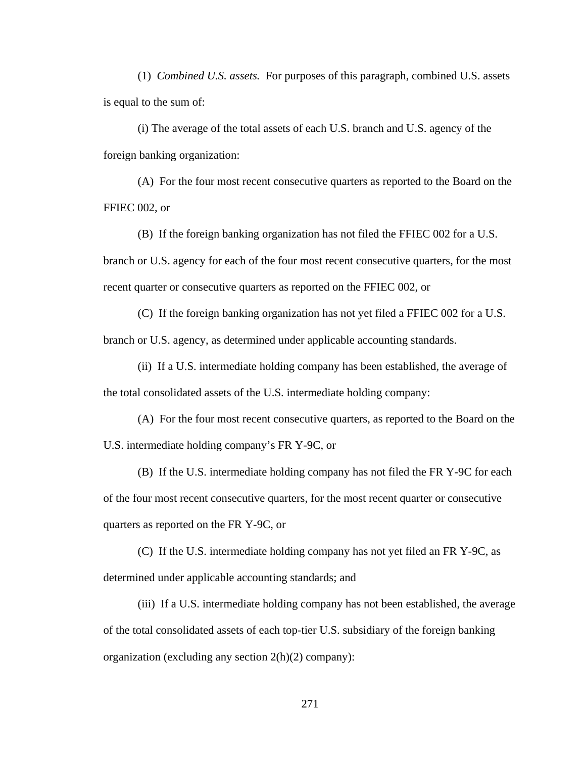(1) *Combined U.S. assets.* For purposes of this paragraph, combined U.S. assets is equal to the sum of:

(i) The average of the total assets of each U.S. branch and U.S. agency of the foreign banking organization:

(A) For the four most recent consecutive quarters as reported to the Board on the FFIEC 002, or

(B) If the foreign banking organization has not filed the FFIEC 002 for a U.S. branch or U.S. agency for each of the four most recent consecutive quarters, for the most recent quarter or consecutive quarters as reported on the FFIEC 002, or

(C) If the foreign banking organization has not yet filed a FFIEC 002 for a U.S. branch or U.S. agency, as determined under applicable accounting standards.

(ii) If a U.S. intermediate holding company has been established, the average of the total consolidated assets of the U.S. intermediate holding company:

(A) For the four most recent consecutive quarters, as reported to the Board on the U.S. intermediate holding company's FR Y-9C, or

(B) If the U.S. intermediate holding company has not filed the FR Y-9C for each of the four most recent consecutive quarters, for the most recent quarter or consecutive quarters as reported on the FR Y-9C, or

(C) If the U.S. intermediate holding company has not yet filed an FR Y-9C, as determined under applicable accounting standards; and

(iii) If a U.S. intermediate holding company has not been established, the average of the total consolidated assets of each top-tier U.S. subsidiary of the foreign banking organization (excluding any section 2(h)(2) company):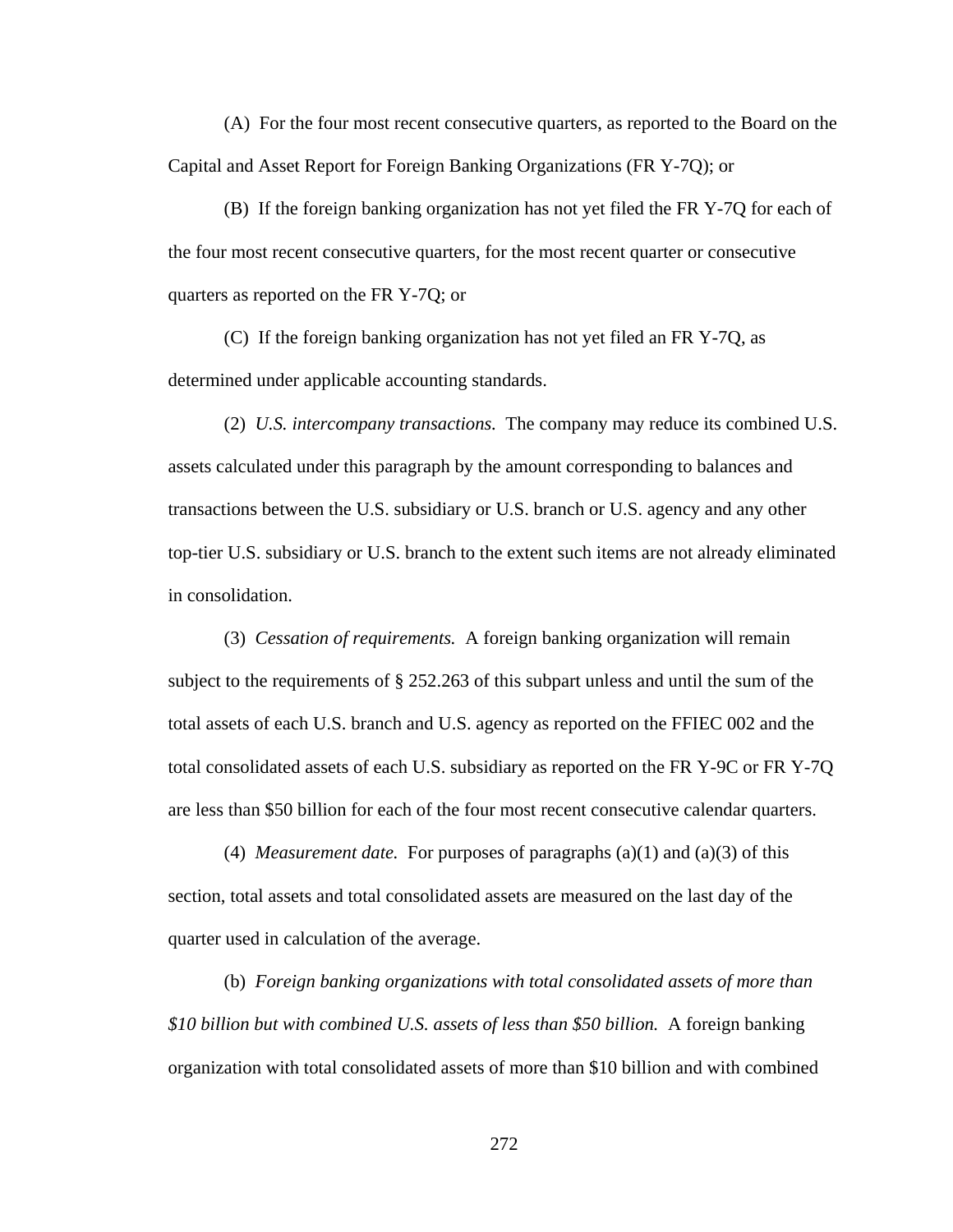(A) For the four most recent consecutive quarters, as reported to the Board on the Capital and Asset Report for Foreign Banking Organizations (FR Y-7Q); or

(B) If the foreign banking organization has not yet filed the FR Y-7Q for each of the four most recent consecutive quarters, for the most recent quarter or consecutive quarters as reported on the FR Y-7Q; or

(C) If the foreign banking organization has not yet filed an FR Y-7Q, as determined under applicable accounting standards.

(2) *U.S. intercompany transactions.* The company may reduce its combined U.S. assets calculated under this paragraph by the amount corresponding to balances and transactions between the U.S. subsidiary or U.S. branch or U.S. agency and any other top-tier U.S. subsidiary or U.S. branch to the extent such items are not already eliminated in consolidation.

(3) *Cessation of requirements.* A foreign banking organization will remain subject to the requirements of § 252.263 of this subpart unless and until the sum of the total assets of each U.S. branch and U.S. agency as reported on the FFIEC 002 and the total consolidated assets of each U.S. subsidiary as reported on the FR Y-9C or FR Y-7Q are less than $50 billion for each of the four most recent consecutive calendar quarters.

(4) *Measurement date.* For purposes of paragraphs (a)(1) and (a)(3) of this section, total assets and total consolidated assets are measured on the last day of the quarter used in calculation of the average.

(b) *Foreign banking organizations with total consolidated assets of more than $10 billion but with combined U.S. assets of less than $50 billion.* A foreign banking organization with total consolidated assets of more than $10 billion and with combined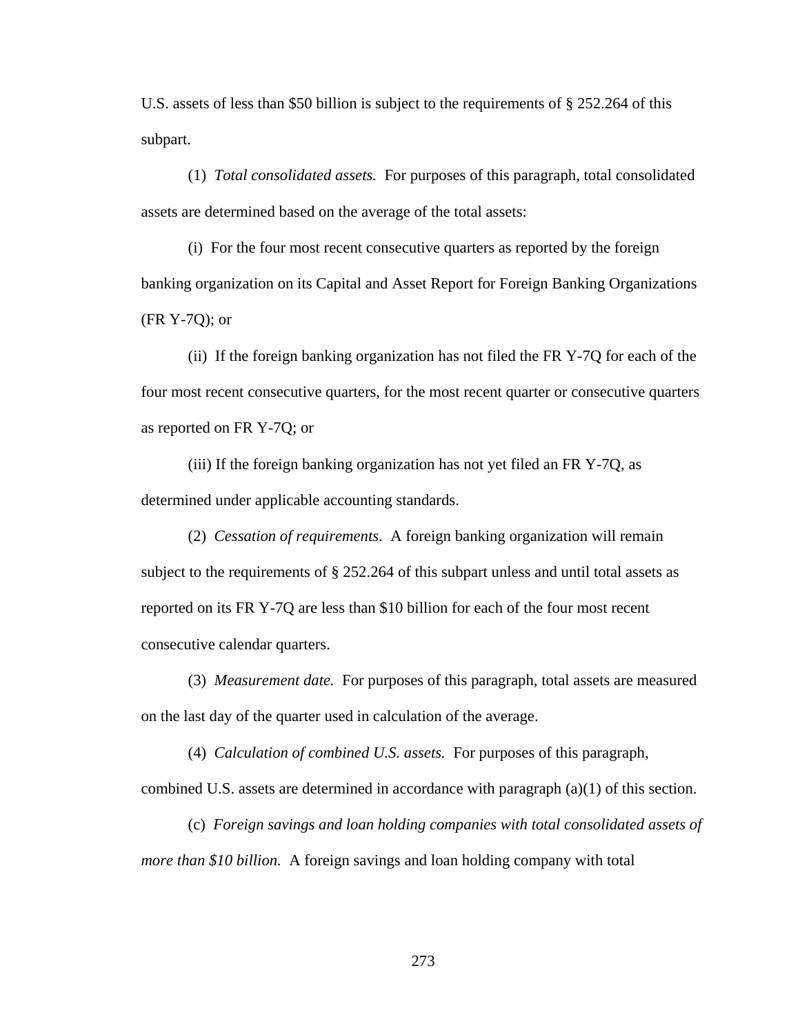U.S. assets of less than $50 billion is subject to the requirements of § 252.264 of this subpart.

(1) *Total consolidated assets.* For purposes of this paragraph, total consolidated assets are determined based on the average of the total assets:

(i) For the four most recent consecutive quarters as reported by the foreign banking organization on its Capital and Asset Report for Foreign Banking Organizations (FR Y-7Q); or

(ii) If the foreign banking organization has not filed the FR Y-7Q for each of the four most recent consecutive quarters, for the most recent quarter or consecutive quarters as reported on FR Y-7Q; or

(iii) If the foreign banking organization has not yet filed an FR Y-7Q, as determined under applicable accounting standards.

(2) *Cessation of requirements*. A foreign banking organization will remain subject to the requirements of § 252.264 of this subpart unless and until total assets as reported on its FR Y-7Q are less than $10 billion for each of the four most recent consecutive calendar quarters.

(3) *Measurement date.* For purposes of this paragraph, total assets are measured on the last day of the quarter used in calculation of the average.

(4) *Calculation of combined U.S. assets.* For purposes of this paragraph, combined U.S. assets are determined in accordance with paragraph (a)(1) of this section.

(c) *Foreign savings and loan holding companies with total consolidated assets of more than $10 billion.* A foreign savings and loan holding company with total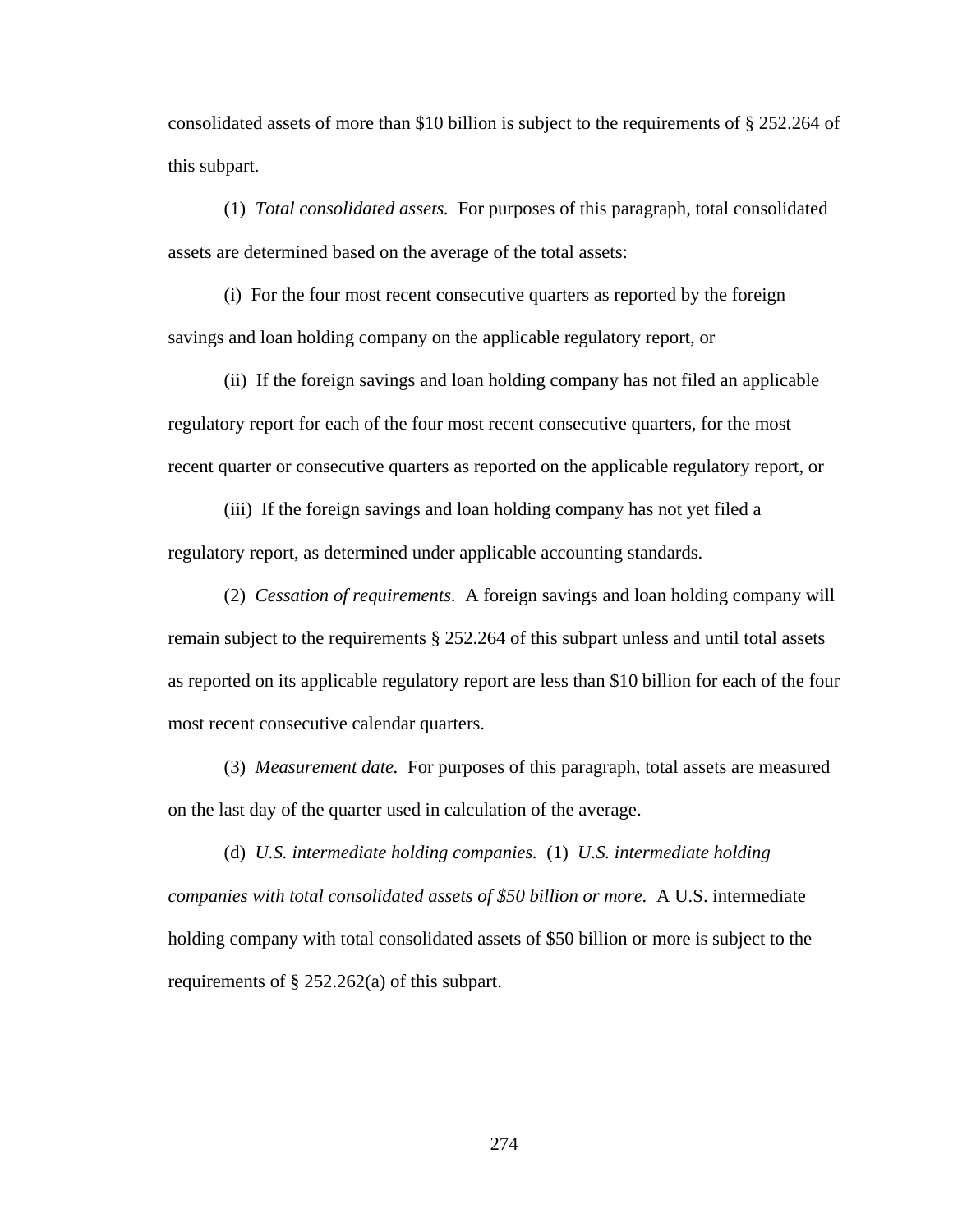consolidated assets of more than $10 billion is subject to the requirements of § 252.264 of this subpart.

(1) *Total consolidated assets.* For purposes of this paragraph, total consolidated assets are determined based on the average of the total assets:

(i) For the four most recent consecutive quarters as reported by the foreign savings and loan holding company on the applicable regulatory report, or

(ii) If the foreign savings and loan holding company has not filed an applicable regulatory report for each of the four most recent consecutive quarters, for the most recent quarter or consecutive quarters as reported on the applicable regulatory report, or

(iii) If the foreign savings and loan holding company has not yet filed a regulatory report, as determined under applicable accounting standards.

(2) *Cessation of requirements.* A foreign savings and loan holding company will remain subject to the requirements § 252.264 of this subpart unless and until total assets as reported on its applicable regulatory report are less than $10 billion for each of the four most recent consecutive calendar quarters.

(3) *Measurement date.* For purposes of this paragraph, total assets are measured on the last day of the quarter used in calculation of the average.

(d) *U.S. intermediate holding companies.* (1) *U.S. intermediate holding companies with total consolidated assets of $50 billion or more.* A U.S. intermediate holding company with total consolidated assets of $50 billion or more is subject to the requirements of § 252.262(a) of this subpart.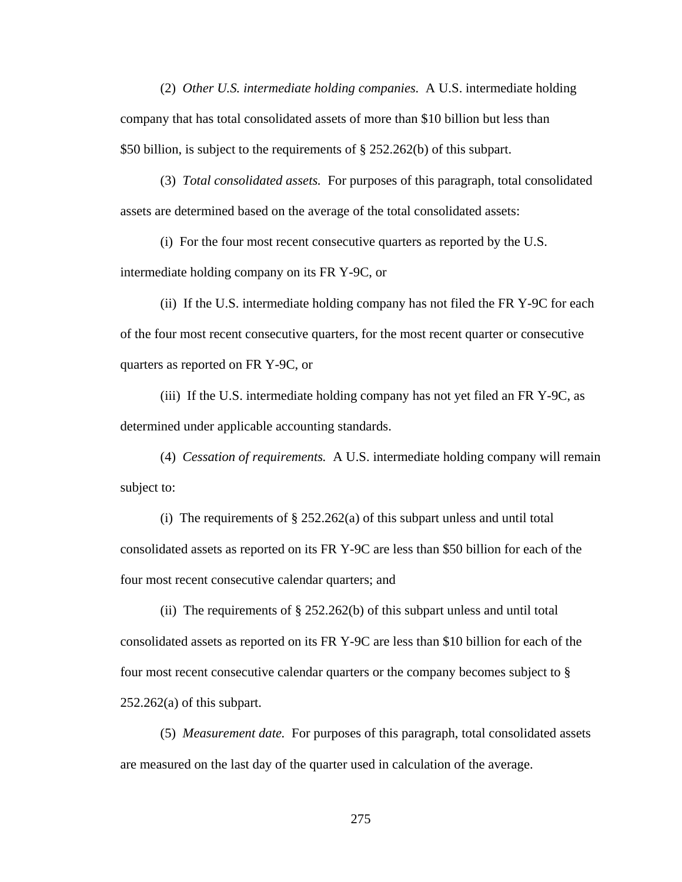(2) *Other U.S. intermediate holding companies.* A U.S. intermediate holding company that has total consolidated assets of more than $10 billion but less than $50 billion, is subject to the requirements of § 252.262(b) of this subpart.

(3) *Total consolidated assets.* For purposes of this paragraph, total consolidated assets are determined based on the average of the total consolidated assets:

(i) For the four most recent consecutive quarters as reported by the U.S. intermediate holding company on its FR Y-9C, or

(ii) If the U.S. intermediate holding company has not filed the FR Y-9C for each of the four most recent consecutive quarters, for the most recent quarter or consecutive quarters as reported on FR Y-9C, or

(iii) If the U.S. intermediate holding company has not yet filed an FR Y-9C, as determined under applicable accounting standards.

(4) *Cessation of requirements.* A U.S. intermediate holding company will remain subject to:

(i) The requirements of § 252.262(a) of this subpart unless and until total consolidated assets as reported on its FR Y-9C are less than $50 billion for each of the four most recent consecutive calendar quarters; and

(ii) The requirements of § 252.262(b) of this subpart unless and until total consolidated assets as reported on its FR Y-9C are less than $10 billion for each of the four most recent consecutive calendar quarters or the company becomes subject to § 252.262(a) of this subpart.

(5) *Measurement date.* For purposes of this paragraph, total consolidated assets are measured on the last day of the quarter used in calculation of the average.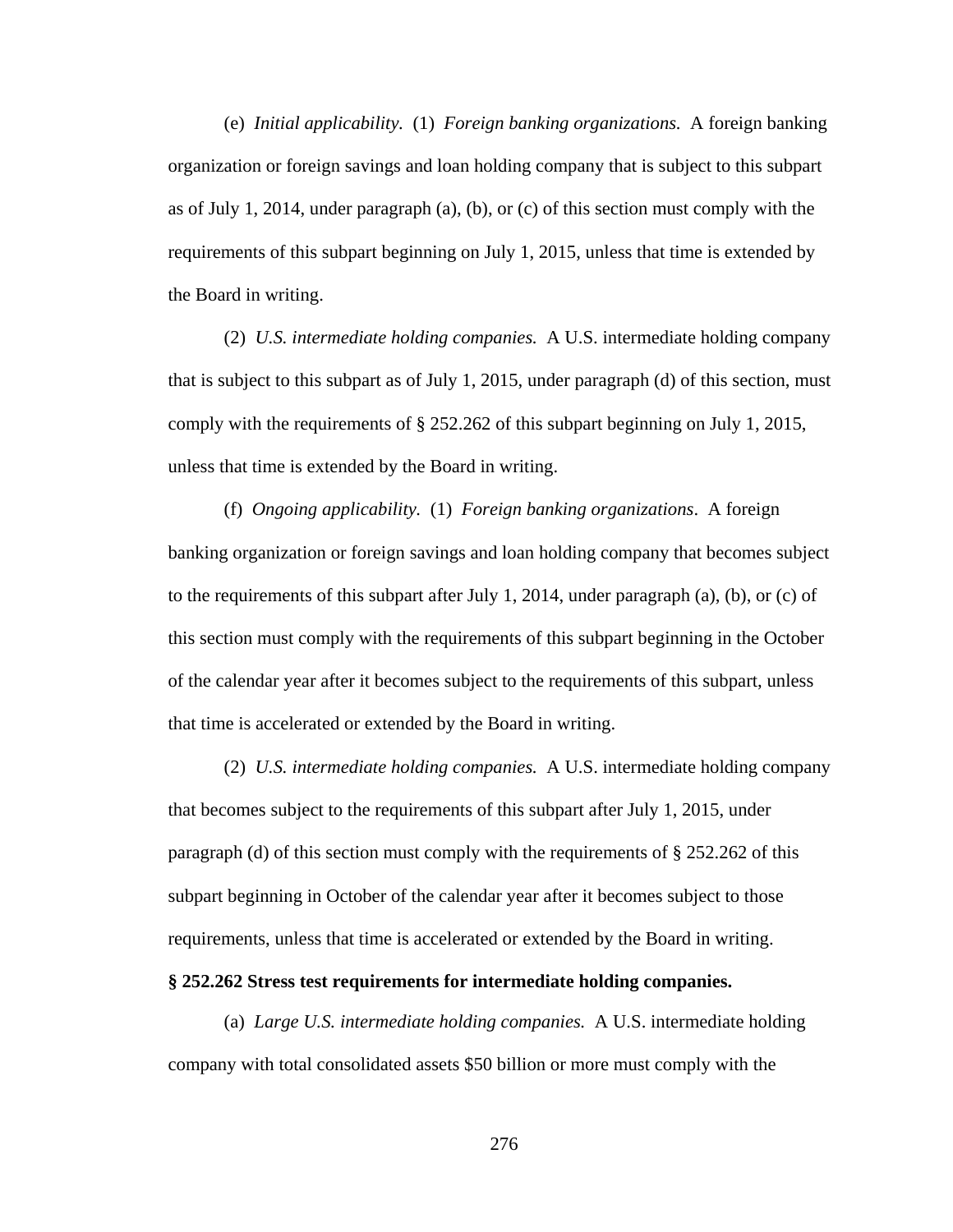(e) *Initial applicability.* (1) *Foreign banking organizations.* A foreign banking organization or foreign savings and loan holding company that is subject to this subpart as of July 1, 2014, under paragraph (a), (b), or (c) of this section must comply with the requirements of this subpart beginning on July 1, 2015, unless that time is extended by the Board in writing.

(2) *U.S. intermediate holding companies.* A U.S. intermediate holding company that is subject to this subpart as of July 1, 2015, under paragraph (d) of this section, must comply with the requirements of § 252.262 of this subpart beginning on July 1, 2015, unless that time is extended by the Board in writing.

(f) *Ongoing applicability.* (1) *Foreign banking organizations*. A foreign banking organization or foreign savings and loan holding company that becomes subject to the requirements of this subpart after July 1, 2014, under paragraph (a), (b), or (c) of this section must comply with the requirements of this subpart beginning in the October of the calendar year after it becomes subject to the requirements of this subpart, unless that time is accelerated or extended by the Board in writing.

(2) *U.S. intermediate holding companies.* A U.S. intermediate holding company that becomes subject to the requirements of this subpart after July 1, 2015, under paragraph (d) of this section must comply with the requirements of § 252.262 of this subpart beginning in October of the calendar year after it becomes subject to those requirements, unless that time is accelerated or extended by the Board in writing.

**§ 252.262 Stress test requirements for intermediate holding companies.**

(a) *Large U.S. intermediate holding companies.* A U.S. intermediate holding company with total consolidated assets $50 billion or more must comply with the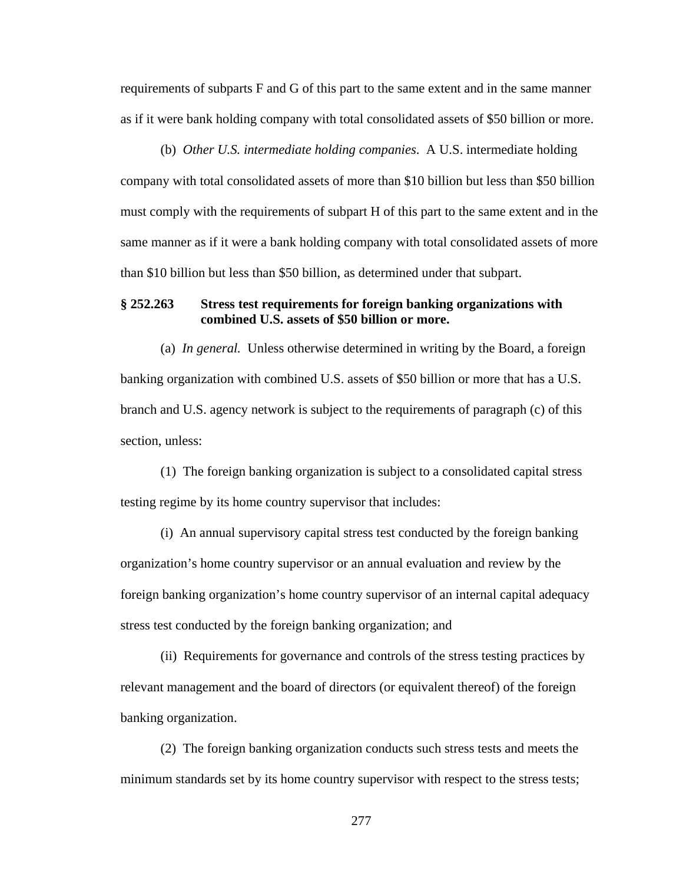requirements of subparts F and G of this part to the same extent and in the same manner as if it were bank holding company with total consolidated assets of $50 billion or more.

(b) *Other U.S. intermediate holding companies*. A U.S. intermediate holding company with total consolidated assets of more than $10 billion but less than $50 billion must comply with the requirements of subpart H of this part to the same extent and in the same manner as if it were a bank holding company with total consolidated assets of more than $10 billion but less than $50 billion, as determined under that subpart.

**§ 252.263 Stress test requirements for foreign banking organizations with combined U.S. assets of $50 billion or more.**

(a) *In general.* Unless otherwise determined in writing by the Board, a foreign banking organization with combined U.S. assets of $50 billion or more that has a U.S. branch and U.S. agency network is subject to the requirements of paragraph (c) of this section, unless:

(1) The foreign banking organization is subject to a consolidated capital stress testing regime by its home country supervisor that includes:

(i) An annual supervisory capital stress test conducted by the foreign banking organization's home country supervisor or an annual evaluation and review by the foreign banking organization's home country supervisor of an internal capital adequacy stress test conducted by the foreign banking organization; and

(ii) Requirements for governance and controls of the stress testing practices by relevant management and the board of directors (or equivalent thereof) of the foreign banking organization.

(2) The foreign banking organization conducts such stress tests and meets the minimum standards set by its home country supervisor with respect to the stress tests;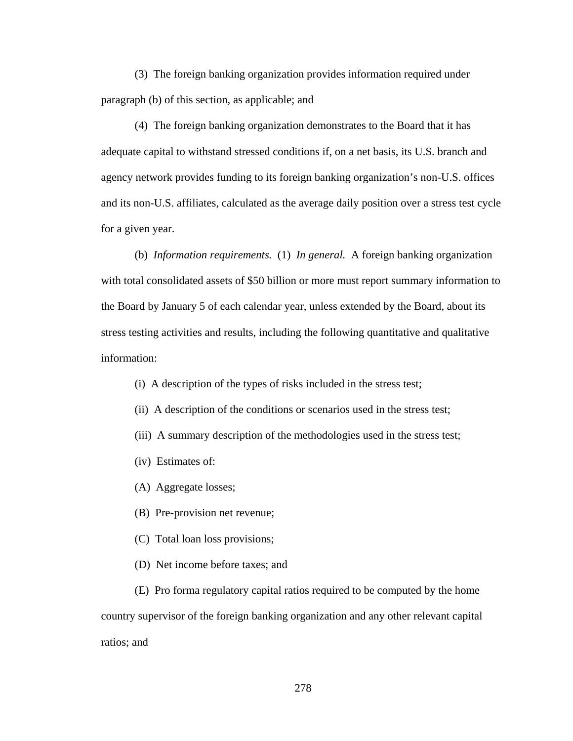(3) The foreign banking organization provides information required under paragraph (b) of this section, as applicable; and

(4) The foreign banking organization demonstrates to the Board that it has adequate capital to withstand stressed conditions if, on a net basis, its U.S. branch and agency network provides funding to its foreign banking organization's non-U.S. offices and its non-U.S. affiliates, calculated as the average daily position over a stress test cycle for a given year.

(b) *Information requirements.* (1) *In general.* A foreign banking organization with total consolidated assets of $50 billion or more must report summary information to the Board by January 5 of each calendar year, unless extended by the Board, about its stress testing activities and results, including the following quantitative and qualitative information:

(i) A description of the types of risks included in the stress test;

(ii) A description of the conditions or scenarios used in the stress test;

(iii) A summary description of the methodologies used in the stress test;

(iv) Estimates of:

(A) Aggregate losses;

(B) Pre-provision net revenue;

(C) Total loan loss provisions;

(D) Net income before taxes; and

(E) Pro forma regulatory capital ratios required to be computed by the home country supervisor of the foreign banking organization and any other relevant capital ratios; and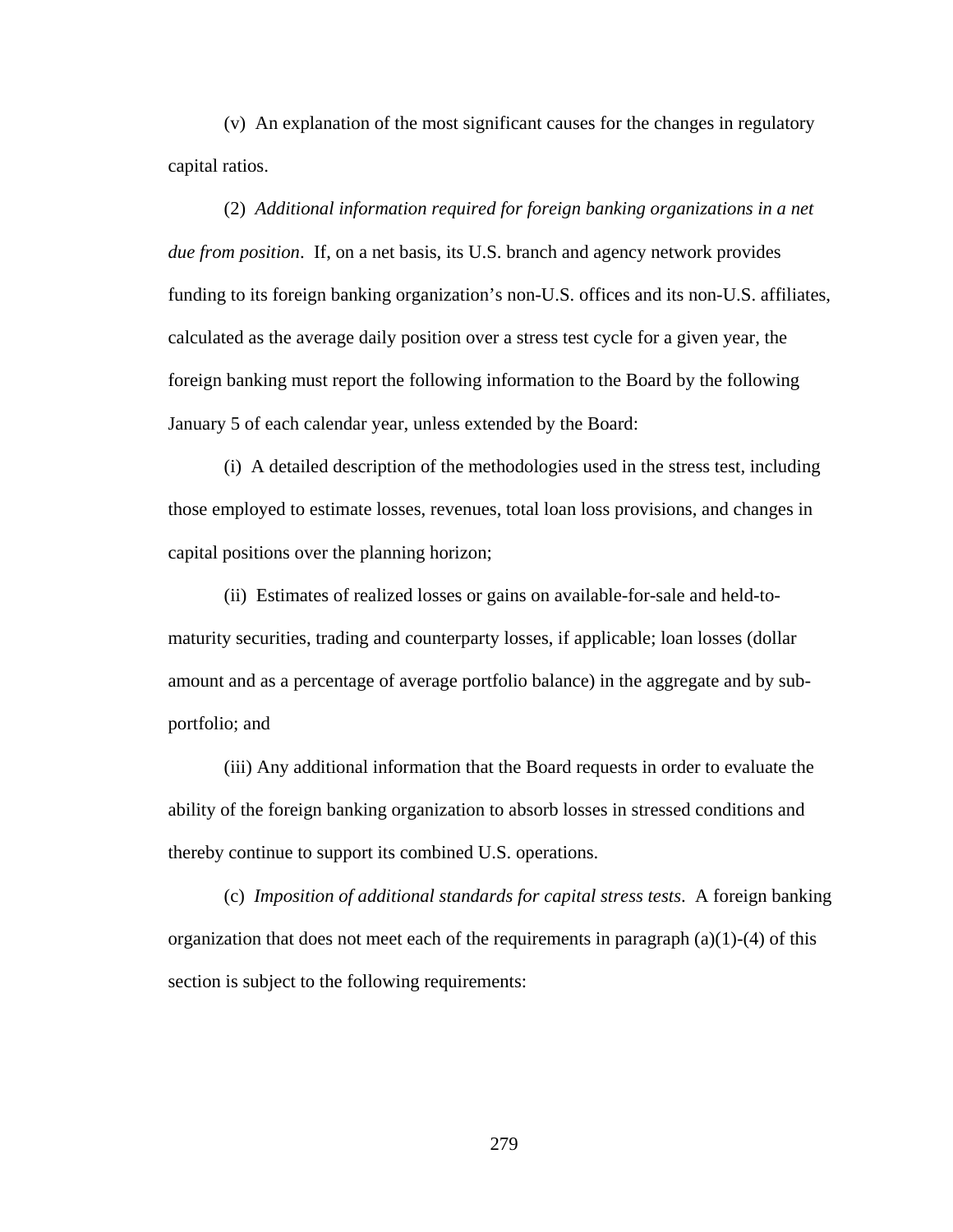(v) An explanation of the most significant causes for the changes in regulatory capital ratios.

(2) *Additional information required for foreign banking organizations in a net due from position*. If, on a net basis, its U.S. branch and agency network provides funding to its foreign banking organization's non-U.S. offices and its non-U.S. affiliates, calculated as the average daily position over a stress test cycle for a given year, the foreign banking must report the following information to the Board by the following January 5 of each calendar year, unless extended by the Board:

(i) A detailed description of the methodologies used in the stress test, including those employed to estimate losses, revenues, total loan loss provisions, and changes in capital positions over the planning horizon;

(ii) Estimates of realized losses or gains on available-for-sale and held-to-maturity securities, trading and counterparty losses, if applicable; loan losses (dollar amount and as a percentage of average portfolio balance) in the aggregate and by sub-portfolio; and

(iii) Any additional information that the Board requests in order to evaluate the ability of the foreign banking organization to absorb losses in stressed conditions and thereby continue to support its combined U.S. operations.

(c) *Imposition of additional standards for capital stress tests*. A foreign banking organization that does not meet each of the requirements in paragraph (a)(1)-(4) of this section is subject to the following requirements: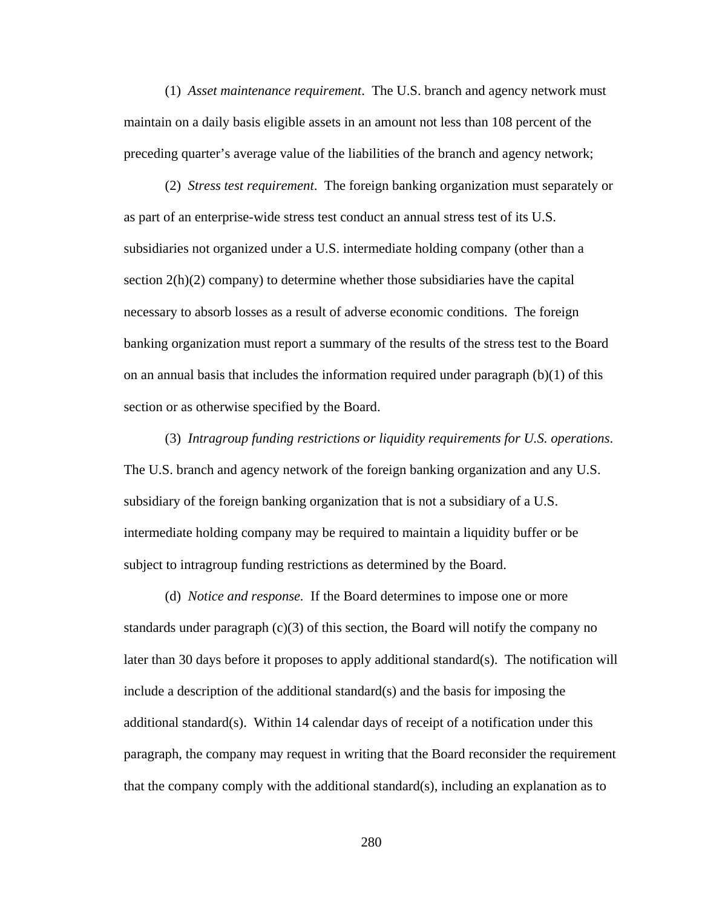(1) *Asset maintenance requirement*. The U.S. branch and agency network must maintain on a daily basis eligible assets in an amount not less than 108 percent of the preceding quarter's average value of the liabilities of the branch and agency network;

(2) *Stress test requirement*. The foreign banking organization must separately or as part of an enterprise-wide stress test conduct an annual stress test of its U.S. subsidiaries not organized under a U.S. intermediate holding company (other than a section 2(h)(2) company) to determine whether those subsidiaries have the capital necessary to absorb losses as a result of adverse economic conditions. The foreign banking organization must report a summary of the results of the stress test to the Board on an annual basis that includes the information required under paragraph (b)(1) of this section or as otherwise specified by the Board.

(3) *Intragroup funding restrictions or liquidity requirements for U.S. operations*. The U.S. branch and agency network of the foreign banking organization and any U.S. subsidiary of the foreign banking organization that is not a subsidiary of a U.S. intermediate holding company may be required to maintain a liquidity buffer or be subject to intragroup funding restrictions as determined by the Board.

(d) *Notice and response.* If the Board determines to impose one or more standards under paragraph (c)(3) of this section, the Board will notify the company no later than 30 days before it proposes to apply additional standard(s). The notification will include a description of the additional standard(s) and the basis for imposing the additional standard(s). Within 14 calendar days of receipt of a notification under this paragraph, the company may request in writing that the Board reconsider the requirement that the company comply with the additional standard(s), including an explanation as to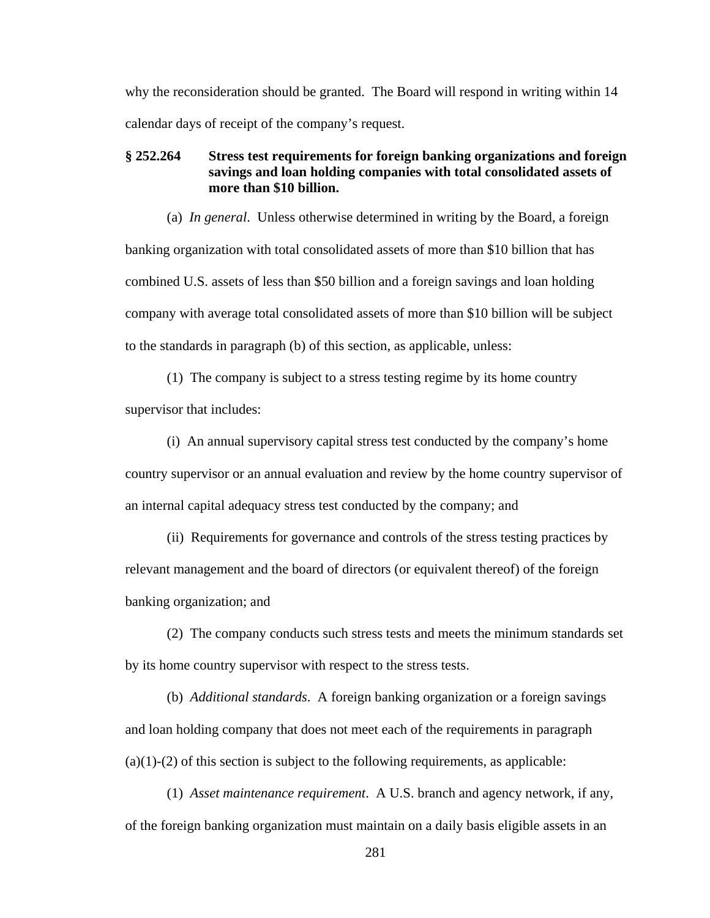why the reconsideration should be granted. The Board will respond in writing within 14 calendar days of receipt of the company's request.

### § 252.264 Stress test requirements for foreign banking organizations and foreign savings and loan holding companies with total consolidated assets of more than $10 billion.

(a) *In general*. Unless otherwise determined in writing by the Board, a foreign banking organization with total consolidated assets of more than $10 billion that has combined U.S. assets of less than $50 billion and a foreign savings and loan holding company with average total consolidated assets of more than $10 billion will be subject to the standards in paragraph (b) of this section, as applicable, unless:

(1) The company is subject to a stress testing regime by its home country supervisor that includes:

(i) An annual supervisory capital stress test conducted by the company's home country supervisor or an annual evaluation and review by the home country supervisor of an internal capital adequacy stress test conducted by the company; and

(ii) Requirements for governance and controls of the stress testing practices by relevant management and the board of directors (or equivalent thereof) of the foreign banking organization; and

(2) The company conducts such stress tests and meets the minimum standards set by its home country supervisor with respect to the stress tests.

(b) *Additional standards*. A foreign banking organization or a foreign savings and loan holding company that does not meet each of the requirements in paragraph (a)(1)-(2) of this section is subject to the following requirements, as applicable:

(1) *Asset maintenance requirement*. A U.S. branch and agency network, if any, of the foreign banking organization must maintain on a daily basis eligible assets in an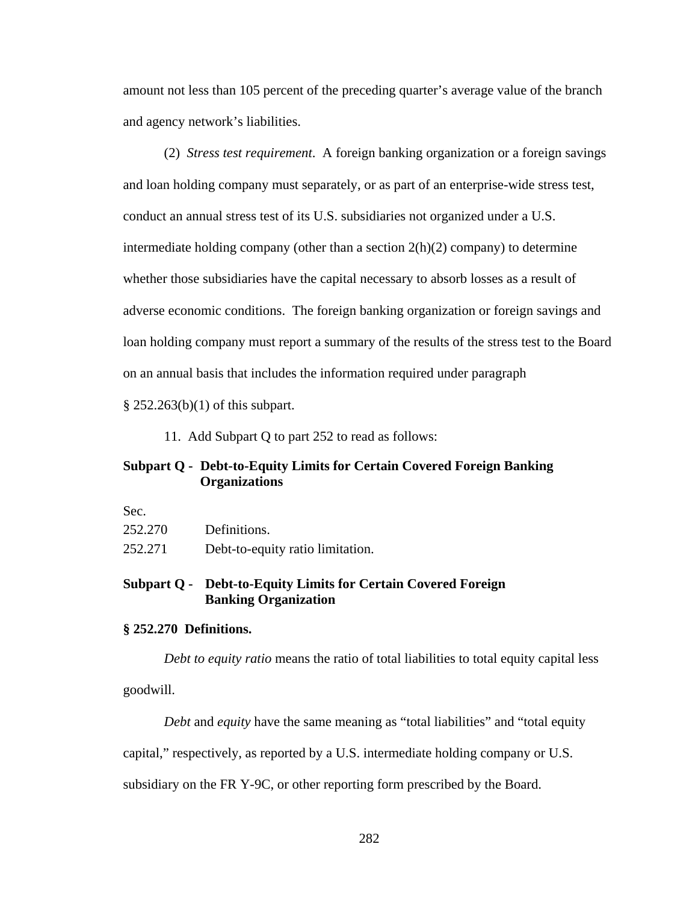amount not less than 105 percent of the preceding quarter's average value of the branch and agency network's liabilities.

(2) *Stress test requirement*. A foreign banking organization or a foreign savings and loan holding company must separately, or as part of an enterprise-wide stress test, conduct an annual stress test of its U.S. subsidiaries not organized under a U.S. intermediate holding company (other than a section 2(h)(2) company) to determine whether those subsidiaries have the capital necessary to absorb losses as a result of adverse economic conditions. The foreign banking organization or foreign savings and loan holding company must report a summary of the results of the stress test to the Board on an annual basis that includes the information required under paragraph § 252.263(b)(1) of this subpart.

11. Add Subpart Q to part 252 to read as follows:

**Subpart Q - Debt-to-Equity Limits for Certain Covered Foreign Banking Organizations**

Sec.

252.270 Definitions.

252.271 Debt-to-equity ratio limitation.

**Subpart Q - Debt-to-Equity Limits for Certain Covered Foreign Banking Organization**

**§ 252.270 Definitions.**

*Debt to equity ratio* means the ratio of total liabilities to total equity capital less goodwill.

*Debt* and *equity* have the same meaning as "total liabilities" and "total equity capital," respectively, as reported by a U.S. intermediate holding company or U.S. subsidiary on the FR Y-9C, or other reporting form prescribed by the Board.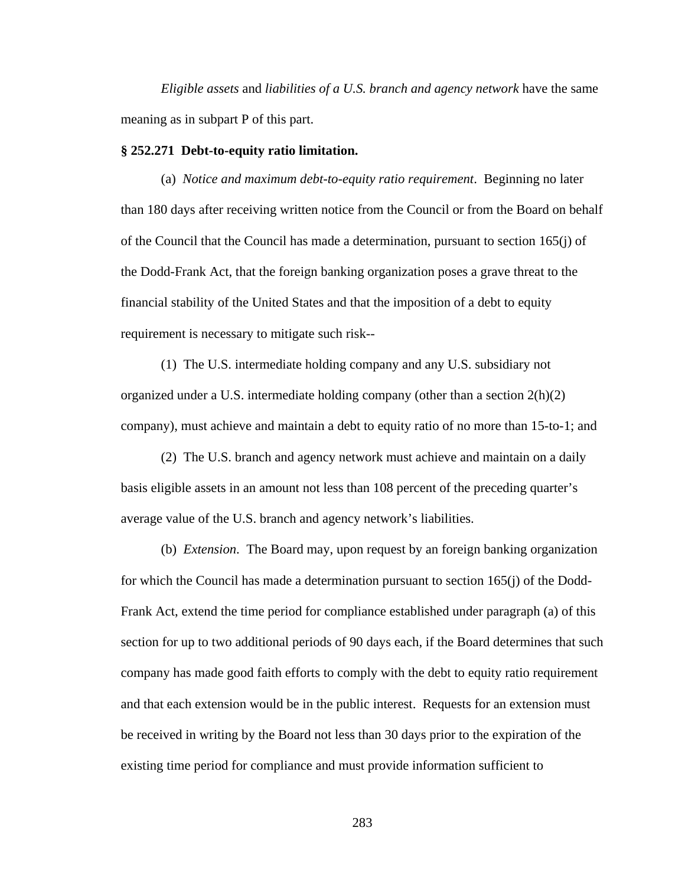*Eligible assets* and *liabilities of a U.S. branch and agency network* have the same meaning as in subpart P of this part.

**§ 252.271 Debt-to-equity ratio limitation.**

(a) *Notice and maximum debt-to-equity ratio requirement*. Beginning no later than 180 days after receiving written notice from the Council or from the Board on behalf of the Council that the Council has made a determination, pursuant to section 165(j) of the Dodd-Frank Act, that the foreign banking organization poses a grave threat to the financial stability of the United States and that the imposition of a debt to equity requirement is necessary to mitigate such risk--

(1) The U.S. intermediate holding company and any U.S. subsidiary not organized under a U.S. intermediate holding company (other than a section 2(h)(2) company), must achieve and maintain a debt to equity ratio of no more than 15-to-1; and

(2) The U.S. branch and agency network must achieve and maintain on a daily basis eligible assets in an amount not less than 108 percent of the preceding quarter's average value of the U.S. branch and agency network's liabilities.

(b) *Extension*. The Board may, upon request by an foreign banking organization for which the Council has made a determination pursuant to section 165(j) of the Dodd-Frank Act, extend the time period for compliance established under paragraph (a) of this section for up to two additional periods of 90 days each, if the Board determines that such company has made good faith efforts to comply with the debt to equity ratio requirement and that each extension would be in the public interest. Requests for an extension must be received in writing by the Board not less than 30 days prior to the expiration of the existing time period for compliance and must provide information sufficient to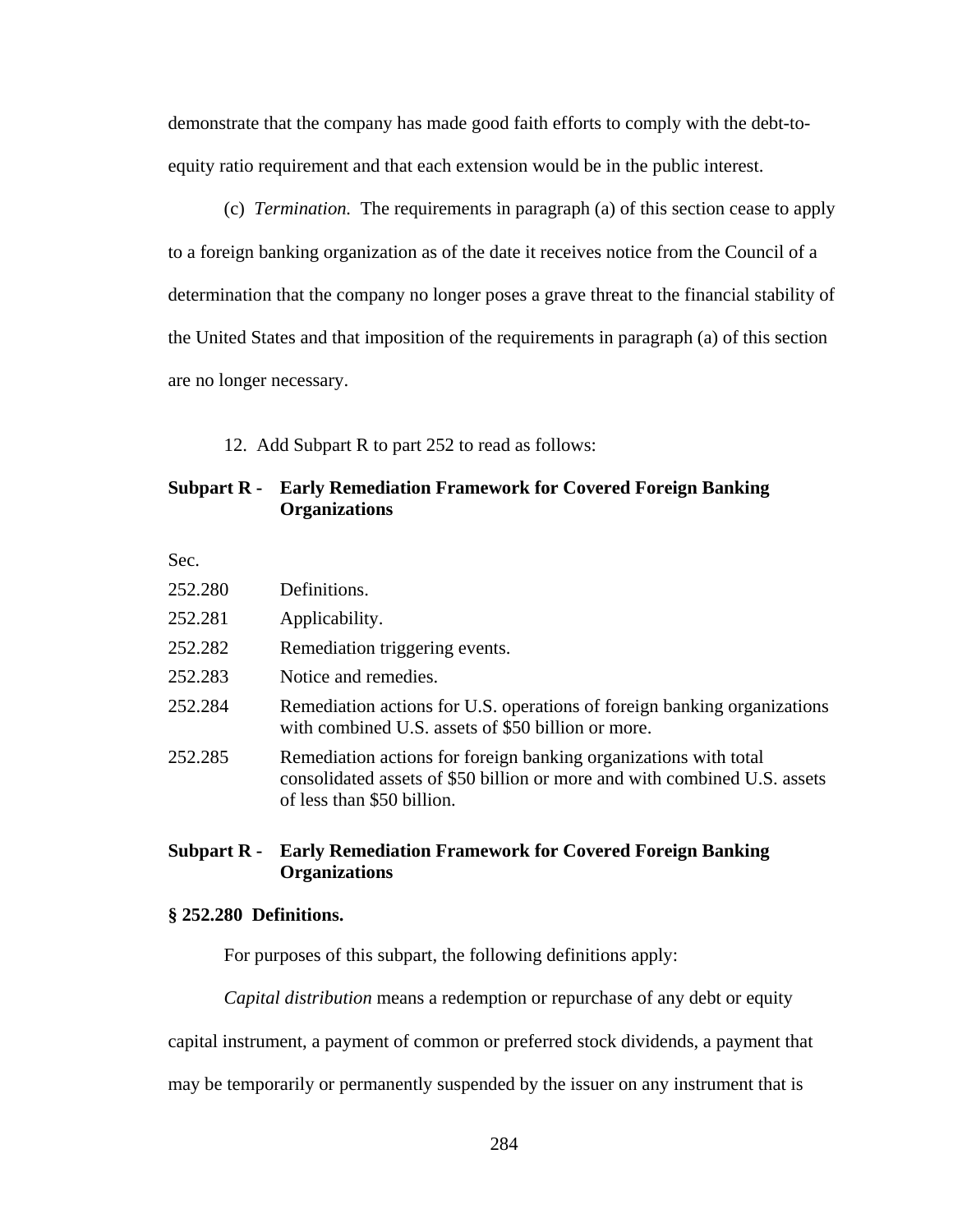demonstrate that the company has made good faith efforts to comply with the debt-to-equity ratio requirement and that each extension would be in the public interest.

(c) *Termination.* The requirements in paragraph (a) of this section cease to apply to a foreign banking organization as of the date it receives notice from the Council of a determination that the company no longer poses a grave threat to the financial stability of the United States and that imposition of the requirements in paragraph (a) of this section are no longer necessary.

12. Add Subpart R to part 252 to read as follows:

**Subpart R - Early Remediation Framework for Covered Foreign Banking Organizations**

Sec.

252.280 Definitions.

252.281 Applicability.

252.282 Remediation triggering events.

252.283 Notice and remedies.

252.284 Remediation actions for U.S. operations of foreign banking organizations with combined U.S. assets of $50 billion or more.

252.285 Remediation actions for foreign banking organizations with total consolidated assets of $50 billion or more and with combined U.S. assets of less than $50 billion.

**Subpart R - Early Remediation Framework for Covered Foreign Banking Organizations**

**§ 252.280 Definitions.**

For purposes of this subpart, the following definitions apply:

*Capital distribution* means a redemption or repurchase of any debt or equity capital instrument, a payment of common or preferred stock dividends, a payment that may be temporarily or permanently suspended by the issuer on any instrument that is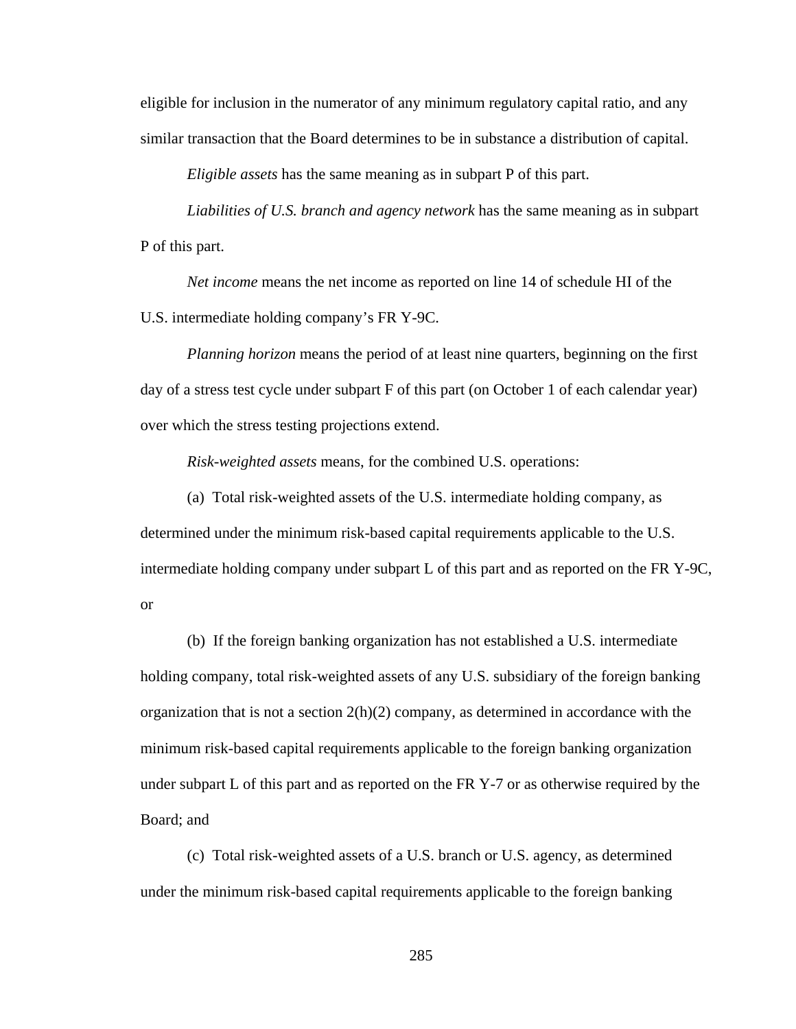eligible for inclusion in the numerator of any minimum regulatory capital ratio, and any similar transaction that the Board determines to be in substance a distribution of capital.

*Eligible assets* has the same meaning as in subpart P of this part.

*Liabilities of U.S. branch and agency network* has the same meaning as in subpart P of this part.

*Net income* means the net income as reported on line 14 of schedule HI of the U.S. intermediate holding company's FR Y-9C.

*Planning horizon* means the period of at least nine quarters, beginning on the first day of a stress test cycle under subpart F of this part (on October 1 of each calendar year) over which the stress testing projections extend.

*Risk-weighted assets* means, for the combined U.S. operations:

(a) Total risk-weighted assets of the U.S. intermediate holding company, as determined under the minimum risk-based capital requirements applicable to the U.S. intermediate holding company under subpart L of this part and as reported on the FR Y-9C, or

(b) If the foreign banking organization has not established a U.S. intermediate holding company, total risk-weighted assets of any U.S. subsidiary of the foreign banking organization that is not a section 2(h)(2) company, as determined in accordance with the minimum risk-based capital requirements applicable to the foreign banking organization under subpart L of this part and as reported on the FR Y-7 or as otherwise required by the Board; and

(c) Total risk-weighted assets of a U.S. branch or U.S. agency, as determined under the minimum risk-based capital requirements applicable to the foreign banking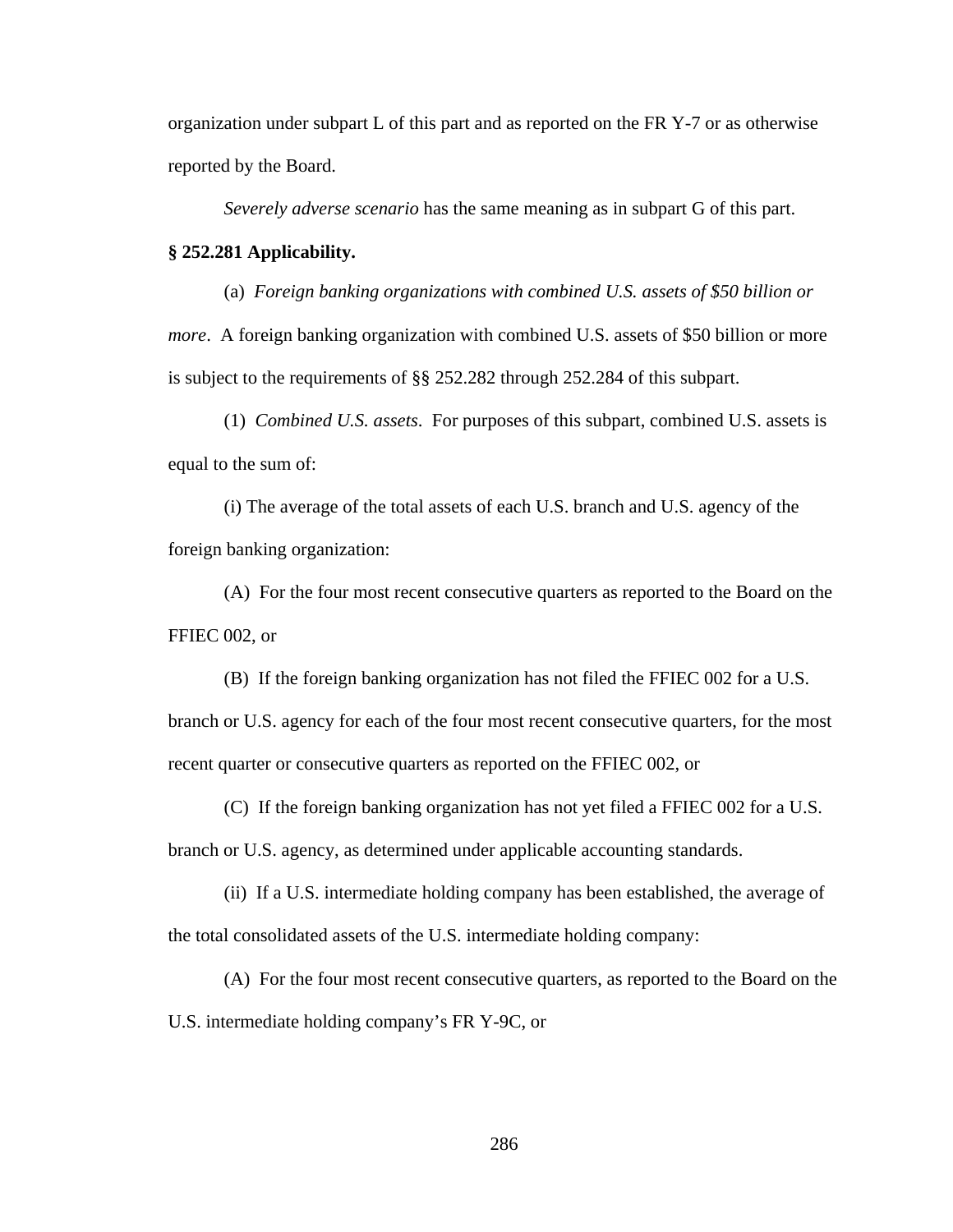organization under subpart L of this part and as reported on the FR Y-7 or as otherwise reported by the Board.

*Severely adverse scenario* has the same meaning as in subpart G of this part.

**§ 252.281 Applicability.**

(a) *Foreign banking organizations with combined U.S. assets of $50 billion or more*. A foreign banking organization with combined U.S. assets of $50 billion or more is subject to the requirements of §§ 252.282 through 252.284 of this subpart.

(1) *Combined U.S. assets*. For purposes of this subpart, combined U.S. assets is equal to the sum of:

(i) The average of the total assets of each U.S. branch and U.S. agency of the foreign banking organization:

(A) For the four most recent consecutive quarters as reported to the Board on the FFIEC 002, or

(B) If the foreign banking organization has not filed the FFIEC 002 for a U.S. branch or U.S. agency for each of the four most recent consecutive quarters, for the most recent quarter or consecutive quarters as reported on the FFIEC 002, or

(C) If the foreign banking organization has not yet filed a FFIEC 002 for a U.S. branch or U.S. agency, as determined under applicable accounting standards.

(ii) If a U.S. intermediate holding company has been established, the average of the total consolidated assets of the U.S. intermediate holding company:

(A) For the four most recent consecutive quarters, as reported to the Board on the U.S. intermediate holding company's FR Y-9C, or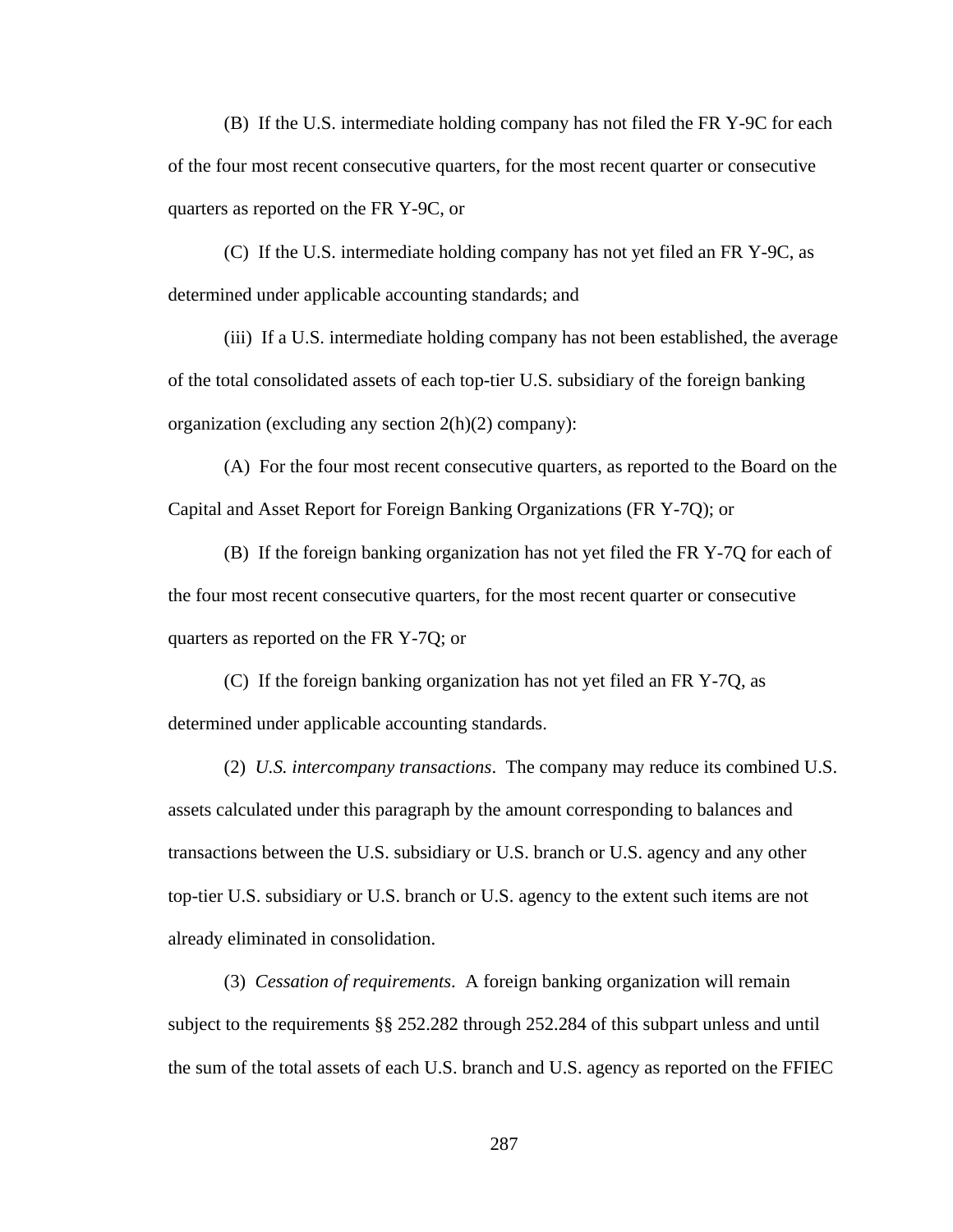(B) If the U.S. intermediate holding company has not filed the FR Y-9C for each of the four most recent consecutive quarters, for the most recent quarter or consecutive quarters as reported on the FR Y-9C, or

(C) If the U.S. intermediate holding company has not yet filed an FR Y-9C, as determined under applicable accounting standards; and

(iii) If a U.S. intermediate holding company has not been established, the average of the total consolidated assets of each top-tier U.S. subsidiary of the foreign banking organization (excluding any section 2(h)(2) company):

(A) For the four most recent consecutive quarters, as reported to the Board on the Capital and Asset Report for Foreign Banking Organizations (FR Y-7Q); or

(B) If the foreign banking organization has not yet filed the FR Y-7Q for each of the four most recent consecutive quarters, for the most recent quarter or consecutive quarters as reported on the FR Y-7Q; or

(C) If the foreign banking organization has not yet filed an FR Y-7Q, as determined under applicable accounting standards.

(2) *U.S. intercompany transactions*. The company may reduce its combined U.S. assets calculated under this paragraph by the amount corresponding to balances and transactions between the U.S. subsidiary or U.S. branch or U.S. agency and any other top-tier U.S. subsidiary or U.S. branch or U.S. agency to the extent such items are not already eliminated in consolidation.

(3) *Cessation of requirements*. A foreign banking organization will remain subject to the requirements §§ 252.282 through 252.284 of this subpart unless and until the sum of the total assets of each U.S. branch and U.S. agency as reported on the FFIEC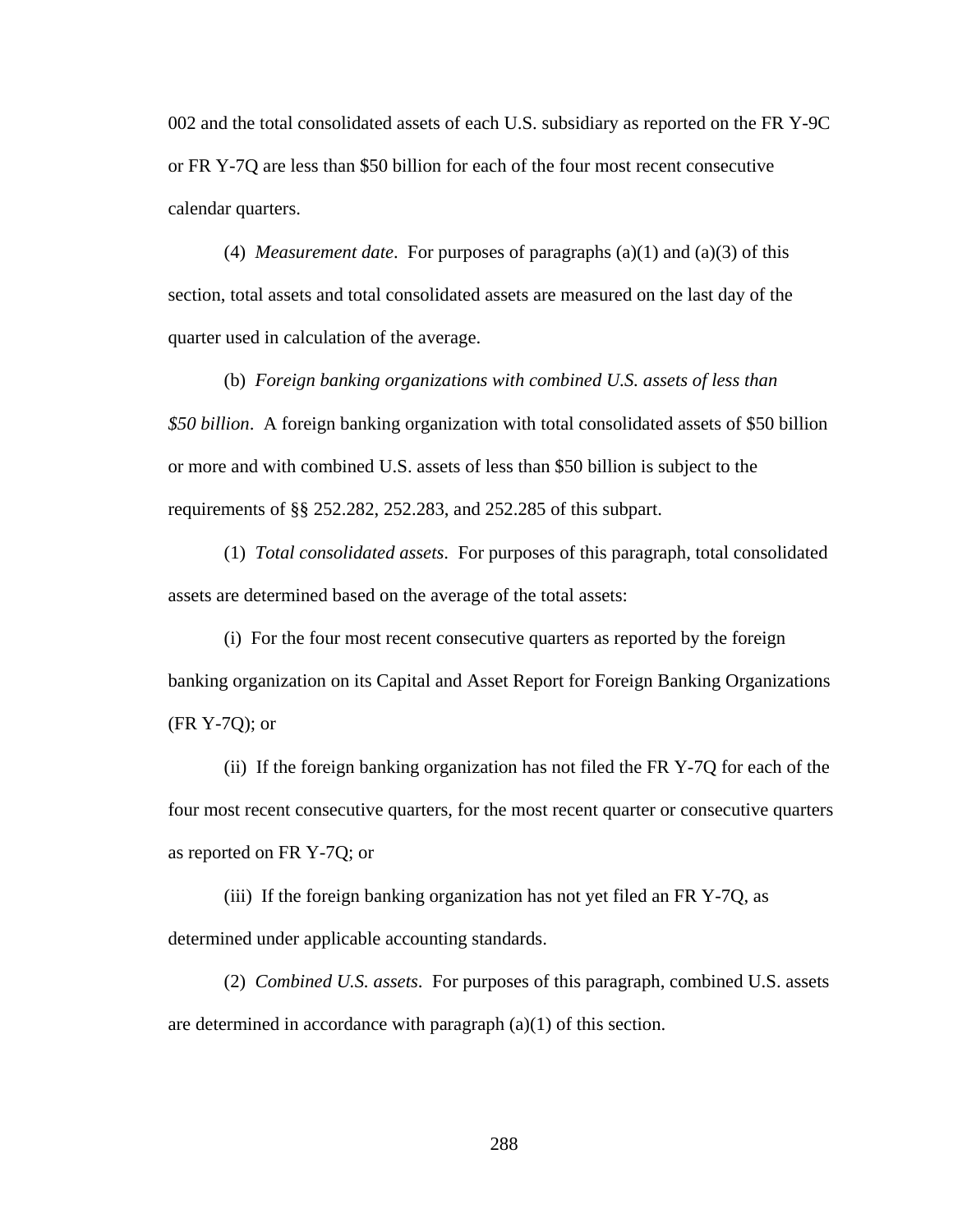002 and the total consolidated assets of each U.S. subsidiary as reported on the FR Y-9C or FR Y-7Q are less than $50 billion for each of the four most recent consecutive calendar quarters.

(4) *Measurement date*. For purposes of paragraphs (a)(1) and (a)(3) of this section, total assets and total consolidated assets are measured on the last day of the quarter used in calculation of the average.

(b) *Foreign banking organizations with combined U.S. assets of less than $50 billion*. A foreign banking organization with total consolidated assets of $50 billion or more and with combined U.S. assets of less than $50 billion is subject to the requirements of §§ 252.282, 252.283, and 252.285 of this subpart.

(1) *Total consolidated assets*. For purposes of this paragraph, total consolidated assets are determined based on the average of the total assets:

(i) For the four most recent consecutive quarters as reported by the foreign banking organization on its Capital and Asset Report for Foreign Banking Organizations (FR Y-7Q); or

(ii) If the foreign banking organization has not filed the FR Y-7Q for each of the four most recent consecutive quarters, for the most recent quarter or consecutive quarters as reported on FR Y-7Q; or

(iii) If the foreign banking organization has not yet filed an FR Y-7Q, as determined under applicable accounting standards.

(2) *Combined U.S. assets*. For purposes of this paragraph, combined U.S. assets are determined in accordance with paragraph (a)(1) of this section.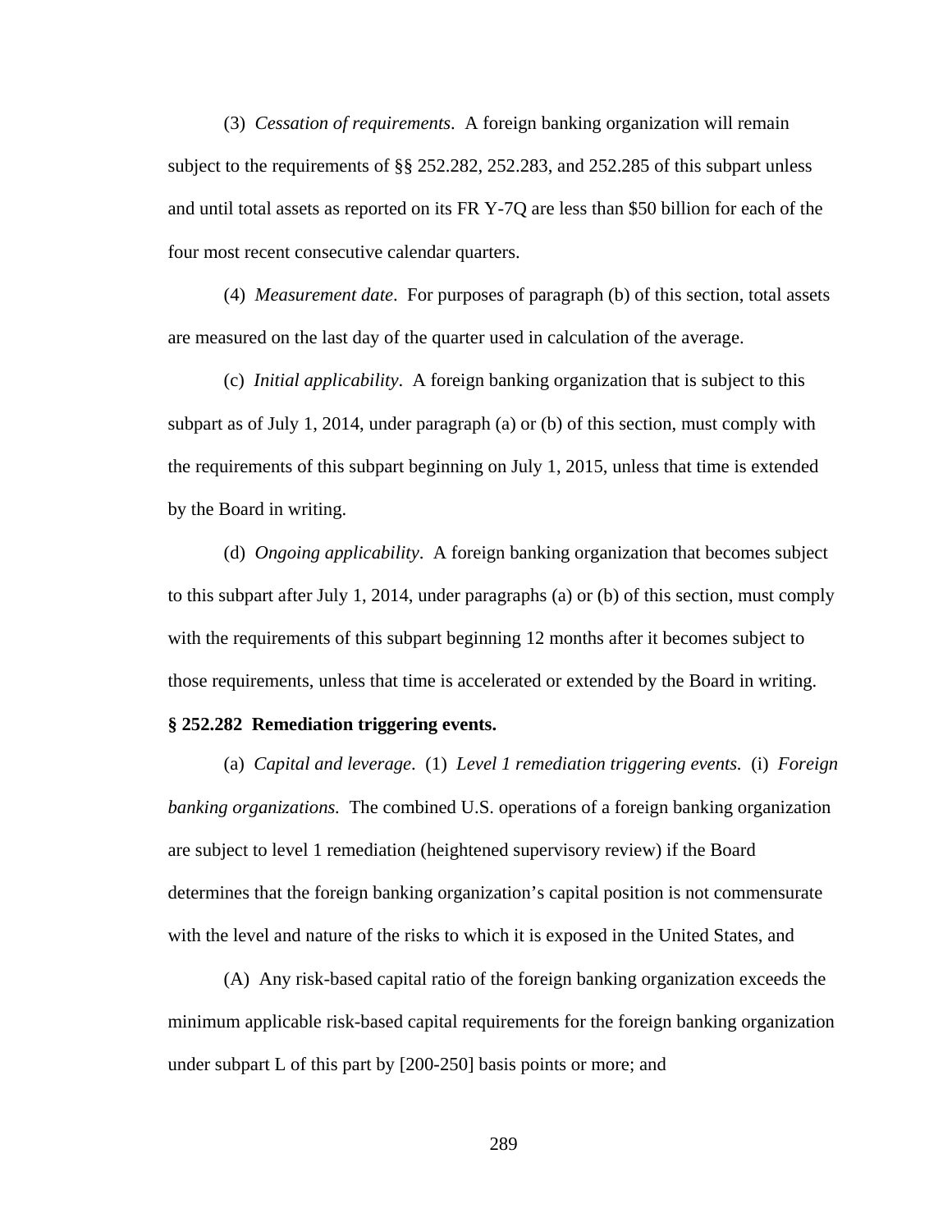(3) *Cessation of requirements*. A foreign banking organization will remain subject to the requirements of §§ 252.282, 252.283, and 252.285 of this subpart unless and until total assets as reported on its FR Y-7Q are less than $50 billion for each of the four most recent consecutive calendar quarters.

(4) *Measurement date*. For purposes of paragraph (b) of this section, total assets are measured on the last day of the quarter used in calculation of the average.

(c) *Initial applicability*. A foreign banking organization that is subject to this subpart as of July 1, 2014, under paragraph (a) or (b) of this section, must comply with the requirements of this subpart beginning on July 1, 2015, unless that time is extended by the Board in writing.

(d) *Ongoing applicability*. A foreign banking organization that becomes subject to this subpart after July 1, 2014, under paragraphs (a) or (b) of this section, must comply with the requirements of this subpart beginning 12 months after it becomes subject to those requirements, unless that time is accelerated or extended by the Board in writing.

**§ 252.282 Remediation triggering events.**

(a) *Capital and leverage*. (1) *Level 1 remediation triggering events.* (i) *Foreign banking organizations.* The combined U.S. operations of a foreign banking organization are subject to level 1 remediation (heightened supervisory review) if the Board determines that the foreign banking organization's capital position is not commensurate with the level and nature of the risks to which it is exposed in the United States, and

(A) Any risk-based capital ratio of the foreign banking organization exceeds the minimum applicable risk-based capital requirements for the foreign banking organization under subpart L of this part by [200-250] basis points or more; and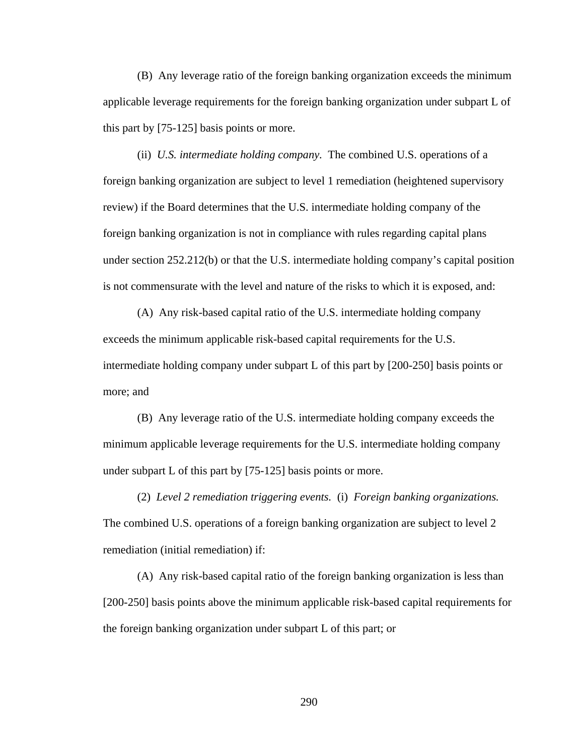(B) Any leverage ratio of the foreign banking organization exceeds the minimum applicable leverage requirements for the foreign banking organization under subpart L of this part by [75-125] basis points or more.

(ii) *U.S. intermediate holding company*. The combined U.S. operations of a foreign banking organization are subject to level 1 remediation (heightened supervisory review) if the Board determines that the U.S. intermediate holding company of the foreign banking organization is not in compliance with rules regarding capital plans under section 252.212(b) or that the U.S. intermediate holding company's capital position is not commensurate with the level and nature of the risks to which it is exposed, and:

(A) Any risk-based capital ratio of the U.S. intermediate holding company exceeds the minimum applicable risk-based capital requirements for the U.S. intermediate holding company under subpart L of this part by [200-250] basis points or more; and

(B) Any leverage ratio of the U.S. intermediate holding company exceeds the minimum applicable leverage requirements for the U.S. intermediate holding company under subpart L of this part by [75-125] basis points or more.

(2) *Level 2 remediation triggering events.* (i) *Foreign banking organizations.* The combined U.S. operations of a foreign banking organization are subject to level 2 remediation (initial remediation) if:

(A) Any risk-based capital ratio of the foreign banking organization is less than [200-250] basis points above the minimum applicable risk-based capital requirements for the foreign banking organization under subpart L of this part; or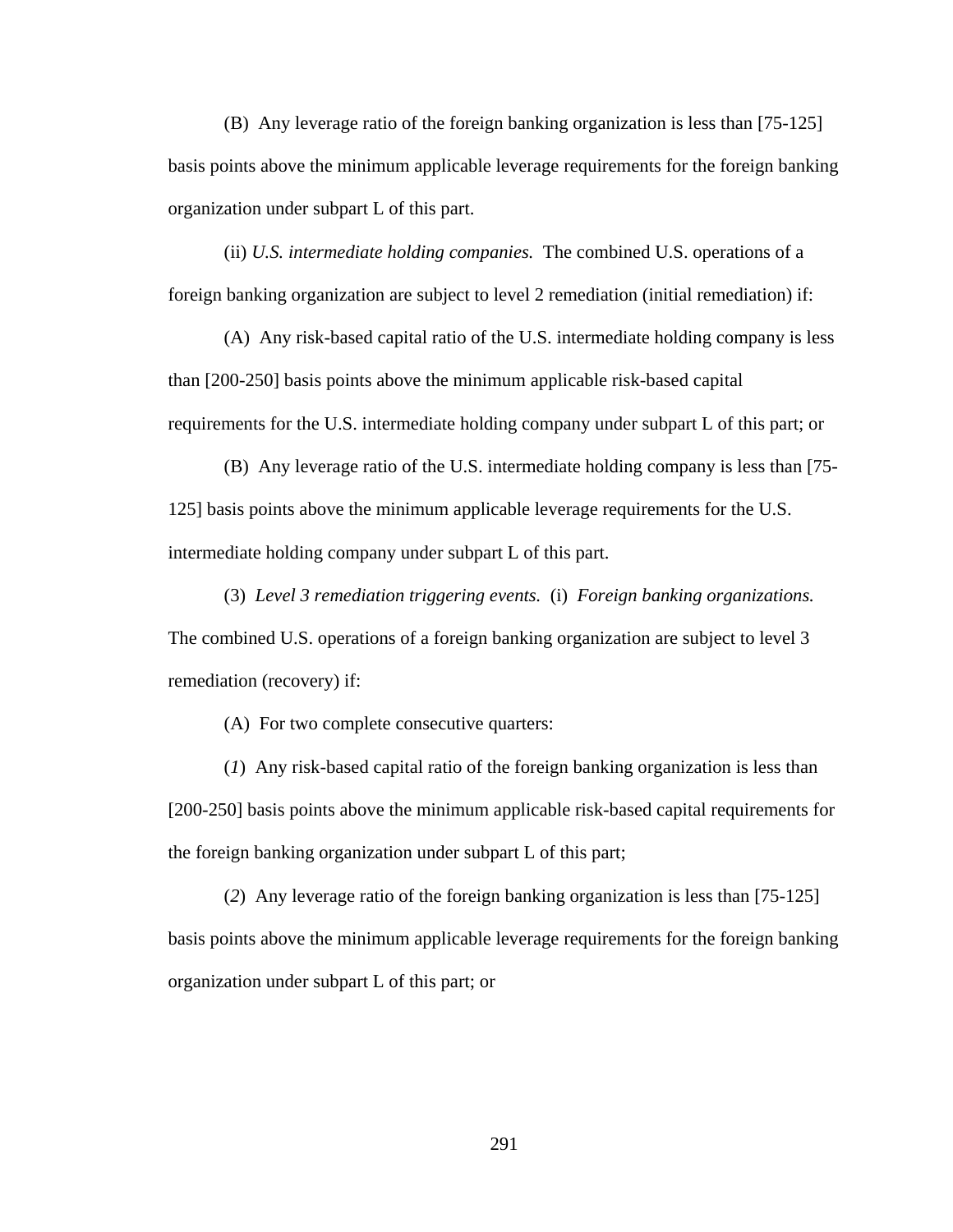(B)  Any leverage ratio of the foreign banking organization is less than [75-125] basis points above the minimum applicable leverage requirements for the foreign banking organization under subpart L of this part.

(ii) *U.S. intermediate holding companies.*  The combined U.S. operations of a foreign banking organization are subject to level 2 remediation (initial remediation) if:

(A)  Any risk-based capital ratio of the U.S. intermediate holding company is less than [200-250] basis points above the minimum applicable risk-based capital requirements for the U.S. intermediate holding company under subpart L of this part; or

(B)  Any leverage ratio of the U.S. intermediate holding company is less than [75-125] basis points above the minimum applicable leverage requirements for the U.S. intermediate holding company under subpart L of this part.

(3)  *Level 3 remediation triggering events.*  (i)  *Foreign banking organizations.* The combined U.S. operations of a foreign banking organization are subject to level 3 remediation (recovery) if:

(A)  For two complete consecutive quarters:

(*1*)  Any risk-based capital ratio of the foreign banking organization is less than [200-250] basis points above the minimum applicable risk-based capital requirements for the foreign banking organization under subpart L of this part;

(*2*)  Any leverage ratio of the foreign banking organization is less than [75-125] basis points above the minimum applicable leverage requirements for the foreign banking organization under subpart L of this part; or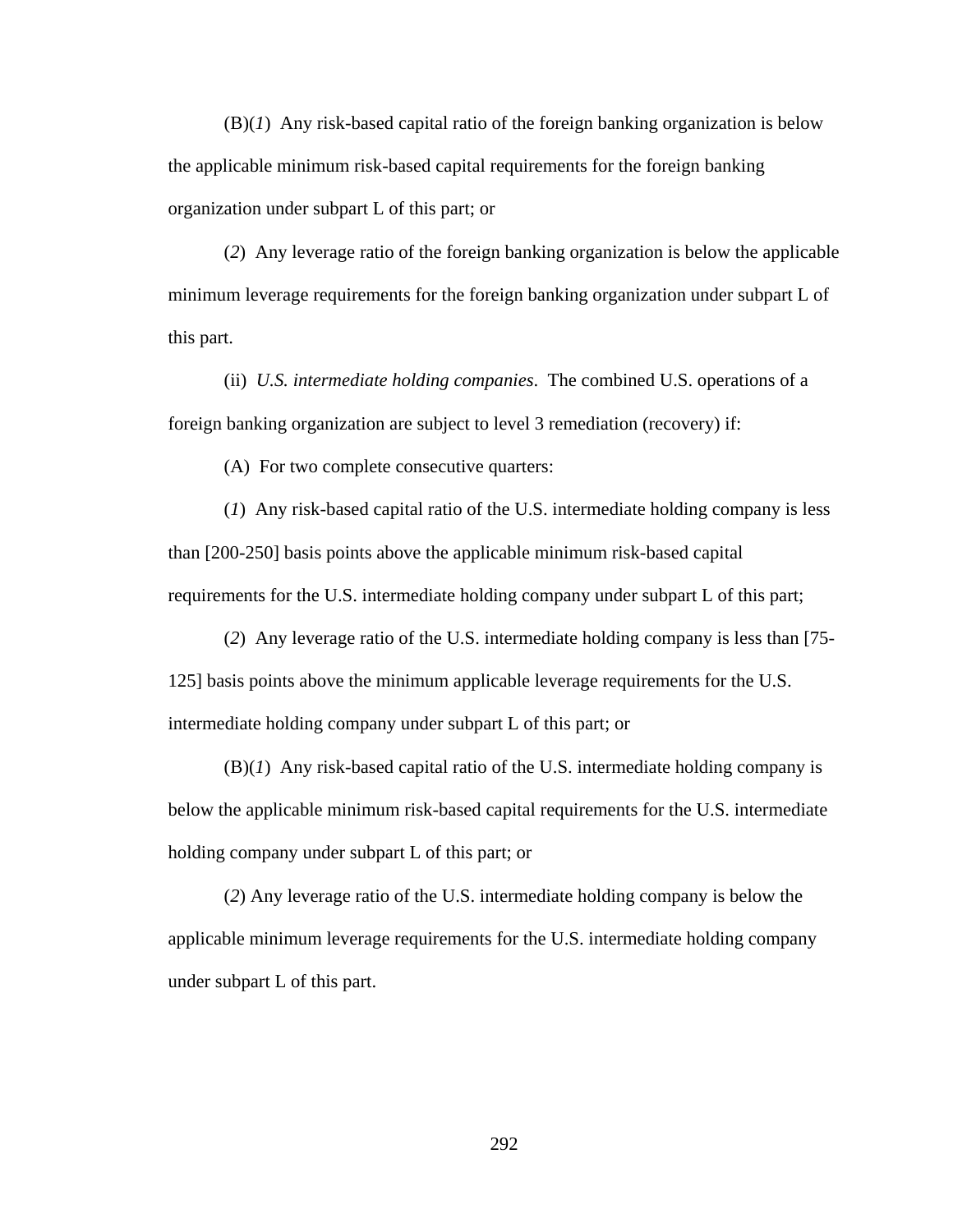(B)(*1*) Any risk-based capital ratio of the foreign banking organization is below the applicable minimum risk-based capital requirements for the foreign banking organization under subpart L of this part; or

(*2*) Any leverage ratio of the foreign banking organization is below the applicable minimum leverage requirements for the foreign banking organization under subpart L of this part.

(ii) *U.S. intermediate holding companies*. The combined U.S. operations of a foreign banking organization are subject to level 3 remediation (recovery) if:

(A) For two complete consecutive quarters:

(*1*) Any risk-based capital ratio of the U.S. intermediate holding company is less than [200-250] basis points above the applicable minimum risk-based capital requirements for the U.S. intermediate holding company under subpart L of this part;

(*2*) Any leverage ratio of the U.S. intermediate holding company is less than [75-125] basis points above the minimum applicable leverage requirements for the U.S. intermediate holding company under subpart L of this part; or

(B)(*1*) Any risk-based capital ratio of the U.S. intermediate holding company is below the applicable minimum risk-based capital requirements for the U.S. intermediate holding company under subpart L of this part; or

(*2*) Any leverage ratio of the U.S. intermediate holding company is below the applicable minimum leverage requirements for the U.S. intermediate holding company under subpart L of this part.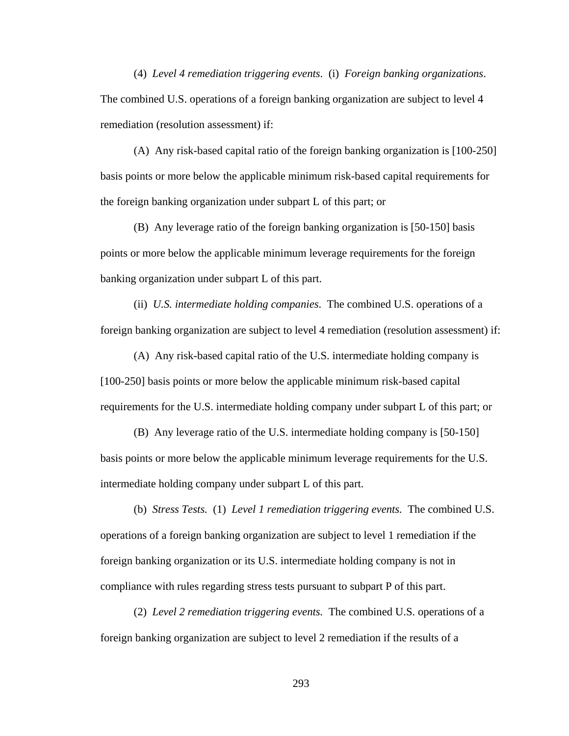(4) *Level 4 remediation triggering events*. (i) *Foreign banking organizations*. The combined U.S. operations of a foreign banking organization are subject to level 4 remediation (resolution assessment) if:

(A) Any risk-based capital ratio of the foreign banking organization is [100-250] basis points or more below the applicable minimum risk-based capital requirements for the foreign banking organization under subpart L of this part; or

(B) Any leverage ratio of the foreign banking organization is [50-150] basis points or more below the applicable minimum leverage requirements for the foreign banking organization under subpart L of this part.

(ii) *U.S. intermediate holding companies*. The combined U.S. operations of a foreign banking organization are subject to level 4 remediation (resolution assessment) if:

(A) Any risk-based capital ratio of the U.S. intermediate holding company is [100-250] basis points or more below the applicable minimum risk-based capital requirements for the U.S. intermediate holding company under subpart L of this part; or

(B) Any leverage ratio of the U.S. intermediate holding company is [50-150] basis points or more below the applicable minimum leverage requirements for the U.S. intermediate holding company under subpart L of this part.

(b) *Stress Tests.* (1) *Level 1 remediation triggering events.* The combined U.S. operations of a foreign banking organization are subject to level 1 remediation if the foreign banking organization or its U.S. intermediate holding company is not in compliance with rules regarding stress tests pursuant to subpart P of this part.

(2) *Level 2 remediation triggering events.* The combined U.S. operations of a foreign banking organization are subject to level 2 remediation if the results of a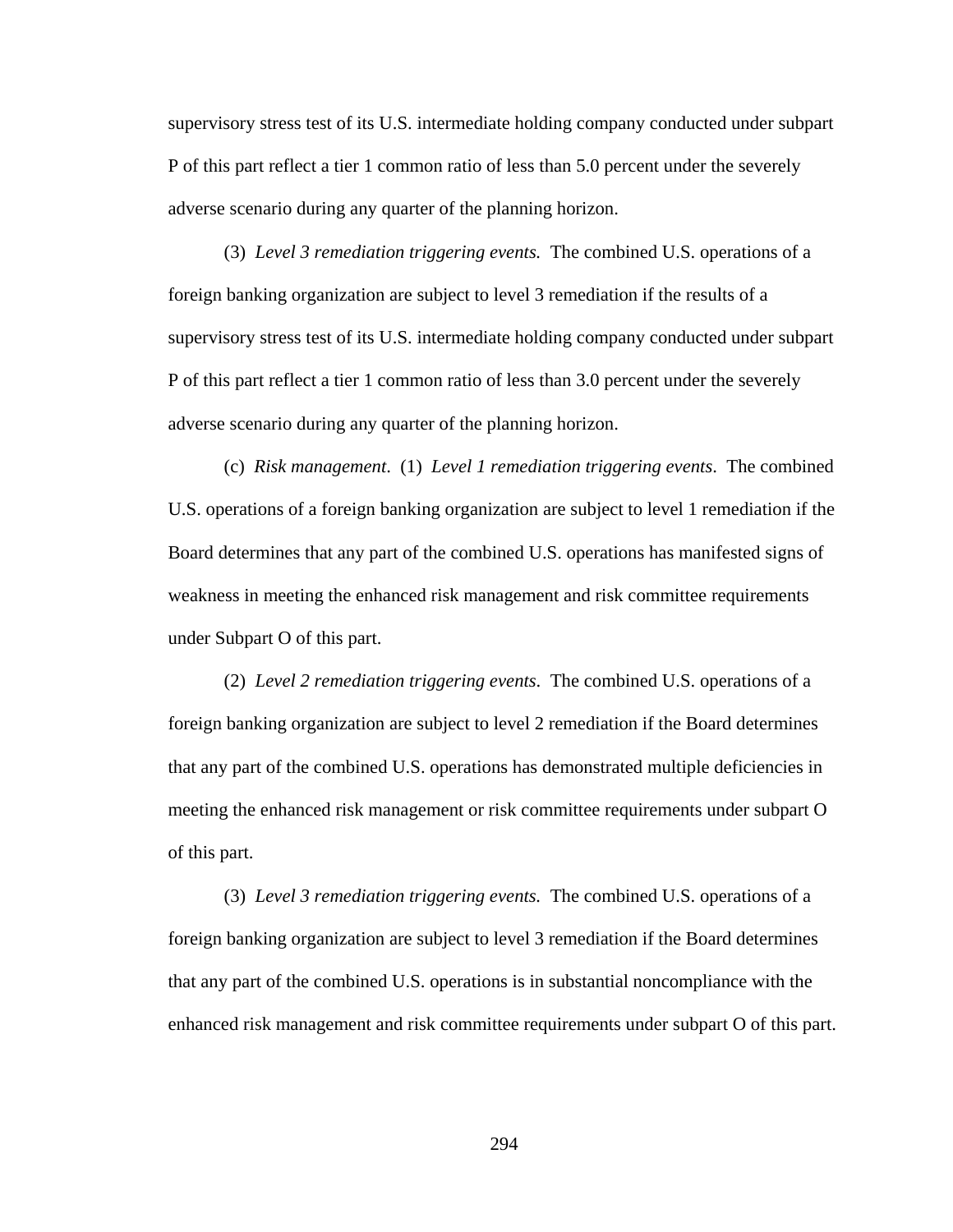supervisory stress test of its U.S. intermediate holding company conducted under subpart P of this part reflect a tier 1 common ratio of less than 5.0 percent under the severely adverse scenario during any quarter of the planning horizon.

(3) *Level 3 remediation triggering events.* The combined U.S. operations of a foreign banking organization are subject to level 3 remediation if the results of a supervisory stress test of its U.S. intermediate holding company conducted under subpart P of this part reflect a tier 1 common ratio of less than 3.0 percent under the severely adverse scenario during any quarter of the planning horizon.

(c) *Risk management*. (1) *Level 1 remediation triggering events*. The combined U.S. operations of a foreign banking organization are subject to level 1 remediation if the Board determines that any part of the combined U.S. operations has manifested signs of weakness in meeting the enhanced risk management and risk committee requirements under Subpart O of this part.

(2) *Level 2 remediation triggering events*. The combined U.S. operations of a foreign banking organization are subject to level 2 remediation if the Board determines that any part of the combined U.S. operations has demonstrated multiple deficiencies in meeting the enhanced risk management or risk committee requirements under subpart O of this part.

(3) *Level 3 remediation triggering events.* The combined U.S. operations of a foreign banking organization are subject to level 3 remediation if the Board determines that any part of the combined U.S. operations is in substantial noncompliance with the enhanced risk management and risk committee requirements under subpart O of this part.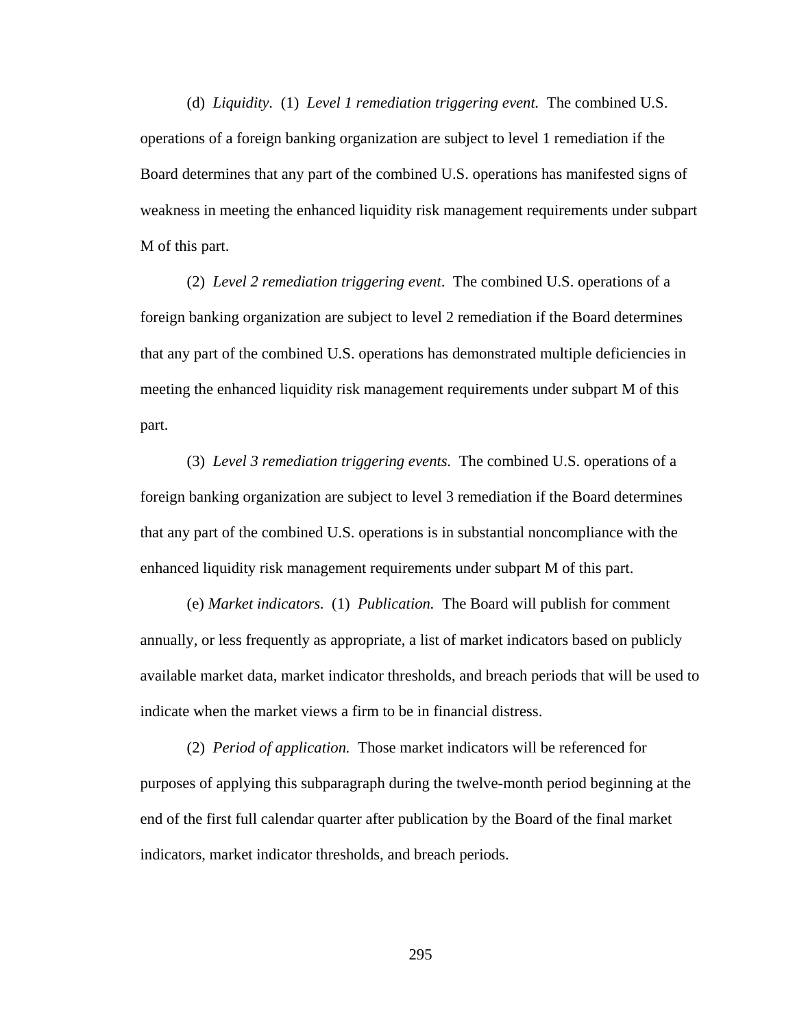(d) *Liquidity*. (1) *Level 1 remediation triggering event.* The combined U.S. operations of a foreign banking organization are subject to level 1 remediation if the Board determines that any part of the combined U.S. operations has manifested signs of weakness in meeting the enhanced liquidity risk management requirements under subpart M of this part.

(2) *Level 2 remediation triggering event*. The combined U.S. operations of a foreign banking organization are subject to level 2 remediation if the Board determines that any part of the combined U.S. operations has demonstrated multiple deficiencies in meeting the enhanced liquidity risk management requirements under subpart M of this part.

(3) *Level 3 remediation triggering events.* The combined U.S. operations of a foreign banking organization are subject to level 3 remediation if the Board determines that any part of the combined U.S. operations is in substantial noncompliance with the enhanced liquidity risk management requirements under subpart M of this part.

(e) *Market indicators.* (1) *Publication.* The Board will publish for comment annually, or less frequently as appropriate, a list of market indicators based on publicly available market data, market indicator thresholds, and breach periods that will be used to indicate when the market views a firm to be in financial distress.

(2) *Period of application.* Those market indicators will be referenced for purposes of applying this subparagraph during the twelve-month period beginning at the end of the first full calendar quarter after publication by the Board of the final market indicators, market indicator thresholds, and breach periods.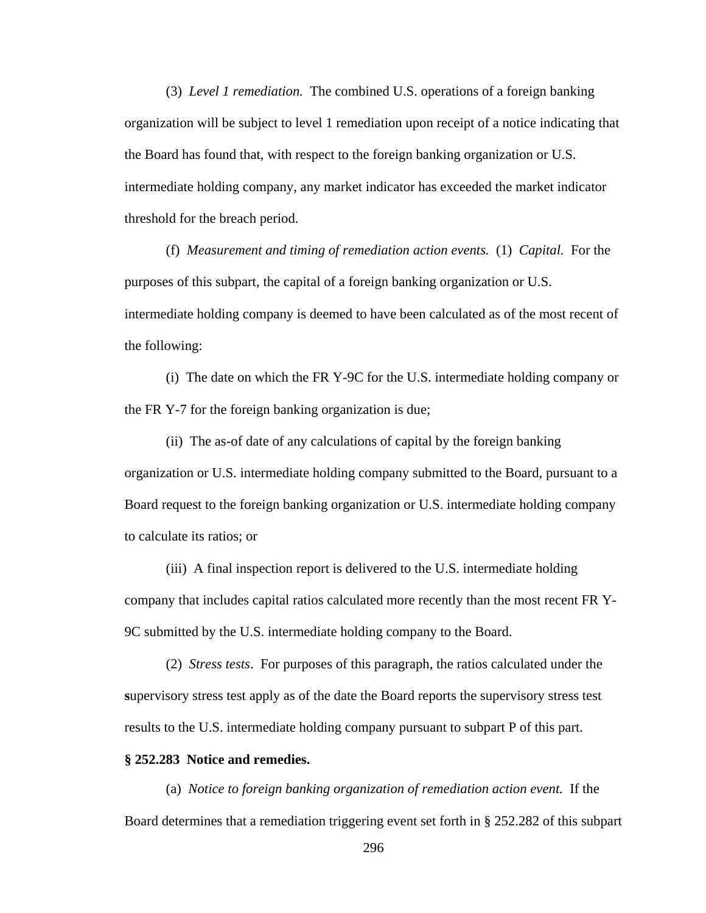(3) *Level 1 remediation.* The combined U.S. operations of a foreign banking organization will be subject to level 1 remediation upon receipt of a notice indicating that the Board has found that, with respect to the foreign banking organization or U.S. intermediate holding company, any market indicator has exceeded the market indicator threshold for the breach period.

(f) *Measurement and timing of remediation action events.* (1) *Capital.* For the purposes of this subpart, the capital of a foreign banking organization or U.S. intermediate holding company is deemed to have been calculated as of the most recent of the following:

(i) The date on which the FR Y-9C for the U.S. intermediate holding company or the FR Y-7 for the foreign banking organization is due;

(ii) The as-of date of any calculations of capital by the foreign banking organization or U.S. intermediate holding company submitted to the Board, pursuant to a Board request to the foreign banking organization or U.S. intermediate holding company to calculate its ratios; or

(iii) A final inspection report is delivered to the U.S. intermediate holding company that includes capital ratios calculated more recently than the most recent FR Y-9C submitted by the U.S. intermediate holding company to the Board.

(2) *Stress tests*. For purposes of this paragraph, the ratios calculated under the supervisory stress test apply as of the date the Board reports the supervisory stress test results to the U.S. intermediate holding company pursuant to subpart P of this part.

**§ 252.283 Notice and remedies.**

(a) *Notice to foreign banking organization of remediation action event.* If the Board determines that a remediation triggering event set forth in § 252.282 of this subpart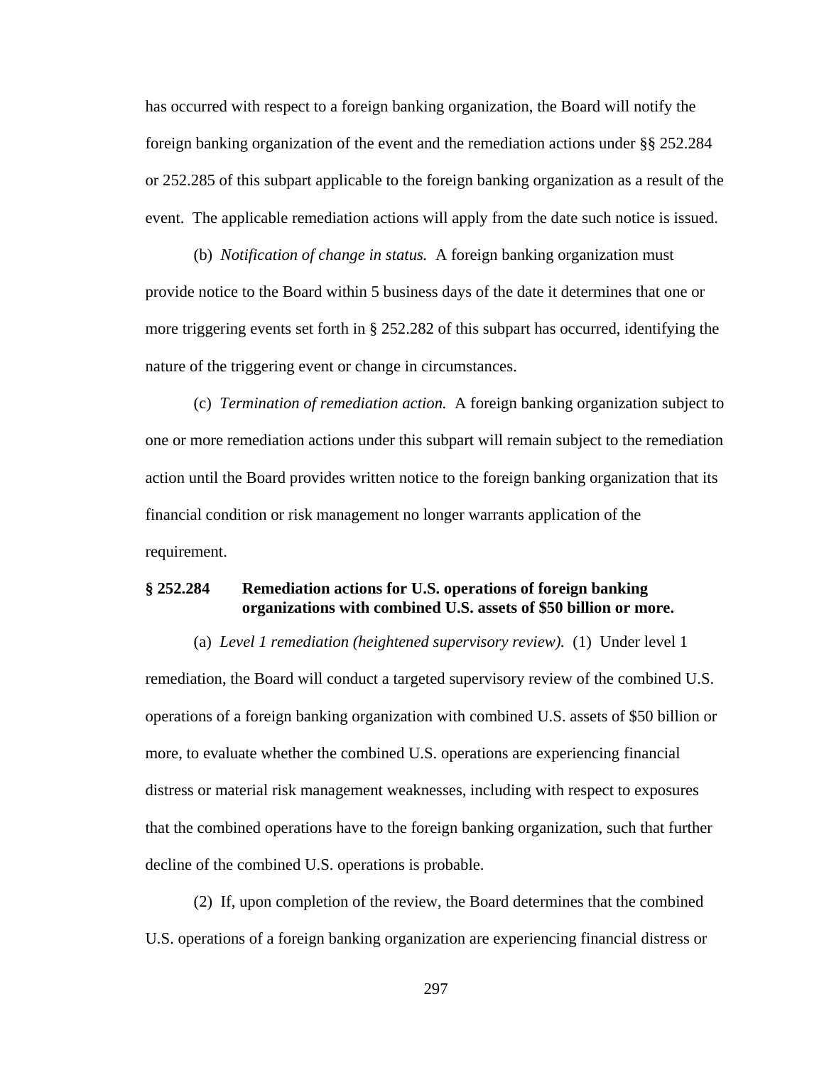has occurred with respect to a foreign banking organization, the Board will notify the foreign banking organization of the event and the remediation actions under §§ 252.284 or 252.285 of this subpart applicable to the foreign banking organization as a result of the event. The applicable remediation actions will apply from the date such notice is issued.

(b) *Notification of change in status.* A foreign banking organization must provide notice to the Board within 5 business days of the date it determines that one or more triggering events set forth in § 252.282 of this subpart has occurred, identifying the nature of the triggering event or change in circumstances.

(c) *Termination of remediation action.* A foreign banking organization subject to one or more remediation actions under this subpart will remain subject to the remediation action until the Board provides written notice to the foreign banking organization that its financial condition or risk management no longer warrants application of the requirement.

**§ 252.284 Remediation actions for U.S. operations of foreign banking organizations with combined U.S. assets of $50 billion or more.**

(a) *Level 1 remediation (heightened supervisory review).* (1) Under level 1 remediation, the Board will conduct a targeted supervisory review of the combined U.S. operations of a foreign banking organization with combined U.S. assets of $50 billion or more, to evaluate whether the combined U.S. operations are experiencing financial distress or material risk management weaknesses, including with respect to exposures that the combined operations have to the foreign banking organization, such that further decline of the combined U.S. operations is probable.

(2) If, upon completion of the review, the Board determines that the combined U.S. operations of a foreign banking organization are experiencing financial distress or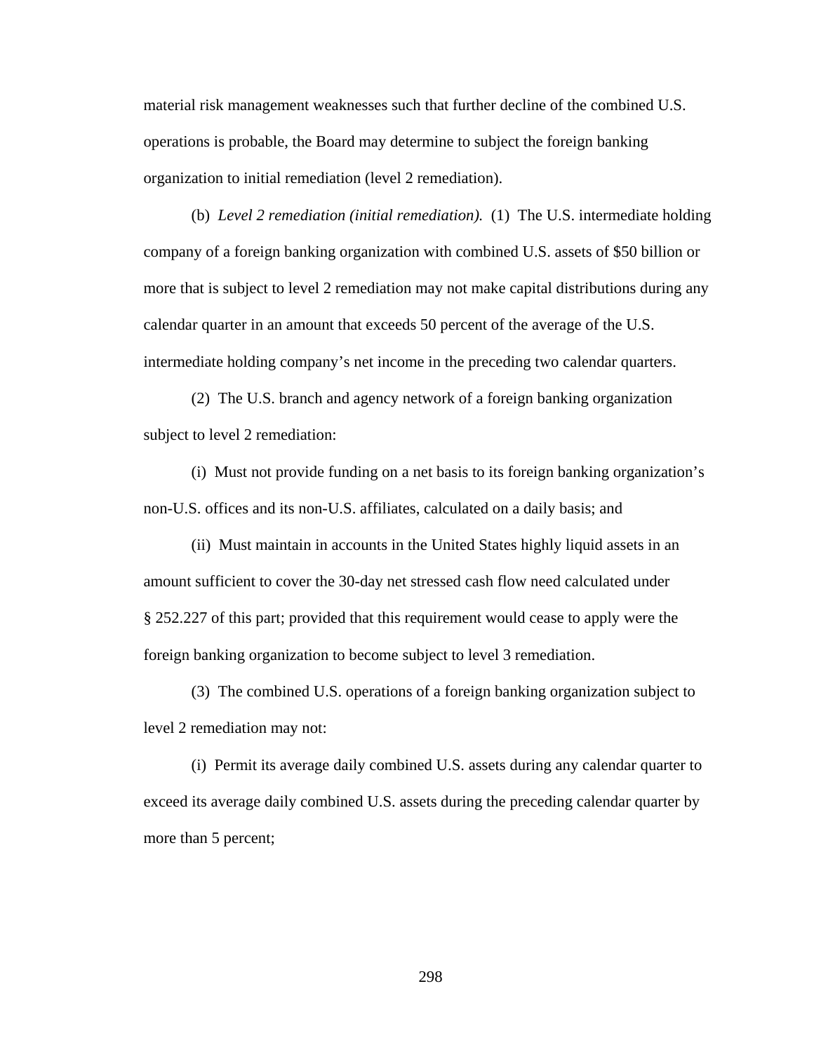material risk management weaknesses such that further decline of the combined U.S. operations is probable, the Board may determine to subject the foreign banking organization to initial remediation (level 2 remediation).

(b) *Level 2 remediation (initial remediation).* (1) The U.S. intermediate holding company of a foreign banking organization with combined U.S. assets of $50 billion or more that is subject to level 2 remediation may not make capital distributions during any calendar quarter in an amount that exceeds 50 percent of the average of the U.S. intermediate holding company's net income in the preceding two calendar quarters.

(2) The U.S. branch and agency network of a foreign banking organization subject to level 2 remediation:

(i) Must not provide funding on a net basis to its foreign banking organization's non-U.S. offices and its non-U.S. affiliates, calculated on a daily basis; and

(ii) Must maintain in accounts in the United States highly liquid assets in an amount sufficient to cover the 30-day net stressed cash flow need calculated under § 252.227 of this part; provided that this requirement would cease to apply were the foreign banking organization to become subject to level 3 remediation.

(3) The combined U.S. operations of a foreign banking organization subject to level 2 remediation may not:

(i) Permit its average daily combined U.S. assets during any calendar quarter to exceed its average daily combined U.S. assets during the preceding calendar quarter by more than 5 percent;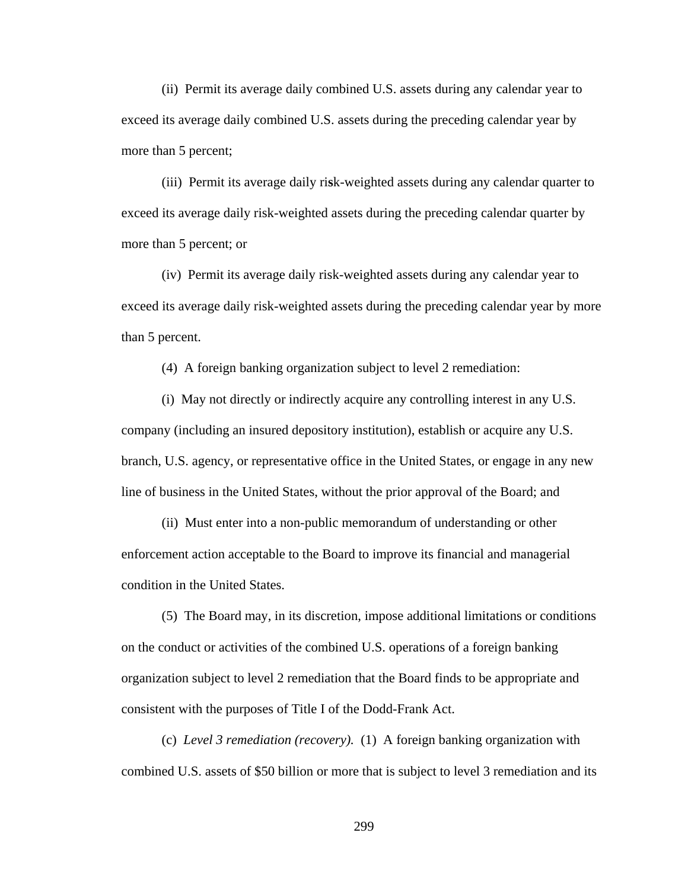(ii) Permit its average daily combined U.S. assets during any calendar year to exceed its average daily combined U.S. assets during the preceding calendar year by more than 5 percent;

(iii) Permit its average daily risk-weighted assets during any calendar quarter to exceed its average daily risk-weighted assets during the preceding calendar quarter by more than 5 percent; or

(iv) Permit its average daily risk-weighted assets during any calendar year to exceed its average daily risk-weighted assets during the preceding calendar year by more than 5 percent.

(4) A foreign banking organization subject to level 2 remediation:

(i) May not directly or indirectly acquire any controlling interest in any U.S. company (including an insured depository institution), establish or acquire any U.S. branch, U.S. agency, or representative office in the United States, or engage in any new line of business in the United States, without the prior approval of the Board; and

(ii) Must enter into a non-public memorandum of understanding or other enforcement action acceptable to the Board to improve its financial and managerial condition in the United States.

(5) The Board may, in its discretion, impose additional limitations or conditions on the conduct or activities of the combined U.S. operations of a foreign banking organization subject to level 2 remediation that the Board finds to be appropriate and consistent with the purposes of Title I of the Dodd-Frank Act.

(c) *Level 3 remediation (recovery).* (1) A foreign banking organization with combined U.S. assets of $50 billion or more that is subject to level 3 remediation and its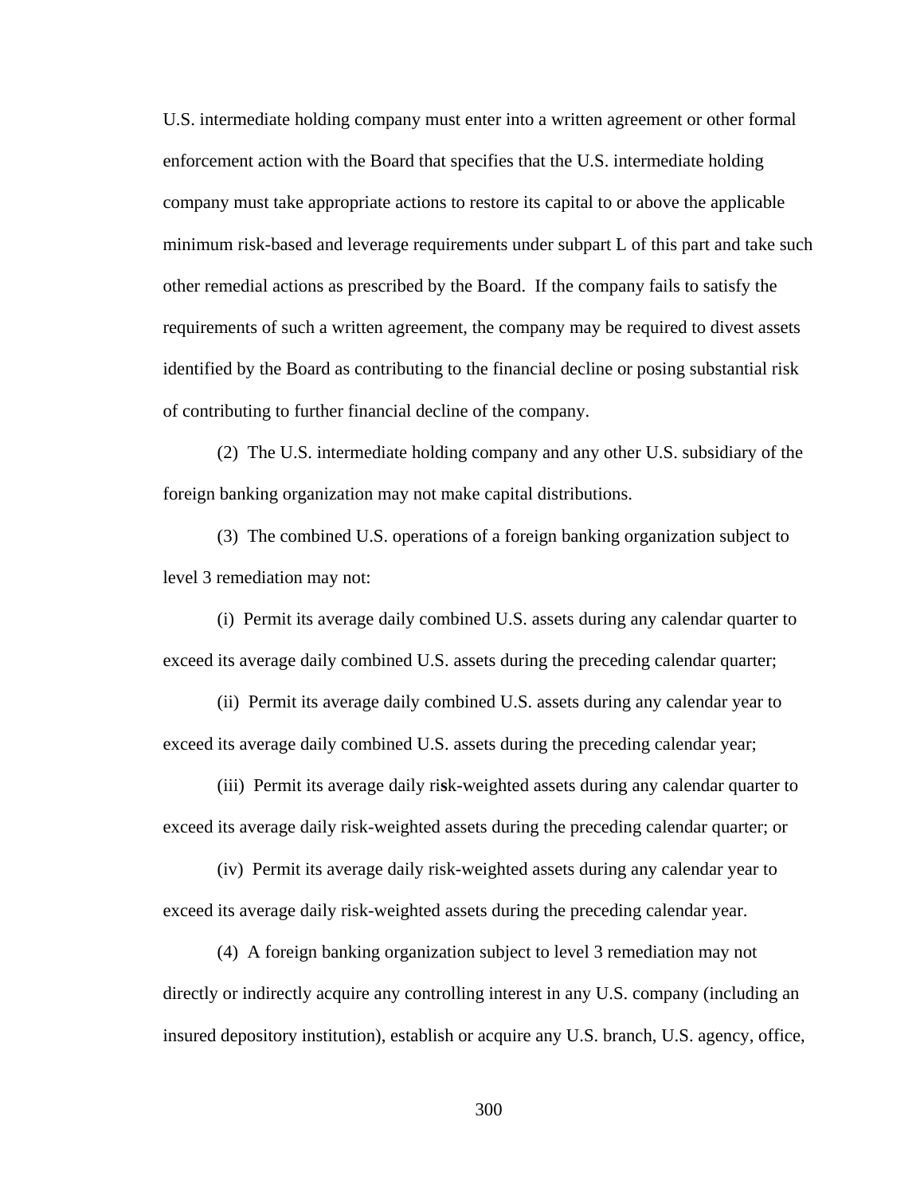U.S. intermediate holding company must enter into a written agreement or other formal enforcement action with the Board that specifies that the U.S. intermediate holding company must take appropriate actions to restore its capital to or above the applicable minimum risk-based and leverage requirements under subpart L of this part and take such other remedial actions as prescribed by the Board. If the company fails to satisfy the requirements of such a written agreement, the company may be required to divest assets identified by the Board as contributing to the financial decline or posing substantial risk of contributing to further financial decline of the company.

(2) The U.S. intermediate holding company and any other U.S. subsidiary of the foreign banking organization may not make capital distributions.

(3) The combined U.S. operations of a foreign banking organization subject to level 3 remediation may not:

(i) Permit its average daily combined U.S. assets during any calendar quarter to exceed its average daily combined U.S. assets during the preceding calendar quarter;

(ii) Permit its average daily combined U.S. assets during any calendar year to exceed its average daily combined U.S. assets during the preceding calendar year;

(iii) Permit its average daily risk-weighted assets during any calendar quarter to exceed its average daily risk-weighted assets during the preceding calendar quarter; or

(iv) Permit its average daily risk-weighted assets during any calendar year to exceed its average daily risk-weighted assets during the preceding calendar year.

(4) A foreign banking organization subject to level 3 remediation may not directly or indirectly acquire any controlling interest in any U.S. company (including an insured depository institution), establish or acquire any U.S. branch, U.S. agency, office,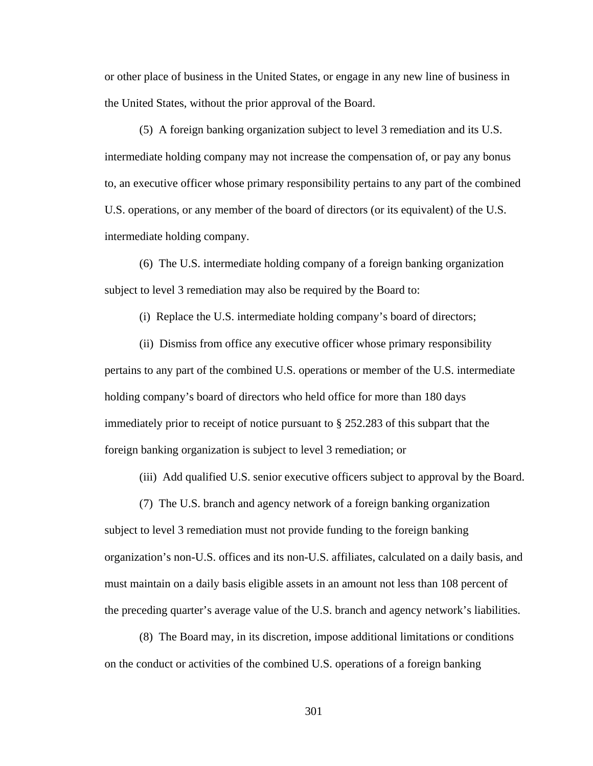or other place of business in the United States, or engage in any new line of business in the United States, without the prior approval of the Board.

(5) A foreign banking organization subject to level 3 remediation and its U.S. intermediate holding company may not increase the compensation of, or pay any bonus to, an executive officer whose primary responsibility pertains to any part of the combined U.S. operations, or any member of the board of directors (or its equivalent) of the U.S. intermediate holding company.

(6) The U.S. intermediate holding company of a foreign banking organization subject to level 3 remediation may also be required by the Board to:

(i) Replace the U.S. intermediate holding company's board of directors;

(ii) Dismiss from office any executive officer whose primary responsibility pertains to any part of the combined U.S. operations or member of the U.S. intermediate holding company's board of directors who held office for more than 180 days immediately prior to receipt of notice pursuant to § 252.283 of this subpart that the foreign banking organization is subject to level 3 remediation; or

(iii) Add qualified U.S. senior executive officers subject to approval by the Board.

(7) The U.S. branch and agency network of a foreign banking organization subject to level 3 remediation must not provide funding to the foreign banking organization's non-U.S. offices and its non-U.S. affiliates, calculated on a daily basis, and must maintain on a daily basis eligible assets in an amount not less than 108 percent of the preceding quarter's average value of the U.S. branch and agency network's liabilities.

(8) The Board may, in its discretion, impose additional limitations or conditions on the conduct or activities of the combined U.S. operations of a foreign banking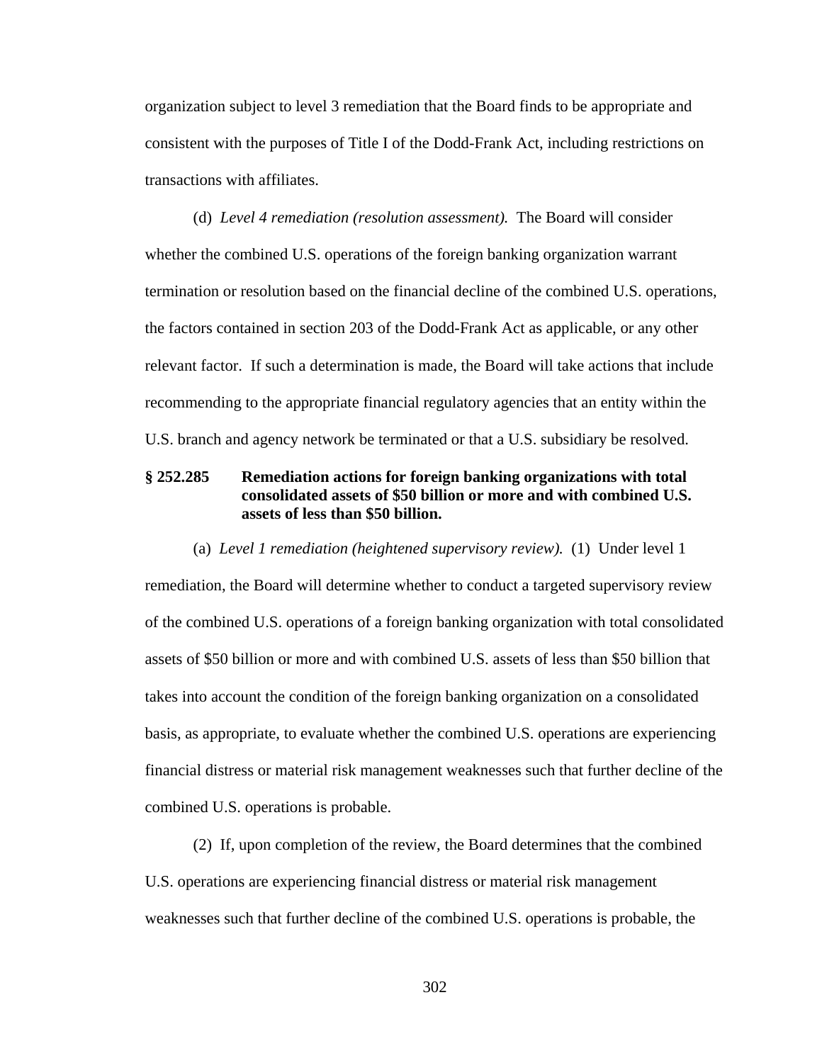organization subject to level 3 remediation that the Board finds to be appropriate and consistent with the purposes of Title I of the Dodd-Frank Act, including restrictions on transactions with affiliates.

(d) *Level 4 remediation (resolution assessment).* The Board will consider whether the combined U.S. operations of the foreign banking organization warrant termination or resolution based on the financial decline of the combined U.S. operations, the factors contained in section 203 of the Dodd-Frank Act as applicable, or any other relevant factor. If such a determination is made, the Board will take actions that include recommending to the appropriate financial regulatory agencies that an entity within the U.S. branch and agency network be terminated or that a U.S. subsidiary be resolved.

**§ 252.285 Remediation actions for foreign banking organizations with total consolidated assets of $50 billion or more and with combined U.S. assets of less than $50 billion.**

(a) *Level 1 remediation (heightened supervisory review).* (1) Under level 1 remediation, the Board will determine whether to conduct a targeted supervisory review of the combined U.S. operations of a foreign banking organization with total consolidated assets of $50 billion or more and with combined U.S. assets of less than $50 billion that takes into account the condition of the foreign banking organization on a consolidated basis, as appropriate, to evaluate whether the combined U.S. operations are experiencing financial distress or material risk management weaknesses such that further decline of the combined U.S. operations is probable.

(2) If, upon completion of the review, the Board determines that the combined U.S. operations are experiencing financial distress or material risk management weaknesses such that further decline of the combined U.S. operations is probable, the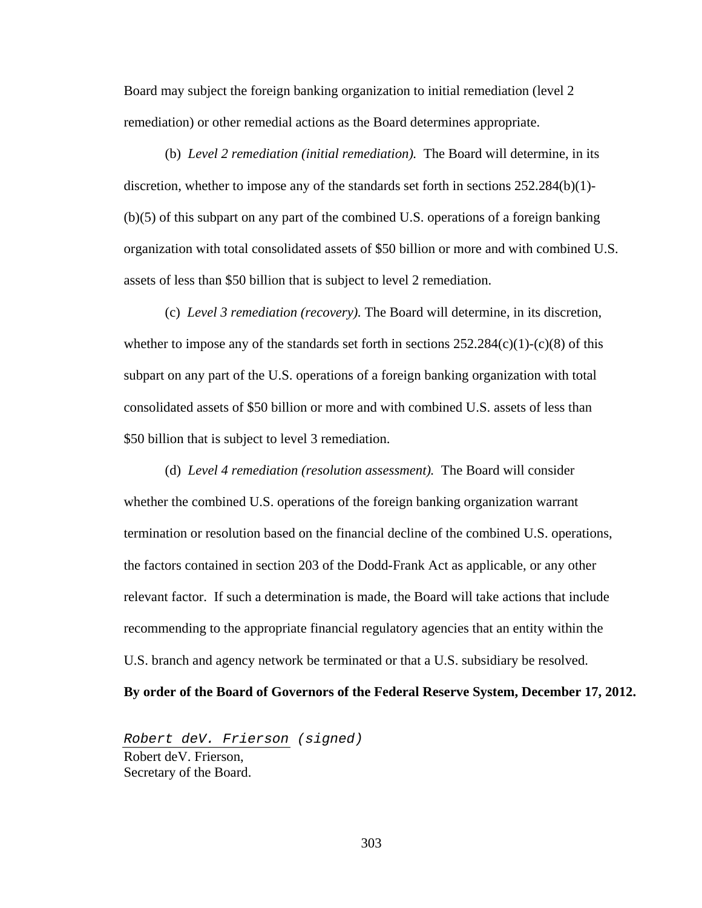Board may subject the foreign banking organization to initial remediation (level 2 remediation) or other remedial actions as the Board determines appropriate.

(b) *Level 2 remediation (initial remediation).* The Board will determine, in its discretion, whether to impose any of the standards set forth in sections 252.284(b)(1)-(b)(5) of this subpart on any part of the combined U.S. operations of a foreign banking organization with total consolidated assets of $50 billion or more and with combined U.S. assets of less than $50 billion that is subject to level 2 remediation.

(c) *Level 3 remediation (recovery).* The Board will determine, in its discretion, whether to impose any of the standards set forth in sections 252.284(c)(1)-(c)(8) of this subpart on any part of the U.S. operations of a foreign banking organization with total consolidated assets of $50 billion or more and with combined U.S. assets of less than $50 billion that is subject to level 3 remediation.

(d) *Level 4 remediation (resolution assessment).* The Board will consider whether the combined U.S. operations of the foreign banking organization warrant termination or resolution based on the financial decline of the combined U.S. operations, the factors contained in section 203 of the Dodd-Frank Act as applicable, or any other relevant factor. If such a determination is made, the Board will take actions that include recommending to the appropriate financial regulatory agencies that an entity within the U.S. branch and agency network be terminated or that a U.S. subsidiary be resolved.

**By order of the Board of Governors of the Federal Reserve System, December 17, 2012.**

*Robert deV. Frierson (signed)*
Robert deV. Frierson,
Secretary of the Board.